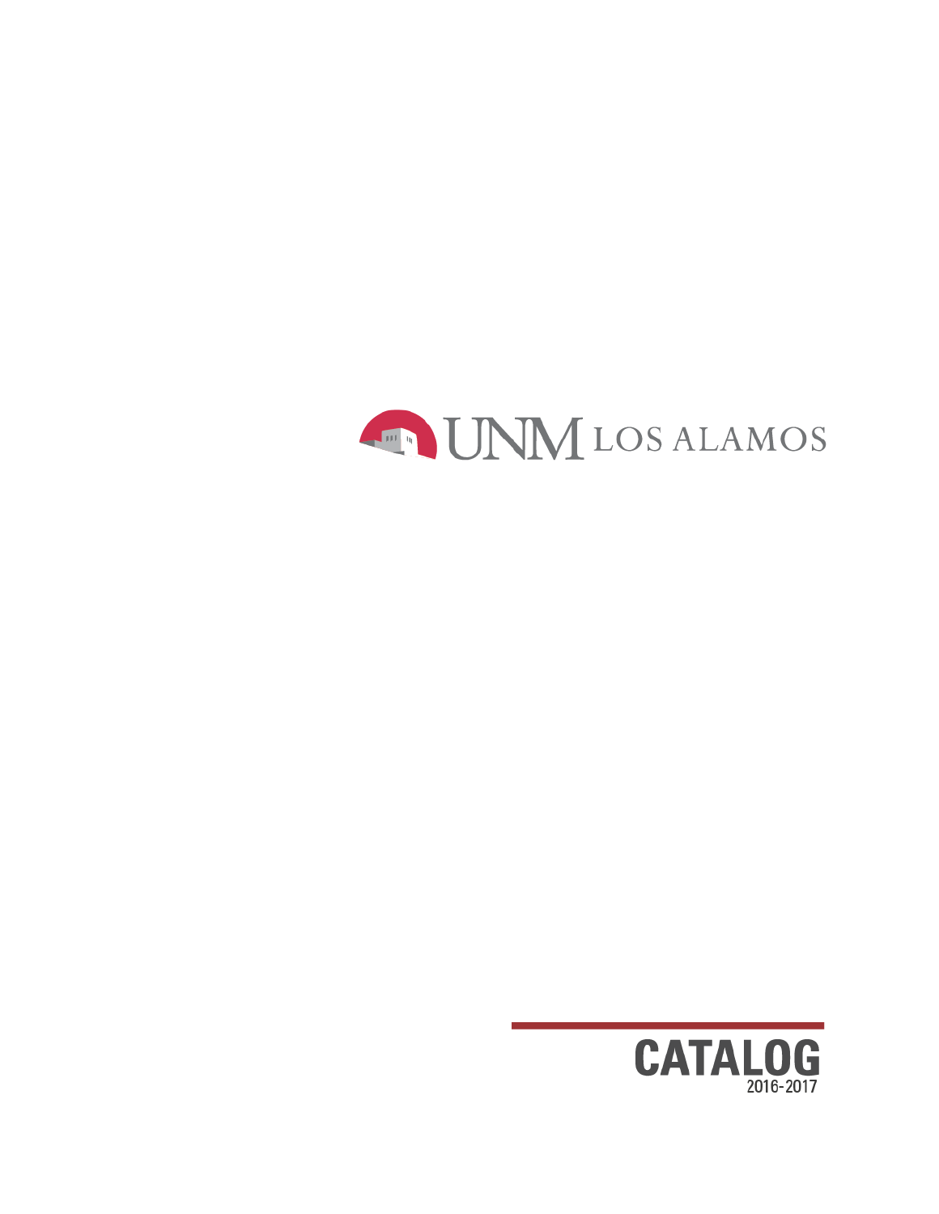UNM LOS ALAMOS

# CATALOG

2016-2017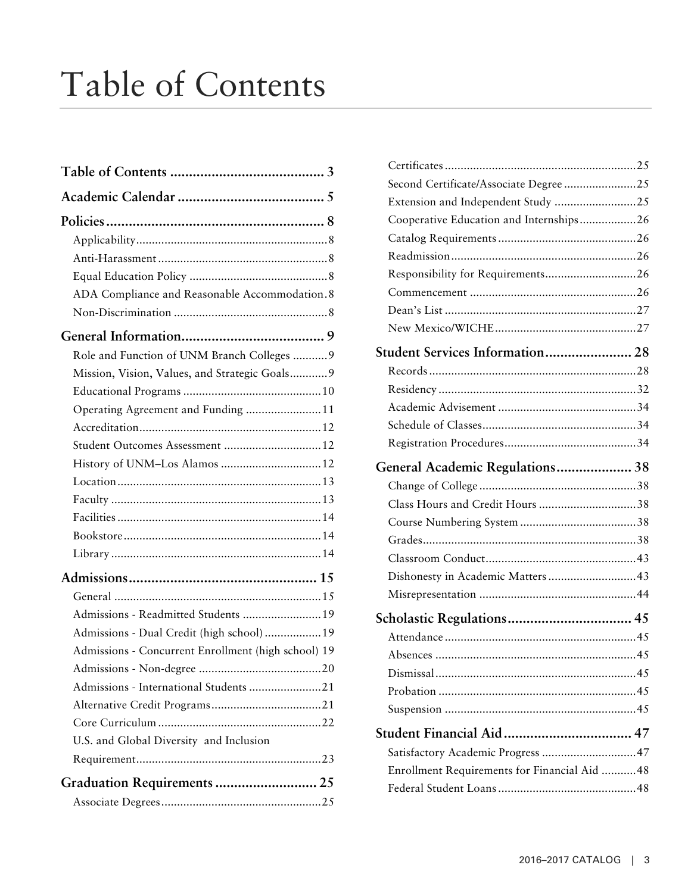# Table of Contents

**Table of Contents** ......................................... 3

**Academic Calendar** ....................................... 5

**Policies** .......................................................... 8

- Applicability ............................................................ 8
- Anti-Harassment ...................................................... 8
- Equal Education Policy ............................................ 8
- ADA Compliance and Reasonable Accommodation . 8
- Non-Discrimination ................................................. 8

**General Information** ...................................... 9

- Role and Function of UNM Branch Colleges ........... 9
- Mission, Vision, Values, and Strategic Goals ............ 9
- Educational Programs ............................................ 10
- Operating Agreement and Funding ........................ 11
- Accreditation .......................................................... 12
- Student Outcomes Assessment ............................... 12
- History of UNM–Los Alamos ................................ 12
- Location ................................................................. 13
- Faculty ................................................................... 13
- Facilities ................................................................. 14
- Bookstore ............................................................... 14
- Library ................................................................... 14

**Admissions** .................................................. 15

- General .................................................................. 15
- Admissions - Readmitted Students ......................... 19
- Admissions - Dual Credit (high school) .................. 19
- Admissions - Concurrent Enrollment (high school) 19
- Admissions - Non-degree ....................................... 20
- Admissions - International Students ....................... 21
- Alternative Credit Programs ................................... 21
- Core Curriculum .................................................... 22
- U.S. and Global Diversity and Inclusion Requirement .......................................................... 23

**Graduation Requirements** ........................... 25

- Associate Degrees .................................................. 25
- Certificates ............................................................ 25
- Second Certificate/Associate Degree ....................... 25
- Extension and Independent Study .......................... 25
- Cooperative Education and Internships .................. 26
- Catalog Requirements ............................................ 26
- Readmission ........................................................... 26
- Responsibility for Requirements ............................. 26
- Commencement ..................................................... 26
- Dean's List ............................................................. 27
- New Mexico/WICHE ............................................. 27

**Student Services Information** ....................... 28

- Records .................................................................. 28
- Residency ............................................................... 32
- Academic Advisement ............................................ 34
- Schedule of Classes ................................................. 34
- Registration Procedures .......................................... 34

**General Academic Regulations** .................... 38

- Change of College .................................................. 38
- Class Hours and Credit Hours ............................... 38
- Course Numbering System ..................................... 38
- Grades .................................................................... 38
- Classroom Conduct ................................................ 43
- Dishonesty in Academic Matters ............................ 43
- Misrepresentation .................................................. 44

**Scholastic Regulations** ................................. 45

- Attendance ............................................................. 45
- Absences ................................................................ 45
- Dismissal ............................................................... 45
- Probation ............................................................... 45
- Suspension ............................................................ 45

**Student Financial Aid** .................................. 47

- Satisfactory Academic Progress .............................. 47
- Enrollment Requirements for Financial Aid ........... 48
- Federal Student Loans ............................................ 48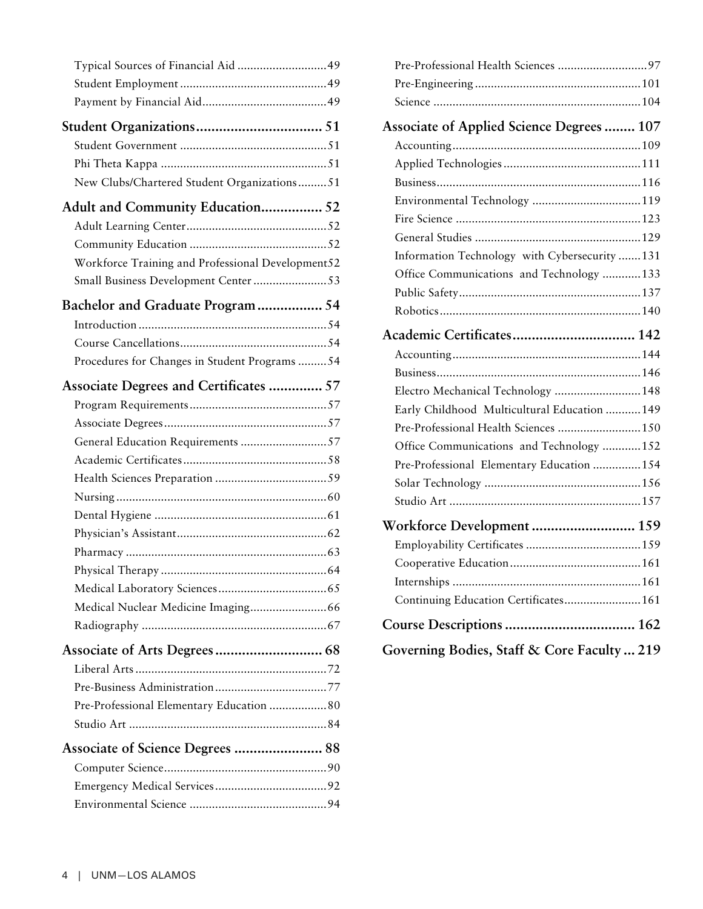Typical Sources of Financial Aid ............................49
Student Employment ..............................................49
Payment by Financial Aid.......................................49

**Student Organizations................................. 51**

Student Government ..............................................51
Phi Theta Kappa ....................................................51
New Clubs/Chartered Student Organizations.........51

**Adult and Community Education................ 52**

Adult Learning Center............................................52
Community Education ...........................................52
Workforce Training and Professional Development52
Small Business Development Center .......................53

**Bachelor and Graduate Program................. 54**

Introduction ...........................................................54
Course Cancellations..............................................54
Procedures for Changes in Student Programs .........54

**Associate Degrees and Certificates .............. 57**

Program Requirements...........................................57
Associate Degrees...................................................57
General Education Requirements ...........................57
Academic Certificates.............................................58
Health Sciences Preparation ...................................59
Nursing..................................................................60
Dental Hygiene ......................................................61
Physician's Assistant...............................................62
Pharmacy ...............................................................63
Physical Therapy ....................................................64
Medical Laboratory Sciences..................................65
Medical Nuclear Medicine Imaging........................66
Radiography ..........................................................67

**Associate of Arts Degrees............................ 68**

Liberal Arts............................................................72
Pre-Business Administration...................................77
Pre-Professional Elementary Education ..................80
Studio Art ..............................................................84

**Associate of Science Degrees ....................... 88**

Computer Science...................................................90
Emergency Medical Services...................................92
Environmental Science ...........................................94
Pre-Professional Health Sciences ............................97
Pre-Engineering ....................................................101
Science .................................................................104

**Associate of Applied Science Degrees ........ 107**

Accounting...........................................................109
Applied Technologies...........................................111
Business................................................................116
Environmental Technology ..................................119
Fire Science ..........................................................123
General Studies ....................................................129
Information Technology with Cybersecurity .......131
Office Communications and Technology ............133
Public Safety.........................................................137
Robotics...............................................................140

**Academic Certificates................................ 142**

Accounting...........................................................144
Business................................................................146
Electro Mechanical Technology ...........................148
Early Childhood Multicultural Education ...........149
Pre-Professional Health Sciences ..........................150
Office Communications and Technology ............152
Pre-Professional Elementary Education ...............154
Solar Technology .................................................156
Studio Art ............................................................157

**Workforce Development ........................... 159**

Employability Certificates ....................................159
Cooperative Education.........................................161
Internships ...........................................................161
Continuing Education Certificates........................161

**Course Descriptions .................................. 162**

**Governing Bodies, Staff & Core Faculty ... 219**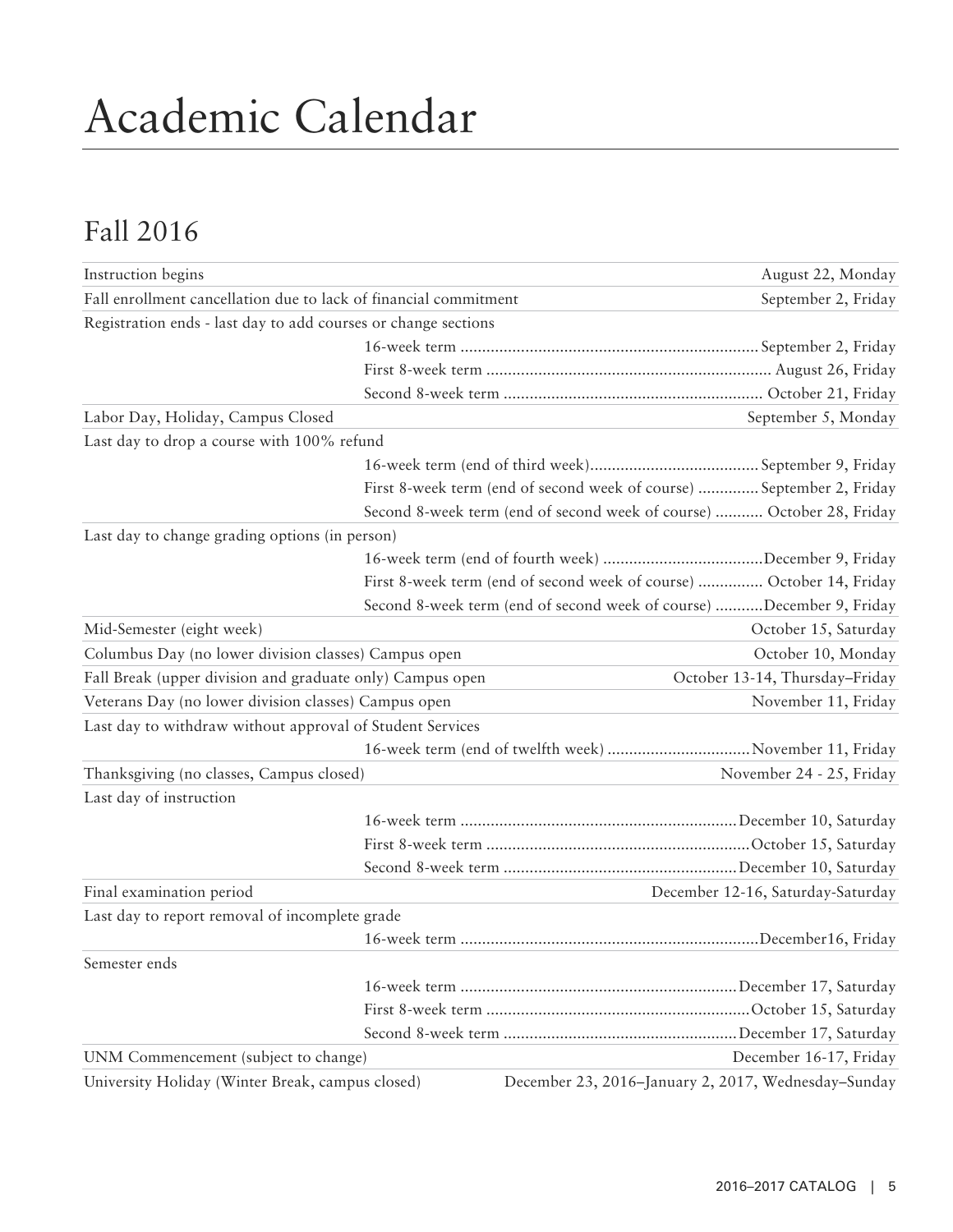# Academic Calendar

## Fall 2016

| Event | Term | Date |
|---|---|---|
| Instruction begins | | August 22, Monday |
| Fall enrollment cancellation due to lack of financial commitment | | September 2, Friday |
| Registration ends - last day to add courses or change sections | | |
| | 16-week term | September 2, Friday |
| | First 8-week term | August 26, Friday |
| | Second 8-week term | October 21, Friday |
| Labor Day, Holiday, Campus Closed | | September 5, Monday |
| Last day to drop a course with 100% refund | | |
| | 16-week term (end of third week) | September 9, Friday |
| | First 8-week term (end of second week of course) | September 2, Friday |
| | Second 8-week term (end of second week of course) | October 28, Friday |
| Last day to change grading options (in person) | | |
| | 16-week term (end of fourth week) | December 9, Friday |
| | First 8-week term (end of second week of course) | October 14, Friday |
| | Second 8-week term (end of second week of course) | December 9, Friday |
| Mid-Semester (eight week) | | October 15, Saturday |
| Columbus Day (no lower division classes) Campus open | | October 10, Monday |
| Fall Break (upper division and graduate only) Campus open | | October 13-14, Thursday–Friday |
| Veterans Day (no lower division classes) Campus open | | November 11, Friday |
| Last day to withdraw without approval of Student Services | | |
| | 16-week term (end of twelfth week) | November 11, Friday |
| Thanksgiving (no classes, Campus closed) | | November 24 - 25, Friday |
| Last day of instruction | | |
| | 16-week term | December 10, Saturday |
| | First 8-week term | October 15, Saturday |
| | Second 8-week term | December 10, Saturday |
| Final examination period | | December 12-16, Saturday-Saturday |
| Last day to report removal of incomplete grade | | |
| | 16-week term | December16, Friday |
| Semester ends | | |
| | 16-week term | December 17, Saturday |
| | First 8-week term | October 15, Saturday |
| | Second 8-week term | December 17, Saturday |
| UNM Commencement (subject to change) | | December 16-17, Friday |
| University Holiday (Winter Break, campus closed) | | December 23, 2016–January 2, 2017, Wednesday–Sunday |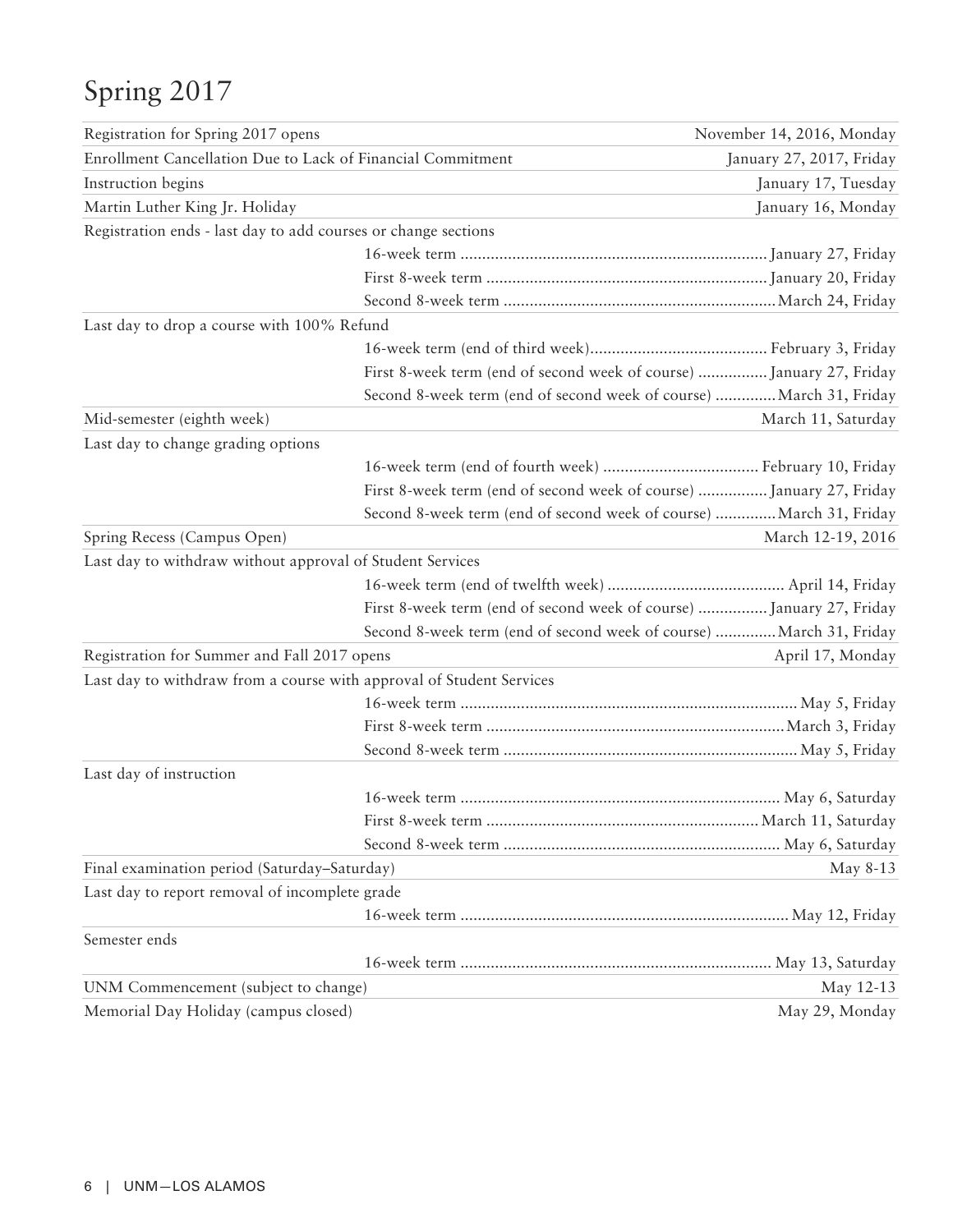# Spring 2017

| | |
|---|---|
| Registration for Spring 2017 opens | November 14, 2016, Monday |
| Enrollment Cancellation Due to Lack of Financial Commitment | January 27, 2017, Friday |
| Instruction begins | January 17, Tuesday |
| Martin Luther King Jr. Holiday | January 16, Monday |
| **Registration ends - last day to add courses or change sections** | |
| 16-week term | January 27, Friday |
| First 8-week term | January 20, Friday |
| Second 8-week term | March 24, Friday |
| **Last day to drop a course with 100% Refund** | |
| 16-week term (end of third week) | February 3, Friday |
| First 8-week term (end of second week of course) | January 27, Friday |
| Second 8-week term (end of second week of course) | March 31, Friday |
| Mid-semester (eighth week) | March 11, Saturday |
| **Last day to change grading options** | |
| 16-week term (end of fourth week) | February 10, Friday |
| First 8-week term (end of second week of course) | January 27, Friday |
| Second 8-week term (end of second week of course) | March 31, Friday |
| Spring Recess (Campus Open) | March 12-19, 2016 |
| **Last day to withdraw without approval of Student Services** | |
| 16-week term (end of twelfth week) | April 14, Friday |
| First 8-week term (end of second week of course) | January 27, Friday |
| Second 8-week term (end of second week of course) | March 31, Friday |
| Registration for Summer and Fall 2017 opens | April 17, Monday |
| **Last day to withdraw from a course with approval of Student Services** | |
| 16-week term | May 5, Friday |
| First 8-week term | March 3, Friday |
| Second 8-week term | May 5, Friday |
| **Last day of instruction** | |
| 16-week term | May 6, Saturday |
| First 8-week term | March 11, Saturday |
| Second 8-week term | May 6, Saturday |
| Final examination period (Saturday–Saturday) | May 8-13 |
| **Last day to report removal of incomplete grade** | |
| 16-week term | May 12, Friday |
| **Semester ends** | |
| 16-week term | May 13, Saturday |
| UNM Commencement (subject to change) | May 12-13 |
| Memorial Day Holiday (campus closed) | May 29, Monday |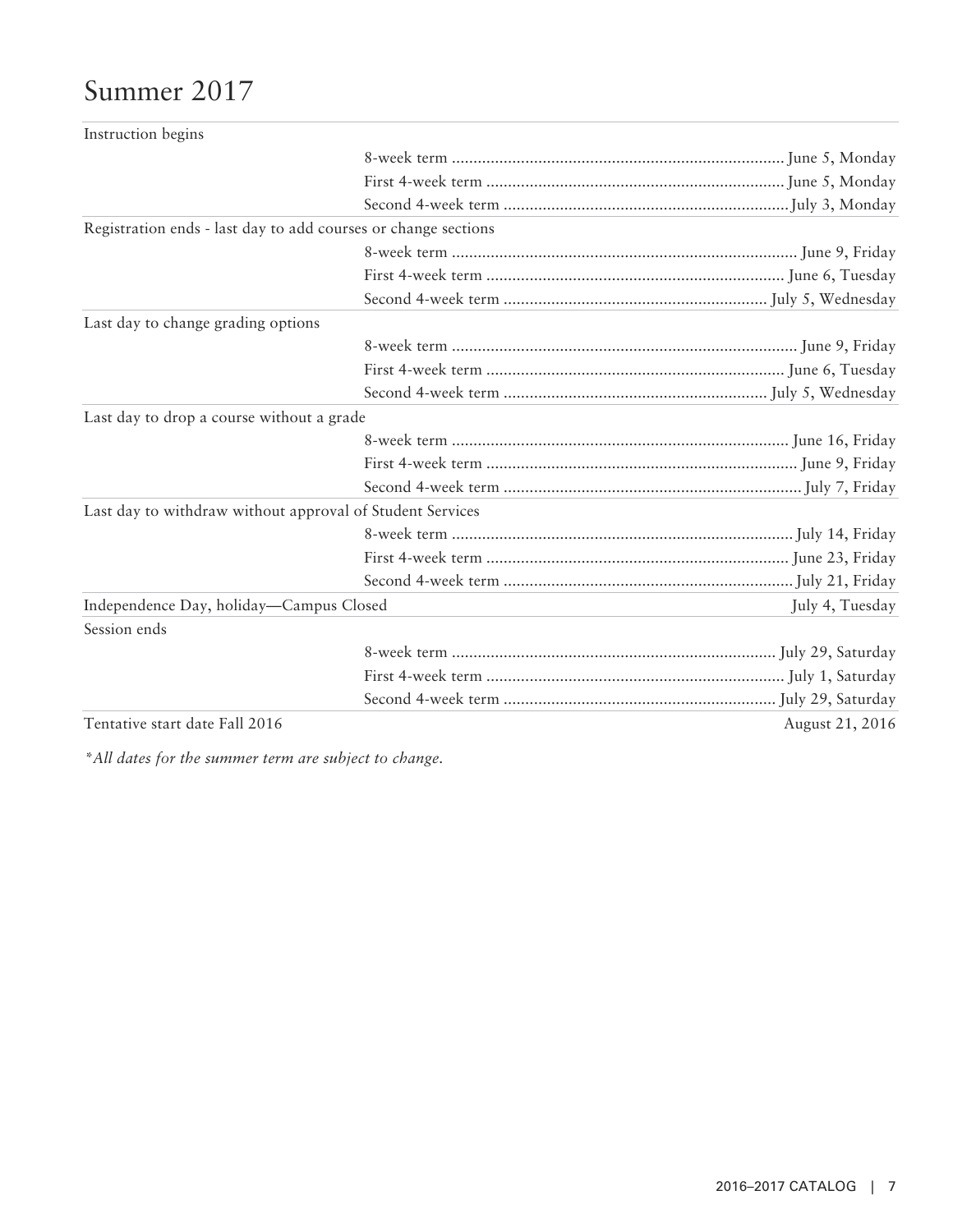# Summer 2017

| | | |
|---|---|---|
| Instruction begins | | |
| | 8-week term | June 5, Monday |
| | First 4-week term | June 5, Monday |
| | Second 4-week term | July 3, Monday |
| Registration ends - last day to add courses or change sections | | |
| | 8-week term | June 9, Friday |
| | First 4-week term | June 6, Tuesday |
| | Second 4-week term | July 5, Wednesday |
| Last day to change grading options | | |
| | 8-week term | June 9, Friday |
| | First 4-week term | June 6, Tuesday |
| | Second 4-week term | July 5, Wednesday |
| Last day to drop a course without a grade | | |
| | 8-week term | June 16, Friday |
| | First 4-week term | June 9, Friday |
| | Second 4-week term | July 7, Friday |
| Last day to withdraw without approval of Student Services | | |
| | 8-week term | July 14, Friday |
| | First 4-week term | June 23, Friday |
| | Second 4-week term | July 21, Friday |
| Independence Day, holiday—Campus Closed | | July 4, Tuesday |
| Session ends | | |
| | 8-week term | July 29, Saturday |
| | First 4-week term | July 1, Saturday |
| | Second 4-week term | July 29, Saturday |
| Tentative start date Fall 2016 | | August 21, 2016 |

*\*All dates for the summer term are subject to change.*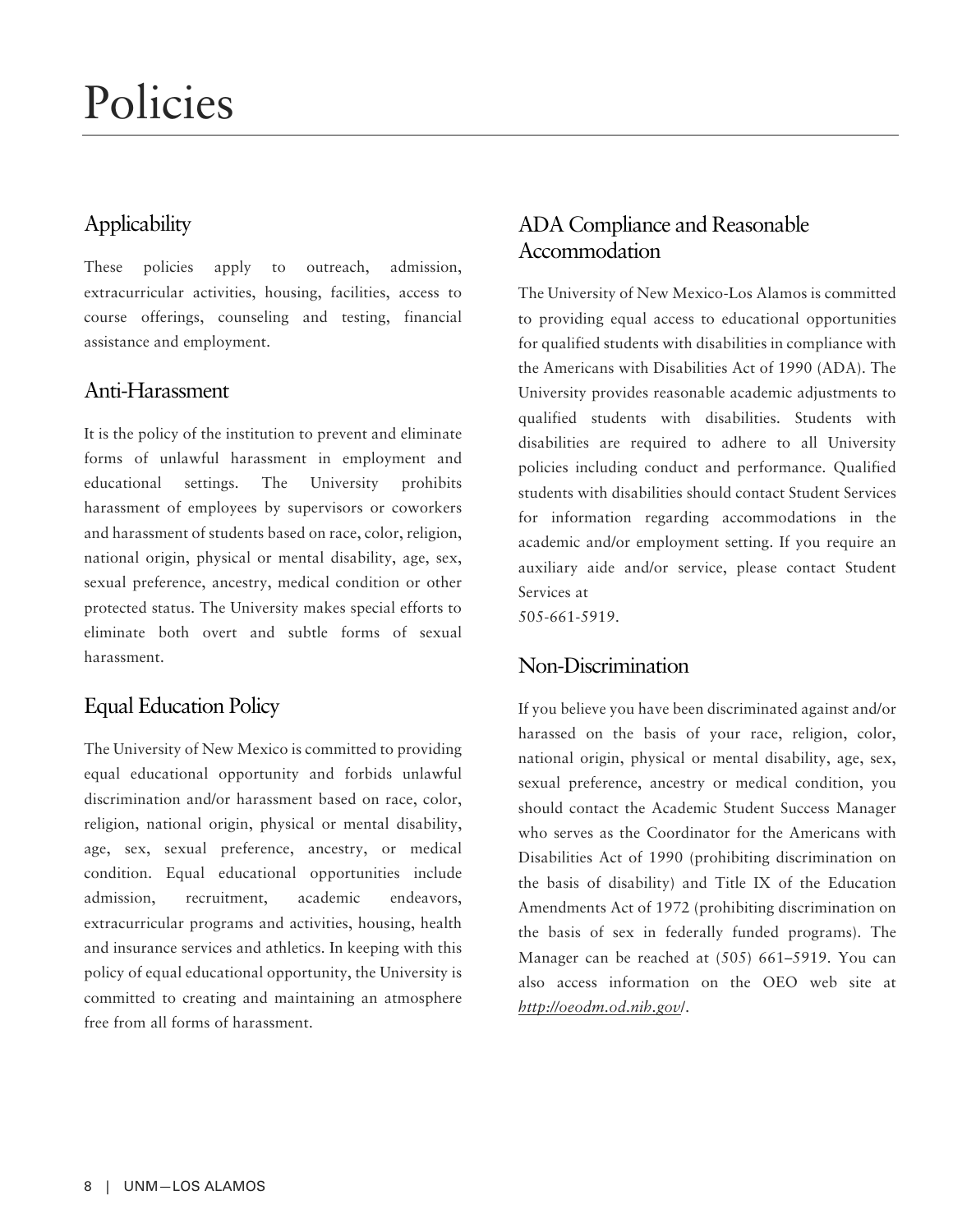# Policies

## Applicability

These policies apply to outreach, admission, extracurricular activities, housing, facilities, access to course offerings, counseling and testing, financial assistance and employment.

## Anti-Harassment

It is the policy of the institution to prevent and eliminate forms of unlawful harassment in employment and educational settings. The University prohibits harassment of employees by supervisors or coworkers and harassment of students based on race, color, religion, national origin, physical or mental disability, age, sex, sexual preference, ancestry, medical condition or other protected status. The University makes special efforts to eliminate both overt and subtle forms of sexual harassment.

## Equal Education Policy

The University of New Mexico is committed to providing equal educational opportunity and forbids unlawful discrimination and/or harassment based on race, color, religion, national origin, physical or mental disability, age, sex, sexual preference, ancestry, or medical condition. Equal educational opportunities include admission, recruitment, academic endeavors, extracurricular programs and activities, housing, health and insurance services and athletics. In keeping with this policy of equal educational opportunity, the University is committed to creating and maintaining an atmosphere free from all forms of harassment.

## ADA Compliance and Reasonable Accommodation

The University of New Mexico-Los Alamos is committed to providing equal access to educational opportunities for qualified students with disabilities in compliance with the Americans with Disabilities Act of 1990 (ADA). The University provides reasonable academic adjustments to qualified students with disabilities. Students with disabilities are required to adhere to all University policies including conduct and performance. Qualified students with disabilities should contact Student Services for information regarding accommodations in the academic and/or employment setting. If you require an auxiliary aide and/or service, please contact Student Services at 505-661-5919.

## Non-Discrimination

If you believe you have been discriminated against and/or harassed on the basis of your race, religion, color, national origin, physical or mental disability, age, sex, sexual preference, ancestry or medical condition, you should contact the Academic Student Success Manager who serves as the Coordinator for the Americans with Disabilities Act of 1990 (prohibiting discrimination on the basis of disability) and Title IX of the Education Amendments Act of 1972 (prohibiting discrimination on the basis of sex in federally funded programs). The Manager can be reached at (505) 661–5919. You can also access information on the OEO web site at *http://oeodm.od.nih.gov/*.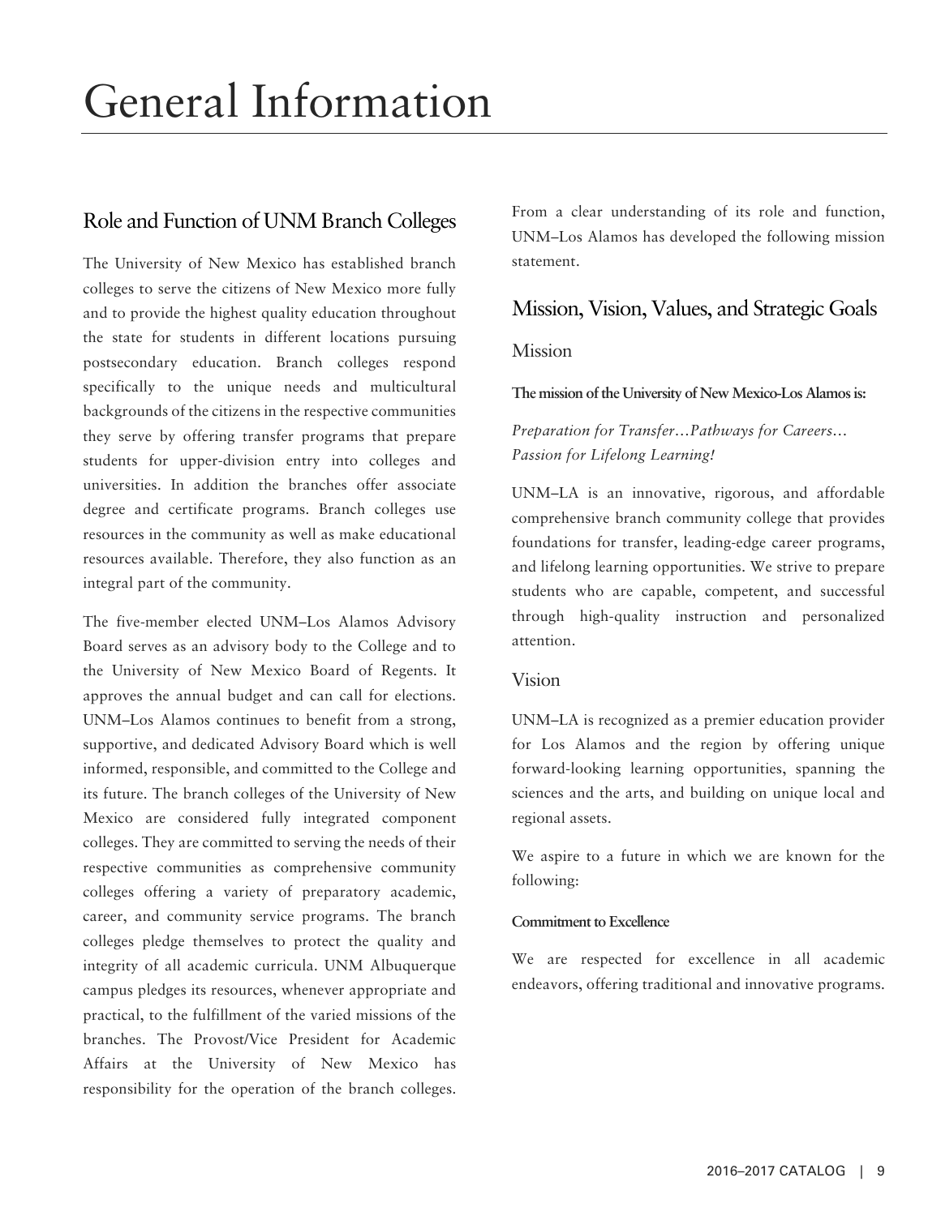# General Information

## Role and Function of UNM Branch Colleges

The University of New Mexico has established branch colleges to serve the citizens of New Mexico more fully and to provide the highest quality education throughout the state for students in different locations pursuing postsecondary education. Branch colleges respond specifically to the unique needs and multicultural backgrounds of the citizens in the respective communities they serve by offering transfer programs that prepare students for upper-division entry into colleges and universities. In addition the branches offer associate degree and certificate programs. Branch colleges use resources in the community as well as make educational resources available. Therefore, they also function as an integral part of the community.

The five-member elected UNM–Los Alamos Advisory Board serves as an advisory body to the College and to the University of New Mexico Board of Regents. It approves the annual budget and can call for elections. UNM–Los Alamos continues to benefit from a strong, supportive, and dedicated Advisory Board which is well informed, responsible, and committed to the College and its future. The branch colleges of the University of New Mexico are considered fully integrated component colleges. They are committed to serving the needs of their respective communities as comprehensive community colleges offering a variety of preparatory academic, career, and community service programs. The branch colleges pledge themselves to protect the quality and integrity of all academic curricula. UNM Albuquerque campus pledges its resources, whenever appropriate and practical, to the fulfillment of the varied missions of the branches. The Provost/Vice President for Academic Affairs at the University of New Mexico has responsibility for the operation of the branch colleges. From a clear understanding of its role and function, UNM–Los Alamos has developed the following mission statement.

## Mission, Vision, Values, and Strategic Goals

### Mission

**The mission of the University of New Mexico-Los Alamos is:**

*Preparation for Transfer…Pathways for Careers… Passion for Lifelong Learning!*

UNM–LA is an innovative, rigorous, and affordable comprehensive branch community college that provides foundations for transfer, leading-edge career programs, and lifelong learning opportunities. We strive to prepare students who are capable, competent, and successful through high-quality instruction and personalized attention.

### Vision

UNM–LA is recognized as a premier education provider for Los Alamos and the region by offering unique forward-looking learning opportunities, spanning the sciences and the arts, and building on unique local and regional assets.

We aspire to a future in which we are known for the following:

**Commitment to Excellence**

We are respected for excellence in all academic endeavors, offering traditional and innovative programs.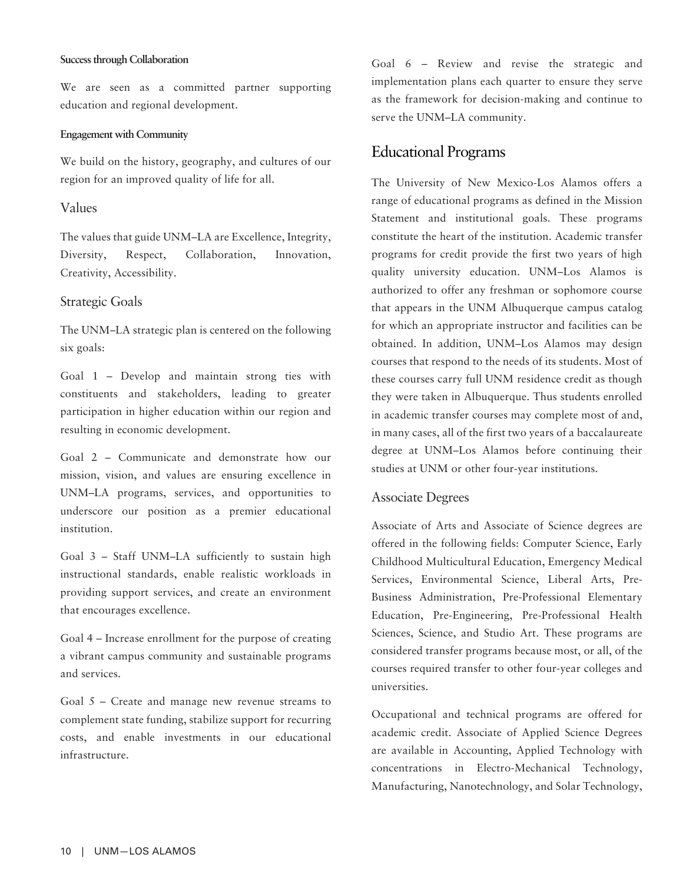#### Success through Collaboration

We are seen as a committed partner supporting education and regional development.

#### Engagement with Community

We build on the history, geography, and cultures of our region for an improved quality of life for all.

### Values

The values that guide UNM–LA are Excellence, Integrity, Diversity, Respect, Collaboration, Innovation, Creativity, Accessibility.

### Strategic Goals

The UNM–LA strategic plan is centered on the following six goals:

Goal 1 – Develop and maintain strong ties with constituents and stakeholders, leading to greater participation in higher education within our region and resulting in economic development.

Goal 2 – Communicate and demonstrate how our mission, vision, and values are ensuring excellence in UNM–LA programs, services, and opportunities to underscore our position as a premier educational institution.

Goal 3 – Staff UNM–LA sufficiently to sustain high instructional standards, enable realistic workloads in providing support services, and create an environment that encourages excellence.

Goal 4 – Increase enrollment for the purpose of creating a vibrant campus community and sustainable programs and services.

Goal 5 – Create and manage new revenue streams to complement state funding, stabilize support for recurring costs, and enable investments in our educational infrastructure.

Goal 6 – Review and revise the strategic and implementation plans each quarter to ensure they serve as the framework for decision-making and continue to serve the UNM–LA community.

## Educational Programs

The University of New Mexico-Los Alamos offers a range of educational programs as defined in the Mission Statement and institutional goals. These programs constitute the heart of the institution. Academic transfer programs for credit provide the first two years of high quality university education. UNM–Los Alamos is authorized to offer any freshman or sophomore course that appears in the UNM Albuquerque campus catalog for which an appropriate instructor and facilities can be obtained. In addition, UNM–Los Alamos may design courses that respond to the needs of its students. Most of these courses carry full UNM residence credit as though they were taken in Albuquerque. Thus students enrolled in academic transfer courses may complete most of and, in many cases, all of the first two years of a baccalaureate degree at UNM–Los Alamos before continuing their studies at UNM or other four-year institutions.

### Associate Degrees

Associate of Arts and Associate of Science degrees are offered in the following fields: Computer Science, Early Childhood Multicultural Education, Emergency Medical Services, Environmental Science, Liberal Arts, Pre-Business Administration, Pre-Professional Elementary Education, Pre-Engineering, Pre-Professional Health Sciences, Science, and Studio Art. These programs are considered transfer programs because most, or all, of the courses required transfer to other four-year colleges and universities.

Occupational and technical programs are offered for academic credit. Associate of Applied Science Degrees are available in Accounting, Applied Technology with concentrations in Electro-Mechanical Technology, Manufacturing, Nanotechnology, and Solar Technology,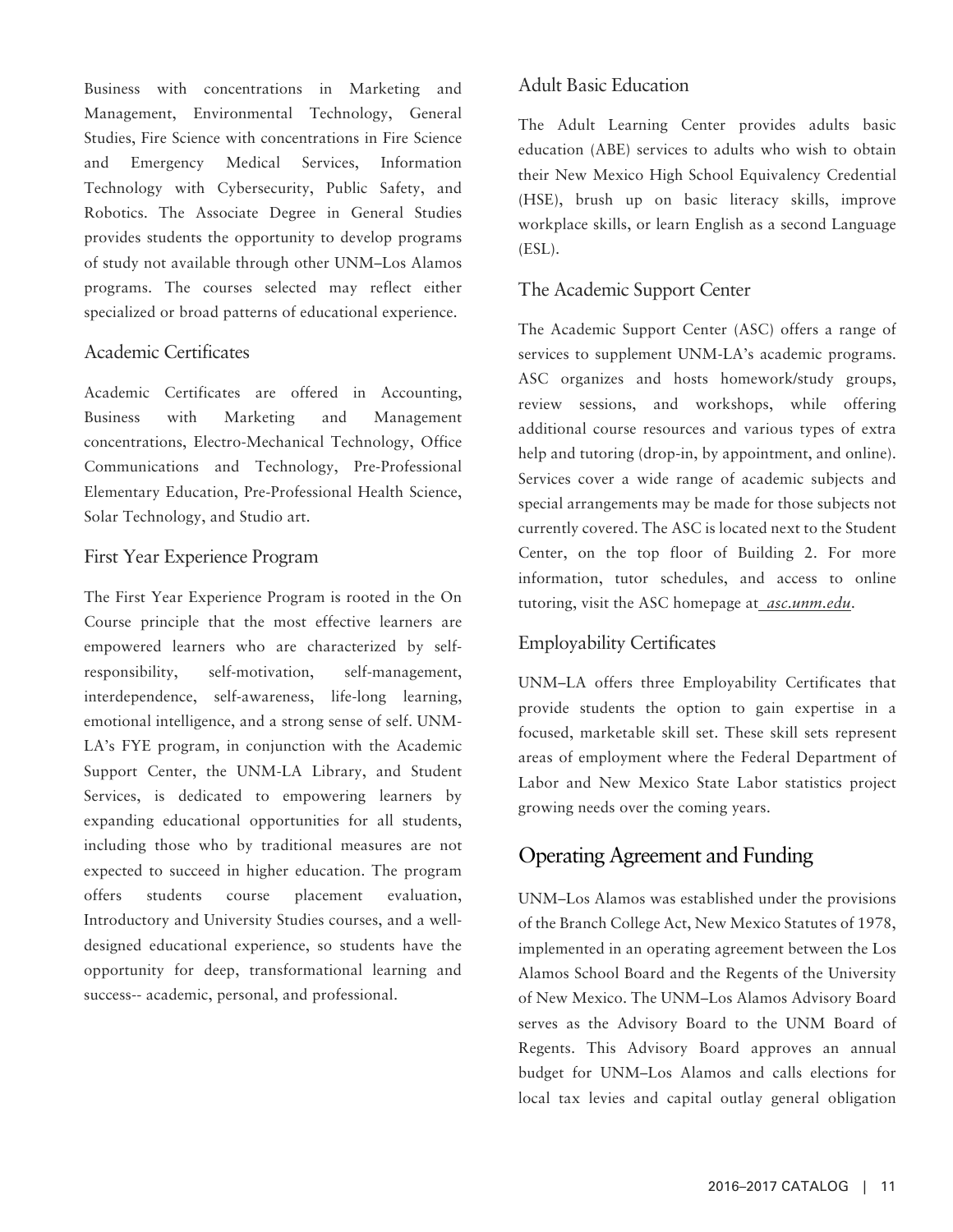Business with concentrations in Marketing and Management, Environmental Technology, General Studies, Fire Science with concentrations in Fire Science and Emergency Medical Services, Information Technology with Cybersecurity, Public Safety, and Robotics. The Associate Degree in General Studies provides students the opportunity to develop programs of study not available through other UNM–Los Alamos programs. The courses selected may reflect either specialized or broad patterns of educational experience.

### Academic Certificates

Academic Certificates are offered in Accounting, Business with Marketing and Management concentrations, Electro-Mechanical Technology, Office Communications and Technology, Pre-Professional Elementary Education, Pre-Professional Health Science, Solar Technology, and Studio art.

### First Year Experience Program

The First Year Experience Program is rooted in the On Course principle that the most effective learners are empowered learners who are characterized by self-responsibility, self-motivation, self-management, interdependence, self-awareness, life-long learning, emotional intelligence, and a strong sense of self. UNM-LA's FYE program, in conjunction with the Academic Support Center, the UNM-LA Library, and Student Services, is dedicated to empowering learners by expanding educational opportunities for all students, including those who by traditional measures are not expected to succeed in higher education. The program offers students course placement evaluation, Introductory and University Studies courses, and a well-designed educational experience, so students have the opportunity for deep, transformational learning and success-- academic, personal, and professional.

### Adult Basic Education

The Adult Learning Center provides adults basic education (ABE) services to adults who wish to obtain their New Mexico High School Equivalency Credential (HSE), brush up on basic literacy skills, improve workplace skills, or learn English as a second Language (ESL).

### The Academic Support Center

The Academic Support Center (ASC) offers a range of services to supplement UNM-LA's academic programs. ASC organizes and hosts homework/study groups, review sessions, and workshops, while offering additional course resources and various types of extra help and tutoring (drop-in, by appointment, and online). Services cover a wide range of academic subjects and special arrangements may be made for those subjects not currently covered. The ASC is located next to the Student Center, on the top floor of Building 2. For more information, tutor schedules, and access to online tutoring, visit the ASC homepage at *asc.unm.edu*.

### Employability Certificates

UNM–LA offers three Employability Certificates that provide students the option to gain expertise in a focused, marketable skill set. These skill sets represent areas of employment where the Federal Department of Labor and New Mexico State Labor statistics project growing needs over the coming years.

## Operating Agreement and Funding

UNM–Los Alamos was established under the provisions of the Branch College Act, New Mexico Statutes of 1978, implemented in an operating agreement between the Los Alamos School Board and the Regents of the University of New Mexico. The UNM–Los Alamos Advisory Board serves as the Advisory Board to the UNM Board of Regents. This Advisory Board approves an annual budget for UNM–Los Alamos and calls elections for local tax levies and capital outlay general obligation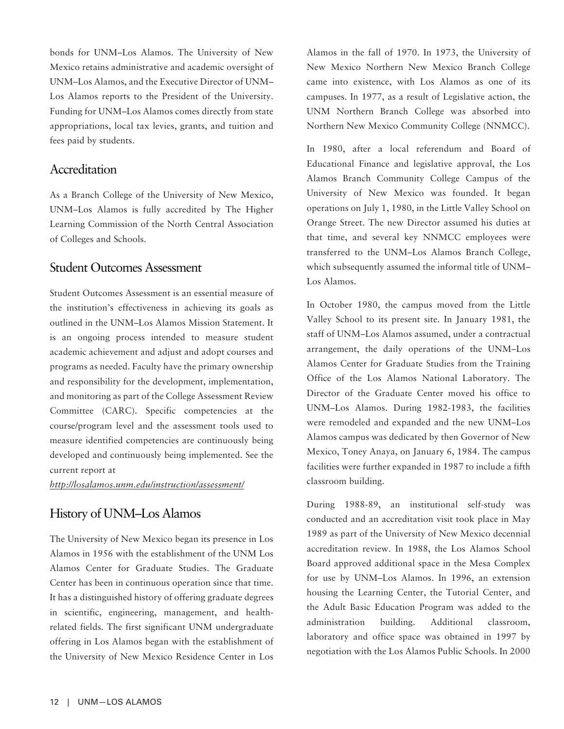bonds for UNM–Los Alamos. The University of New Mexico retains administrative and academic oversight of UNM–Los Alamos, and the Executive Director of UNM–Los Alamos reports to the President of the University. Funding for UNM–Los Alamos comes directly from state appropriations, local tax levies, grants, and tuition and fees paid by students.

## Accreditation

As a Branch College of the University of New Mexico, UNM–Los Alamos is fully accredited by The Higher Learning Commission of the North Central Association of Colleges and Schools.

## Student Outcomes Assessment

Student Outcomes Assessment is an essential measure of the institution's effectiveness in achieving its goals as outlined in the UNM–Los Alamos Mission Statement. It is an ongoing process intended to measure student academic achievement and adjust and adopt courses and programs as needed. Faculty have the primary ownership and responsibility for the development, implementation, and monitoring as part of the College Assessment Review Committee (CARC). Specific competencies at the course/program level and the assessment tools used to measure identified competencies are continuously being developed and continuously being implemented. See the current report at

*http://losalamos.unm.edu/instruction/assessment/*

## History of UNM–Los Alamos

The University of New Mexico began its presence in Los Alamos in 1956 with the establishment of the UNM Los Alamos Center for Graduate Studies. The Graduate Center has been in continuous operation since that time. It has a distinguished history of offering graduate degrees in scientific, engineering, management, and health-related fields. The first significant UNM undergraduate offering in Los Alamos began with the establishment of the University of New Mexico Residence Center in Los Alamos in the fall of 1970. In 1973, the University of New Mexico Northern New Mexico Branch College came into existence, with Los Alamos as one of its campuses. In 1977, as a result of Legislative action, the UNM Northern Branch College was absorbed into Northern New Mexico Community College (NNMCC).

In 1980, after a local referendum and Board of Educational Finance and legislative approval, the Los Alamos Branch Community College Campus of the University of New Mexico was founded. It began operations on July 1, 1980, in the Little Valley School on Orange Street. The new Director assumed his duties at that time, and several key NNMCC employees were transferred to the UNM–Los Alamos Branch College, which subsequently assumed the informal title of UNM–Los Alamos.

In October 1980, the campus moved from the Little Valley School to its present site. In January 1981, the staff of UNM–Los Alamos assumed, under a contractual arrangement, the daily operations of the UNM–Los Alamos Center for Graduate Studies from the Training Office of the Los Alamos National Laboratory. The Director of the Graduate Center moved his office to UNM–Los Alamos. During 1982-1983, the facilities were remodeled and expanded and the new UNM–Los Alamos campus was dedicated by then Governor of New Mexico, Toney Anaya, on January 6, 1984. The campus facilities were further expanded in 1987 to include a fifth classroom building.

During 1988-89, an institutional self-study was conducted and an accreditation visit took place in May 1989 as part of the University of New Mexico decennial accreditation review. In 1988, the Los Alamos School Board approved additional space in the Mesa Complex for use by UNM–Los Alamos. In 1996, an extension housing the Learning Center, the Tutorial Center, and the Adult Basic Education Program was added to the administration building. Additional classroom, laboratory and office space was obtained in 1997 by negotiation with the Los Alamos Public Schools. In 2000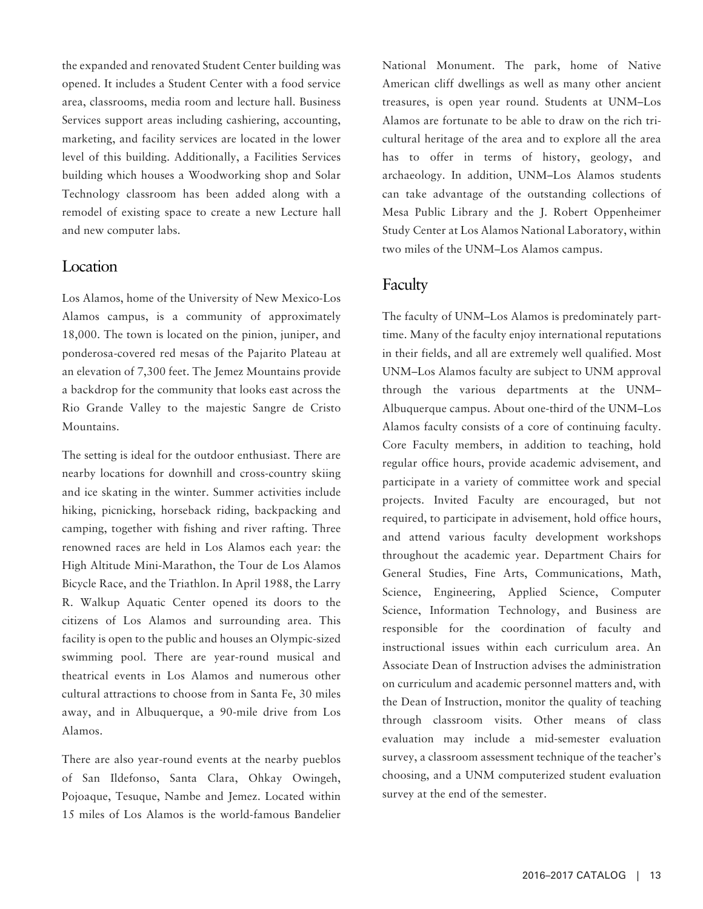the expanded and renovated Student Center building was opened. It includes a Student Center with a food service area, classrooms, media room and lecture hall. Business Services support areas including cashiering, accounting, marketing, and facility services are located in the lower level of this building. Additionally, a Facilities Services building which houses a Woodworking shop and Solar Technology classroom has been added along with a remodel of existing space to create a new Lecture hall and new computer labs.

## Location

Los Alamos, home of the University of New Mexico-Los Alamos campus, is a community of approximately 18,000. The town is located on the pinion, juniper, and ponderosa-covered red mesas of the Pajarito Plateau at an elevation of 7,300 feet. The Jemez Mountains provide a backdrop for the community that looks east across the Rio Grande Valley to the majestic Sangre de Cristo Mountains.

The setting is ideal for the outdoor enthusiast. There are nearby locations for downhill and cross-country skiing and ice skating in the winter. Summer activities include hiking, picnicking, horseback riding, backpacking and camping, together with fishing and river rafting. Three renowned races are held in Los Alamos each year: the High Altitude Mini-Marathon, the Tour de Los Alamos Bicycle Race, and the Triathlon. In April 1988, the Larry R. Walkup Aquatic Center opened its doors to the citizens of Los Alamos and surrounding area. This facility is open to the public and houses an Olympic-sized swimming pool. There are year-round musical and theatrical events in Los Alamos and numerous other cultural attractions to choose from in Santa Fe, 30 miles away, and in Albuquerque, a 90-mile drive from Los Alamos.

There are also year-round events at the nearby pueblos of San Ildefonso, Santa Clara, Ohkay Owingeh, Pojoaque, Tesuque, Nambe and Jemez. Located within 15 miles of Los Alamos is the world-famous Bandelier National Monument. The park, home of Native American cliff dwellings as well as many other ancient treasures, is open year round. Students at UNM–Los Alamos are fortunate to be able to draw on the rich tri-cultural heritage of the area and to explore all the area has to offer in terms of history, geology, and archaeology. In addition, UNM–Los Alamos students can take advantage of the outstanding collections of Mesa Public Library and the J. Robert Oppenheimer Study Center at Los Alamos National Laboratory, within two miles of the UNM–Los Alamos campus.

## Faculty

The faculty of UNM–Los Alamos is predominately part-time. Many of the faculty enjoy international reputations in their fields, and all are extremely well qualified. Most UNM–Los Alamos faculty are subject to UNM approval through the various departments at the UNM–Albuquerque campus. About one-third of the UNM–Los Alamos faculty consists of a core of continuing faculty. Core Faculty members, in addition to teaching, hold regular office hours, provide academic advisement, and participate in a variety of committee work and special projects. Invited Faculty are encouraged, but not required, to participate in advisement, hold office hours, and attend various faculty development workshops throughout the academic year. Department Chairs for General Studies, Fine Arts, Communications, Math, Science, Engineering, Applied Science, Computer Science, Information Technology, and Business are responsible for the coordination of faculty and instructional issues within each curriculum area. An Associate Dean of Instruction advises the administration on curriculum and academic personnel matters and, with the Dean of Instruction, monitor the quality of teaching through classroom visits. Other means of class evaluation may include a mid-semester evaluation survey, a classroom assessment technique of the teacher's choosing, and a UNM computerized student evaluation survey at the end of the semester.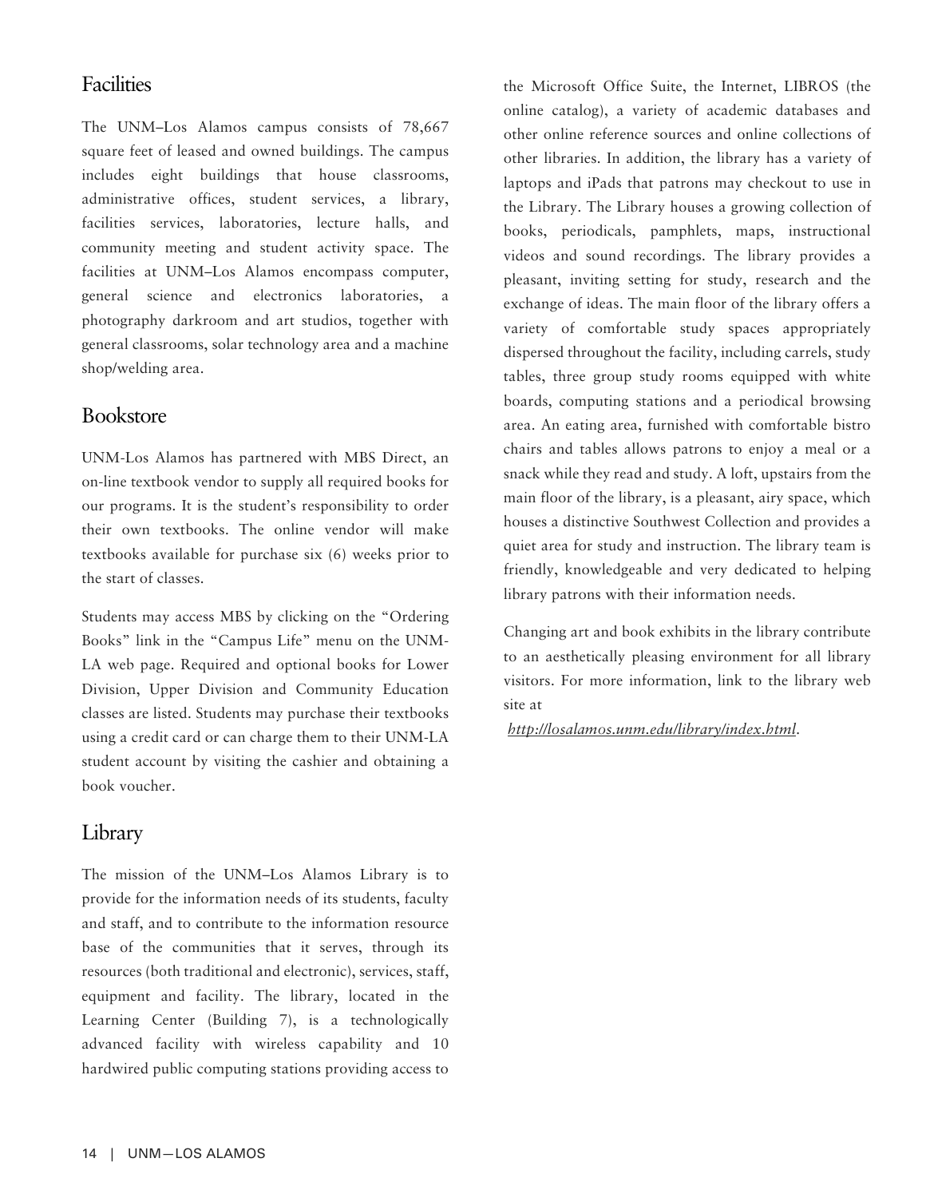## Facilities

The UNM–Los Alamos campus consists of 78,667 square feet of leased and owned buildings. The campus includes eight buildings that house classrooms, administrative offices, student services, a library, facilities services, laboratories, lecture halls, and community meeting and student activity space. The facilities at UNM–Los Alamos encompass computer, general science and electronics laboratories, a photography darkroom and art studios, together with general classrooms, solar technology area and a machine shop/welding area.

## Bookstore

UNM-Los Alamos has partnered with MBS Direct, an on-line textbook vendor to supply all required books for our programs. It is the student's responsibility to order their own textbooks. The online vendor will make textbooks available for purchase six (6) weeks prior to the start of classes.

Students may access MBS by clicking on the "Ordering Books" link in the "Campus Life" menu on the UNM-LA web page. Required and optional books for Lower Division, Upper Division and Community Education classes are listed. Students may purchase their textbooks using a credit card or can charge them to their UNM-LA student account by visiting the cashier and obtaining a book voucher.

## Library

The mission of the UNM–Los Alamos Library is to provide for the information needs of its students, faculty and staff, and to contribute to the information resource base of the communities that it serves, through its resources (both traditional and electronic), services, staff, equipment and facility. The library, located in the Learning Center (Building 7), is a technologically advanced facility with wireless capability and 10 hardwired public computing stations providing access to the Microsoft Office Suite, the Internet, LIBROS (the online catalog), a variety of academic databases and other online reference sources and online collections of other libraries. In addition, the library has a variety of laptops and iPads that patrons may checkout to use in the Library. The Library houses a growing collection of books, periodicals, pamphlets, maps, instructional videos and sound recordings. The library provides a pleasant, inviting setting for study, research and the exchange of ideas. The main floor of the library offers a variety of comfortable study spaces appropriately dispersed throughout the facility, including carrels, study tables, three group study rooms equipped with white boards, computing stations and a periodical browsing area. An eating area, furnished with comfortable bistro chairs and tables allows patrons to enjoy a meal or a snack while they read and study. A loft, upstairs from the main floor of the library, is a pleasant, airy space, which houses a distinctive Southwest Collection and provides a quiet area for study and instruction. The library team is friendly, knowledgeable and very dedicated to helping library patrons with their information needs.

Changing art and book exhibits in the library contribute to an aesthetically pleasing environment for all library visitors. For more information, link to the library web site at

*http://losalamos.unm.edu/library/index.html*.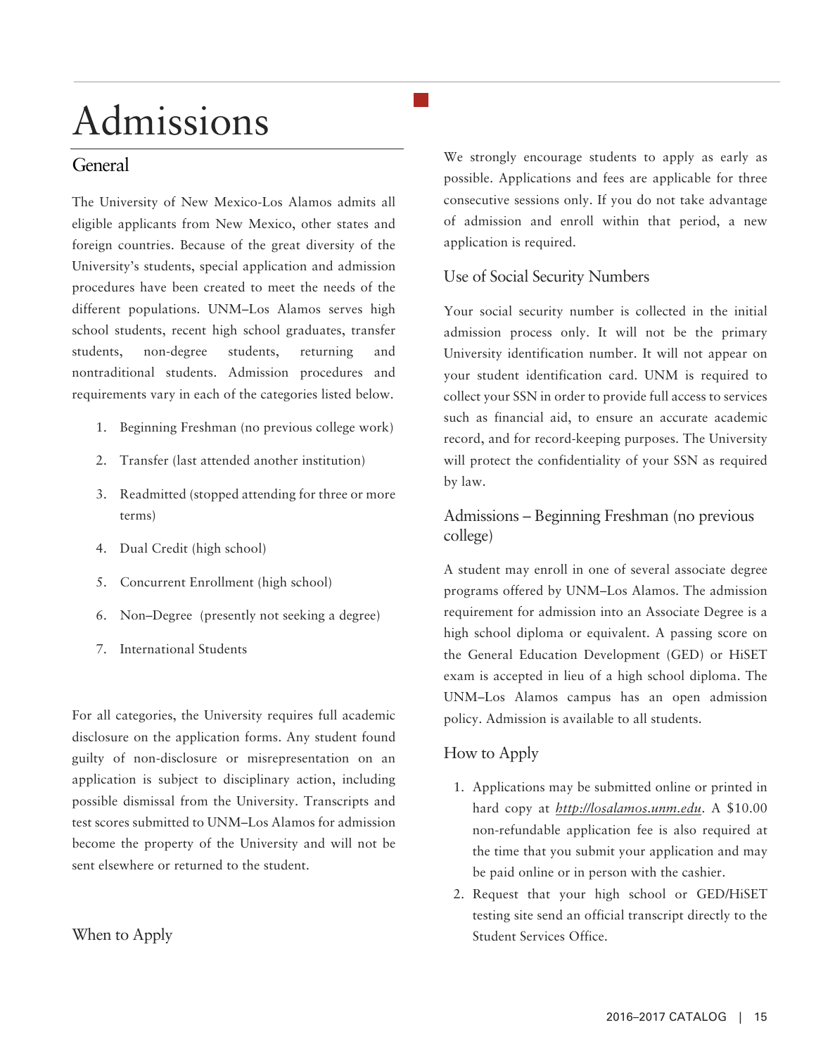# Admissions

## General

The University of New Mexico-Los Alamos admits all eligible applicants from New Mexico, other states and foreign countries. Because of the great diversity of the University's students, special application and admission procedures have been created to meet the needs of the different populations. UNM–Los Alamos serves high school students, recent high school graduates, transfer students, non-degree students, returning and nontraditional students. Admission procedures and requirements vary in each of the categories listed below.

1. Beginning Freshman (no previous college work)
2. Transfer (last attended another institution)
3. Readmitted (stopped attending for three or more terms)
4. Dual Credit (high school)
5. Concurrent Enrollment (high school)
6. Non–Degree (presently not seeking a degree)
7. International Students

For all categories, the University requires full academic disclosure on the application forms. Any student found guilty of non-disclosure or misrepresentation on an application is subject to disciplinary action, including possible dismissal from the University. Transcripts and test scores submitted to UNM–Los Alamos for admission become the property of the University and will not be sent elsewhere or returned to the student.

### When to Apply

We strongly encourage students to apply as early as possible. Applications and fees are applicable for three consecutive sessions only. If you do not take advantage of admission and enroll within that period, a new application is required.

### Use of Social Security Numbers

Your social security number is collected in the initial admission process only. It will not be the primary University identification number. It will not appear on your student identification card. UNM is required to collect your SSN in order to provide full access to services such as financial aid, to ensure an accurate academic record, and for record-keeping purposes. The University will protect the confidentiality of your SSN as required by law.

### Admissions – Beginning Freshman (no previous college)

A student may enroll in one of several associate degree programs offered by UNM–Los Alamos. The admission requirement for admission into an Associate Degree is a high school diploma or equivalent. A passing score on the General Education Development (GED) or HiSET exam is accepted in lieu of a high school diploma. The UNM–Los Alamos campus has an open admission policy. Admission is available to all students.

### How to Apply

1. Applications may be submitted online or printed in hard copy at *http://losalamos.unm.edu*. A $10.00 non-refundable application fee is also required at the time that you submit your application and may be paid online or in person with the cashier.
2. Request that your high school or GED/HiSET testing site send an official transcript directly to the Student Services Office.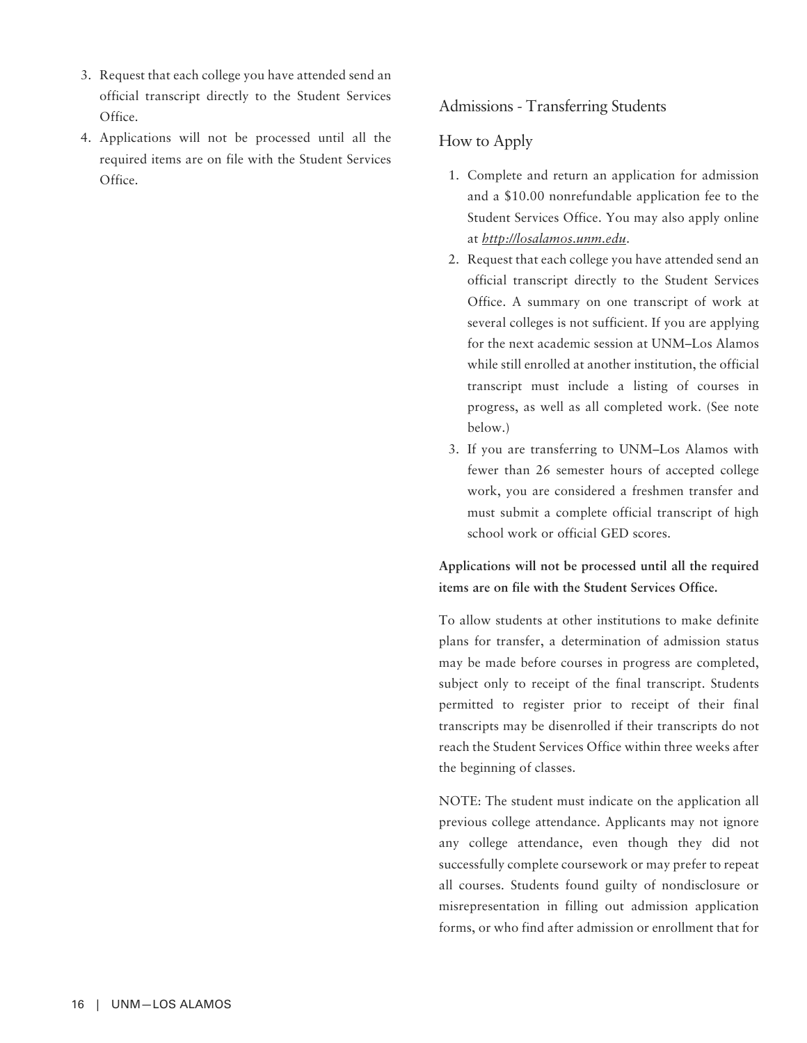3. Request that each college you have attended send an official transcript directly to the Student Services Office.
4. Applications will not be processed until all the required items are on file with the Student Services Office.

## Admissions - Transferring Students

### How to Apply

1. Complete and return an application for admission and a $10.00 nonrefundable application fee to the Student Services Office. You may also apply online at *http://losalamos.unm.edu*.
2. Request that each college you have attended send an official transcript directly to the Student Services Office. A summary on one transcript of work at several colleges is not sufficient. If you are applying for the next academic session at UNM–Los Alamos while still enrolled at another institution, the official transcript must include a listing of courses in progress, as well as all completed work. (See note below.)
3. If you are transferring to UNM–Los Alamos with fewer than 26 semester hours of accepted college work, you are considered a freshmen transfer and must submit a complete official transcript of high school work or official GED scores.

**Applications will not be processed until all the required items are on file with the Student Services Office.**

To allow students at other institutions to make definite plans for transfer, a determination of admission status may be made before courses in progress are completed, subject only to receipt of the final transcript. Students permitted to register prior to receipt of their final transcripts may be disenrolled if their transcripts do not reach the Student Services Office within three weeks after the beginning of classes.

NOTE: The student must indicate on the application all previous college attendance. Applicants may not ignore any college attendance, even though they did not successfully complete coursework or may prefer to repeat all courses. Students found guilty of nondisclosure or misrepresentation in filling out admission application forms, or who find after admission or enrollment that for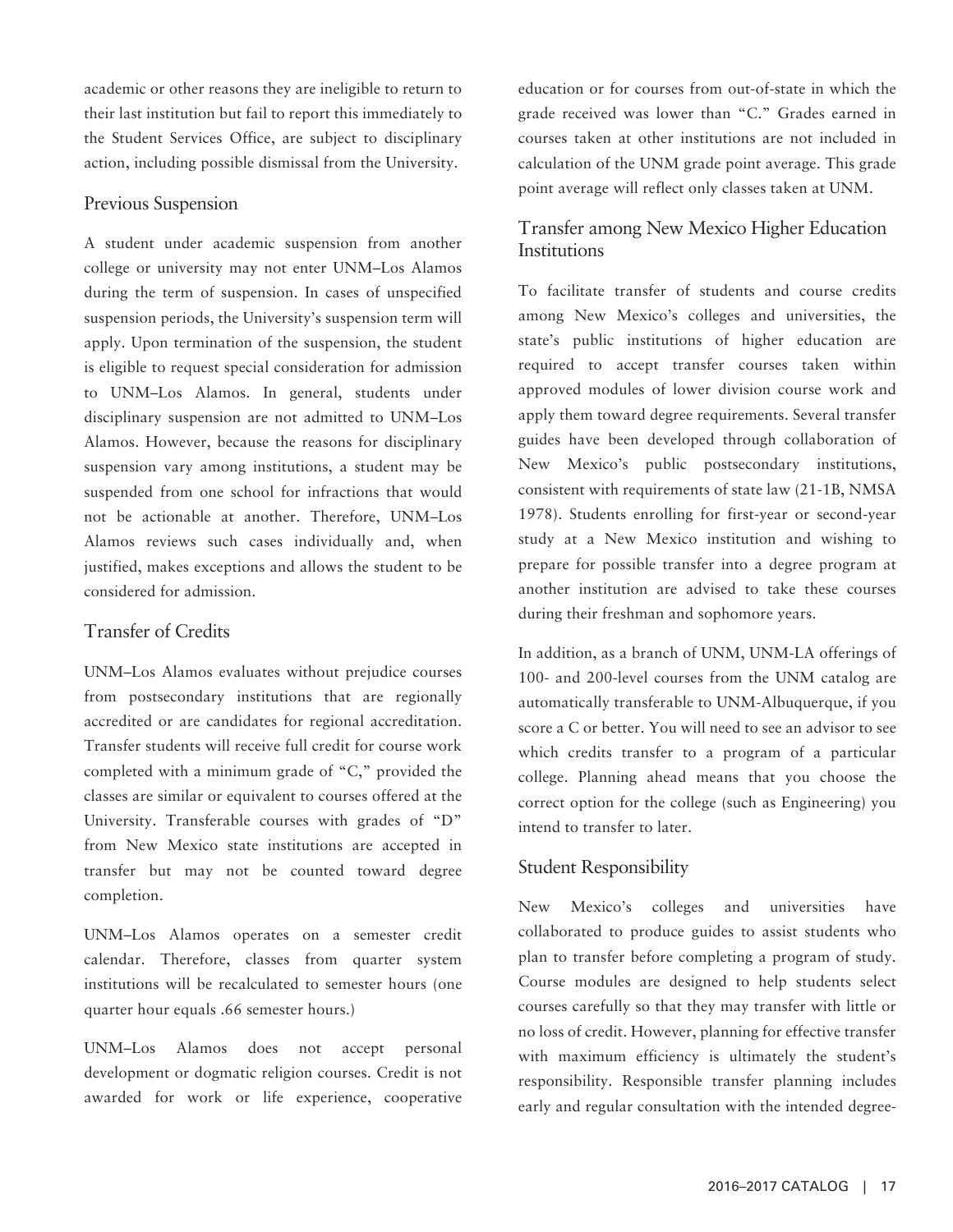academic or other reasons they are ineligible to return to their last institution but fail to report this immediately to the Student Services Office, are subject to disciplinary action, including possible dismissal from the University.

## Previous Suspension

A student under academic suspension from another college or university may not enter UNM–Los Alamos during the term of suspension. In cases of unspecified suspension periods, the University's suspension term will apply. Upon termination of the suspension, the student is eligible to request special consideration for admission to UNM–Los Alamos. In general, students under disciplinary suspension are not admitted to UNM–Los Alamos. However, because the reasons for disciplinary suspension vary among institutions, a student may be suspended from one school for infractions that would not be actionable at another. Therefore, UNM–Los Alamos reviews such cases individually and, when justified, makes exceptions and allows the student to be considered for admission.

## Transfer of Credits

UNM–Los Alamos evaluates without prejudice courses from postsecondary institutions that are regionally accredited or are candidates for regional accreditation. Transfer students will receive full credit for course work completed with a minimum grade of "C," provided the classes are similar or equivalent to courses offered at the University. Transferable courses with grades of "D" from New Mexico state institutions are accepted in transfer but may not be counted toward degree completion.

UNM–Los Alamos operates on a semester credit calendar. Therefore, classes from quarter system institutions will be recalculated to semester hours (one quarter hour equals .66 semester hours.)

UNM–Los Alamos does not accept personal development or dogmatic religion courses. Credit is not awarded for work or life experience, cooperative education or for courses from out-of-state in which the grade received was lower than "C." Grades earned in courses taken at other institutions are not included in calculation of the UNM grade point average. This grade point average will reflect only classes taken at UNM.

## Transfer among New Mexico Higher Education Institutions

To facilitate transfer of students and course credits among New Mexico's colleges and universities, the state's public institutions of higher education are required to accept transfer courses taken within approved modules of lower division course work and apply them toward degree requirements. Several transfer guides have been developed through collaboration of New Mexico's public postsecondary institutions, consistent with requirements of state law (21-1B, NMSA 1978). Students enrolling for first-year or second-year study at a New Mexico institution and wishing to prepare for possible transfer into a degree program at another institution are advised to take these courses during their freshman and sophomore years.

In addition, as a branch of UNM, UNM-LA offerings of 100- and 200-level courses from the UNM catalog are automatically transferable to UNM-Albuquerque, if you score a C or better. You will need to see an advisor to see which credits transfer to a program of a particular college. Planning ahead means that you choose the correct option for the college (such as Engineering) you intend to transfer to later.

## Student Responsibility

New Mexico's colleges and universities have collaborated to produce guides to assist students who plan to transfer before completing a program of study. Course modules are designed to help students select courses carefully so that they may transfer with little or no loss of credit. However, planning for effective transfer with maximum efficiency is ultimately the student's responsibility. Responsible transfer planning includes early and regular consultation with the intended degree-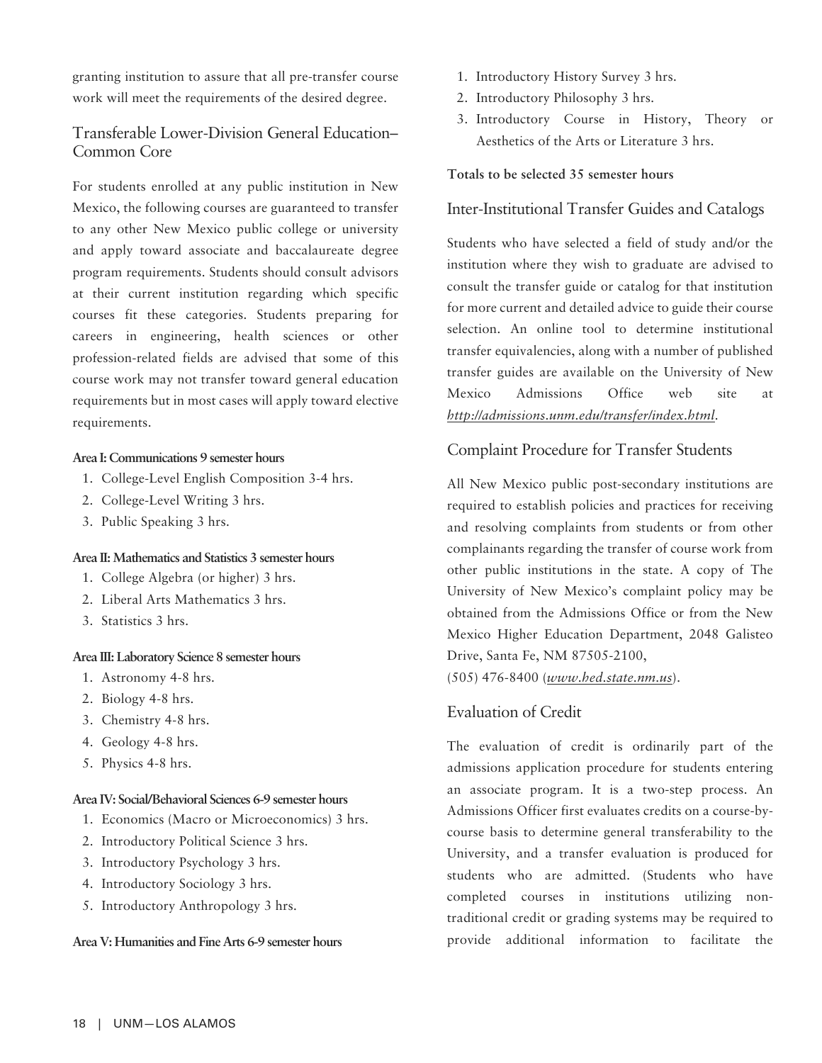granting institution to assure that all pre-transfer course work will meet the requirements of the desired degree.

## Transferable Lower-Division General Education–Common Core

For students enrolled at any public institution in New Mexico, the following courses are guaranteed to transfer to any other New Mexico public college or university and apply toward associate and baccalaureate degree program requirements. Students should consult advisors at their current institution regarding which specific courses fit these categories. Students preparing for careers in engineering, health sciences or other profession-related fields are advised that some of this course work may not transfer toward general education requirements but in most cases will apply toward elective requirements.

**Area I: Communications 9 semester hours**

1. College-Level English Composition 3-4 hrs.
2. College-Level Writing 3 hrs.
3. Public Speaking 3 hrs.

**Area II: Mathematics and Statistics 3 semester hours**

1. College Algebra (or higher) 3 hrs.
2. Liberal Arts Mathematics 3 hrs.
3. Statistics 3 hrs.

**Area III: Laboratory Science 8 semester hours**

1. Astronomy 4-8 hrs.
2. Biology 4-8 hrs.
3. Chemistry 4-8 hrs.
4. Geology 4-8 hrs.
5. Physics 4-8 hrs.

**Area IV: Social/Behavioral Sciences 6-9 semester hours**

1. Economics (Macro or Microeconomics) 3 hrs.
2. Introductory Political Science 3 hrs.
3. Introductory Psychology 3 hrs.
4. Introductory Sociology 3 hrs.
5. Introductory Anthropology 3 hrs.

**Area V: Humanities and Fine Arts 6-9 semester hours**

1. Introductory History Survey 3 hrs.
2. Introductory Philosophy 3 hrs.
3. Introductory Course in History, Theory or Aesthetics of the Arts or Literature 3 hrs.

**Totals to be selected 35 semester hours**

## Inter-Institutional Transfer Guides and Catalogs

Students who have selected a field of study and/or the institution where they wish to graduate are advised to consult the transfer guide or catalog for that institution for more current and detailed advice to guide their course selection. An online tool to determine institutional transfer equivalencies, along with a number of published transfer guides are available on the University of New Mexico Admissions Office web site at *http://admissions.unm.edu/transfer/index.html*.

## Complaint Procedure for Transfer Students

All New Mexico public post-secondary institutions are required to establish policies and practices for receiving and resolving complaints from students or from other complainants regarding the transfer of course work from other public institutions in the state. A copy of The University of New Mexico's complaint policy may be obtained from the Admissions Office or from the New Mexico Higher Education Department, 2048 Galisteo Drive, Santa Fe, NM 87505-2100,
(505) 476-8400 (*www.hed.state.nm.us*).

## Evaluation of Credit

The evaluation of credit is ordinarily part of the admissions application procedure for students entering an associate program. It is a two-step process. An Admissions Officer first evaluates credits on a course-by-course basis to determine general transferability to the University, and a transfer evaluation is produced for students who are admitted. (Students who have completed courses in institutions utilizing non-traditional credit or grading systems may be required to provide additional information to facilitate the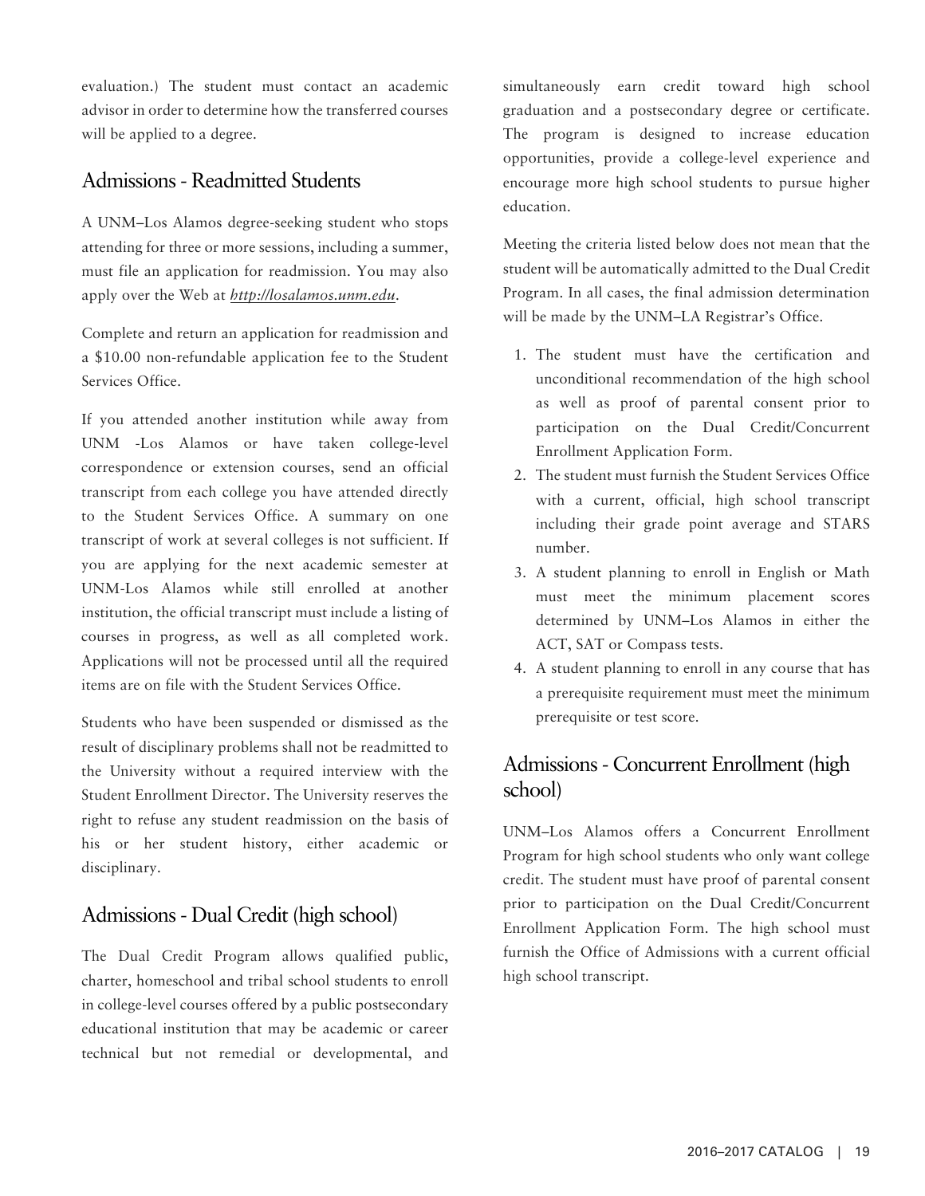evaluation.) The student must contact an academic advisor in order to determine how the transferred courses will be applied to a degree.

## Admissions - Readmitted Students

A UNM–Los Alamos degree-seeking student who stops attending for three or more sessions, including a summer, must file an application for readmission. You may also apply over the Web at *http://losalamos.unm.edu*.

Complete and return an application for readmission and a $10.00 non-refundable application fee to the Student Services Office.

If you attended another institution while away from UNM -Los Alamos or have taken college-level correspondence or extension courses, send an official transcript from each college you have attended directly to the Student Services Office. A summary on one transcript of work at several colleges is not sufficient. If you are applying for the next academic semester at UNM-Los Alamos while still enrolled at another institution, the official transcript must include a listing of courses in progress, as well as all completed work. Applications will not be processed until all the required items are on file with the Student Services Office.

Students who have been suspended or dismissed as the result of disciplinary problems shall not be readmitted to the University without a required interview with the Student Enrollment Director. The University reserves the right to refuse any student readmission on the basis of his or her student history, either academic or disciplinary.

## Admissions - Dual Credit (high school)

The Dual Credit Program allows qualified public, charter, homeschool and tribal school students to enroll in college-level courses offered by a public postsecondary educational institution that may be academic or career technical but not remedial or developmental, and simultaneously earn credit toward high school graduation and a postsecondary degree or certificate. The program is designed to increase education opportunities, provide a college-level experience and encourage more high school students to pursue higher education.

Meeting the criteria listed below does not mean that the student will be automatically admitted to the Dual Credit Program. In all cases, the final admission determination will be made by the UNM–LA Registrar's Office.

1. The student must have the certification and unconditional recommendation of the high school as well as proof of parental consent prior to participation on the Dual Credit/Concurrent Enrollment Application Form.
2. The student must furnish the Student Services Office with a current, official, high school transcript including their grade point average and STARS number.
3. A student planning to enroll in English or Math must meet the minimum placement scores determined by UNM–Los Alamos in either the ACT, SAT or Compass tests.
4. A student planning to enroll in any course that has a prerequisite requirement must meet the minimum prerequisite or test score.

## Admissions - Concurrent Enrollment (high school)

UNM–Los Alamos offers a Concurrent Enrollment Program for high school students who only want college credit. The student must have proof of parental consent prior to participation on the Dual Credit/Concurrent Enrollment Application Form. The high school must furnish the Office of Admissions with a current official high school transcript.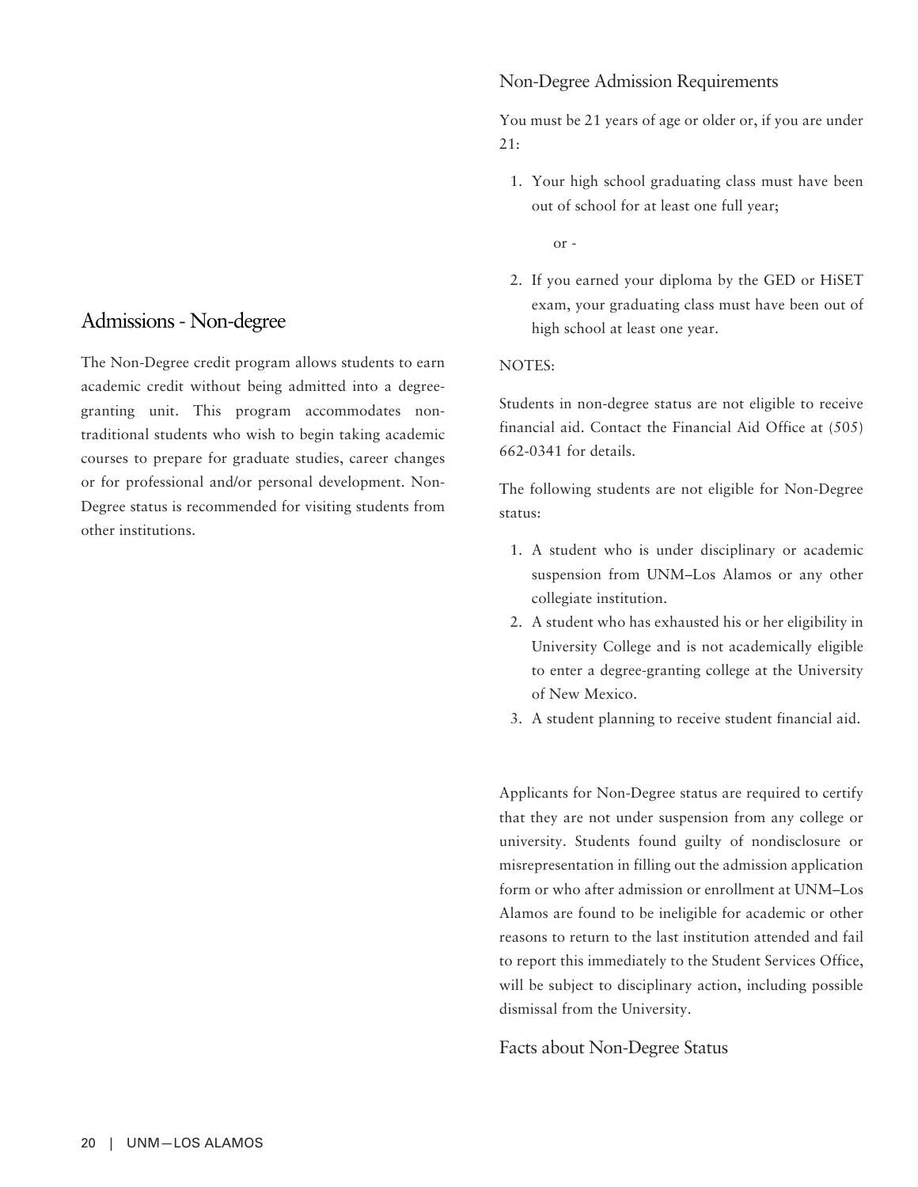## Admissions - Non-degree

The Non-Degree credit program allows students to earn academic credit without being admitted into a degree-granting unit. This program accommodates non-traditional students who wish to begin taking academic courses to prepare for graduate studies, career changes or for professional and/or personal development. Non-Degree status is recommended for visiting students from other institutions.

### Non-Degree Admission Requirements

You must be 21 years of age or older or, if you are under 21:

1. Your high school graduating class must have been out of school for at least one full year;

   or -

2. If you earned your diploma by the GED or HiSET exam, your graduating class must have been out of high school at least one year.

NOTES:

Students in non-degree status are not eligible to receive financial aid. Contact the Financial Aid Office at (505) 662-0341 for details.

The following students are not eligible for Non-Degree status:

1. A student who is under disciplinary or academic suspension from UNM–Los Alamos or any other collegiate institution.
2. A student who has exhausted his or her eligibility in University College and is not academically eligible to enter a degree-granting college at the University of New Mexico.
3. A student planning to receive student financial aid.

Applicants for Non-Degree status are required to certify that they are not under suspension from any college or university. Students found guilty of nondisclosure or misrepresentation in filling out the admission application form or who after admission or enrollment at UNM–Los Alamos are found to be ineligible for academic or other reasons to return to the last institution attended and fail to report this immediately to the Student Services Office, will be subject to disciplinary action, including possible dismissal from the University.

### Facts about Non-Degree Status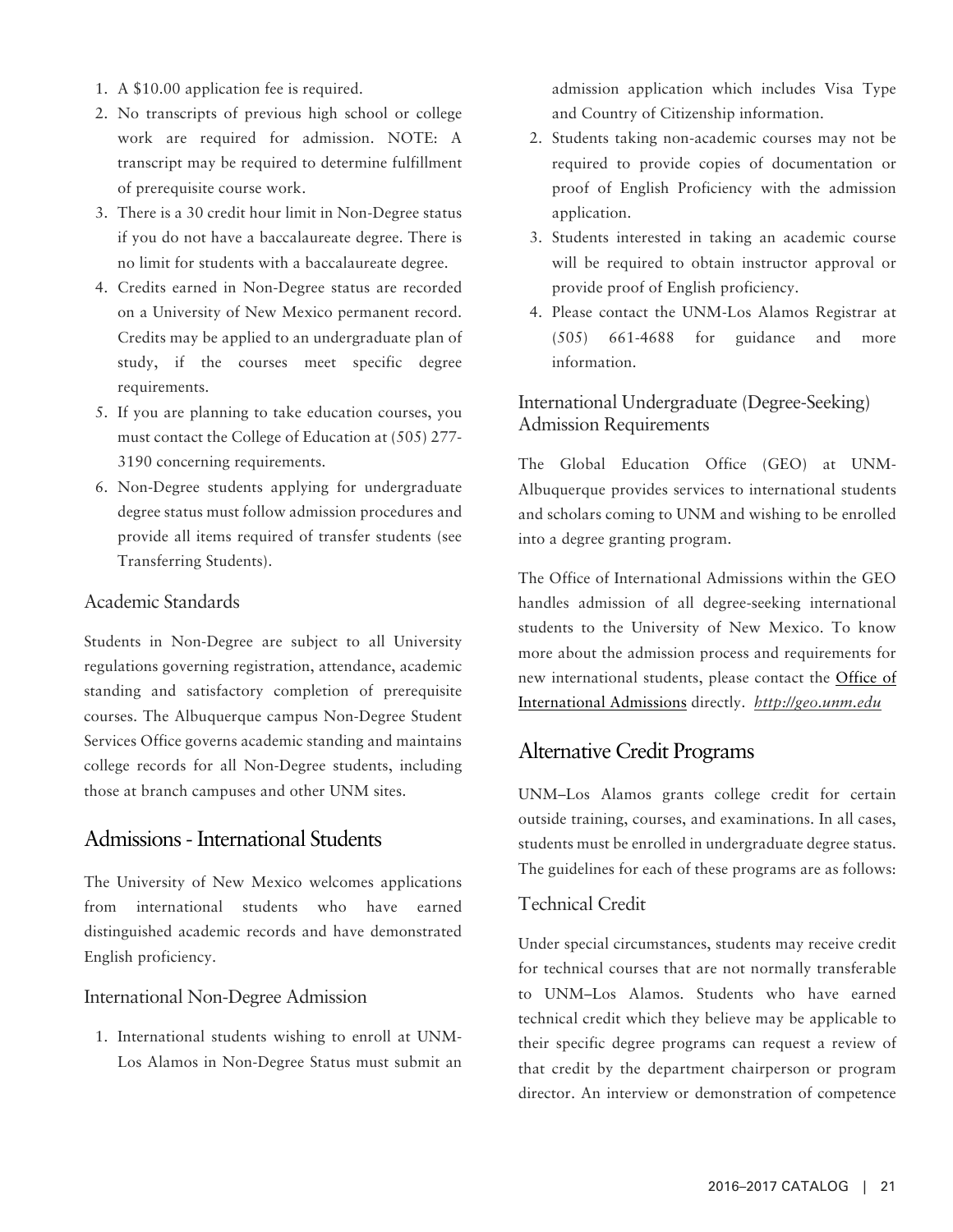1. A $10.00 application fee is required.
2. No transcripts of previous high school or college work are required for admission. NOTE: A transcript may be required to determine fulfillment of prerequisite course work.
3. There is a 30 credit hour limit in Non-Degree status if you do not have a baccalaureate degree. There is no limit for students with a baccalaureate degree.
4. Credits earned in Non-Degree status are recorded on a University of New Mexico permanent record. Credits may be applied to an undergraduate plan of study, if the courses meet specific degree requirements.
5. If you are planning to take education courses, you must contact the College of Education at (505) 277-3190 concerning requirements.
6. Non-Degree students applying for undergraduate degree status must follow admission procedures and provide all items required of transfer students (see Transferring Students).

### Academic Standards

Students in Non-Degree are subject to all University regulations governing registration, attendance, academic standing and satisfactory completion of prerequisite courses. The Albuquerque campus Non-Degree Student Services Office governs academic standing and maintains college records for all Non-Degree students, including those at branch campuses and other UNM sites.

## Admissions - International Students

The University of New Mexico welcomes applications from international students who have earned distinguished academic records and have demonstrated English proficiency.

### International Non-Degree Admission

1. International students wishing to enroll at UNM-Los Alamos in Non-Degree Status must submit an admission application which includes Visa Type and Country of Citizenship information.
2. Students taking non-academic courses may not be required to provide copies of documentation or proof of English Proficiency with the admission application.
3. Students interested in taking an academic course will be required to obtain instructor approval or provide proof of English proficiency.
4. Please contact the UNM-Los Alamos Registrar at (505) 661-4688 for guidance and more information.

### International Undergraduate (Degree-Seeking) Admission Requirements

The Global Education Office (GEO) at UNM-Albuquerque provides services to international students and scholars coming to UNM and wishing to be enrolled into a degree granting program.

The Office of International Admissions within the GEO handles admission of all degree-seeking international students to the University of New Mexico. To know more about the admission process and requirements for new international students, please contact the Office of International Admissions directly. *http://geo.unm.edu*

## Alternative Credit Programs

UNM–Los Alamos grants college credit for certain outside training, courses, and examinations. In all cases, students must be enrolled in undergraduate degree status. The guidelines for each of these programs are as follows:

### Technical Credit

Under special circumstances, students may receive credit for technical courses that are not normally transferable to UNM–Los Alamos. Students who have earned technical credit which they believe may be applicable to their specific degree programs can request a review of that credit by the department chairperson or program director. An interview or demonstration of competence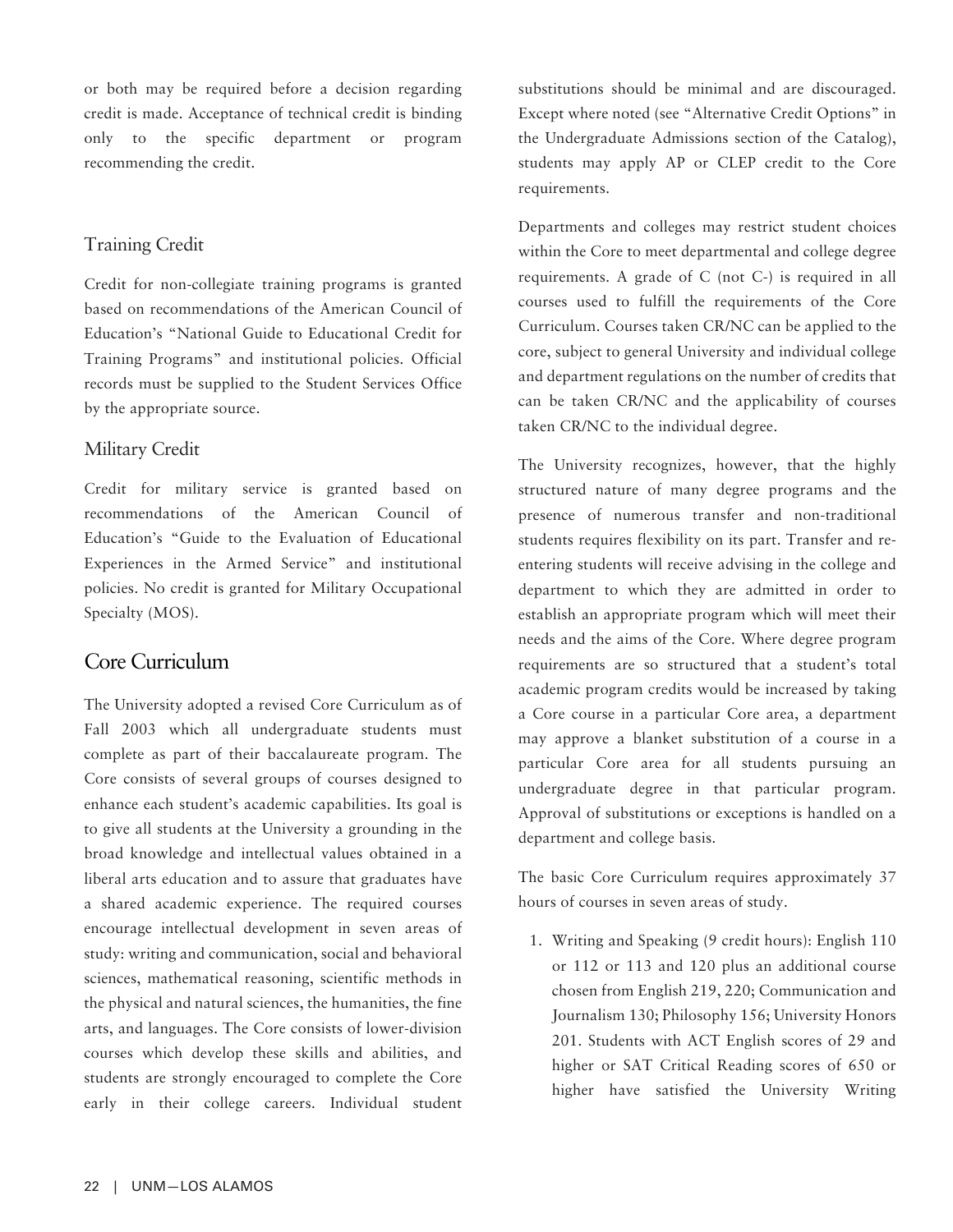or both may be required before a decision regarding credit is made. Acceptance of technical credit is binding only to the specific department or program recommending the credit.

### Training Credit

Credit for non-collegiate training programs is granted based on recommendations of the American Council of Education's "National Guide to Educational Credit for Training Programs" and institutional policies. Official records must be supplied to the Student Services Office by the appropriate source.

### Military Credit

Credit for military service is granted based on recommendations of the American Council of Education's "Guide to the Evaluation of Educational Experiences in the Armed Service" and institutional policies. No credit is granted for Military Occupational Specialty (MOS).

## Core Curriculum

The University adopted a revised Core Curriculum as of Fall 2003 which all undergraduate students must complete as part of their baccalaureate program. The Core consists of several groups of courses designed to enhance each student's academic capabilities. Its goal is to give all students at the University a grounding in the broad knowledge and intellectual values obtained in a liberal arts education and to assure that graduates have a shared academic experience. The required courses encourage intellectual development in seven areas of study: writing and communication, social and behavioral sciences, mathematical reasoning, scientific methods in the physical and natural sciences, the humanities, the fine arts, and languages. The Core consists of lower-division courses which develop these skills and abilities, and students are strongly encouraged to complete the Core early in their college careers. Individual student substitutions should be minimal and are discouraged. Except where noted (see "Alternative Credit Options" in the Undergraduate Admissions section of the Catalog), students may apply AP or CLEP credit to the Core requirements.

Departments and colleges may restrict student choices within the Core to meet departmental and college degree requirements. A grade of C (not C-) is required in all courses used to fulfill the requirements of the Core Curriculum. Courses taken CR/NC can be applied to the core, subject to general University and individual college and department regulations on the number of credits that can be taken CR/NC and the applicability of courses taken CR/NC to the individual degree.

The University recognizes, however, that the highly structured nature of many degree programs and the presence of numerous transfer and non-traditional students requires flexibility on its part. Transfer and re-entering students will receive advising in the college and department to which they are admitted in order to establish an appropriate program which will meet their needs and the aims of the Core. Where degree program requirements are so structured that a student's total academic program credits would be increased by taking a Core course in a particular Core area, a department may approve a blanket substitution of a course in a particular Core area for all students pursuing an undergraduate degree in that particular program. Approval of substitutions or exceptions is handled on a department and college basis.

The basic Core Curriculum requires approximately 37 hours of courses in seven areas of study.

1. Writing and Speaking (9 credit hours): English 110 or 112 or 113 and 120 plus an additional course chosen from English 219, 220; Communication and Journalism 130; Philosophy 156; University Honors 201. Students with ACT English scores of 29 and higher or SAT Critical Reading scores of 650 or higher have satisfied the University Writing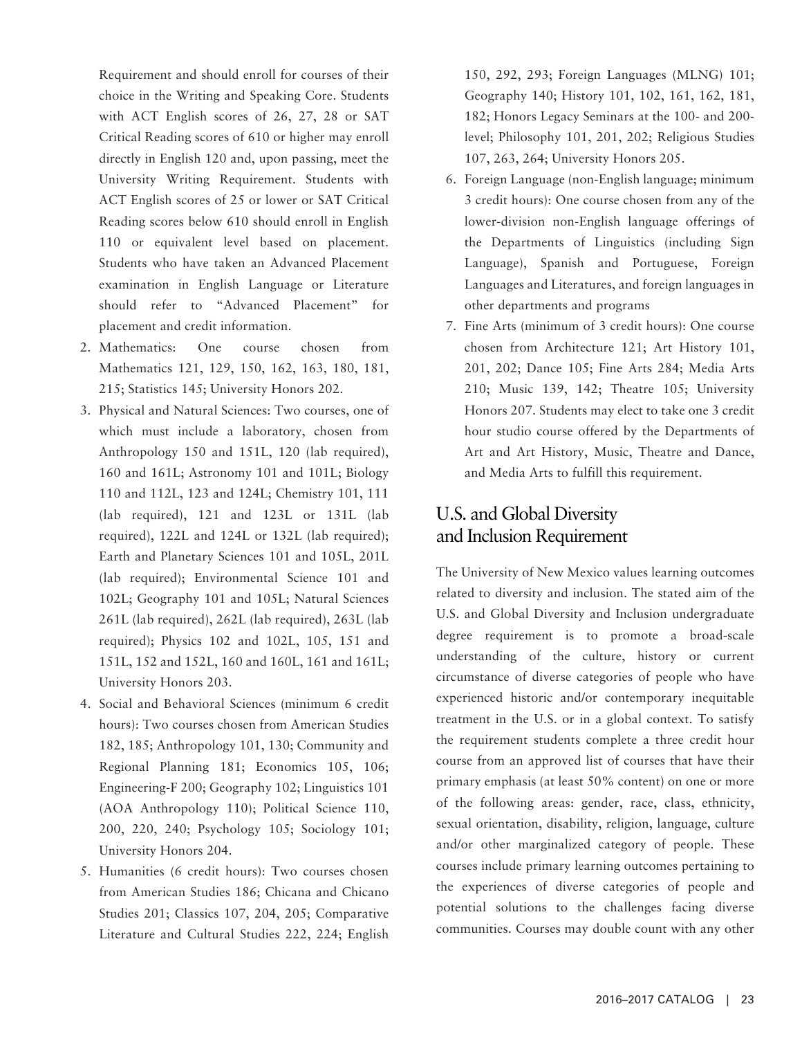Requirement and should enroll for courses of their choice in the Writing and Speaking Core. Students with ACT English scores of 26, 27, 28 or SAT Critical Reading scores of 610 or higher may enroll directly in English 120 and, upon passing, meet the University Writing Requirement. Students with ACT English scores of 25 or lower or SAT Critical Reading scores below 610 should enroll in English 110 or equivalent level based on placement. Students who have taken an Advanced Placement examination in English Language or Literature should refer to "Advanced Placement" for placement and credit information.

2. Mathematics: One course chosen from Mathematics 121, 129, 150, 162, 163, 180, 181, 215; Statistics 145; University Honors 202.
3. Physical and Natural Sciences: Two courses, one of which must include a laboratory, chosen from Anthropology 150 and 151L, 120 (lab required), 160 and 161L; Astronomy 101 and 101L; Biology 110 and 112L, 123 and 124L; Chemistry 101, 111 (lab required), 121 and 123L or 131L (lab required), 122L and 124L or 132L (lab required); Earth and Planetary Sciences 101 and 105L, 201L (lab required); Environmental Science 101 and 102L; Geography 101 and 105L; Natural Sciences 261L (lab required), 262L (lab required), 263L (lab required); Physics 102 and 102L, 105, 151 and 151L, 152 and 152L, 160 and 160L, 161 and 161L; University Honors 203.
4. Social and Behavioral Sciences (minimum 6 credit hours): Two courses chosen from American Studies 182, 185; Anthropology 101, 130; Community and Regional Planning 181; Economics 105, 106; Engineering-F 200; Geography 102; Linguistics 101 (AOA Anthropology 110); Political Science 110, 200, 220, 240; Psychology 105; Sociology 101; University Honors 204.
5. Humanities (6 credit hours): Two courses chosen from American Studies 186; Chicana and Chicano Studies 201; Classics 107, 204, 205; Comparative Literature and Cultural Studies 222, 224; English 150, 292, 293; Foreign Languages (MLNG) 101; Geography 140; History 101, 102, 161, 162, 181, 182; Honors Legacy Seminars at the 100- and 200-level; Philosophy 101, 201, 202; Religious Studies 107, 263, 264; University Honors 205.
6. Foreign Language (non-English language; minimum 3 credit hours): One course chosen from any of the lower-division non-English language offerings of the Departments of Linguistics (including Sign Language), Spanish and Portuguese, Foreign Languages and Literatures, and foreign languages in other departments and programs
7. Fine Arts (minimum of 3 credit hours): One course chosen from Architecture 121; Art History 101, 201, 202; Dance 105; Fine Arts 284; Media Arts 210; Music 139, 142; Theatre 105; University Honors 207. Students may elect to take one 3 credit hour studio course offered by the Departments of Art and Art History, Music, Theatre and Dance, and Media Arts to fulfill this requirement.

## U.S. and Global Diversity and Inclusion Requirement

The University of New Mexico values learning outcomes related to diversity and inclusion. The stated aim of the U.S. and Global Diversity and Inclusion undergraduate degree requirement is to promote a broad-scale understanding of the culture, history or current circumstance of diverse categories of people who have experienced historic and/or contemporary inequitable treatment in the U.S. or in a global context. To satisfy the requirement students complete a three credit hour course from an approved list of courses that have their primary emphasis (at least 50% content) on one or more of the following areas: gender, race, class, ethnicity, sexual orientation, disability, religion, language, culture and/or other marginalized category of people. These courses include primary learning outcomes pertaining to the experiences of diverse categories of people and potential solutions to the challenges facing diverse communities. Courses may double count with any other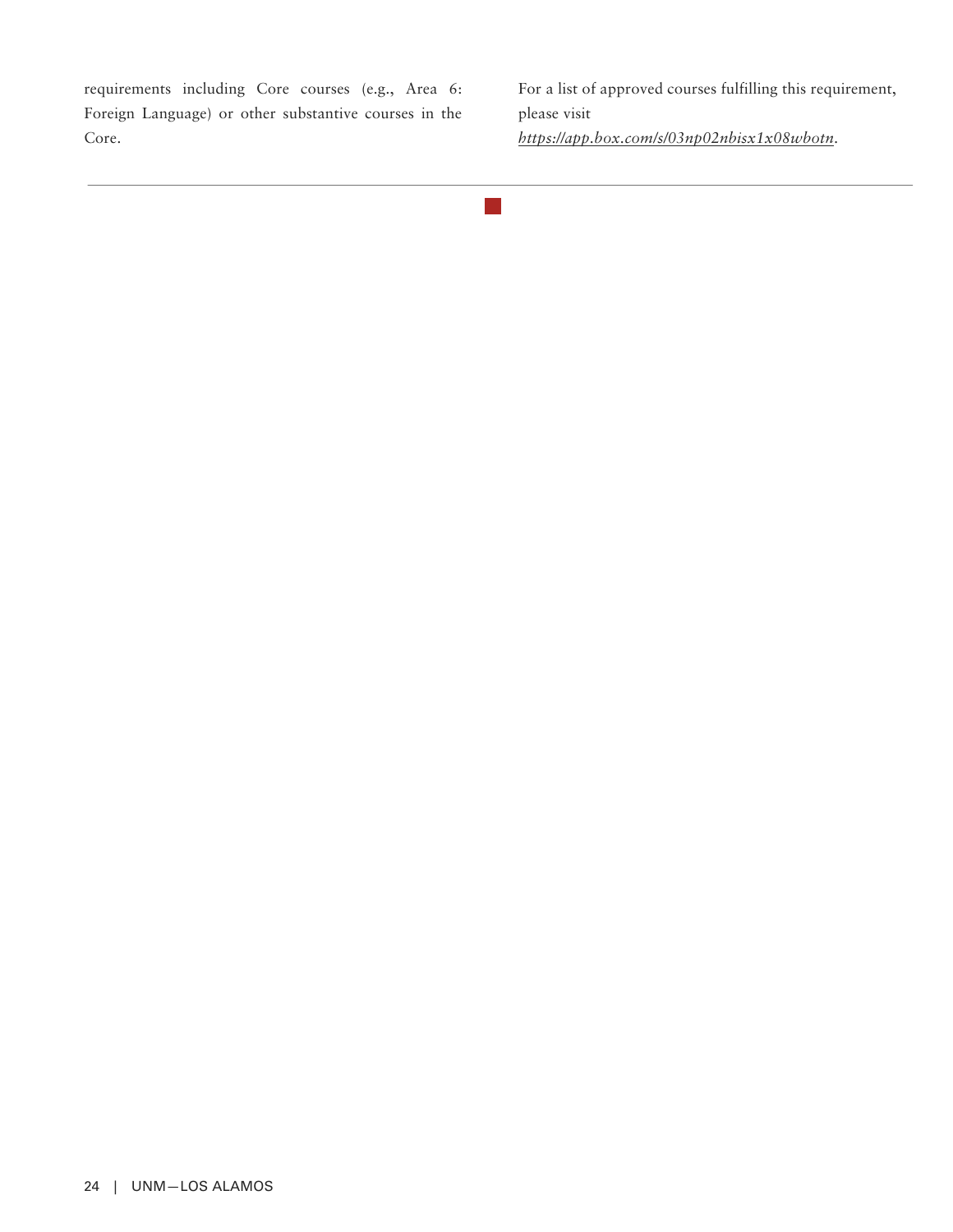requirements including Core courses (e.g., Area 6: Foreign Language) or other substantive courses in the Core.

For a list of approved courses fulfilling this requirement, please visit *https://app.box.com/s/03np02nbisx1x08wbotn*.

---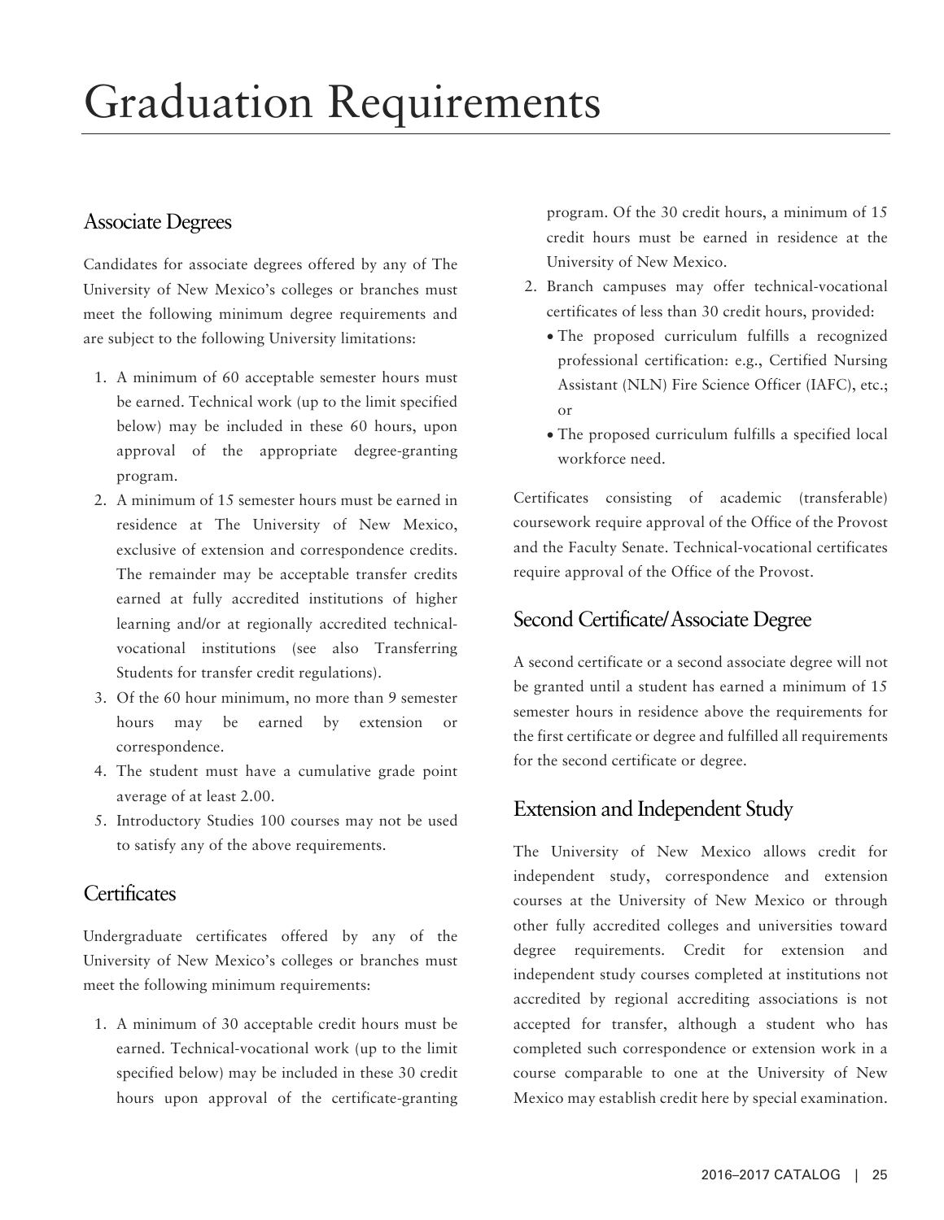# Graduation Requirements

## Associate Degrees

Candidates for associate degrees offered by any of The University of New Mexico's colleges or branches must meet the following minimum degree requirements and are subject to the following University limitations:

1. A minimum of 60 acceptable semester hours must be earned. Technical work (up to the limit specified below) may be included in these 60 hours, upon approval of the appropriate degree-granting program.
2. A minimum of 15 semester hours must be earned in residence at The University of New Mexico, exclusive of extension and correspondence credits. The remainder may be acceptable transfer credits earned at fully accredited institutions of higher learning and/or at regionally accredited technical-vocational institutions (see also Transferring Students for transfer credit regulations).
3. Of the 60 hour minimum, no more than 9 semester hours may be earned by extension or correspondence.
4. The student must have a cumulative grade point average of at least 2.00.
5. Introductory Studies 100 courses may not be used to satisfy any of the above requirements.

## Certificates

Undergraduate certificates offered by any of the University of New Mexico's colleges or branches must meet the following minimum requirements:

1. A minimum of 30 acceptable credit hours must be earned. Technical-vocational work (up to the limit specified below) may be included in these 30 credit hours upon approval of the certificate-granting program. Of the 30 credit hours, a minimum of 15 credit hours must be earned in residence at the University of New Mexico.
2. Branch campuses may offer technical-vocational certificates of less than 30 credit hours, provided:
   - The proposed curriculum fulfills a recognized professional certification: e.g., Certified Nursing Assistant (NLN) Fire Science Officer (IAFC), etc.; or
   - The proposed curriculum fulfills a specified local workforce need.

Certificates consisting of academic (transferable) coursework require approval of the Office of the Provost and the Faculty Senate. Technical-vocational certificates require approval of the Office of the Provost.

## Second Certificate/Associate Degree

A second certificate or a second associate degree will not be granted until a student has earned a minimum of 15 semester hours in residence above the requirements for the first certificate or degree and fulfilled all requirements for the second certificate or degree.

## Extension and Independent Study

The University of New Mexico allows credit for independent study, correspondence and extension courses at the University of New Mexico or through other fully accredited colleges and universities toward degree requirements. Credit for extension and independent study courses completed at institutions not accredited by regional accrediting associations is not accepted for transfer, although a student who has completed such correspondence or extension work in a course comparable to one at the University of New Mexico may establish credit here by special examination.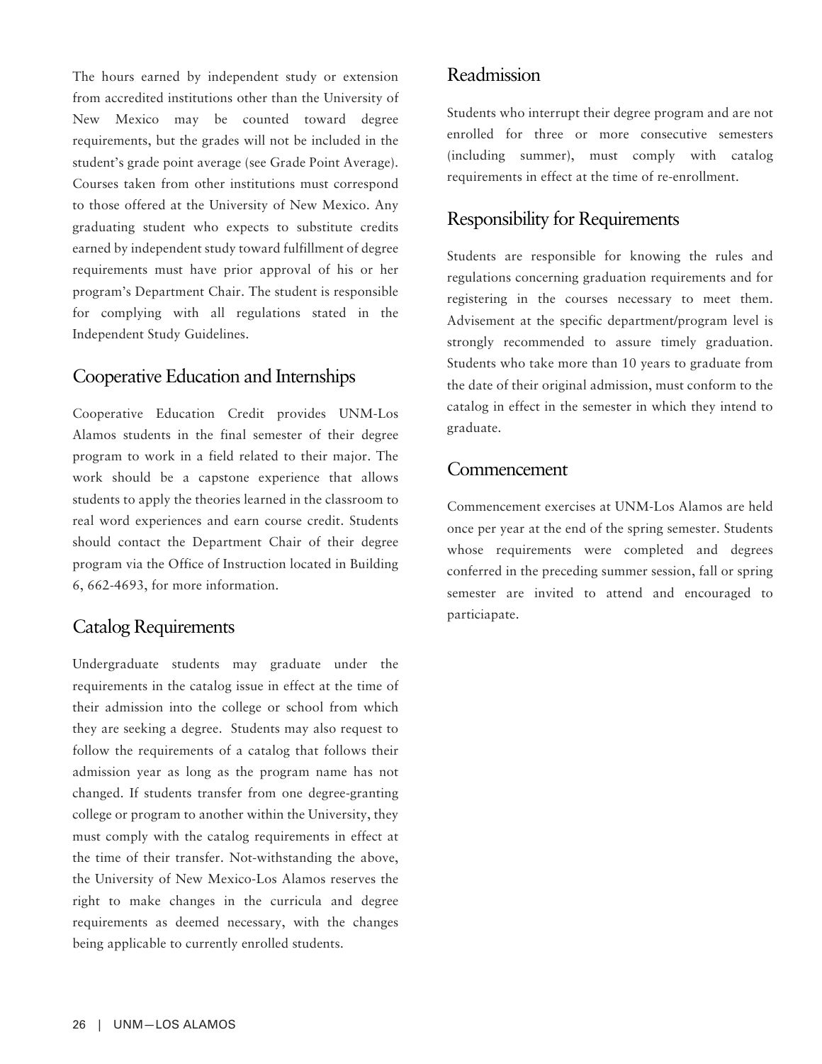The hours earned by independent study or extension from accredited institutions other than the University of New Mexico may be counted toward degree requirements, but the grades will not be included in the student's grade point average (see Grade Point Average). Courses taken from other institutions must correspond to those offered at the University of New Mexico. Any graduating student who expects to substitute credits earned by independent study toward fulfillment of degree requirements must have prior approval of his or her program's Department Chair. The student is responsible for complying with all regulations stated in the Independent Study Guidelines.

## Cooperative Education and Internships

Cooperative Education Credit provides UNM-Los Alamos students in the final semester of their degree program to work in a field related to their major. The work should be a capstone experience that allows students to apply the theories learned in the classroom to real word experiences and earn course credit. Students should contact the Department Chair of their degree program via the Office of Instruction located in Building 6, 662-4693, for more information.

## Catalog Requirements

Undergraduate students may graduate under the requirements in the catalog issue in effect at the time of their admission into the college or school from which they are seeking a degree. Students may also request to follow the requirements of a catalog that follows their admission year as long as the program name has not changed. If students transfer from one degree-granting college or program to another within the University, they must comply with the catalog requirements in effect at the time of their transfer. Not-withstanding the above, the University of New Mexico-Los Alamos reserves the right to make changes in the curricula and degree requirements as deemed necessary, with the changes being applicable to currently enrolled students.

## Readmission

Students who interrupt their degree program and are not enrolled for three or more consecutive semesters (including summer), must comply with catalog requirements in effect at the time of re-enrollment.

## Responsibility for Requirements

Students are responsible for knowing the rules and regulations concerning graduation requirements and for registering in the courses necessary to meet them. Advisement at the specific department/program level is strongly recommended to assure timely graduation. Students who take more than 10 years to graduate from the date of their original admission, must conform to the catalog in effect in the semester in which they intend to graduate.

## Commencement

Commencement exercises at UNM-Los Alamos are held once per year at the end of the spring semester. Students whose requirements were completed and degrees conferred in the preceding summer session, fall or spring semester are invited to attend and encouraged to particiapate.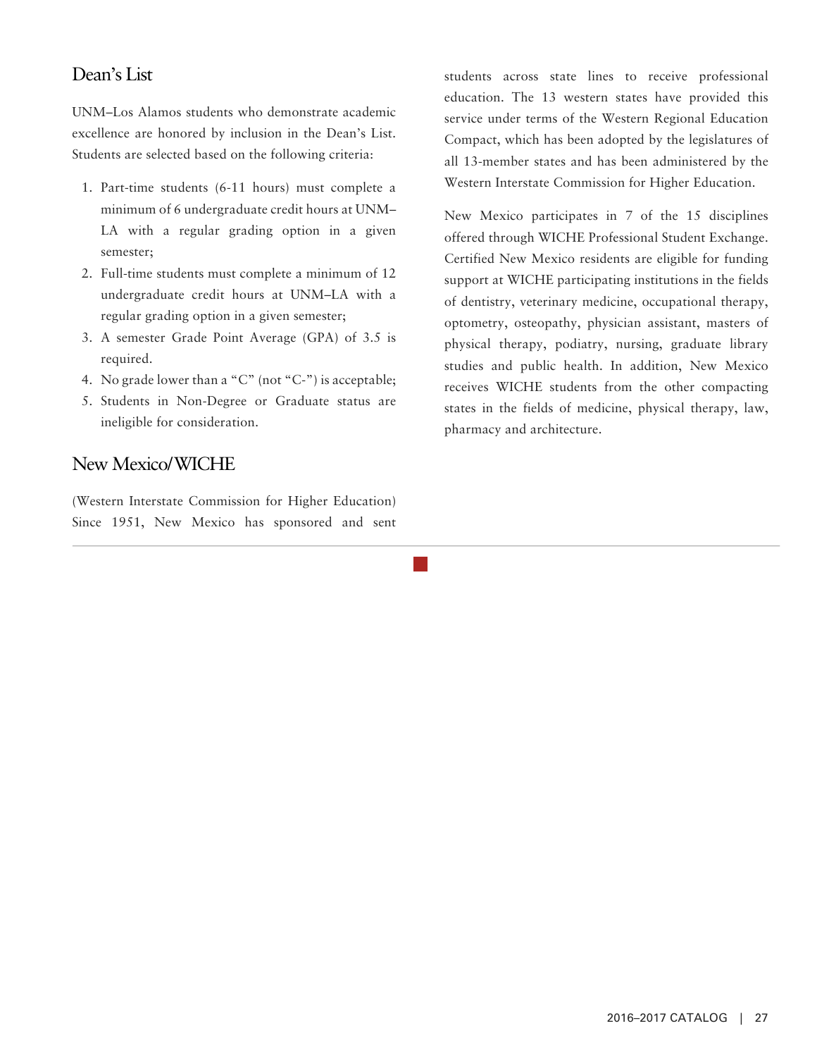## Dean's List

UNM–Los Alamos students who demonstrate academic excellence are honored by inclusion in the Dean's List. Students are selected based on the following criteria:

1. Part-time students (6-11 hours) must complete a minimum of 6 undergraduate credit hours at UNM–LA with a regular grading option in a given semester;
2. Full-time students must complete a minimum of 12 undergraduate credit hours at UNM–LA with a regular grading option in a given semester;
3. A semester Grade Point Average (GPA) of 3.5 is required.
4. No grade lower than a "C" (not "C-") is acceptable;
5. Students in Non-Degree or Graduate status are ineligible for consideration.

## New Mexico/WICHE

(Western Interstate Commission for Higher Education) Since 1951, New Mexico has sponsored and sent students across state lines to receive professional education. The 13 western states have provided this service under terms of the Western Regional Education Compact, which has been adopted by the legislatures of all 13-member states and has been administered by the Western Interstate Commission for Higher Education.

New Mexico participates in 7 of the 15 disciplines offered through WICHE Professional Student Exchange. Certified New Mexico residents are eligible for funding support at WICHE participating institutions in the fields of dentistry, veterinary medicine, occupational therapy, optometry, osteopathy, physician assistant, masters of physical therapy, podiatry, nursing, graduate library studies and public health. In addition, New Mexico receives WICHE students from the other compacting states in the fields of medicine, physical therapy, law, pharmacy and architecture.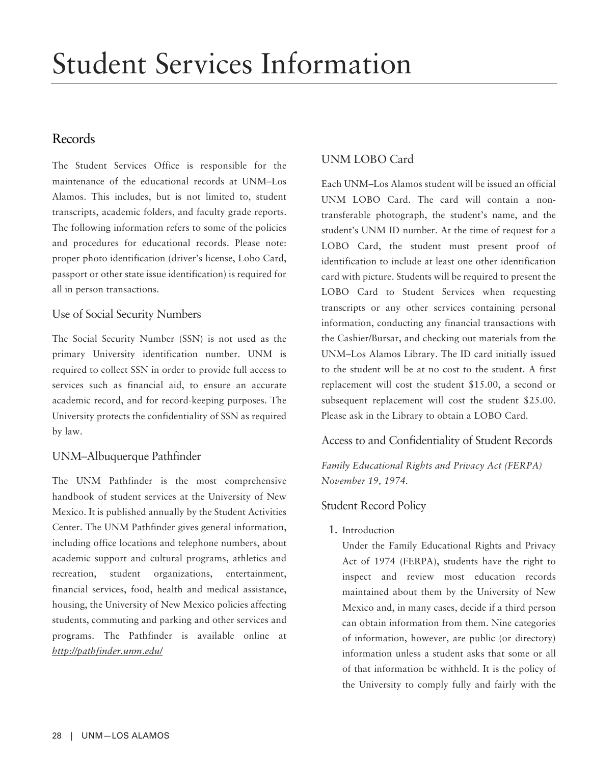# Student Services Information

## Records

The Student Services Office is responsible for the maintenance of the educational records at UNM–Los Alamos. This includes, but is not limited to, student transcripts, academic folders, and faculty grade reports. The following information refers to some of the policies and procedures for educational records. Please note: proper photo identification (driver's license, Lobo Card, passport or other state issue identification) is required for all in person transactions.

### Use of Social Security Numbers

The Social Security Number (SSN) is not used as the primary University identification number. UNM is required to collect SSN in order to provide full access to services such as financial aid, to ensure an accurate academic record, and for record-keeping purposes. The University protects the confidentiality of SSN as required by law.

### UNM–Albuquerque Pathfinder

The UNM Pathfinder is the most comprehensive handbook of student services at the University of New Mexico. It is published annually by the Student Activities Center. The UNM Pathfinder gives general information, including office locations and telephone numbers, about academic support and cultural programs, athletics and recreation, student organizations, entertainment, financial services, food, health and medical assistance, housing, the University of New Mexico policies affecting students, commuting and parking and other services and programs. The Pathfinder is available online at *http://pathfinder.unm.edu/*

### UNM LOBO Card

Each UNM–Los Alamos student will be issued an official UNM LOBO Card. The card will contain a non-transferable photograph, the student's name, and the student's UNM ID number. At the time of request for a LOBO Card, the student must present proof of identification to include at least one other identification card with picture. Students will be required to present the LOBO Card to Student Services when requesting transcripts or any other services containing personal information, conducting any financial transactions with the Cashier/Bursar, and checking out materials from the UNM–Los Alamos Library. The ID card initially issued to the student will be at no cost to the student. A first replacement will cost the student $15.00, a second or subsequent replacement will cost the student $25.00. Please ask in the Library to obtain a LOBO Card.

### Access to and Confidentiality of Student Records

*Family Educational Rights and Privacy Act (FERPA) November 19, 1974.*

### Student Record Policy

1. Introduction

   Under the Family Educational Rights and Privacy Act of 1974 (FERPA), students have the right to inspect and review most education records maintained about them by the University of New Mexico and, in many cases, decide if a third person can obtain information from them. Nine categories of information, however, are public (or directory) information unless a student asks that some or all of that information be withheld. It is the policy of the University to comply fully and fairly with the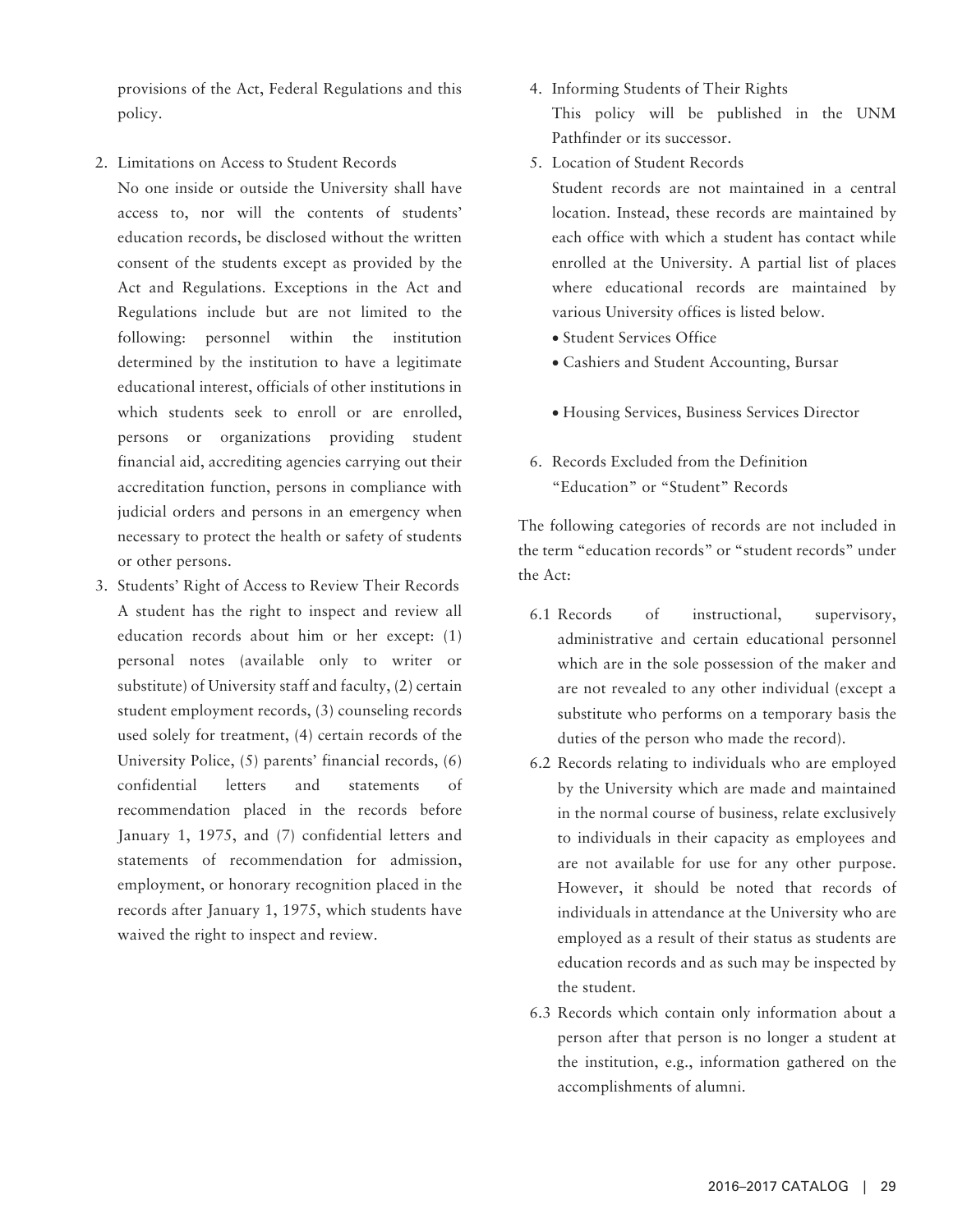provisions of the Act, Federal Regulations and this policy.

2. Limitations on Access to Student Records

   No one inside or outside the University shall have access to, nor will the contents of students' education records, be disclosed without the written consent of the students except as provided by the Act and Regulations. Exceptions in the Act and Regulations include but are not limited to the following: personnel within the institution determined by the institution to have a legitimate educational interest, officials of other institutions in which students seek to enroll or are enrolled, persons or organizations providing student financial aid, accrediting agencies carrying out their accreditation function, persons in compliance with judicial orders and persons in an emergency when necessary to protect the health or safety of students or other persons.

3. Students' Right of Access to Review Their Records

   A student has the right to inspect and review all education records about him or her except: (1) personal notes (available only to writer or substitute) of University staff and faculty, (2) certain student employment records, (3) counseling records used solely for treatment, (4) certain records of the University Police, (5) parents' financial records, (6) confidential letters and statements of recommendation placed in the records before January 1, 1975, and (7) confidential letters and statements of recommendation for admission, employment, or honorary recognition placed in the records after January 1, 1975, which students have waived the right to inspect and review.

4. Informing Students of Their Rights

   This policy will be published in the UNM Pathfinder or its successor.

5. Location of Student Records

   Student records are not maintained in a central location. Instead, these records are maintained by each office with which a student has contact while enrolled at the University. A partial list of places where educational records are maintained by various University offices is listed below.

   - Student Services Office
   - Cashiers and Student Accounting, Bursar
   - Housing Services, Business Services Director

6. Records Excluded from the Definition "Education" or "Student" Records

The following categories of records are not included in the term "education records" or "student records" under the Act:

6.1 Records of instructional, supervisory, administrative and certain educational personnel which are in the sole possession of the maker and are not revealed to any other individual (except a substitute who performs on a temporary basis the duties of the person who made the record).

6.2 Records relating to individuals who are employed by the University which are made and maintained in the normal course of business, relate exclusively to individuals in their capacity as employees and are not available for use for any other purpose. However, it should be noted that records of individuals in attendance at the University who are employed as a result of their status as students are education records and as such may be inspected by the student.

6.3 Records which contain only information about a person after that person is no longer a student at the institution, e.g., information gathered on the accomplishments of alumni.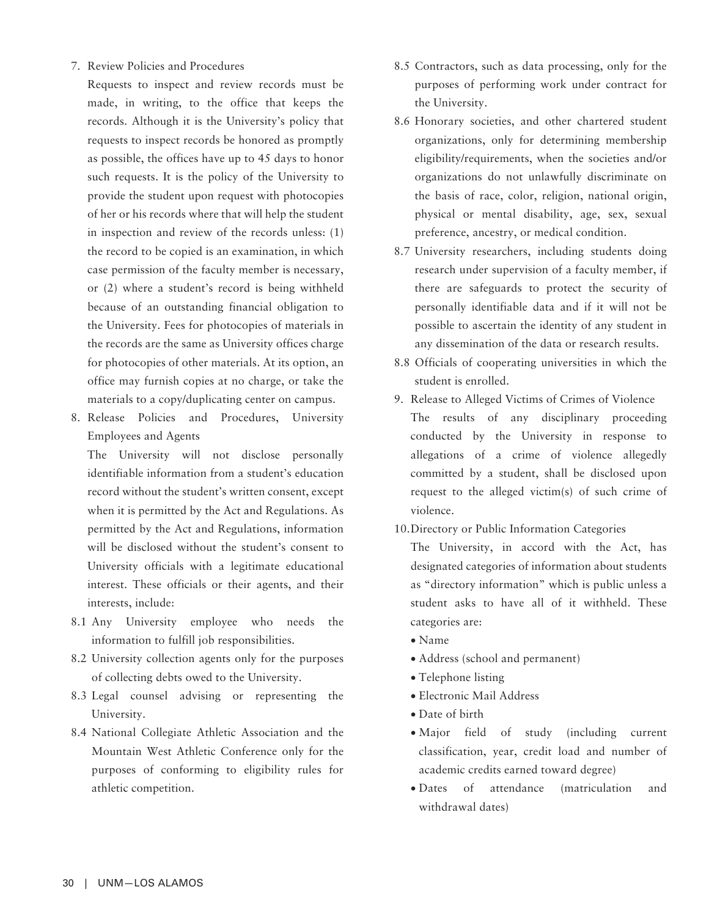7. Review Policies and Procedures

   Requests to inspect and review records must be made, in writing, to the office that keeps the records. Although it is the University's policy that requests to inspect records be honored as promptly as possible, the offices have up to 45 days to honor such requests. It is the policy of the University to provide the student upon request with photocopies of her or his records where that will help the student in inspection and review of the records unless: (1) the record to be copied is an examination, in which case permission of the faculty member is necessary, or (2) where a student's record is being withheld because of an outstanding financial obligation to the University. Fees for photocopies of materials in the records are the same as University offices charge for photocopies of other materials. At its option, an office may furnish copies at no charge, or take the materials to a copy/duplicating center on campus.

8. Release Policies and Procedures, University Employees and Agents

   The University will not disclose personally identifiable information from a student's education record without the student's written consent, except when it is permitted by the Act and Regulations. As permitted by the Act and Regulations, information will be disclosed without the student's consent to University officials with a legitimate educational interest. These officials or their agents, and their interests, include:

   8.1 Any University employee who needs the information to fulfill job responsibilities.

   8.2 University collection agents only for the purposes of collecting debts owed to the University.

   8.3 Legal counsel advising or representing the University.

   8.4 National Collegiate Athletic Association and the Mountain West Athletic Conference only for the purposes of conforming to eligibility rules for athletic competition.

   8.5 Contractors, such as data processing, only for the purposes of performing work under contract for the University.

   8.6 Honorary societies, and other chartered student organizations, only for determining membership eligibility/requirements, when the societies and/or organizations do not unlawfully discriminate on the basis of race, color, religion, national origin, physical or mental disability, age, sex, sexual preference, ancestry, or medical condition.

   8.7 University researchers, including students doing research under supervision of a faculty member, if there are safeguards to protect the security of personally identifiable data and if it will not be possible to ascertain the identity of any student in any dissemination of the data or research results.

   8.8 Officials of cooperating universities in which the student is enrolled.

9. Release to Alleged Victims of Crimes of Violence

   The results of any disciplinary proceeding conducted by the University in response to allegations of a crime of violence allegedly committed by a student, shall be disclosed upon request to the alleged victim(s) of such crime of violence.

10. Directory or Public Information Categories

    The University, in accord with the Act, has designated categories of information about students as "directory information" which is public unless a student asks to have all of it withheld. These categories are:

    - Name
    - Address (school and permanent)
    - Telephone listing
    - Electronic Mail Address
    - Date of birth
    - Major field of study (including current classification, year, credit load and number of academic credits earned toward degree)
    - Dates of attendance (matriculation and withdrawal dates)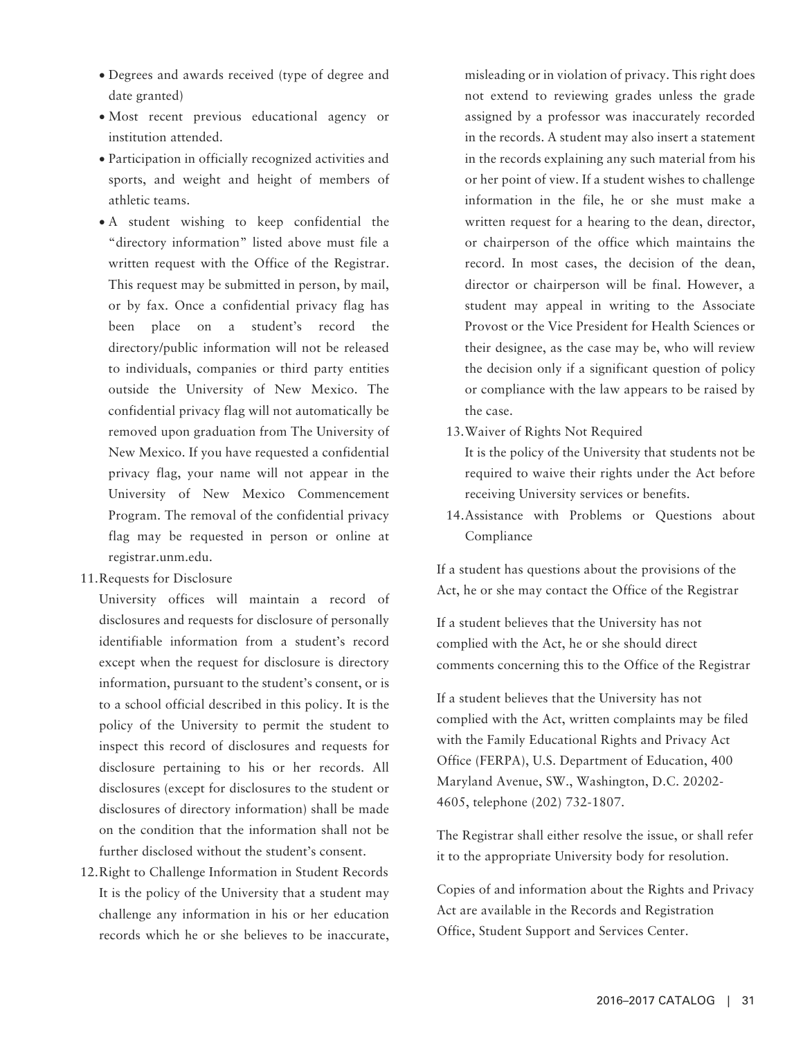- Degrees and awards received (type of degree and date granted)
- Most recent previous educational agency or institution attended.
- Participation in officially recognized activities and sports, and weight and height of members of athletic teams.
- A student wishing to keep confidential the "directory information" listed above must file a written request with the Office of the Registrar. This request may be submitted in person, by mail, or by fax. Once a confidential privacy flag has been place on a student's record the directory/public information will not be released to individuals, companies or third party entities outside the University of New Mexico. The confidential privacy flag will not automatically be removed upon graduation from The University of New Mexico. If you have requested a confidential privacy flag, your name will not appear in the University of New Mexico Commencement Program. The removal of the confidential privacy flag may be requested in person or online at registrar.unm.edu.

11. Requests for Disclosure
    University offices will maintain a record of disclosures and requests for disclosure of personally identifiable information from a student's record except when the request for disclosure is directory information, pursuant to the student's consent, or is to a school official described in this policy. It is the policy of the University to permit the student to inspect this record of disclosures and requests for disclosure pertaining to his or her records. All disclosures (except for disclosures to the student or disclosures of directory information) shall be made on the condition that the information shall not be further disclosed without the student's consent.
12. Right to Challenge Information in Student Records
    It is the policy of the University that a student may challenge any information in his or her education records which he or she believes to be inaccurate, misleading or in violation of privacy. This right does not extend to reviewing grades unless the grade assigned by a professor was inaccurately recorded in the records. A student may also insert a statement in the records explaining any such material from his or her point of view. If a student wishes to challenge information in the file, he or she must make a written request for a hearing to the dean, director, or chairperson of the office which maintains the record. In most cases, the decision of the dean, director or chairperson will be final. However, a student may appeal in writing to the Associate Provost or the Vice President for Health Sciences or their designee, as the case may be, who will review the decision only if a significant question of policy or compliance with the law appears to be raised by the case.
13. Waiver of Rights Not Required
    It is the policy of the University that students not be required to waive their rights under the Act before receiving University services or benefits.
14. Assistance with Problems or Questions about Compliance

If a student has questions about the provisions of the Act, he or she may contact the Office of the Registrar

If a student believes that the University has not complied with the Act, he or she should direct comments concerning this to the Office of the Registrar

If a student believes that the University has not complied with the Act, written complaints may be filed with the Family Educational Rights and Privacy Act Office (FERPA), U.S. Department of Education, 400 Maryland Avenue, SW., Washington, D.C. 20202-4605, telephone (202) 732-1807.

The Registrar shall either resolve the issue, or shall refer it to the appropriate University body for resolution.

Copies of and information about the Rights and Privacy Act are available in the Records and Registration Office, Student Support and Services Center.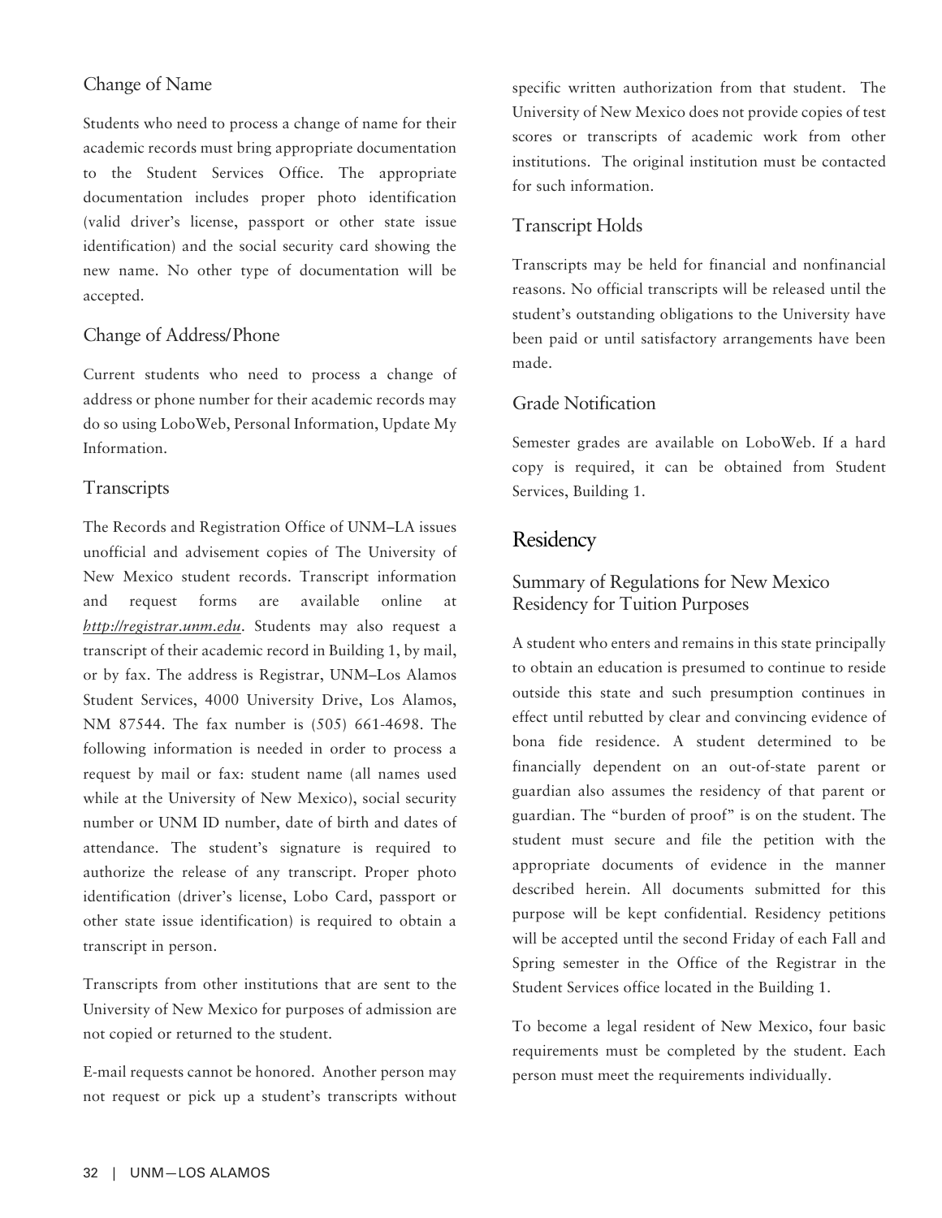### Change of Name

Students who need to process a change of name for their academic records must bring appropriate documentation to the Student Services Office. The appropriate documentation includes proper photo identification (valid driver's license, passport or other state issue identification) and the social security card showing the new name. No other type of documentation will be accepted.

### Change of Address/Phone

Current students who need to process a change of address or phone number for their academic records may do so using LoboWeb, Personal Information, Update My Information.

### Transcripts

The Records and Registration Office of UNM–LA issues unofficial and advisement copies of The University of New Mexico student records. Transcript information and request forms are available online at *http://registrar.unm.edu*. Students may also request a transcript of their academic record in Building 1, by mail, or by fax. The address is Registrar, UNM–Los Alamos Student Services, 4000 University Drive, Los Alamos, NM 87544. The fax number is (505) 661-4698. The following information is needed in order to process a request by mail or fax: student name (all names used while at the University of New Mexico), social security number or UNM ID number, date of birth and dates of attendance. The student's signature is required to authorize the release of any transcript. Proper photo identification (driver's license, Lobo Card, passport or other state issue identification) is required to obtain a transcript in person.

Transcripts from other institutions that are sent to the University of New Mexico for purposes of admission are not copied or returned to the student.

E-mail requests cannot be honored. Another person may not request or pick up a student's transcripts without specific written authorization from that student. The University of New Mexico does not provide copies of test scores or transcripts of academic work from other institutions. The original institution must be contacted for such information.

### Transcript Holds

Transcripts may be held for financial and nonfinancial reasons. No official transcripts will be released until the student's outstanding obligations to the University have been paid or until satisfactory arrangements have been made.

### Grade Notification

Semester grades are available on LoboWeb. If a hard copy is required, it can be obtained from Student Services, Building 1.

## Residency

### Summary of Regulations for New Mexico Residency for Tuition Purposes

A student who enters and remains in this state principally to obtain an education is presumed to continue to reside outside this state and such presumption continues in effect until rebutted by clear and convincing evidence of bona fide residence. A student determined to be financially dependent on an out-of-state parent or guardian also assumes the residency of that parent or guardian. The "burden of proof" is on the student. The student must secure and file the petition with the appropriate documents of evidence in the manner described herein. All documents submitted for this purpose will be kept confidential. Residency petitions will be accepted until the second Friday of each Fall and Spring semester in the Office of the Registrar in the Student Services office located in the Building 1.

To become a legal resident of New Mexico, four basic requirements must be completed by the student. Each person must meet the requirements individually.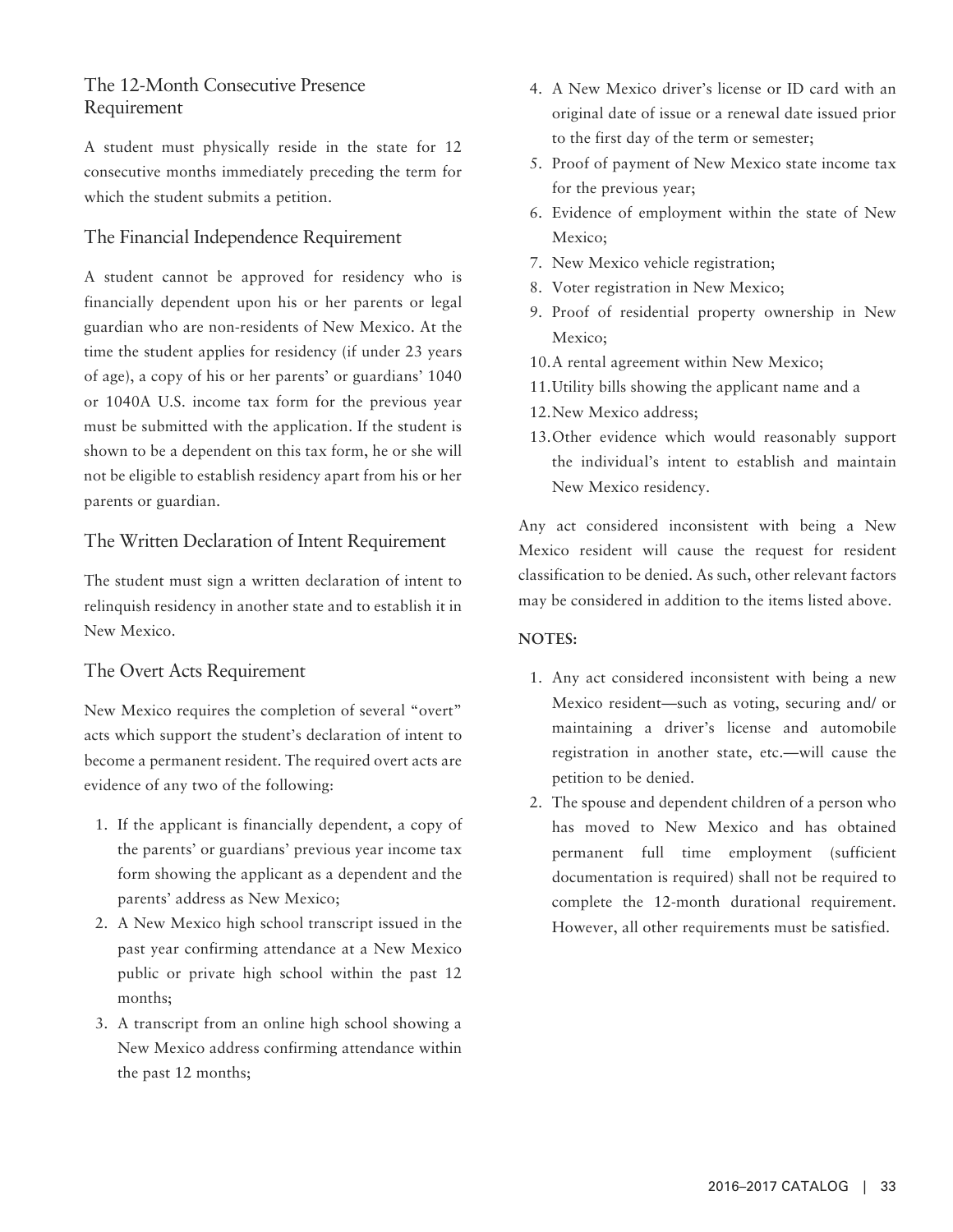## The 12-Month Consecutive Presence Requirement

A student must physically reside in the state for 12 consecutive months immediately preceding the term for which the student submits a petition.

## The Financial Independence Requirement

A student cannot be approved for residency who is financially dependent upon his or her parents or legal guardian who are non-residents of New Mexico. At the time the student applies for residency (if under 23 years of age), a copy of his or her parents' or guardians' 1040 or 1040A U.S. income tax form for the previous year must be submitted with the application. If the student is shown to be a dependent on this tax form, he or she will not be eligible to establish residency apart from his or her parents or guardian.

## The Written Declaration of Intent Requirement

The student must sign a written declaration of intent to relinquish residency in another state and to establish it in New Mexico.

## The Overt Acts Requirement

New Mexico requires the completion of several "overt" acts which support the student's declaration of intent to become a permanent resident. The required overt acts are evidence of any two of the following:

1. If the applicant is financially dependent, a copy of the parents' or guardians' previous year income tax form showing the applicant as a dependent and the parents' address as New Mexico;
2. A New Mexico high school transcript issued in the past year confirming attendance at a New Mexico public or private high school within the past 12 months;
3. A transcript from an online high school showing a New Mexico address confirming attendance within the past 12 months;
4. A New Mexico driver's license or ID card with an original date of issue or a renewal date issued prior to the first day of the term or semester;
5. Proof of payment of New Mexico state income tax for the previous year;
6. Evidence of employment within the state of New Mexico;
7. New Mexico vehicle registration;
8. Voter registration in New Mexico;
9. Proof of residential property ownership in New Mexico;
10. A rental agreement within New Mexico;
11. Utility bills showing the applicant name and a
12. New Mexico address;
13. Other evidence which would reasonably support the individual's intent to establish and maintain New Mexico residency.

Any act considered inconsistent with being a New Mexico resident will cause the request for resident classification to be denied. As such, other relevant factors may be considered in addition to the items listed above.

**NOTES:**

1. Any act considered inconsistent with being a new Mexico resident—such as voting, securing and/ or maintaining a driver's license and automobile registration in another state, etc.—will cause the petition to be denied.
2. The spouse and dependent children of a person who has moved to New Mexico and has obtained permanent full time employment (sufficient documentation is required) shall not be required to complete the 12-month durational requirement. However, all other requirements must be satisfied.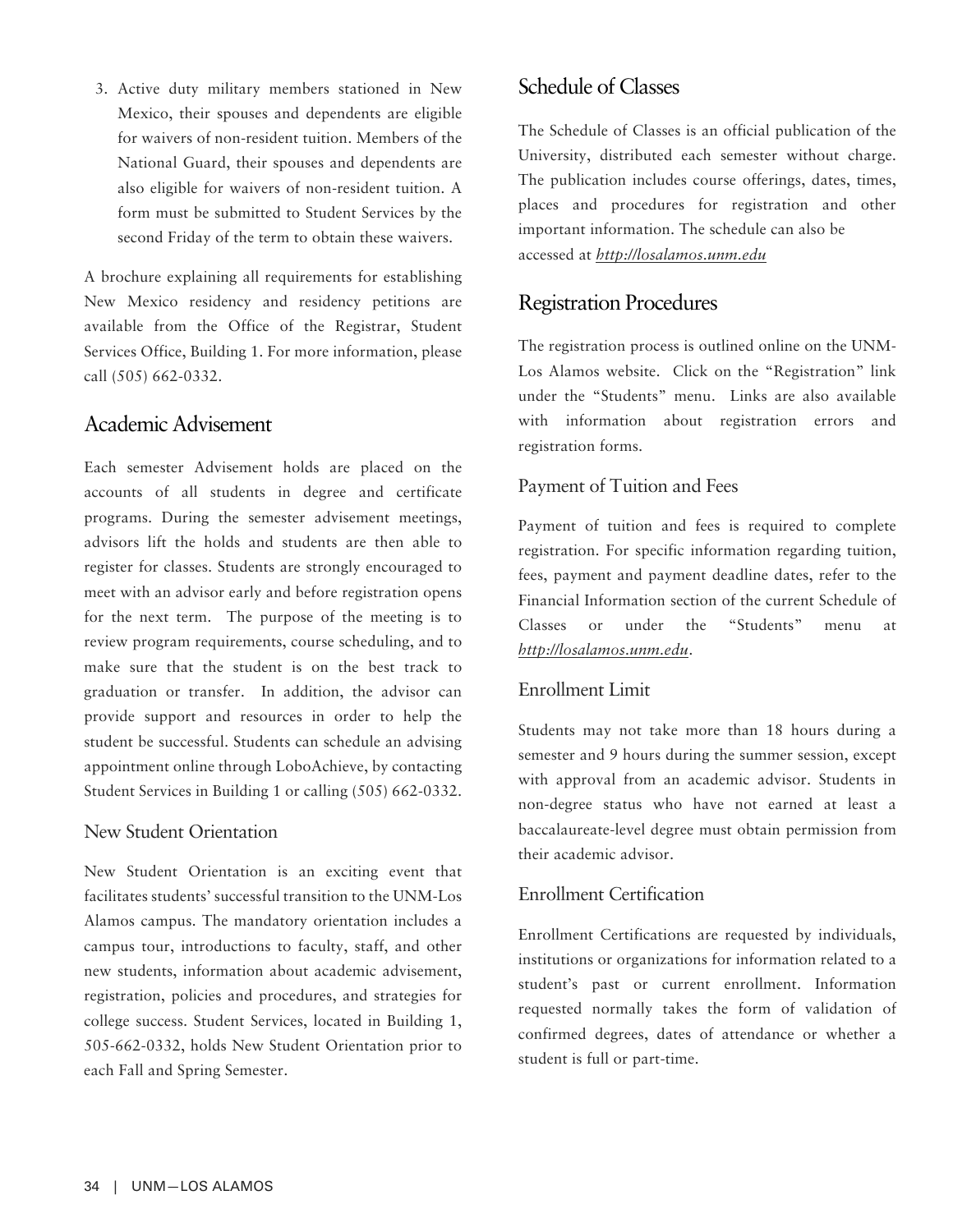3. Active duty military members stationed in New Mexico, their spouses and dependents are eligible for waivers of non-resident tuition. Members of the National Guard, their spouses and dependents are also eligible for waivers of non-resident tuition. A form must be submitted to Student Services by the second Friday of the term to obtain these waivers.

A brochure explaining all requirements for establishing New Mexico residency and residency petitions are available from the Office of the Registrar, Student Services Office, Building 1. For more information, please call (505) 662-0332.

## Academic Advisement

Each semester Advisement holds are placed on the accounts of all students in degree and certificate programs. During the semester advisement meetings, advisors lift the holds and students are then able to register for classes. Students are strongly encouraged to meet with an advisor early and before registration opens for the next term. The purpose of the meeting is to review program requirements, course scheduling, and to make sure that the student is on the best track to graduation or transfer. In addition, the advisor can provide support and resources in order to help the student be successful. Students can schedule an advising appointment online through LoboAchieve, by contacting Student Services in Building 1 or calling (505) 662-0332.

### New Student Orientation

New Student Orientation is an exciting event that facilitates students' successful transition to the UNM-Los Alamos campus. The mandatory orientation includes a campus tour, introductions to faculty, staff, and other new students, information about academic advisement, registration, policies and procedures, and strategies for college success. Student Services, located in Building 1, 505-662-0332, holds New Student Orientation prior to each Fall and Spring Semester.

## Schedule of Classes

The Schedule of Classes is an official publication of the University, distributed each semester without charge. The publication includes course offerings, dates, times, places and procedures for registration and other important information. The schedule can also be accessed at *http://losalamos.unm.edu*

## Registration Procedures

The registration process is outlined online on the UNM-Los Alamos website. Click on the "Registration" link under the "Students" menu. Links are also available with information about registration errors and registration forms.

### Payment of Tuition and Fees

Payment of tuition and fees is required to complete registration. For specific information regarding tuition, fees, payment and payment deadline dates, refer to the Financial Information section of the current Schedule of Classes or under the "Students" menu at *http://losalamos.unm.edu*.

### Enrollment Limit

Students may not take more than 18 hours during a semester and 9 hours during the summer session, except with approval from an academic advisor. Students in non-degree status who have not earned at least a baccalaureate-level degree must obtain permission from their academic advisor.

### Enrollment Certification

Enrollment Certifications are requested by individuals, institutions or organizations for information related to a student's past or current enrollment. Information requested normally takes the form of validation of confirmed degrees, dates of attendance or whether a student is full or part-time.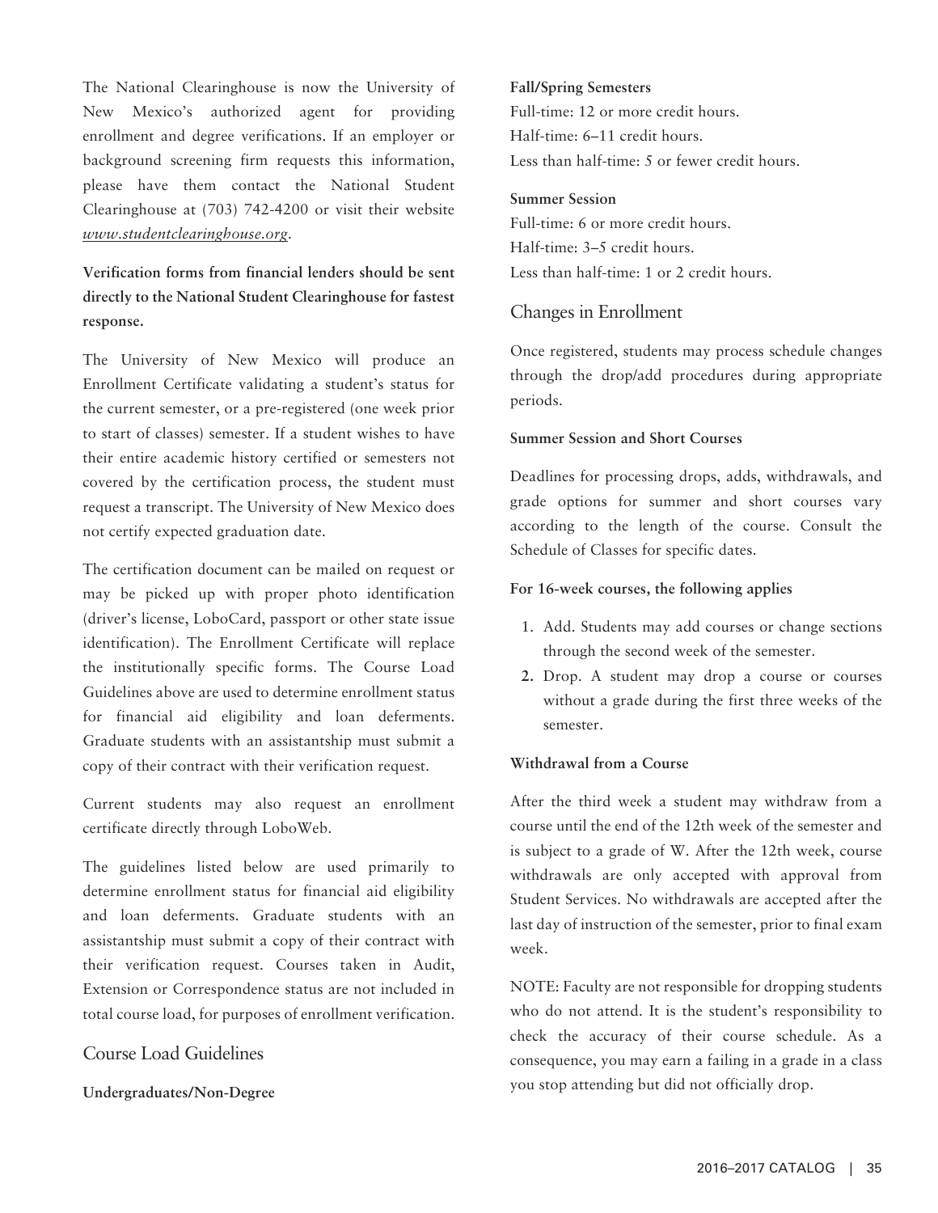The National Clearinghouse is now the University of New Mexico's authorized agent for providing enrollment and degree verifications. If an employer or background screening firm requests this information, please have them contact the National Student Clearinghouse at (703) 742-4200 or visit their website *www.studentclearinghouse.org*.

**Verification forms from financial lenders should be sent directly to the National Student Clearinghouse for fastest response.**

The University of New Mexico will produce an Enrollment Certificate validating a student's status for the current semester, or a pre-registered (one week prior to start of classes) semester. If a student wishes to have their entire academic history certified or semesters not covered by the certification process, the student must request a transcript. The University of New Mexico does not certify expected graduation date.

The certification document can be mailed on request or may be picked up with proper photo identification (driver's license, LoboCard, passport or other state issue identification). The Enrollment Certificate will replace the institutionally specific forms. The Course Load Guidelines above are used to determine enrollment status for financial aid eligibility and loan deferments. Graduate students with an assistantship must submit a copy of their contract with their verification request.

Current students may also request an enrollment certificate directly through LoboWeb.

The guidelines listed below are used primarily to determine enrollment status for financial aid eligibility and loan deferments. Graduate students with an assistantship must submit a copy of their contract with their verification request. Courses taken in Audit, Extension or Correspondence status are not included in total course load, for purposes of enrollment verification.

## Course Load Guidelines

**Undergraduates/Non-Degree**

**Fall/Spring Semesters**

Full-time: 12 or more credit hours.
Half-time: 6–11 credit hours.
Less than half-time: 5 or fewer credit hours.

**Summer Session**

Full-time: 6 or more credit hours.
Half-time: 3–5 credit hours.
Less than half-time: 1 or 2 credit hours.

## Changes in Enrollment

Once registered, students may process schedule changes through the drop/add procedures during appropriate periods.

**Summer Session and Short Courses**

Deadlines for processing drops, adds, withdrawals, and grade options for summer and short courses vary according to the length of the course. Consult the Schedule of Classes for specific dates.

**For 16-week courses, the following applies**

1. Add. Students may add courses or change sections through the second week of the semester.
2. Drop. A student may drop a course or courses without a grade during the first three weeks of the semester.

**Withdrawal from a Course**

After the third week a student may withdraw from a course until the end of the 12th week of the semester and is subject to a grade of W. After the 12th week, course withdrawals are only accepted with approval from Student Services. No withdrawals are accepted after the last day of instruction of the semester, prior to final exam week.

NOTE: Faculty are not responsible for dropping students who do not attend. It is the student's responsibility to check the accuracy of their course schedule. As a consequence, you may earn a failing in a grade in a class you stop attending but did not officially drop.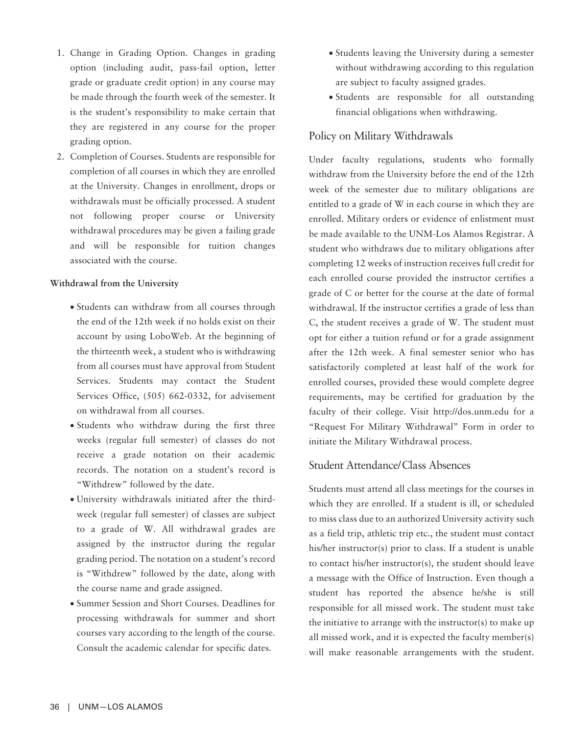1. Change in Grading Option. Changes in grading option (including audit, pass-fail option, letter grade or graduate credit option) in any course may be made through the fourth week of the semester. It is the student's responsibility to make certain that they are registered in any course for the proper grading option.
2. Completion of Courses. Students are responsible for completion of all courses in which they are enrolled at the University. Changes in enrollment, drops or withdrawals must be officially processed. A student not following proper course or University withdrawal procedures may be given a failing grade and will be responsible for tuition changes associated with the course.

**Withdrawal from the University**

- Students can withdraw from all courses through the end of the 12th week if no holds exist on their account by using LoboWeb. At the beginning of the thirteenth week, a student who is withdrawing from all courses must have approval from Student Services. Students may contact the Student Services Office, (505) 662-0332, for advisement on withdrawal from all courses.
- Students who withdraw during the first three weeks (regular full semester) of classes do not receive a grade notation on their academic records. The notation on a student's record is "Withdrew" followed by the date.
- University withdrawals initiated after the third-week (regular full semester) of classes are subject to a grade of W. All withdrawal grades are assigned by the instructor during the regular grading period. The notation on a student's record is "Withdrew" followed by the date, along with the course name and grade assigned.
- Summer Session and Short Courses. Deadlines for processing withdrawals for summer and short courses vary according to the length of the course. Consult the academic calendar for specific dates.
- Students leaving the University during a semester without withdrawing according to this regulation are subject to faculty assigned grades.
- Students are responsible for all outstanding financial obligations when withdrawing.

## Policy on Military Withdrawals

Under faculty regulations, students who formally withdraw from the University before the end of the 12th week of the semester due to military obligations are entitled to a grade of W in each course in which they are enrolled. Military orders or evidence of enlistment must be made available to the UNM-Los Alamos Registrar. A student who withdraws due to military obligations after completing 12 weeks of instruction receives full credit for each enrolled course provided the instructor certifies a grade of C or better for the course at the date of formal withdrawal. If the instructor certifies a grade of less than C, the student receives a grade of W. The student must opt for either a tuition refund or for a grade assignment after the 12th week. A final semester senior who has satisfactorily completed at least half of the work for enrolled courses, provided these would complete degree requirements, may be certified for graduation by the faculty of their college. Visit http://dos.unm.edu for a "Request For Military Withdrawal" Form in order to initiate the Military Withdrawal process.

## Student Attendance/Class Absences

Students must attend all class meetings for the courses in which they are enrolled. If a student is ill, or scheduled to miss class due to an authorized University activity such as a field trip, athletic trip etc., the student must contact his/her instructor(s) prior to class. If a student is unable to contact his/her instructor(s), the student should leave a message with the Office of Instruction. Even though a student has reported the absence he/she is still responsible for all missed work. The student must take the initiative to arrange with the instructor(s) to make up all missed work, and it is expected the faculty member(s) will make reasonable arrangements with the student.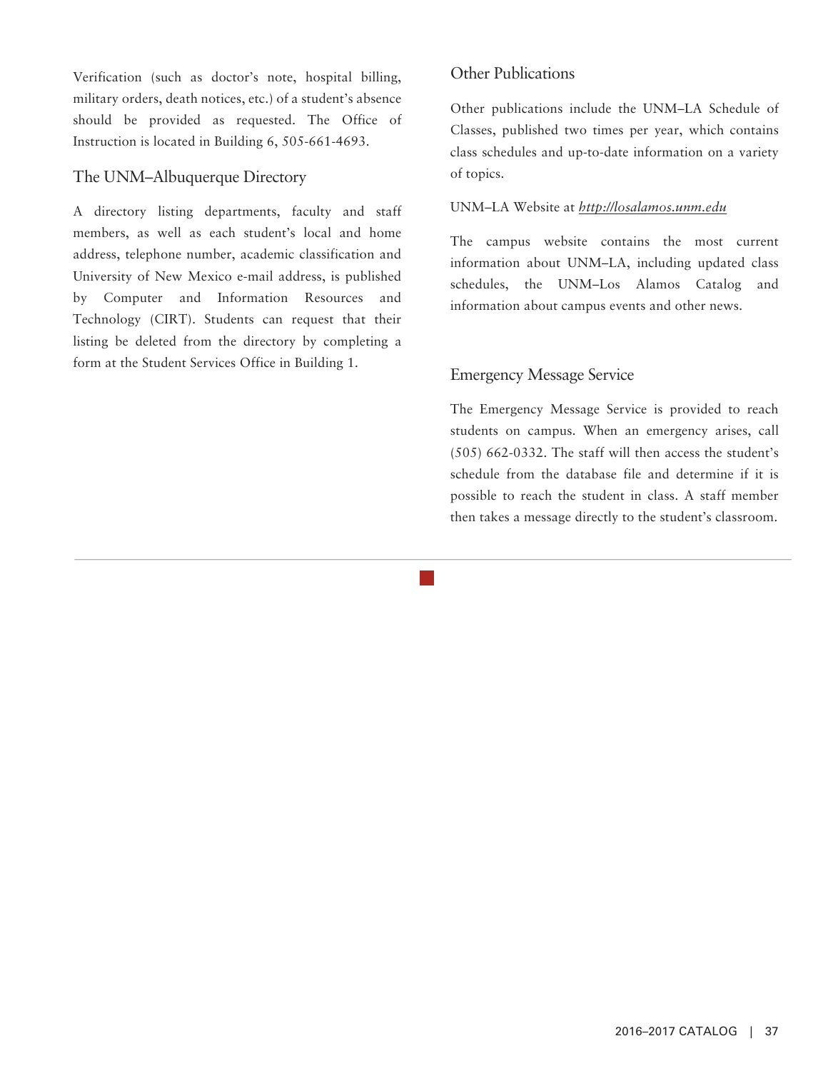Verification (such as doctor's note, hospital billing, military orders, death notices, etc.) of a student's absence should be provided as requested. The Office of Instruction is located in Building 6, 505-661-4693.

## The UNM–Albuquerque Directory

A directory listing departments, faculty and staff members, as well as each student's local and home address, telephone number, academic classification and University of New Mexico e-mail address, is published by Computer and Information Resources and Technology (CIRT). Students can request that their listing be deleted from the directory by completing a form at the Student Services Office in Building 1.

## Other Publications

Other publications include the UNM–LA Schedule of Classes, published two times per year, which contains class schedules and up-to-date information on a variety of topics.

UNM–LA Website at *http://losalamos.unm.edu*

The campus website contains the most current information about UNM–LA, including updated class schedules, the UNM–Los Alamos Catalog and information about campus events and other news.

## Emergency Message Service

The Emergency Message Service is provided to reach students on campus. When an emergency arises, call (505) 662-0332. The staff will then access the student's schedule from the database file and determine if it is possible to reach the student in class. A staff member then takes a message directly to the student's classroom.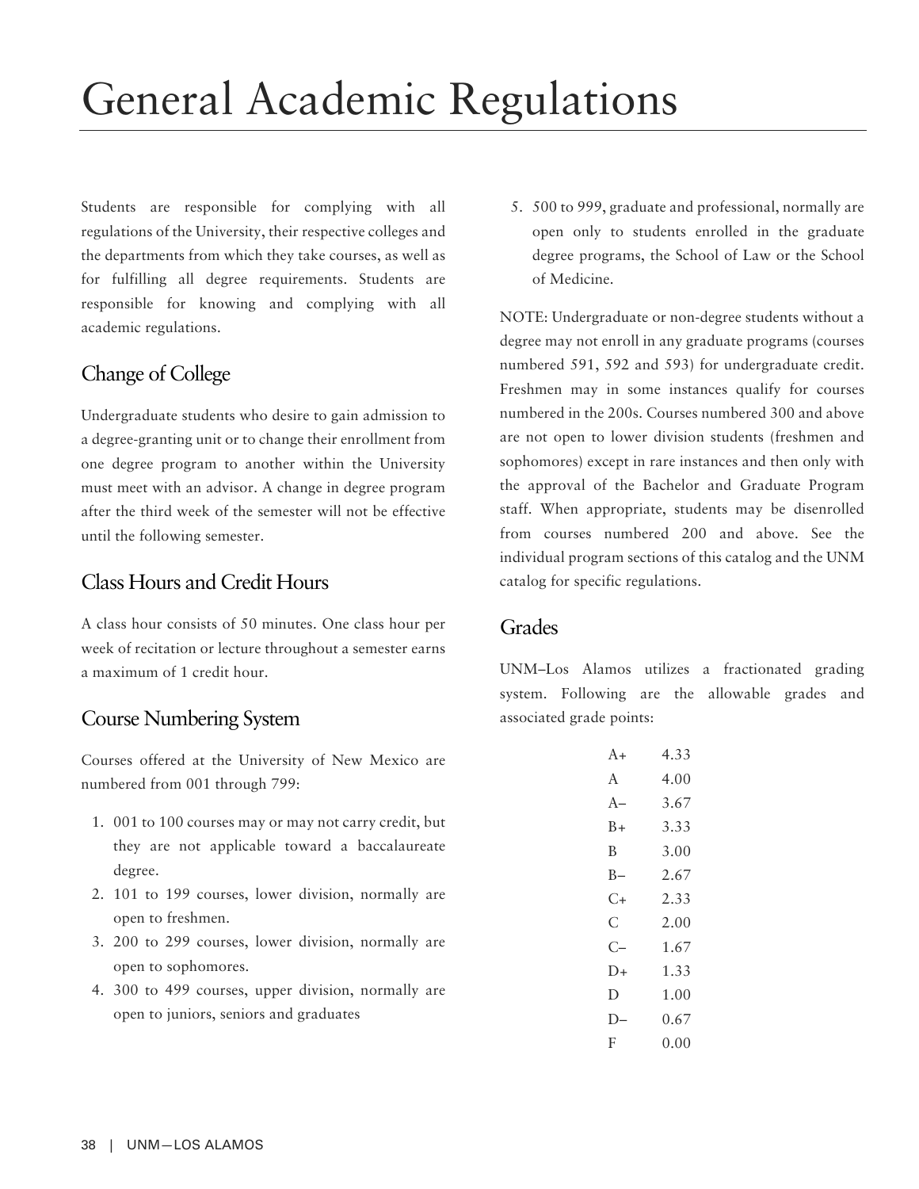# General Academic Regulations

Students are responsible for complying with all regulations of the University, their respective colleges and the departments from which they take courses, as well as for fulfilling all degree requirements. Students are responsible for knowing and complying with all academic regulations.

## Change of College

Undergraduate students who desire to gain admission to a degree-granting unit or to change their enrollment from one degree program to another within the University must meet with an advisor. A change in degree program after the third week of the semester will not be effective until the following semester.

## Class Hours and Credit Hours

A class hour consists of 50 minutes. One class hour per week of recitation or lecture throughout a semester earns a maximum of 1 credit hour.

## Course Numbering System

Courses offered at the University of New Mexico are numbered from 001 through 799:

1. 001 to 100 courses may or may not carry credit, but they are not applicable toward a baccalaureate degree.
2. 101 to 199 courses, lower division, normally are open to freshmen.
3. 200 to 299 courses, lower division, normally are open to sophomores.
4. 300 to 499 courses, upper division, normally are open to juniors, seniors and graduates
5. 500 to 999, graduate and professional, normally are open only to students enrolled in the graduate degree programs, the School of Law or the School of Medicine.

NOTE: Undergraduate or non-degree students without a degree may not enroll in any graduate programs (courses numbered 591, 592 and 593) for undergraduate credit. Freshmen may in some instances qualify for courses numbered in the 200s. Courses numbered 300 and above are not open to lower division students (freshmen and sophomores) except in rare instances and then only with the approval of the Bachelor and Graduate Program staff. When appropriate, students may be disenrolled from courses numbered 200 and above. See the individual program sections of this catalog and the UNM catalog for specific regulations.

## Grades

UNM–Los Alamos utilizes a fractionated grading system. Following are the allowable grades and associated grade points:

| Grade | Points |
|---|---|
| A+ | 4.33 |
| A | 4.00 |
| A– | 3.67 |
| B+ | 3.33 |
| B | 3.00 |
| B– | 2.67 |
| C+ | 2.33 |
| C | 2.00 |
| C– | 1.67 |
| D+ | 1.33 |
| D | 1.00 |
| D– | 0.67 |
| F | 0.00 |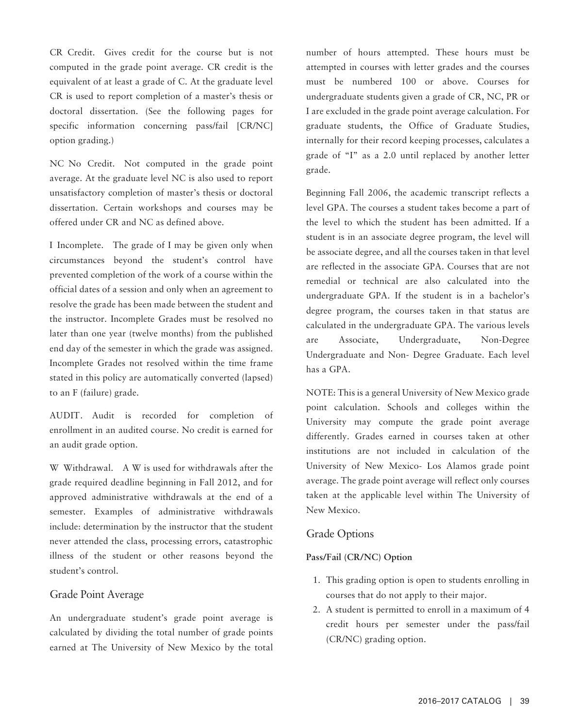CR Credit. Gives credit for the course but is not computed in the grade point average. CR credit is the equivalent of at least a grade of C. At the graduate level CR is used to report completion of a master's thesis or doctoral dissertation. (See the following pages for specific information concerning pass/fail [CR/NC] option grading.)

NC No Credit. Not computed in the grade point average. At the graduate level NC is also used to report unsatisfactory completion of master's thesis or doctoral dissertation. Certain workshops and courses may be offered under CR and NC as defined above.

I Incomplete. The grade of I may be given only when circumstances beyond the student's control have prevented completion of the work of a course within the official dates of a session and only when an agreement to resolve the grade has been made between the student and the instructor. Incomplete Grades must be resolved no later than one year (twelve months) from the published end day of the semester in which the grade was assigned. Incomplete Grades not resolved within the time frame stated in this policy are automatically converted (lapsed) to an F (failure) grade.

AUDIT. Audit is recorded for completion of enrollment in an audited course. No credit is earned for an audit grade option.

W Withdrawal. A W is used for withdrawals after the grade required deadline beginning in Fall 2012, and for approved administrative withdrawals at the end of a semester. Examples of administrative withdrawals include: determination by the instructor that the student never attended the class, processing errors, catastrophic illness of the student or other reasons beyond the student's control.

## Grade Point Average

An undergraduate student's grade point average is calculated by dividing the total number of grade points earned at The University of New Mexico by the total number of hours attempted. These hours must be attempted in courses with letter grades and the courses must be numbered 100 or above. Courses for undergraduate students given a grade of CR, NC, PR or I are excluded in the grade point average calculation. For graduate students, the Office of Graduate Studies, internally for their record keeping processes, calculates a grade of "I" as a 2.0 until replaced by another letter grade.

Beginning Fall 2006, the academic transcript reflects a level GPA. The courses a student takes become a part of the level to which the student has been admitted. If a student is in an associate degree program, the level will be associate degree, and all the courses taken in that level are reflected in the associate GPA. Courses that are not remedial or technical are also calculated into the undergraduate GPA. If the student is in a bachelor's degree program, the courses taken in that status are calculated in the undergraduate GPA. The various levels are Associate, Undergraduate, Non-Degree Undergraduate and Non- Degree Graduate. Each level has a GPA.

NOTE: This is a general University of New Mexico grade point calculation. Schools and colleges within the University may compute the grade point average differently. Grades earned in courses taken at other institutions are not included in calculation of the University of New Mexico- Los Alamos grade point average. The grade point average will reflect only courses taken at the applicable level within The University of New Mexico.

## Grade Options

### Pass/Fail (CR/NC) Option

1. This grading option is open to students enrolling in courses that do not apply to their major.
2. A student is permitted to enroll in a maximum of 4 credit hours per semester under the pass/fail (CR/NC) grading option.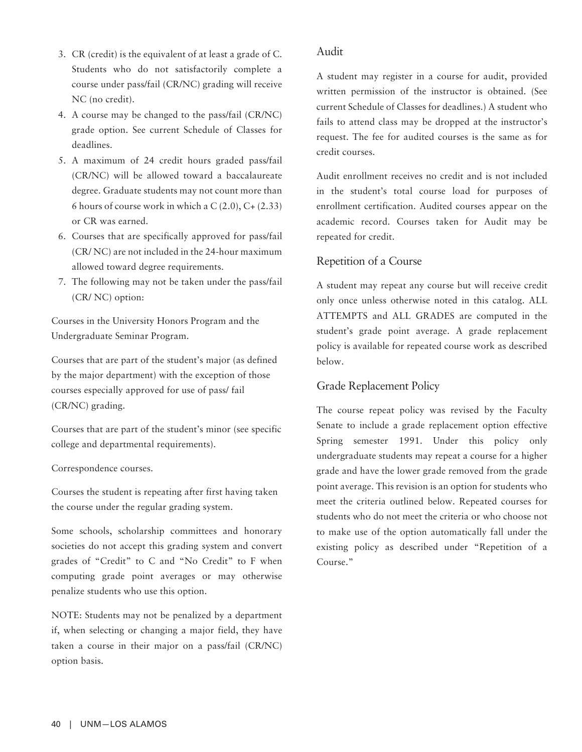3. CR (credit) is the equivalent of at least a grade of C. Students who do not satisfactorily complete a course under pass/fail (CR/NC) grading will receive NC (no credit).
4. A course may be changed to the pass/fail (CR/NC) grade option. See current Schedule of Classes for deadlines.
5. A maximum of 24 credit hours graded pass/fail (CR/NC) will be allowed toward a baccalaureate degree. Graduate students may not count more than 6 hours of course work in which a C (2.0), C+ (2.33) or CR was earned.
6. Courses that are specifically approved for pass/fail (CR/ NC) are not included in the 24-hour maximum allowed toward degree requirements.
7. The following may not be taken under the pass/fail (CR/ NC) option:

Courses in the University Honors Program and the Undergraduate Seminar Program.

Courses that are part of the student's major (as defined by the major department) with the exception of those courses especially approved for use of pass/ fail (CR/NC) grading.

Courses that are part of the student's minor (see specific college and departmental requirements).

Correspondence courses.

Courses the student is repeating after first having taken the course under the regular grading system.

Some schools, scholarship committees and honorary societies do not accept this grading system and convert grades of "Credit" to C and "No Credit" to F when computing grade point averages or may otherwise penalize students who use this option.

NOTE: Students may not be penalized by a department if, when selecting or changing a major field, they have taken a course in their major on a pass/fail (CR/NC) option basis.

## Audit

A student may register in a course for audit, provided written permission of the instructor is obtained. (See current Schedule of Classes for deadlines.) A student who fails to attend class may be dropped at the instructor's request. The fee for audited courses is the same as for credit courses.

Audit enrollment receives no credit and is not included in the student's total course load for purposes of enrollment certification. Audited courses appear on the academic record. Courses taken for Audit may be repeated for credit.

## Repetition of a Course

A student may repeat any course but will receive credit only once unless otherwise noted in this catalog. ALL ATTEMPTS and ALL GRADES are computed in the student's grade point average. A grade replacement policy is available for repeated course work as described below.

## Grade Replacement Policy

The course repeat policy was revised by the Faculty Senate to include a grade replacement option effective Spring semester 1991. Under this policy only undergraduate students may repeat a course for a higher grade and have the lower grade removed from the grade point average. This revision is an option for students who meet the criteria outlined below. Repeated courses for students who do not meet the criteria or who choose not to make use of the option automatically fall under the existing policy as described under "Repetition of a Course."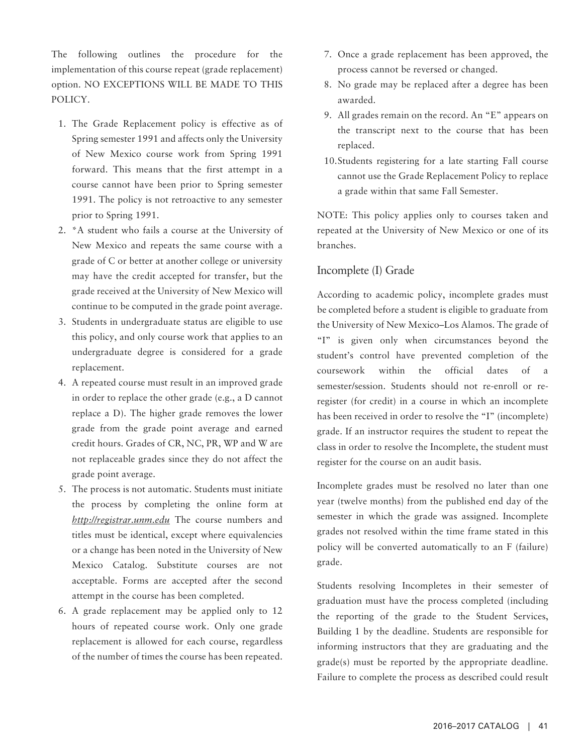The following outlines the procedure for the implementation of this course repeat (grade replacement) option. NO EXCEPTIONS WILL BE MADE TO THIS POLICY.

1. The Grade Replacement policy is effective as of Spring semester 1991 and affects only the University of New Mexico course work from Spring 1991 forward. This means that the first attempt in a course cannot have been prior to Spring semester 1991. The policy is not retroactive to any semester prior to Spring 1991.
2. *A student who fails a course at the University of New Mexico and repeats the same course with a grade of C or better at another college or university may have the credit accepted for transfer, but the grade received at the University of New Mexico will continue to be computed in the grade point average.
3. Students in undergraduate status are eligible to use this policy, and only course work that applies to an undergraduate degree is considered for a grade replacement.
4. A repeated course must result in an improved grade in order to replace the other grade (e.g., a D cannot replace a D). The higher grade removes the lower grade from the grade point average and earned credit hours. Grades of CR, NC, PR, WP and W are not replaceable grades since they do not affect the grade point average.
5. The process is not automatic. Students must initiate the process by completing the online form at *http://registrar.unm.edu* The course numbers and titles must be identical, except where equivalencies or a change has been noted in the University of New Mexico Catalog. Substitute courses are not acceptable. Forms are accepted after the second attempt in the course has been completed.
6. A grade replacement may be applied only to 12 hours of repeated course work. Only one grade replacement is allowed for each course, regardless of the number of times the course has been repeated.
7. Once a grade replacement has been approved, the process cannot be reversed or changed.
8. No grade may be replaced after a degree has been awarded.
9. All grades remain on the record. An "E" appears on the transcript next to the course that has been replaced.
10. Students registering for a late starting Fall course cannot use the Grade Replacement Policy to replace a grade within that same Fall Semester.

NOTE: This policy applies only to courses taken and repeated at the University of New Mexico or one of its branches.

## Incomplete (I) Grade

According to academic policy, incomplete grades must be completed before a student is eligible to graduate from the University of New Mexico–Los Alamos. The grade of "I" is given only when circumstances beyond the student's control have prevented completion of the coursework within the official dates of a semester/session. Students should not re-enroll or re-register (for credit) in a course in which an incomplete has been received in order to resolve the "I" (incomplete) grade. If an instructor requires the student to repeat the class in order to resolve the Incomplete, the student must register for the course on an audit basis.

Incomplete grades must be resolved no later than one year (twelve months) from the published end day of the semester in which the grade was assigned. Incomplete grades not resolved within the time frame stated in this policy will be converted automatically to an F (failure) grade.

Students resolving Incompletes in their semester of graduation must have the process completed (including the reporting of the grade to the Student Services, Building 1 by the deadline. Students are responsible for informing instructors that they are graduating and the grade(s) must be reported by the appropriate deadline. Failure to complete the process as described could result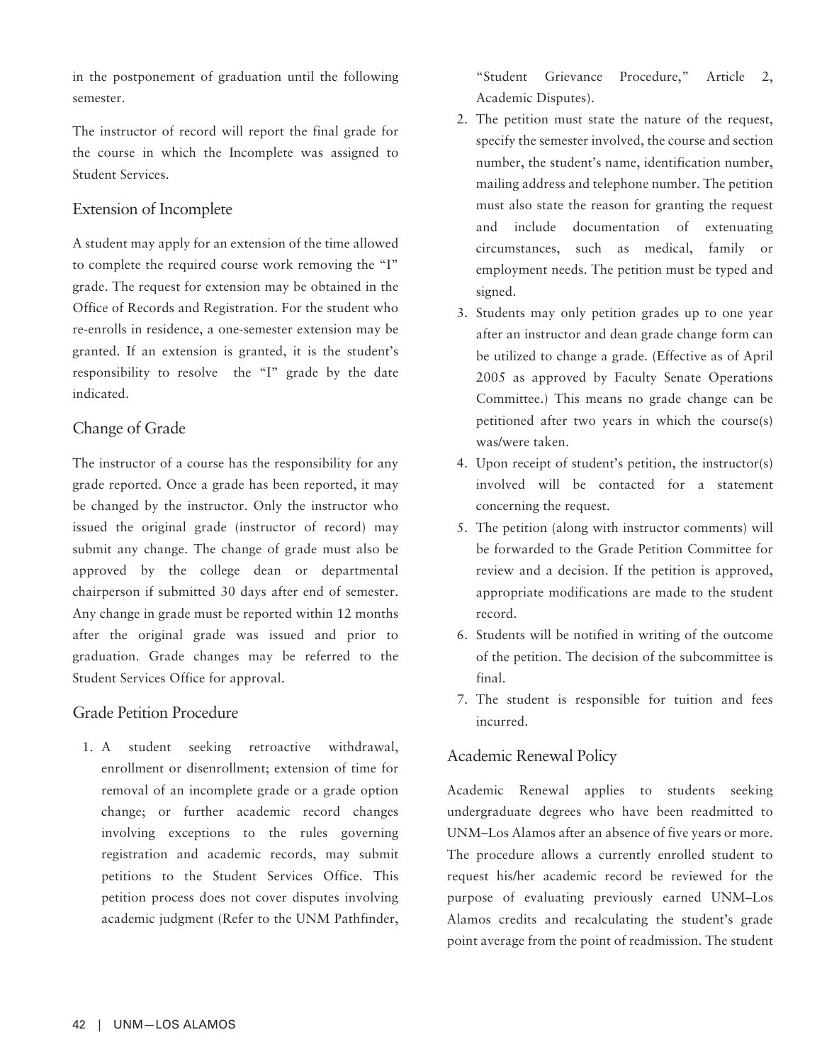in the postponement of graduation until the following semester.

The instructor of record will report the final grade for the course in which the Incomplete was assigned to Student Services.

## Extension of Incomplete

A student may apply for an extension of the time allowed to complete the required course work removing the "I" grade. The request for extension may be obtained in the Office of Records and Registration. For the student who re-enrolls in residence, a one-semester extension may be granted. If an extension is granted, it is the student's responsibility to resolve the "I" grade by the date indicated.

## Change of Grade

The instructor of a course has the responsibility for any grade reported. Once a grade has been reported, it may be changed by the instructor. Only the instructor who issued the original grade (instructor of record) may submit any change. The change of grade must also be approved by the college dean or departmental chairperson if submitted 30 days after end of semester. Any change in grade must be reported within 12 months after the original grade was issued and prior to graduation. Grade changes may be referred to the Student Services Office for approval.

## Grade Petition Procedure

1. A student seeking retroactive withdrawal, enrollment or disenrollment; extension of time for removal of an incomplete grade or a grade option change; or further academic record changes involving exceptions to the rules governing registration and academic records, may submit petitions to the Student Services Office. This petition process does not cover disputes involving academic judgment (Refer to the UNM Pathfinder, "Student Grievance Procedure," Article 2, Academic Disputes).
2. The petition must state the nature of the request, specify the semester involved, the course and section number, the student's name, identification number, mailing address and telephone number. The petition must also state the reason for granting the request and include documentation of extenuating circumstances, such as medical, family or employment needs. The petition must be typed and signed.
3. Students may only petition grades up to one year after an instructor and dean grade change form can be utilized to change a grade. (Effective as of April 2005 as approved by Faculty Senate Operations Committee.) This means no grade change can be petitioned after two years in which the course(s) was/were taken.
4. Upon receipt of student's petition, the instructor(s) involved will be contacted for a statement concerning the request.
5. The petition (along with instructor comments) will be forwarded to the Grade Petition Committee for review and a decision. If the petition is approved, appropriate modifications are made to the student record.
6. Students will be notified in writing of the outcome of the petition. The decision of the subcommittee is final.
7. The student is responsible for tuition and fees incurred.

## Academic Renewal Policy

Academic Renewal applies to students seeking undergraduate degrees who have been readmitted to UNM–Los Alamos after an absence of five years or more. The procedure allows a currently enrolled student to request his/her academic record be reviewed for the purpose of evaluating previously earned UNM–Los Alamos credits and recalculating the student's grade point average from the point of readmission. The student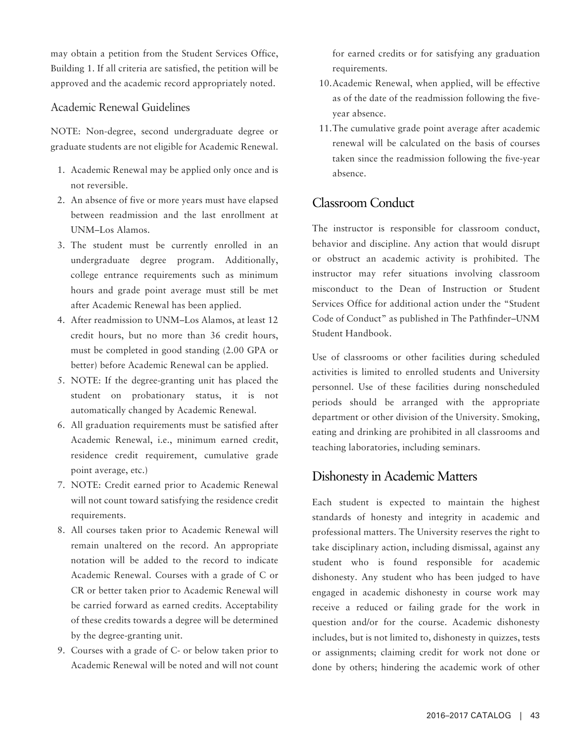may obtain a petition from the Student Services Office, Building 1. If all criteria are satisfied, the petition will be approved and the academic record appropriately noted.

### Academic Renewal Guidelines

NOTE: Non-degree, second undergraduate degree or graduate students are not eligible for Academic Renewal.

1. Academic Renewal may be applied only once and is not reversible.
2. An absence of five or more years must have elapsed between readmission and the last enrollment at UNM–Los Alamos.
3. The student must be currently enrolled in an undergraduate degree program. Additionally, college entrance requirements such as minimum hours and grade point average must still be met after Academic Renewal has been applied.
4. After readmission to UNM–Los Alamos, at least 12 credit hours, but no more than 36 credit hours, must be completed in good standing (2.00 GPA or better) before Academic Renewal can be applied.
5. NOTE: If the degree-granting unit has placed the student on probationary status, it is not automatically changed by Academic Renewal.
6. All graduation requirements must be satisfied after Academic Renewal, i.e., minimum earned credit, residence credit requirement, cumulative grade point average, etc.)
7. NOTE: Credit earned prior to Academic Renewal will not count toward satisfying the residence credit requirements.
8. All courses taken prior to Academic Renewal will remain unaltered on the record. An appropriate notation will be added to the record to indicate Academic Renewal. Courses with a grade of C or CR or better taken prior to Academic Renewal will be carried forward as earned credits. Acceptability of these credits towards a degree will be determined by the degree-granting unit.
9. Courses with a grade of C- or below taken prior to Academic Renewal will be noted and will not count for earned credits or for satisfying any graduation requirements.
10. Academic Renewal, when applied, will be effective as of the date of the readmission following the five-year absence.
11. The cumulative grade point average after academic renewal will be calculated on the basis of courses taken since the readmission following the five-year absence.

## Classroom Conduct

The instructor is responsible for classroom conduct, behavior and discipline. Any action that would disrupt or obstruct an academic activity is prohibited. The instructor may refer situations involving classroom misconduct to the Dean of Instruction or Student Services Office for additional action under the "Student Code of Conduct" as published in The Pathfinder–UNM Student Handbook.

Use of classrooms or other facilities during scheduled activities is limited to enrolled students and University personnel. Use of these facilities during nonscheduled periods should be arranged with the appropriate department or other division of the University. Smoking, eating and drinking are prohibited in all classrooms and teaching laboratories, including seminars.

## Dishonesty in Academic Matters

Each student is expected to maintain the highest standards of honesty and integrity in academic and professional matters. The University reserves the right to take disciplinary action, including dismissal, against any student who is found responsible for academic dishonesty. Any student who has been judged to have engaged in academic dishonesty in course work may receive a reduced or failing grade for the work in question and/or for the course. Academic dishonesty includes, but is not limited to, dishonesty in quizzes, tests or assignments; claiming credit for work not done or done by others; hindering the academic work of other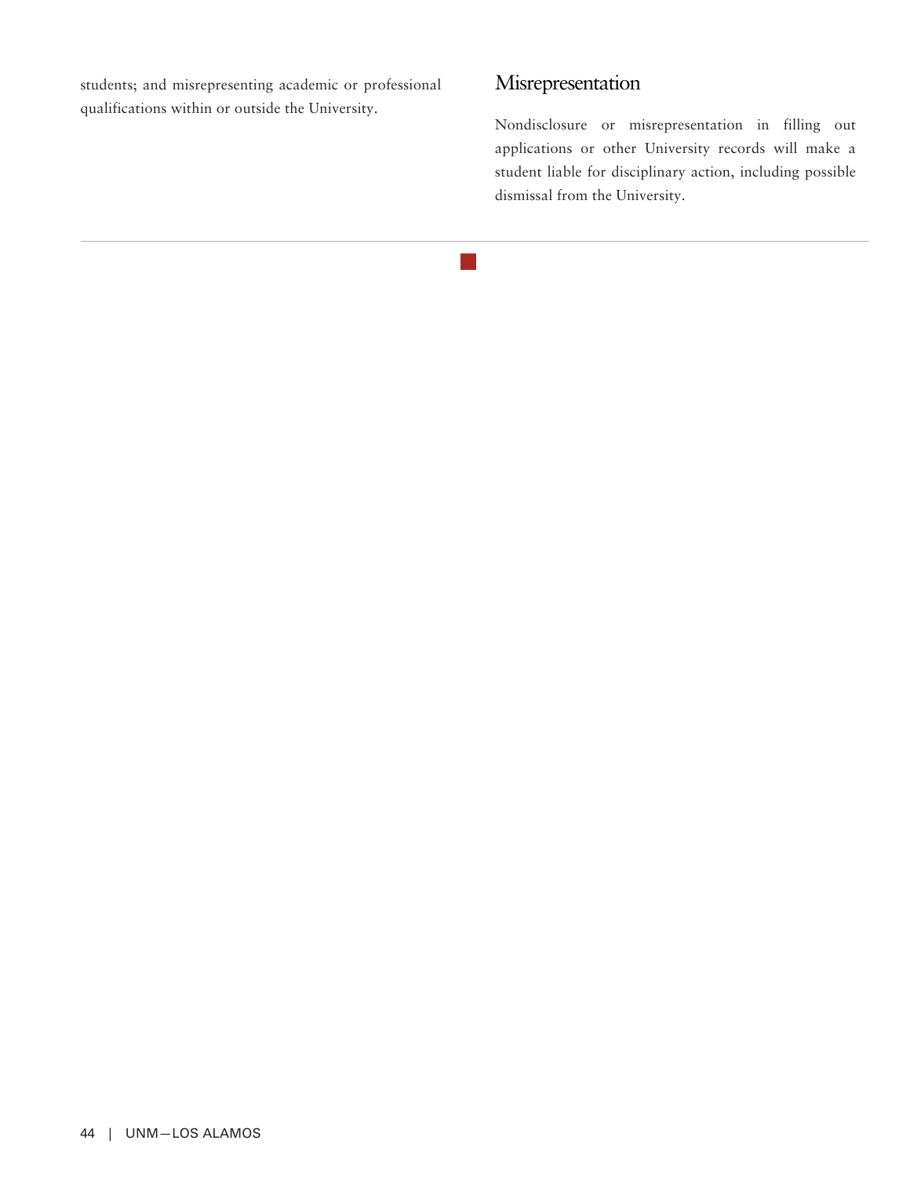students; and misrepresenting academic or professional qualifications within or outside the University.

## Misrepresentation

Nondisclosure or misrepresentation in filling out applications or other University records will make a student liable for disciplinary action, including possible dismissal from the University.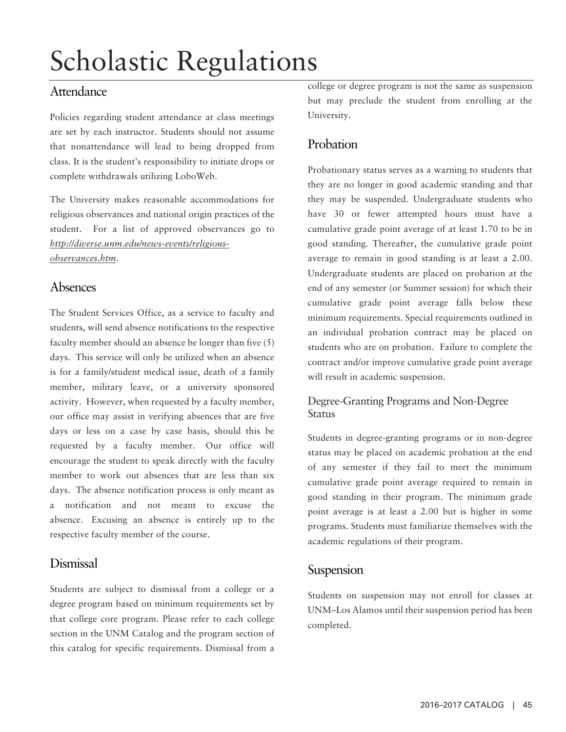# Scholastic Regulations

## Attendance

Policies regarding student attendance at class meetings are set by each instructor. Students should not assume that nonattendance will lead to being dropped from class. It is the student's responsibility to initiate drops or complete withdrawals utilizing LoboWeb.

The University makes reasonable accommodations for religious observances and national origin practices of the student. For a list of approved observances go to *http://diverse.unm.edu/news-events/religious-observances.htm*.

## Absences

The Student Services Office, as a service to faculty and students, will send absence notifications to the respective faculty member should an absence be longer than five (5) days. This service will only be utilized when an absence is for a family/student medical issue, death of a family member, military leave, or a university sponsored activity. However, when requested by a faculty member, our office may assist in verifying absences that are five days or less on a case by case basis, should this be requested by a faculty member. Our office will encourage the student to speak directly with the faculty member to work out absences that are less than six days. The absence notification process is only meant as a notification and not meant to excuse the absence. Excusing an absence is entirely up to the respective faculty member of the course.

## Dismissal

Students are subject to dismissal from a college or a degree program based on minimum requirements set by that college core program. Please refer to each college section in the UNM Catalog and the program section of this catalog for specific requirements. Dismissal from a college or degree program is not the same as suspension but may preclude the student from enrolling at the University.

## Probation

Probationary status serves as a warning to students that they are no longer in good academic standing and that they may be suspended. Undergraduate students who have 30 or fewer attempted hours must have a cumulative grade point average of at least 1.70 to be in good standing. Thereafter, the cumulative grade point average to remain in good standing is at least a 2.00. Undergraduate students are placed on probation at the end of any semester (or Summer session) for which their cumulative grade point average falls below these minimum requirements. Special requirements outlined in an individual probation contract may be placed on students who are on probation. Failure to complete the contract and/or improve cumulative grade point average will result in academic suspension.

### Degree-Granting Programs and Non-Degree Status

Students in degree-granting programs or in non-degree status may be placed on academic probation at the end of any semester if they fail to meet the minimum cumulative grade point average required to remain in good standing in their program. The minimum grade point average is at least a 2.00 but is higher in some programs. Students must familiarize themselves with the academic regulations of their program.

## Suspension

Students on suspension may not enroll for classes at UNM–Los Alamos until their suspension period has been completed.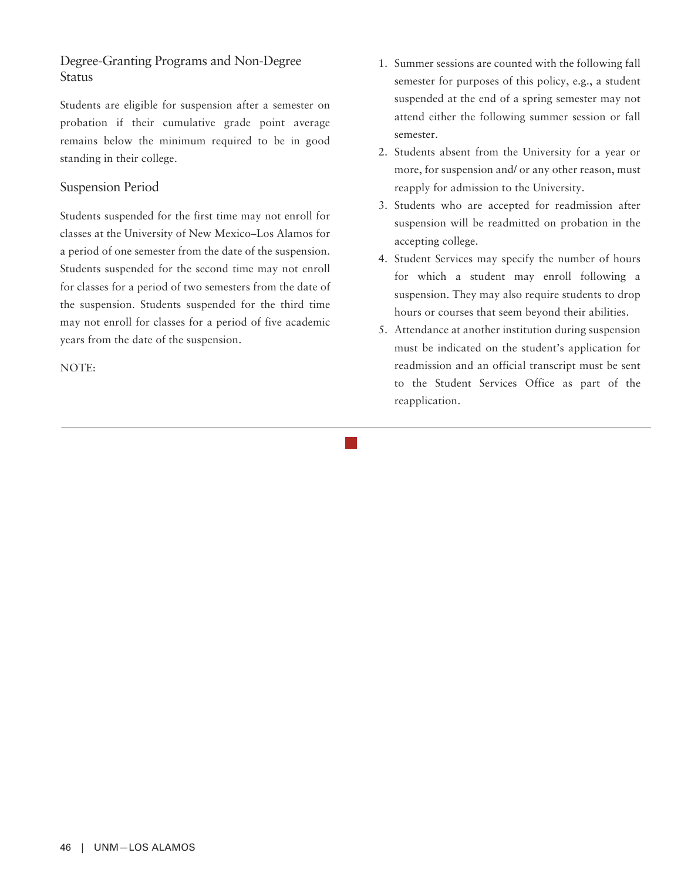### Degree-Granting Programs and Non-Degree Status

Students are eligible for suspension after a semester on probation if their cumulative grade point average remains below the minimum required to be in good standing in their college.

### Suspension Period

Students suspended for the first time may not enroll for classes at the University of New Mexico–Los Alamos for a period of one semester from the date of the suspension. Students suspended for the second time may not enroll for classes for a period of two semesters from the date of the suspension. Students suspended for the third time may not enroll for classes for a period of five academic years from the date of the suspension.

NOTE:

1. Summer sessions are counted with the following fall semester for purposes of this policy, e.g., a student suspended at the end of a spring semester may not attend either the following summer session or fall semester.
2. Students absent from the University for a year or more, for suspension and/ or any other reason, must reapply for admission to the University.
3. Students who are accepted for readmission after suspension will be readmitted on probation in the accepting college.
4. Student Services may specify the number of hours for which a student may enroll following a suspension. They may also require students to drop hours or courses that seem beyond their abilities.
5. Attendance at another institution during suspension must be indicated on the student's application for readmission and an official transcript must be sent to the Student Services Office as part of the reapplication.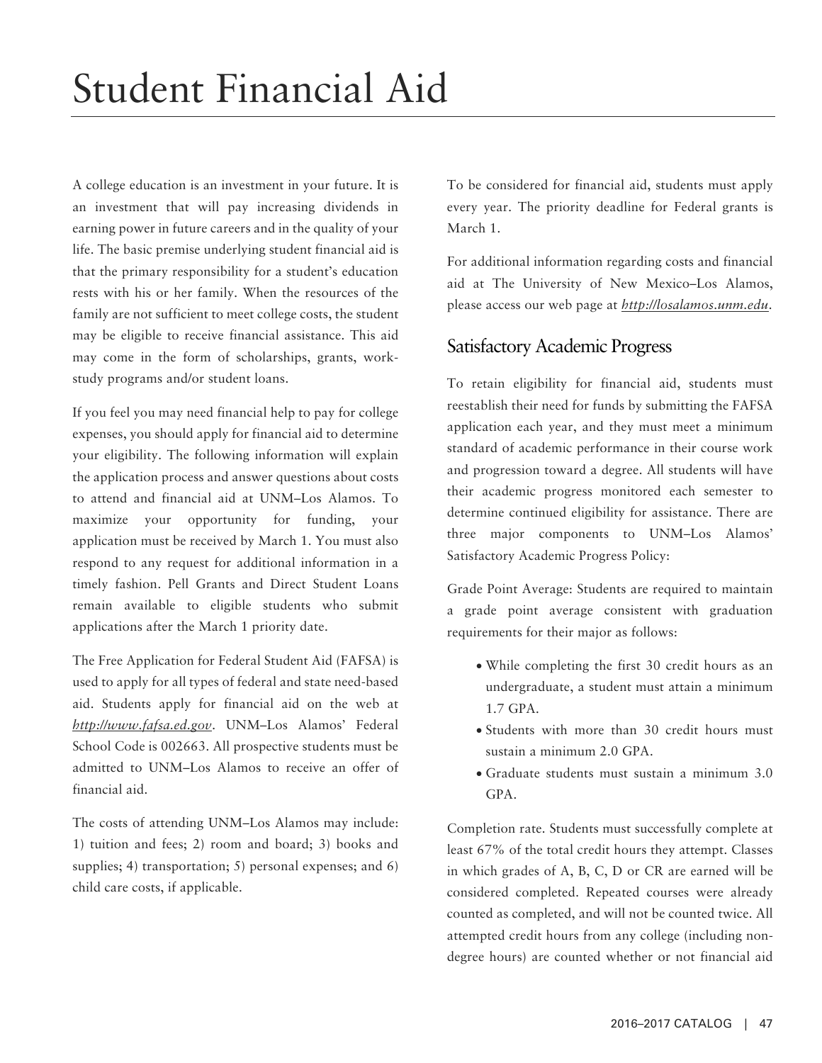# Student Financial Aid

A college education is an investment in your future. It is an investment that will pay increasing dividends in earning power in future careers and in the quality of your life. The basic premise underlying student financial aid is that the primary responsibility for a student's education rests with his or her family. When the resources of the family are not sufficient to meet college costs, the student may be eligible to receive financial assistance. This aid may come in the form of scholarships, grants, work-study programs and/or student loans.

If you feel you may need financial help to pay for college expenses, you should apply for financial aid to determine your eligibility. The following information will explain the application process and answer questions about costs to attend and financial aid at UNM–Los Alamos. To maximize your opportunity for funding, your application must be received by March 1. You must also respond to any request for additional information in a timely fashion. Pell Grants and Direct Student Loans remain available to eligible students who submit applications after the March 1 priority date.

The Free Application for Federal Student Aid (FAFSA) is used to apply for all types of federal and state need-based aid. Students apply for financial aid on the web at *http://www.fafsa.ed.gov*. UNM–Los Alamos' Federal School Code is 002663. All prospective students must be admitted to UNM–Los Alamos to receive an offer of financial aid.

The costs of attending UNM–Los Alamos may include: 1) tuition and fees; 2) room and board; 3) books and supplies; 4) transportation; 5) personal expenses; and 6) child care costs, if applicable.

To be considered for financial aid, students must apply every year. The priority deadline for Federal grants is March 1.

For additional information regarding costs and financial aid at The University of New Mexico–Los Alamos, please access our web page at *http://losalamos.unm.edu*.

## Satisfactory Academic Progress

To retain eligibility for financial aid, students must reestablish their need for funds by submitting the FAFSA application each year, and they must meet a minimum standard of academic performance in their course work and progression toward a degree. All students will have their academic progress monitored each semester to determine continued eligibility for assistance. There are three major components to UNM–Los Alamos' Satisfactory Academic Progress Policy:

Grade Point Average: Students are required to maintain a grade point average consistent with graduation requirements for their major as follows:

- While completing the first 30 credit hours as an undergraduate, a student must attain a minimum 1.7 GPA.
- Students with more than 30 credit hours must sustain a minimum 2.0 GPA.
- Graduate students must sustain a minimum 3.0 GPA.

Completion rate. Students must successfully complete at least 67% of the total credit hours they attempt. Classes in which grades of A, B, C, D or CR are earned will be considered completed. Repeated courses were already counted as completed, and will not be counted twice. All attempted credit hours from any college (including non-degree hours) are counted whether or not financial aid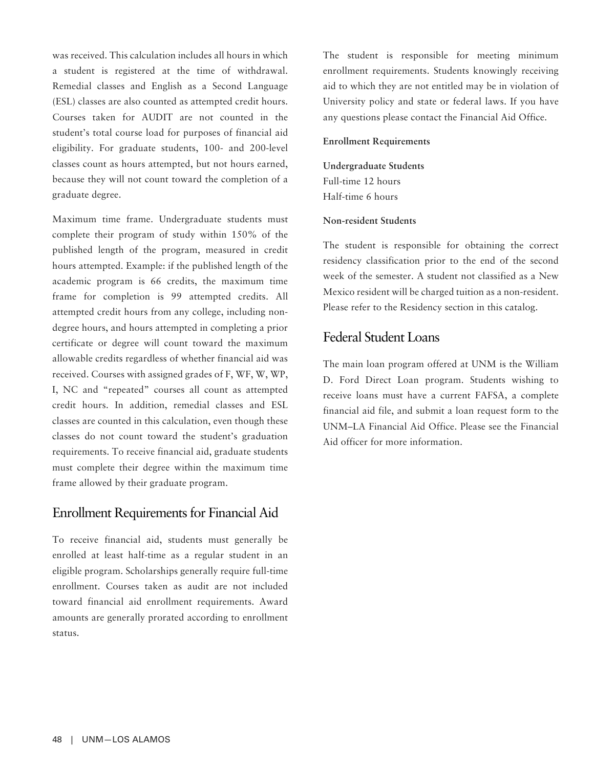was received. This calculation includes all hours in which a student is registered at the time of withdrawal. Remedial classes and English as a Second Language (ESL) classes are also counted as attempted credit hours. Courses taken for AUDIT are not counted in the student's total course load for purposes of financial aid eligibility. For graduate students, 100- and 200-level classes count as hours attempted, but not hours earned, because they will not count toward the completion of a graduate degree.

Maximum time frame. Undergraduate students must complete their program of study within 150% of the published length of the program, measured in credit hours attempted. Example: if the published length of the academic program is 66 credits, the maximum time frame for completion is 99 attempted credits. All attempted credit hours from any college, including non-degree hours, and hours attempted in completing a prior certificate or degree will count toward the maximum allowable credits regardless of whether financial aid was received. Courses with assigned grades of F, WF, W, WP, I, NC and "repeated" courses all count as attempted credit hours. In addition, remedial classes and ESL classes are counted in this calculation, even though these classes do not count toward the student's graduation requirements. To receive financial aid, graduate students must complete their degree within the maximum time frame allowed by their graduate program.

## Enrollment Requirements for Financial Aid

To receive financial aid, students must generally be enrolled at least half-time as a regular student in an eligible program. Scholarships generally require full-time enrollment. Courses taken as audit are not included toward financial aid enrollment requirements. Award amounts are generally prorated according to enrollment status.

The student is responsible for meeting minimum enrollment requirements. Students knowingly receiving aid to which they are not entitled may be in violation of University policy and state or federal laws. If you have any questions please contact the Financial Aid Office.

**Enrollment Requirements**

**Undergraduate Students**
Full-time 12 hours
Half-time 6 hours

**Non-resident Students**

The student is responsible for obtaining the correct residency classification prior to the end of the second week of the semester. A student not classified as a New Mexico resident will be charged tuition as a non-resident. Please refer to the Residency section in this catalog.

## Federal Student Loans

The main loan program offered at UNM is the William D. Ford Direct Loan program. Students wishing to receive loans must have a current FAFSA, a complete financial aid file, and submit a loan request form to the UNM–LA Financial Aid Office. Please see the Financial Aid officer for more information.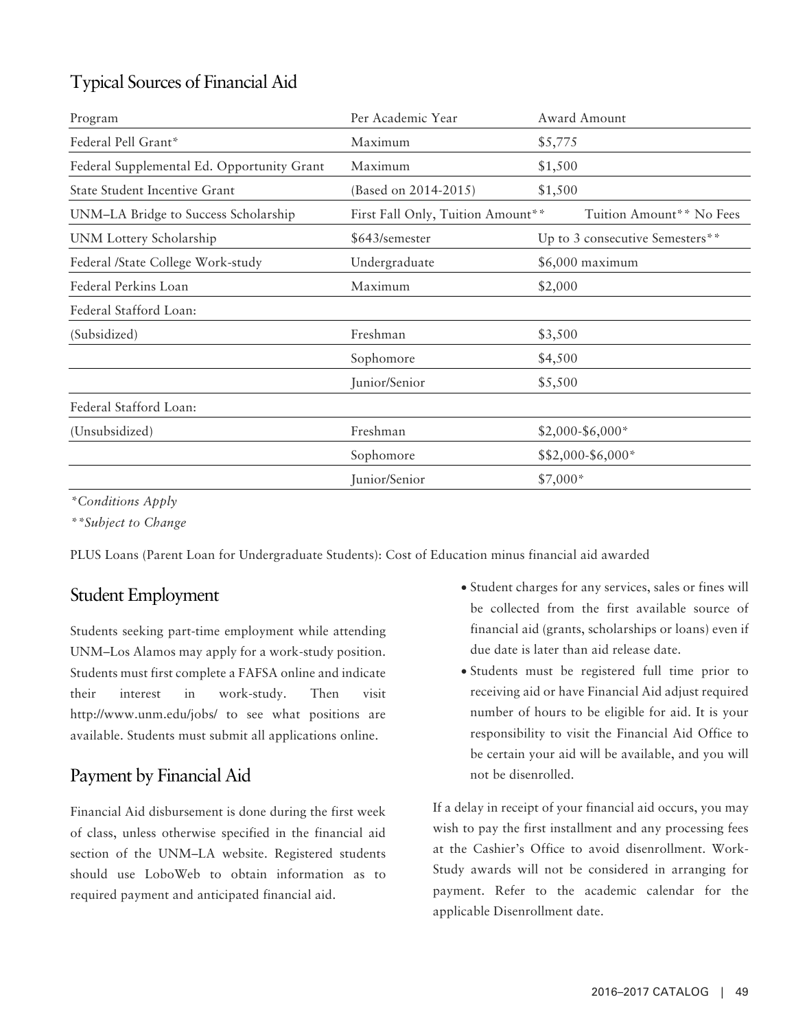## Typical Sources of Financial Aid

| Program | Per Academic Year | Award Amount |
|---|---|---|
| Federal Pell Grant* | Maximum | $5,775 |
| Federal Supplemental Ed. Opportunity Grant | Maximum | $1,500 |
| State Student Incentive Grant | (Based on 2014-2015) | $1,500 |
| UNM–LA Bridge to Success Scholarship | First Fall Only, Tuition Amount** | Tuition Amount** No Fees |
| UNM Lottery Scholarship | $643/semester | Up to 3 consecutive Semesters** |
| Federal /State College Work-study | Undergraduate | $6,000 maximum |
| Federal Perkins Loan | Maximum | $2,000 |
| Federal Stafford Loan: | | |
| (Subsidized) | Freshman | $3,500 |
| | Sophomore | $4,500 |
| | Junior/Senior | $5,500 |
| Federal Stafford Loan: | | |
| (Unsubsidized) | Freshman | $2,000-$6,000* |
| | Sophomore | $$2,000-$6,000* |
| | Junior/Senior | $7,000* |

*\*Conditions Apply*

*\*\*Subject to Change*

PLUS Loans (Parent Loan for Undergraduate Students): Cost of Education minus financial aid awarded

## Student Employment

Students seeking part-time employment while attending UNM–Los Alamos may apply for a work-study position. Students must first complete a FAFSA online and indicate their interest in work-study. Then visit http://www.unm.edu/jobs/ to see what positions are available. Students must submit all applications online.

## Payment by Financial Aid

Financial Aid disbursement is done during the first week of class, unless otherwise specified in the financial aid section of the UNM–LA website. Registered students should use LoboWeb to obtain information as to required payment and anticipated financial aid.

- Student charges for any services, sales or fines will be collected from the first available source of financial aid (grants, scholarships or loans) even if due date is later than aid release date.
- Students must be registered full time prior to receiving aid or have Financial Aid adjust required number of hours to be eligible for aid. It is your responsibility to visit the Financial Aid Office to be certain your aid will be available, and you will not be disenrolled.

If a delay in receipt of your financial aid occurs, you may wish to pay the first installment and any processing fees at the Cashier's Office to avoid disenrollment. Work-Study awards will not be considered in arranging for payment. Refer to the academic calendar for the applicable Disenrollment date.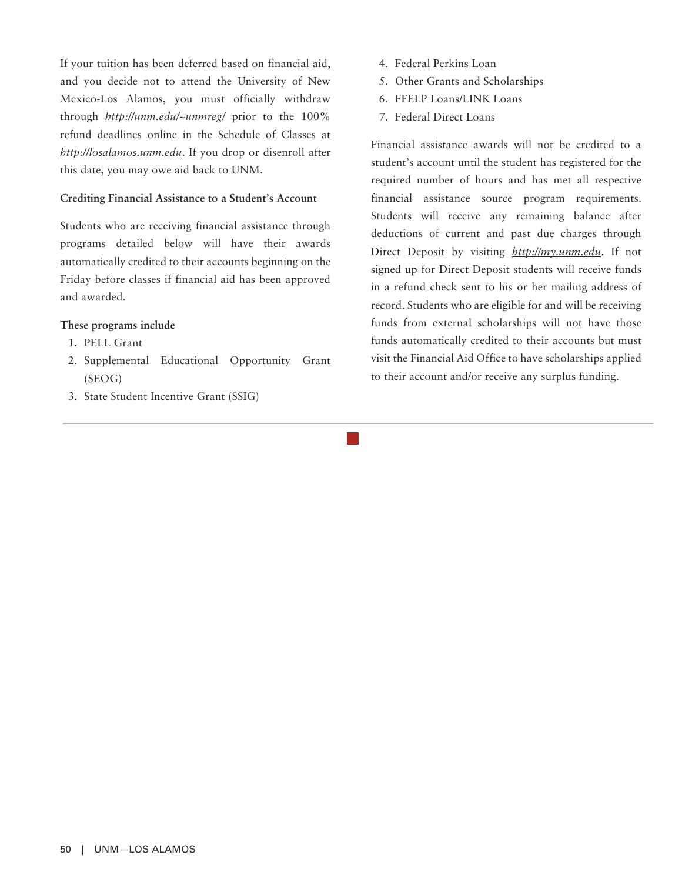If your tuition has been deferred based on financial aid, and you decide not to attend the University of New Mexico-Los Alamos, you must officially withdraw through *http://unm.edu/~unmreg/* prior to the 100% refund deadlines online in the Schedule of Classes at *http://losalamos.unm.edu*. If you drop or disenroll after this date, you may owe aid back to UNM.

**Crediting Financial Assistance to a Student's Account**

Students who are receiving financial assistance through programs detailed below will have their awards automatically credited to their accounts beginning on the Friday before classes if financial aid has been approved and awarded.

**These programs include**

1. PELL Grant
2. Supplemental Educational Opportunity Grant (SEOG)
3. State Student Incentive Grant (SSIG)
4. Federal Perkins Loan
5. Other Grants and Scholarships
6. FFELP Loans/LINK Loans
7. Federal Direct Loans

Financial assistance awards will not be credited to a student's account until the student has registered for the required number of hours and has met all respective financial assistance source program requirements. Students will receive any remaining balance after deductions of current and past due charges through Direct Deposit by visiting *http://my.unm.edu*. If not signed up for Direct Deposit students will receive funds in a refund check sent to his or her mailing address of record. Students who are eligible for and will be receiving funds from external scholarships will not have those funds automatically credited to their accounts but must visit the Financial Aid Office to have scholarships applied to their account and/or receive any surplus funding.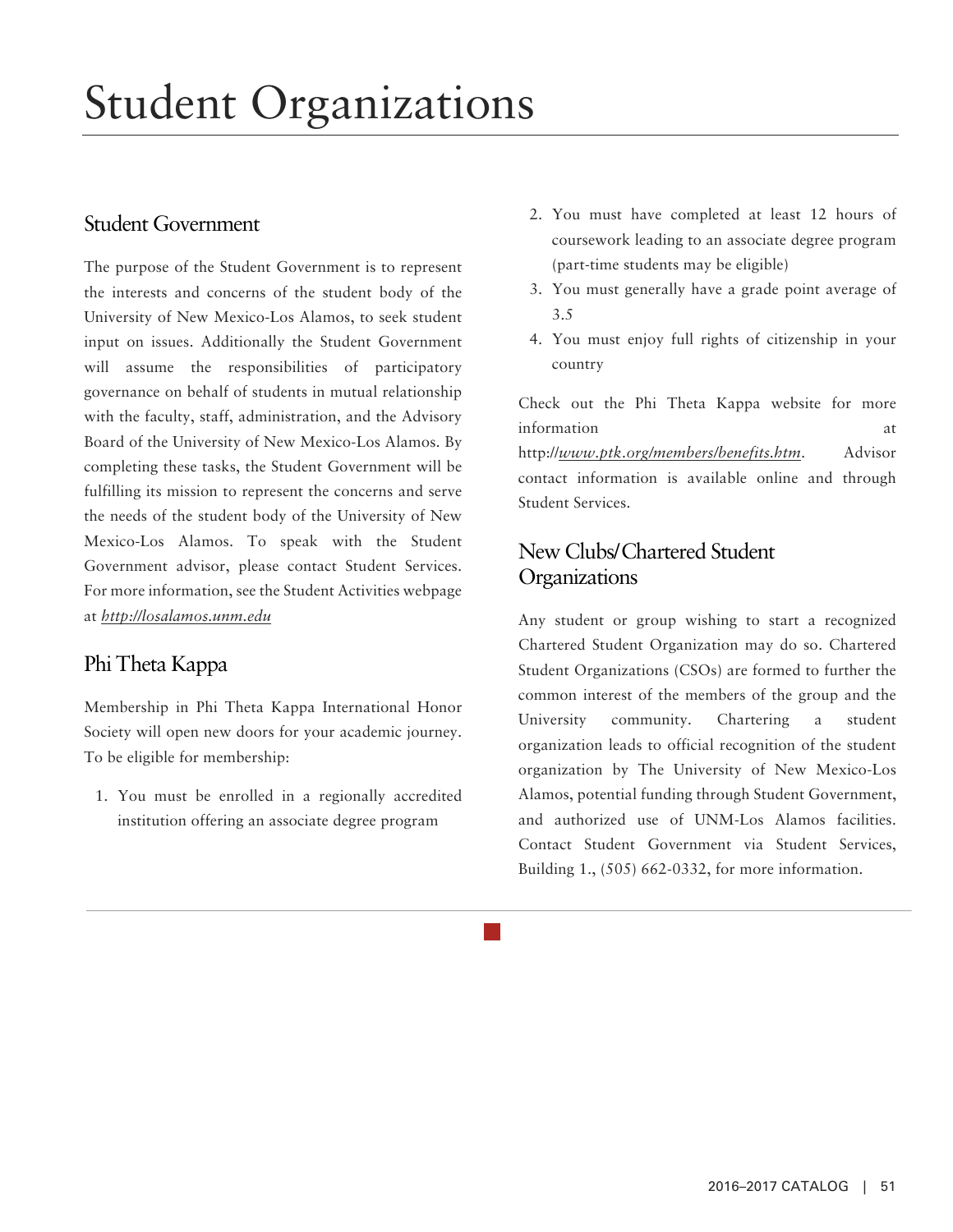# Student Organizations

## Student Government

The purpose of the Student Government is to represent the interests and concerns of the student body of the University of New Mexico-Los Alamos, to seek student input on issues. Additionally the Student Government will assume the responsibilities of participatory governance on behalf of students in mutual relationship with the faculty, staff, administration, and the Advisory Board of the University of New Mexico-Los Alamos. By completing these tasks, the Student Government will be fulfilling its mission to represent the concerns and serve the needs of the student body of the University of New Mexico-Los Alamos. To speak with the Student Government advisor, please contact Student Services. For more information, see the Student Activities webpage at *http://losalamos.unm.edu*

## Phi Theta Kappa

Membership in Phi Theta Kappa International Honor Society will open new doors for your academic journey. To be eligible for membership:

1. You must be enrolled in a regionally accredited institution offering an associate degree program
2. You must have completed at least 12 hours of coursework leading to an associate degree program (part-time students may be eligible)
3. You must generally have a grade point average of 3.5
4. You must enjoy full rights of citizenship in your country

Check out the Phi Theta Kappa website for more information at http://*www.ptk.org/members/benefits.htm*. Advisor contact information is available online and through Student Services.

## New Clubs/Chartered Student Organizations

Any student or group wishing to start a recognized Chartered Student Organization may do so. Chartered Student Organizations (CSOs) are formed to further the common interest of the members of the group and the University community. Chartering a student organization leads to official recognition of the student organization by The University of New Mexico-Los Alamos, potential funding through Student Government, and authorized use of UNM-Los Alamos facilities. Contact Student Government via Student Services, Building 1., (505) 662-0332, for more information.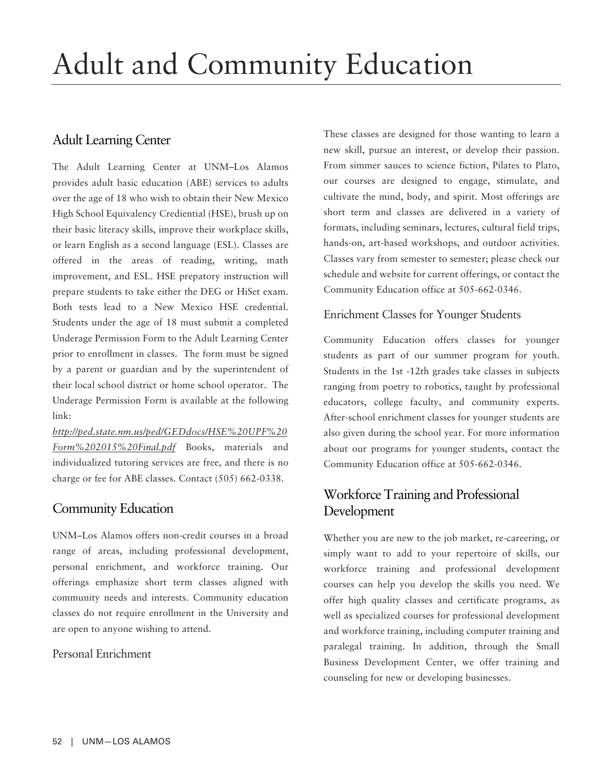# Adult and Community Education

## Adult Learning Center

The Adult Learning Center at UNM–Los Alamos provides adult basic education (ABE) services to adults over the age of 18 who wish to obtain their New Mexico High School Equivalency Crediential (HSE), brush up on their basic literacy skills, improve their workplace skills, or learn English as a second language (ESL). Classes are offered in the areas of reading, writing, math improvement, and ESL. HSE prepatory instruction will prepare students to take either the DEG or HiSet exam. Both tests lead to a New Mexico HSE credential. Students under the age of 18 must submit a completed Underage Permission Form to the Adult Learning Center prior to enrollment in classes. The form must be signed by a parent or guardian and by the superintendent of their local school district or home school operator. The Underage Permission Form is available at the following link:

*http://ped.state.nm.us/ped/GEDdocs/HSE%20UPF%20Form%202015%20Final.pdf* Books, materials and individualized tutoring services are free, and there is no charge or fee for ABE classes. Contact (505) 662-0338.

## Community Education

UNM–Los Alamos offers non-credit courses in a broad range of areas, including professional development, personal enrichment, and workforce training. Our offerings emphasize short term classes aligned with community needs and interests. Community education classes do not require enrollment in the University and are open to anyone wishing to attend.

### Personal Enrichment

These classes are designed for those wanting to learn a new skill, pursue an interest, or develop their passion. From simmer sauces to science fiction, Pilates to Plato, our courses are designed to engage, stimulate, and cultivate the mind, body, and spirit. Most offerings are short term and classes are delivered in a variety of formats, including seminars, lectures, cultural field trips, hands-on, art-based workshops, and outdoor activities. Classes vary from semester to semester; please check our schedule and website for current offerings, or contact the Community Education office at 505-662-0346.

### Enrichment Classes for Younger Students

Community Education offers classes for younger students as part of our summer program for youth. Students in the 1st -12th grades take classes in subjects ranging from poetry to robotics, taught by professional educators, college faculty, and community experts. After-school enrichment classes for younger students are also given during the school year. For more information about our programs for younger students, contact the Community Education office at 505-662-0346.

## Workforce Training and Professional Development

Whether you are new to the job market, re-careering, or simply want to add to your repertoire of skills, our workforce training and professional development courses can help you develop the skills you need. We offer high quality classes and certificate programs, as well as specialized courses for professional development and workforce training, including computer training and paralegal training. In addition, through the Small Business Development Center, we offer training and counseling for new or developing businesses.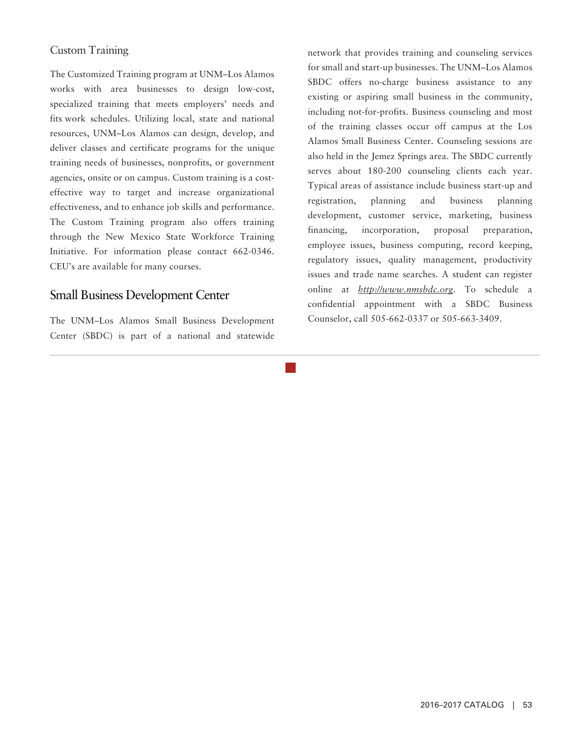### Custom Training

The Customized Training program at UNM–Los Alamos works with area businesses to design low-cost, specialized training that meets employers' needs and fits work schedules. Utilizing local, state and national resources, UNM–Los Alamos can design, develop, and deliver classes and certificate programs for the unique training needs of businesses, nonprofits, or government agencies, onsite or on campus. Custom training is a cost-effective way to target and increase organizational effectiveness, and to enhance job skills and performance. The Custom Training program also offers training through the New Mexico State Workforce Training Initiative. For information please contact 662-0346. CEU's are available for many courses.

## Small Business Development Center

The UNM–Los Alamos Small Business Development Center (SBDC) is part of a national and statewide network that provides training and counseling services for small and start-up businesses. The UNM–Los Alamos SBDC offers no-charge business assistance to any existing or aspiring small business in the community, including not-for-profits. Business counseling and most of the training classes occur off campus at the Los Alamos Small Business Center. Counseling sessions are also held in the Jemez Springs area. The SBDC currently serves about 180-200 counseling clients each year. Typical areas of assistance include business start-up and registration, planning and business planning development, customer service, marketing, business financing, incorporation, proposal preparation, employee issues, business computing, record keeping, regulatory issues, quality management, productivity issues and trade name searches. A student can register online at *http://www.nmsbdc.org*. To schedule a confidential appointment with a SBDC Business Counselor, call 505-662-0337 or 505-663-3409.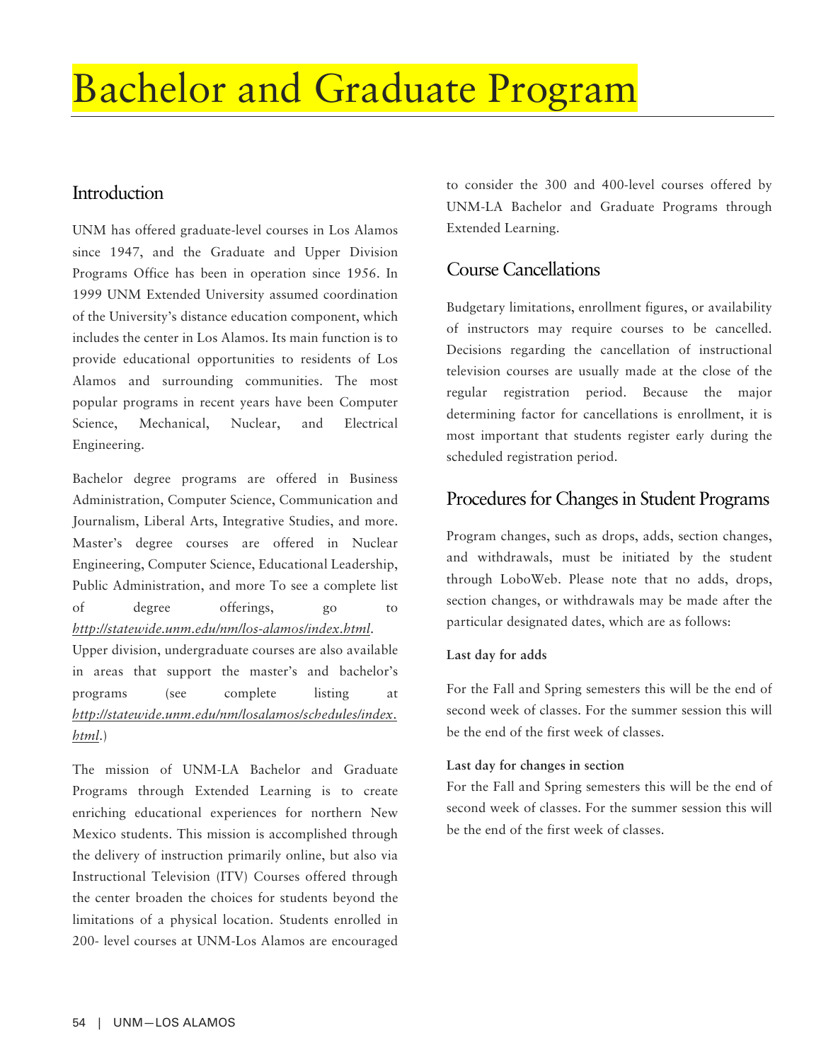# Bachelor and Graduate Program

## Introduction

UNM has offered graduate-level courses in Los Alamos since 1947, and the Graduate and Upper Division Programs Office has been in operation since 1956. In 1999 UNM Extended University assumed coordination of the University's distance education component, which includes the center in Los Alamos. Its main function is to provide educational opportunities to residents of Los Alamos and surrounding communities. The most popular programs in recent years have been Computer Science, Mechanical, Nuclear, and Electrical Engineering.

Bachelor degree programs are offered in Business Administration, Computer Science, Communication and Journalism, Liberal Arts, Integrative Studies, and more. Master's degree courses are offered in Nuclear Engineering, Computer Science, Educational Leadership, Public Administration, and more To see a complete list of degree offerings, go to *http://statewide.unm.edu/nm/los-alamos/index.html*. Upper division, undergraduate courses are also available in areas that support the master's and bachelor's programs (see complete listing at *http://statewide.unm.edu/nm/losalamos/schedules/index.html*.)

The mission of UNM-LA Bachelor and Graduate Programs through Extended Learning is to create enriching educational experiences for northern New Mexico students. This mission is accomplished through the delivery of instruction primarily online, but also via Instructional Television (ITV) Courses offered through the center broaden the choices for students beyond the limitations of a physical location. Students enrolled in 200- level courses at UNM-Los Alamos are encouraged to consider the 300 and 400-level courses offered by UNM-LA Bachelor and Graduate Programs through Extended Learning.

## Course Cancellations

Budgetary limitations, enrollment figures, or availability of instructors may require courses to be cancelled. Decisions regarding the cancellation of instructional television courses are usually made at the close of the regular registration period. Because the major determining factor for cancellations is enrollment, it is most important that students register early during the scheduled registration period.

## Procedures for Changes in Student Programs

Program changes, such as drops, adds, section changes, and withdrawals, must be initiated by the student through LoboWeb. Please note that no adds, drops, section changes, or withdrawals may be made after the particular designated dates, which are as follows:

**Last day for adds**

For the Fall and Spring semesters this will be the end of second week of classes. For the summer session this will be the end of the first week of classes.

**Last day for changes in section**

For the Fall and Spring semesters this will be the end of second week of classes. For the summer session this will be the end of the first week of classes.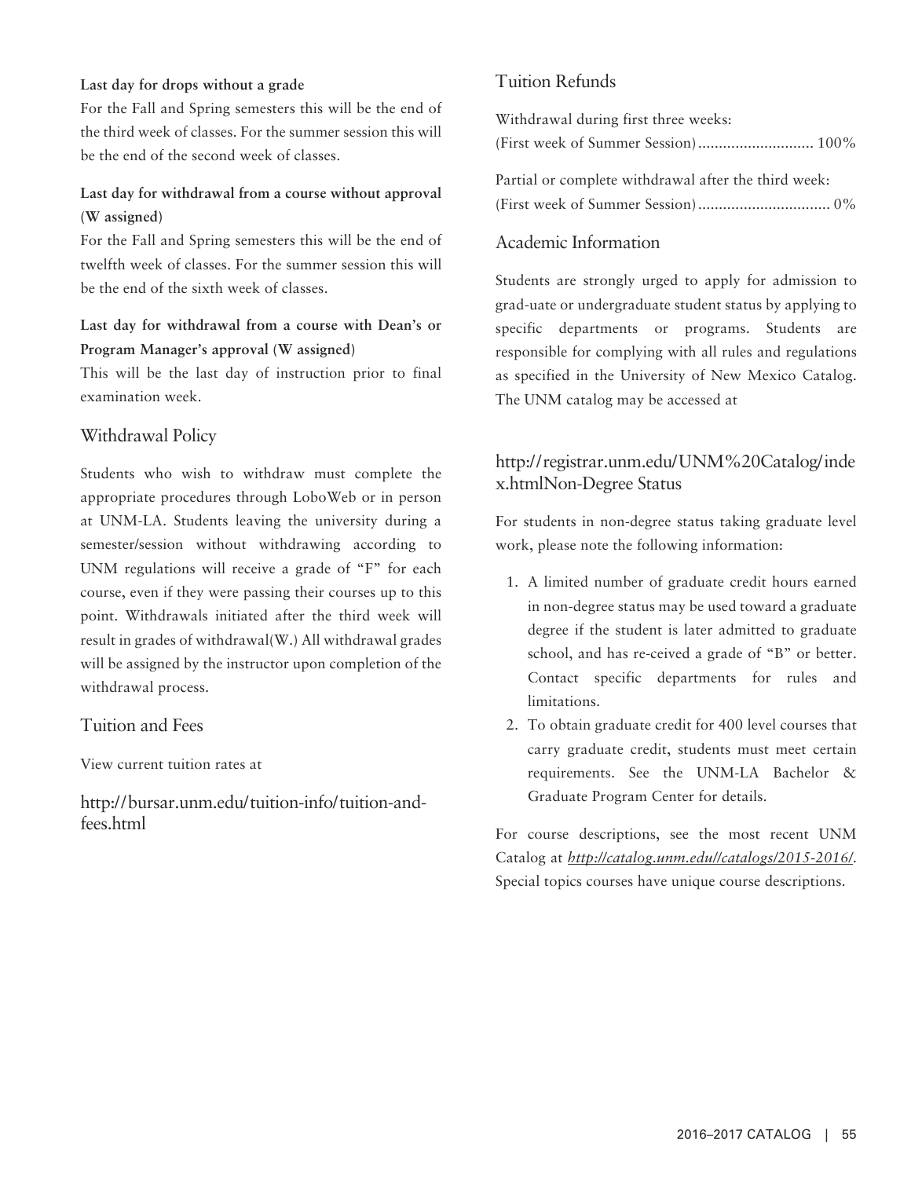**Last day for drops without a grade**

For the Fall and Spring semesters this will be the end of the third week of classes. For the summer session this will be the end of the second week of classes.

**Last day for withdrawal from a course without approval (W assigned)**

For the Fall and Spring semesters this will be the end of twelfth week of classes. For the summer session this will be the end of the sixth week of classes.

**Last day for withdrawal from a course with Dean's or Program Manager's approval (W assigned)**

This will be the last day of instruction prior to final examination week.

## Withdrawal Policy

Students who wish to withdraw must complete the appropriate procedures through LoboWeb or in person at UNM-LA. Students leaving the university during a semester/session without withdrawing according to UNM regulations will receive a grade of "F" for each course, even if they were passing their courses up to this point. Withdrawals initiated after the third week will result in grades of withdrawal(W.) All withdrawal grades will be assigned by the instructor upon completion of the withdrawal process.

## Tuition and Fees

View current tuition rates at

## http://bursar.unm.edu/tuition-info/tuition-and-fees.html

## Tuition Refunds

Withdrawal during first three weeks:
(First week of Summer Session)............................ 100%

Partial or complete withdrawal after the third week:
(First week of Summer Session)................................ 0%

## Academic Information

Students are strongly urged to apply for admission to grad-uate or undergraduate student status by applying to specific departments or programs. Students are responsible for complying with all rules and regulations as specified in the University of New Mexico Catalog. The UNM catalog may be accessed at

## http://registrar.unm.edu/UNM%20Catalog/index.htmlNon-Degree Status

For students in non-degree status taking graduate level work, please note the following information:

1. A limited number of graduate credit hours earned in non-degree status may be used toward a graduate degree if the student is later admitted to graduate school, and has re-ceived a grade of "B" or better. Contact specific departments for rules and limitations.
2. To obtain graduate credit for 400 level courses that carry graduate credit, students must meet certain requirements. See the UNM-LA Bachelor & Graduate Program Center for details.

For course descriptions, see the most recent UNM Catalog at *http://catalog.unm.edu//catalogs/2015-2016/*. Special topics courses have unique course descriptions.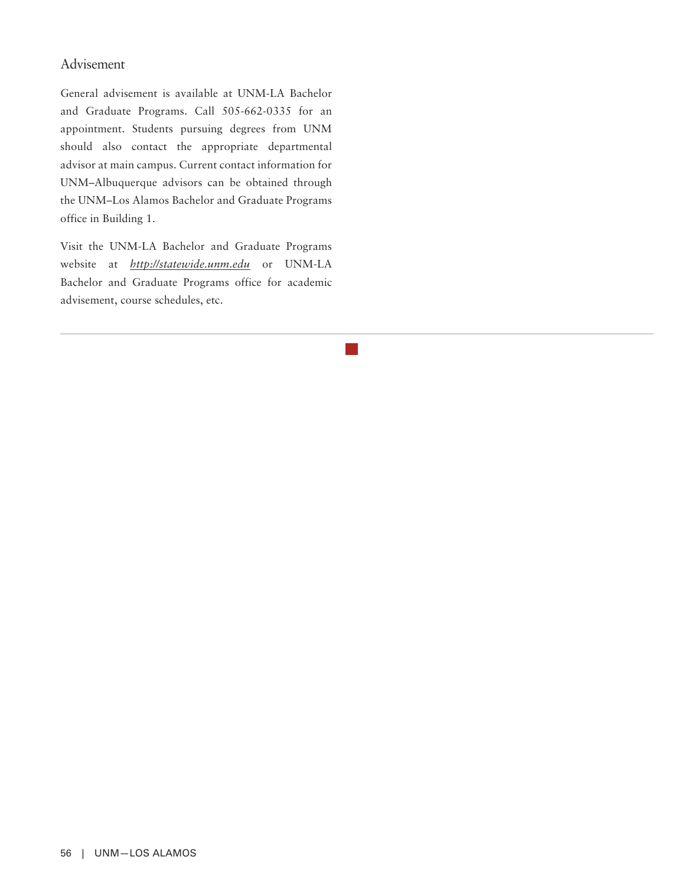## Advisement

General advisement is available at UNM-LA Bachelor and Graduate Programs. Call 505-662-0335 for an appointment. Students pursuing degrees from UNM should also contact the appropriate departmental advisor at main campus. Current contact information for UNM–Albuquerque advisors can be obtained through the UNM–Los Alamos Bachelor and Graduate Programs office in Building 1.

Visit the UNM-LA Bachelor and Graduate Programs website at *http://statewide.unm.edu* or UNM-LA Bachelor and Graduate Programs office for academic advisement, course schedules, etc.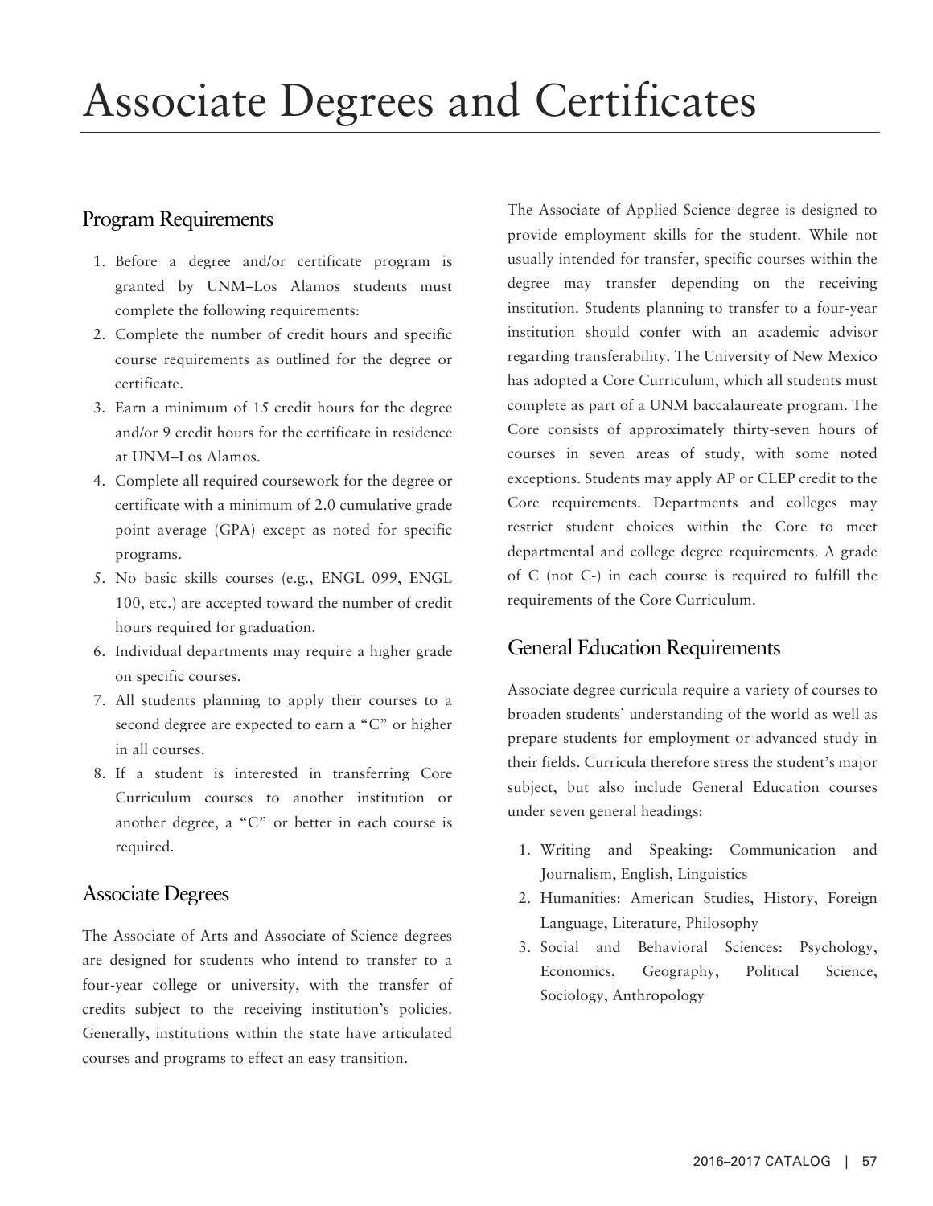# Associate Degrees and Certificates

## Program Requirements

1. Before a degree and/or certificate program is granted by UNM–Los Alamos students must complete the following requirements:
2. Complete the number of credit hours and specific course requirements as outlined for the degree or certificate.
3. Earn a minimum of 15 credit hours for the degree and/or 9 credit hours for the certificate in residence at UNM–Los Alamos.
4. Complete all required coursework for the degree or certificate with a minimum of 2.0 cumulative grade point average (GPA) except as noted for specific programs.
5. No basic skills courses (e.g., ENGL 099, ENGL 100, etc.) are accepted toward the number of credit hours required for graduation.
6. Individual departments may require a higher grade on specific courses.
7. All students planning to apply their courses to a second degree are expected to earn a "C" or higher in all courses.
8. If a student is interested in transferring Core Curriculum courses to another institution or another degree, a "C" or better in each course is required.

## Associate Degrees

The Associate of Arts and Associate of Science degrees are designed for students who intend to transfer to a four-year college or university, with the transfer of credits subject to the receiving institution's policies. Generally, institutions within the state have articulated courses and programs to effect an easy transition.

The Associate of Applied Science degree is designed to provide employment skills for the student. While not usually intended for transfer, specific courses within the degree may transfer depending on the receiving institution. Students planning to transfer to a four-year institution should confer with an academic advisor regarding transferability. The University of New Mexico has adopted a Core Curriculum, which all students must complete as part of a UNM baccalaureate program. The Core consists of approximately thirty-seven hours of courses in seven areas of study, with some noted exceptions. Students may apply AP or CLEP credit to the Core requirements. Departments and colleges may restrict student choices within the Core to meet departmental and college degree requirements. A grade of C (not C-) in each course is required to fulfill the requirements of the Core Curriculum.

## General Education Requirements

Associate degree curricula require a variety of courses to broaden students' understanding of the world as well as prepare students for employment or advanced study in their fields. Curricula therefore stress the student's major subject, but also include General Education courses under seven general headings:

1. Writing and Speaking: Communication and Journalism, English, Linguistics
2. Humanities: American Studies, History, Foreign Language, Literature, Philosophy
3. Social and Behavioral Sciences: Psychology, Economics, Geography, Political Science, Sociology, Anthropology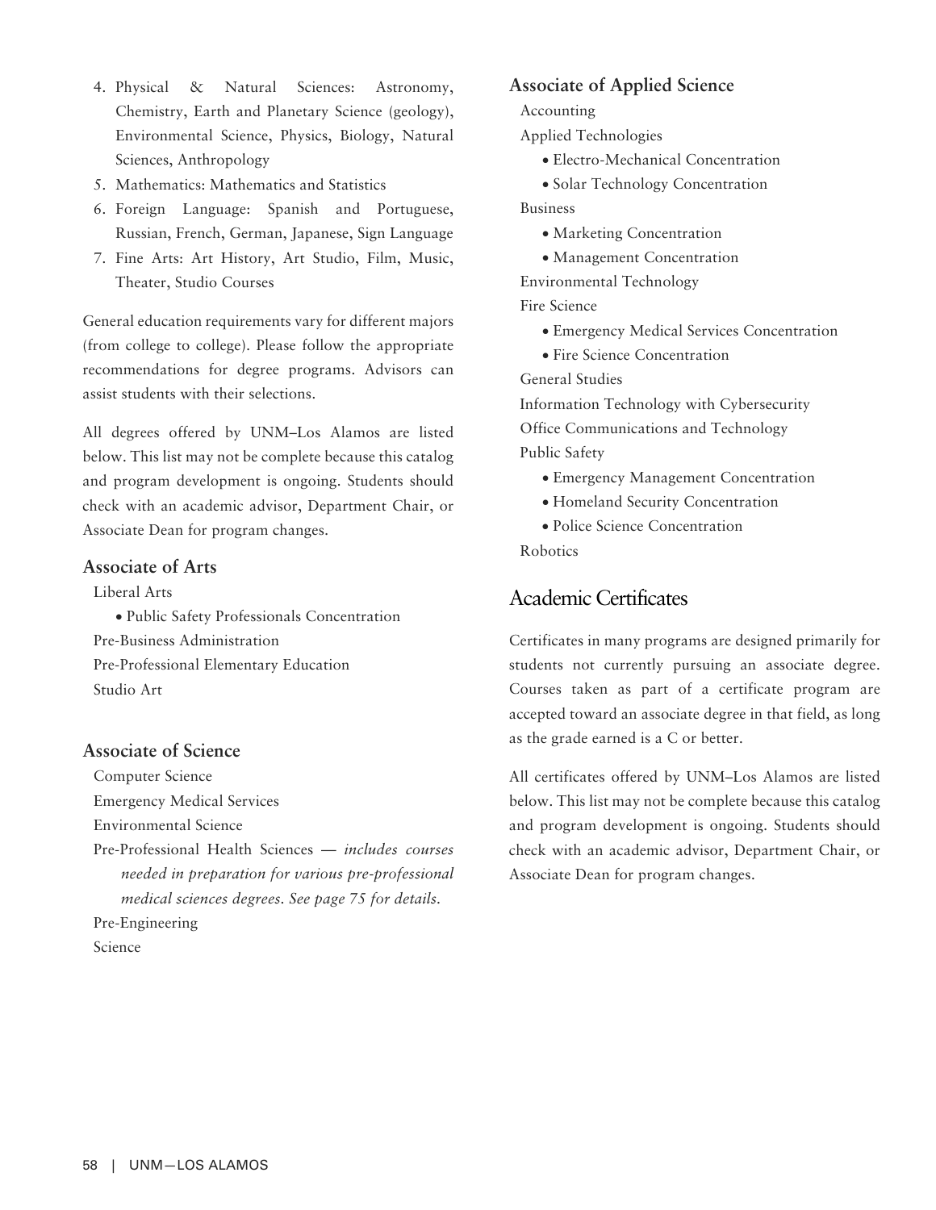4. Physical & Natural Sciences: Astronomy, Chemistry, Earth and Planetary Science (geology), Environmental Science, Physics, Biology, Natural Sciences, Anthropology
5. Mathematics: Mathematics and Statistics
6. Foreign Language: Spanish and Portuguese, Russian, French, German, Japanese, Sign Language
7. Fine Arts: Art History, Art Studio, Film, Music, Theater, Studio Courses

General education requirements vary for different majors (from college to college). Please follow the appropriate recommendations for degree programs. Advisors can assist students with their selections.

All degrees offered by UNM–Los Alamos are listed below. This list may not be complete because this catalog and program development is ongoing. Students should check with an academic advisor, Department Chair, or Associate Dean for program changes.

### Associate of Arts

Liberal Arts
- Public Safety Professionals Concentration

Pre-Business Administration
Pre-Professional Elementary Education
Studio Art

### Associate of Science

Computer Science
Emergency Medical Services
Environmental Science
Pre-Professional Health Sciences — *includes courses needed in preparation for various pre-professional medical sciences degrees. See page 75 for details.*
Pre-Engineering
Science

### Associate of Applied Science

Accounting

Applied Technologies
- Electro-Mechanical Concentration
- Solar Technology Concentration

Business
- Marketing Concentration
- Management Concentration

Environmental Technology

Fire Science
- Emergency Medical Services Concentration
- Fire Science Concentration

General Studies
Information Technology with Cybersecurity
Office Communications and Technology

Public Safety
- Emergency Management Concentration
- Homeland Security Concentration
- Police Science Concentration

Robotics

## Academic Certificates

Certificates in many programs are designed primarily for students not currently pursuing an associate degree. Courses taken as part of a certificate program are accepted toward an associate degree in that field, as long as the grade earned is a C or better.

All certificates offered by UNM–Los Alamos are listed below. This list may not be complete because this catalog and program development is ongoing. Students should check with an academic advisor, Department Chair, or Associate Dean for program changes.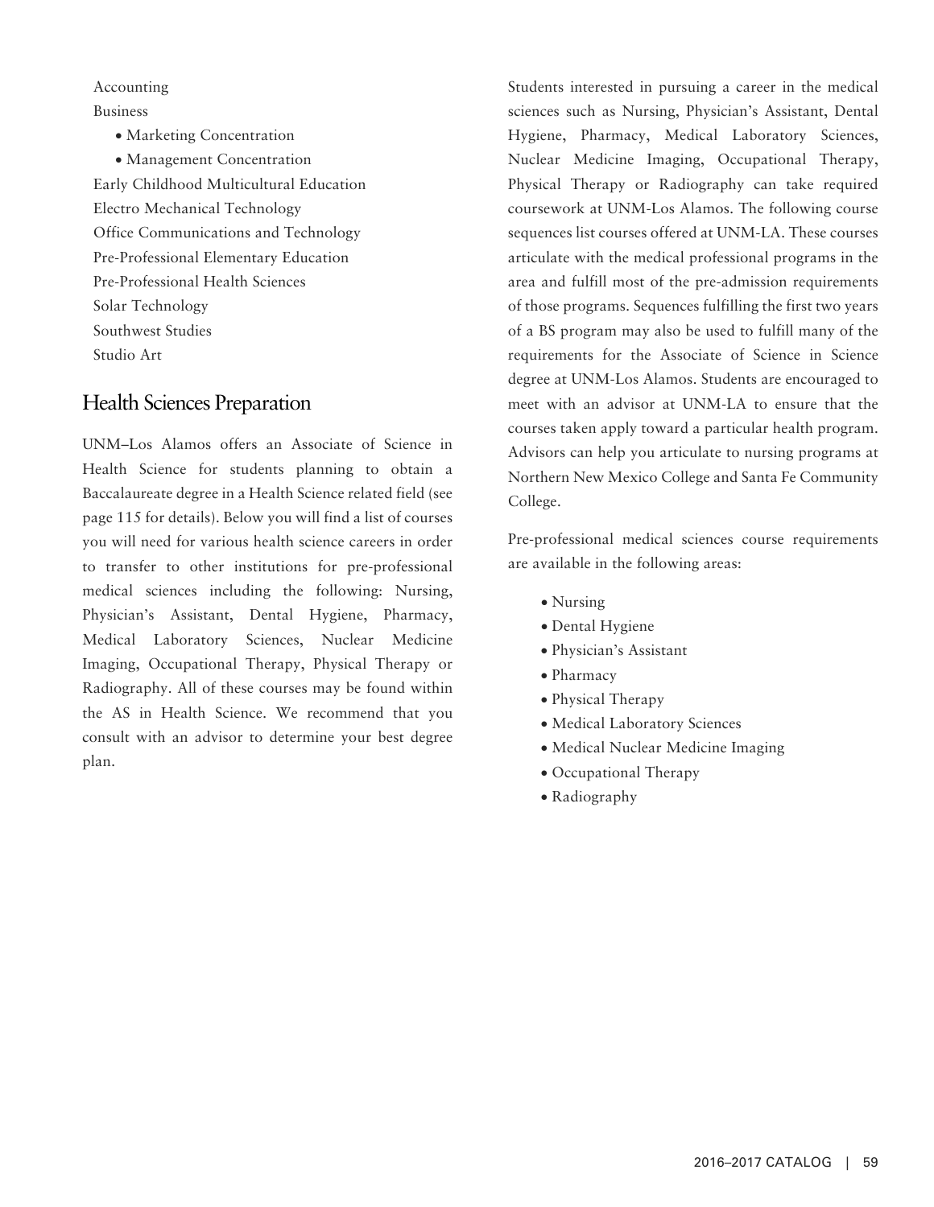Accounting

Business

- Marketing Concentration
- Management Concentration

Early Childhood Multicultural Education

Electro Mechanical Technology

Office Communications and Technology

Pre-Professional Elementary Education

Pre-Professional Health Sciences

Solar Technology

Southwest Studies

Studio Art

## Health Sciences Preparation

UNM–Los Alamos offers an Associate of Science in Health Science for students planning to obtain a Baccalaureate degree in a Health Science related field (see page 115 for details). Below you will find a list of courses you will need for various health science careers in order to transfer to other institutions for pre-professional medical sciences including the following: Nursing, Physician's Assistant, Dental Hygiene, Pharmacy, Medical Laboratory Sciences, Nuclear Medicine Imaging, Occupational Therapy, Physical Therapy or Radiography. All of these courses may be found within the AS in Health Science. We recommend that you consult with an advisor to determine your best degree plan.

Students interested in pursuing a career in the medical sciences such as Nursing, Physician's Assistant, Dental Hygiene, Pharmacy, Medical Laboratory Sciences, Nuclear Medicine Imaging, Occupational Therapy, Physical Therapy or Radiography can take required coursework at UNM-Los Alamos. The following course sequences list courses offered at UNM-LA. These courses articulate with the medical professional programs in the area and fulfill most of the pre-admission requirements of those programs. Sequences fulfilling the first two years of a BS program may also be used to fulfill many of the requirements for the Associate of Science in Science degree at UNM-Los Alamos. Students are encouraged to meet with an advisor at UNM-LA to ensure that the courses taken apply toward a particular health program. Advisors can help you articulate to nursing programs at Northern New Mexico College and Santa Fe Community College.

Pre-professional medical sciences course requirements are available in the following areas:

- Nursing
- Dental Hygiene
- Physician's Assistant
- Pharmacy
- Physical Therapy
- Medical Laboratory Sciences
- Medical Nuclear Medicine Imaging
- Occupational Therapy
- Radiography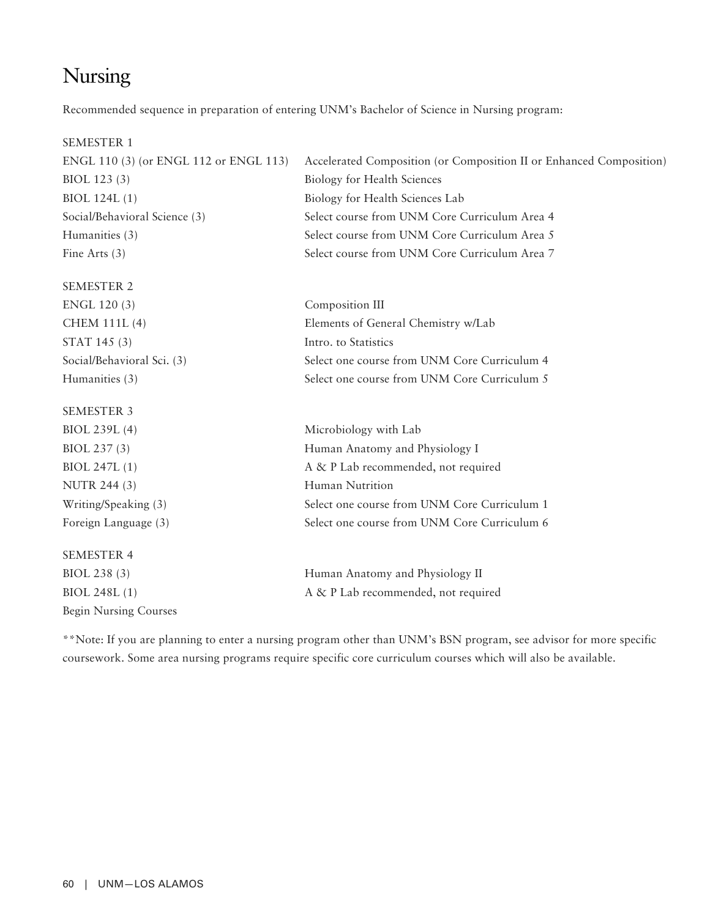# Nursing

Recommended sequence in preparation of entering UNM's Bachelor of Science in Nursing program:

| SEMESTER 1 | |
|---|---|
| ENGL 110 (3) (or ENGL 112 or ENGL 113) | Accelerated Composition (or Composition II or Enhanced Composition) |
| BIOL 123 (3) | Biology for Health Sciences |
| BIOL 124L (1) | Biology for Health Sciences Lab |
| Social/Behavioral Science (3) | Select course from UNM Core Curriculum Area 4 |
| Humanities (3) | Select course from UNM Core Curriculum Area 5 |
| Fine Arts (3) | Select course from UNM Core Curriculum Area 7 |

| SEMESTER 2 | |
|---|---|
| ENGL 120 (3) | Composition III |
| CHEM 111L (4) | Elements of General Chemistry w/Lab |
| STAT 145 (3) | Intro. to Statistics |
| Social/Behavioral Sci. (3) | Select one course from UNM Core Curriculum 4 |
| Humanities (3) | Select one course from UNM Core Curriculum 5 |

| SEMESTER 3 | |
|---|---|
| BIOL 239L (4) | Microbiology with Lab |
| BIOL 237 (3) | Human Anatomy and Physiology I |
| BIOL 247L (1) | A & P Lab recommended, not required |
| NUTR 244 (3) | Human Nutrition |
| Writing/Speaking (3) | Select one course from UNM Core Curriculum 1 |
| Foreign Language (3) | Select one course from UNM Core Curriculum 6 |

| SEMESTER 4 | |
|---|---|
| BIOL 238 (3) | Human Anatomy and Physiology II |
| BIOL 248L (1) | A & P Lab recommended, not required |
| Begin Nursing Courses | |

**Note: If you are planning to enter a nursing program other than UNM's BSN program, see advisor for more specific coursework. Some area nursing programs require specific core curriculum courses which will also be available.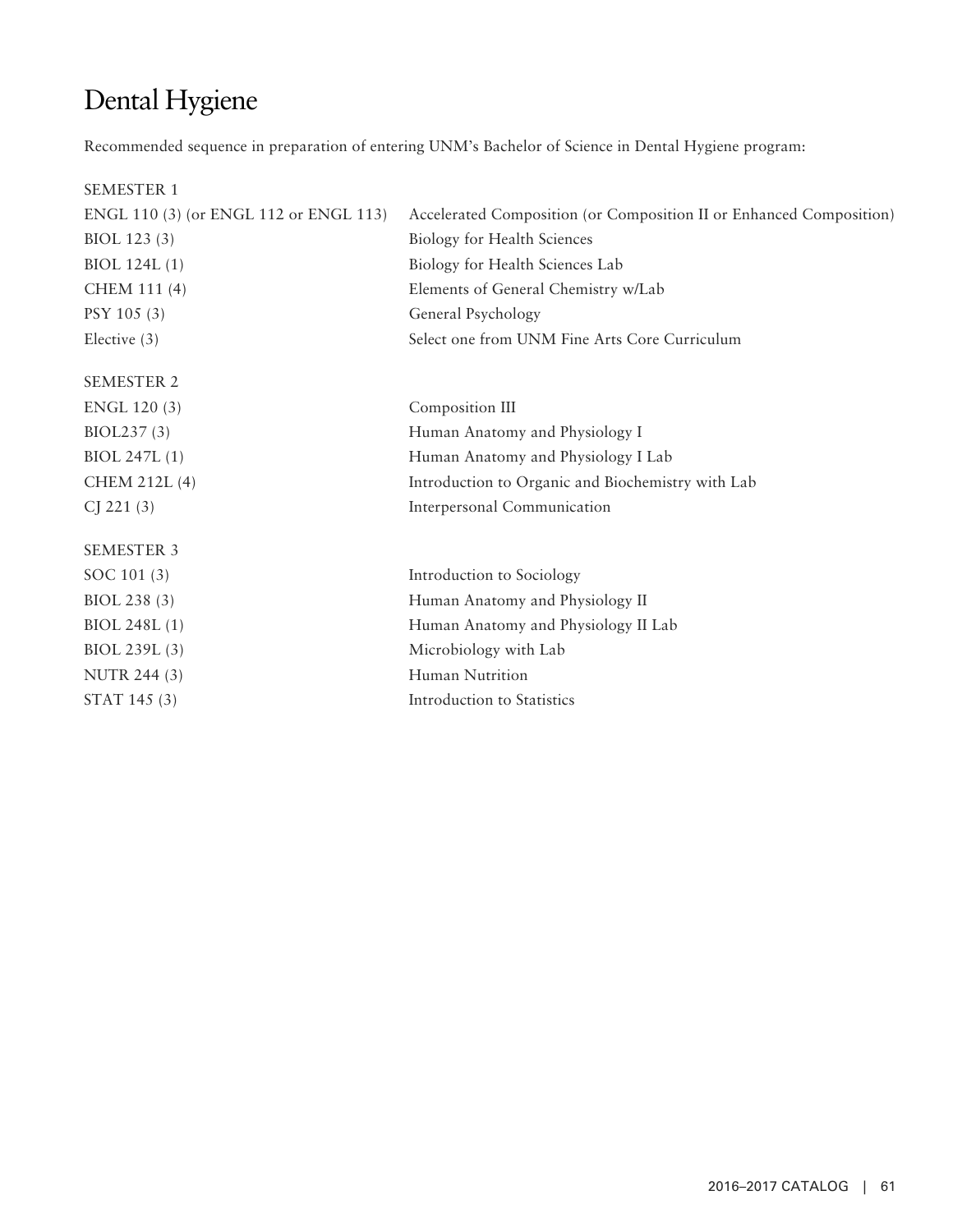# Dental Hygiene

Recommended sequence in preparation of entering UNM's Bachelor of Science in Dental Hygiene program:

| SEMESTER 1 | |
|---|---|
| ENGL 110 (3) (or ENGL 112 or ENGL 113) | Accelerated Composition (or Composition II or Enhanced Composition) |
| BIOL 123 (3) | Biology for Health Sciences |
| BIOL 124L (1) | Biology for Health Sciences Lab |
| CHEM 111 (4) | Elements of General Chemistry w/Lab |
| PSY 105 (3) | General Psychology |
| Elective (3) | Select one from UNM Fine Arts Core Curriculum |

| SEMESTER 2 | |
|---|---|
| ENGL 120 (3) | Composition III |
| BIOL237 (3) | Human Anatomy and Physiology I |
| BIOL 247L (1) | Human Anatomy and Physiology I Lab |
| CHEM 212L (4) | Introduction to Organic and Biochemistry with Lab |
| CJ 221 (3) | Interpersonal Communication |

| SEMESTER 3 | |
|---|---|
| SOC 101 (3) | Introduction to Sociology |
| BIOL 238 (3) | Human Anatomy and Physiology II |
| BIOL 248L (1) | Human Anatomy and Physiology II Lab |
| BIOL 239L (3) | Microbiology with Lab |
| NUTR 244 (3) | Human Nutrition |
| STAT 145 (3) | Introduction to Statistics |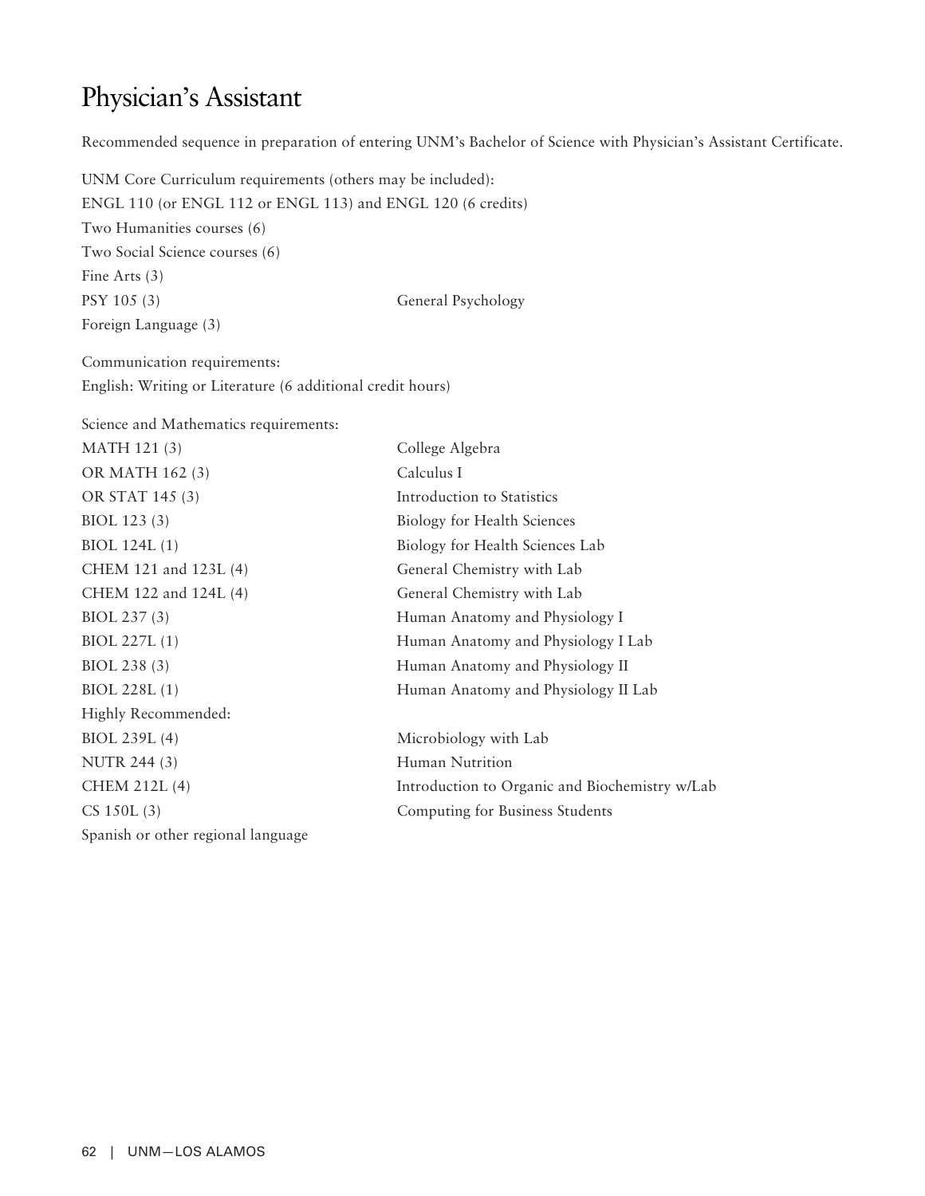# Physician's Assistant

Recommended sequence in preparation of entering UNM's Bachelor of Science with Physician's Assistant Certificate.

UNM Core Curriculum requirements (others may be included):
ENGL 110 (or ENGL 112 or ENGL 113) and ENGL 120 (6 credits)
Two Humanities courses (6)
Two Social Science courses (6)
Fine Arts (3)

| | |
|---|---|
| PSY 105 (3) | General Psychology |

Foreign Language (3)

Communication requirements:
English: Writing or Literature (6 additional credit hours)

Science and Mathematics requirements:

| | |
|---|---|
| MATH 121 (3) | College Algebra |
| OR MATH 162 (3) | Calculus I |
| OR STAT 145 (3) | Introduction to Statistics |
| BIOL 123 (3) | Biology for Health Sciences |
| BIOL 124L (1) | Biology for Health Sciences Lab |
| CHEM 121 and 123L (4) | General Chemistry with Lab |
| CHEM 122 and 124L (4) | General Chemistry with Lab |
| BIOL 237 (3) | Human Anatomy and Physiology I |
| BIOL 227L (1) | Human Anatomy and Physiology I Lab |
| BIOL 238 (3) | Human Anatomy and Physiology II |
| BIOL 228L (1) | Human Anatomy and Physiology II Lab |

Highly Recommended:

| | |
|---|---|
| BIOL 239L (4) | Microbiology with Lab |
| NUTR 244 (3) | Human Nutrition |
| CHEM 212L (4) | Introduction to Organic and Biochemistry w/Lab |
| CS 150L (3) | Computing for Business Students |

Spanish or other regional language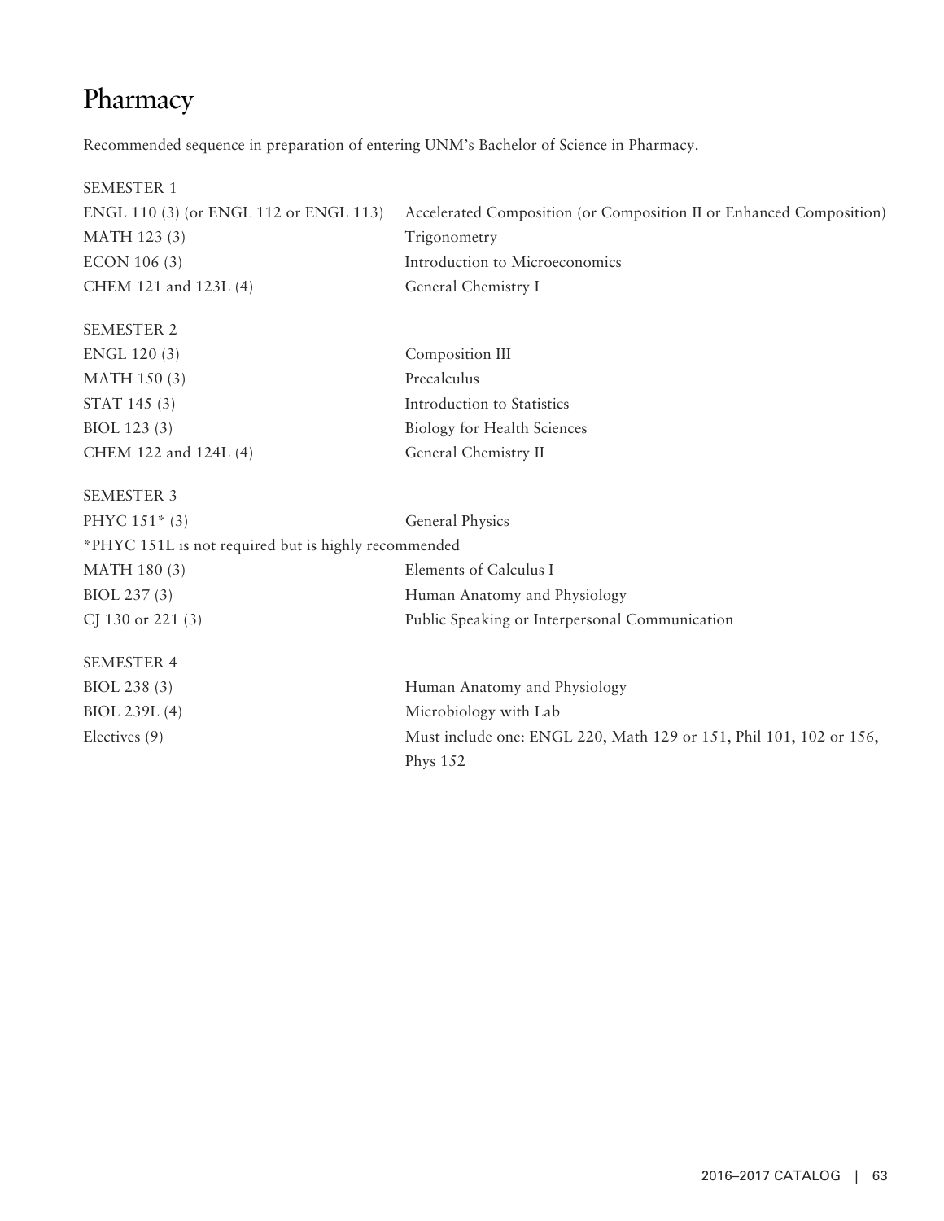# Pharmacy

Recommended sequence in preparation of entering UNM's Bachelor of Science in Pharmacy.

| SEMESTER 1 | |
|---|---|
| ENGL 110 (3) (or ENGL 112 or ENGL 113) | Accelerated Composition (or Composition II or Enhanced Composition) |
| MATH 123 (3) | Trigonometry |
| ECON 106 (3) | Introduction to Microeconomics |
| CHEM 121 and 123L (4) | General Chemistry I |

| SEMESTER 2 | |
|---|---|
| ENGL 120 (3) | Composition III |
| MATH 150 (3) | Precalculus |
| STAT 145 (3) | Introduction to Statistics |
| BIOL 123 (3) | Biology for Health Sciences |
| CHEM 122 and 124L (4) | General Chemistry II |

| SEMESTER 3 | |
|---|---|
| PHYC 151* (3) | General Physics |
| *PHYC 151L is not required but is highly recommended | |
| MATH 180 (3) | Elements of Calculus I |
| BIOL 237 (3) | Human Anatomy and Physiology |
| CJ 130 or 221 (3) | Public Speaking or Interpersonal Communication |

| SEMESTER 4 | |
|---|---|
| BIOL 238 (3) | Human Anatomy and Physiology |
| BIOL 239L (4) | Microbiology with Lab |
| Electives (9) | Must include one: ENGL 220, Math 129 or 151, Phil 101, 102 or 156, Phys 152 |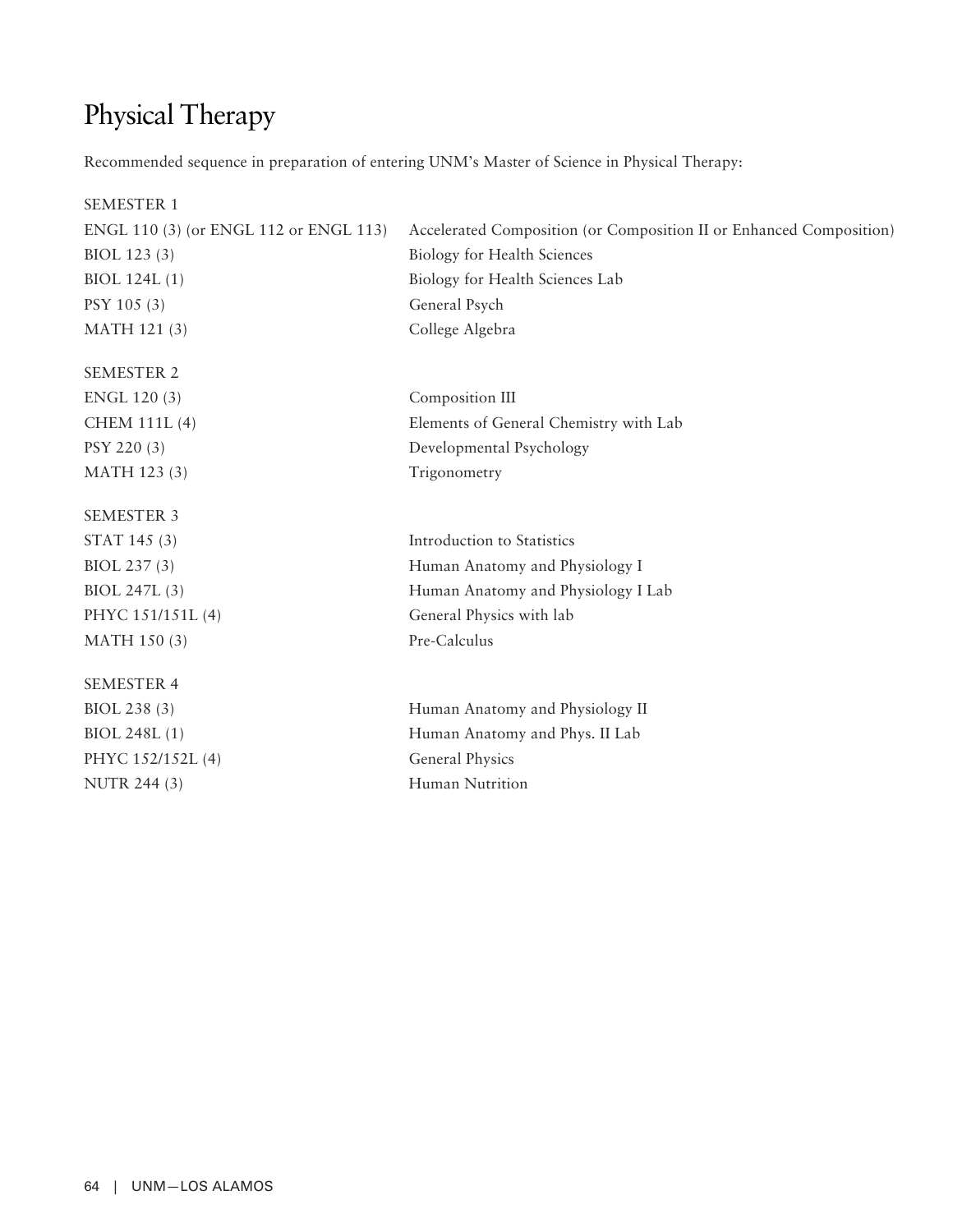# Physical Therapy

Recommended sequence in preparation of entering UNM's Master of Science in Physical Therapy:

| SEMESTER 1 | |
|---|---|
| ENGL 110 (3) (or ENGL 112 or ENGL 113) | Accelerated Composition (or Composition II or Enhanced Composition) |
| BIOL 123 (3) | Biology for Health Sciences |
| BIOL 124L (1) | Biology for Health Sciences Lab |
| PSY 105 (3) | General Psych |
| MATH 121 (3) | College Algebra |

| SEMESTER 2 | |
|---|---|
| ENGL 120 (3) | Composition III |
| CHEM 111L (4) | Elements of General Chemistry with Lab |
| PSY 220 (3) | Developmental Psychology |
| MATH 123 (3) | Trigonometry |

| SEMESTER 3 | |
|---|---|
| STAT 145 (3) | Introduction to Statistics |
| BIOL 237 (3) | Human Anatomy and Physiology I |
| BIOL 247L (3) | Human Anatomy and Physiology I Lab |
| PHYC 151/151L (4) | General Physics with lab |
| MATH 150 (3) | Pre-Calculus |

| SEMESTER 4 | |
|---|---|
| BIOL 238 (3) | Human Anatomy and Physiology II |
| BIOL 248L (1) | Human Anatomy and Phys. II Lab |
| PHYC 152/152L (4) | General Physics |
| NUTR 244 (3) | Human Nutrition |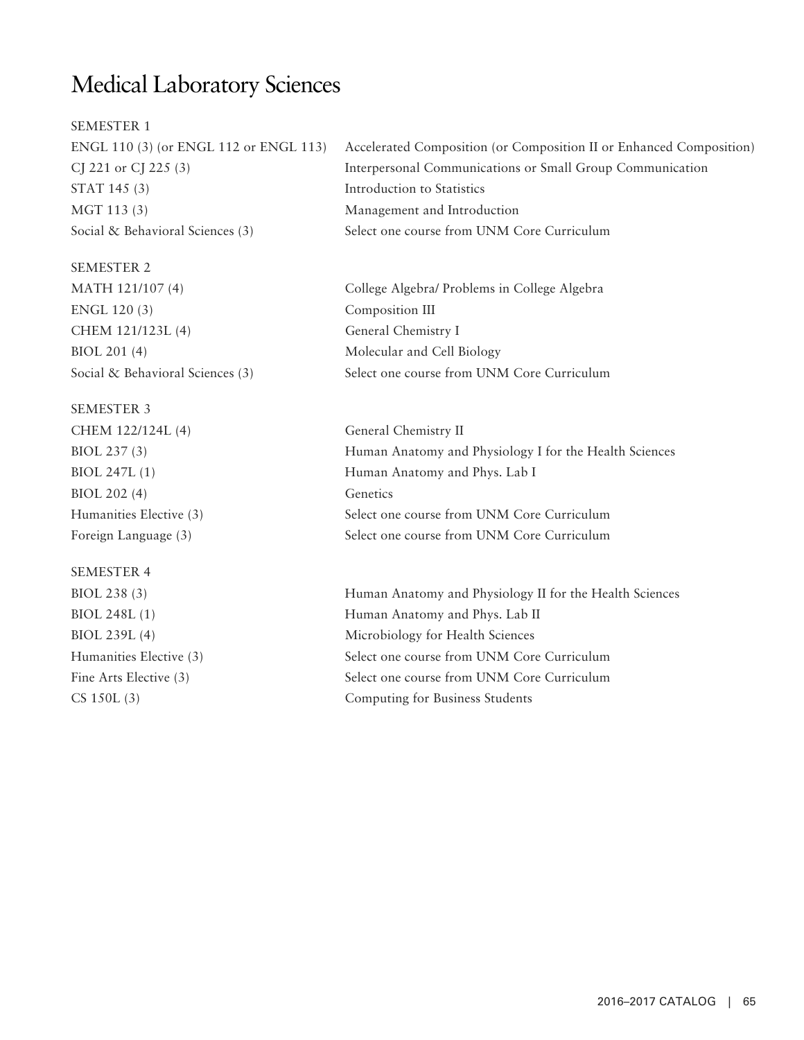# Medical Laboratory Sciences

SEMESTER 1

| | |
|---|---|
| ENGL 110 (3) (or ENGL 112 or ENGL 113) | Accelerated Composition (or Composition II or Enhanced Composition) |
| CJ 221 or CJ 225 (3) | Interpersonal Communications or Small Group Communication |
| STAT 145 (3) | Introduction to Statistics |
| MGT 113 (3) | Management and Introduction |
| Social & Behavioral Sciences (3) | Select one course from UNM Core Curriculum |

SEMESTER 2

| | |
|---|---|
| MATH 121/107 (4) | College Algebra/ Problems in College Algebra |
| ENGL 120 (3) | Composition III |
| CHEM 121/123L (4) | General Chemistry I |
| BIOL 201 (4) | Molecular and Cell Biology |
| Social & Behavioral Sciences (3) | Select one course from UNM Core Curriculum |

SEMESTER 3

| | |
|---|---|
| CHEM 122/124L (4) | General Chemistry II |
| BIOL 237 (3) | Human Anatomy and Physiology I for the Health Sciences |
| BIOL 247L (1) | Human Anatomy and Phys. Lab I |
| BIOL 202 (4) | Genetics |
| Humanities Elective (3) | Select one course from UNM Core Curriculum |
| Foreign Language (3) | Select one course from UNM Core Curriculum |

SEMESTER 4

| | |
|---|---|
| BIOL 238 (3) | Human Anatomy and Physiology II for the Health Sciences |
| BIOL 248L (1) | Human Anatomy and Phys. Lab II |
| BIOL 239L (4) | Microbiology for Health Sciences |
| Humanities Elective (3) | Select one course from UNM Core Curriculum |
| Fine Arts Elective (3) | Select one course from UNM Core Curriculum |
| CS 150L (3) | Computing for Business Students |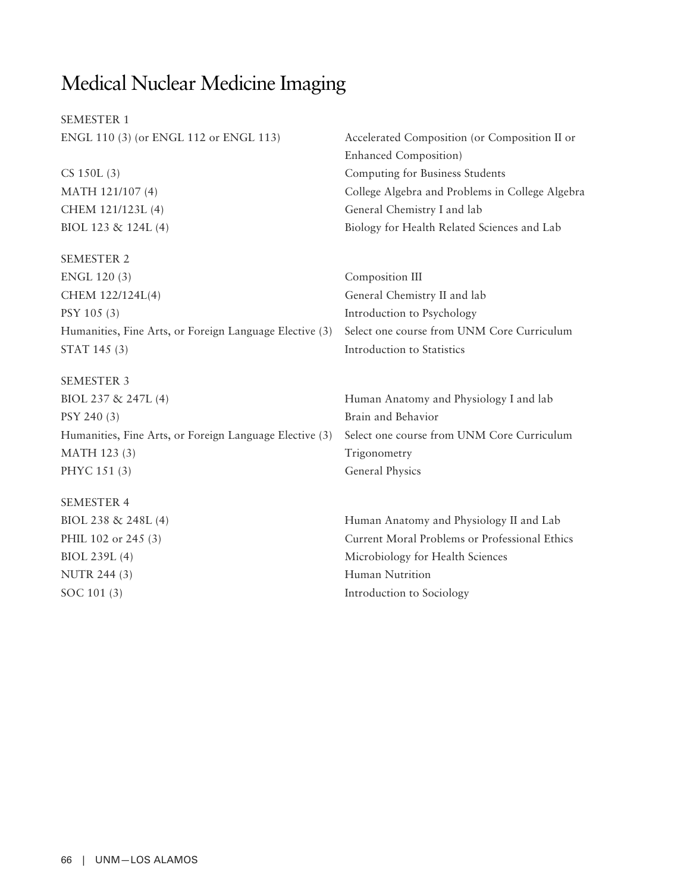# Medical Nuclear Medicine Imaging

| SEMESTER 1 | |
|---|---|
| ENGL 110 (3) (or ENGL 112 or ENGL 113) | Accelerated Composition (or Composition II or Enhanced Composition) |
| CS 150L (3) | Computing for Business Students |
| MATH 121/107 (4) | College Algebra and Problems in College Algebra |
| CHEM 121/123L (4) | General Chemistry I and lab |
| BIOL 123 & 124L (4) | Biology for Health Related Sciences and Lab |

| SEMESTER 2 | |
|---|---|
| ENGL 120 (3) | Composition III |
| CHEM 122/124L(4) | General Chemistry II and lab |
| PSY 105 (3) | Introduction to Psychology |
| Humanities, Fine Arts, or Foreign Language Elective (3) | Select one course from UNM Core Curriculum |
| STAT 145 (3) | Introduction to Statistics |

| SEMESTER 3 | |
|---|---|
| BIOL 237 & 247L (4) | Human Anatomy and Physiology I and lab |
| PSY 240 (3) | Brain and Behavior |
| Humanities, Fine Arts, or Foreign Language Elective (3) | Select one course from UNM Core Curriculum |
| MATH 123 (3) | Trigonometry |
| PHYC 151 (3) | General Physics |

| SEMESTER 4 | |
|---|---|
| BIOL 238 & 248L (4) | Human Anatomy and Physiology II and Lab |
| PHIL 102 or 245 (3) | Current Moral Problems or Professional Ethics |
| BIOL 239L (4) | Microbiology for Health Sciences |
| NUTR 244 (3) | Human Nutrition |
| SOC 101 (3) | Introduction to Sociology |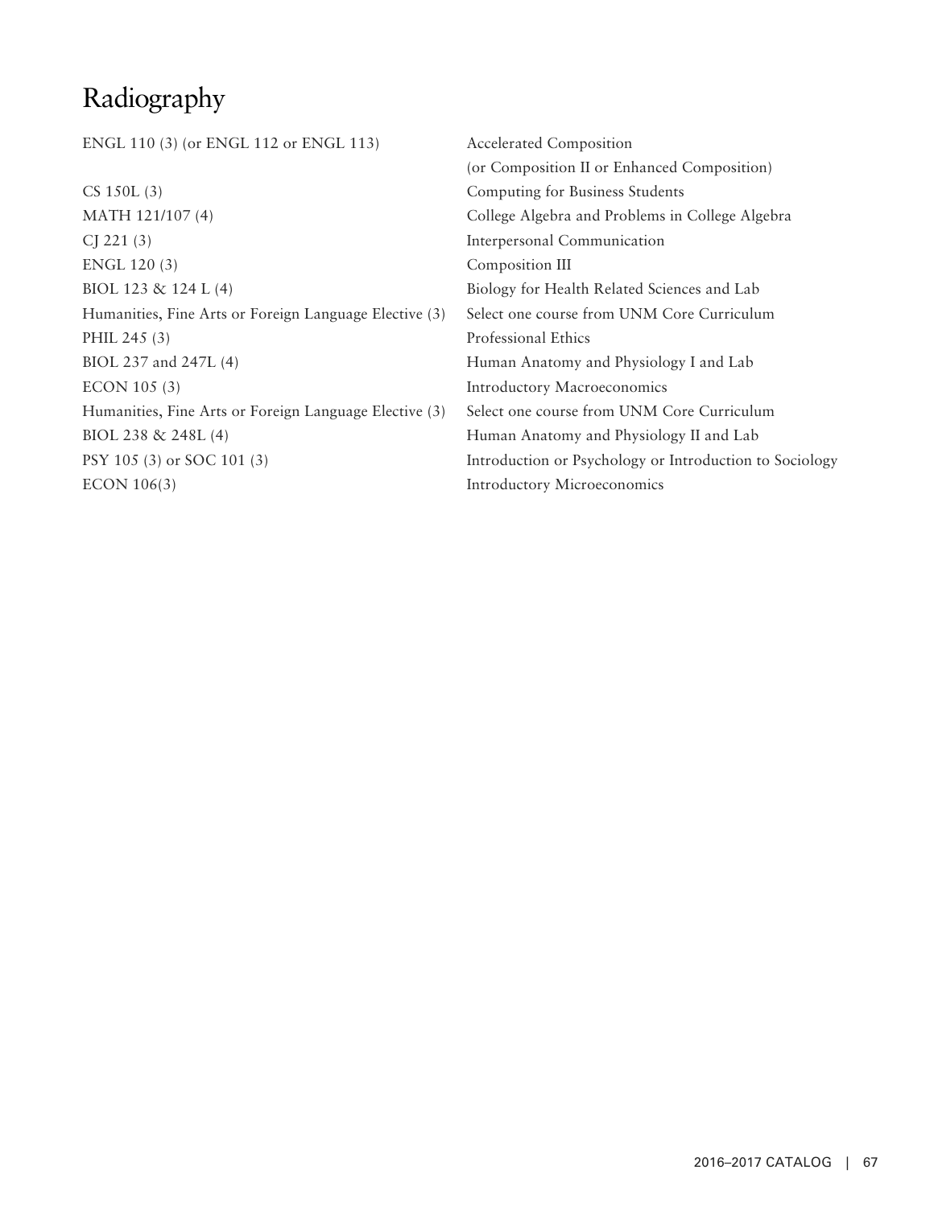# Radiography

| | |
|---|---|
| ENGL 110 (3) (or ENGL 112 or ENGL 113) | Accelerated Composition (or Composition II or Enhanced Composition) |
| CS 150L (3) | Computing for Business Students |
| MATH 121/107 (4) | College Algebra and Problems in College Algebra |
| CJ 221 (3) | Interpersonal Communication |
| ENGL 120 (3) | Composition III |
| BIOL 123 & 124 L (4) | Biology for Health Related Sciences and Lab |
| Humanities, Fine Arts or Foreign Language Elective (3) | Select one course from UNM Core Curriculum |
| PHIL 245 (3) | Professional Ethics |
| BIOL 237 and 247L (4) | Human Anatomy and Physiology I and Lab |
| ECON 105 (3) | Introductory Macroeconomics |
| Humanities, Fine Arts or Foreign Language Elective (3) | Select one course from UNM Core Curriculum |
| BIOL 238 & 248L (4) | Human Anatomy and Physiology II and Lab |
| PSY 105 (3) or SOC 101 (3) | Introduction or Psychology or Introduction to Sociology |
| ECON 106(3) | Introductory Microeconomics |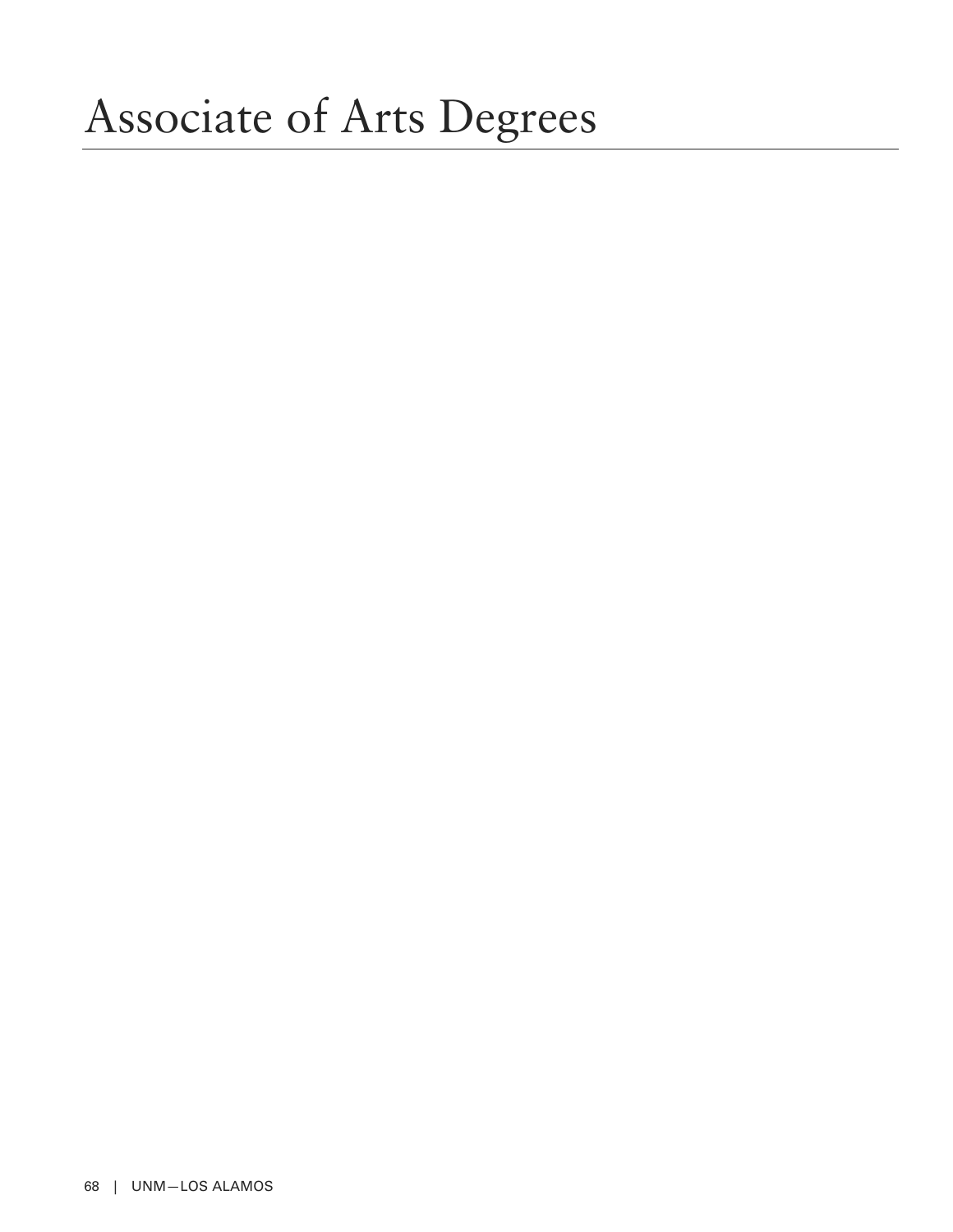# Associate of Arts Degrees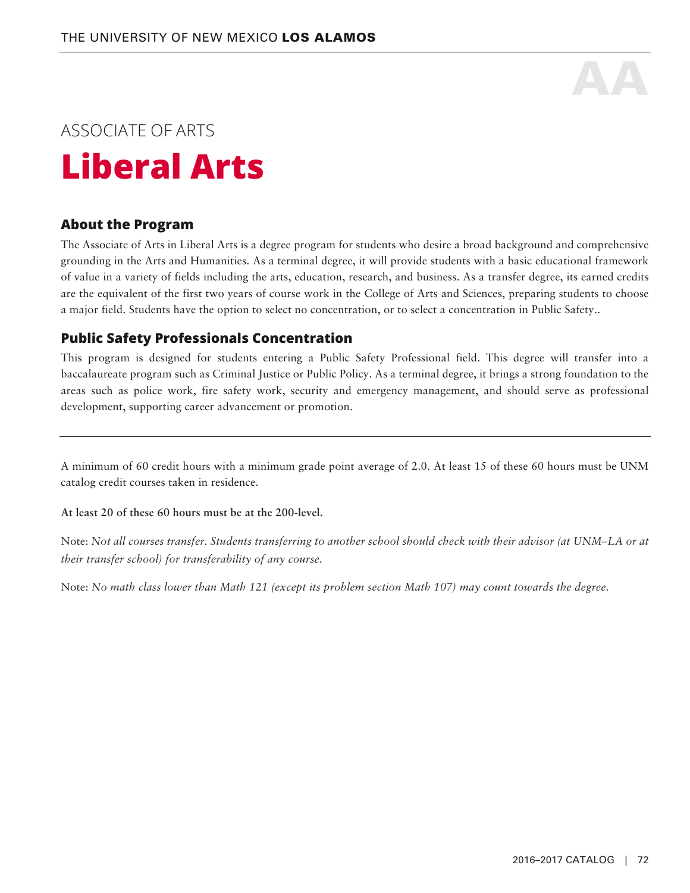AA

ASSOCIATE OF ARTS

# Liberal Arts

## About the Program

The Associate of Arts in Liberal Arts is a degree program for students who desire a broad background and comprehensive grounding in the Arts and Humanities. As a terminal degree, it will provide students with a basic educational framework of value in a variety of fields including the arts, education, research, and business. As a transfer degree, its earned credits are the equivalent of the first two years of course work in the College of Arts and Sciences, preparing students to choose a major field. Students have the option to select no concentration, or to select a concentration in Public Safety..

## Public Safety Professionals Concentration

This program is designed for students entering a Public Safety Professional field. This degree will transfer into a baccalaureate program such as Criminal Justice or Public Policy. As a terminal degree, it brings a strong foundation to the areas such as police work, fire safety work, security and emergency management, and should serve as professional development, supporting career advancement or promotion.

---

A minimum of 60 credit hours with a minimum grade point average of 2.0. At least 15 of these 60 hours must be UNM catalog credit courses taken in residence.

**At least 20 of these 60 hours must be at the 200-level.**

Note: *Not all courses transfer. Students transferring to another school should check with their advisor (at UNM–LA or at their transfer school) for transferability of any course.*

Note: *No math class lower than Math 121 (except its problem section Math 107) may count towards the degree.*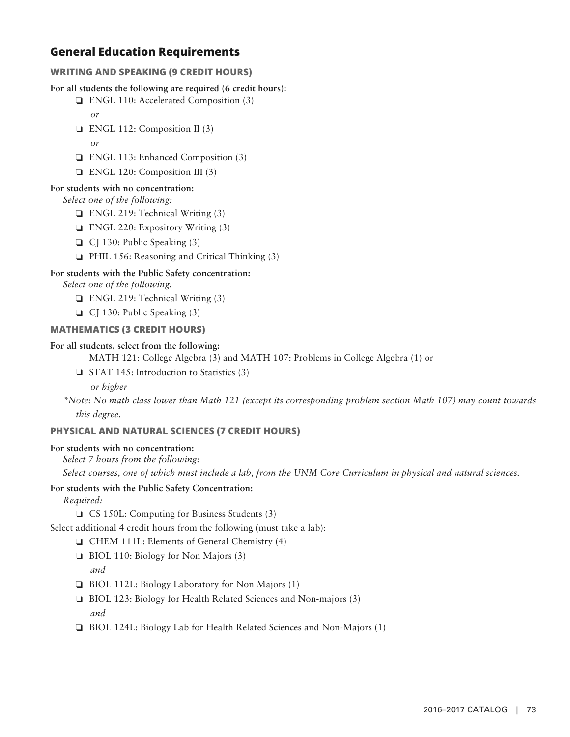## General Education Requirements

### WRITING AND SPEAKING (9 CREDIT HOURS)

**For all students the following are required (6 credit hours):**

- ❏ ENGL 110: Accelerated Composition (3)

  *or*
- ❏ ENGL 112: Composition II (3)

  *or*
- ❏ ENGL 113: Enhanced Composition (3)
- ❏ ENGL 120: Composition III (3)

**For students with no concentration:**

*Select one of the following:*

- ❏ ENGL 219: Technical Writing (3)
- ❏ ENGL 220: Expository Writing (3)
- ❏ CJ 130: Public Speaking (3)
- ❏ PHIL 156: Reasoning and Critical Thinking (3)

**For students with the Public Safety concentration:**

*Select one of the following:*

- ❏ ENGL 219: Technical Writing (3)
- ❏ CJ 130: Public Speaking (3)

### MATHEMATICS (3 CREDIT HOURS)

**For all students, select from the following:**

MATH 121: College Algebra (3) and MATH 107: Problems in College Algebra (1) or

- ❏ STAT 145: Introduction to Statistics (3)

  *or higher*

*\*Note: No math class lower than Math 121 (except its corresponding problem section Math 107) may count towards this degree.*

### PHYSICAL AND NATURAL SCIENCES (7 CREDIT HOURS)

**For students with no concentration:**

*Select 7 hours from the following:*

*Select courses, one of which must include a lab, from the UNM Core Curriculum in physical and natural sciences.*

**For students with the Public Safety Concentration:**

*Required:*

- ❏ CS 150L: Computing for Business Students (3)

Select additional 4 credit hours from the following (must take a lab):

- ❏ CHEM 111L: Elements of General Chemistry (4)
- ❏ BIOL 110: Biology for Non Majors (3)

  *and*
- ❏ BIOL 112L: Biology Laboratory for Non Majors (1)
- ❏ BIOL 123: Biology for Health Related Sciences and Non-majors (3)

  *and*
- ❏ BIOL 124L: Biology Lab for Health Related Sciences and Non-Majors (1)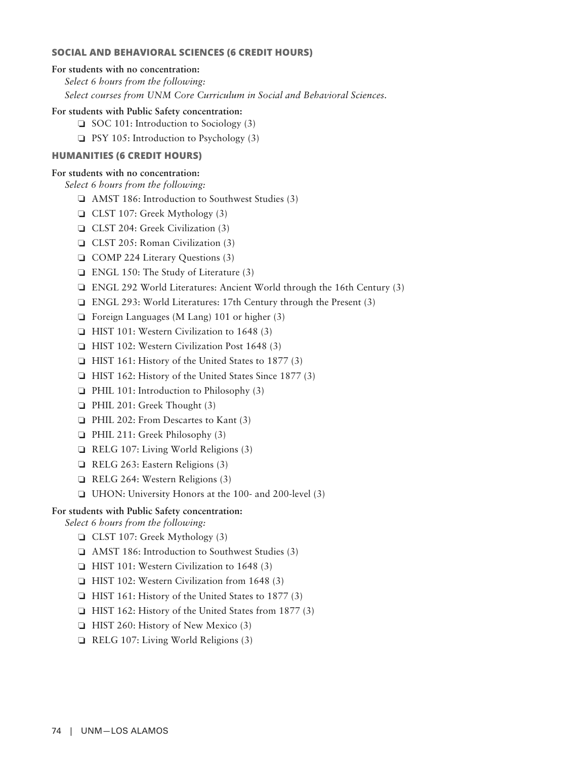### SOCIAL AND BEHAVIORAL SCIENCES (6 CREDIT HOURS)

**For students with no concentration:**

*Select 6 hours from the following:*

*Select courses from UNM Core Curriculum in Social and Behavioral Sciences.*

**For students with Public Safety concentration:**

- ❏ SOC 101: Introduction to Sociology (3)
- ❏ PSY 105: Introduction to Psychology (3)

### HUMANITIES (6 CREDIT HOURS)

**For students with no concentration:**

*Select 6 hours from the following:*

- ❏ AMST 186: Introduction to Southwest Studies (3)
- ❏ CLST 107: Greek Mythology (3)
- ❏ CLST 204: Greek Civilization (3)
- ❏ CLST 205: Roman Civilization (3)
- ❏ COMP 224 Literary Questions (3)
- ❏ ENGL 150: The Study of Literature (3)
- ❏ ENGL 292 World Literatures: Ancient World through the 16th Century (3)
- ❏ ENGL 293: World Literatures: 17th Century through the Present (3)
- ❏ Foreign Languages (M Lang) 101 or higher (3)
- ❏ HIST 101: Western Civilization to 1648 (3)
- ❏ HIST 102: Western Civilization Post 1648 (3)
- ❏ HIST 161: History of the United States to 1877 (3)
- ❏ HIST 162: History of the United States Since 1877 (3)
- ❏ PHIL 101: Introduction to Philosophy (3)
- ❏ PHIL 201: Greek Thought (3)
- ❏ PHIL 202: From Descartes to Kant (3)
- ❏ PHIL 211: Greek Philosophy (3)
- ❏ RELG 107: Living World Religions (3)
- ❏ RELG 263: Eastern Religions (3)
- ❏ RELG 264: Western Religions (3)
- ❏ UHON: University Honors at the 100- and 200-level (3)

**For students with Public Safety concentration:**

*Select 6 hours from the following:*

- ❏ CLST 107: Greek Mythology (3)
- ❏ AMST 186: Introduction to Southwest Studies (3)
- ❏ HIST 101: Western Civilization to 1648 (3)
- ❏ HIST 102: Western Civilization from 1648 (3)
- ❏ HIST 161: History of the United States to 1877 (3)
- ❏ HIST 162: History of the United States from 1877 (3)
- ❏ HIST 260: History of New Mexico (3)
- ❏ RELG 107: Living World Religions (3)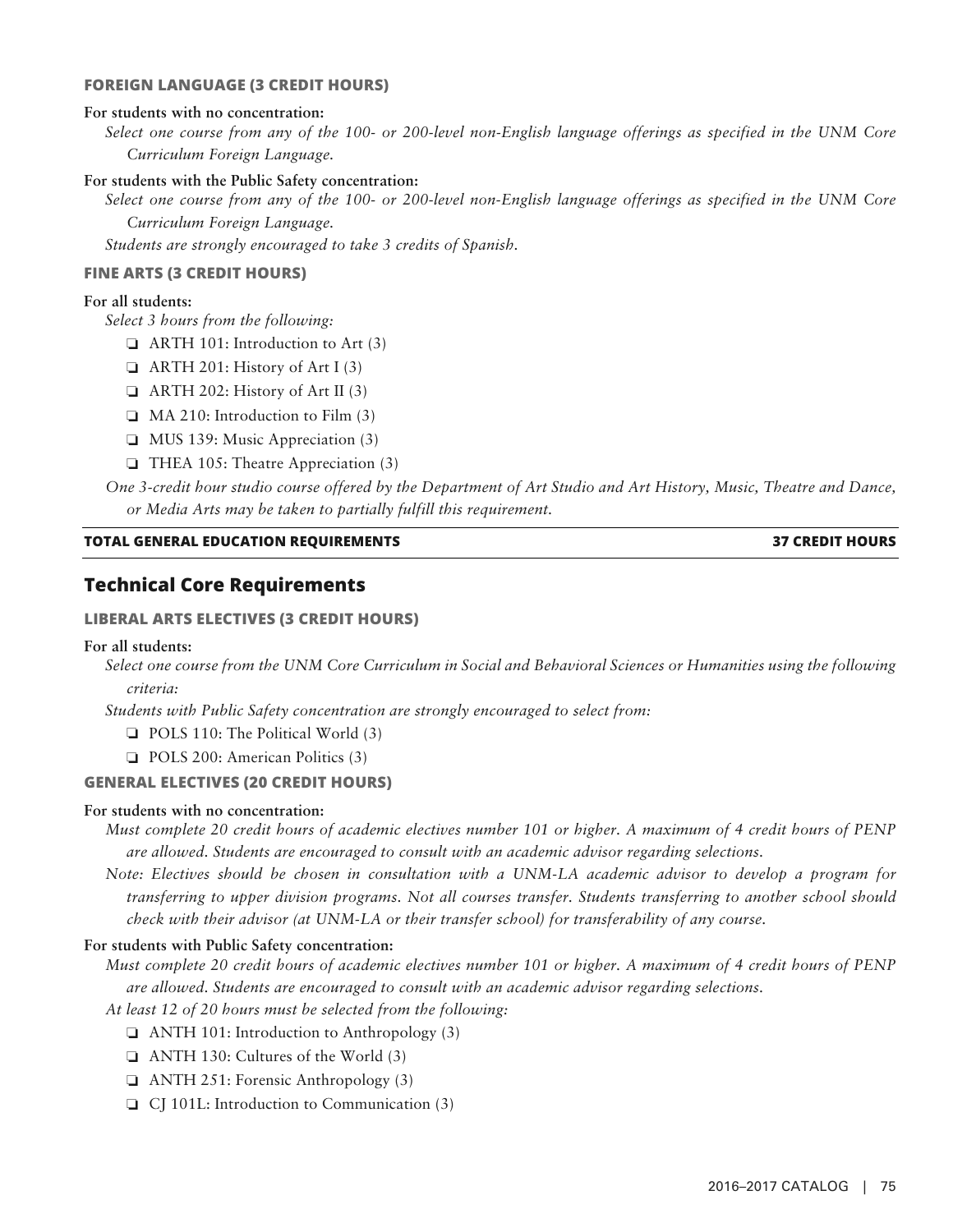#### FOREIGN LANGUAGE (3 CREDIT HOURS)

**For students with no concentration:**

*Select one course from any of the 100- or 200-level non-English language offerings as specified in the UNM Core Curriculum Foreign Language.*

**For students with the Public Safety concentration:**

*Select one course from any of the 100- or 200-level non-English language offerings as specified in the UNM Core Curriculum Foreign Language.*

*Students are strongly encouraged to take 3 credits of Spanish.*

#### FINE ARTS (3 CREDIT HOURS)

**For all students:**

*Select 3 hours from the following:*

- ❏ ARTH 101: Introduction to Art (3)
- ❏ ARTH 201: History of Art I (3)
- ❏ ARTH 202: History of Art II (3)
- ❏ MA 210: Introduction to Film (3)
- ❏ MUS 139: Music Appreciation (3)
- ❏ THEA 105: Theatre Appreciation (3)

*One 3-credit hour studio course offered by the Department of Art Studio and Art History, Music, Theatre and Dance, or Media Arts may be taken to partially fulfill this requirement.*

**TOTAL GENERAL EDUCATION REQUIREMENTS — 37 CREDIT HOURS**

## Technical Core Requirements

#### LIBERAL ARTS ELECTIVES (3 CREDIT HOURS)

**For all students:**

*Select one course from the UNM Core Curriculum in Social and Behavioral Sciences or Humanities using the following criteria:*

*Students with Public Safety concentration are strongly encouraged to select from:*

- ❏ POLS 110: The Political World (3)
- ❏ POLS 200: American Politics (3)

#### GENERAL ELECTIVES (20 CREDIT HOURS)

**For students with no concentration:**

*Must complete 20 credit hours of academic electives number 101 or higher. A maximum of 4 credit hours of PENP are allowed. Students are encouraged to consult with an academic advisor regarding selections.*

*Note: Electives should be chosen in consultation with a UNM-LA academic advisor to develop a program for transferring to upper division programs. Not all courses transfer. Students transferring to another school should check with their advisor (at UNM-LA or their transfer school) for transferability of any course.*

**For students with Public Safety concentration:**

*Must complete 20 credit hours of academic electives number 101 or higher. A maximum of 4 credit hours of PENP are allowed. Students are encouraged to consult with an academic advisor regarding selections.*

*At least 12 of 20 hours must be selected from the following:*

- ❏ ANTH 101: Introduction to Anthropology (3)
- ❏ ANTH 130: Cultures of the World (3)
- ❏ ANTH 251: Forensic Anthropology (3)
- ❏ CJ 101L: Introduction to Communication (3)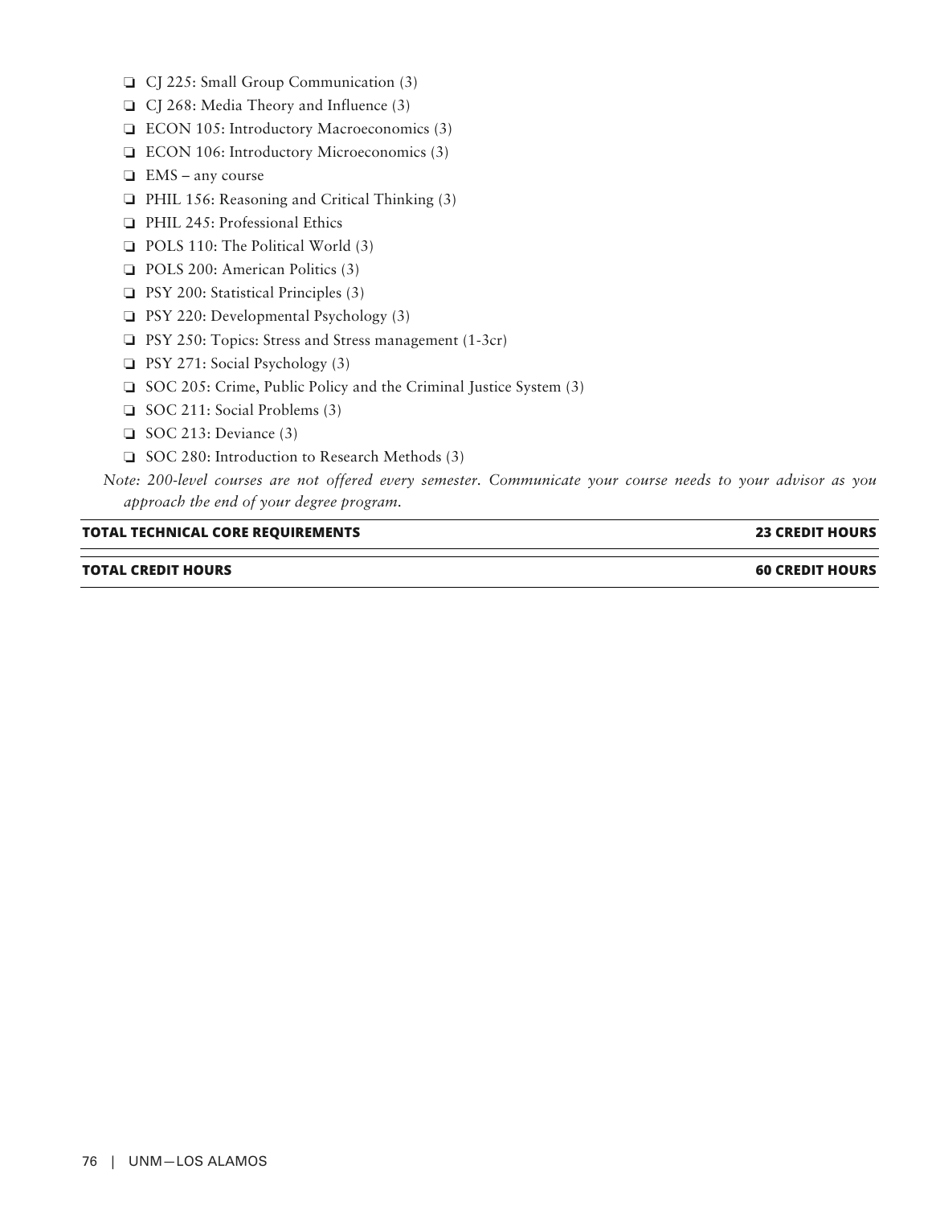- ❏ CJ 225: Small Group Communication (3)
- ❏ CJ 268: Media Theory and Influence (3)
- ❏ ECON 105: Introductory Macroeconomics (3)
- ❏ ECON 106: Introductory Microeconomics (3)
- ❏ EMS – any course
- ❏ PHIL 156: Reasoning and Critical Thinking (3)
- ❏ PHIL 245: Professional Ethics
- ❏ POLS 110: The Political World (3)
- ❏ POLS 200: American Politics (3)
- ❏ PSY 200: Statistical Principles (3)
- ❏ PSY 220: Developmental Psychology (3)
- ❏ PSY 250: Topics: Stress and Stress management (1-3cr)
- ❏ PSY 271: Social Psychology (3)
- ❏ SOC 205: Crime, Public Policy and the Criminal Justice System (3)
- ❏ SOC 211: Social Problems (3)
- ❏ SOC 213: Deviance (3)
- ❏ SOC 280: Introduction to Research Methods (3)

*Note: 200-level courses are not offered every semester. Communicate your course needs to your advisor as you approach the end of your degree program.*

| **TOTAL TECHNICAL CORE REQUIREMENTS** | **23 CREDIT HOURS** |
|---|---|
| **TOTAL CREDIT HOURS** | **60 CREDIT HOURS** |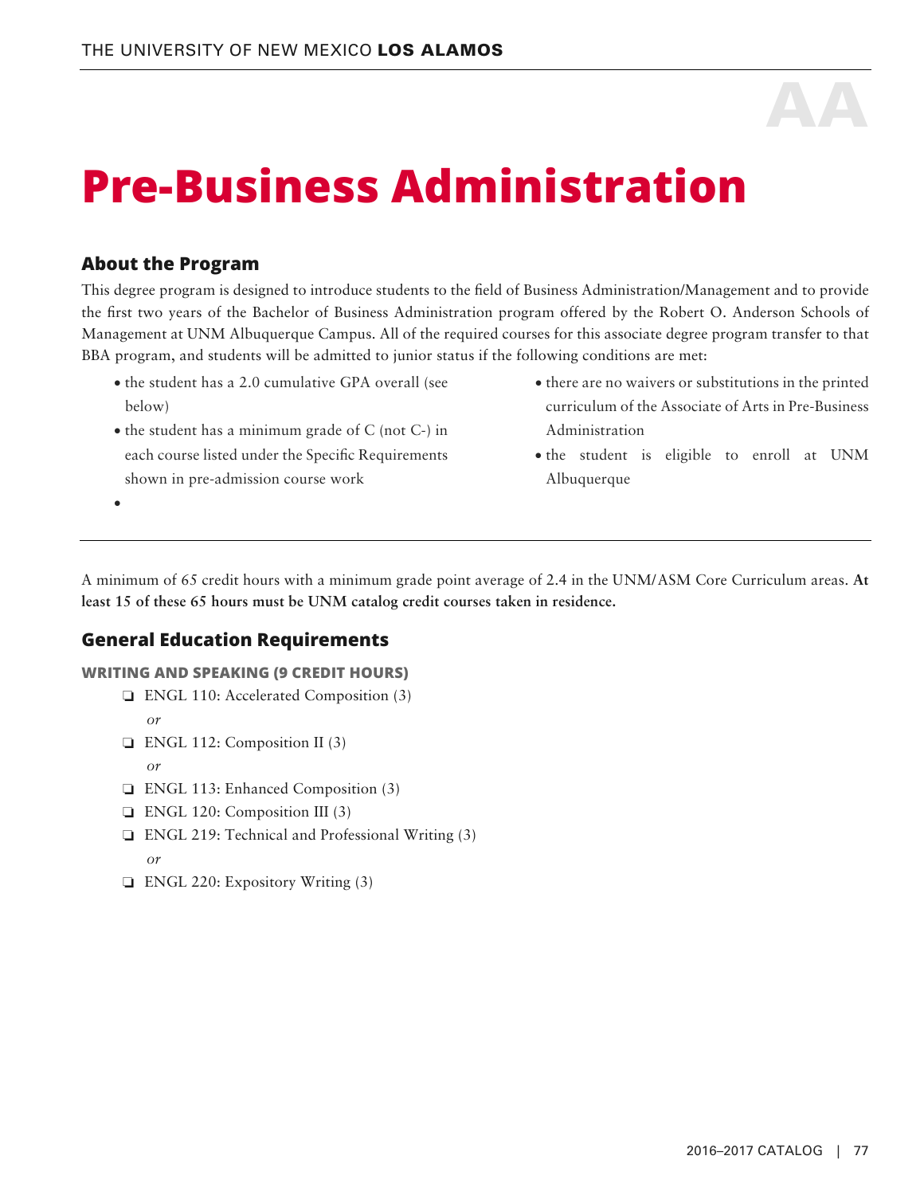AA

# Pre-Business Administration

## About the Program

This degree program is designed to introduce students to the field of Business Administration/Management and to provide the first two years of the Bachelor of Business Administration program offered by the Robert O. Anderson Schools of Management at UNM Albuquerque Campus. All of the required courses for this associate degree program transfer to that BBA program, and students will be admitted to junior status if the following conditions are met:

- the student has a 2.0 cumulative GPA overall (see below)
- the student has a minimum grade of C (not C-) in each course listed under the Specific Requirements shown in pre-admission course work
- 
- there are no waivers or substitutions in the printed curriculum of the Associate of Arts in Pre-Business Administration
- the student is eligible to enroll at UNM Albuquerque

A minimum of 65 credit hours with a minimum grade point average of 2.4 in the UNM/ASM Core Curriculum areas. **At least 15 of these 65 hours must be UNM catalog credit courses taken in residence.**

## General Education Requirements

### WRITING AND SPEAKING (9 CREDIT HOURS)

- ❏ ENGL 110: Accelerated Composition (3)
  *or*
- ❏ ENGL 112: Composition II (3)
  *or*
- ❏ ENGL 113: Enhanced Composition (3)
- ❏ ENGL 120: Composition III (3)
- ❏ ENGL 219: Technical and Professional Writing (3)
  *or*
- ❏ ENGL 220: Expository Writing (3)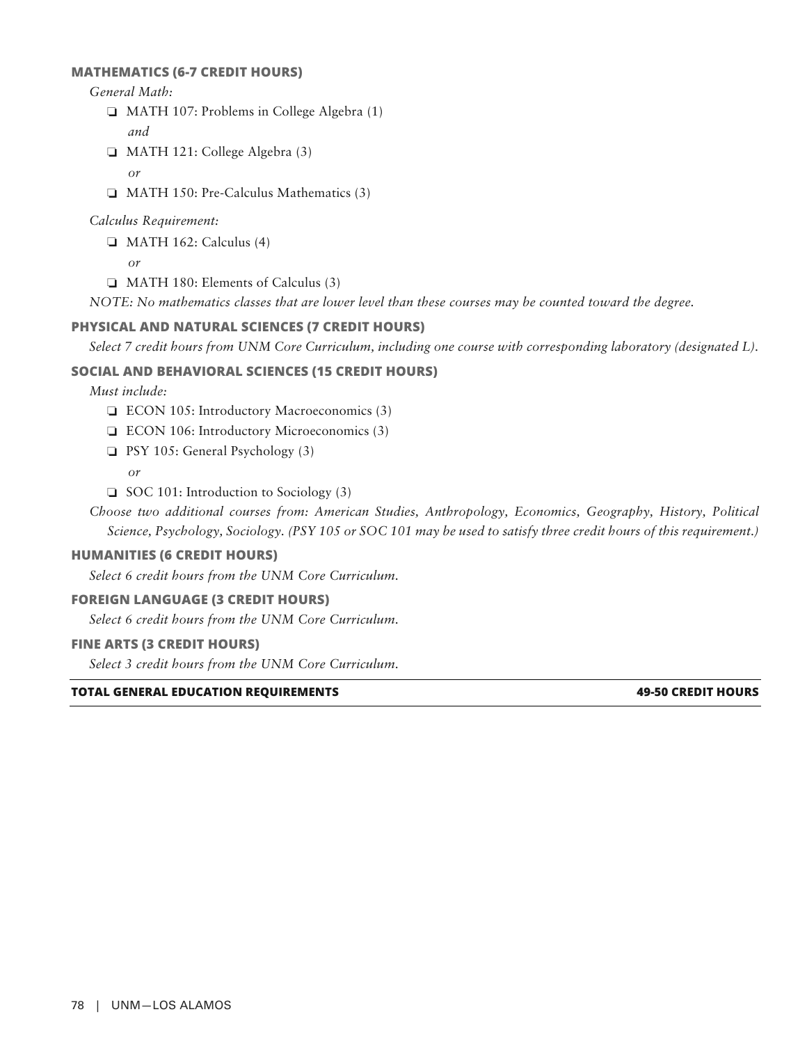### MATHEMATICS (6-7 CREDIT HOURS)

*General Math:*

- ❑ MATH 107: Problems in College Algebra (1)
  *and*
- ❑ MATH 121: College Algebra (3)
  *or*
- ❑ MATH 150: Pre-Calculus Mathematics (3)

*Calculus Requirement:*

- ❑ MATH 162: Calculus (4)
  *or*
- ❑ MATH 180: Elements of Calculus (3)

*NOTE: No mathematics classes that are lower level than these courses may be counted toward the degree.*

### PHYSICAL AND NATURAL SCIENCES (7 CREDIT HOURS)

*Select 7 credit hours from UNM Core Curriculum, including one course with corresponding laboratory (designated L).*

### SOCIAL AND BEHAVIORAL SCIENCES (15 CREDIT HOURS)

*Must include:*

- ❑ ECON 105: Introductory Macroeconomics (3)
- ❑ ECON 106: Introductory Microeconomics (3)
- ❑ PSY 105: General Psychology (3)
  *or*
- ❑ SOC 101: Introduction to Sociology (3)

*Choose two additional courses from: American Studies, Anthropology, Economics, Geography, History, Political Science, Psychology, Sociology. (PSY 105 or SOC 101 may be used to satisfy three credit hours of this requirement.)*

### HUMANITIES (6 CREDIT HOURS)

*Select 6 credit hours from the UNM Core Curriculum.*

### FOREIGN LANGUAGE (3 CREDIT HOURS)

*Select 6 credit hours from the UNM Core Curriculum.*

### FINE ARTS (3 CREDIT HOURS)

*Select 3 credit hours from the UNM Core Curriculum.*

| **TOTAL GENERAL EDUCATION REQUIREMENTS** | **49-50 CREDIT HOURS** |
|---|---|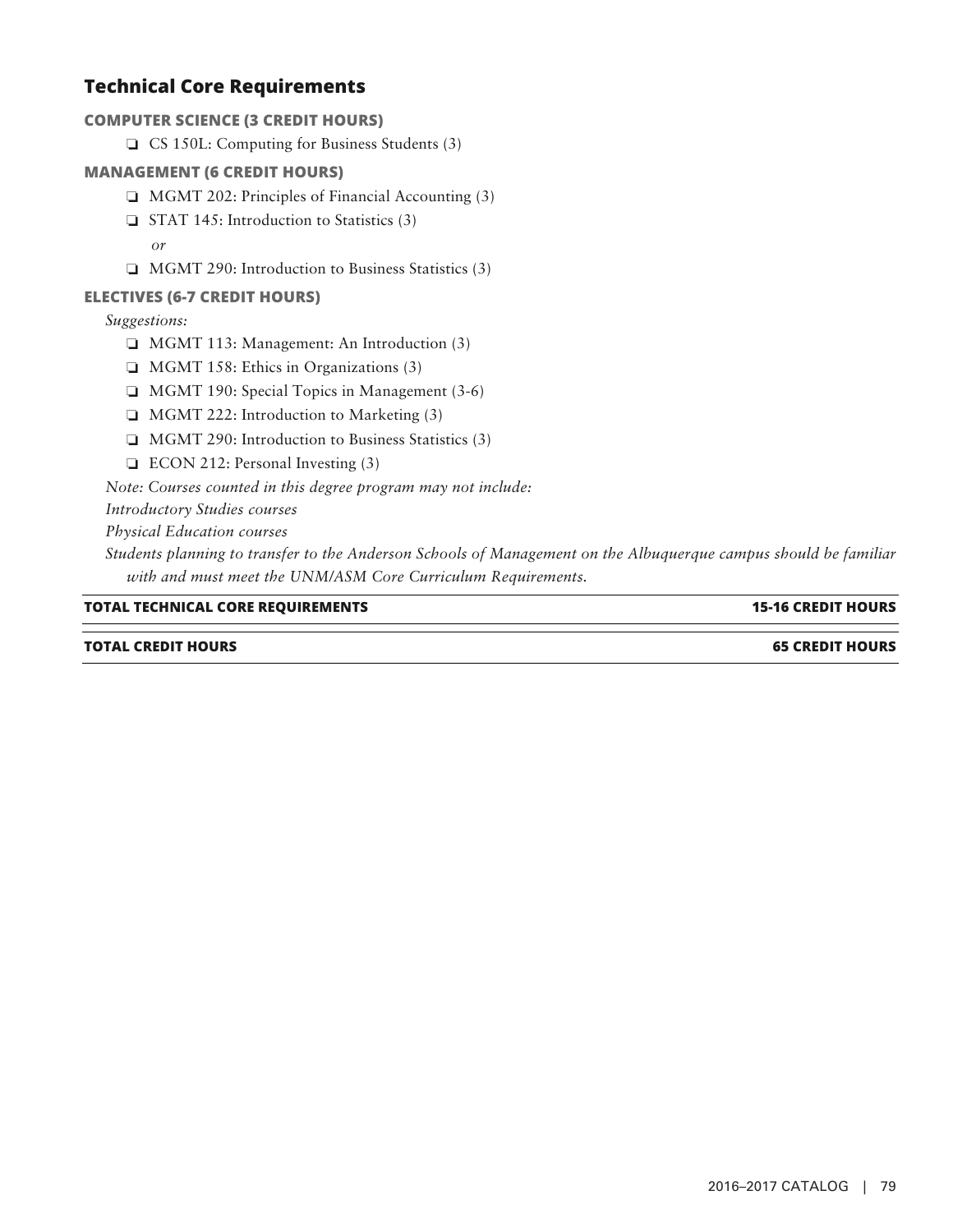## Technical Core Requirements

### COMPUTER SCIENCE (3 CREDIT HOURS)

- ❏ CS 150L: Computing for Business Students (3)

### MANAGEMENT (6 CREDIT HOURS)

- ❏ MGMT 202: Principles of Financial Accounting (3)
- ❏ STAT 145: Introduction to Statistics (3)

  *or*
- ❏ MGMT 290: Introduction to Business Statistics (3)

### ELECTIVES (6-7 CREDIT HOURS)

*Suggestions:*

- ❏ MGMT 113: Management: An Introduction (3)
- ❏ MGMT 158: Ethics in Organizations (3)
- ❏ MGMT 190: Special Topics in Management (3-6)
- ❏ MGMT 222: Introduction to Marketing (3)
- ❏ MGMT 290: Introduction to Business Statistics (3)
- ❏ ECON 212: Personal Investing (3)

*Note: Courses counted in this degree program may not include:*

*Introductory Studies courses*

*Physical Education courses*

*Students planning to transfer to the Anderson Schools of Management on the Albuquerque campus should be familiar with and must meet the UNM/ASM Core Curriculum Requirements.*

| **TOTAL TECHNICAL CORE REQUIREMENTS** | **15-16 CREDIT HOURS** |
|---|---|
| **TOTAL CREDIT HOURS** | **65 CREDIT HOURS** |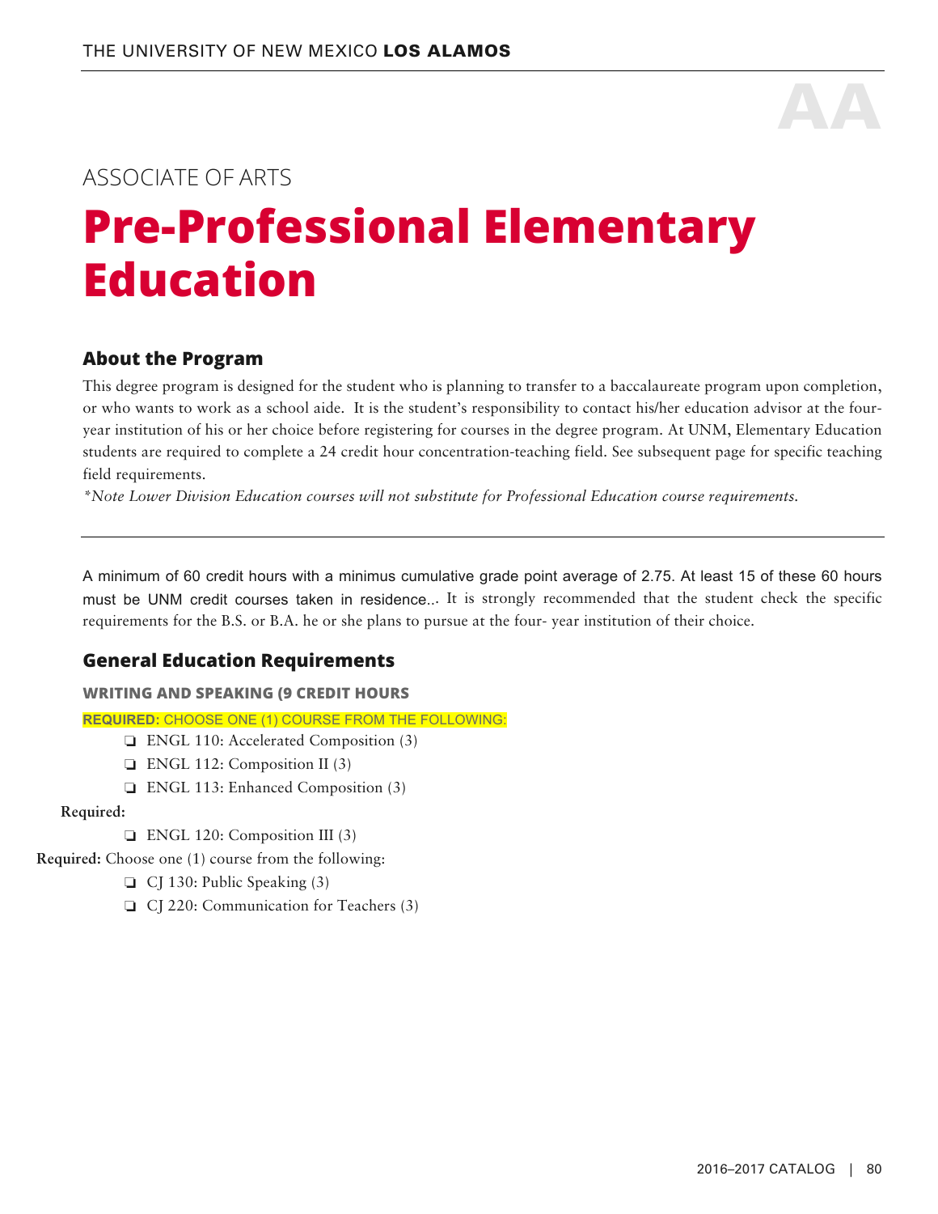AA

ASSOCIATE OF ARTS

# Pre-Professional Elementary Education

## About the Program

This degree program is designed for the student who is planning to transfer to a baccalaureate program upon completion, or who wants to work as a school aide. It is the student's responsibility to contact his/her education advisor at the four-year institution of his or her choice before registering for courses in the degree program. At UNM, Elementary Education students are required to complete a 24 credit hour concentration-teaching field. See subsequent page for specific teaching field requirements.

*\*Note Lower Division Education courses will not substitute for Professional Education course requirements.*

---

A minimum of 60 credit hours with a minimus cumulative grade point average of 2.75. At least 15 of these 60 hours must be UNM credit courses taken in residence... It is strongly recommended that the student check the specific requirements for the B.S. or B.A. he or she plans to pursue at the four- year institution of their choice.

## General Education Requirements

### WRITING AND SPEAKING (9 CREDIT HOURS

**REQUIRED:** CHOOSE ONE (1) COURSE FROM THE FOLLOWING:

- ❏ ENGL 110: Accelerated Composition (3)
- ❏ ENGL 112: Composition II (3)
- ❏ ENGL 113: Enhanced Composition (3)

**Required:**

- ❏ ENGL 120: Composition III (3)

**Required:** Choose one (1) course from the following:

- ❏ CJ 130: Public Speaking (3)
- ❏ CJ 220: Communication for Teachers (3)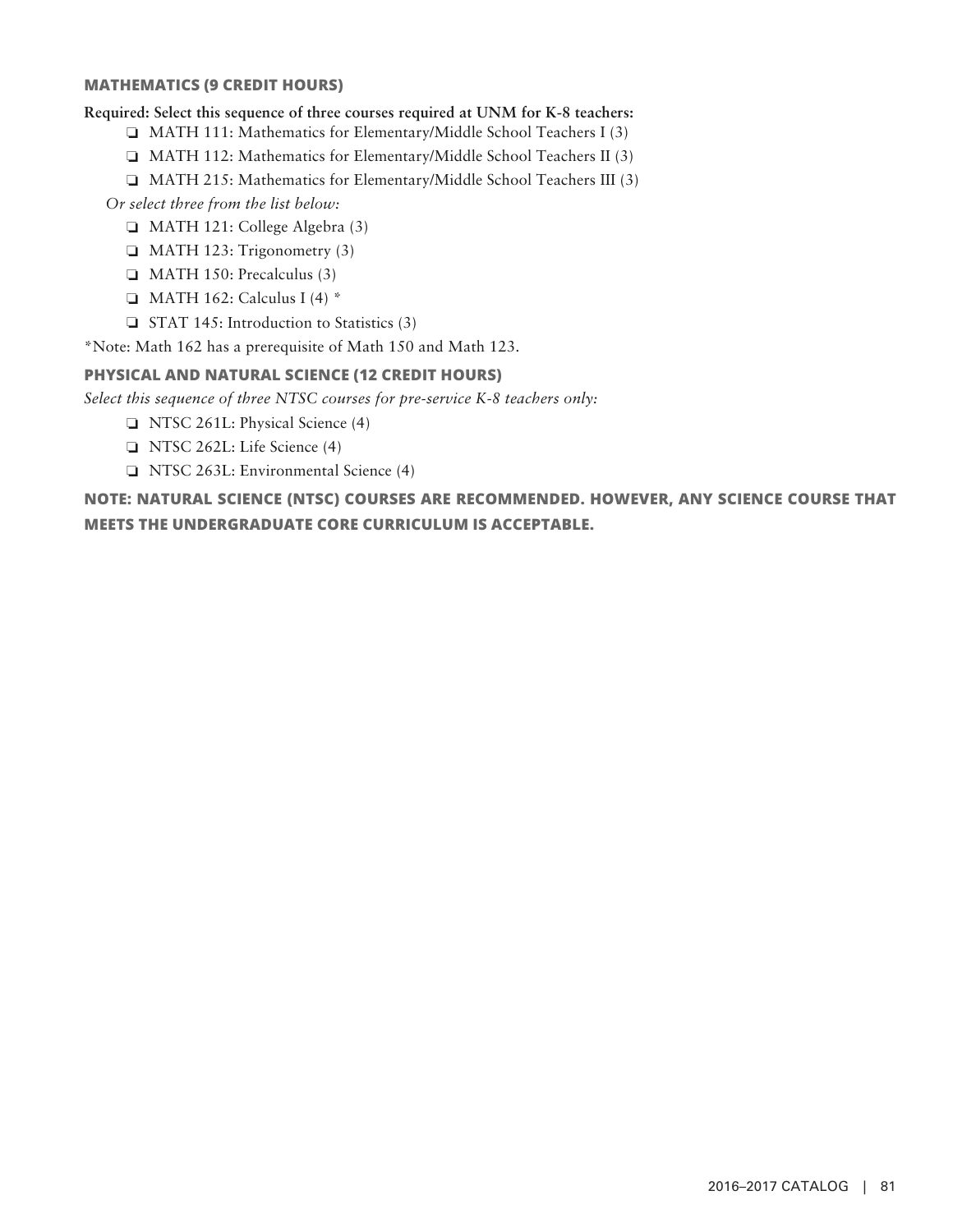### MATHEMATICS (9 CREDIT HOURS)

**Required: Select this sequence of three courses required at UNM for K-8 teachers:**

- ❏ MATH 111: Mathematics for Elementary/Middle School Teachers I (3)
- ❏ MATH 112: Mathematics for Elementary/Middle School Teachers II (3)
- ❏ MATH 215: Mathematics for Elementary/Middle School Teachers III (3)

*Or select three from the list below:*

- ❏ MATH 121: College Algebra (3)
- ❏ MATH 123: Trigonometry (3)
- ❏ MATH 150: Precalculus (3)
- ❏ MATH 162: Calculus I (4) *
- ❏ STAT 145: Introduction to Statistics (3)

*Note: Math 162 has a prerequisite of Math 150 and Math 123.

### PHYSICAL AND NATURAL SCIENCE (12 CREDIT HOURS)

*Select this sequence of three NTSC courses for pre-service K-8 teachers only:*

- ❏ NTSC 261L: Physical Science (4)
- ❏ NTSC 262L: Life Science (4)
- ❏ NTSC 263L: Environmental Science (4)

**NOTE: NATURAL SCIENCE (NTSC) COURSES ARE RECOMMENDED. HOWEVER, ANY SCIENCE COURSE THAT MEETS THE UNDERGRADUATE CORE CURRICULUM IS ACCEPTABLE.**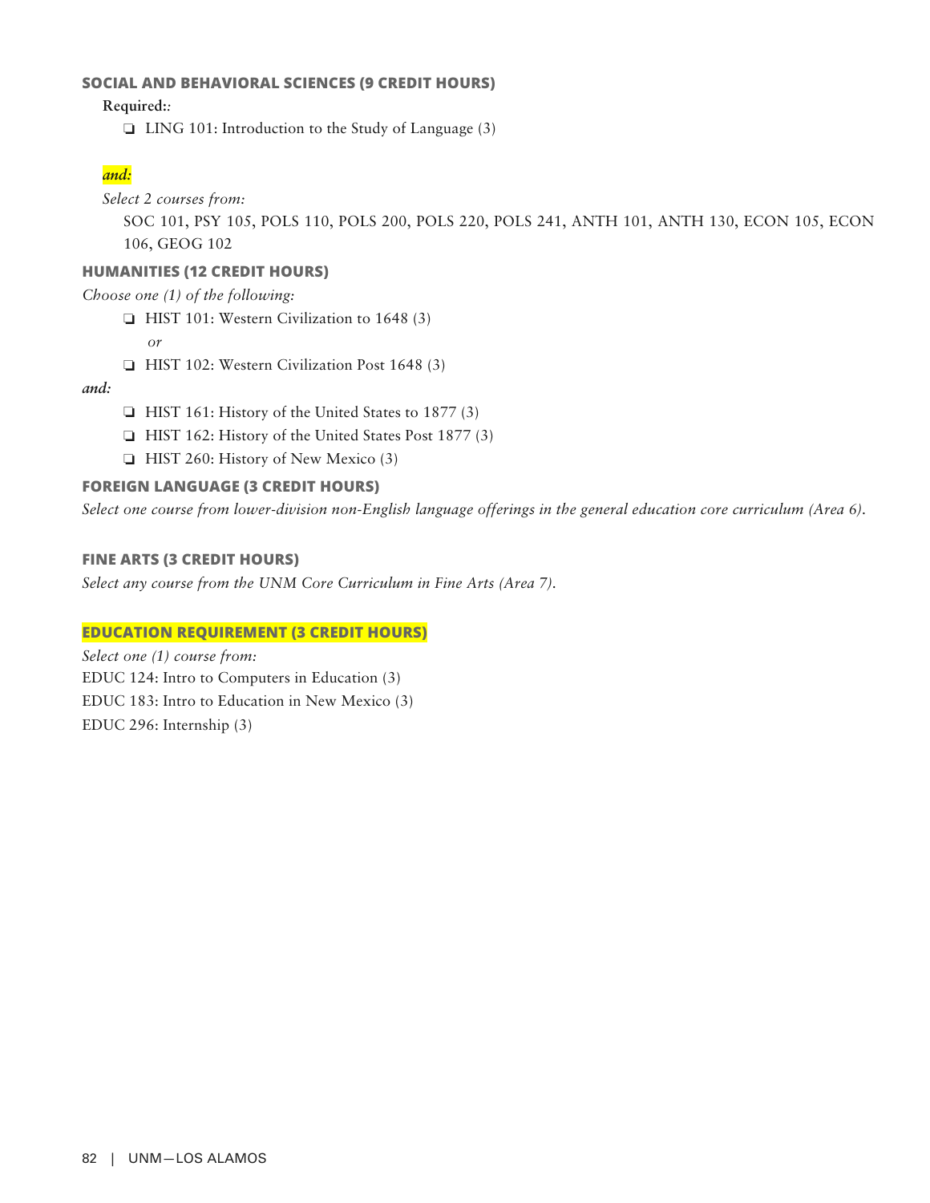### SOCIAL AND BEHAVIORAL SCIENCES (9 CREDIT HOURS)

**Required:**

- ❏ LING 101: Introduction to the Study of Language (3)

***and:***

*Select 2 courses from:*

SOC 101, PSY 105, POLS 110, POLS 200, POLS 220, POLS 241, ANTH 101, ANTH 130, ECON 105, ECON 106, GEOG 102

### HUMANITIES (12 CREDIT HOURS)

*Choose one (1) of the following:*

- ❏ HIST 101: Western Civilization to 1648 (3)
  *or*
- ❏ HIST 102: Western Civilization Post 1648 (3)

***and:***

- ❏ HIST 161: History of the United States to 1877 (3)
- ❏ HIST 162: History of the United States Post 1877 (3)
- ❏ HIST 260: History of New Mexico (3)

### FOREIGN LANGUAGE (3 CREDIT HOURS)

*Select one course from lower-division non-English language offerings in the general education core curriculum (Area 6).*

### FINE ARTS (3 CREDIT HOURS)

*Select any course from the UNM Core Curriculum in Fine Arts (Area 7).*

### EDUCATION REQUIREMENT (3 CREDIT HOURS)

*Select one (1) course from:*

EDUC 124: Intro to Computers in Education (3)

EDUC 183: Intro to Education in New Mexico (3)

EDUC 296: Internship (3)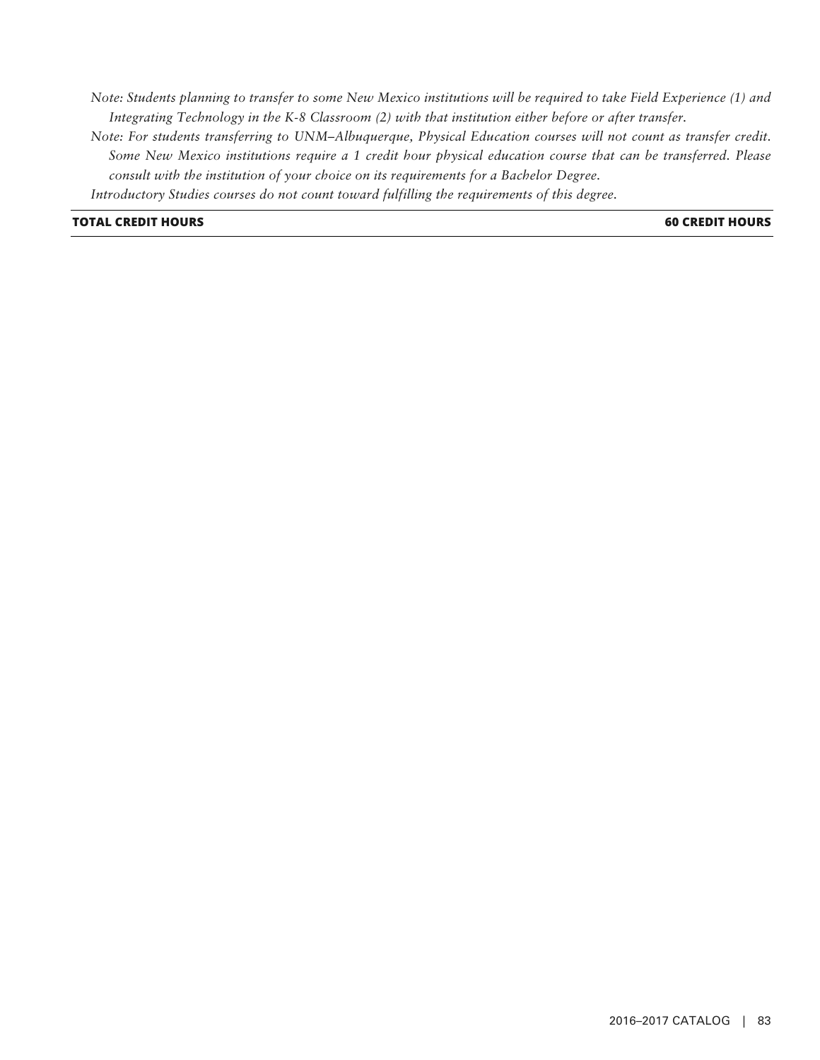*Note: Students planning to transfer to some New Mexico institutions will be required to take Field Experience (1) and Integrating Technology in the K-8 Classroom (2) with that institution either before or after transfer.*

*Note: For students transferring to UNM–Albuquerque, Physical Education courses will not count as transfer credit. Some New Mexico institutions require a 1 credit hour physical education course that can be transferred. Please consult with the institution of your choice on its requirements for a Bachelor Degree.*

*Introductory Studies courses do not count toward fulfilling the requirements of this degree.*

| **TOTAL CREDIT HOURS** | **60 CREDIT HOURS** |
|---|---|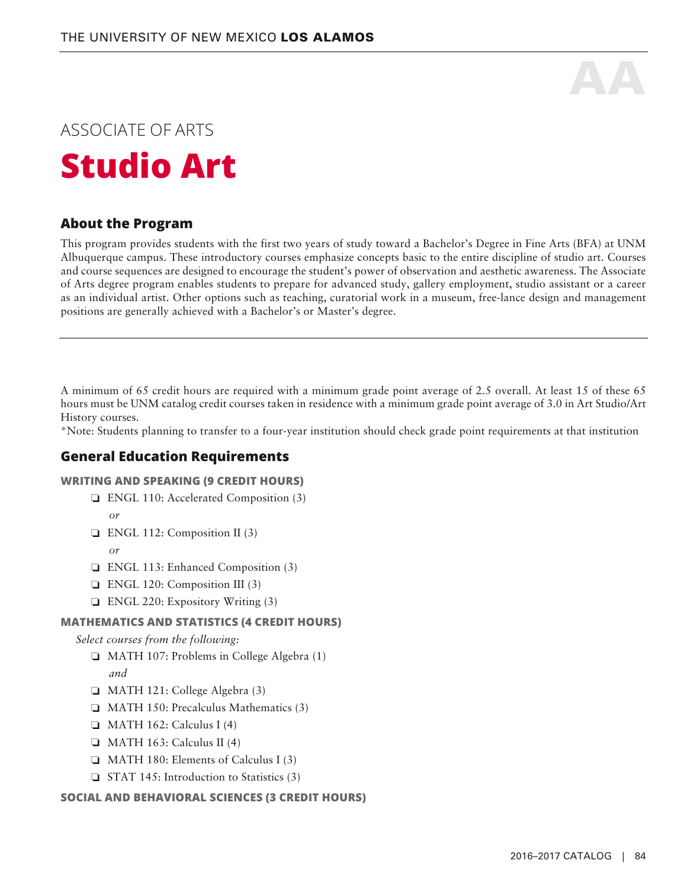AA

ASSOCIATE OF ARTS

# Studio Art

## About the Program

This program provides students with the first two years of study toward a Bachelor's Degree in Fine Arts (BFA) at UNM Albuquerque campus. These introductory courses emphasize concepts basic to the entire discipline of studio art. Courses and course sequences are designed to encourage the student's power of observation and aesthetic awareness. The Associate of Arts degree program enables students to prepare for advanced study, gallery employment, studio assistant or a career as an individual artist. Other options such as teaching, curatorial work in a museum, free-lance design and management positions are generally achieved with a Bachelor's or Master's degree.

---

A minimum of 65 credit hours are required with a minimum grade point average of 2.5 overall. At least 15 of these 65 hours must be UNM catalog credit courses taken in residence with a minimum grade point average of 3.0 in Art Studio/Art History courses.

*Note: Students planning to transfer to a four-year institution should check grade point requirements at that institution

## General Education Requirements

### WRITING AND SPEAKING (9 CREDIT HOURS)

- ❏ ENGL 110: Accelerated Composition (3)

  *or*
- ❏ ENGL 112: Composition II (3)

  *or*
- ❏ ENGL 113: Enhanced Composition (3)
- ❏ ENGL 120: Composition III (3)
- ❏ ENGL 220: Expository Writing (3)

### MATHEMATICS AND STATISTICS (4 CREDIT HOURS)

*Select courses from the following:*

- ❏ MATH 107: Problems in College Algebra (1)

  *and*
- ❏ MATH 121: College Algebra (3)
- ❏ MATH 150: Precalculus Mathematics (3)
- ❏ MATH 162: Calculus I (4)
- ❏ MATH 163: Calculus II (4)
- ❏ MATH 180: Elements of Calculus I (3)
- ❏ STAT 145: Introduction to Statistics (3)

### SOCIAL AND BEHAVIORAL SCIENCES (3 CREDIT HOURS)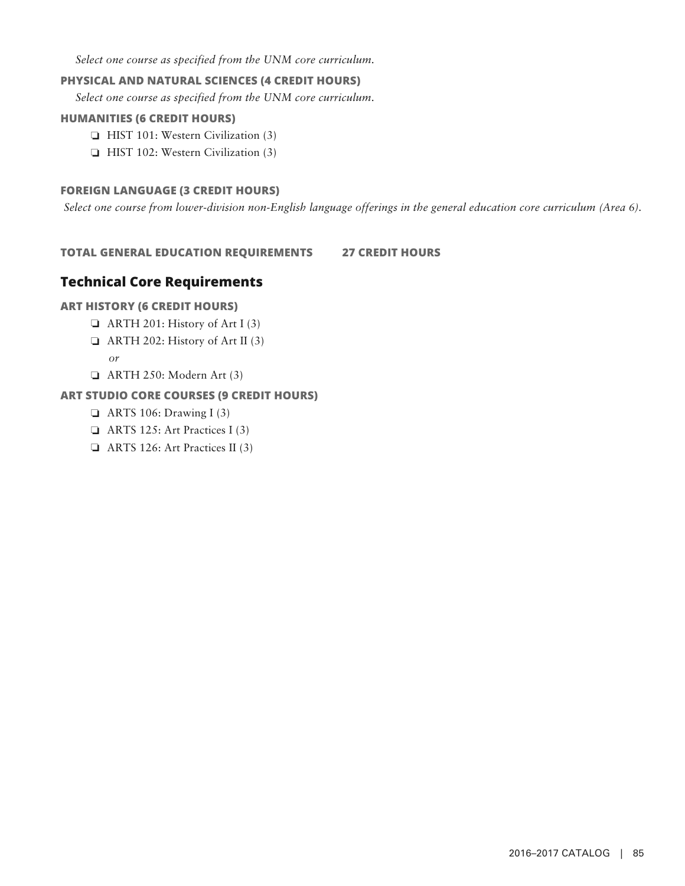*Select one course as specified from the UNM core curriculum.*

### PHYSICAL AND NATURAL SCIENCES (4 CREDIT HOURS)

*Select one course as specified from the UNM core curriculum.*

### HUMANITIES (6 CREDIT HOURS)

- ❏ HIST 101: Western Civilization (3)
- ❏ HIST 102: Western Civilization (3)

### FOREIGN LANGUAGE (3 CREDIT HOURS)

*Select one course from lower-division non-English language offerings in the general education core curriculum (Area 6).*

**TOTAL GENERAL EDUCATION REQUIREMENTS 27 CREDIT HOURS**

## Technical Core Requirements

### ART HISTORY (6 CREDIT HOURS)

- ❏ ARTH 201: History of Art I (3)
- ❏ ARTH 202: History of Art II (3)
  *or*
- ❏ ARTH 250: Modern Art (3)

### ART STUDIO CORE COURSES (9 CREDIT HOURS)

- ❏ ARTS 106: Drawing I (3)
- ❏ ARTS 125: Art Practices I (3)
- ❏ ARTS 126: Art Practices II (3)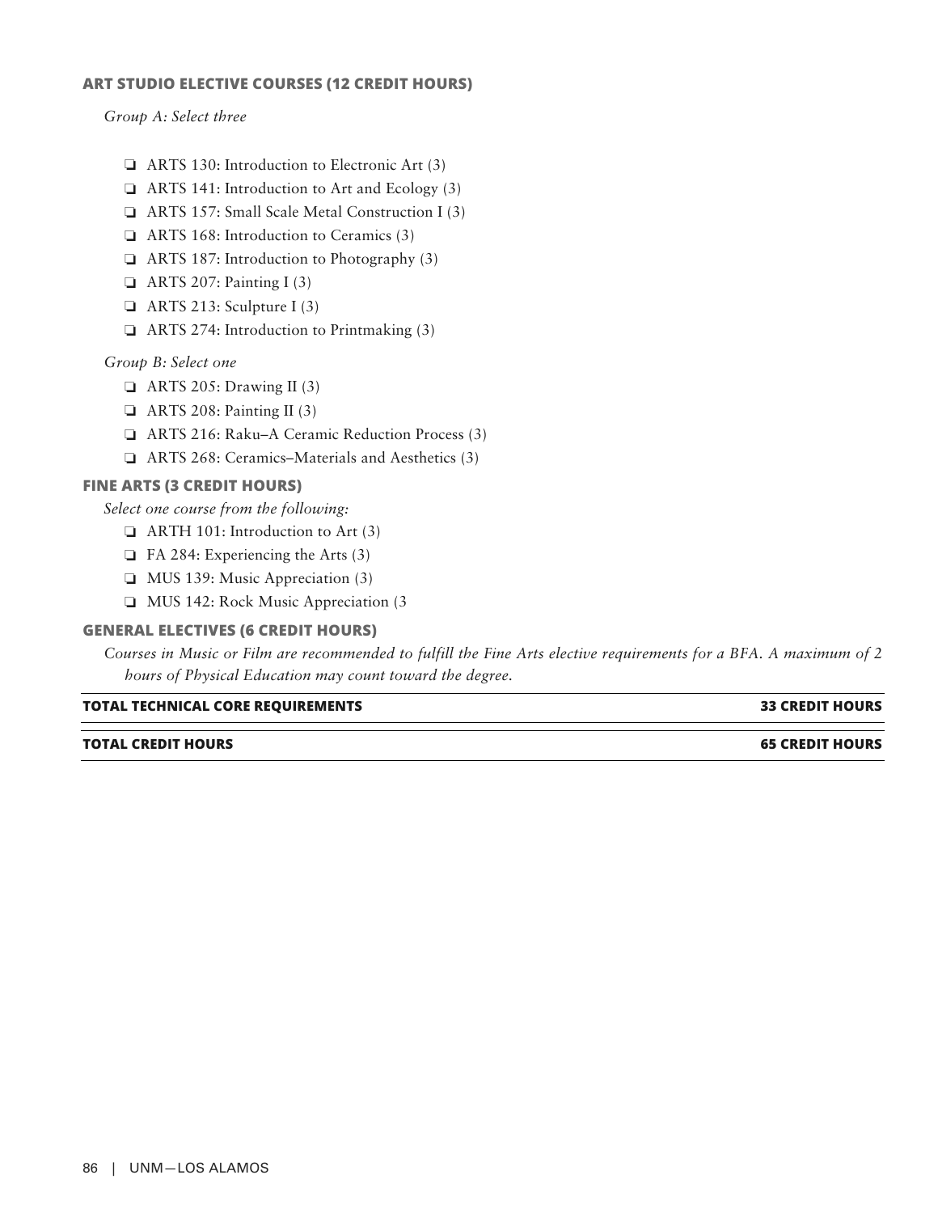### ART STUDIO ELECTIVE COURSES (12 CREDIT HOURS)

*Group A: Select three*

- ❏ ARTS 130: Introduction to Electronic Art (3)
- ❏ ARTS 141: Introduction to Art and Ecology (3)
- ❏ ARTS 157: Small Scale Metal Construction I (3)
- ❏ ARTS 168: Introduction to Ceramics (3)
- ❏ ARTS 187: Introduction to Photography (3)
- ❏ ARTS 207: Painting I (3)
- ❏ ARTS 213: Sculpture I (3)
- ❏ ARTS 274: Introduction to Printmaking (3)

*Group B: Select one*

- ❏ ARTS 205: Drawing II (3)
- ❏ ARTS 208: Painting II (3)
- ❏ ARTS 216: Raku–A Ceramic Reduction Process (3)
- ❏ ARTS 268: Ceramics–Materials and Aesthetics (3)

### FINE ARTS (3 CREDIT HOURS)

*Select one course from the following:*

- ❏ ARTH 101: Introduction to Art (3)
- ❏ FA 284: Experiencing the Arts (3)
- ❏ MUS 139: Music Appreciation (3)
- ❏ MUS 142: Rock Music Appreciation (3

### GENERAL ELECTIVES (6 CREDIT HOURS)

*Courses in Music or Film are recommended to fulfill the Fine Arts elective requirements for a BFA. A maximum of 2 hours of Physical Education may count toward the degree.*

| **TOTAL TECHNICAL CORE REQUIREMENTS** | **33 CREDIT HOURS** |
|---|---|
| **TOTAL CREDIT HOURS** | **65 CREDIT HOURS** |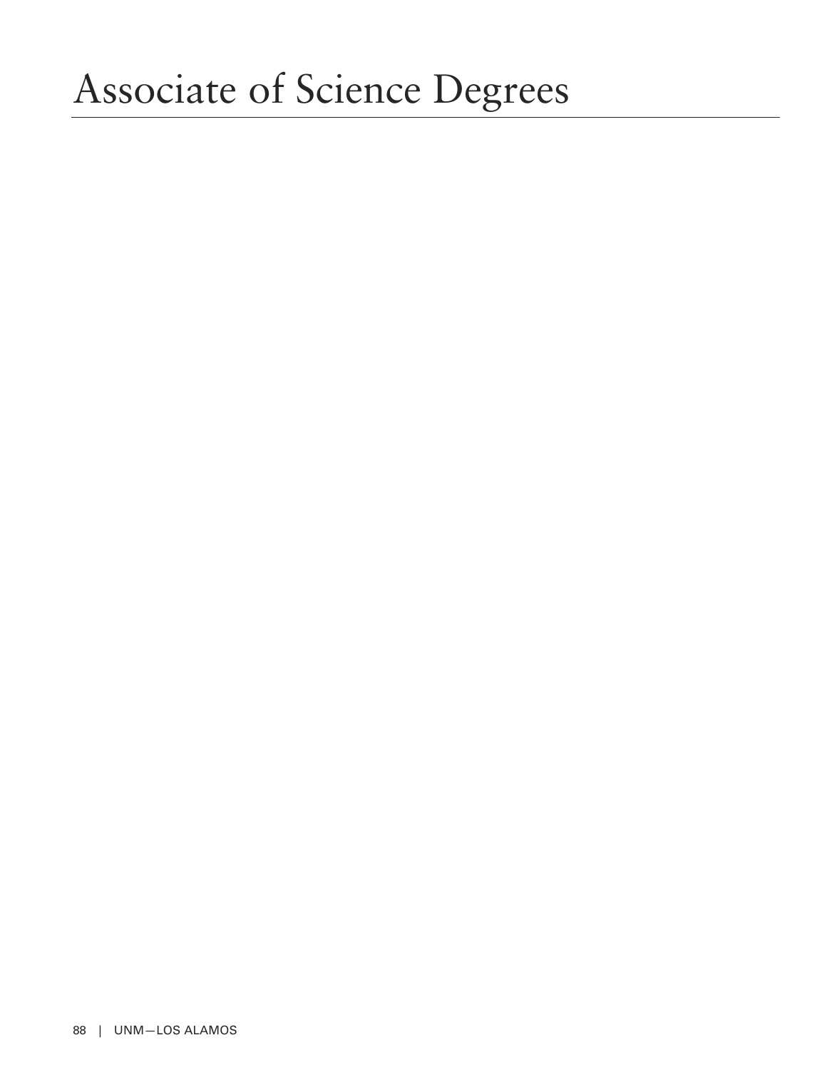# Associate of Science Degrees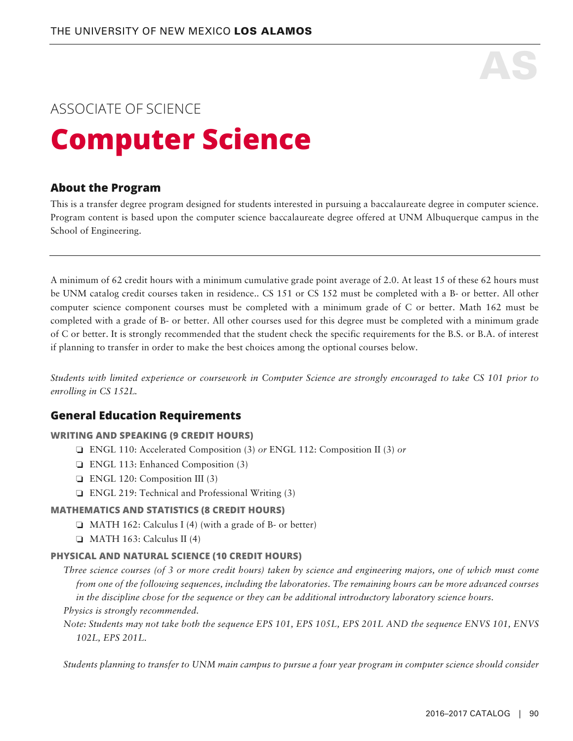# ASSOCIATE OF SCIENCE

# Computer Science

## About the Program

This is a transfer degree program designed for students interested in pursuing a baccalaureate degree in computer science. Program content is based upon the computer science baccalaureate degree offered at UNM Albuquerque campus in the School of Engineering.

---

A minimum of 62 credit hours with a minimum cumulative grade point average of 2.0. At least 15 of these 62 hours must be UNM catalog credit courses taken in residence.. CS 151 or CS 152 must be completed with a B- or better. All other computer science component courses must be completed with a minimum grade of C or better. Math 162 must be completed with a grade of B- or better. All other courses used for this degree must be completed with a minimum grade of C or better. It is strongly recommended that the student check the specific requirements for the B.S. or B.A. of interest if planning to transfer in order to make the best choices among the optional courses below.

*Students with limited experience or coursework in Computer Science are strongly encouraged to take CS 101 prior to enrolling in CS 152L.*

## General Education Requirements

### WRITING AND SPEAKING (9 CREDIT HOURS)

- ❏ ENGL 110: Accelerated Composition (3) *or* ENGL 112: Composition II (3) *or*
- ❏ ENGL 113: Enhanced Composition (3)
- ❏ ENGL 120: Composition III (3)
- ❏ ENGL 219: Technical and Professional Writing (3)

### MATHEMATICS AND STATISTICS (8 CREDIT HOURS)

- ❏ MATH 162: Calculus I (4) (with a grade of B- or better)
- ❏ MATH 163: Calculus II (4)

### PHYSICAL AND NATURAL SCIENCE (10 CREDIT HOURS)

*Three science courses (of 3 or more credit hours) taken by science and engineering majors, one of which must come from one of the following sequences, including the laboratories. The remaining hours can be more advanced courses in the discipline chose for the sequence or they can be additional introductory laboratory science hours.*

*Physics is strongly recommended.*

*Note: Students may not take both the sequence EPS 101, EPS 105L, EPS 201L AND the sequence ENVS 101, ENVS 102L, EPS 201L.*

*Students planning to transfer to UNM main campus to pursue a four year program in computer science should consider*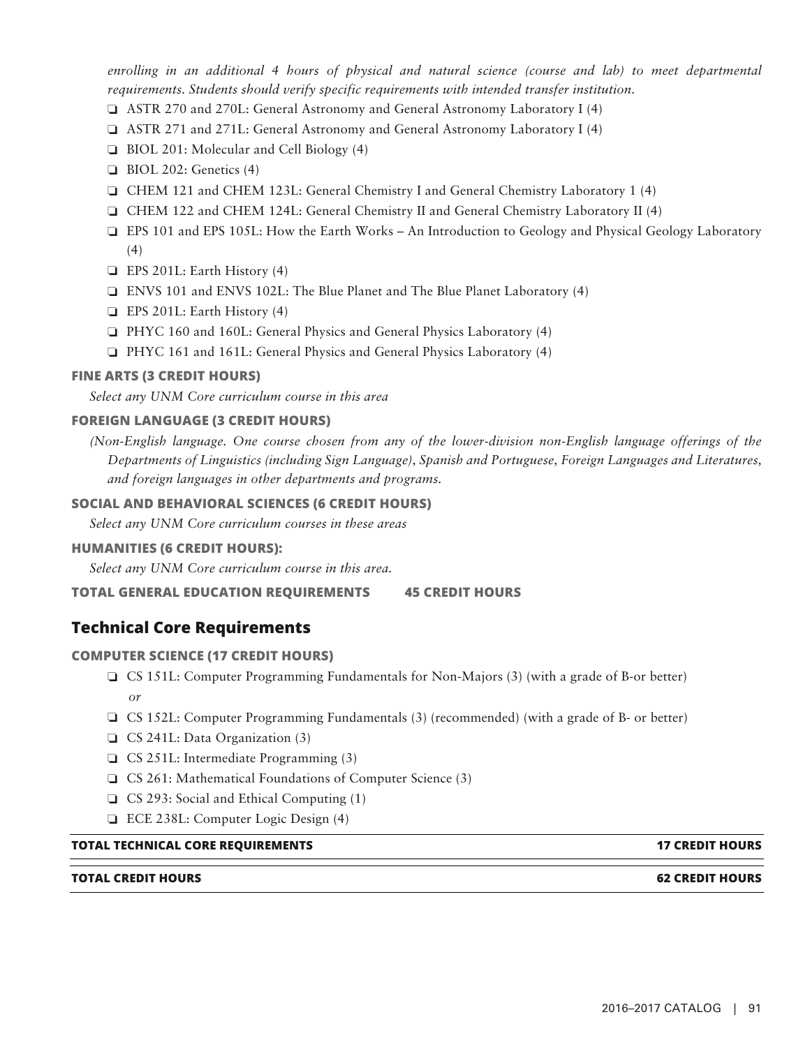*enrolling in an additional 4 hours of physical and natural science (course and lab) to meet departmental requirements. Students should verify specific requirements with intended transfer institution.*

- ❏ ASTR 270 and 270L: General Astronomy and General Astronomy Laboratory I (4)
- ❏ ASTR 271 and 271L: General Astronomy and General Astronomy Laboratory I (4)
- ❏ BIOL 201: Molecular and Cell Biology (4)
- ❏ BIOL 202: Genetics (4)
- ❏ CHEM 121 and CHEM 123L: General Chemistry I and General Chemistry Laboratory 1 (4)
- ❏ CHEM 122 and CHEM 124L: General Chemistry II and General Chemistry Laboratory II (4)
- ❏ EPS 101 and EPS 105L: How the Earth Works – An Introduction to Geology and Physical Geology Laboratory (4)
- ❏ EPS 201L: Earth History (4)
- ❏ ENVS 101 and ENVS 102L: The Blue Planet and The Blue Planet Laboratory (4)
- ❏ EPS 201L: Earth History (4)
- ❏ PHYC 160 and 160L: General Physics and General Physics Laboratory (4)
- ❏ PHYC 161 and 161L: General Physics and General Physics Laboratory (4)

#### FINE ARTS (3 CREDIT HOURS)

*Select any UNM Core curriculum course in this area*

#### FOREIGN LANGUAGE (3 CREDIT HOURS)

*(Non-English language. One course chosen from any of the lower-division non-English language offerings of the Departments of Linguistics (including Sign Language), Spanish and Portuguese, Foreign Languages and Literatures, and foreign languages in other departments and programs.*

#### SOCIAL AND BEHAVIORAL SCIENCES (6 CREDIT HOURS)

*Select any UNM Core curriculum courses in these areas*

#### HUMANITIES (6 CREDIT HOURS):

*Select any UNM Core curriculum course in this area.*

**TOTAL GENERAL EDUCATION REQUIREMENTS 45 CREDIT HOURS**

## Technical Core Requirements

#### COMPUTER SCIENCE (17 CREDIT HOURS)

- ❏ CS 151L: Computer Programming Fundamentals for Non-Majors (3) (with a grade of B-or better)
  *or*
- ❏ CS 152L: Computer Programming Fundamentals (3) (recommended) (with a grade of B- or better)
- ❏ CS 241L: Data Organization (3)
- ❏ CS 251L: Intermediate Programming (3)
- ❏ CS 261: Mathematical Foundations of Computer Science (3)
- ❏ CS 293: Social and Ethical Computing (1)
- ❏ ECE 238L: Computer Logic Design (4)

| TOTAL TECHNICAL CORE REQUIREMENTS | 17 CREDIT HOURS |
|---|---|
| **TOTAL CREDIT HOURS** | **62 CREDIT HOURS** |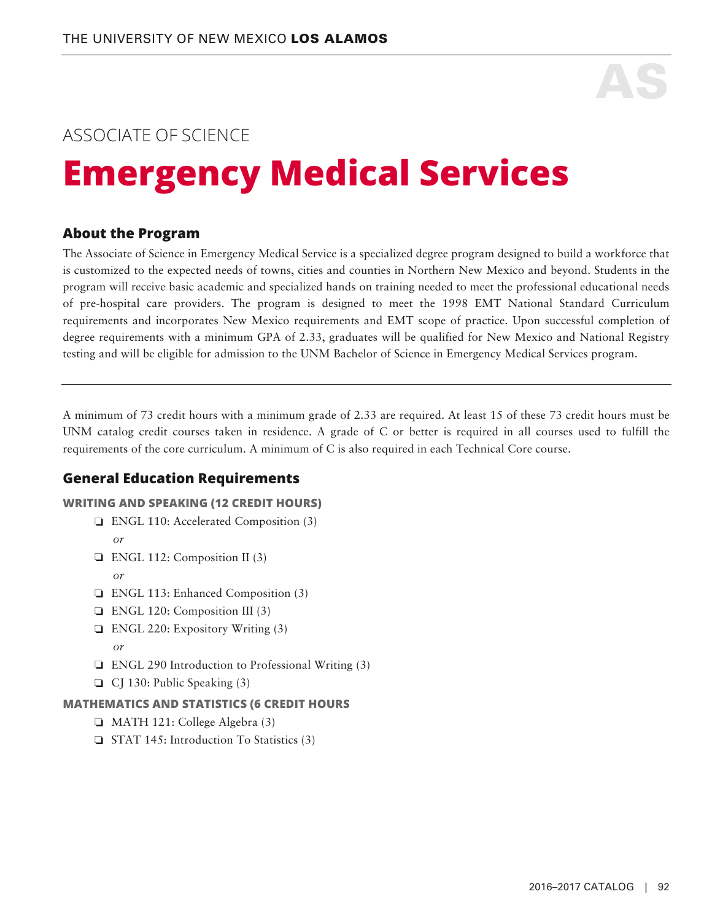# ASSOCIATE OF SCIENCE

# Emergency Medical Services

## About the Program

The Associate of Science in Emergency Medical Service is a specialized degree program designed to build a workforce that is customized to the expected needs of towns, cities and counties in Northern New Mexico and beyond. Students in the program will receive basic academic and specialized hands on training needed to meet the professional educational needs of pre-hospital care providers. The program is designed to meet the 1998 EMT National Standard Curriculum requirements and incorporates New Mexico requirements and EMT scope of practice. Upon successful completion of degree requirements with a minimum GPA of 2.33, graduates will be qualified for New Mexico and National Registry testing and will be eligible for admission to the UNM Bachelor of Science in Emergency Medical Services program.

---

A minimum of 73 credit hours with a minimum grade of 2.33 are required. At least 15 of these 73 credit hours must be UNM catalog credit courses taken in residence. A grade of C or better is required in all courses used to fulfill the requirements of the core curriculum. A minimum of C is also required in each Technical Core course.

## General Education Requirements

### WRITING AND SPEAKING (12 CREDIT HOURS)

- ❏ ENGL 110: Accelerated Composition (3)
  *or*
- ❏ ENGL 112: Composition II (3)
  *or*
- ❏ ENGL 113: Enhanced Composition (3)
- ❏ ENGL 120: Composition III (3)
- ❏ ENGL 220: Expository Writing (3)
  *or*
- ❏ ENGL 290 Introduction to Professional Writing (3)
- ❏ CJ 130: Public Speaking (3)

### MATHEMATICS AND STATISTICS (6 CREDIT HOURS

- ❏ MATH 121: College Algebra (3)
- ❏ STAT 145: Introduction To Statistics (3)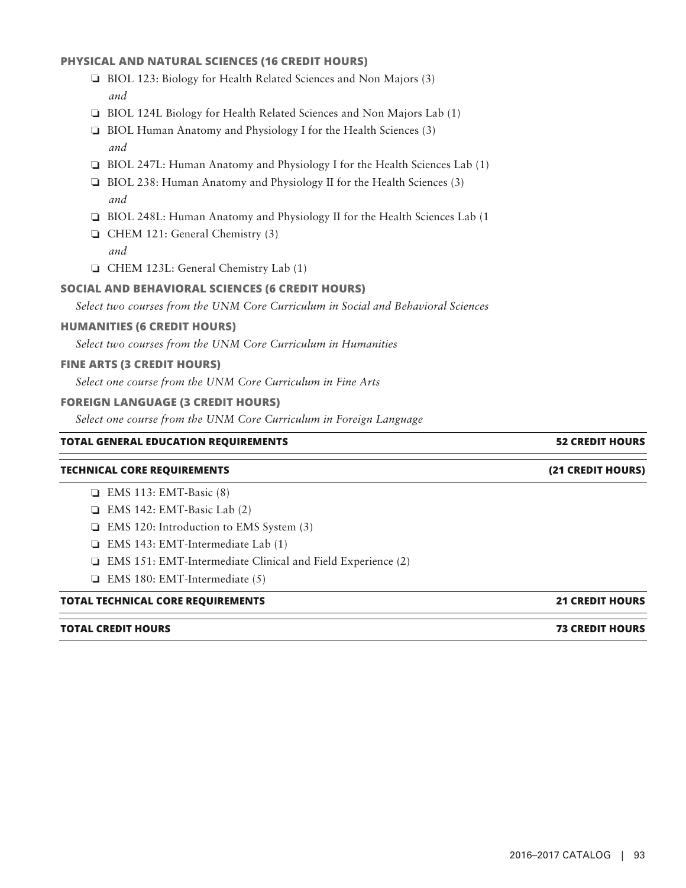### PHYSICAL AND NATURAL SCIENCES (16 CREDIT HOURS)

- ❑ BIOL 123: Biology for Health Related Sciences and Non Majors (3)
  *and*
- ❑ BIOL 124L Biology for Health Related Sciences and Non Majors Lab (1)
- ❑ BIOL Human Anatomy and Physiology I for the Health Sciences (3)
  *and*
- ❑ BIOL 247L: Human Anatomy and Physiology I for the Health Sciences Lab (1)
- ❑ BIOL 238: Human Anatomy and Physiology II for the Health Sciences (3)
  *and*
- ❑ BIOL 248L: Human Anatomy and Physiology II for the Health Sciences Lab (1
- ❑ CHEM 121: General Chemistry (3)
  *and*
- ❑ CHEM 123L: General Chemistry Lab (1)

### SOCIAL AND BEHAVIORAL SCIENCES (6 CREDIT HOURS)

*Select two courses from the UNM Core Curriculum in Social and Behavioral Sciences*

### HUMANITIES (6 CREDIT HOURS)

*Select two courses from the UNM Core Curriculum in Humanities*

### FINE ARTS (3 CREDIT HOURS)

*Select one course from the UNM Core Curriculum in Fine Arts*

### FOREIGN LANGUAGE (3 CREDIT HOURS)

*Select one course from the UNM Core Curriculum in Foreign Language*

**TOTAL GENERAL EDUCATION REQUIREMENTS — 52 CREDIT HOURS**

**TECHNICAL CORE REQUIREMENTS — (21 CREDIT HOURS)**

- ❑ EMS 113: EMT-Basic (8)
- ❑ EMS 142: EMT-Basic Lab (2)
- ❑ EMS 120: Introduction to EMS System (3)
- ❑ EMS 143: EMT-Intermediate Lab (1)
- ❑ EMS 151: EMT-Intermediate Clinical and Field Experience (2)
- ❑ EMS 180: EMT-Intermediate (5)

**TOTAL TECHNICAL CORE REQUIREMENTS — 21 CREDIT HOURS**

**TOTAL CREDIT HOURS — 73 CREDIT HOURS**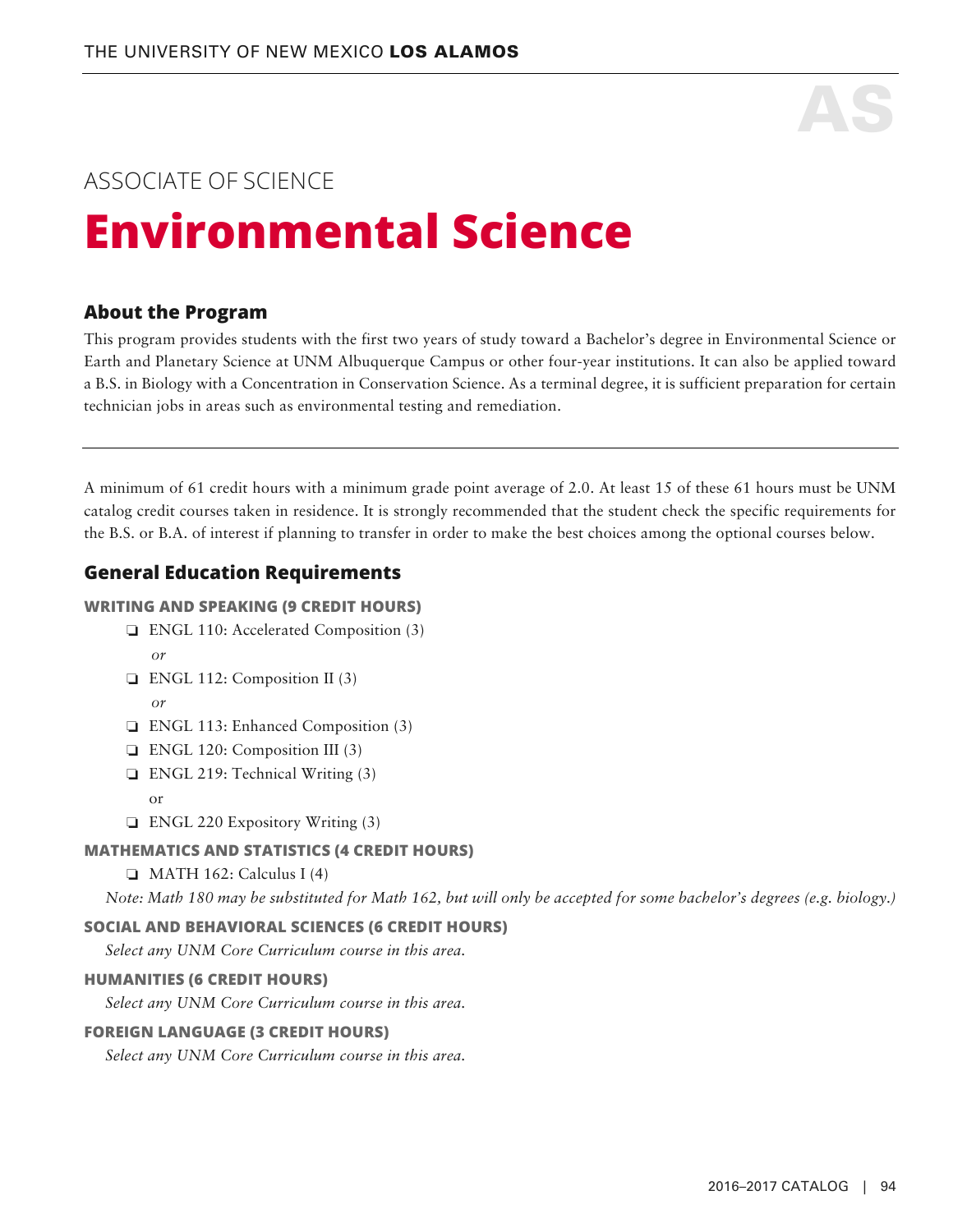AS

ASSOCIATE OF SCIENCE

# Environmental Science

## About the Program

This program provides students with the first two years of study toward a Bachelor's degree in Environmental Science or Earth and Planetary Science at UNM Albuquerque Campus or other four-year institutions. It can also be applied toward a B.S. in Biology with a Concentration in Conservation Science. As a terminal degree, it is sufficient preparation for certain technician jobs in areas such as environmental testing and remediation.

---

A minimum of 61 credit hours with a minimum grade point average of 2.0. At least 15 of these 61 hours must be UNM catalog credit courses taken in residence. It is strongly recommended that the student check the specific requirements for the B.S. or B.A. of interest if planning to transfer in order to make the best choices among the optional courses below.

## General Education Requirements

### WRITING AND SPEAKING (9 CREDIT HOURS)

- ❏ ENGL 110: Accelerated Composition (3)

  *or*
- ❏ ENGL 112: Composition II (3)

  *or*
- ❏ ENGL 113: Enhanced Composition (3)
- ❏ ENGL 120: Composition III (3)
- ❏ ENGL 219: Technical Writing (3)

  or
- ❏ ENGL 220 Expository Writing (3)

### MATHEMATICS AND STATISTICS (4 CREDIT HOURS)

- ❏ MATH 162: Calculus I (4)

*Note: Math 180 may be substituted for Math 162, but will only be accepted for some bachelor's degrees (e.g. biology.)*

### SOCIAL AND BEHAVIORAL SCIENCES (6 CREDIT HOURS)

*Select any UNM Core Curriculum course in this area.*

### HUMANITIES (6 CREDIT HOURS)

*Select any UNM Core Curriculum course in this area.*

### FOREIGN LANGUAGE (3 CREDIT HOURS)

*Select any UNM Core Curriculum course in this area.*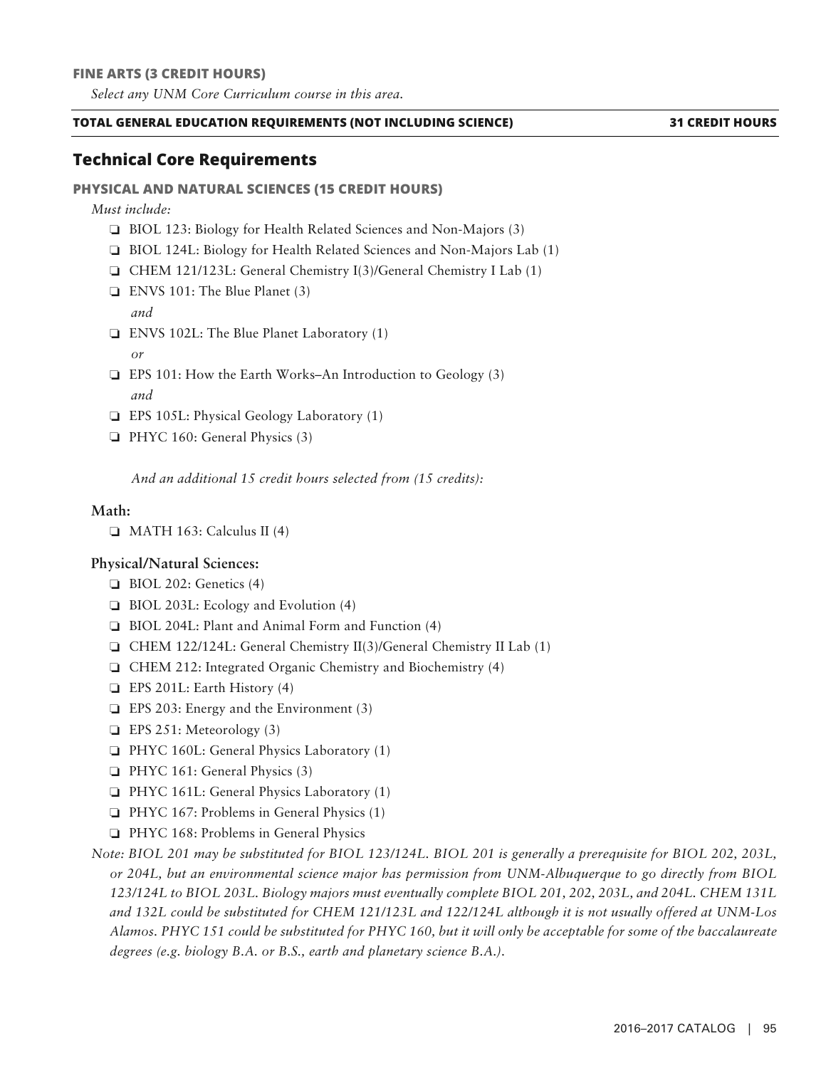#### FINE ARTS (3 CREDIT HOURS)

*Select any UNM Core Curriculum course in this area.*

**TOTAL GENERAL EDUCATION REQUIREMENTS (NOT INCLUDING SCIENCE) — 31 CREDIT HOURS**

## Technical Core Requirements

#### PHYSICAL AND NATURAL SCIENCES (15 CREDIT HOURS)

*Must include:*

- ❏ BIOL 123: Biology for Health Related Sciences and Non-Majors (3)
- ❏ BIOL 124L: Biology for Health Related Sciences and Non-Majors Lab (1)
- ❏ CHEM 121/123L: General Chemistry I(3)/General Chemistry I Lab (1)
- ❏ ENVS 101: The Blue Planet (3)
  *and*
- ❏ ENVS 102L: The Blue Planet Laboratory (1)
  *or*
- ❏ EPS 101: How the Earth Works–An Introduction to Geology (3)
  *and*
- ❏ EPS 105L: Physical Geology Laboratory (1)
- ❏ PHYC 160: General Physics (3)

*And an additional 15 credit hours selected from (15 credits):*

**Math:**

- ❏ MATH 163: Calculus II (4)

**Physical/Natural Sciences:**

- ❏ BIOL 202: Genetics (4)
- ❏ BIOL 203L: Ecology and Evolution (4)
- ❏ BIOL 204L: Plant and Animal Form and Function (4)
- ❏ CHEM 122/124L: General Chemistry II(3)/General Chemistry II Lab (1)
- ❏ CHEM 212: Integrated Organic Chemistry and Biochemistry (4)
- ❏ EPS 201L: Earth History (4)
- ❏ EPS 203: Energy and the Environment (3)
- ❏ EPS 251: Meteorology (3)
- ❏ PHYC 160L: General Physics Laboratory (1)
- ❏ PHYC 161: General Physics (3)
- ❏ PHYC 161L: General Physics Laboratory (1)
- ❏ PHYC 167: Problems in General Physics (1)
- ❏ PHYC 168: Problems in General Physics

*Note: BIOL 201 may be substituted for BIOL 123/124L. BIOL 201 is generally a prerequisite for BIOL 202, 203L, or 204L, but an environmental science major has permission from UNM-Albuquerque to go directly from BIOL 123/124L to BIOL 203L. Biology majors must eventually complete BIOL 201, 202, 203L, and 204L. CHEM 131L and 132L could be substituted for CHEM 121/123L and 122/124L although it is not usually offered at UNM-Los Alamos. PHYC 151 could be substituted for PHYC 160, but it will only be acceptable for some of the baccalaureate degrees (e.g. biology B.A. or B.S., earth and planetary science B.A.).*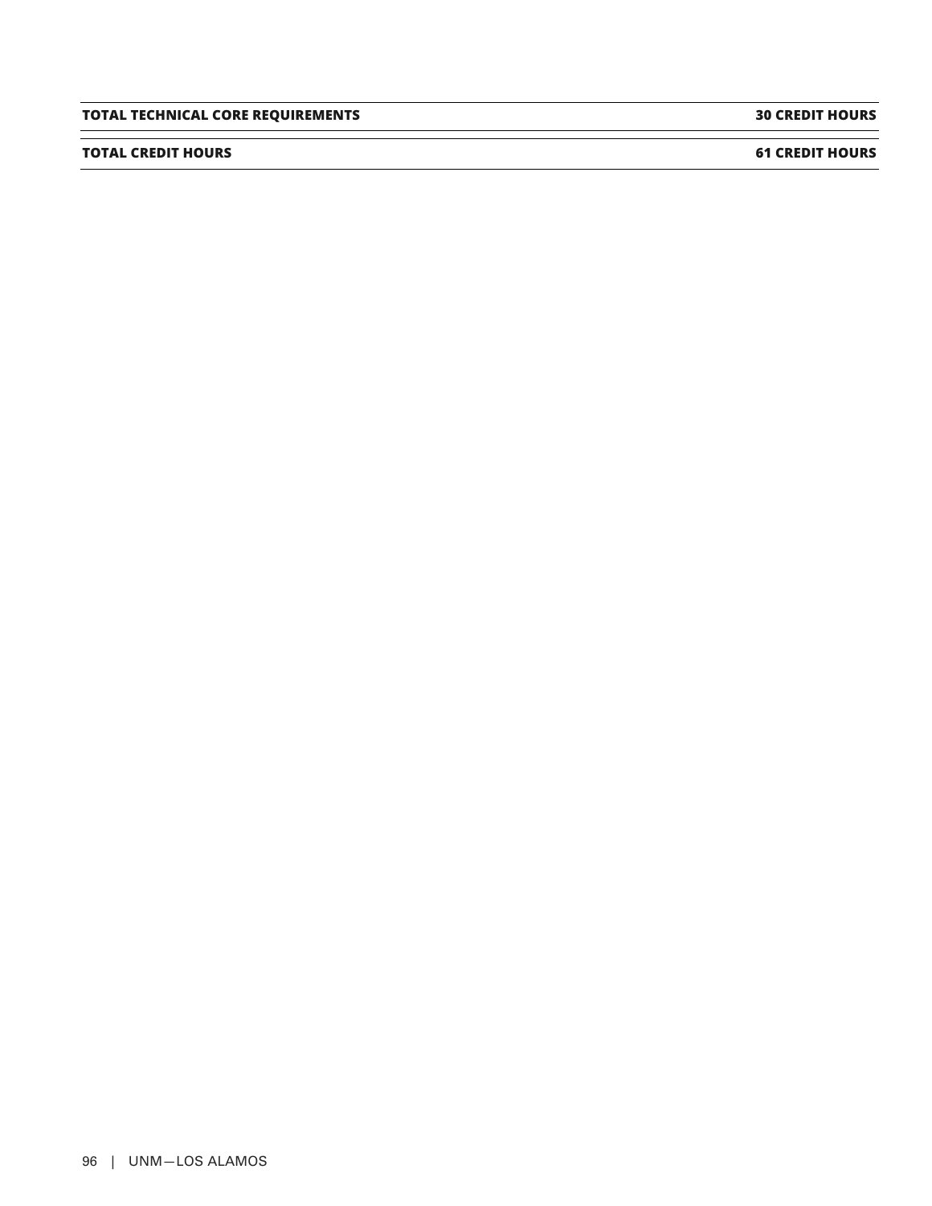| TOTAL TECHNICAL CORE REQUIREMENTS | 30 CREDIT HOURS |
|---|---|
| **TOTAL CREDIT HOURS** | **61 CREDIT HOURS** |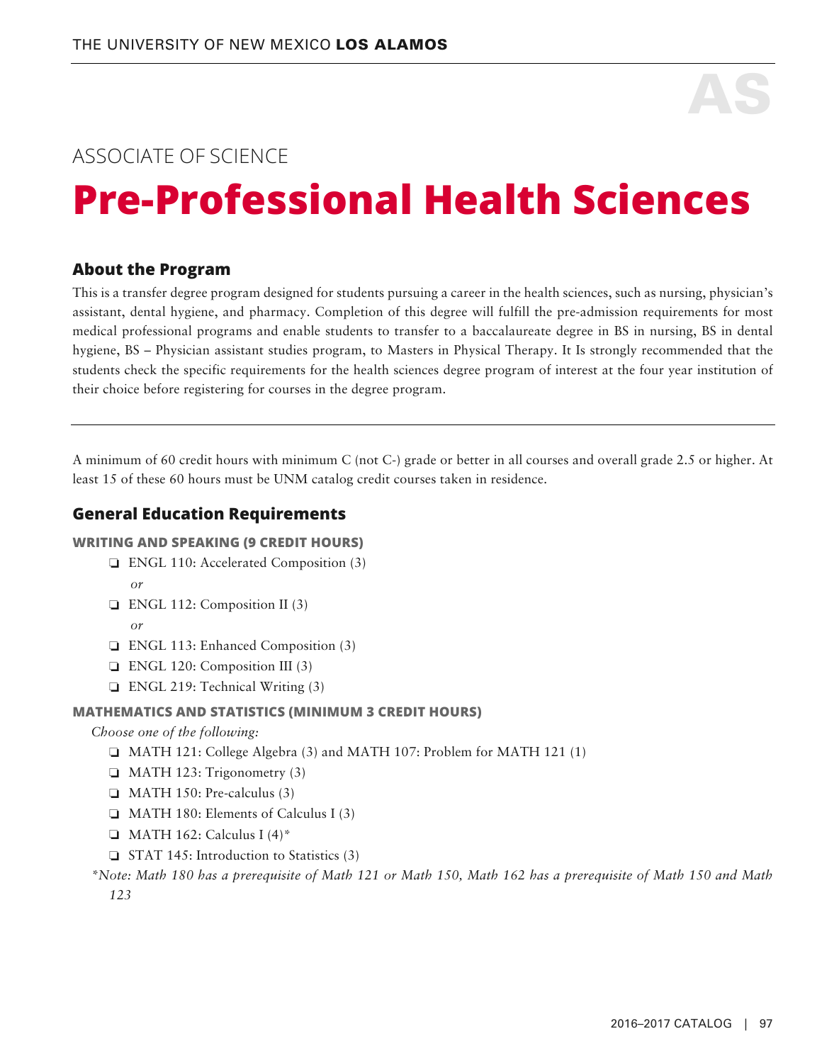AS

ASSOCIATE OF SCIENCE

# Pre-Professional Health Sciences

## About the Program

This is a transfer degree program designed for students pursuing a career in the health sciences, such as nursing, physician's assistant, dental hygiene, and pharmacy. Completion of this degree will fulfill the pre-admission requirements for most medical professional programs and enable students to transfer to a baccalaureate degree in BS in nursing, BS in dental hygiene, BS – Physician assistant studies program, to Masters in Physical Therapy. It Is strongly recommended that the students check the specific requirements for the health sciences degree program of interest at the four year institution of their choice before registering for courses in the degree program.

---

A minimum of 60 credit hours with minimum C (not C-) grade or better in all courses and overall grade 2.5 or higher. At least 15 of these 60 hours must be UNM catalog credit courses taken in residence.

## General Education Requirements

### WRITING AND SPEAKING (9 CREDIT HOURS)

- ❏ ENGL 110: Accelerated Composition (3)
  *or*
- ❏ ENGL 112: Composition II (3)
  *or*
- ❏ ENGL 113: Enhanced Composition (3)
- ❏ ENGL 120: Composition III (3)
- ❏ ENGL 219: Technical Writing (3)

### MATHEMATICS AND STATISTICS (MINIMUM 3 CREDIT HOURS)

*Choose one of the following:*

- ❏ MATH 121: College Algebra (3) and MATH 107: Problem for MATH 121 (1)
- ❏ MATH 123: Trigonometry (3)
- ❏ MATH 150: Pre-calculus (3)
- ❏ MATH 180: Elements of Calculus I (3)
- ❏ MATH 162: Calculus I (4)*
- ❏ STAT 145: Introduction to Statistics (3)

*\*Note: Math 180 has a prerequisite of Math 121 or Math 150, Math 162 has a prerequisite of Math 150 and Math 123*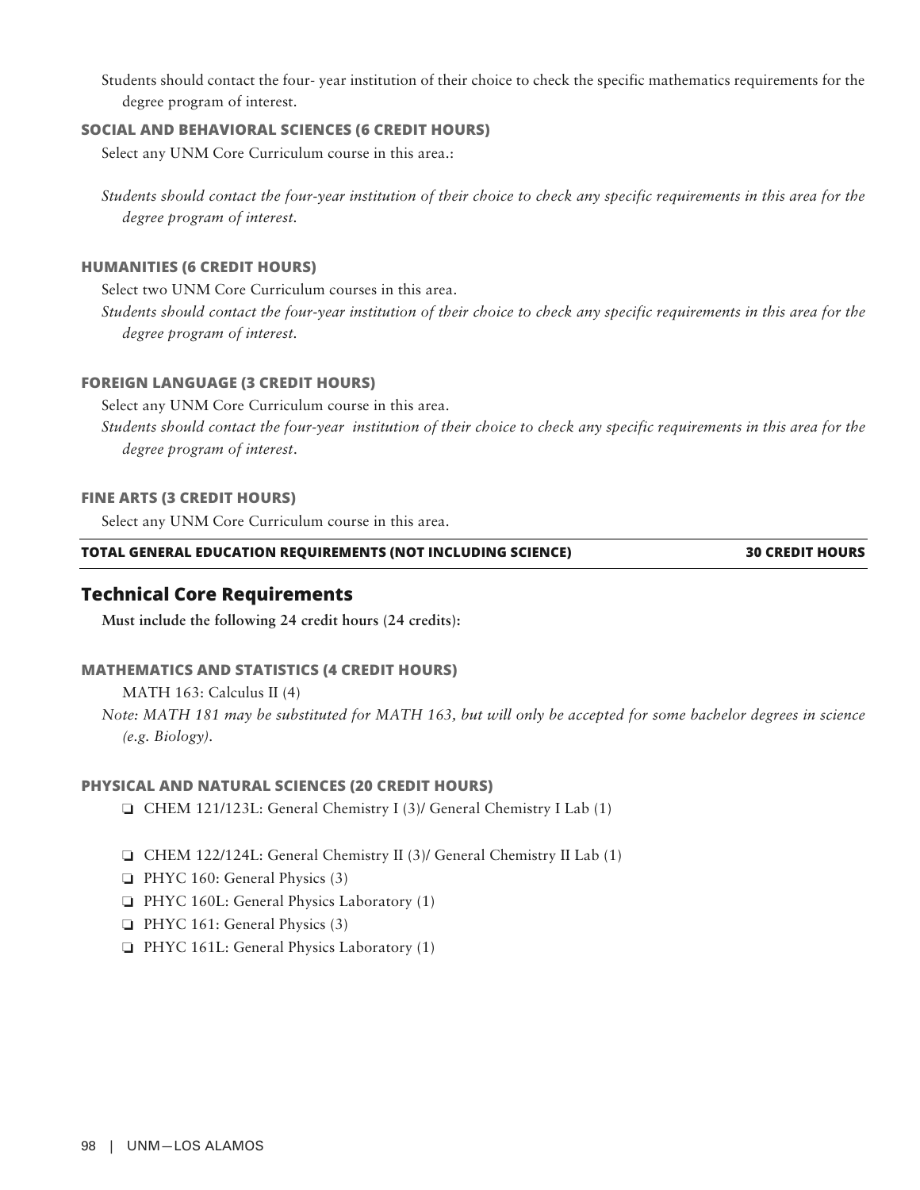Students should contact the four- year institution of their choice to check the specific mathematics requirements for the degree program of interest.

#### SOCIAL AND BEHAVIORAL SCIENCES (6 CREDIT HOURS)

Select any UNM Core Curriculum course in this area.:

*Students should contact the four-year institution of their choice to check any specific requirements in this area for the degree program of interest.*

#### HUMANITIES (6 CREDIT HOURS)

Select two UNM Core Curriculum courses in this area.

*Students should contact the four-year institution of their choice to check any specific requirements in this area for the degree program of interest.*

#### FOREIGN LANGUAGE (3 CREDIT HOURS)

Select any UNM Core Curriculum course in this area.

*Students should contact the four-year institution of their choice to check any specific requirements in this area for the degree program of interest.*

#### FINE ARTS (3 CREDIT HOURS)

Select any UNM Core Curriculum course in this area.

**TOTAL GENERAL EDUCATION REQUIREMENTS (NOT INCLUDING SCIENCE) 30 CREDIT HOURS**

### Technical Core Requirements

**Must include the following 24 credit hours (24 credits):**

#### MATHEMATICS AND STATISTICS (4 CREDIT HOURS)

MATH 163: Calculus II (4)

*Note: MATH 181 may be substituted for MATH 163, but will only be accepted for some bachelor degrees in science (e.g. Biology).*

#### PHYSICAL AND NATURAL SCIENCES (20 CREDIT HOURS)

- ❏ CHEM 121/123L: General Chemistry I (3)/ General Chemistry I Lab (1)
- ❏ CHEM 122/124L: General Chemistry II (3)/ General Chemistry II Lab (1)
- ❏ PHYC 160: General Physics (3)
- ❏ PHYC 160L: General Physics Laboratory (1)
- ❏ PHYC 161: General Physics (3)
- ❏ PHYC 161L: General Physics Laboratory (1)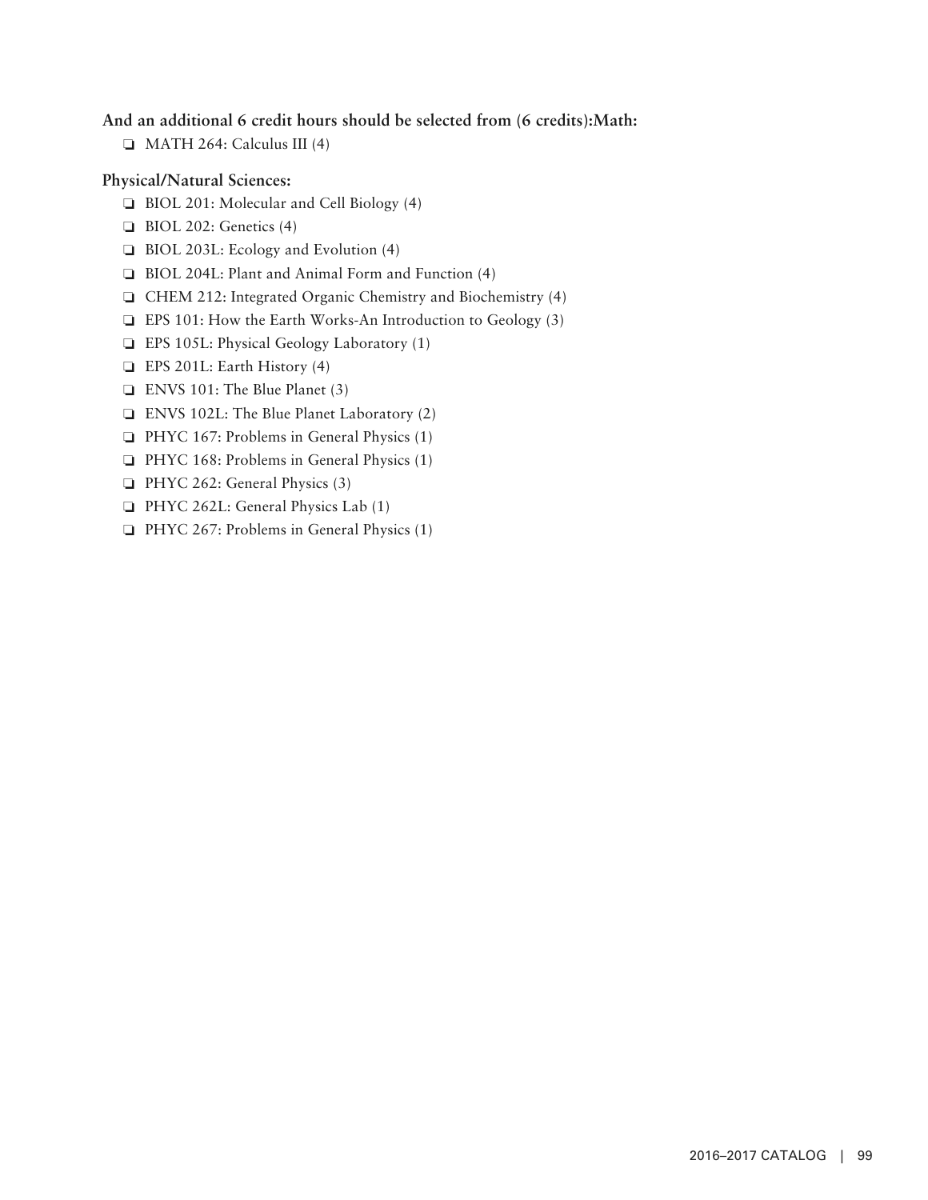**And an additional 6 credit hours should be selected from (6 credits):Math:**

- ❏ MATH 264: Calculus III (4)

**Physical/Natural Sciences:**

- ❏ BIOL 201: Molecular and Cell Biology (4)
- ❏ BIOL 202: Genetics (4)
- ❏ BIOL 203L: Ecology and Evolution (4)
- ❏ BIOL 204L: Plant and Animal Form and Function (4)
- ❏ CHEM 212: Integrated Organic Chemistry and Biochemistry (4)
- ❏ EPS 101: How the Earth Works-An Introduction to Geology (3)
- ❏ EPS 105L: Physical Geology Laboratory (1)
- ❏ EPS 201L: Earth History (4)
- ❏ ENVS 101: The Blue Planet (3)
- ❏ ENVS 102L: The Blue Planet Laboratory (2)
- ❏ PHYC 167: Problems in General Physics (1)
- ❏ PHYC 168: Problems in General Physics (1)
- ❏ PHYC 262: General Physics (3)
- ❏ PHYC 262L: General Physics Lab (1)
- ❏ PHYC 267: Problems in General Physics (1)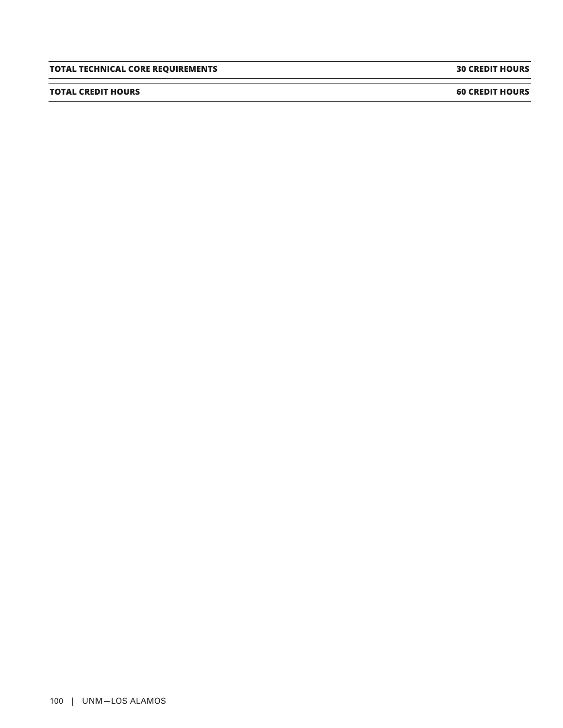| TOTAL TECHNICAL CORE REQUIREMENTS | 30 CREDIT HOURS |
|---|---|
| **TOTAL CREDIT HOURS** | **60 CREDIT HOURS** |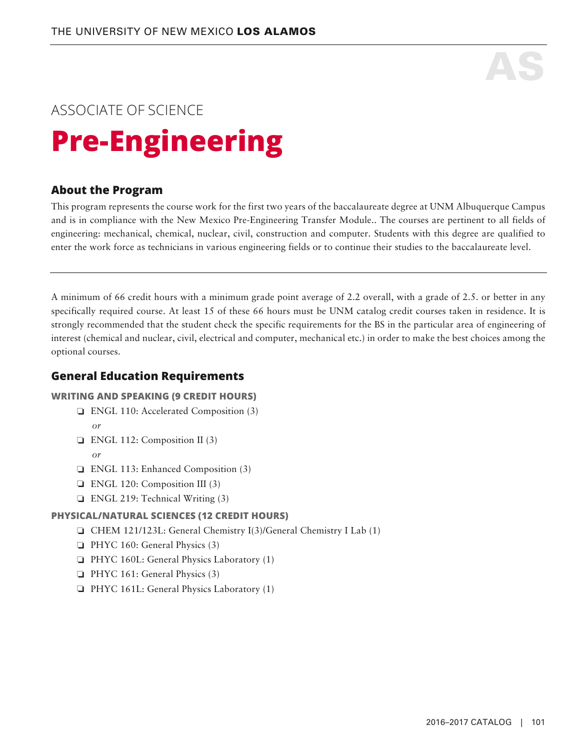AS

ASSOCIATE OF SCIENCE

# Pre-Engineering

## About the Program

This program represents the course work for the first two years of the baccalaureate degree at UNM Albuquerque Campus and is in compliance with the New Mexico Pre-Engineering Transfer Module.. The courses are pertinent to all fields of engineering: mechanical, chemical, nuclear, civil, construction and computer. Students with this degree are qualified to enter the work force as technicians in various engineering fields or to continue their studies to the baccalaureate level.

---

A minimum of 66 credit hours with a minimum grade point average of 2.2 overall, with a grade of 2.5. or better in any specifically required course. At least 15 of these 66 hours must be UNM catalog credit courses taken in residence. It is strongly recommended that the student check the specific requirements for the BS in the particular area of engineering of interest (chemical and nuclear, civil, electrical and computer, mechanical etc.) in order to make the best choices among the optional courses.

## General Education Requirements

### WRITING AND SPEAKING (9 CREDIT HOURS)

- ❏ ENGL 110: Accelerated Composition (3)
  *or*
- ❏ ENGL 112: Composition II (3)
  *or*
- ❏ ENGL 113: Enhanced Composition (3)
- ❏ ENGL 120: Composition III (3)
- ❏ ENGL 219: Technical Writing (3)

### PHYSICAL/NATURAL SCIENCES (12 CREDIT HOURS)

- ❏ CHEM 121/123L: General Chemistry I(3)/General Chemistry I Lab (1)
- ❏ PHYC 160: General Physics (3)
- ❏ PHYC 160L: General Physics Laboratory (1)
- ❏ PHYC 161: General Physics (3)
- ❏ PHYC 161L: General Physics Laboratory (1)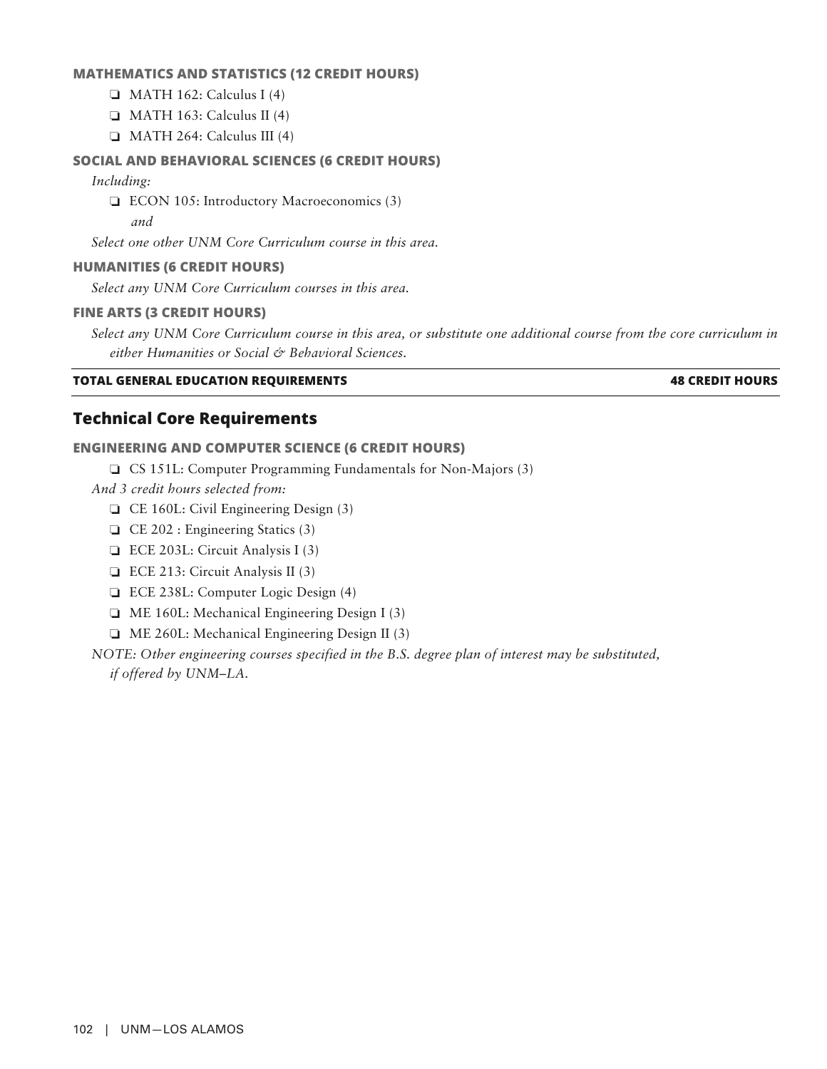#### MATHEMATICS AND STATISTICS (12 CREDIT HOURS)

- ❏ MATH 162: Calculus I (4)
- ❏ MATH 163: Calculus II (4)
- ❏ MATH 264: Calculus III (4)

#### SOCIAL AND BEHAVIORAL SCIENCES (6 CREDIT HOURS)

*Including:*

- ❏ ECON 105: Introductory Macroeconomics (3)

  *and*

*Select one other UNM Core Curriculum course in this area.*

#### HUMANITIES (6 CREDIT HOURS)

*Select any UNM Core Curriculum courses in this area.*

#### FINE ARTS (3 CREDIT HOURS)

*Select any UNM Core Curriculum course in this area, or substitute one additional course from the core curriculum in either Humanities or Social & Behavioral Sciences.*

**TOTAL GENERAL EDUCATION REQUIREMENTS — 48 CREDIT HOURS**

### Technical Core Requirements

#### ENGINEERING AND COMPUTER SCIENCE (6 CREDIT HOURS)

- ❏ CS 151L: Computer Programming Fundamentals for Non-Majors (3)

*And 3 credit hours selected from:*

- ❏ CE 160L: Civil Engineering Design (3)
- ❏ CE 202 : Engineering Statics (3)
- ❏ ECE 203L: Circuit Analysis I (3)
- ❏ ECE 213: Circuit Analysis II (3)
- ❏ ECE 238L: Computer Logic Design (4)
- ❏ ME 160L: Mechanical Engineering Design I (3)
- ❏ ME 260L: Mechanical Engineering Design II (3)

*NOTE: Other engineering courses specified in the B.S. degree plan of interest may be substituted, if offered by UNM–LA.*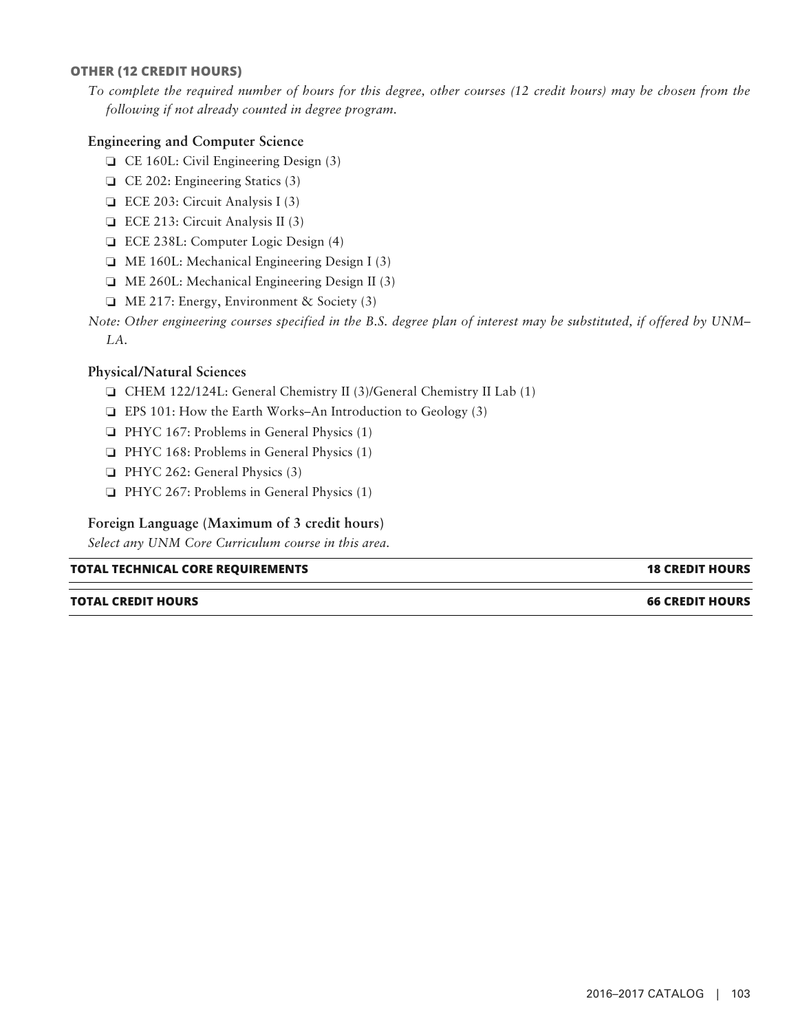#### OTHER (12 CREDIT HOURS)

*To complete the required number of hours for this degree, other courses (12 credit hours) may be chosen from the following if not already counted in degree program.*

**Engineering and Computer Science**

- ❑ CE 160L: Civil Engineering Design (3)
- ❑ CE 202: Engineering Statics (3)
- ❑ ECE 203: Circuit Analysis I (3)
- ❑ ECE 213: Circuit Analysis II (3)
- ❑ ECE 238L: Computer Logic Design (4)
- ❑ ME 160L: Mechanical Engineering Design I (3)
- ❑ ME 260L: Mechanical Engineering Design II (3)
- ❑ ME 217: Energy, Environment & Society (3)

*Note: Other engineering courses specified in the B.S. degree plan of interest may be substituted, if offered by UNM–LA.*

**Physical/Natural Sciences**

- ❑ CHEM 122/124L: General Chemistry II (3)/General Chemistry II Lab (1)
- ❑ EPS 101: How the Earth Works–An Introduction to Geology (3)
- ❑ PHYC 167: Problems in General Physics (1)
- ❑ PHYC 168: Problems in General Physics (1)
- ❑ PHYC 262: General Physics (3)
- ❑ PHYC 267: Problems in General Physics (1)

**Foreign Language (Maximum of 3 credit hours)**

*Select any UNM Core Curriculum course in this area.*

| **TOTAL TECHNICAL CORE REQUIREMENTS** | **18 CREDIT HOURS** |
|---|---|
| **TOTAL CREDIT HOURS** | **66 CREDIT HOURS** |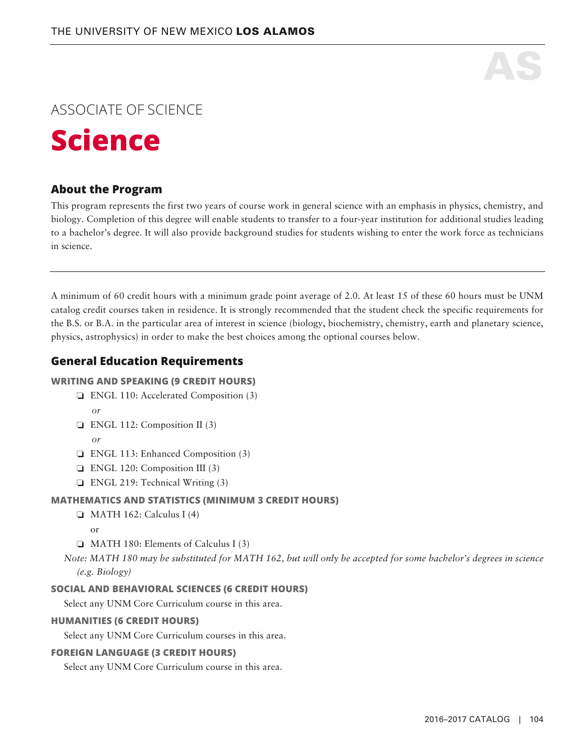AS

ASSOCIATE OF SCIENCE

# Science

## About the Program

This program represents the first two years of course work in general science with an emphasis in physics, chemistry, and biology. Completion of this degree will enable students to transfer to a four-year institution for additional studies leading to a bachelor's degree. It will also provide background studies for students wishing to enter the work force as technicians in science.

---

A minimum of 60 credit hours with a minimum grade point average of 2.0. At least 15 of these 60 hours must be UNM catalog credit courses taken in residence. It is strongly recommended that the student check the specific requirements for the B.S. or B.A. in the particular area of interest in science (biology, biochemistry, chemistry, earth and planetary science, physics, astrophysics) in order to make the best choices among the optional courses below.

## General Education Requirements

### WRITING AND SPEAKING (9 CREDIT HOURS)

- ❏ ENGL 110: Accelerated Composition (3)

  *or*
- ❏ ENGL 112: Composition II (3)

  *or*
- ❏ ENGL 113: Enhanced Composition (3)
- ❏ ENGL 120: Composition III (3)
- ❏ ENGL 219: Technical Writing (3)

### MATHEMATICS AND STATISTICS (MINIMUM 3 CREDIT HOURS)

- ❏ MATH 162: Calculus I (4)

  or
- ❏ MATH 180: Elements of Calculus I (3)

*Note: MATH 180 may be substituted for MATH 162, but will only be accepted for some bachelor's degrees in science (e.g. Biology)*

### SOCIAL AND BEHAVIORAL SCIENCES (6 CREDIT HOURS)

Select any UNM Core Curriculum course in this area.

### HUMANITIES (6 CREDIT HOURS)

Select any UNM Core Curriculum courses in this area.

### FOREIGN LANGUAGE (3 CREDIT HOURS)

Select any UNM Core Curriculum course in this area.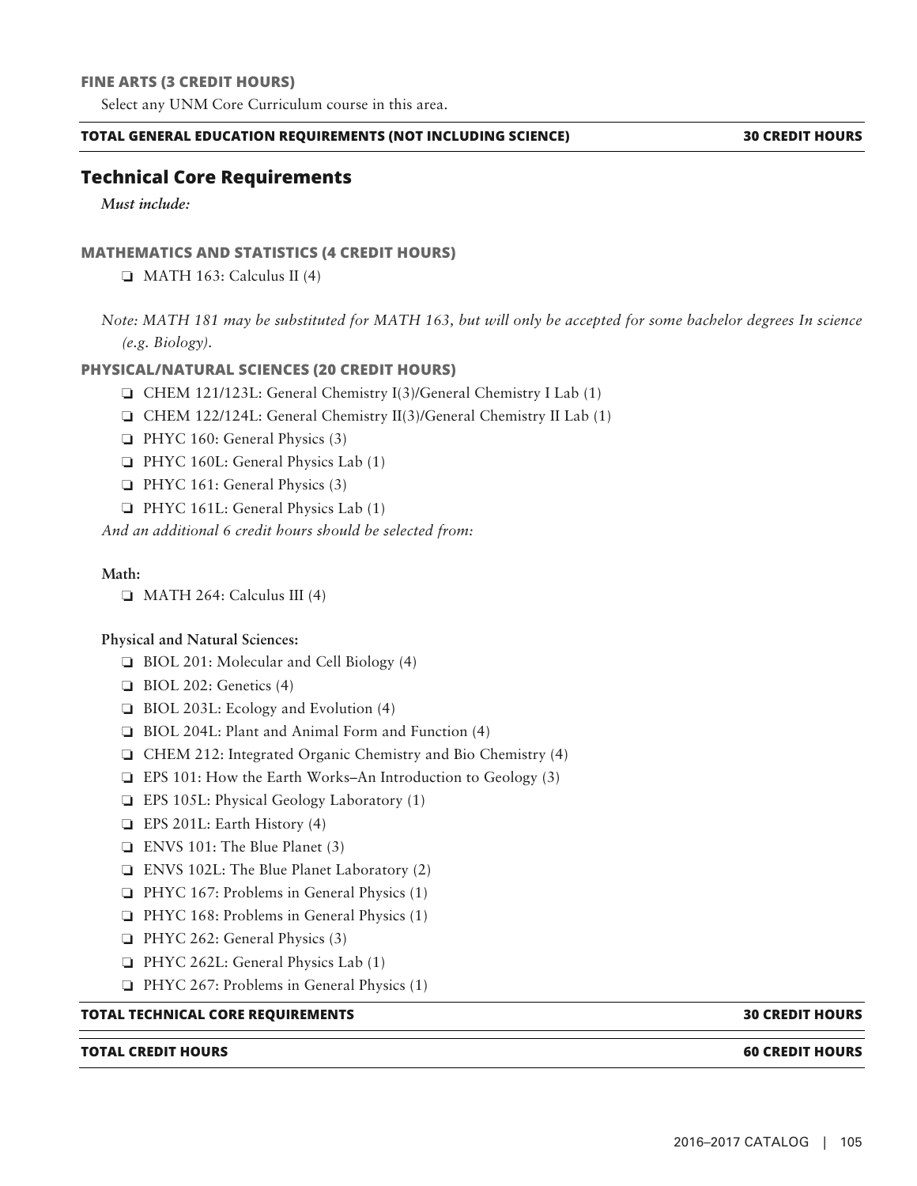### FINE ARTS (3 CREDIT HOURS)

Select any UNM Core Curriculum course in this area.

**TOTAL GENERAL EDUCATION REQUIREMENTS (NOT INCLUDING SCIENCE)** **30 CREDIT HOURS**

## Technical Core Requirements

*Must include:*

### MATHEMATICS AND STATISTICS (4 CREDIT HOURS)

- ❏ MATH 163: Calculus II (4)

*Note: MATH 181 may be substituted for MATH 163, but will only be accepted for some bachelor degrees In science (e.g. Biology).*

### PHYSICAL/NATURAL SCIENCES (20 CREDIT HOURS)

- ❏ CHEM 121/123L: General Chemistry I(3)/General Chemistry I Lab (1)
- ❏ CHEM 122/124L: General Chemistry II(3)/General Chemistry II Lab (1)
- ❏ PHYC 160: General Physics (3)
- ❏ PHYC 160L: General Physics Lab (1)
- ❏ PHYC 161: General Physics (3)
- ❏ PHYC 161L: General Physics Lab (1)

*And an additional 6 credit hours should be selected from:*

**Math:**

- ❏ MATH 264: Calculus III (4)

**Physical and Natural Sciences:**

- ❏ BIOL 201: Molecular and Cell Biology (4)
- ❏ BIOL 202: Genetics (4)
- ❏ BIOL 203L: Ecology and Evolution (4)
- ❏ BIOL 204L: Plant and Animal Form and Function (4)
- ❏ CHEM 212: Integrated Organic Chemistry and Bio Chemistry (4)
- ❏ EPS 101: How the Earth Works–An Introduction to Geology (3)
- ❏ EPS 105L: Physical Geology Laboratory (1)
- ❏ EPS 201L: Earth History (4)
- ❏ ENVS 101: The Blue Planet (3)
- ❏ ENVS 102L: The Blue Planet Laboratory (2)
- ❏ PHYC 167: Problems in General Physics (1)
- ❏ PHYC 168: Problems in General Physics (1)
- ❏ PHYC 262: General Physics (3)
- ❏ PHYC 262L: General Physics Lab (1)
- ❏ PHYC 267: Problems in General Physics (1)

**TOTAL TECHNICAL CORE REQUIREMENTS** **30 CREDIT HOURS**

**TOTAL CREDIT HOURS** **60 CREDIT HOURS**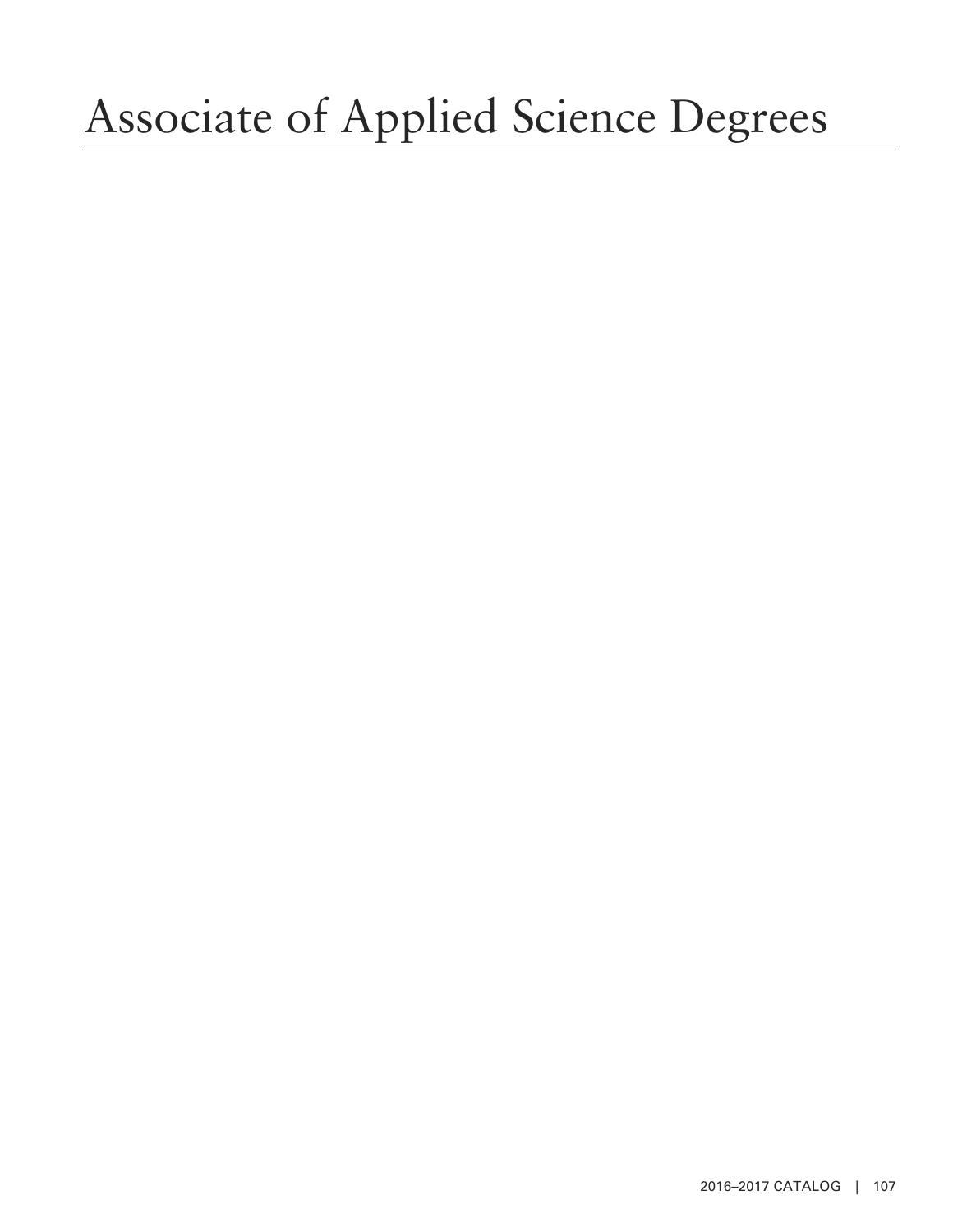# Associate of Applied Science Degrees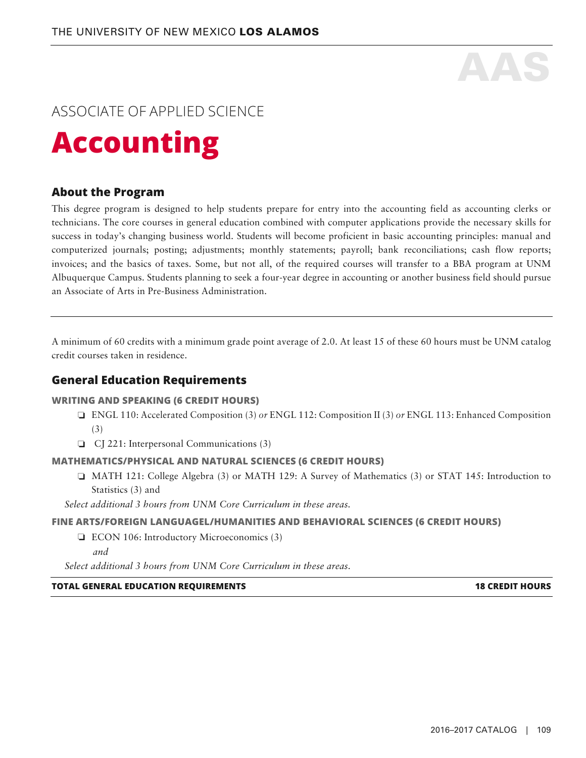AAS

ASSOCIATE OF APPLIED SCIENCE

# Accounting

## About the Program

This degree program is designed to help students prepare for entry into the accounting field as accounting clerks or technicians. The core courses in general education combined with computer applications provide the necessary skills for success in today's changing business world. Students will become proficient in basic accounting principles: manual and computerized journals; posting; adjustments; monthly statements; payroll; bank reconciliations; cash flow reports; invoices; and the basics of taxes. Some, but not all, of the required courses will transfer to a BBA program at UNM Albuquerque Campus. Students planning to seek a four-year degree in accounting or another business field should pursue an Associate of Arts in Pre-Business Administration.

---

A minimum of 60 credits with a minimum grade point average of 2.0. At least 15 of these 60 hours must be UNM catalog credit courses taken in residence.

## General Education Requirements

### WRITING AND SPEAKING (6 CREDIT HOURS)

- ❑ ENGL 110: Accelerated Composition (3) *or* ENGL 112: Composition II (3) *or* ENGL 113: Enhanced Composition (3)
- ❑ CJ 221: Interpersonal Communications (3)

### MATHEMATICS/PHYSICAL AND NATURAL SCIENCES (6 CREDIT HOURS)

- ❑ MATH 121: College Algebra (3) or MATH 129: A Survey of Mathematics (3) or STAT 145: Introduction to Statistics (3) and

*Select additional 3 hours from UNM Core Curriculum in these areas.*

### FINE ARTS/FOREIGN LANGUAGEL/HUMANITIES AND BEHAVIORAL SCIENCES (6 CREDIT HOURS)

- ❑ ECON 106: Introductory Microeconomics (3)

  *and*

*Select additional 3 hours from UNM Core Curriculum in these areas.*

**TOTAL GENERAL EDUCATION REQUIREMENTS — 18 CREDIT HOURS**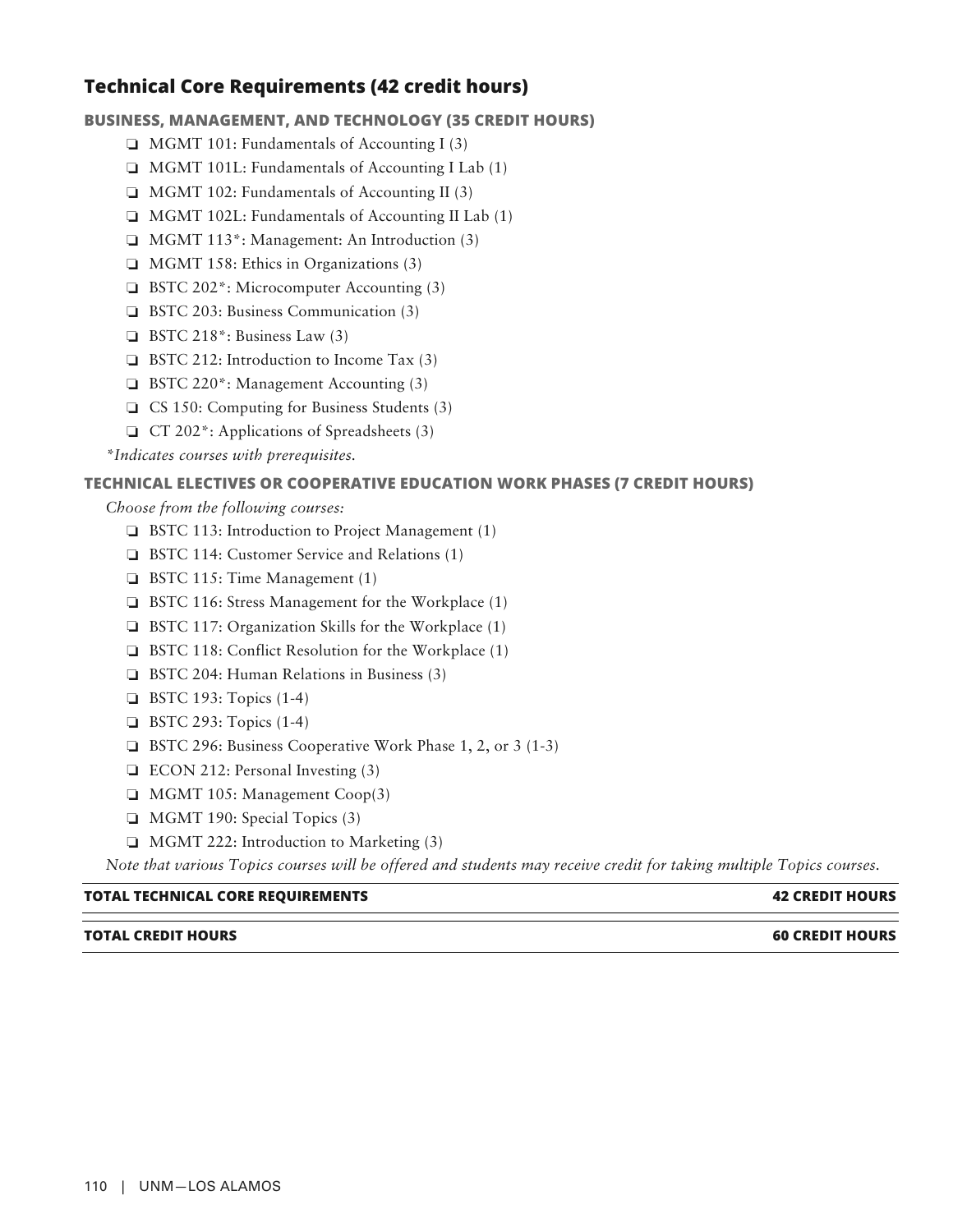## Technical Core Requirements (42 credit hours)

### BUSINESS, MANAGEMENT, AND TECHNOLOGY (35 CREDIT HOURS)

- ❏ MGMT 101: Fundamentals of Accounting I (3)
- ❏ MGMT 101L: Fundamentals of Accounting I Lab (1)
- ❏ MGMT 102: Fundamentals of Accounting II (3)
- ❏ MGMT 102L: Fundamentals of Accounting II Lab (1)
- ❏ MGMT 113*: Management: An Introduction (3)
- ❏ MGMT 158: Ethics in Organizations (3)
- ❏ BSTC 202*: Microcomputer Accounting (3)
- ❏ BSTC 203: Business Communication (3)
- ❏ BSTC 218*: Business Law (3)
- ❏ BSTC 212: Introduction to Income Tax (3)
- ❏ BSTC 220*: Management Accounting (3)
- ❏ CS 150: Computing for Business Students (3)
- ❏ CT 202*: Applications of Spreadsheets (3)

*\*Indicates courses with prerequisites.*

### TECHNICAL ELECTIVES OR COOPERATIVE EDUCATION WORK PHASES (7 CREDIT HOURS)

*Choose from the following courses:*

- ❏ BSTC 113: Introduction to Project Management (1)
- ❏ BSTC 114: Customer Service and Relations (1)
- ❏ BSTC 115: Time Management (1)
- ❏ BSTC 116: Stress Management for the Workplace (1)
- ❏ BSTC 117: Organization Skills for the Workplace (1)
- ❏ BSTC 118: Conflict Resolution for the Workplace (1)
- ❏ BSTC 204: Human Relations in Business (3)
- ❏ BSTC 193: Topics (1-4)
- ❏ BSTC 293: Topics (1-4)
- ❏ BSTC 296: Business Cooperative Work Phase 1, 2, or 3 (1-3)
- ❏ ECON 212: Personal Investing (3)
- ❏ MGMT 105: Management Coop(3)
- ❏ MGMT 190: Special Topics (3)
- ❏ MGMT 222: Introduction to Marketing (3)

*Note that various Topics courses will be offered and students may receive credit for taking multiple Topics courses.*

| **TOTAL TECHNICAL CORE REQUIREMENTS** | **42 CREDIT HOURS** |
|---|---|
| **TOTAL CREDIT HOURS** | **60 CREDIT HOURS** |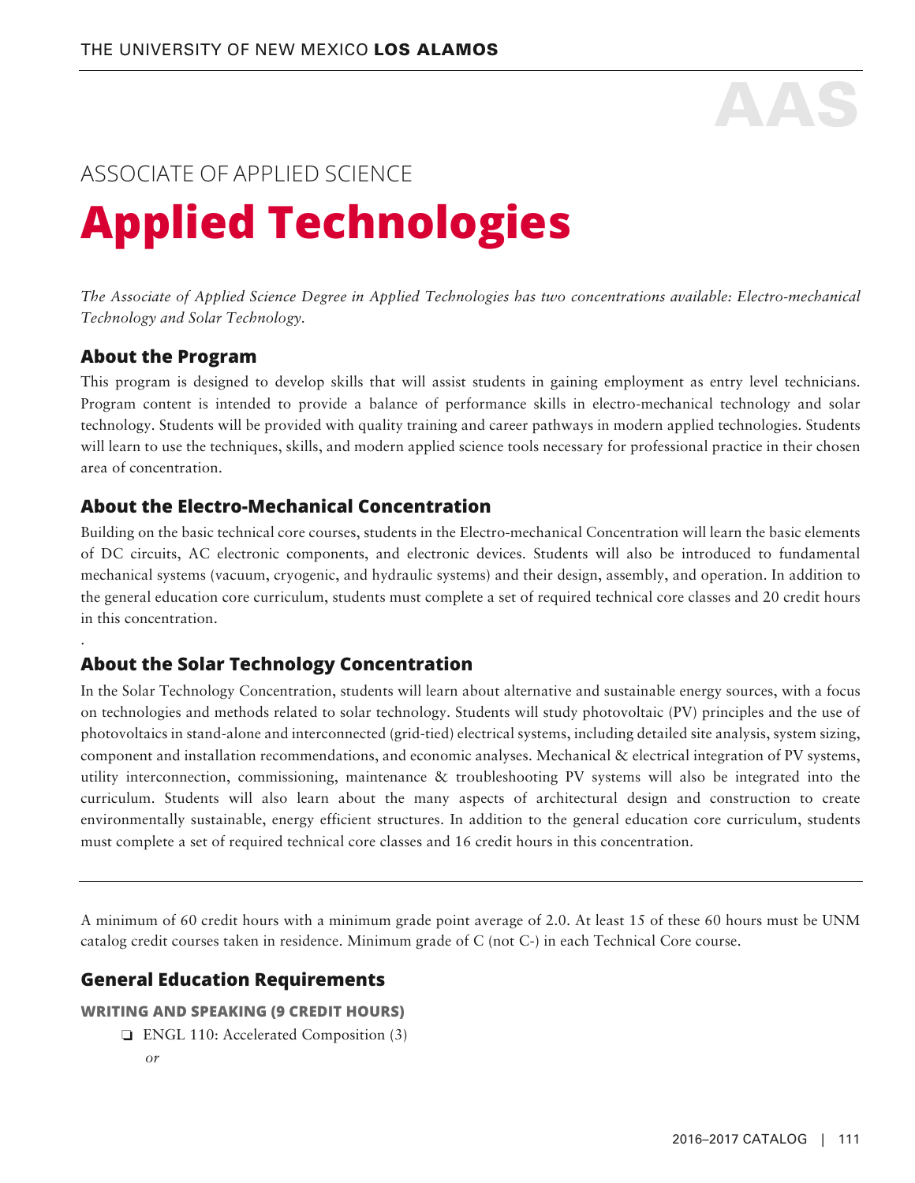AAS

ASSOCIATE OF APPLIED SCIENCE

# Applied Technologies

*The Associate of Applied Science Degree in Applied Technologies has two concentrations available: Electro-mechanical Technology and Solar Technology.*

## About the Program

This program is designed to develop skills that will assist students in gaining employment as entry level technicians. Program content is intended to provide a balance of performance skills in electro-mechanical technology and solar technology. Students will be provided with quality training and career pathways in modern applied technologies. Students will learn to use the techniques, skills, and modern applied science tools necessary for professional practice in their chosen area of concentration.

## About the Electro-Mechanical Concentration

Building on the basic technical core courses, students in the Electro-mechanical Concentration will learn the basic elements of DC circuits, AC electronic components, and electronic devices. Students will also be introduced to fundamental mechanical systems (vacuum, cryogenic, and hydraulic systems) and their design, assembly, and operation. In addition to the general education core curriculum, students must complete a set of required technical core classes and 20 credit hours in this concentration.

## About the Solar Technology Concentration

In the Solar Technology Concentration, students will learn about alternative and sustainable energy sources, with a focus on technologies and methods related to solar technology. Students will study photovoltaic (PV) principles and the use of photovoltaics in stand-alone and interconnected (grid-tied) electrical systems, including detailed site analysis, system sizing, component and installation recommendations, and economic analyses. Mechanical & electrical integration of PV systems, utility interconnection, commissioning, maintenance & troubleshooting PV systems will also be integrated into the curriculum. Students will also learn about the many aspects of architectural design and construction to create environmentally sustainable, energy efficient structures. In addition to the general education core curriculum, students must complete a set of required technical core classes and 16 credit hours in this concentration.

---

A minimum of 60 credit hours with a minimum grade point average of 2.0. At least 15 of these 60 hours must be UNM catalog credit courses taken in residence. Minimum grade of C (not C-) in each Technical Core course.

## General Education Requirements

**WRITING AND SPEAKING (9 CREDIT HOURS)**

- ❏ ENGL 110: Accelerated Composition (3)

  *or*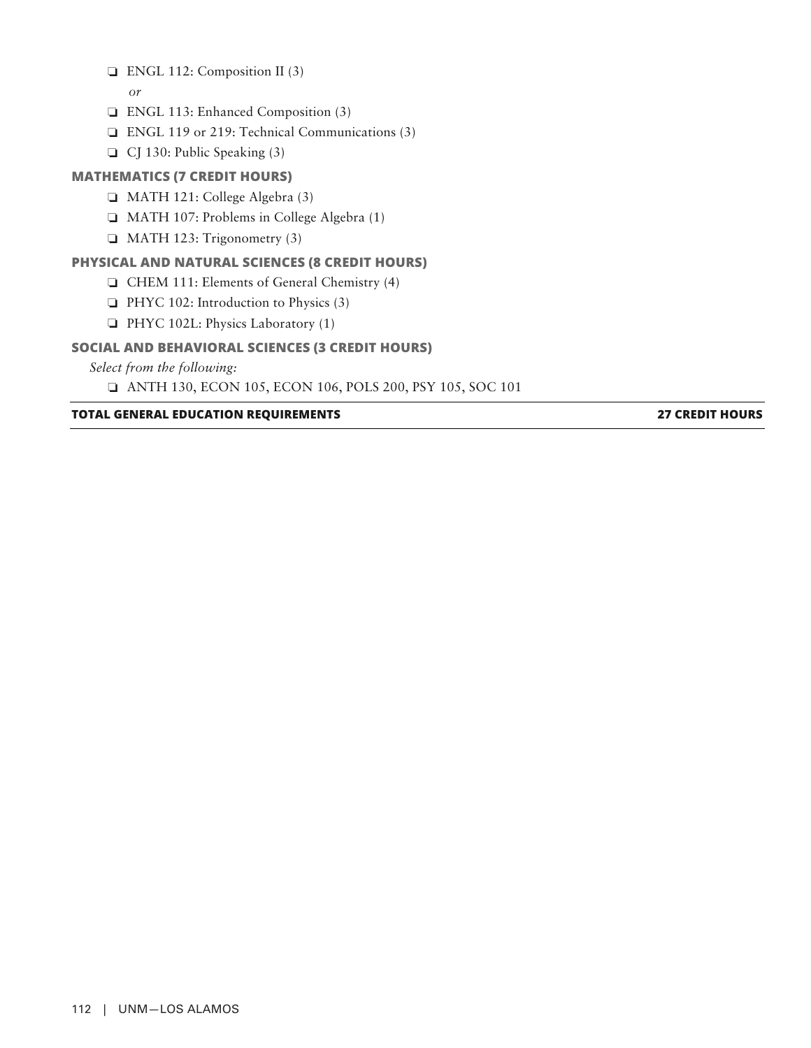- ❏ ENGL 112: Composition II (3)

  *or*

- ❏ ENGL 113: Enhanced Composition (3)
- ❏ ENGL 119 or 219: Technical Communications (3)
- ❏ CJ 130: Public Speaking (3)

### MATHEMATICS (7 CREDIT HOURS)

- ❏ MATH 121: College Algebra (3)
- ❏ MATH 107: Problems in College Algebra (1)
- ❏ MATH 123: Trigonometry (3)

### PHYSICAL AND NATURAL SCIENCES (8 CREDIT HOURS)

- ❏ CHEM 111: Elements of General Chemistry (4)
- ❏ PHYC 102: Introduction to Physics (3)
- ❏ PHYC 102L: Physics Laboratory (1)

### SOCIAL AND BEHAVIORAL SCIENCES (3 CREDIT HOURS)

*Select from the following:*

- ❏ ANTH 130, ECON 105, ECON 106, POLS 200, PSY 105, SOC 101

| TOTAL GENERAL EDUCATION REQUIREMENTS | 27 CREDIT HOURS |
|---|---|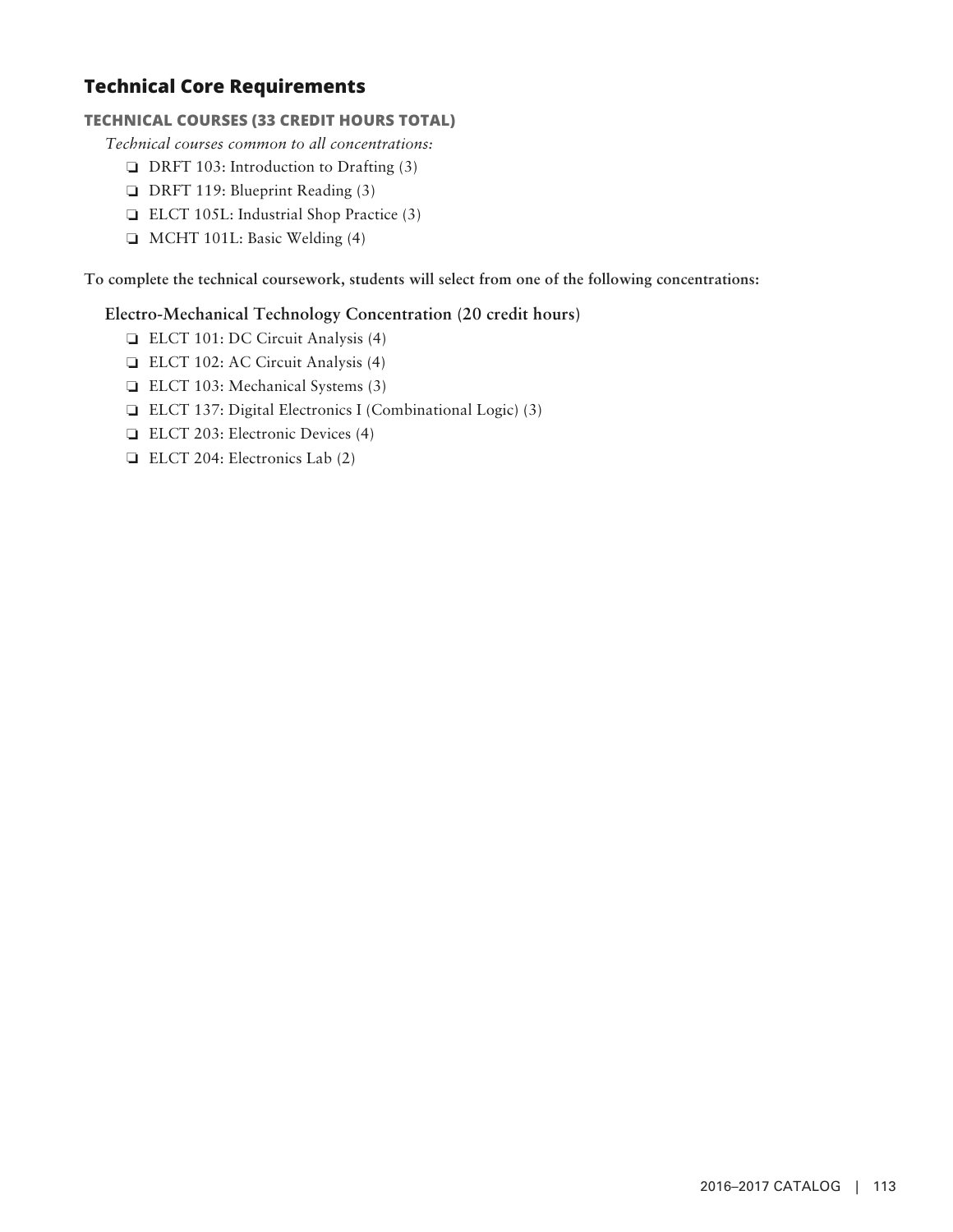## Technical Core Requirements

### TECHNICAL COURSES (33 CREDIT HOURS TOTAL)

*Technical courses common to all concentrations:*

- ❏ DRFT 103: Introduction to Drafting (3)
- ❏ DRFT 119: Blueprint Reading (3)
- ❏ ELCT 105L: Industrial Shop Practice (3)
- ❏ MCHT 101L: Basic Welding (4)

**To complete the technical coursework, students will select from one of the following concentrations:**

#### Electro-Mechanical Technology Concentration (20 credit hours)

- ❏ ELCT 101: DC Circuit Analysis (4)
- ❏ ELCT 102: AC Circuit Analysis (4)
- ❏ ELCT 103: Mechanical Systems (3)
- ❏ ELCT 137: Digital Electronics I (Combinational Logic) (3)
- ❏ ELCT 203: Electronic Devices (4)
- ❏ ELCT 204: Electronics Lab (2)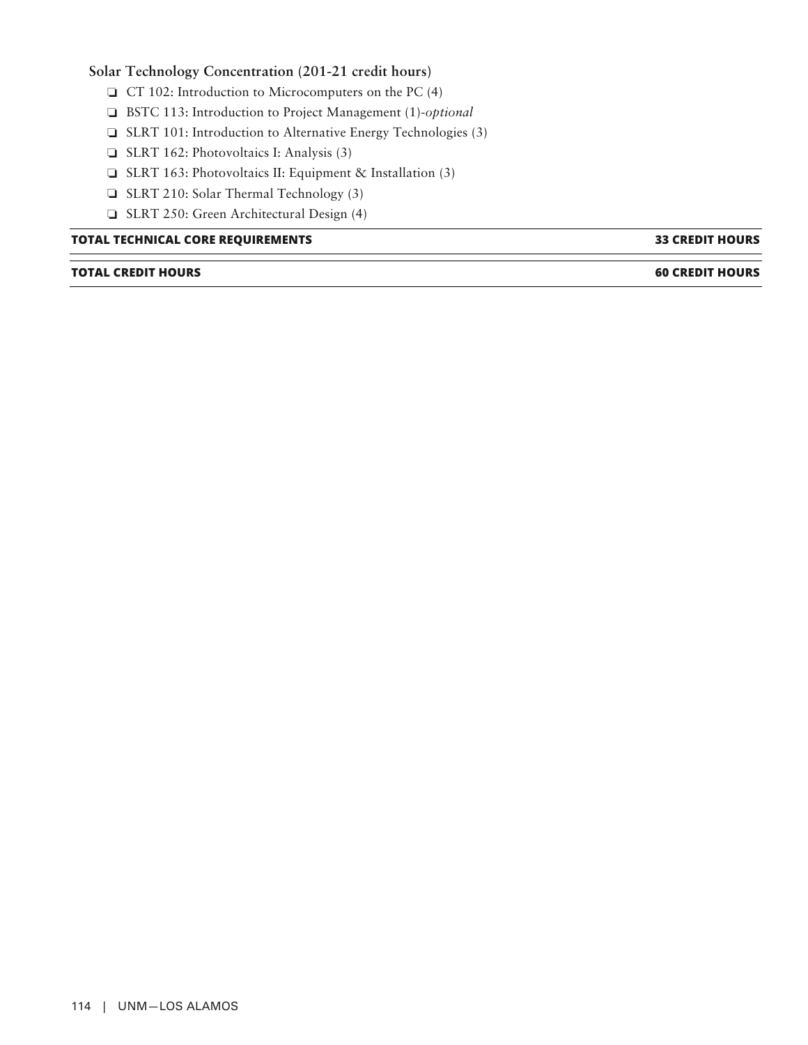**Solar Technology Concentration (201-21 credit hours)**

- ❏ CT 102: Introduction to Microcomputers on the PC (4)
- ❏ BSTC 113: Introduction to Project Management (1)-*optional*
- ❏ SLRT 101: Introduction to Alternative Energy Technologies (3)
- ❏ SLRT 162: Photovoltaics I: Analysis (3)
- ❏ SLRT 163: Photovoltaics II: Equipment & Installation (3)
- ❏ SLRT 210: Solar Thermal Technology (3)
- ❏ SLRT 250: Green Architectural Design (4)

| **TOTAL TECHNICAL CORE REQUIREMENTS** | **33 CREDIT HOURS** |
|---|---|
| **TOTAL CREDIT HOURS** | **60 CREDIT HOURS** |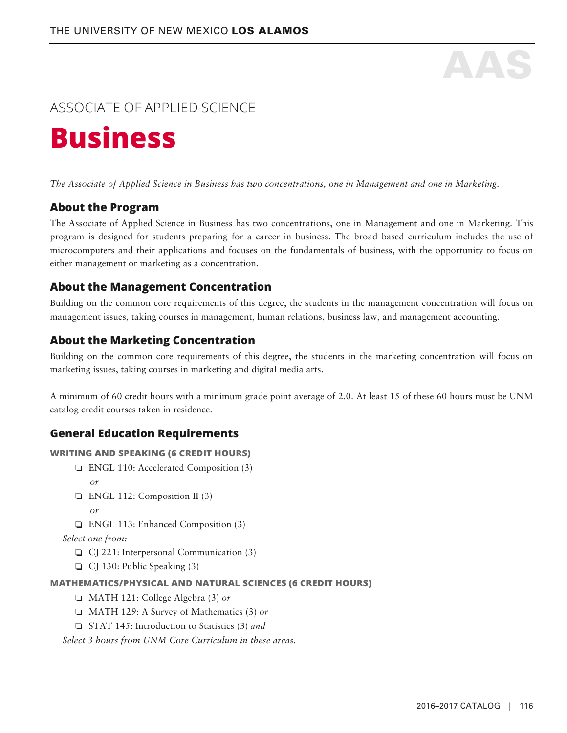AAS

ASSOCIATE OF APPLIED SCIENCE

# Business

*The Associate of Applied Science in Business has two concentrations, one in Management and one in Marketing.*

## About the Program

The Associate of Applied Science in Business has two concentrations, one in Management and one in Marketing. This program is designed for students preparing for a career in business. The broad based curriculum includes the use of microcomputers and their applications and focuses on the fundamentals of business, with the opportunity to focus on either management or marketing as a concentration.

## About the Management Concentration

Building on the common core requirements of this degree, the students in the management concentration will focus on management issues, taking courses in management, human relations, business law, and management accounting.

## About the Marketing Concentration

Building on the common core requirements of this degree, the students in the marketing concentration will focus on marketing issues, taking courses in marketing and digital media arts.

A minimum of 60 credit hours with a minimum grade point average of 2.0. At least 15 of these 60 hours must be UNM catalog credit courses taken in residence.

## General Education Requirements

### WRITING AND SPEAKING (6 CREDIT HOURS)

- ❏ ENGL 110: Accelerated Composition (3)
  *or*
- ❏ ENGL 112: Composition II (3)
  *or*
- ❏ ENGL 113: Enhanced Composition (3)

*Select one from:*

- ❏ CJ 221: Interpersonal Communication (3)
- ❏ CJ 130: Public Speaking (3)

### MATHEMATICS/PHYSICAL AND NATURAL SCIENCES (6 CREDIT HOURS)

- ❏ MATH 121: College Algebra (3) *or*
- ❏ MATH 129: A Survey of Mathematics (3) *or*
- ❏ STAT 145: Introduction to Statistics (3) *and*

*Select 3 hours from UNM Core Curriculum in these areas.*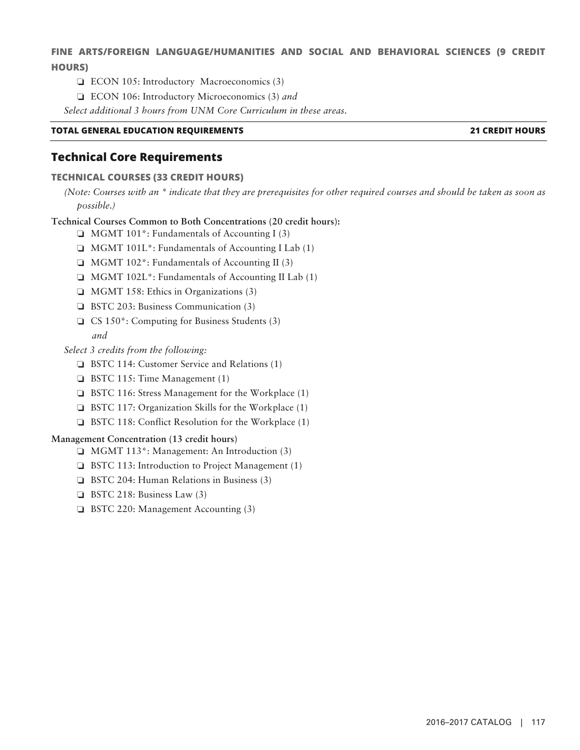### FINE ARTS/FOREIGN LANGUAGE/HUMANITIES AND SOCIAL AND BEHAVIORAL SCIENCES (9 CREDIT HOURS)

- ❏ ECON 105: Introductory Macroeconomics (3)
- ❏ ECON 106: Introductory Microeconomics (3) *and*

*Select additional 3 hours from UNM Core Curriculum in these areas.*

**TOTAL GENERAL EDUCATION REQUIREMENTS — 21 CREDIT HOURS**

## Technical Core Requirements

### TECHNICAL COURSES (33 CREDIT HOURS)

*(Note: Courses with an * indicate that they are prerequisites for other required courses and should be taken as soon as possible.)*

**Technical Courses Common to Both Concentrations (20 credit hours):**

- ❏ MGMT 101*: Fundamentals of Accounting I (3)
- ❏ MGMT 101L*: Fundamentals of Accounting I Lab (1)
- ❏ MGMT 102*: Fundamentals of Accounting II (3)
- ❏ MGMT 102L*: Fundamentals of Accounting II Lab (1)
- ❏ MGMT 158: Ethics in Organizations (3)
- ❏ BSTC 203: Business Communication (3)
- ❏ CS 150*: Computing for Business Students (3)

  *and*

*Select 3 credits from the following:*

- ❏ BSTC 114: Customer Service and Relations (1)
- ❏ BSTC 115: Time Management (1)
- ❏ BSTC 116: Stress Management for the Workplace (1)
- ❏ BSTC 117: Organization Skills for the Workplace (1)
- ❏ BSTC 118: Conflict Resolution for the Workplace (1)

**Management Concentration (13 credit hours)**

- ❏ MGMT 113*: Management: An Introduction (3)
- ❏ BSTC 113: Introduction to Project Management (1)
- ❏ BSTC 204: Human Relations in Business (3)
- ❏ BSTC 218: Business Law (3)
- ❏ BSTC 220: Management Accounting (3)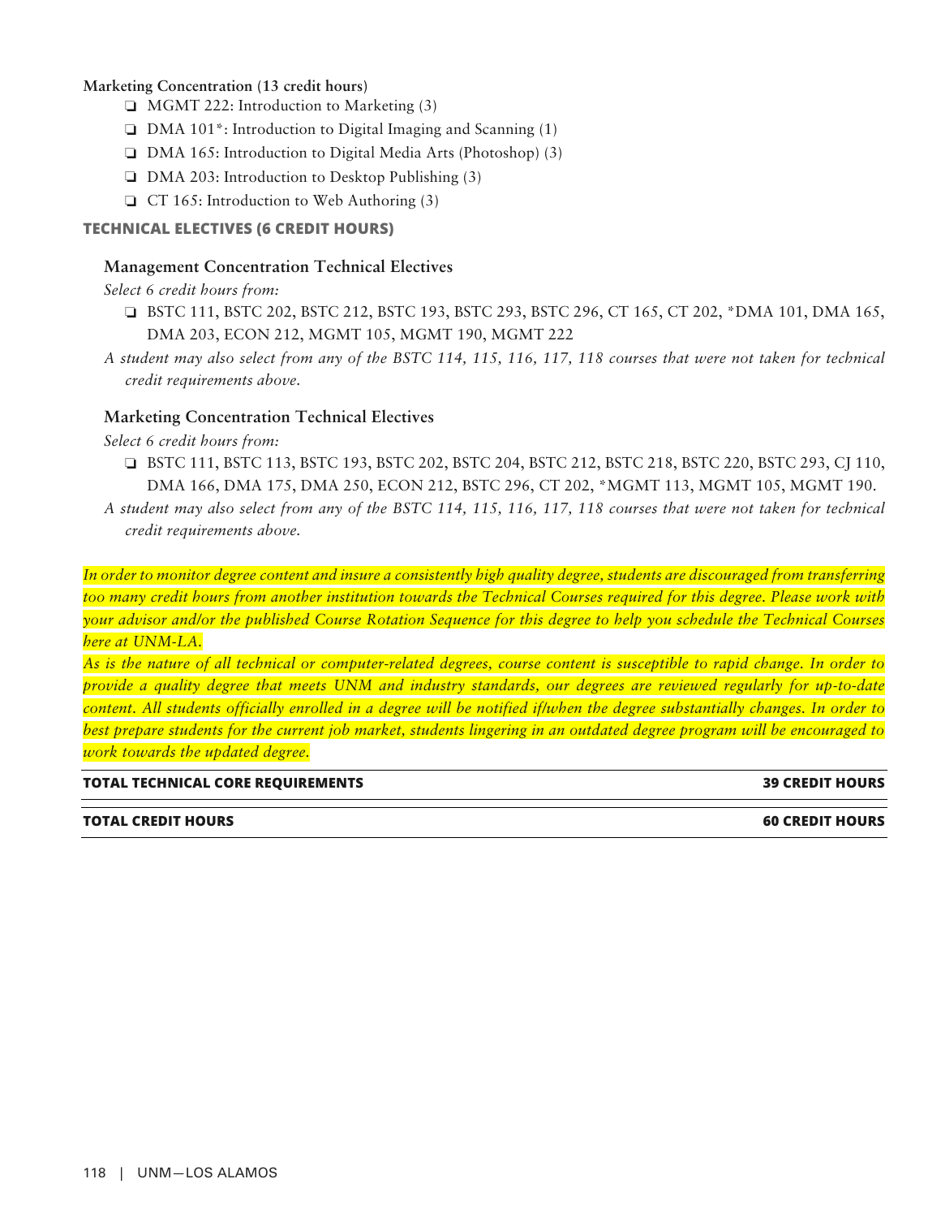**Marketing Concentration (13 credit hours)**

- ❏ MGMT 222: Introduction to Marketing (3)
- ❏ DMA 101*: Introduction to Digital Imaging and Scanning (1)
- ❏ DMA 165: Introduction to Digital Media Arts (Photoshop) (3)
- ❏ DMA 203: Introduction to Desktop Publishing (3)
- ❏ CT 165: Introduction to Web Authoring (3)

### TECHNICAL ELECTIVES (6 CREDIT HOURS)

#### Management Concentration Technical Electives

*Select 6 credit hours from:*

- ❏ BSTC 111, BSTC 202, BSTC 212, BSTC 193, BSTC 293, BSTC 296, CT 165, CT 202, *DMA 101, DMA 165, DMA 203, ECON 212, MGMT 105, MGMT 190, MGMT 222

*A student may also select from any of the BSTC 114, 115, 116, 117, 118 courses that were not taken for technical credit requirements above.*

#### Marketing Concentration Technical Electives

*Select 6 credit hours from:*

- ❏ BSTC 111, BSTC 113, BSTC 193, BSTC 202, BSTC 204, BSTC 212, BSTC 218, BSTC 220, BSTC 293, CJ 110, DMA 166, DMA 175, DMA 250, ECON 212, BSTC 296, CT 202, *MGMT 113, MGMT 105, MGMT 190.

*A student may also select from any of the BSTC 114, 115, 116, 117, 118 courses that were not taken for technical credit requirements above.*

*In order to monitor degree content and insure a consistently high quality degree, students are discouraged from transferring too many credit hours from another institution towards the Technical Courses required for this degree. Please work with your advisor and/or the published Course Rotation Sequence for this degree to help you schedule the Technical Courses here at UNM-LA.*

*As is the nature of all technical or computer-related degrees, course content is susceptible to rapid change. In order to provide a quality degree that meets UNM and industry standards, our degrees are reviewed regularly for up-to-date content. All students officially enrolled in a degree will be notified if/when the degree substantially changes. In order to best prepare students for the current job market, students lingering in an outdated degree program will be encouraged to work towards the updated degree.*

| **TOTAL TECHNICAL CORE REQUIREMENTS** | **39 CREDIT HOURS** |
|---|---|
| **TOTAL CREDIT HOURS** | **60 CREDIT HOURS** |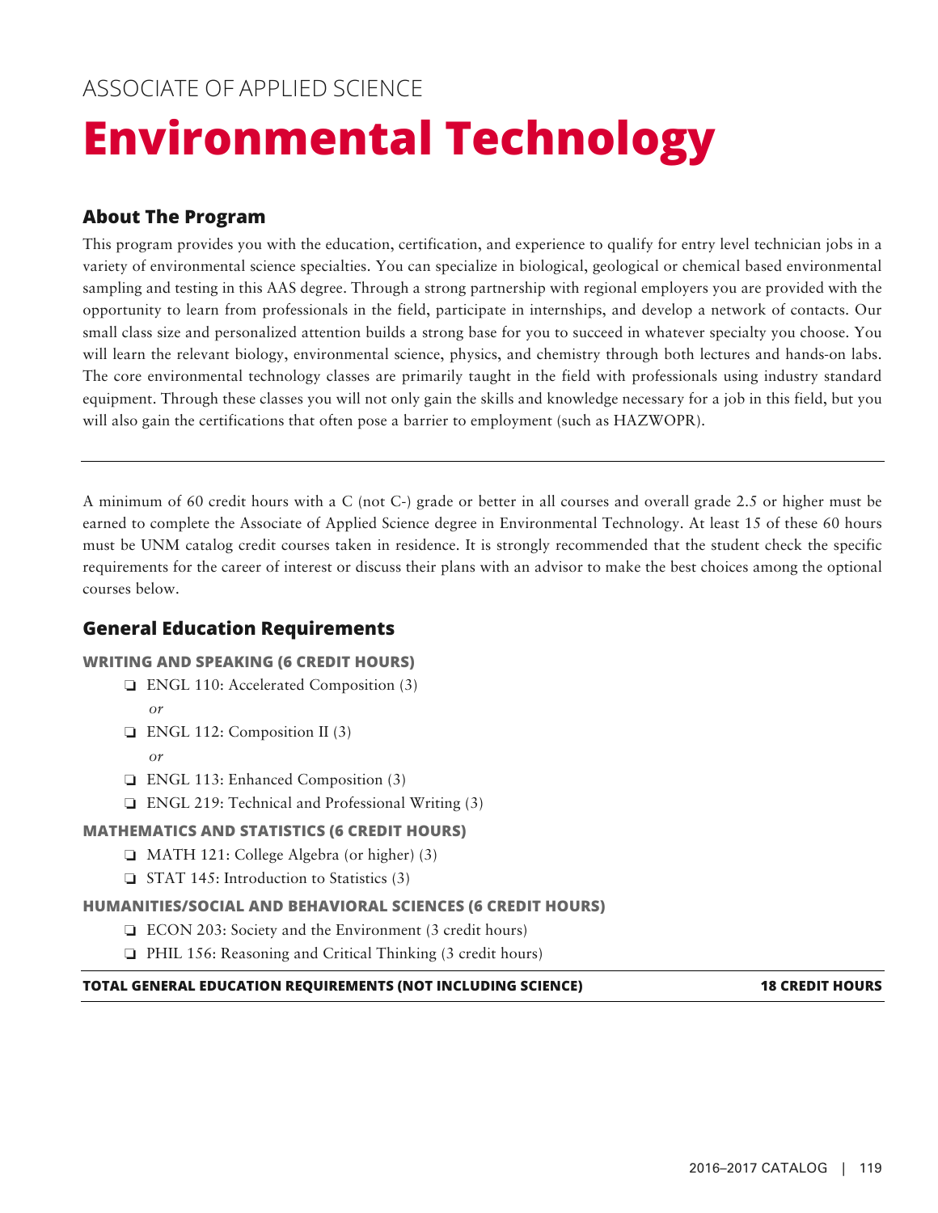ASSOCIATE OF APPLIED SCIENCE

# Environmental Technology

## About The Program

This program provides you with the education, certification, and experience to qualify for entry level technician jobs in a variety of environmental science specialties. You can specialize in biological, geological or chemical based environmental sampling and testing in this AAS degree. Through a strong partnership with regional employers you are provided with the opportunity to learn from professionals in the field, participate in internships, and develop a network of contacts. Our small class size and personalized attention builds a strong base for you to succeed in whatever specialty you choose. You will learn the relevant biology, environmental science, physics, and chemistry through both lectures and hands-on labs. The core environmental technology classes are primarily taught in the field with professionals using industry standard equipment. Through these classes you will not only gain the skills and knowledge necessary for a job in this field, but you will also gain the certifications that often pose a barrier to employment (such as HAZWOPR).

---

A minimum of 60 credit hours with a C (not C-) grade or better in all courses and overall grade 2.5 or higher must be earned to complete the Associate of Applied Science degree in Environmental Technology. At least 15 of these 60 hours must be UNM catalog credit courses taken in residence. It is strongly recommended that the student check the specific requirements for the career of interest or discuss their plans with an advisor to make the best choices among the optional courses below.

## General Education Requirements

**WRITING AND SPEAKING (6 CREDIT HOURS)**

- ❏ ENGL 110: Accelerated Composition (3)
  *or*
- ❏ ENGL 112: Composition II (3)
  *or*
- ❏ ENGL 113: Enhanced Composition (3)
- ❏ ENGL 219: Technical and Professional Writing (3)

**MATHEMATICS AND STATISTICS (6 CREDIT HOURS)**

- ❏ MATH 121: College Algebra (or higher) (3)
- ❏ STAT 145: Introduction to Statistics (3)

**HUMANITIES/SOCIAL AND BEHAVIORAL SCIENCES (6 CREDIT HOURS)**

- ❏ ECON 203: Society and the Environment (3 credit hours)
- ❏ PHIL 156: Reasoning and Critical Thinking (3 credit hours)

| **TOTAL GENERAL EDUCATION REQUIREMENTS (NOT INCLUDING SCIENCE)** | **18 CREDIT HOURS** |
| --- | --- |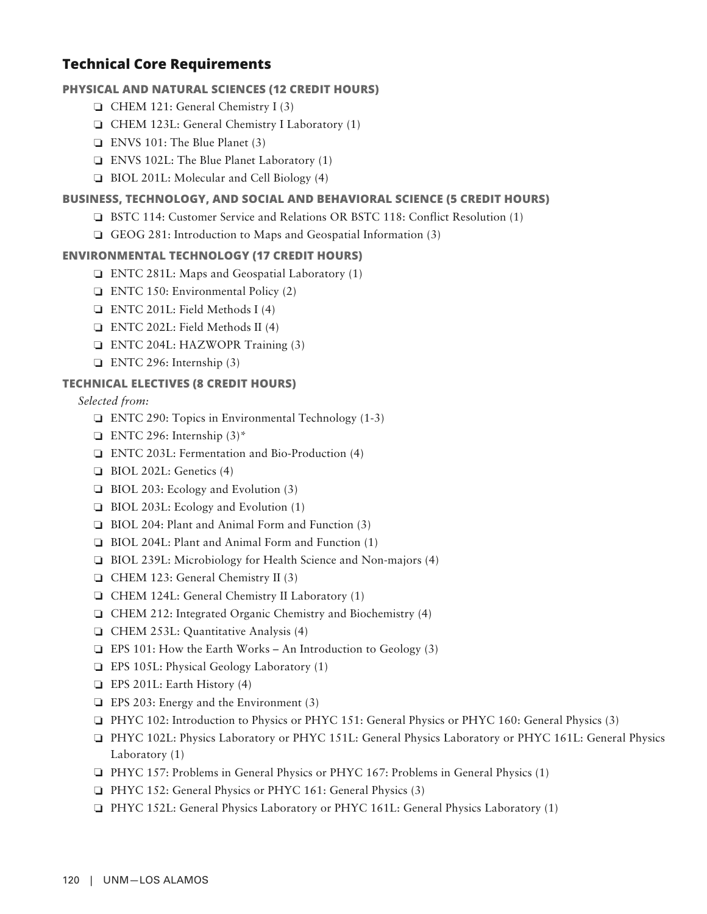## Technical Core Requirements

### PHYSICAL AND NATURAL SCIENCES (12 CREDIT HOURS)

- ❑ CHEM 121: General Chemistry I (3)
- ❑ CHEM 123L: General Chemistry I Laboratory (1)
- ❑ ENVS 101: The Blue Planet (3)
- ❑ ENVS 102L: The Blue Planet Laboratory (1)
- ❑ BIOL 201L: Molecular and Cell Biology (4)

### BUSINESS, TECHNOLOGY, AND SOCIAL AND BEHAVIORAL SCIENCE (5 CREDIT HOURS)

- ❑ BSTC 114: Customer Service and Relations OR BSTC 118: Conflict Resolution (1)
- ❑ GEOG 281: Introduction to Maps and Geospatial Information (3)

### ENVIRONMENTAL TECHNOLOGY (17 CREDIT HOURS)

- ❑ ENTC 281L: Maps and Geospatial Laboratory (1)
- ❑ ENTC 150: Environmental Policy (2)
- ❑ ENTC 201L: Field Methods I (4)
- ❑ ENTC 202L: Field Methods II (4)
- ❑ ENTC 204L: HAZWOPR Training (3)
- ❑ ENTC 296: Internship (3)

### TECHNICAL ELECTIVES (8 CREDIT HOURS)

*Selected from:*

- ❑ ENTC 290: Topics in Environmental Technology (1-3)
- ❑ ENTC 296: Internship (3)*
- ❑ ENTC 203L: Fermentation and Bio-Production (4)
- ❑ BIOL 202L: Genetics (4)
- ❑ BIOL 203: Ecology and Evolution (3)
- ❑ BIOL 203L: Ecology and Evolution (1)
- ❑ BIOL 204: Plant and Animal Form and Function (3)
- ❑ BIOL 204L: Plant and Animal Form and Function (1)
- ❑ BIOL 239L: Microbiology for Health Science and Non-majors (4)
- ❑ CHEM 123: General Chemistry II (3)
- ❑ CHEM 124L: General Chemistry II Laboratory (1)
- ❑ CHEM 212: Integrated Organic Chemistry and Biochemistry (4)
- ❑ CHEM 253L: Quantitative Analysis (4)
- ❑ EPS 101: How the Earth Works – An Introduction to Geology (3)
- ❑ EPS 105L: Physical Geology Laboratory (1)
- ❑ EPS 201L: Earth History (4)
- ❑ EPS 203: Energy and the Environment (3)
- ❑ PHYC 102: Introduction to Physics or PHYC 151: General Physics or PHYC 160: General Physics (3)
- ❑ PHYC 102L: Physics Laboratory or PHYC 151L: General Physics Laboratory or PHYC 161L: General Physics Laboratory (1)
- ❑ PHYC 157: Problems in General Physics or PHYC 167: Problems in General Physics (1)
- ❑ PHYC 152: General Physics or PHYC 161: General Physics (3)
- ❑ PHYC 152L: General Physics Laboratory or PHYC 161L: General Physics Laboratory (1)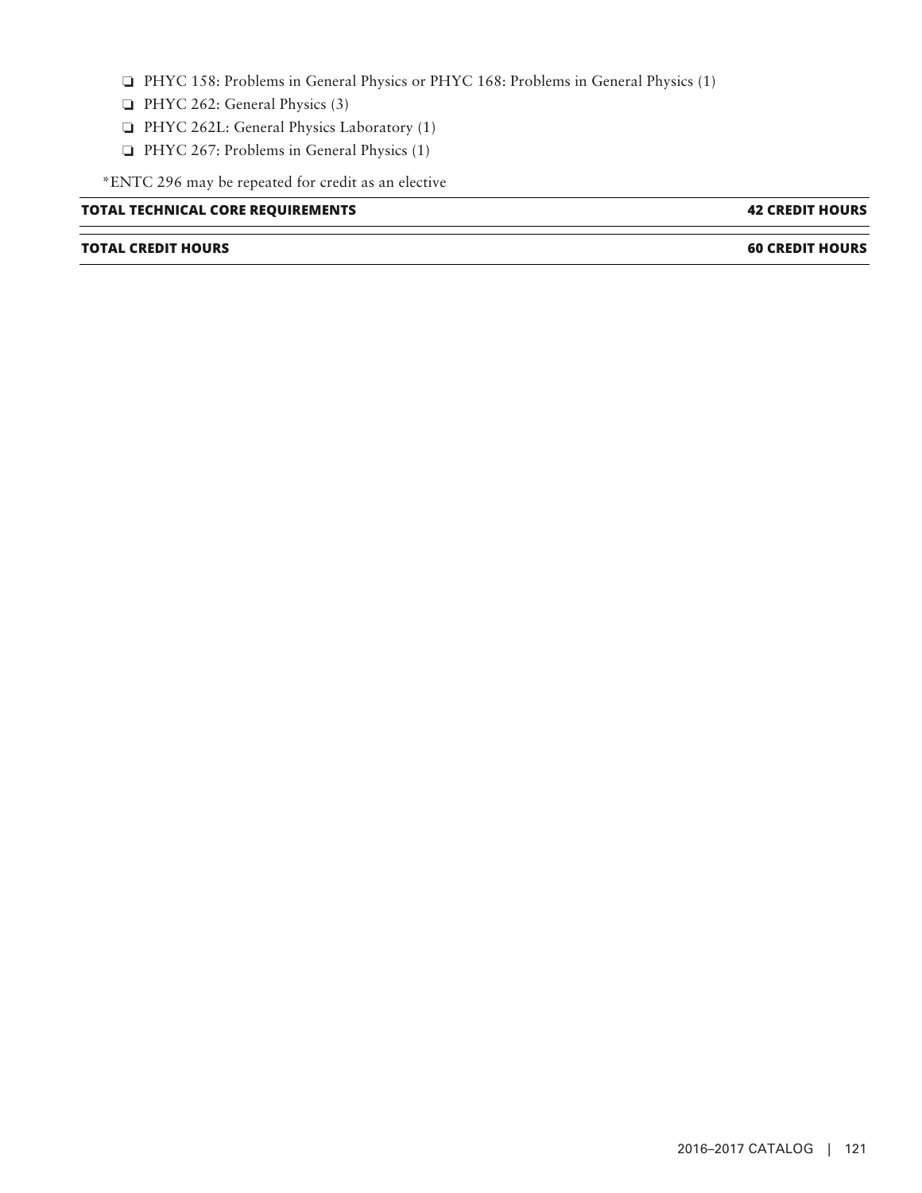- ❏ PHYC 158: Problems in General Physics or PHYC 168: Problems in General Physics (1)
- ❏ PHYC 262: General Physics (3)
- ❏ PHYC 262L: General Physics Laboratory (1)
- ❏ PHYC 267: Problems in General Physics (1)

*ENTC 296 may be repeated for credit as an elective

| **TOTAL TECHNICAL CORE REQUIREMENTS** | **42 CREDIT HOURS** |
|---|---|
| **TOTAL CREDIT HOURS** | **60 CREDIT HOURS** |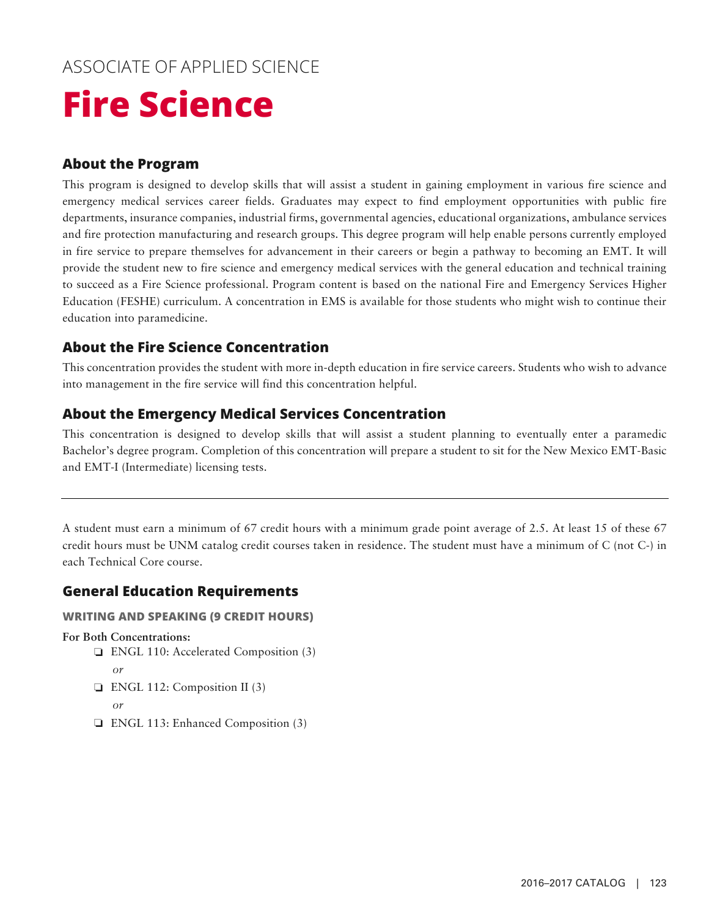ASSOCIATE OF APPLIED SCIENCE

# Fire Science

## About the Program

This program is designed to develop skills that will assist a student in gaining employment in various fire science and emergency medical services career fields. Graduates may expect to find employment opportunities with public fire departments, insurance companies, industrial firms, governmental agencies, educational organizations, ambulance services and fire protection manufacturing and research groups. This degree program will help enable persons currently employed in fire service to prepare themselves for advancement in their careers or begin a pathway to becoming an EMT. It will provide the student new to fire science and emergency medical services with the general education and technical training to succeed as a Fire Science professional. Program content is based on the national Fire and Emergency Services Higher Education (FESHE) curriculum. A concentration in EMS is available for those students who might wish to continue their education into paramedicine.

## About the Fire Science Concentration

This concentration provides the student with more in-depth education in fire service careers. Students who wish to advance into management in the fire service will find this concentration helpful.

## About the Emergency Medical Services Concentration

This concentration is designed to develop skills that will assist a student planning to eventually enter a paramedic Bachelor's degree program. Completion of this concentration will prepare a student to sit for the New Mexico EMT-Basic and EMT-I (Intermediate) licensing tests.

---

A student must earn a minimum of 67 credit hours with a minimum grade point average of 2.5. At least 15 of these 67 credit hours must be UNM catalog credit courses taken in residence. The student must have a minimum of C (not C-) in each Technical Core course.

## General Education Requirements

### WRITING AND SPEAKING (9 CREDIT HOURS)

**For Both Concentrations:**

- ❏ ENGL 110: Accelerated Composition (3)

  *or*
- ❏ ENGL 112: Composition II (3)

  *or*
- ❏ ENGL 113: Enhanced Composition (3)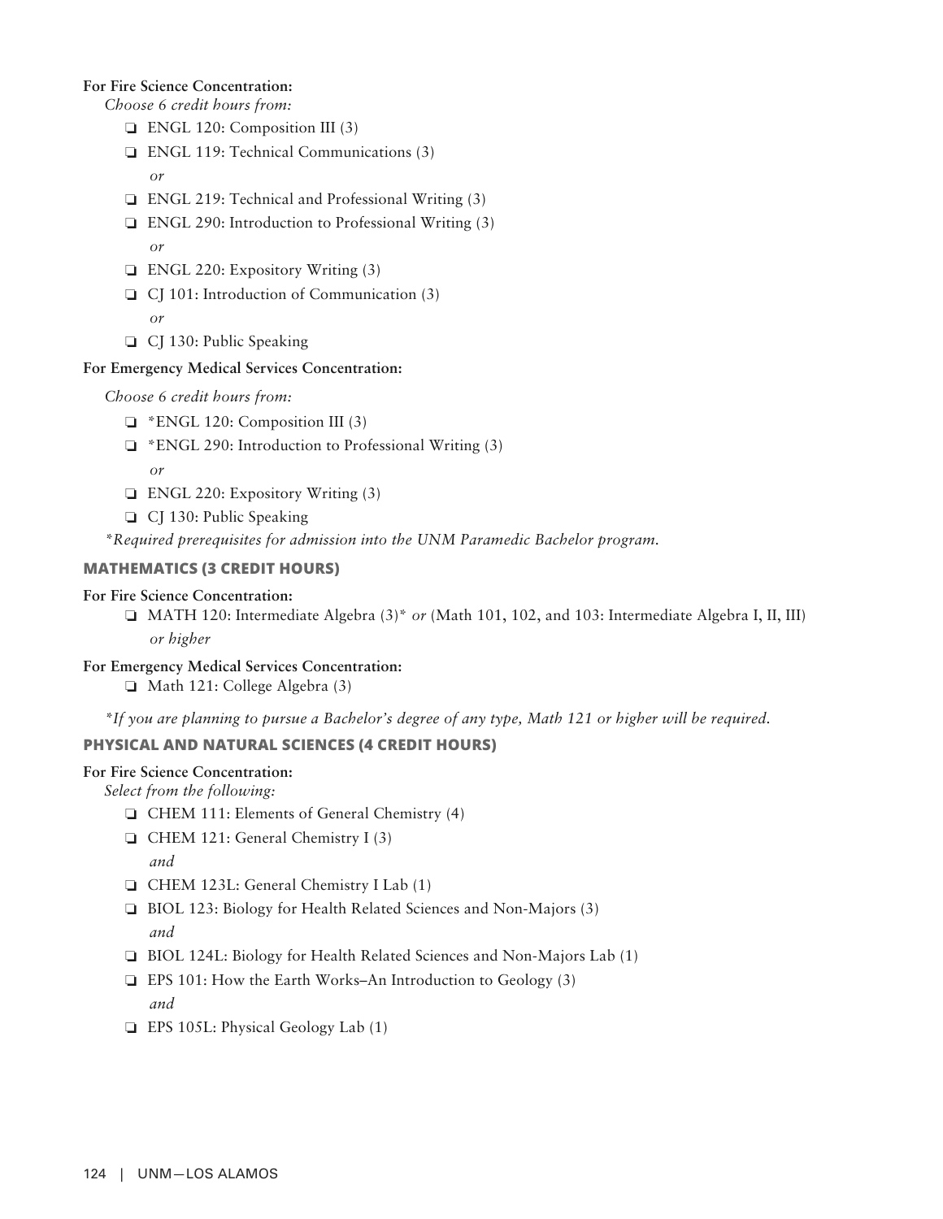**For Fire Science Concentration:**

*Choose 6 credit hours from:*

- ❏ ENGL 120: Composition III (3)
- ❏ ENGL 119: Technical Communications (3)
  *or*
- ❏ ENGL 219: Technical and Professional Writing (3)
- ❏ ENGL 290: Introduction to Professional Writing (3)
  *or*
- ❏ ENGL 220: Expository Writing (3)
- ❏ CJ 101: Introduction of Communication (3)
  *or*
- ❏ CJ 130: Public Speaking

**For Emergency Medical Services Concentration:**

*Choose 6 credit hours from:*

- ❏ *ENGL 120: Composition III (3)
- ❏ *ENGL 290: Introduction to Professional Writing (3)
  *or*
- ❏ ENGL 220: Expository Writing (3)
- ❏ CJ 130: Public Speaking

**Required prerequisites for admission into the UNM Paramedic Bachelor program.*

### MATHEMATICS (3 CREDIT HOURS)

**For Fire Science Concentration:**

- ❏ MATH 120: Intermediate Algebra (3)* *or* (Math 101, 102, and 103: Intermediate Algebra I, II, III) *or higher*

**For Emergency Medical Services Concentration:**

- ❏ Math 121: College Algebra (3)

**If you are planning to pursue a Bachelor's degree of any type, Math 121 or higher will be required.*

### PHYSICAL AND NATURAL SCIENCES (4 CREDIT HOURS)

**For Fire Science Concentration:**

*Select from the following:*

- ❏ CHEM 111: Elements of General Chemistry (4)
- ❏ CHEM 121: General Chemistry I (3)
  *and*
- ❏ CHEM 123L: General Chemistry I Lab (1)
- ❏ BIOL 123: Biology for Health Related Sciences and Non-Majors (3)
  *and*
- ❏ BIOL 124L: Biology for Health Related Sciences and Non-Majors Lab (1)
- ❏ EPS 101: How the Earth Works–An Introduction to Geology (3)
  *and*
- ❏ EPS 105L: Physical Geology Lab (1)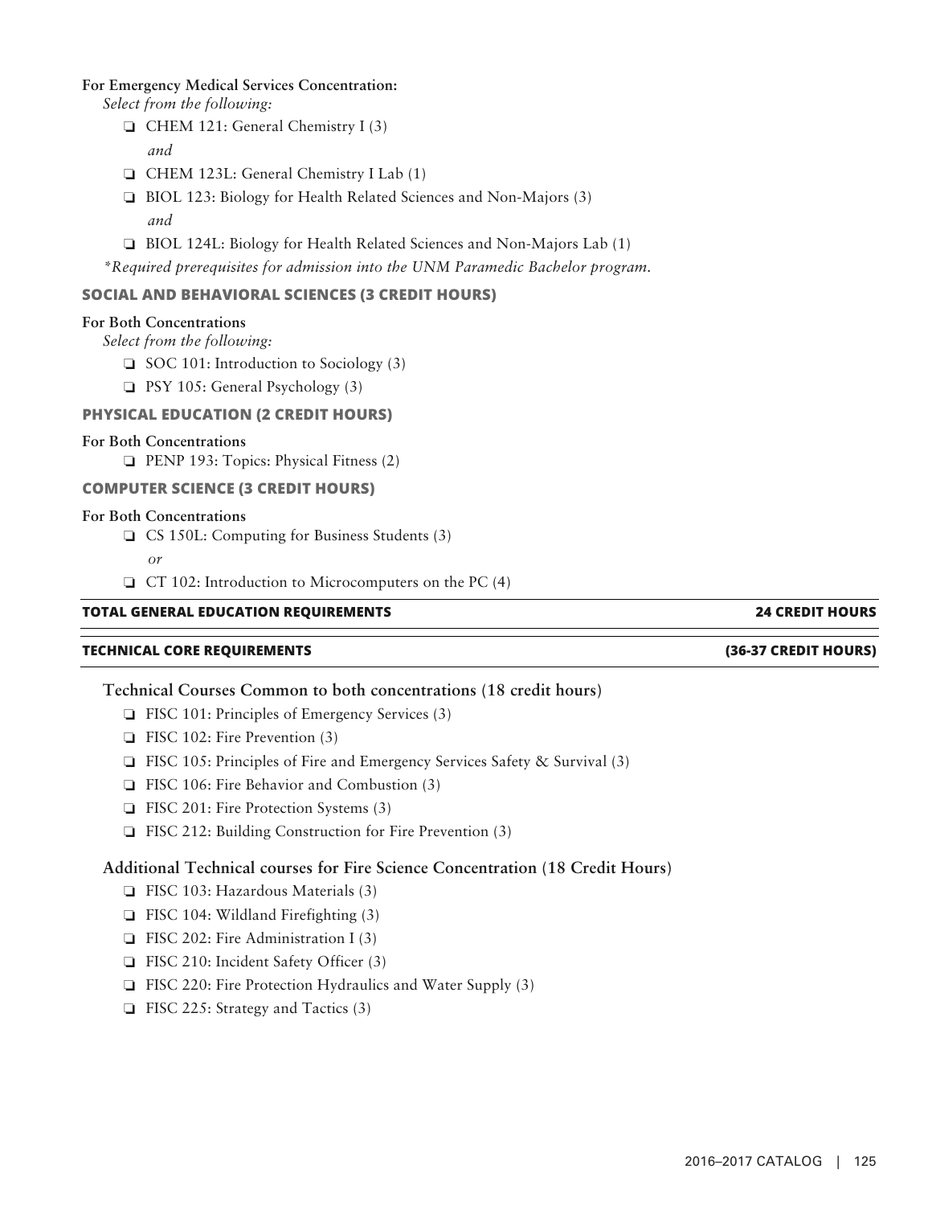**For Emergency Medical Services Concentration:**

*Select from the following:*

- ❑ CHEM 121: General Chemistry I (3)

  *and*

- ❑ CHEM 123L: General Chemistry I Lab (1)
- ❑ BIOL 123: Biology for Health Related Sciences and Non-Majors (3)

  *and*

- ❑ BIOL 124L: Biology for Health Related Sciences and Non-Majors Lab (1)

*\*Required prerequisites for admission into the UNM Paramedic Bachelor program.*

### SOCIAL AND BEHAVIORAL SCIENCES (3 CREDIT HOURS)

**For Both Concentrations**

*Select from the following:*

- ❑ SOC 101: Introduction to Sociology (3)
- ❑ PSY 105: General Psychology (3)

### PHYSICAL EDUCATION (2 CREDIT HOURS)

**For Both Concentrations**

- ❑ PENP 193: Topics: Physical Fitness (2)

### COMPUTER SCIENCE (3 CREDIT HOURS)

**For Both Concentrations**

- ❑ CS 150L: Computing for Business Students (3)

  *or*

- ❑ CT 102: Introduction to Microcomputers on the PC (4)

| TOTAL GENERAL EDUCATION REQUIREMENTS | 24 CREDIT HOURS |
|---|---|

| TECHNICAL CORE REQUIREMENTS | (36-37 CREDIT HOURS) |
|---|---|

**Technical Courses Common to both concentrations (18 credit hours)**

- ❑ FISC 101: Principles of Emergency Services (3)
- ❑ FISC 102: Fire Prevention (3)
- ❑ FISC 105: Principles of Fire and Emergency Services Safety & Survival (3)
- ❑ FISC 106: Fire Behavior and Combustion (3)
- ❑ FISC 201: Fire Protection Systems (3)
- ❑ FISC 212: Building Construction for Fire Prevention (3)

**Additional Technical courses for Fire Science Concentration (18 Credit Hours)**

- ❑ FISC 103: Hazardous Materials (3)
- ❑ FISC 104: Wildland Firefighting (3)
- ❑ FISC 202: Fire Administration I (3)
- ❑ FISC 210: Incident Safety Officer (3)
- ❑ FISC 220: Fire Protection Hydraulics and Water Supply (3)
- ❑ FISC 225: Strategy and Tactics (3)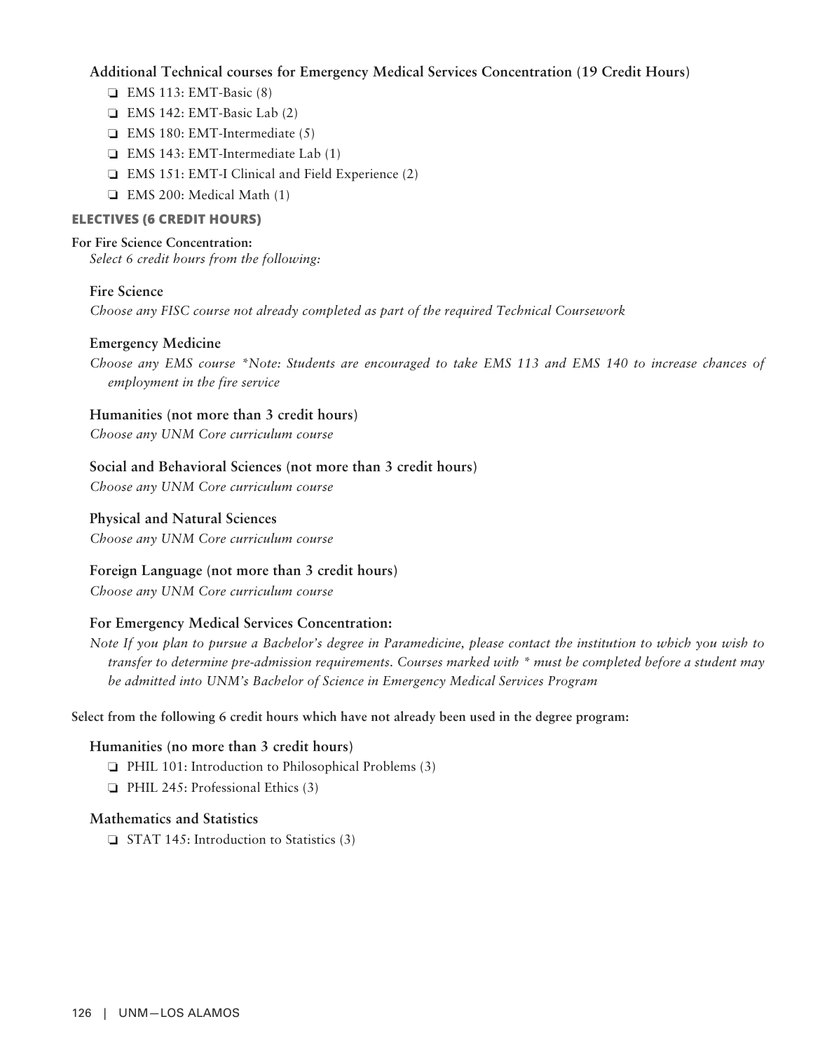**Additional Technical courses for Emergency Medical Services Concentration (19 Credit Hours)**

- ❏ EMS 113: EMT-Basic (8)
- ❏ EMS 142: EMT-Basic Lab (2)
- ❏ EMS 180: EMT-Intermediate (5)
- ❏ EMS 143: EMT-Intermediate Lab (1)
- ❏ EMS 151: EMT-I Clinical and Field Experience (2)
- ❏ EMS 200: Medical Math (1)

## ELECTIVES (6 CREDIT HOURS)

**For Fire Science Concentration:**

*Select 6 credit hours from the following:*

**Fire Science**

*Choose any FISC course not already completed as part of the required Technical Coursework*

**Emergency Medicine**

*Choose any EMS course *Note: Students are encouraged to take EMS 113 and EMS 140 to increase chances of employment in the fire service*

**Humanities (not more than 3 credit hours)**

*Choose any UNM Core curriculum course*

**Social and Behavioral Sciences (not more than 3 credit hours)**

*Choose any UNM Core curriculum course*

**Physical and Natural Sciences**

*Choose any UNM Core curriculum course*

**Foreign Language (not more than 3 credit hours)**

*Choose any UNM Core curriculum course*

**For Emergency Medical Services Concentration:**

*Note If you plan to pursue a Bachelor's degree in Paramedicine, please contact the institution to which you wish to transfer to determine pre-admission requirements. Courses marked with * must be completed before a student may be admitted into UNM's Bachelor of Science in Emergency Medical Services Program*

**Select from the following 6 credit hours which have not already been used in the degree program:**

**Humanities (no more than 3 credit hours)**

- ❏ PHIL 101: Introduction to Philosophical Problems (3)
- ❏ PHIL 245: Professional Ethics (3)

**Mathematics and Statistics**

- ❏ STAT 145: Introduction to Statistics (3)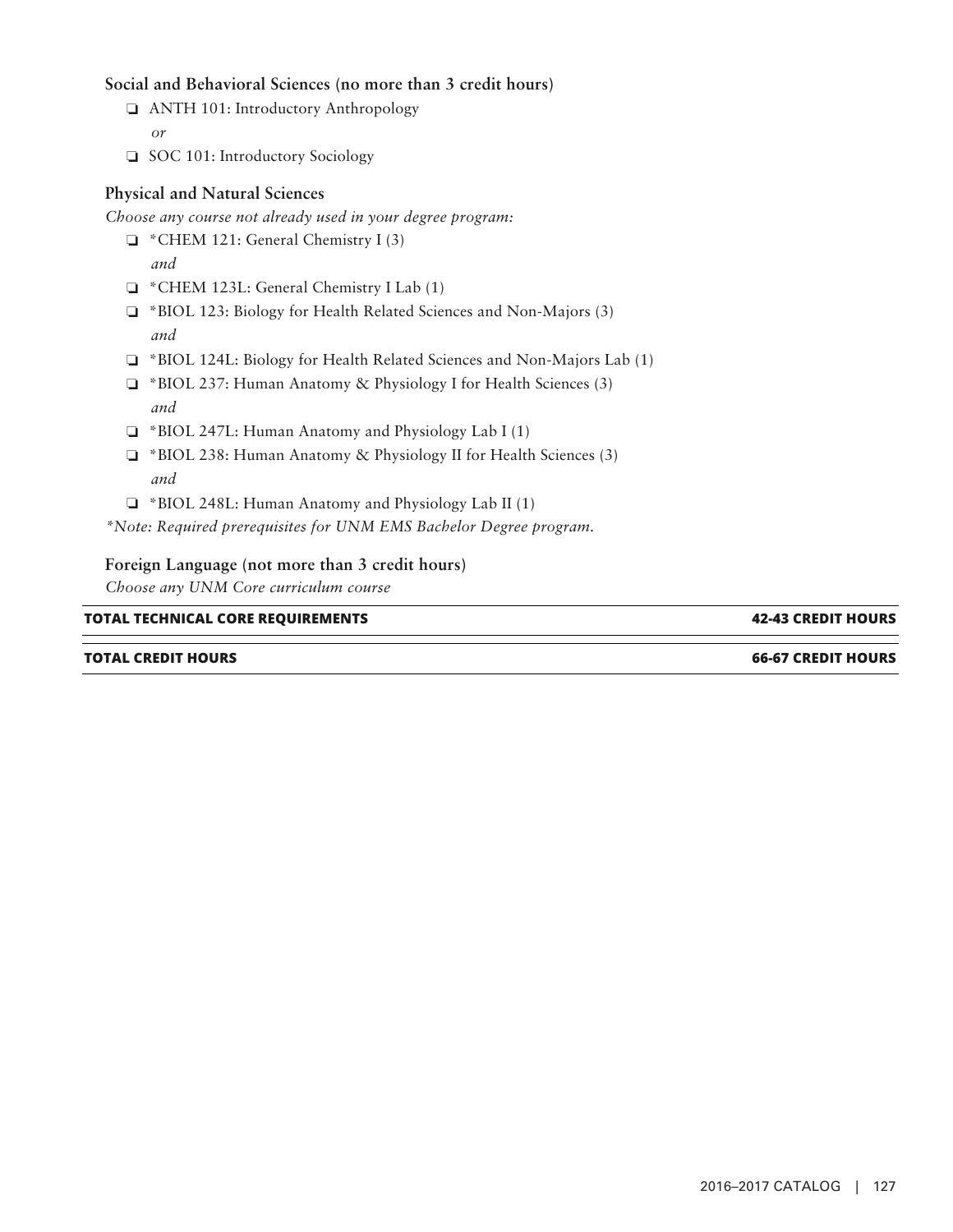### Social and Behavioral Sciences (no more than 3 credit hours)

- ❏ ANTH 101: Introductory Anthropology
  *or*
- ❏ SOC 101: Introductory Sociology

### Physical and Natural Sciences

*Choose any course not already used in your degree program:*

- ❏ *CHEM 121: General Chemistry I (3)
  *and*
- ❏ *CHEM 123L: General Chemistry I Lab (1)
- ❏ *BIOL 123: Biology for Health Related Sciences and Non-Majors (3)
  *and*
- ❏ *BIOL 124L: Biology for Health Related Sciences and Non-Majors Lab (1)
- ❏ *BIOL 237: Human Anatomy & Physiology I for Health Sciences (3)
  *and*
- ❏ *BIOL 247L: Human Anatomy and Physiology Lab I (1)
- ❏ *BIOL 238: Human Anatomy & Physiology II for Health Sciences (3)
  *and*
- ❏ *BIOL 248L: Human Anatomy and Physiology Lab II (1)

*\*Note: Required prerequisites for UNM EMS Bachelor Degree program.*

### Foreign Language (not more than 3 credit hours)

*Choose any UNM Core curriculum course*

| **TOTAL TECHNICAL CORE REQUIREMENTS** | **42-43 CREDIT HOURS** |
|---|---|
| **TOTAL CREDIT HOURS** | **66-67 CREDIT HOURS** |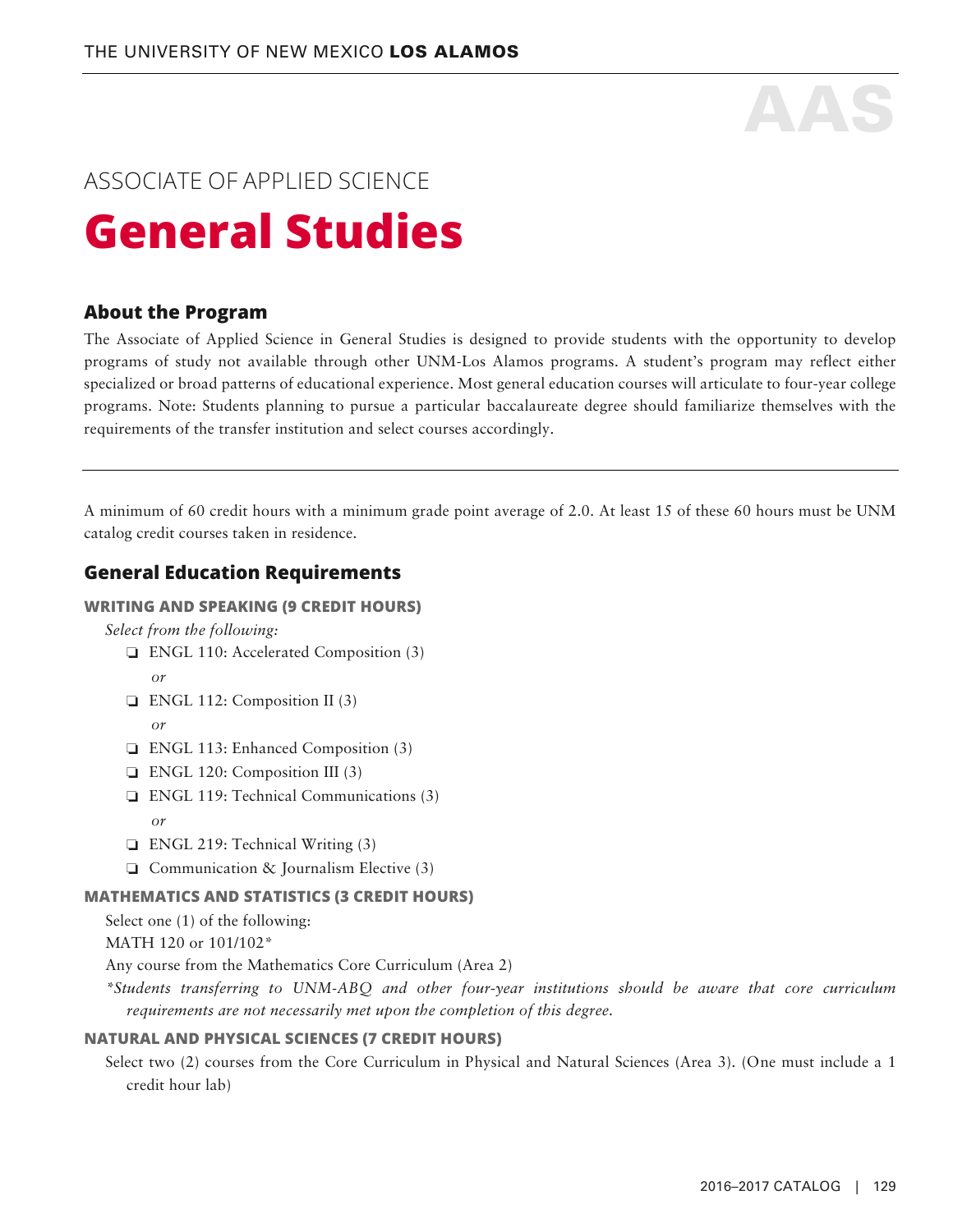# AAS

ASSOCIATE OF APPLIED SCIENCE

# General Studies

## About the Program

The Associate of Applied Science in General Studies is designed to provide students with the opportunity to develop programs of study not available through other UNM-Los Alamos programs. A student's program may reflect either specialized or broad patterns of educational experience. Most general education courses will articulate to four-year college programs. Note: Students planning to pursue a particular baccalaureate degree should familiarize themselves with the requirements of the transfer institution and select courses accordingly.

---

A minimum of 60 credit hours with a minimum grade point average of 2.0. At least 15 of these 60 hours must be UNM catalog credit courses taken in residence.

## General Education Requirements

### WRITING AND SPEAKING (9 CREDIT HOURS)

*Select from the following:*

- ❏ ENGL 110: Accelerated Composition (3)
  *or*
- ❏ ENGL 112: Composition II (3)
  *or*
- ❏ ENGL 113: Enhanced Composition (3)
- ❏ ENGL 120: Composition III (3)
- ❏ ENGL 119: Technical Communications (3)
  *or*
- ❏ ENGL 219: Technical Writing (3)
- ❏ Communication & Journalism Elective (3)

### MATHEMATICS AND STATISTICS (3 CREDIT HOURS)

Select one (1) of the following:

MATH 120 or 101/102*

Any course from the Mathematics Core Curriculum (Area 2)

*\*Students transferring to UNM-ABQ and other four-year institutions should be aware that core curriculum requirements are not necessarily met upon the completion of this degree.*

### NATURAL AND PHYSICAL SCIENCES (7 CREDIT HOURS)

Select two (2) courses from the Core Curriculum in Physical and Natural Sciences (Area 3). (One must include a 1 credit hour lab)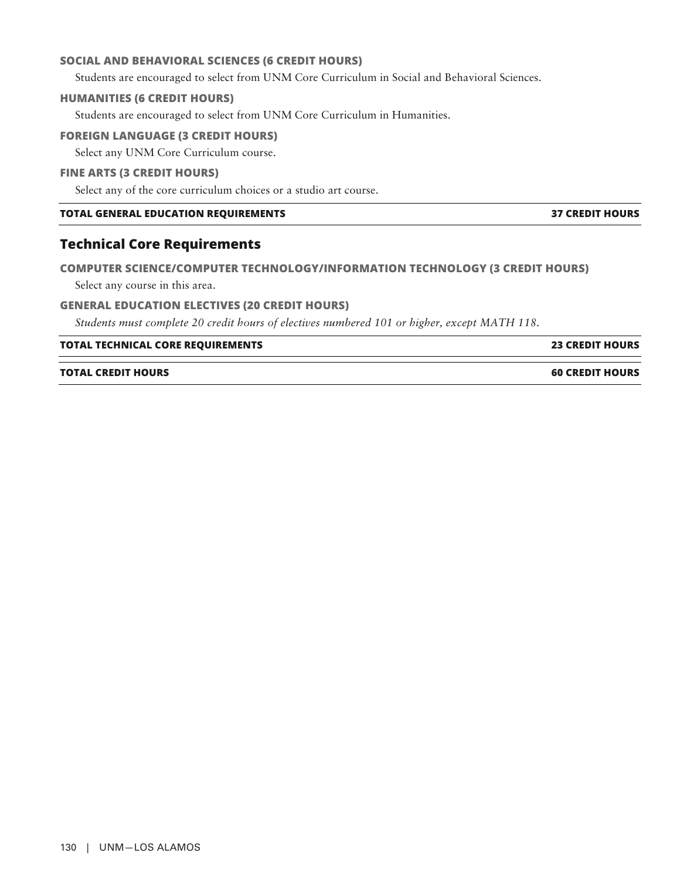#### SOCIAL AND BEHAVIORAL SCIENCES (6 CREDIT HOURS)

Students are encouraged to select from UNM Core Curriculum in Social and Behavioral Sciences.

#### HUMANITIES (6 CREDIT HOURS)

Students are encouraged to select from UNM Core Curriculum in Humanities.

#### FOREIGN LANGUAGE (3 CREDIT HOURS)

Select any UNM Core Curriculum course.

#### FINE ARTS (3 CREDIT HOURS)

Select any of the core curriculum choices or a studio art course.

| **TOTAL GENERAL EDUCATION REQUIREMENTS** | **37 CREDIT HOURS** |
|---|---|

## Technical Core Requirements

#### COMPUTER SCIENCE/COMPUTER TECHNOLOGY/INFORMATION TECHNOLOGY (3 CREDIT HOURS)

Select any course in this area.

#### GENERAL EDUCATION ELECTIVES (20 CREDIT HOURS)

*Students must complete 20 credit hours of electives numbered 101 or higher, except MATH 118.*

| **TOTAL TECHNICAL CORE REQUIREMENTS** | **23 CREDIT HOURS** |
|---|---|
| **TOTAL CREDIT HOURS** | **60 CREDIT HOURS** |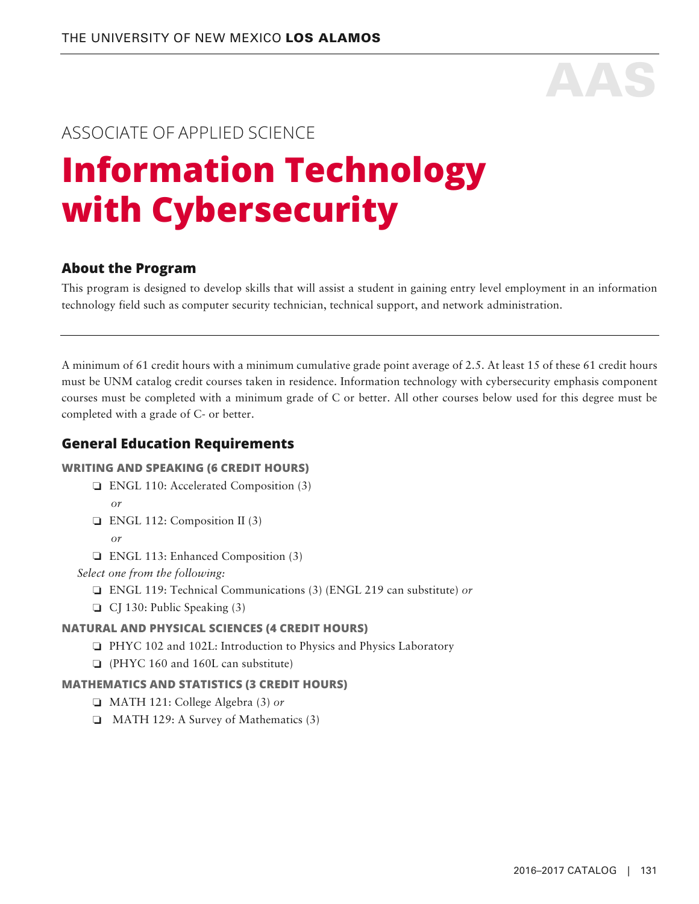AAS

ASSOCIATE OF APPLIED SCIENCE

# Information Technology with Cybersecurity

## About the Program

This program is designed to develop skills that will assist a student in gaining entry level employment in an information technology field such as computer security technician, technical support, and network administration.

---

A minimum of 61 credit hours with a minimum cumulative grade point average of 2.5. At least 15 of these 61 credit hours must be UNM catalog credit courses taken in residence. Information technology with cybersecurity emphasis component courses must be completed with a minimum grade of C or better. All other courses below used for this degree must be completed with a grade of C- or better.

## General Education Requirements

### WRITING AND SPEAKING (6 CREDIT HOURS)

- ❏ ENGL 110: Accelerated Composition (3)

  *or*
- ❏ ENGL 112: Composition II (3)

  *or*
- ❏ ENGL 113: Enhanced Composition (3)

*Select one from the following:*

- ❏ ENGL 119: Technical Communications (3) (ENGL 219 can substitute) *or*
- ❏ CJ 130: Public Speaking (3)

### NATURAL AND PHYSICAL SCIENCES (4 CREDIT HOURS)

- ❏ PHYC 102 and 102L: Introduction to Physics and Physics Laboratory
- ❏ (PHYC 160 and 160L can substitute)

### MATHEMATICS AND STATISTICS (3 CREDIT HOURS)

- ❏ MATH 121: College Algebra (3) *or*
- ❏ MATH 129: A Survey of Mathematics (3)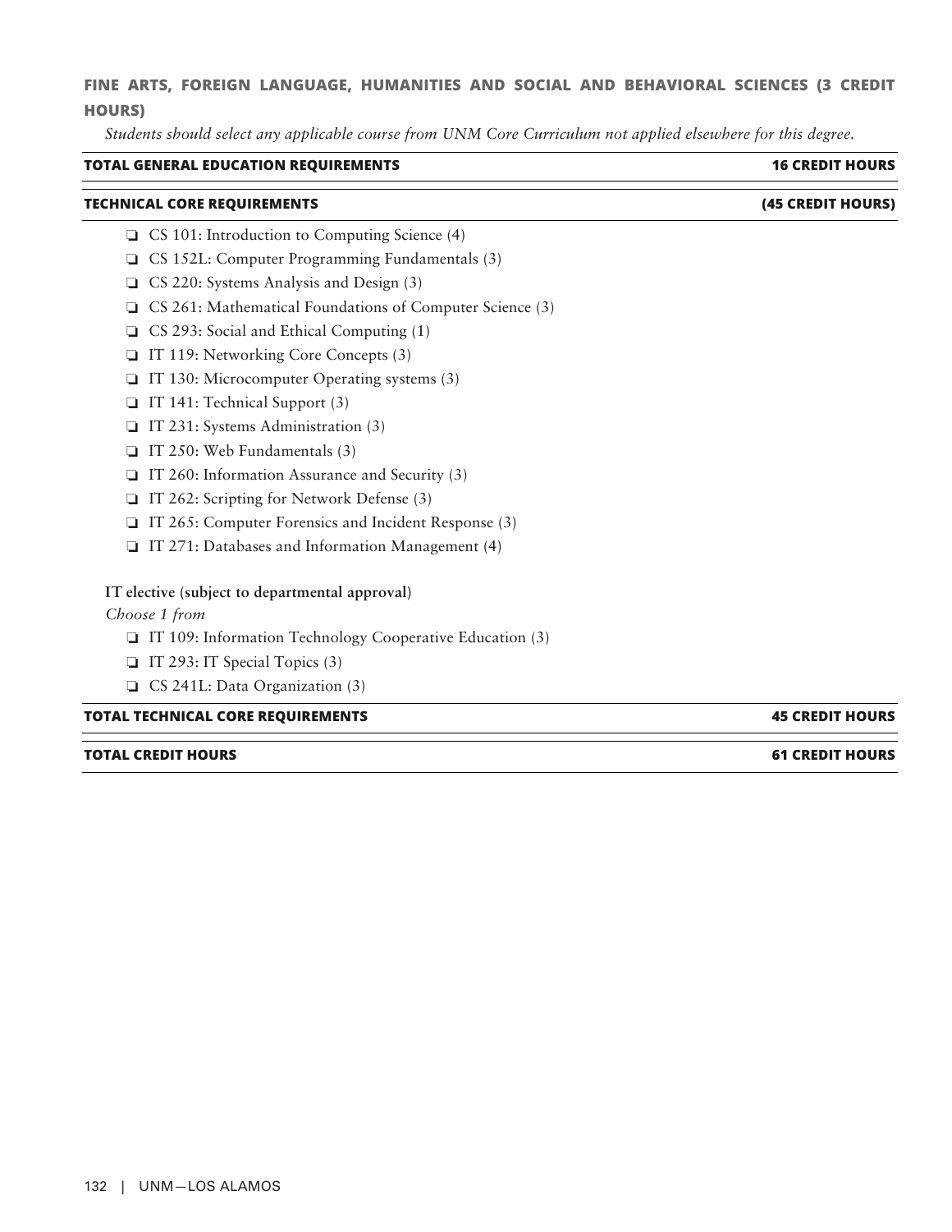### FINE ARTS, FOREIGN LANGUAGE, HUMANITIES AND SOCIAL AND BEHAVIORAL SCIENCES (3 CREDIT HOURS)

*Students should select any applicable course from UNM Core Curriculum not applied elsewhere for this degree.*

| **TOTAL GENERAL EDUCATION REQUIREMENTS** | **16 CREDIT HOURS** |
| --- | --- |

| **TECHNICAL CORE REQUIREMENTS** | **(45 CREDIT HOURS)** |
| --- | --- |

- ❏ CS 101: Introduction to Computing Science (4)
- ❏ CS 152L: Computer Programming Fundamentals (3)
- ❏ CS 220: Systems Analysis and Design (3)
- ❏ CS 261: Mathematical Foundations of Computer Science (3)
- ❏ CS 293: Social and Ethical Computing (1)
- ❏ IT 119: Networking Core Concepts (3)
- ❏ IT 130: Microcomputer Operating systems (3)
- ❏ IT 141: Technical Support (3)
- ❏ IT 231: Systems Administration (3)
- ❏ IT 250: Web Fundamentals (3)
- ❏ IT 260: Information Assurance and Security (3)
- ❏ IT 262: Scripting for Network Defense (3)
- ❏ IT 265: Computer Forensics and Incident Response (3)
- ❏ IT 271: Databases and Information Management (4)

**IT elective (subject to departmental approval)**

*Choose 1 from*

- ❏ IT 109: Information Technology Cooperative Education (3)
- ❏ IT 293: IT Special Topics (3)
- ❏ CS 241L: Data Organization (3)

| **TOTAL TECHNICAL CORE REQUIREMENTS** | **45 CREDIT HOURS** |
| --- | --- |

| **TOTAL CREDIT HOURS** | **61 CREDIT HOURS** |
| --- | --- |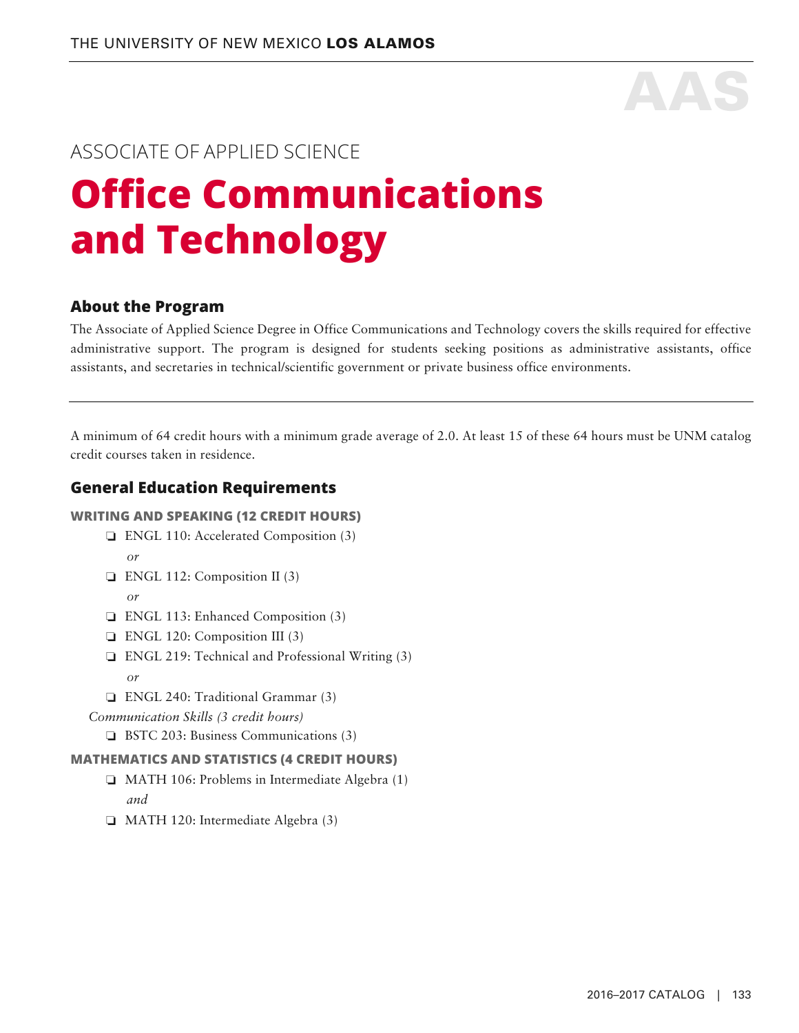AAS

ASSOCIATE OF APPLIED SCIENCE

# Office Communications and Technology

## About the Program

The Associate of Applied Science Degree in Office Communications and Technology covers the skills required for effective administrative support. The program is designed for students seeking positions as administrative assistants, office assistants, and secretaries in technical/scientific government or private business office environments.

---

A minimum of 64 credit hours with a minimum grade average of 2.0. At least 15 of these 64 hours must be UNM catalog credit courses taken in residence.

## General Education Requirements

### WRITING AND SPEAKING (12 CREDIT HOURS)

- ❏ ENGL 110: Accelerated Composition (3)
  *or*
- ❏ ENGL 112: Composition II (3)
  *or*
- ❏ ENGL 113: Enhanced Composition (3)
- ❏ ENGL 120: Composition III (3)
- ❏ ENGL 219: Technical and Professional Writing (3)
  *or*
- ❏ ENGL 240: Traditional Grammar (3)

*Communication Skills (3 credit hours)*

- ❏ BSTC 203: Business Communications (3)

### MATHEMATICS AND STATISTICS (4 CREDIT HOURS)

- ❏ MATH 106: Problems in Intermediate Algebra (1)
  *and*
- ❏ MATH 120: Intermediate Algebra (3)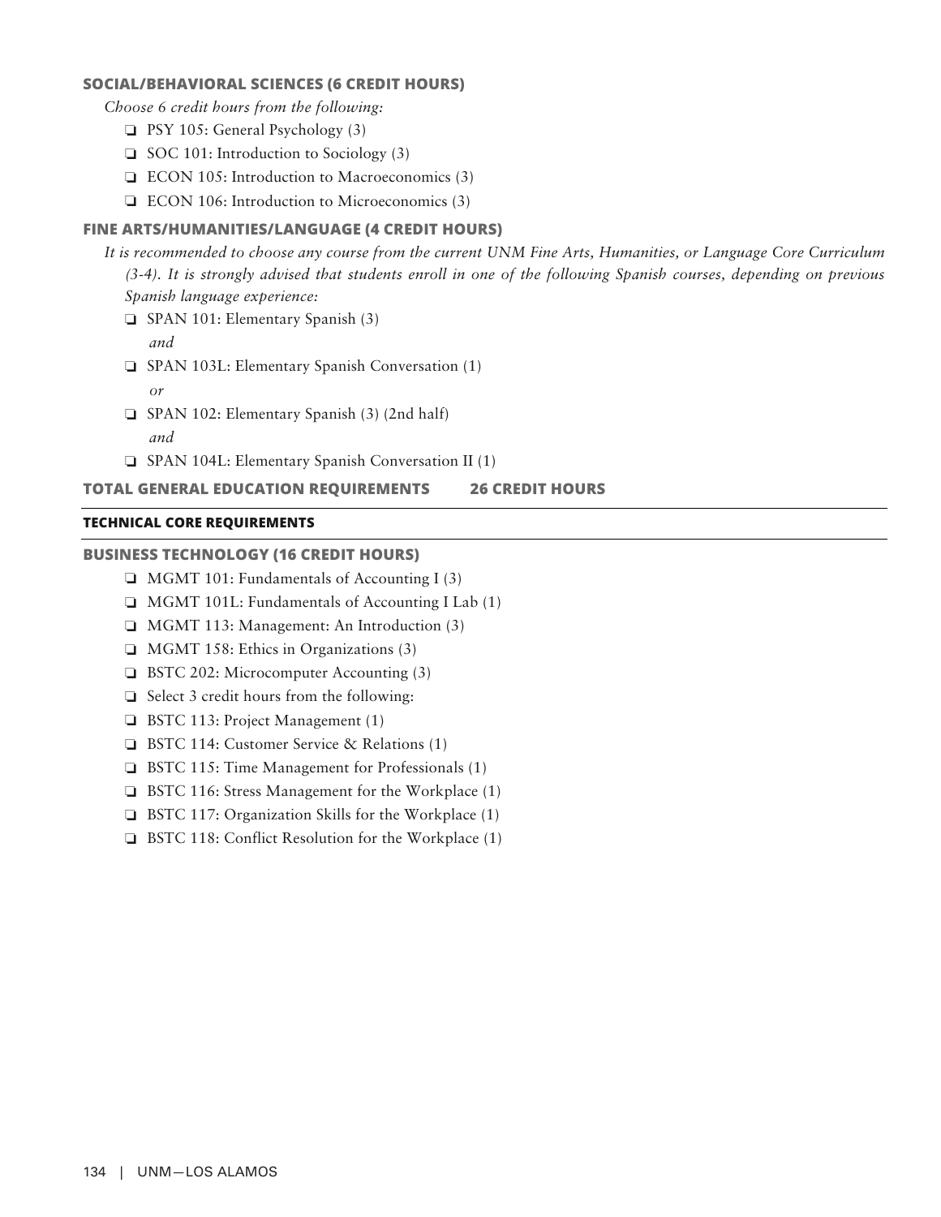### SOCIAL/BEHAVIORAL SCIENCES (6 CREDIT HOURS)

*Choose 6 credit hours from the following:*

- ❏ PSY 105: General Psychology (3)
- ❏ SOC 101: Introduction to Sociology (3)
- ❏ ECON 105: Introduction to Macroeconomics (3)
- ❏ ECON 106: Introduction to Microeconomics (3)

### FINE ARTS/HUMANITIES/LANGUAGE (4 CREDIT HOURS)

*It is recommended to choose any course from the current UNM Fine Arts, Humanities, or Language Core Curriculum (3-4). It is strongly advised that students enroll in one of the following Spanish courses, depending on previous Spanish language experience:*

- ❏ SPAN 101: Elementary Spanish (3)
  *and*
- ❏ SPAN 103L: Elementary Spanish Conversation (1)
  *or*
- ❏ SPAN 102: Elementary Spanish (3) (2nd half)
  *and*
- ❏ SPAN 104L: Elementary Spanish Conversation II (1)

**TOTAL GENERAL EDUCATION REQUIREMENTS 26 CREDIT HOURS**

## TECHNICAL CORE REQUIREMENTS

### BUSINESS TECHNOLOGY (16 CREDIT HOURS)

- ❏ MGMT 101: Fundamentals of Accounting I (3)
- ❏ MGMT 101L: Fundamentals of Accounting I Lab (1)
- ❏ MGMT 113: Management: An Introduction (3)
- ❏ MGMT 158: Ethics in Organizations (3)
- ❏ BSTC 202: Microcomputer Accounting (3)
- ❏ Select 3 credit hours from the following:
- ❏ BSTC 113: Project Management (1)
- ❏ BSTC 114: Customer Service & Relations (1)
- ❏ BSTC 115: Time Management for Professionals (1)
- ❏ BSTC 116: Stress Management for the Workplace (1)
- ❏ BSTC 117: Organization Skills for the Workplace (1)
- ❏ BSTC 118: Conflict Resolution for the Workplace (1)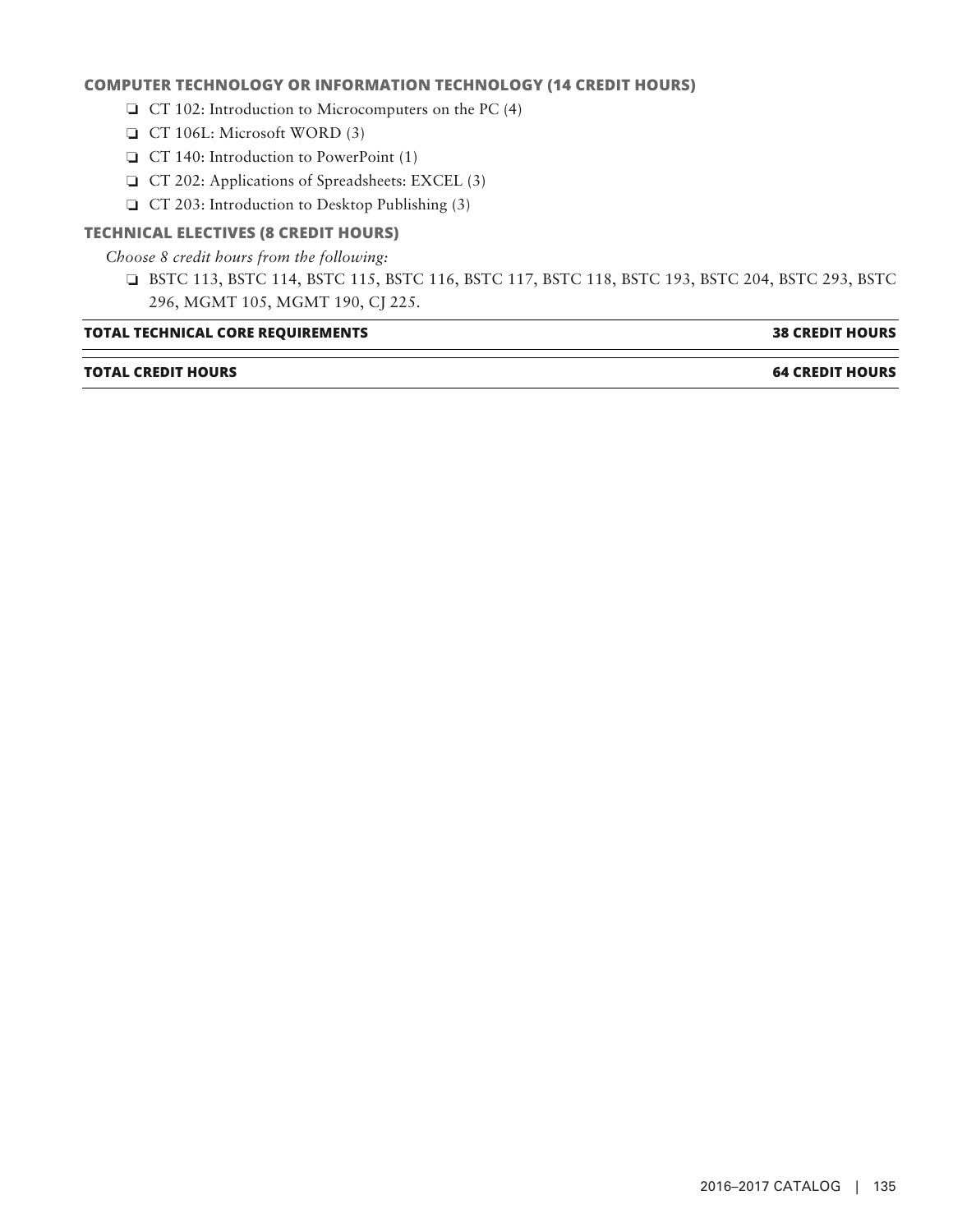### COMPUTER TECHNOLOGY OR INFORMATION TECHNOLOGY (14 CREDIT HOURS)

- ❏ CT 102: Introduction to Microcomputers on the PC (4)
- ❏ CT 106L: Microsoft WORD (3)
- ❏ CT 140: Introduction to PowerPoint (1)
- ❏ CT 202: Applications of Spreadsheets: EXCEL (3)
- ❏ CT 203: Introduction to Desktop Publishing (3)

### TECHNICAL ELECTIVES (8 CREDIT HOURS)

*Choose 8 credit hours from the following:*

- ❏ BSTC 113, BSTC 114, BSTC 115, BSTC 116, BSTC 117, BSTC 118, BSTC 193, BSTC 204, BSTC 293, BSTC 296, MGMT 105, MGMT 190, CJ 225.

| **TOTAL TECHNICAL CORE REQUIREMENTS** | **38 CREDIT HOURS** |
|---|---|
| **TOTAL CREDIT HOURS** | **64 CREDIT HOURS** |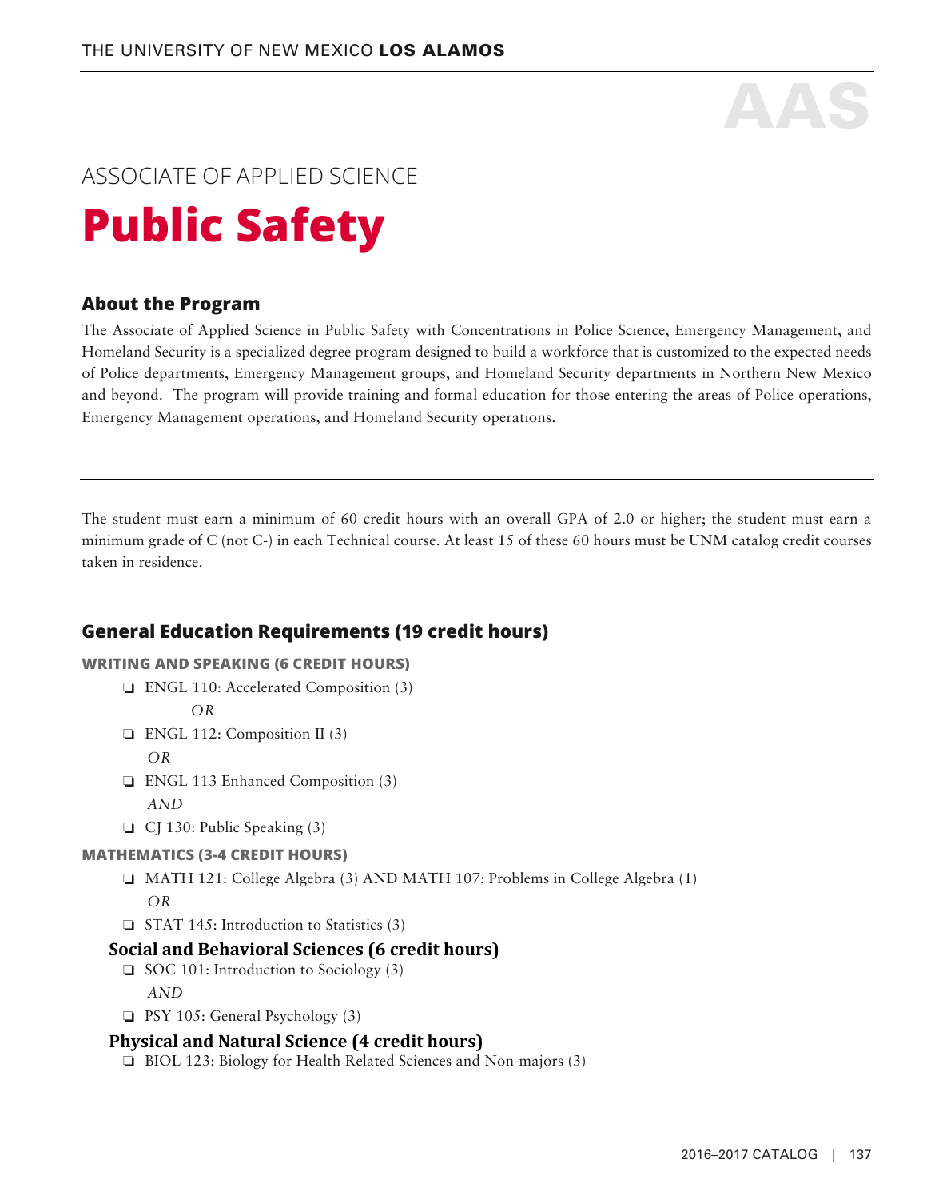AAS

ASSOCIATE OF APPLIED SCIENCE

# Public Safety

## About the Program

The Associate of Applied Science in Public Safety with Concentrations in Police Science, Emergency Management, and Homeland Security is a specialized degree program designed to build a workforce that is customized to the expected needs of Police departments, Emergency Management groups, and Homeland Security departments in Northern New Mexico and beyond. The program will provide training and formal education for those entering the areas of Police operations, Emergency Management operations, and Homeland Security operations.

---

The student must earn a minimum of 60 credit hours with an overall GPA of 2.0 or higher; the student must earn a minimum grade of C (not C-) in each Technical course. At least 15 of these 60 hours must be UNM catalog credit courses taken in residence.

## General Education Requirements (19 credit hours)

### WRITING AND SPEAKING (6 CREDIT HOURS)

- ❑ ENGL 110: Accelerated Composition (3)
  *OR*
- ❑ ENGL 112: Composition II (3)
  *OR*
- ❑ ENGL 113 Enhanced Composition (3)
  *AND*
- ❑ CJ 130: Public Speaking (3)

### MATHEMATICS (3-4 CREDIT HOURS)

- ❑ MATH 121: College Algebra (3) AND MATH 107: Problems in College Algebra (1)
  *OR*
- ❑ STAT 145: Introduction to Statistics (3)

### Social and Behavioral Sciences (6 credit hours)

- ❑ SOC 101: Introduction to Sociology (3)
  *AND*
- ❑ PSY 105: General Psychology (3)

### Physical and Natural Science (4 credit hours)

- ❑ BIOL 123: Biology for Health Related Sciences and Non-majors (3)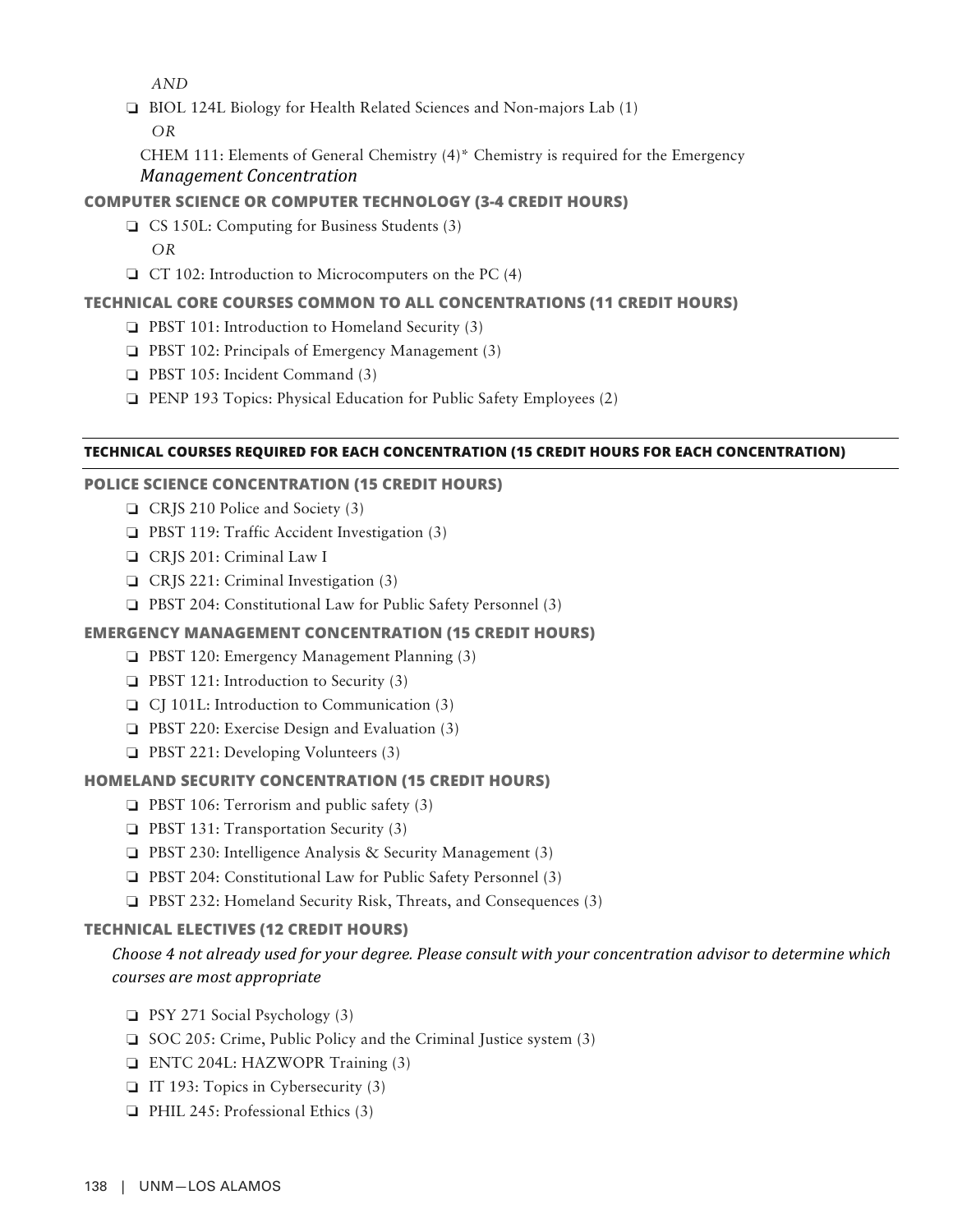*AND*

- ❏ BIOL 124L Biology for Health Related Sciences and Non-majors Lab (1)

  *OR*

  CHEM 111: Elements of General Chemistry (4)* Chemistry is required for the Emergency *Management Concentration*

### COMPUTER SCIENCE OR COMPUTER TECHNOLOGY (3-4 CREDIT HOURS)

- ❏ CS 150L: Computing for Business Students (3)

  *OR*

- ❏ CT 102: Introduction to Microcomputers on the PC (4)

### TECHNICAL CORE COURSES COMMON TO ALL CONCENTRATIONS (11 CREDIT HOURS)

- ❏ PBST 101: Introduction to Homeland Security (3)
- ❏ PBST 102: Principals of Emergency Management (3)
- ❏ PBST 105: Incident Command (3)
- ❏ PENP 193 Topics: Physical Education for Public Safety Employees (2)

---

## TECHNICAL COURSES REQUIRED FOR EACH CONCENTRATION (15 CREDIT HOURS FOR EACH CONCENTRATION)

---

### POLICE SCIENCE CONCENTRATION (15 CREDIT HOURS)

- ❏ CRJS 210 Police and Society (3)
- ❏ PBST 119: Traffic Accident Investigation (3)
- ❏ CRJS 201: Criminal Law I
- ❏ CRJS 221: Criminal Investigation (3)
- ❏ PBST 204: Constitutional Law for Public Safety Personnel (3)

### EMERGENCY MANAGEMENT CONCENTRATION (15 CREDIT HOURS)

- ❏ PBST 120: Emergency Management Planning (3)
- ❏ PBST 121: Introduction to Security (3)
- ❏ CJ 101L: Introduction to Communication (3)
- ❏ PBST 220: Exercise Design and Evaluation (3)
- ❏ PBST 221: Developing Volunteers (3)

### HOMELAND SECURITY CONCENTRATION (15 CREDIT HOURS)

- ❏ PBST 106: Terrorism and public safety (3)
- ❏ PBST 131: Transportation Security (3)
- ❏ PBST 230: Intelligence Analysis & Security Management (3)
- ❏ PBST 204: Constitutional Law for Public Safety Personnel (3)
- ❏ PBST 232: Homeland Security Risk, Threats, and Consequences (3)

### TECHNICAL ELECTIVES (12 CREDIT HOURS)

*Choose 4 not already used for your degree. Please consult with your concentration advisor to determine which courses are most appropriate*

- ❏ PSY 271 Social Psychology (3)
- ❏ SOC 205: Crime, Public Policy and the Criminal Justice system (3)
- ❏ ENTC 204L: HAZWOPR Training (3)
- ❏ IT 193: Topics in Cybersecurity (3)
- ❏ PHIL 245: Professional Ethics (3)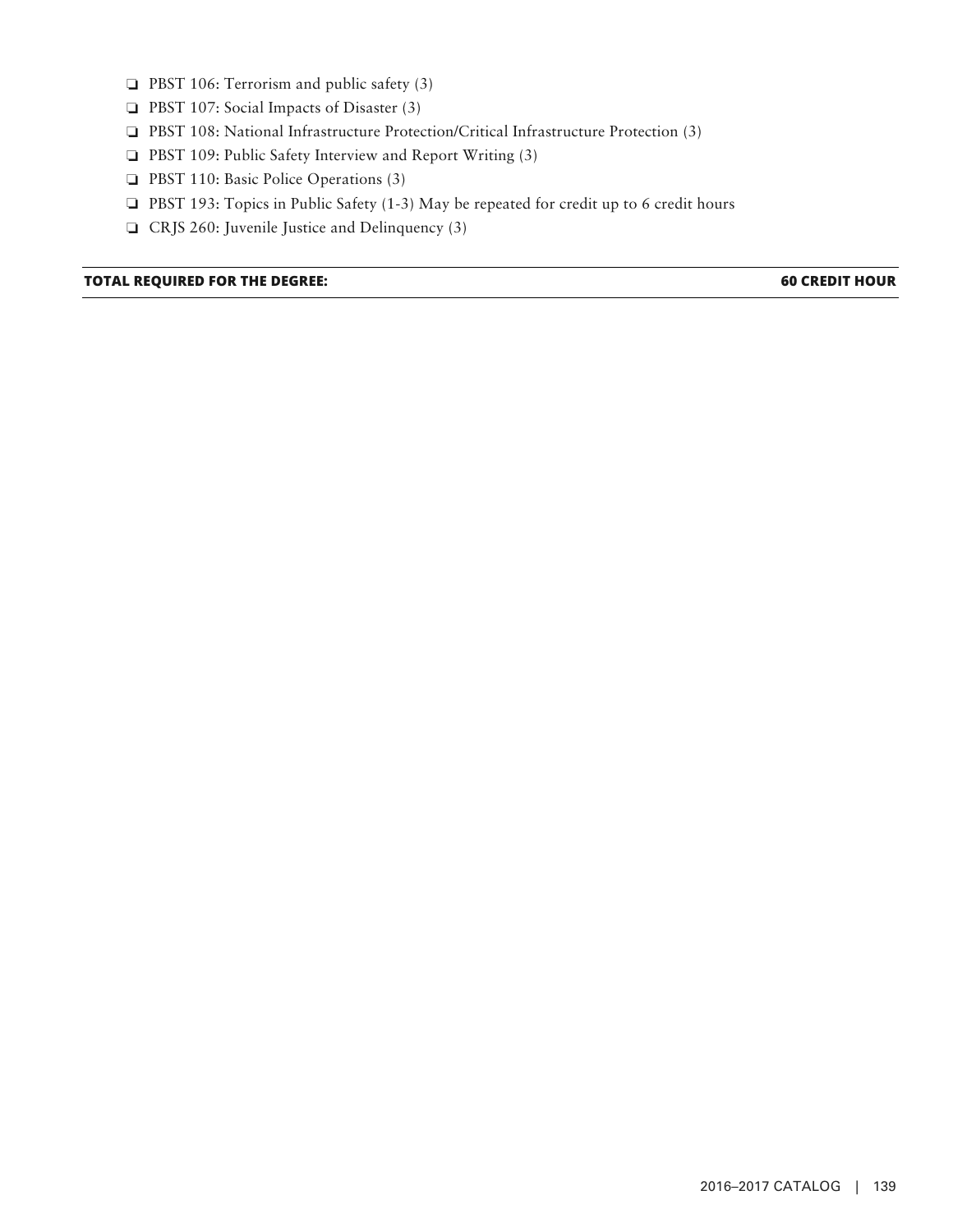- ❏ PBST 106: Terrorism and public safety (3)
- ❏ PBST 107: Social Impacts of Disaster (3)
- ❏ PBST 108: National Infrastructure Protection/Critical Infrastructure Protection (3)
- ❏ PBST 109: Public Safety Interview and Report Writing (3)
- ❏ PBST 110: Basic Police Operations (3)
- ❏ PBST 193: Topics in Public Safety (1-3) May be repeated for credit up to 6 credit hours
- ❏ CRJS 260: Juvenile Justice and Delinquency (3)

| **TOTAL REQUIRED FOR THE DEGREE:** | **60 CREDIT HOUR** |
|---|---|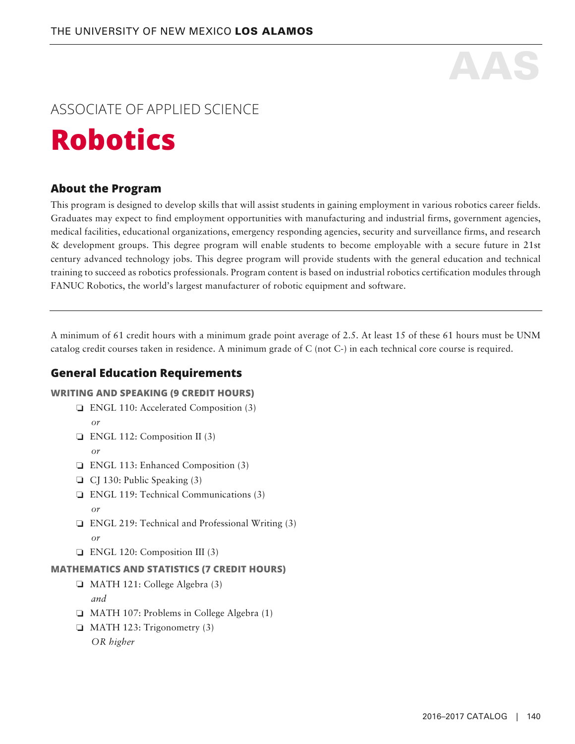AAS

ASSOCIATE OF APPLIED SCIENCE

# Robotics

## About the Program

This program is designed to develop skills that will assist students in gaining employment in various robotics career fields. Graduates may expect to find employment opportunities with manufacturing and industrial firms, government agencies, medical facilities, educational organizations, emergency responding agencies, security and surveillance firms, and research & development groups. This degree program will enable students to become employable with a secure future in 21st century advanced technology jobs. This degree program will provide students with the general education and technical training to succeed as robotics professionals. Program content is based on industrial robotics certification modules through FANUC Robotics, the world's largest manufacturer of robotic equipment and software.

---

A minimum of 61 credit hours with a minimum grade point average of 2.5. At least 15 of these 61 hours must be UNM catalog credit courses taken in residence. A minimum grade of C (not C-) in each technical core course is required.

## General Education Requirements

### WRITING AND SPEAKING (9 CREDIT HOURS)

- ❏ ENGL 110: Accelerated Composition (3)
  *or*
- ❏ ENGL 112: Composition II (3)
  *or*
- ❏ ENGL 113: Enhanced Composition (3)
- ❏ CJ 130: Public Speaking (3)
- ❏ ENGL 119: Technical Communications (3)
  *or*
- ❏ ENGL 219: Technical and Professional Writing (3)
  *or*
- ❏ ENGL 120: Composition III (3)

### MATHEMATICS AND STATISTICS (7 CREDIT HOURS)

- ❏ MATH 121: College Algebra (3)
  *and*
- ❏ MATH 107: Problems in College Algebra (1)
- ❏ MATH 123: Trigonometry (3)
  *OR higher*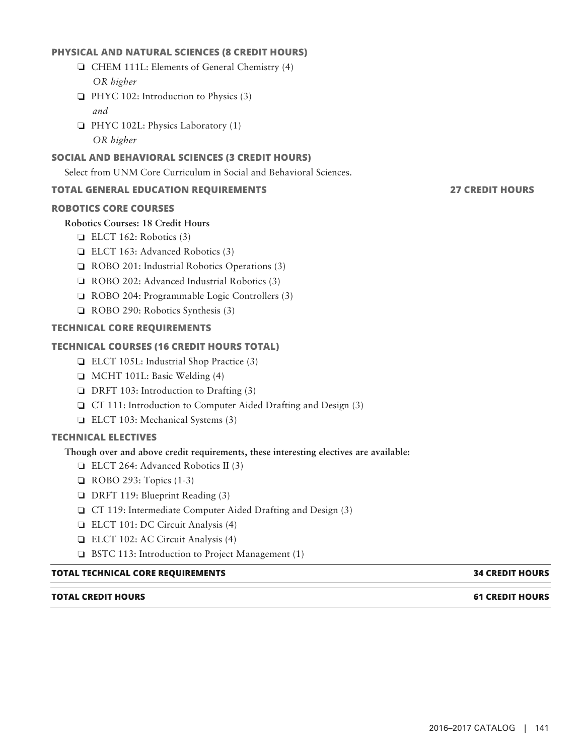### PHYSICAL AND NATURAL SCIENCES (8 CREDIT HOURS)

- ❏ CHEM 111L: Elements of General Chemistry (4)
  *OR higher*
- ❏ PHYC 102: Introduction to Physics (3)
  *and*
- ❏ PHYC 102L: Physics Laboratory (1)
  *OR higher*

### SOCIAL AND BEHAVIORAL SCIENCES (3 CREDIT HOURS)

Select from UNM Core Curriculum in Social and Behavioral Sciences.

**TOTAL GENERAL EDUCATION REQUIREMENTS — 27 CREDIT HOURS**

### ROBOTICS CORE COURSES

**Robotics Courses: 18 Credit Hours**

- ❏ ELCT 162: Robotics (3)
- ❏ ELCT 163: Advanced Robotics (3)
- ❏ ROBO 201: Industrial Robotics Operations (3)
- ❏ ROBO 202: Advanced Industrial Robotics (3)
- ❏ ROBO 204: Programmable Logic Controllers (3)
- ❏ ROBO 290: Robotics Synthesis (3)

### TECHNICAL CORE REQUIREMENTS

### TECHNICAL COURSES (16 CREDIT HOURS TOTAL)

- ❏ ELCT 105L: Industrial Shop Practice (3)
- ❏ MCHT 101L: Basic Welding (4)
- ❏ DRFT 103: Introduction to Drafting (3)
- ❏ CT 111: Introduction to Computer Aided Drafting and Design (3)
- ❏ ELCT 103: Mechanical Systems (3)

### TECHNICAL ELECTIVES

**Though over and above credit requirements, these interesting electives are available:**

- ❏ ELCT 264: Advanced Robotics II (3)
- ❏ ROBO 293: Topics (1-3)
- ❏ DRFT 119: Blueprint Reading (3)
- ❏ CT 119: Intermediate Computer Aided Drafting and Design (3)
- ❏ ELCT 101: DC Circuit Analysis (4)
- ❏ ELCT 102: AC Circuit Analysis (4)
- ❏ BSTC 113: Introduction to Project Management (1)

| TOTAL TECHNICAL CORE REQUIREMENTS | 34 CREDIT HOURS |
|---|---|
| **TOTAL CREDIT HOURS** | **61 CREDIT HOURS** |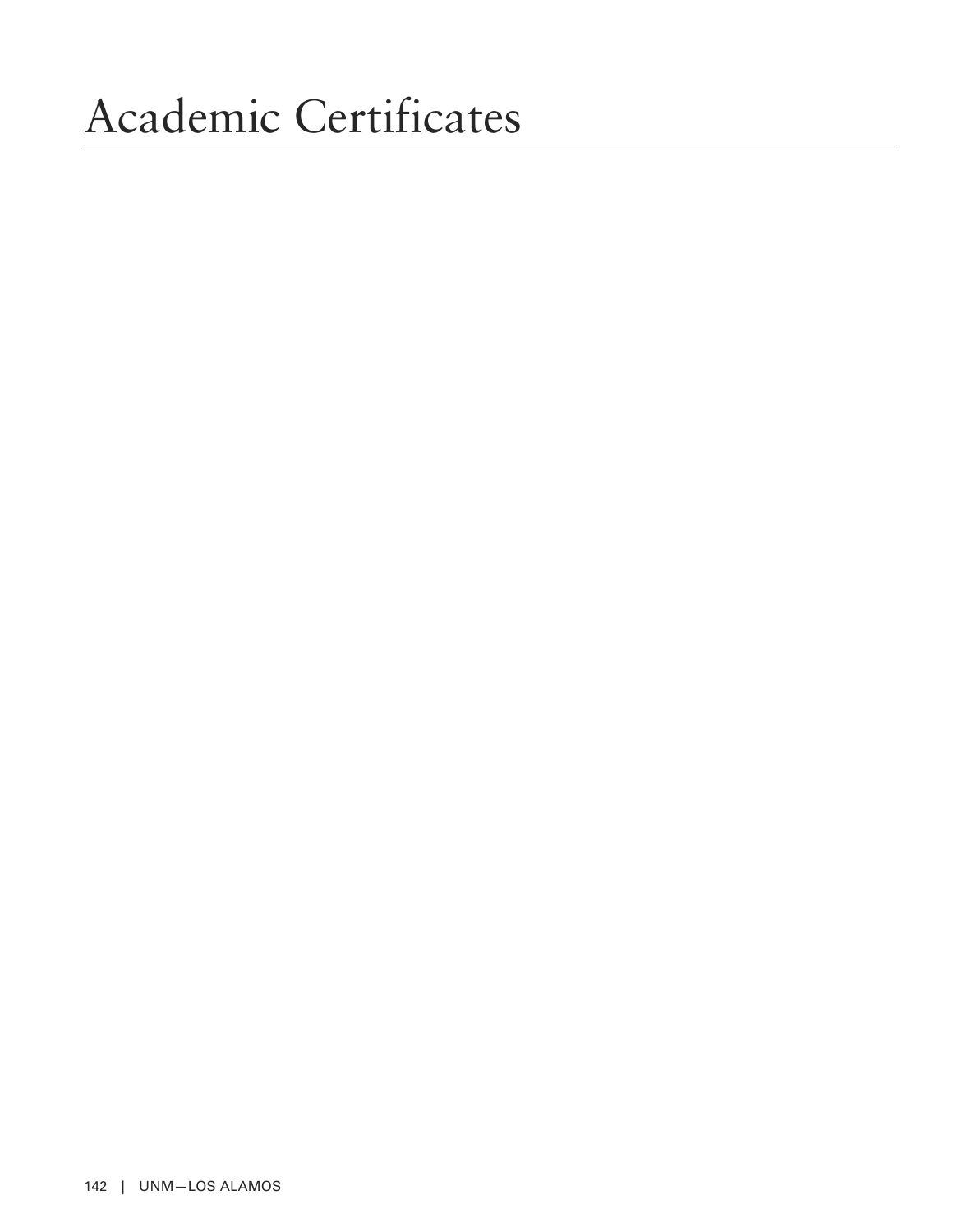# Academic Certificates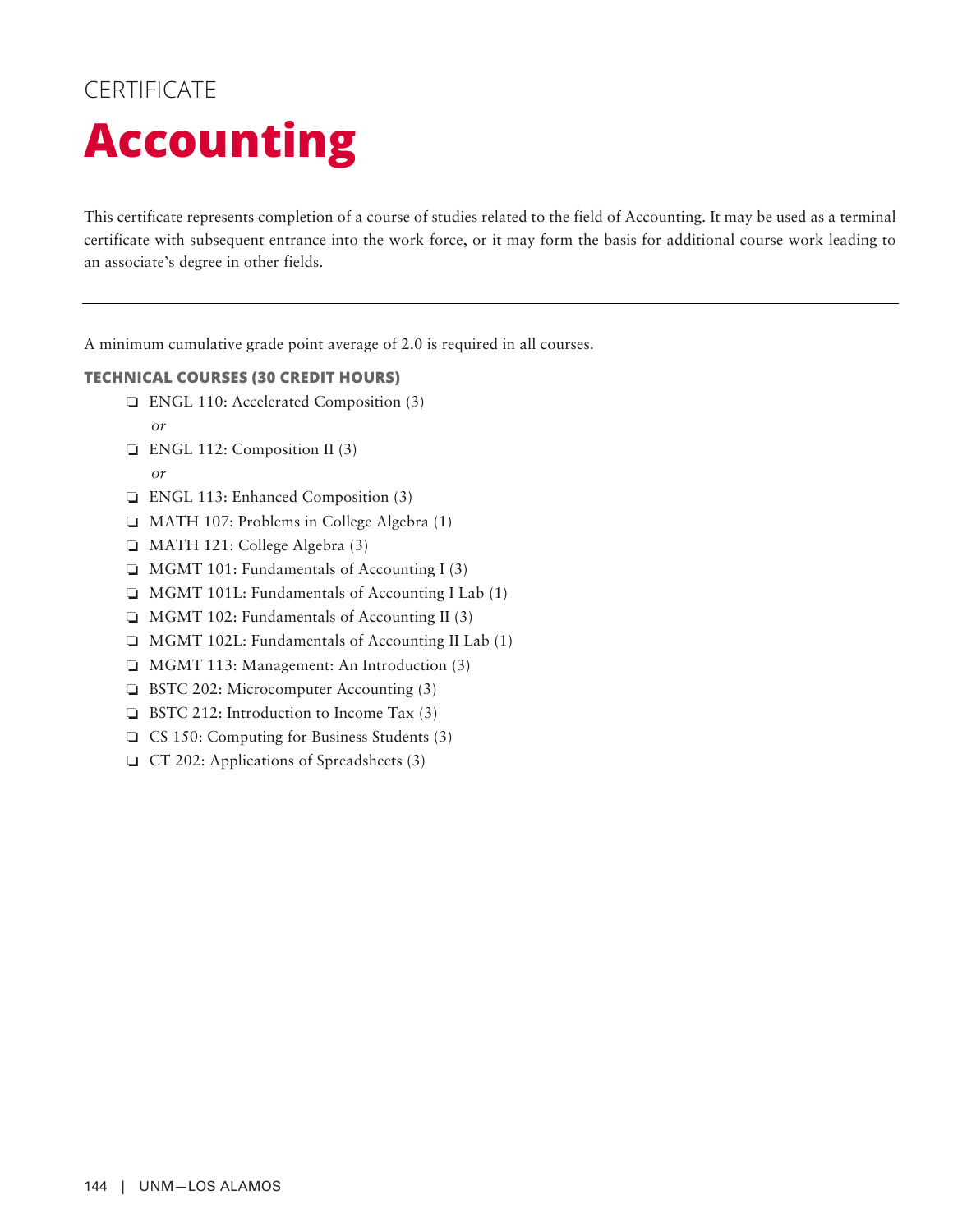CERTIFICATE

# Accounting

This certificate represents completion of a course of studies related to the field of Accounting. It may be used as a terminal certificate with subsequent entrance into the work force, or it may form the basis for additional course work leading to an associate's degree in other fields.

---

A minimum cumulative grade point average of 2.0 is required in all courses.

**TECHNICAL COURSES (30 CREDIT HOURS)**

- ❑ ENGL 110: Accelerated Composition (3)
  *or*
- ❑ ENGL 112: Composition II (3)
  *or*
- ❑ ENGL 113: Enhanced Composition (3)
- ❑ MATH 107: Problems in College Algebra (1)
- ❑ MATH 121: College Algebra (3)
- ❑ MGMT 101: Fundamentals of Accounting I (3)
- ❑ MGMT 101L: Fundamentals of Accounting I Lab (1)
- ❑ MGMT 102: Fundamentals of Accounting II (3)
- ❑ MGMT 102L: Fundamentals of Accounting II Lab (1)
- ❑ MGMT 113: Management: An Introduction (3)
- ❑ BSTC 202: Microcomputer Accounting (3)
- ❑ BSTC 212: Introduction to Income Tax (3)
- ❑ CS 150: Computing for Business Students (3)
- ❑ CT 202: Applications of Spreadsheets (3)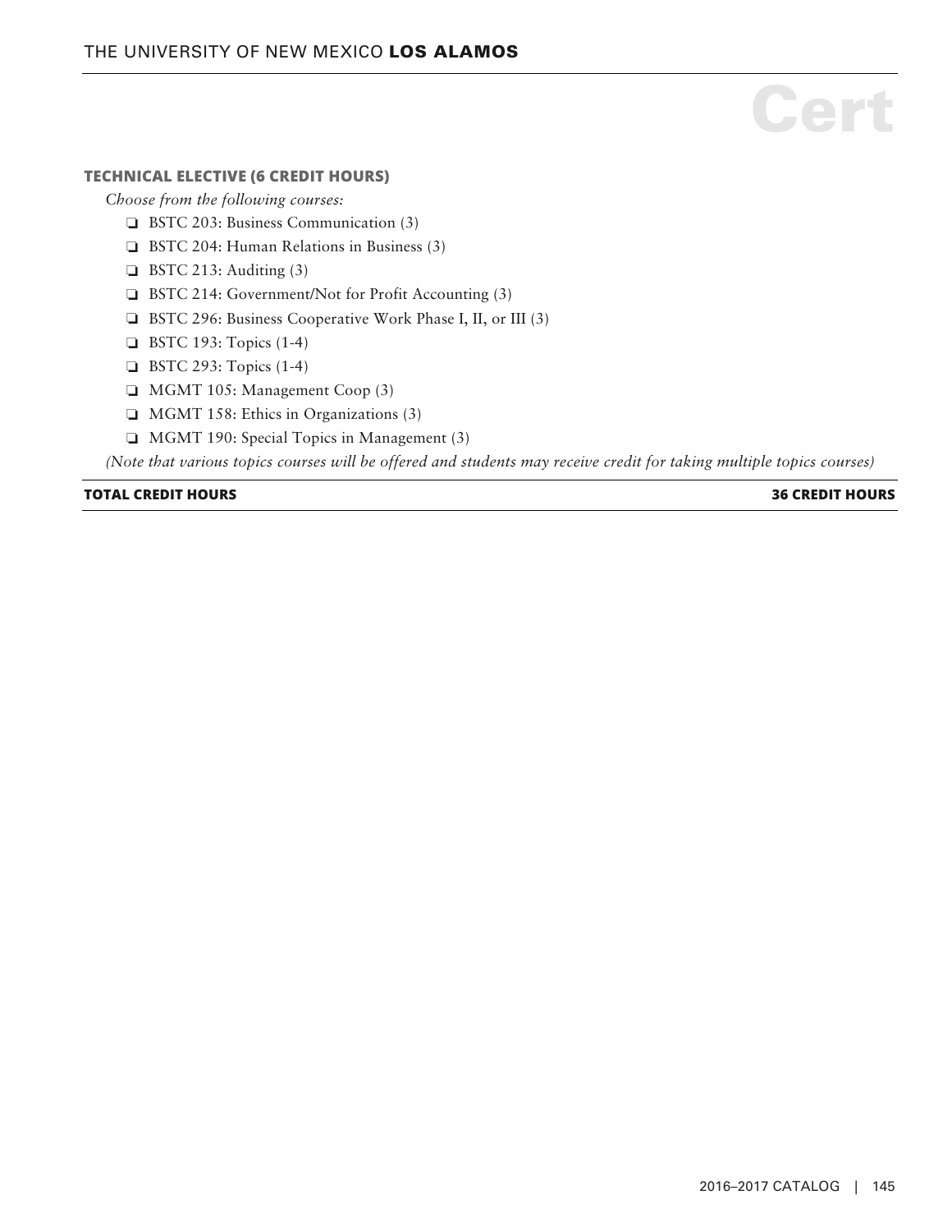### TECHNICAL ELECTIVE (6 CREDIT HOURS)

*Choose from the following courses:*

- ❏ BSTC 203: Business Communication (3)
- ❏ BSTC 204: Human Relations in Business (3)
- ❏ BSTC 213: Auditing (3)
- ❏ BSTC 214: Government/Not for Profit Accounting (3)
- ❏ BSTC 296: Business Cooperative Work Phase I, II, or III (3)
- ❏ BSTC 193: Topics (1-4)
- ❏ BSTC 293: Topics (1-4)
- ❏ MGMT 105: Management Coop (3)
- ❏ MGMT 158: Ethics in Organizations (3)
- ❏ MGMT 190: Special Topics in Management (3)

*(Note that various topics courses will be offered and students may receive credit for taking multiple topics courses)*

**TOTAL CREDIT HOURS** **36 CREDIT HOURS**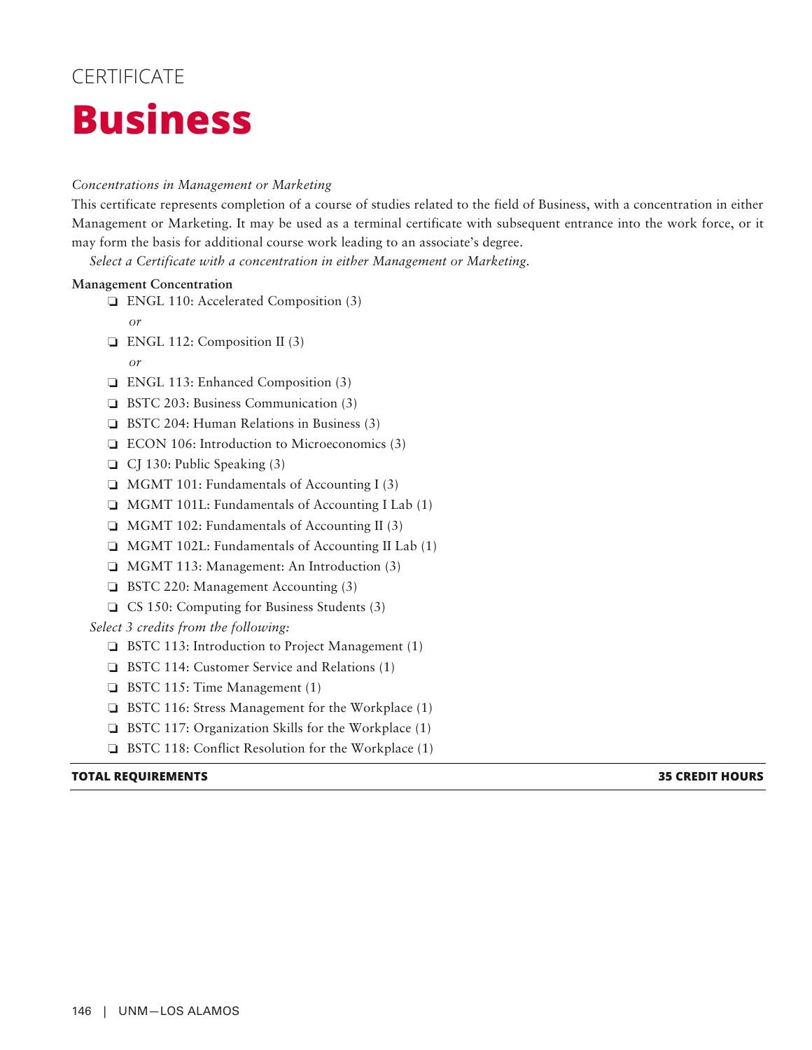CERTIFICATE

# Business

*Concentrations in Management or Marketing*

This certificate represents completion of a course of studies related to the field of Business, with a concentration in either Management or Marketing. It may be used as a terminal certificate with subsequent entrance into the work force, or it may form the basis for additional course work leading to an associate's degree.

*Select a Certificate with a concentration in either Management or Marketing.*

**Management Concentration**

- ❏ ENGL 110: Accelerated Composition (3)
  *or*
- ❏ ENGL 112: Composition II (3)
  *or*
- ❏ ENGL 113: Enhanced Composition (3)
- ❏ BSTC 203: Business Communication (3)
- ❏ BSTC 204: Human Relations in Business (3)
- ❏ ECON 106: Introduction to Microeconomics (3)
- ❏ CJ 130: Public Speaking (3)
- ❏ MGMT 101: Fundamentals of Accounting I (3)
- ❏ MGMT 101L: Fundamentals of Accounting I Lab (1)
- ❏ MGMT 102: Fundamentals of Accounting II (3)
- ❏ MGMT 102L: Fundamentals of Accounting II Lab (1)
- ❏ MGMT 113: Management: An Introduction (3)
- ❏ BSTC 220: Management Accounting (3)
- ❏ CS 150: Computing for Business Students (3)

*Select 3 credits from the following:*

- ❏ BSTC 113: Introduction to Project Management (1)
- ❏ BSTC 114: Customer Service and Relations (1)
- ❏ BSTC 115: Time Management (1)
- ❏ BSTC 116: Stress Management for the Workplace (1)
- ❏ BSTC 117: Organization Skills for the Workplace (1)
- ❏ BSTC 118: Conflict Resolution for the Workplace (1)

| **TOTAL REQUIREMENTS** | **35 CREDIT HOURS** |
|---|---|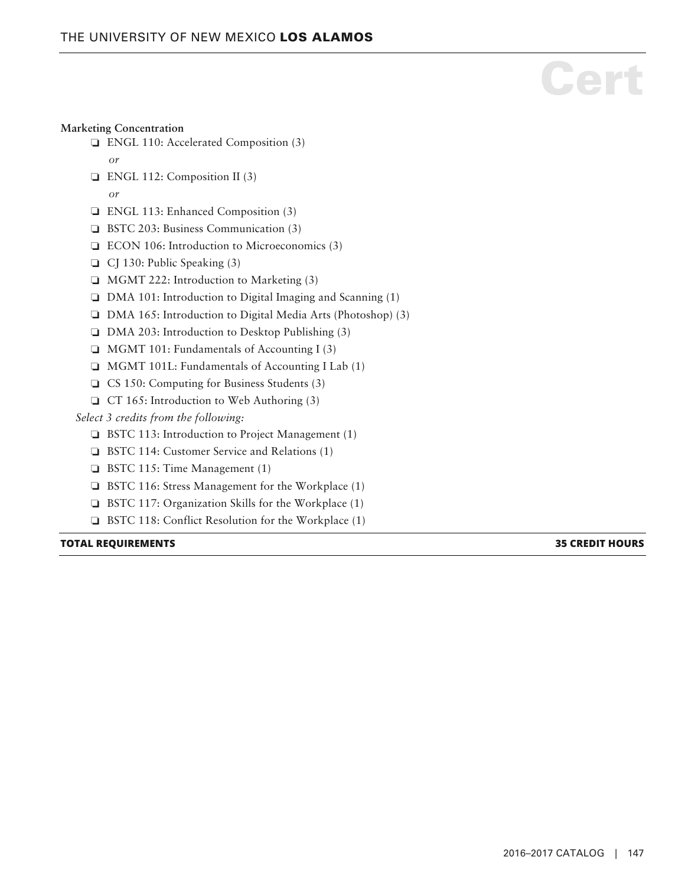**Marketing Concentration**

- ❑ ENGL 110: Accelerated Composition (3)
  *or*
- ❑ ENGL 112: Composition II (3)
  *or*
- ❑ ENGL 113: Enhanced Composition (3)
- ❑ BSTC 203: Business Communication (3)
- ❑ ECON 106: Introduction to Microeconomics (3)
- ❑ CJ 130: Public Speaking (3)
- ❑ MGMT 222: Introduction to Marketing (3)
- ❑ DMA 101: Introduction to Digital Imaging and Scanning (1)
- ❑ DMA 165: Introduction to Digital Media Arts (Photoshop) (3)
- ❑ DMA 203: Introduction to Desktop Publishing (3)
- ❑ MGMT 101: Fundamentals of Accounting I (3)
- ❑ MGMT 101L: Fundamentals of Accounting I Lab (1)
- ❑ CS 150: Computing for Business Students (3)
- ❑ CT 165: Introduction to Web Authoring (3)

*Select 3 credits from the following:*

- ❑ BSTC 113: Introduction to Project Management (1)
- ❑ BSTC 114: Customer Service and Relations (1)
- ❑ BSTC 115: Time Management (1)
- ❑ BSTC 116: Stress Management for the Workplace (1)
- ❑ BSTC 117: Organization Skills for the Workplace (1)
- ❑ BSTC 118: Conflict Resolution for the Workplace (1)

**TOTAL REQUIREMENTS 35 CREDIT HOURS**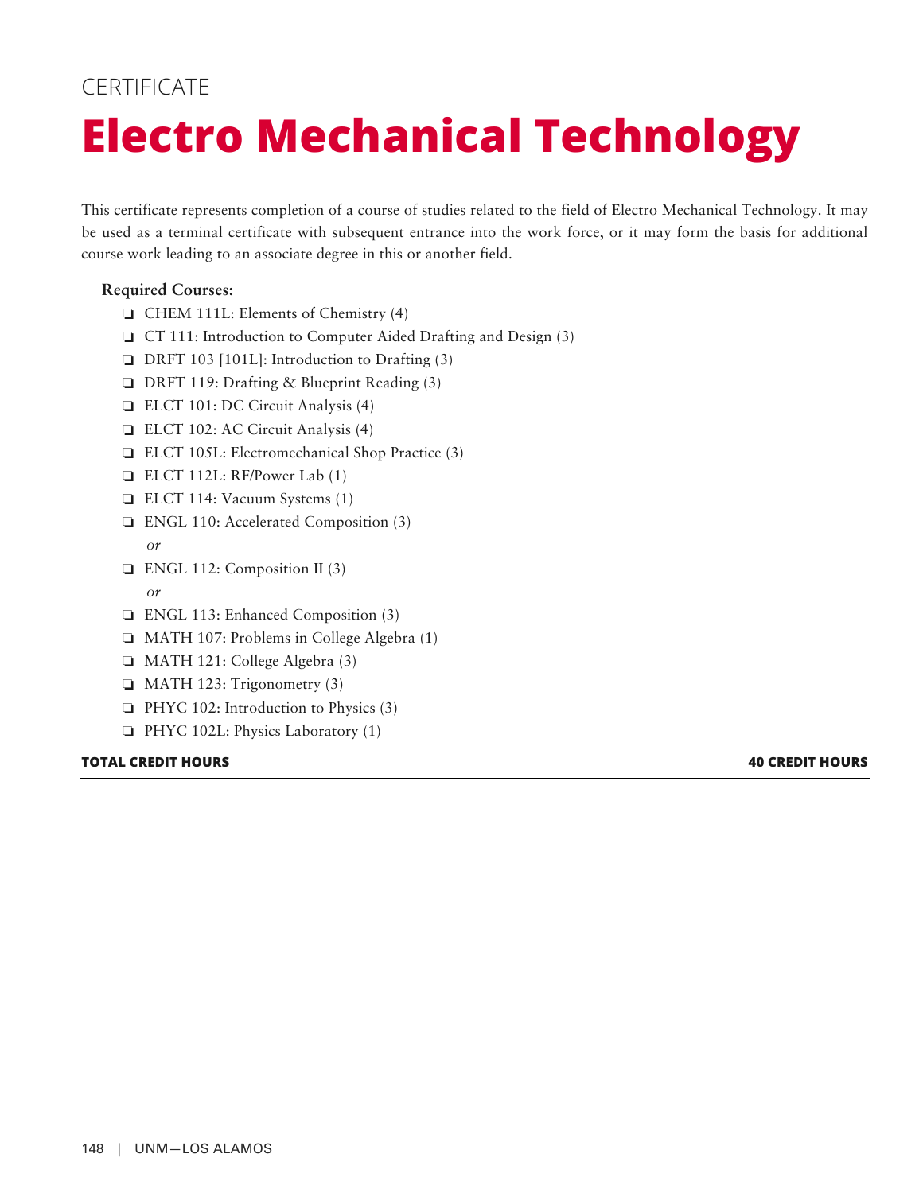CERTIFICATE

# Electro Mechanical Technology

This certificate represents completion of a course of studies related to the field of Electro Mechanical Technology. It may be used as a terminal certificate with subsequent entrance into the work force, or it may form the basis for additional course work leading to an associate degree in this or another field.

**Required Courses:**

- ❏ CHEM 111L: Elements of Chemistry (4)
- ❏ CT 111: Introduction to Computer Aided Drafting and Design (3)
- ❏ DRFT 103 [101L]: Introduction to Drafting (3)
- ❏ DRFT 119: Drafting & Blueprint Reading (3)
- ❏ ELCT 101: DC Circuit Analysis (4)
- ❏ ELCT 102: AC Circuit Analysis (4)
- ❏ ELCT 105L: Electromechanical Shop Practice (3)
- ❏ ELCT 112L: RF/Power Lab (1)
- ❏ ELCT 114: Vacuum Systems (1)
- ❏ ENGL 110: Accelerated Composition (3)
  *or*
- ❏ ENGL 112: Composition II (3)
  *or*
- ❏ ENGL 113: Enhanced Composition (3)
- ❏ MATH 107: Problems in College Algebra (1)
- ❏ MATH 121: College Algebra (3)
- ❏ MATH 123: Trigonometry (3)
- ❏ PHYC 102: Introduction to Physics (3)
- ❏ PHYC 102L: Physics Laboratory (1)

| **TOTAL CREDIT HOURS** | **40 CREDIT HOURS** |
| --- | --- |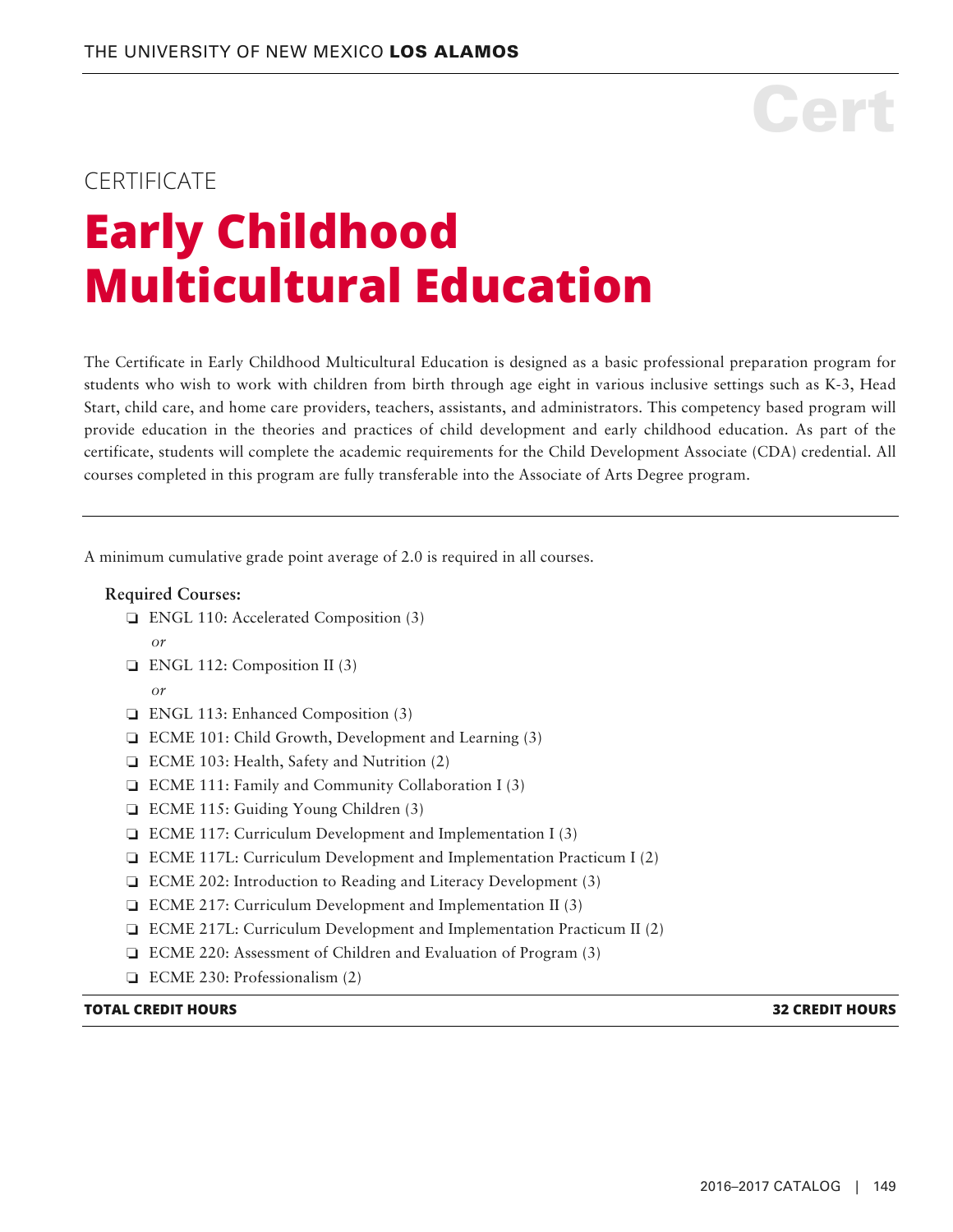CERTIFICATE

# Early Childhood Multicultural Education

The Certificate in Early Childhood Multicultural Education is designed as a basic professional preparation program for students who wish to work with children from birth through age eight in various inclusive settings such as K-3, Head Start, child care, and home care providers, teachers, assistants, and administrators. This competency based program will provide education in the theories and practices of child development and early childhood education. As part of the certificate, students will complete the academic requirements for the Child Development Associate (CDA) credential. All courses completed in this program are fully transferable into the Associate of Arts Degree program.

---

A minimum cumulative grade point average of 2.0 is required in all courses.

**Required Courses:**

- ❑ ENGL 110: Accelerated Composition (3)
  *or*
- ❑ ENGL 112: Composition II (3)
  *or*
- ❑ ENGL 113: Enhanced Composition (3)
- ❑ ECME 101: Child Growth, Development and Learning (3)
- ❑ ECME 103: Health, Safety and Nutrition (2)
- ❑ ECME 111: Family and Community Collaboration I (3)
- ❑ ECME 115: Guiding Young Children (3)
- ❑ ECME 117: Curriculum Development and Implementation I (3)
- ❑ ECME 117L: Curriculum Development and Implementation Practicum I (2)
- ❑ ECME 202: Introduction to Reading and Literacy Development (3)
- ❑ ECME 217: Curriculum Development and Implementation II (3)
- ❑ ECME 217L: Curriculum Development and Implementation Practicum II (2)
- ❑ ECME 220: Assessment of Children and Evaluation of Program (3)
- ❑ ECME 230: Professionalism (2)

**TOTAL CREDIT HOURS** **32 CREDIT HOURS**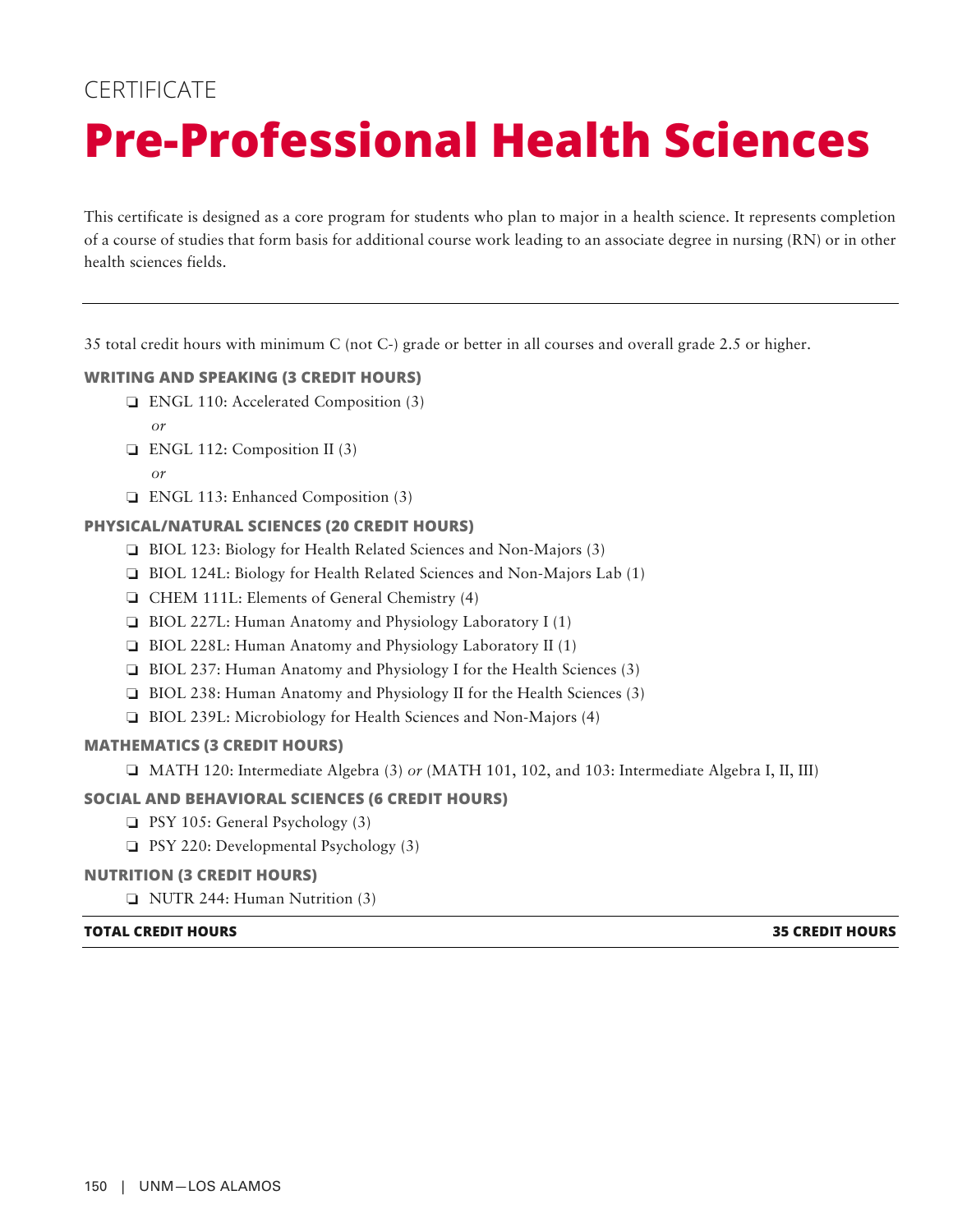CERTIFICATE

# Pre-Professional Health Sciences

This certificate is designed as a core program for students who plan to major in a health science. It represents completion of a course of studies that form basis for additional course work leading to an associate degree in nursing (RN) or in other health sciences fields.

---

35 total credit hours with minimum C (not C-) grade or better in all courses and overall grade 2.5 or higher.

### WRITING AND SPEAKING (3 CREDIT HOURS)

- ❑ ENGL 110: Accelerated Composition (3)
  *or*
- ❑ ENGL 112: Composition II (3)
  *or*
- ❑ ENGL 113: Enhanced Composition (3)

### PHYSICAL/NATURAL SCIENCES (20 CREDIT HOURS)

- ❑ BIOL 123: Biology for Health Related Sciences and Non-Majors (3)
- ❑ BIOL 124L: Biology for Health Related Sciences and Non-Majors Lab (1)
- ❑ CHEM 111L: Elements of General Chemistry (4)
- ❑ BIOL 227L: Human Anatomy and Physiology Laboratory I (1)
- ❑ BIOL 228L: Human Anatomy and Physiology Laboratory II (1)
- ❑ BIOL 237: Human Anatomy and Physiology I for the Health Sciences (3)
- ❑ BIOL 238: Human Anatomy and Physiology II for the Health Sciences (3)
- ❑ BIOL 239L: Microbiology for Health Sciences and Non-Majors (4)

### MATHEMATICS (3 CREDIT HOURS)

- ❑ MATH 120: Intermediate Algebra (3) *or* (MATH 101, 102, and 103: Intermediate Algebra I, II, III)

### SOCIAL AND BEHAVIORAL SCIENCES (6 CREDIT HOURS)

- ❑ PSY 105: General Psychology (3)
- ❑ PSY 220: Developmental Psychology (3)

### NUTRITION (3 CREDIT HOURS)

- ❑ NUTR 244: Human Nutrition (3)

| **TOTAL CREDIT HOURS** | **35 CREDIT HOURS** |
|---|---|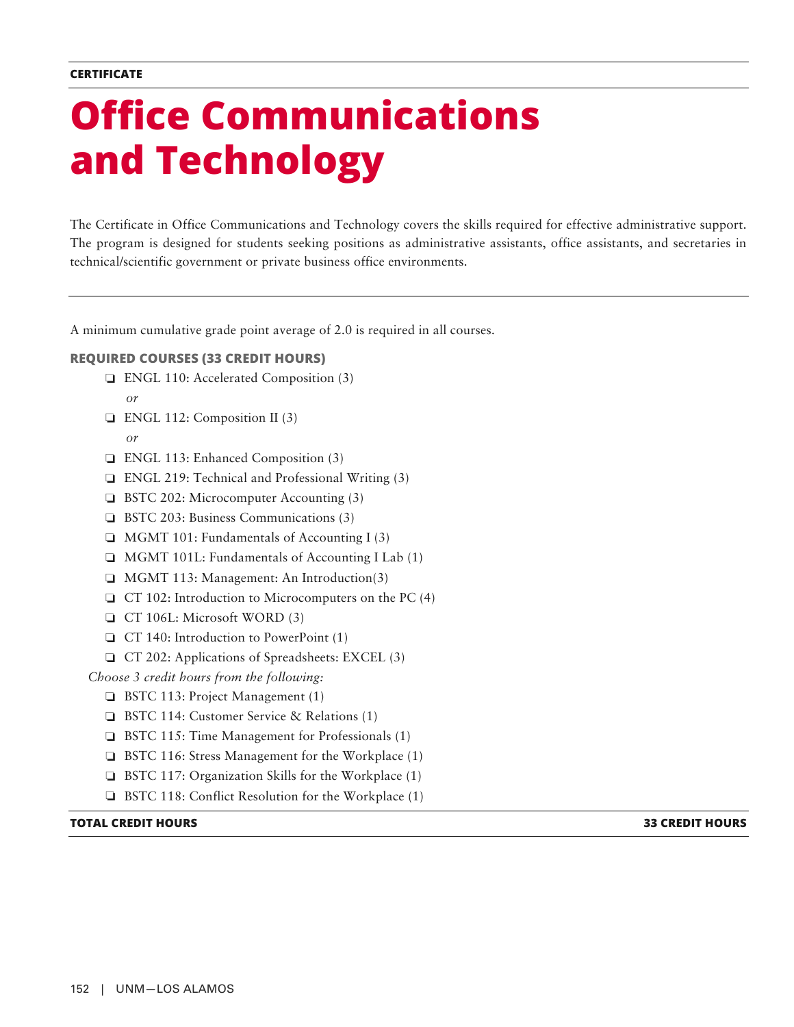**CERTIFICATE**

# Office Communications and Technology

The Certificate in Office Communications and Technology covers the skills required for effective administrative support. The program is designed for students seeking positions as administrative assistants, office assistants, and secretaries in technical/scientific government or private business office environments.

A minimum cumulative grade point average of 2.0 is required in all courses.

### REQUIRED COURSES (33 CREDIT HOURS)

- ❏ ENGL 110: Accelerated Composition (3)
  *or*
- ❏ ENGL 112: Composition II (3)
  *or*
- ❏ ENGL 113: Enhanced Composition (3)
- ❏ ENGL 219: Technical and Professional Writing (3)
- ❏ BSTC 202: Microcomputer Accounting (3)
- ❏ BSTC 203: Business Communications (3)
- ❏ MGMT 101: Fundamentals of Accounting I (3)
- ❏ MGMT 101L: Fundamentals of Accounting I Lab (1)
- ❏ MGMT 113: Management: An Introduction(3)
- ❏ CT 102: Introduction to Microcomputers on the PC (4)
- ❏ CT 106L: Microsoft WORD (3)
- ❏ CT 140: Introduction to PowerPoint (1)
- ❏ CT 202: Applications of Spreadsheets: EXCEL (3)

*Choose 3 credit hours from the following:*

- ❏ BSTC 113: Project Management (1)
- ❏ BSTC 114: Customer Service & Relations (1)
- ❏ BSTC 115: Time Management for Professionals (1)
- ❏ BSTC 116: Stress Management for the Workplace (1)
- ❏ BSTC 117: Organization Skills for the Workplace (1)
- ❏ BSTC 118: Conflict Resolution for the Workplace (1)

| **TOTAL CREDIT HOURS** | **33 CREDIT HOURS** |
|---|---|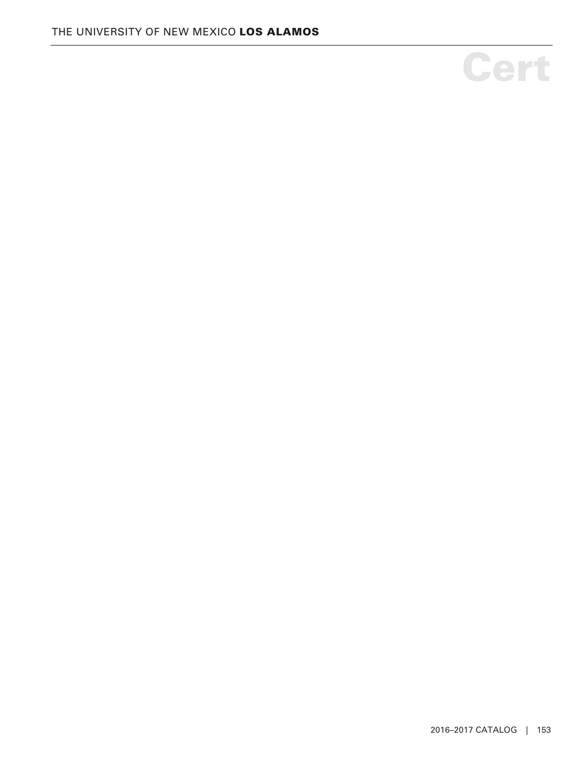Cert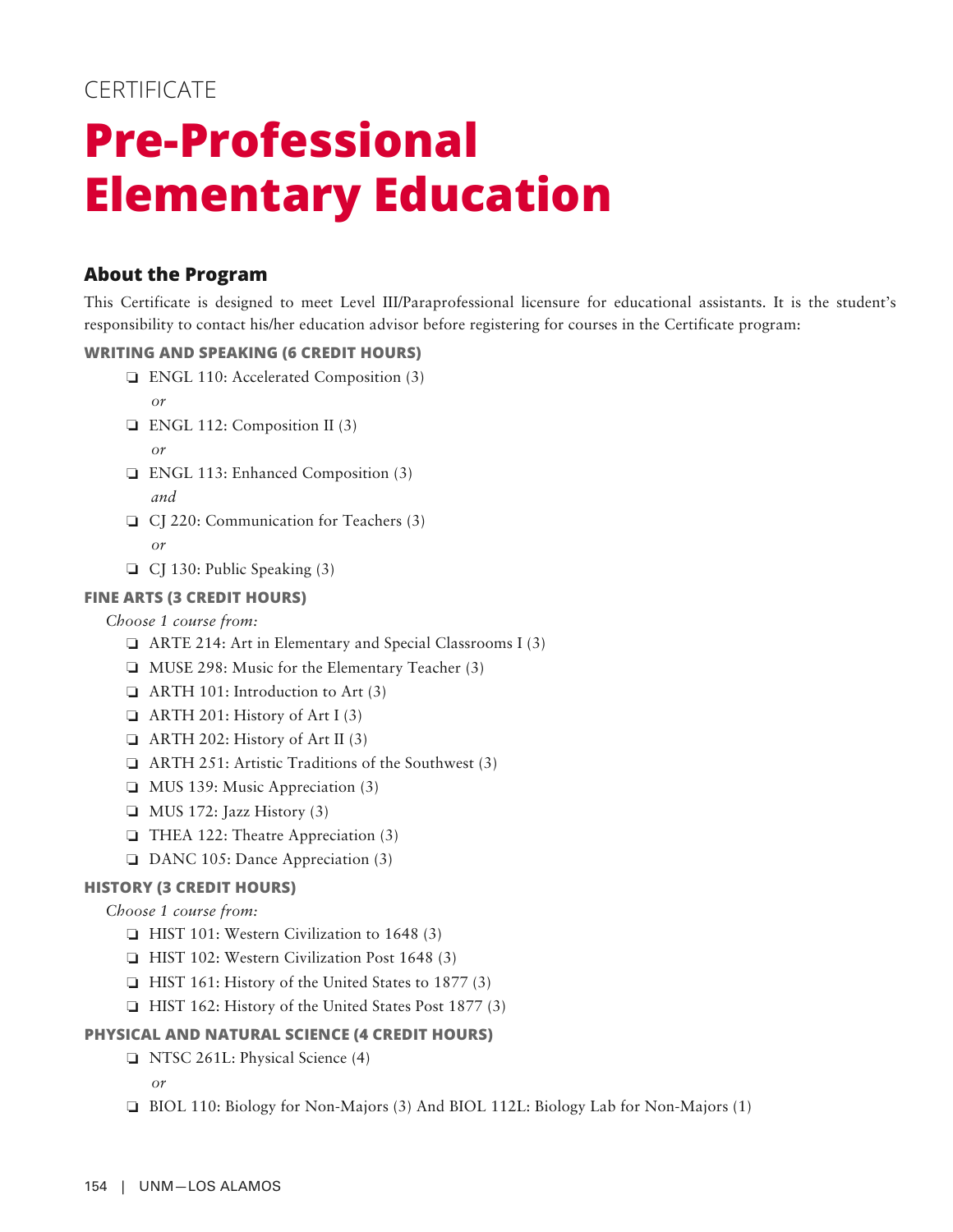CERTIFICATE

# Pre-Professional Elementary Education

## About the Program

This Certificate is designed to meet Level III/Paraprofessional licensure for educational assistants. It is the student's responsibility to contact his/her education advisor before registering for courses in the Certificate program:

### WRITING AND SPEAKING (6 CREDIT HOURS)

- ❑ ENGL 110: Accelerated Composition (3)
  
  *or*
- ❑ ENGL 112: Composition II (3)
  
  *or*
- ❑ ENGL 113: Enhanced Composition (3)
  
  *and*
- ❑ CJ 220: Communication for Teachers (3)
  
  *or*
- ❑ CJ 130: Public Speaking (3)

### FINE ARTS (3 CREDIT HOURS)

*Choose 1 course from:*

- ❑ ARTE 214: Art in Elementary and Special Classrooms I (3)
- ❑ MUSE 298: Music for the Elementary Teacher (3)
- ❑ ARTH 101: Introduction to Art (3)
- ❑ ARTH 201: History of Art I (3)
- ❑ ARTH 202: History of Art II (3)
- ❑ ARTH 251: Artistic Traditions of the Southwest (3)
- ❑ MUS 139: Music Appreciation (3)
- ❑ MUS 172: Jazz History (3)
- ❑ THEA 122: Theatre Appreciation (3)
- ❑ DANC 105: Dance Appreciation (3)

### HISTORY (3 CREDIT HOURS)

*Choose 1 course from:*

- ❑ HIST 101: Western Civilization to 1648 (3)
- ❑ HIST 102: Western Civilization Post 1648 (3)
- ❑ HIST 161: History of the United States to 1877 (3)
- ❑ HIST 162: History of the United States Post 1877 (3)

### PHYSICAL AND NATURAL SCIENCE (4 CREDIT HOURS)

- ❑ NTSC 261L: Physical Science (4)
  
  *or*
- ❑ BIOL 110: Biology for Non-Majors (3) And BIOL 112L: Biology Lab for Non-Majors (1)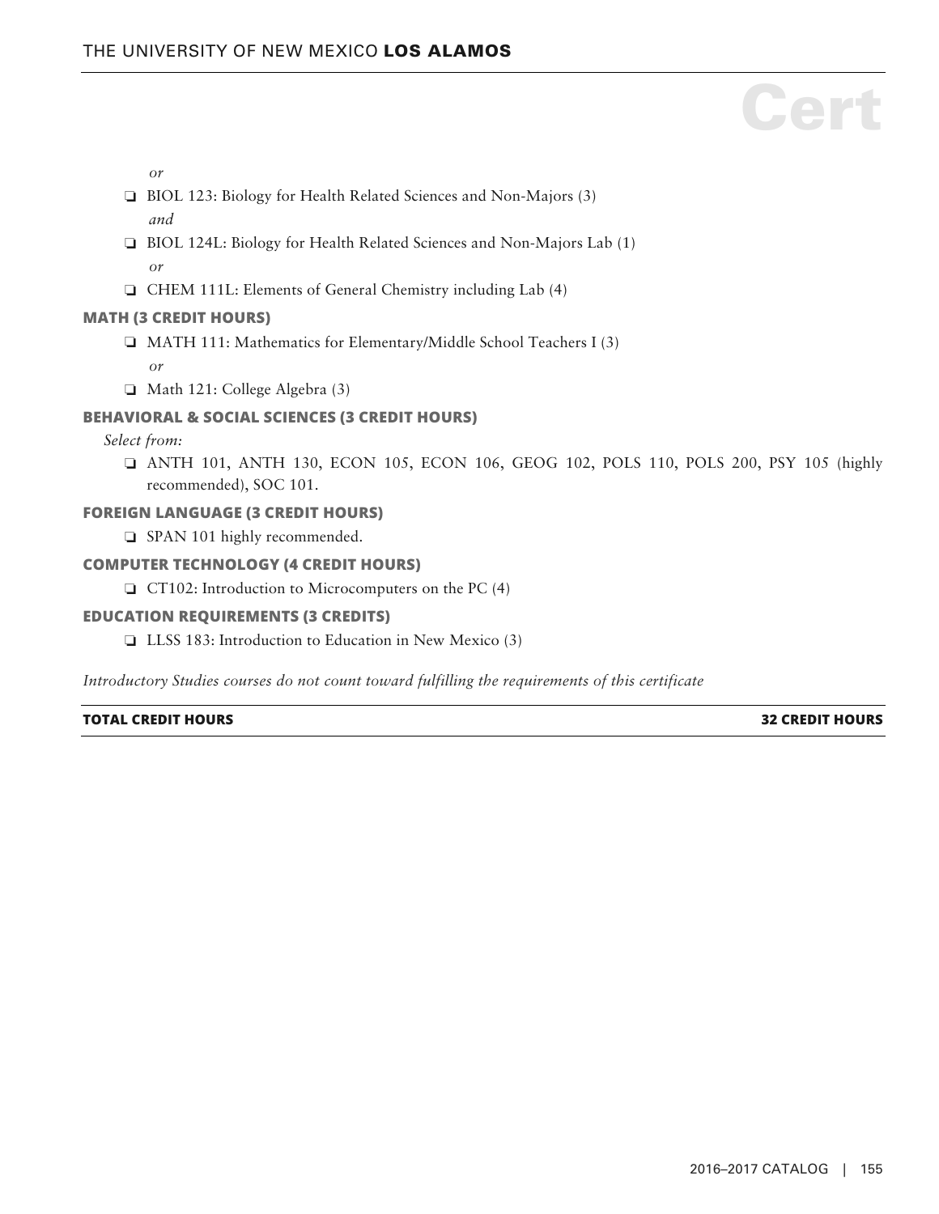*or*

- ❏ BIOL 123: Biology for Health Related Sciences and Non-Majors (3)

  *and*
- ❏ BIOL 124L: Biology for Health Related Sciences and Non-Majors Lab (1)

  *or*
- ❏ CHEM 111L: Elements of General Chemistry including Lab (4)

### MATH (3 CREDIT HOURS)

- ❏ MATH 111: Mathematics for Elementary/Middle School Teachers I (3)

  *or*
- ❏ Math 121: College Algebra (3)

### BEHAVIORAL & SOCIAL SCIENCES (3 CREDIT HOURS)

*Select from:*

- ❏ ANTH 101, ANTH 130, ECON 105, ECON 106, GEOG 102, POLS 110, POLS 200, PSY 105 (highly recommended), SOC 101.

### FOREIGN LANGUAGE (3 CREDIT HOURS)

- ❏ SPAN 101 highly recommended.

### COMPUTER TECHNOLOGY (4 CREDIT HOURS)

- ❏ CT102: Introduction to Microcomputers on the PC (4)

### EDUCATION REQUIREMENTS (3 CREDITS)

- ❏ LLSS 183: Introduction to Education in New Mexico (3)

*Introductory Studies courses do not count toward fulfilling the requirements of this certificate*

| **TOTAL CREDIT HOURS** | **32 CREDIT HOURS** |
|---|---|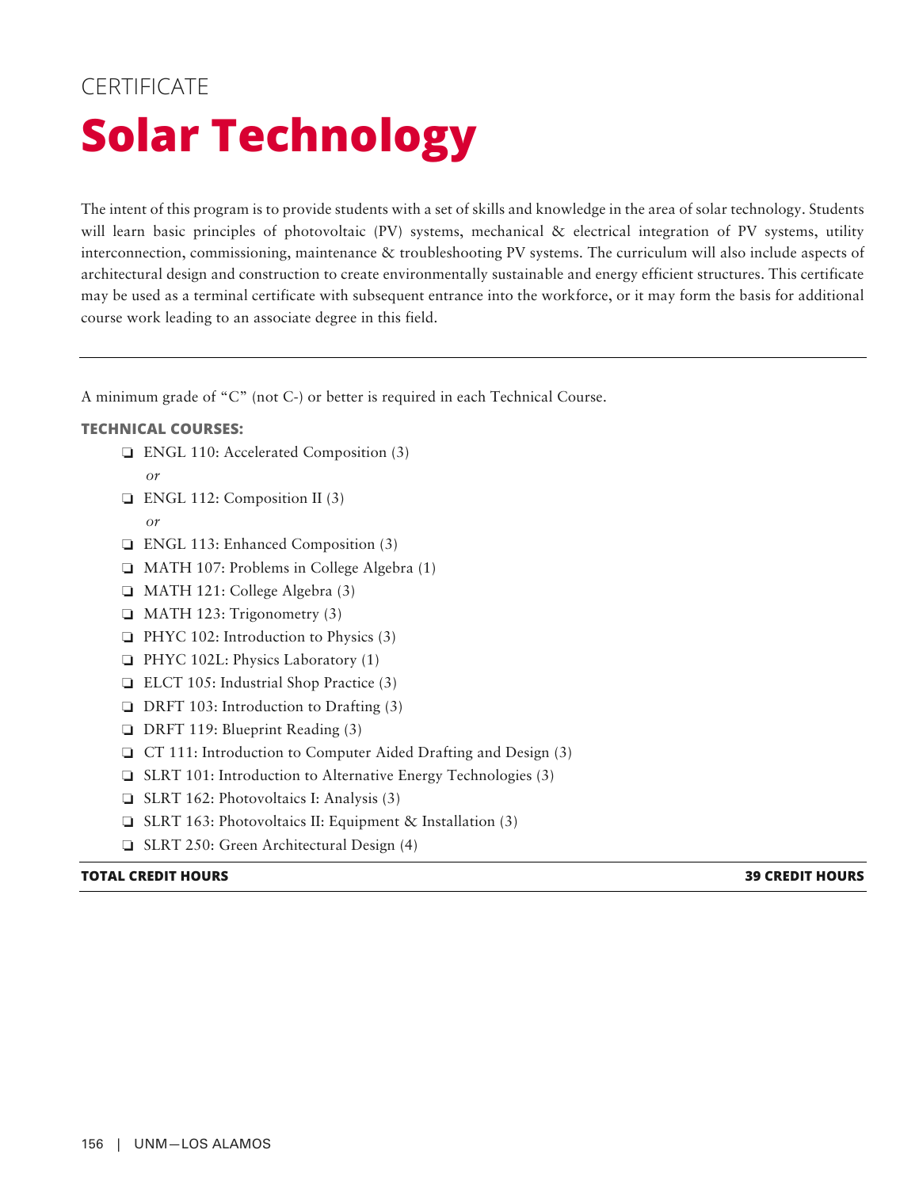CERTIFICATE

# Solar Technology

The intent of this program is to provide students with a set of skills and knowledge in the area of solar technology. Students will learn basic principles of photovoltaic (PV) systems, mechanical & electrical integration of PV systems, utility interconnection, commissioning, maintenance & troubleshooting PV systems. The curriculum will also include aspects of architectural design and construction to create environmentally sustainable and energy efficient structures. This certificate may be used as a terminal certificate with subsequent entrance into the workforce, or it may form the basis for additional course work leading to an associate degree in this field.

---

A minimum grade of "C" (not C-) or better is required in each Technical Course.

**TECHNICAL COURSES:**

- ❑ ENGL 110: Accelerated Composition (3)
  *or*
- ❑ ENGL 112: Composition II (3)
  *or*
- ❑ ENGL 113: Enhanced Composition (3)
- ❑ MATH 107: Problems in College Algebra (1)
- ❑ MATH 121: College Algebra (3)
- ❑ MATH 123: Trigonometry (3)
- ❑ PHYC 102: Introduction to Physics (3)
- ❑ PHYC 102L: Physics Laboratory (1)
- ❑ ELCT 105: Industrial Shop Practice (3)
- ❑ DRFT 103: Introduction to Drafting (3)
- ❑ DRFT 119: Blueprint Reading (3)
- ❑ CT 111: Introduction to Computer Aided Drafting and Design (3)
- ❑ SLRT 101: Introduction to Alternative Energy Technologies (3)
- ❑ SLRT 162: Photovoltaics I: Analysis (3)
- ❑ SLRT 163: Photovoltaics II: Equipment & Installation (3)
- ❑ SLRT 250: Green Architectural Design (4)

| **TOTAL CREDIT HOURS** | **39 CREDIT HOURS** |
|---|---|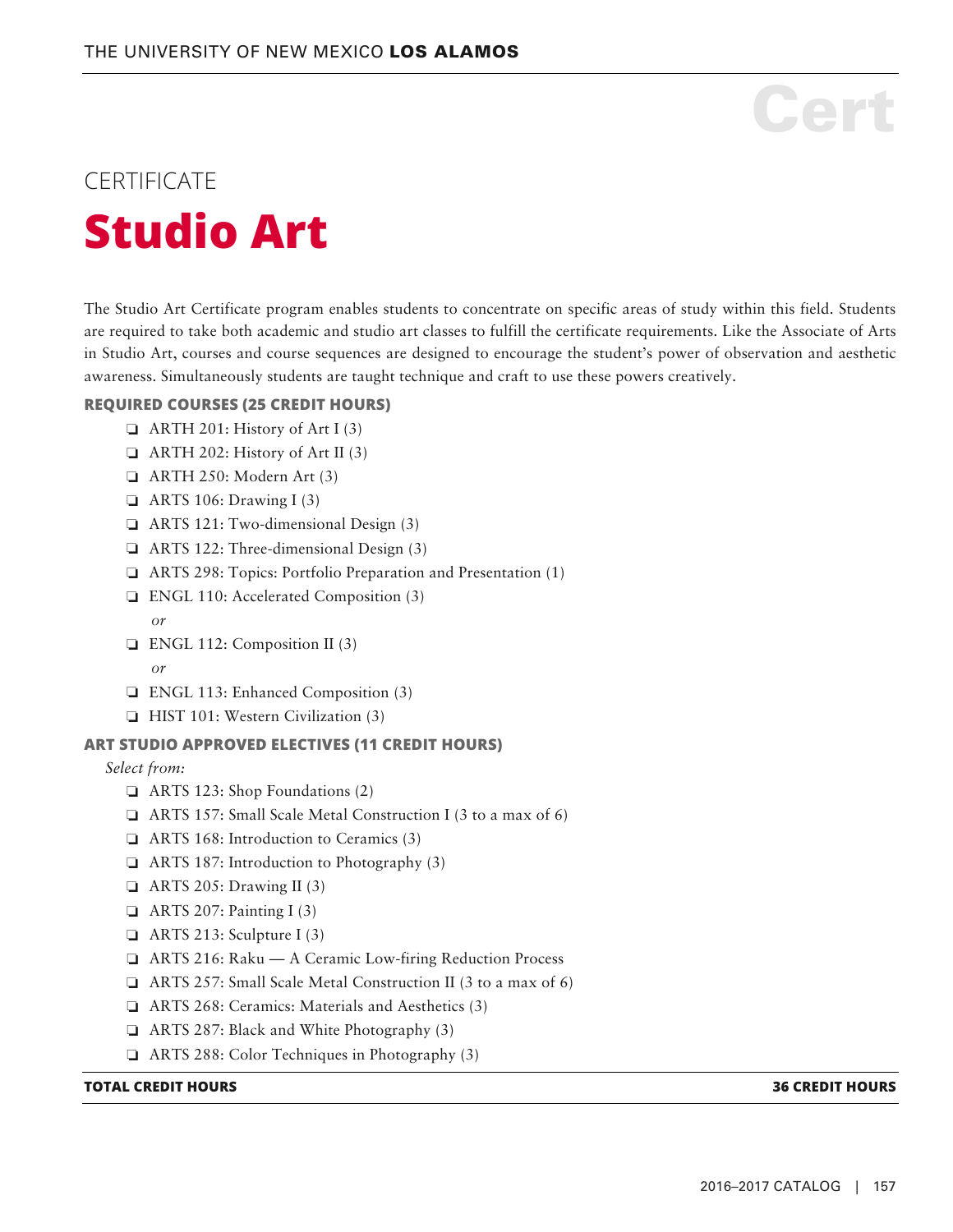CERTIFICATE

# Studio Art

The Studio Art Certificate program enables students to concentrate on specific areas of study within this field. Students are required to take both academic and studio art classes to fulfill the certificate requirements. Like the Associate of Arts in Studio Art, courses and course sequences are designed to encourage the student's power of observation and aesthetic awareness. Simultaneously students are taught technique and craft to use these powers creatively.

**REQUIRED COURSES (25 CREDIT HOURS)**

- ❏ ARTH 201: History of Art I (3)
- ❏ ARTH 202: History of Art II (3)
- ❏ ARTH 250: Modern Art (3)
- ❏ ARTS 106: Drawing I (3)
- ❏ ARTS 121: Two-dimensional Design (3)
- ❏ ARTS 122: Three-dimensional Design (3)
- ❏ ARTS 298: Topics: Portfolio Preparation and Presentation (1)
- ❏ ENGL 110: Accelerated Composition (3)

  *or*
- ❏ ENGL 112: Composition II (3)

  *or*
- ❏ ENGL 113: Enhanced Composition (3)
- ❏ HIST 101: Western Civilization (3)

**ART STUDIO APPROVED ELECTIVES (11 CREDIT HOURS)**

*Select from:*

- ❏ ARTS 123: Shop Foundations (2)
- ❏ ARTS 157: Small Scale Metal Construction I (3 to a max of 6)
- ❏ ARTS 168: Introduction to Ceramics (3)
- ❏ ARTS 187: Introduction to Photography (3)
- ❏ ARTS 205: Drawing II (3)
- ❏ ARTS 207: Painting I (3)
- ❏ ARTS 213: Sculpture I (3)
- ❏ ARTS 216: Raku — A Ceramic Low-firing Reduction Process
- ❏ ARTS 257: Small Scale Metal Construction II (3 to a max of 6)
- ❏ ARTS 268: Ceramics: Materials and Aesthetics (3)
- ❏ ARTS 287: Black and White Photography (3)
- ❏ ARTS 288: Color Techniques in Photography (3)

**TOTAL CREDIT HOURS — 36 CREDIT HOURS**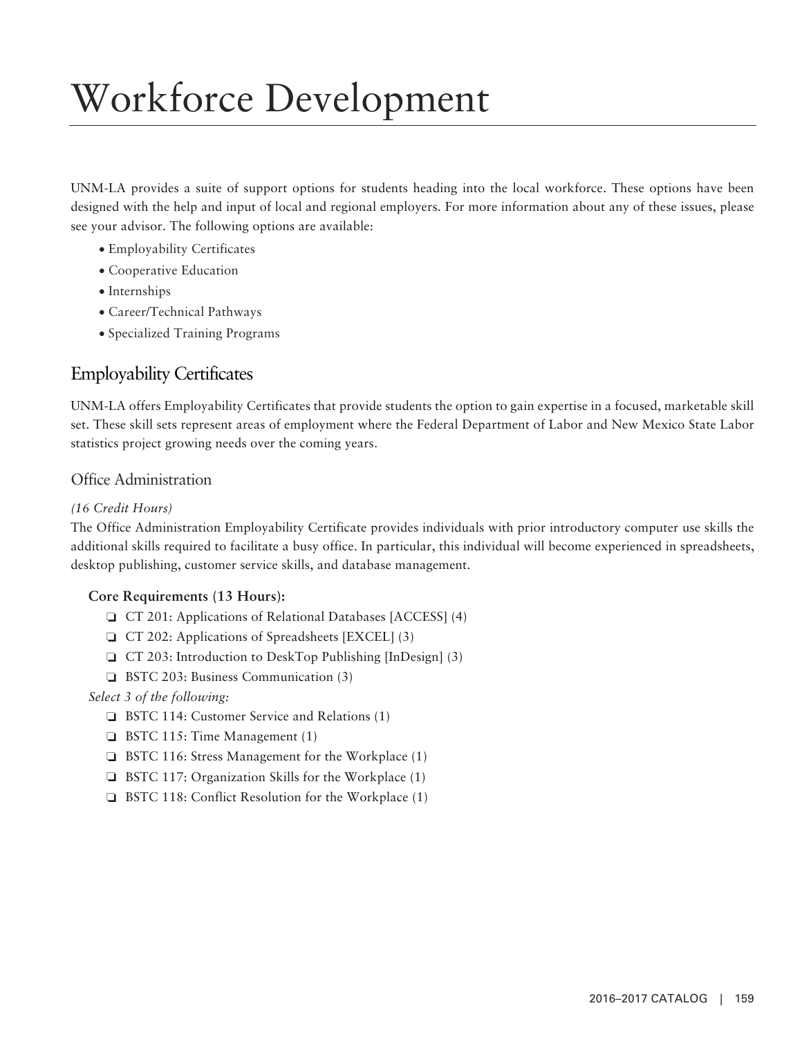# Workforce Development

UNM-LA provides a suite of support options for students heading into the local workforce. These options have been designed with the help and input of local and regional employers. For more information about any of these issues, please see your advisor. The following options are available:

- Employability Certificates
- Cooperative Education
- Internships
- Career/Technical Pathways
- Specialized Training Programs

## Employability Certificates

UNM-LA offers Employability Certificates that provide students the option to gain expertise in a focused, marketable skill set. These skill sets represent areas of employment where the Federal Department of Labor and New Mexico State Labor statistics project growing needs over the coming years.

### Office Administration

*(16 Credit Hours)*

The Office Administration Employability Certificate provides individuals with prior introductory computer use skills the additional skills required to facilitate a busy office. In particular, this individual will become experienced in spreadsheets, desktop publishing, customer service skills, and database management.

**Core Requirements (13 Hours):**

- ❏ CT 201: Applications of Relational Databases [ACCESS] (4)
- ❏ CT 202: Applications of Spreadsheets [EXCEL] (3)
- ❏ CT 203: Introduction to DeskTop Publishing [InDesign] (3)
- ❏ BSTC 203: Business Communication (3)

*Select 3 of the following:*

- ❏ BSTC 114: Customer Service and Relations (1)
- ❏ BSTC 115: Time Management (1)
- ❏ BSTC 116: Stress Management for the Workplace (1)
- ❏ BSTC 117: Organization Skills for the Workplace (1)
- ❏ BSTC 118: Conflict Resolution for the Workplace (1)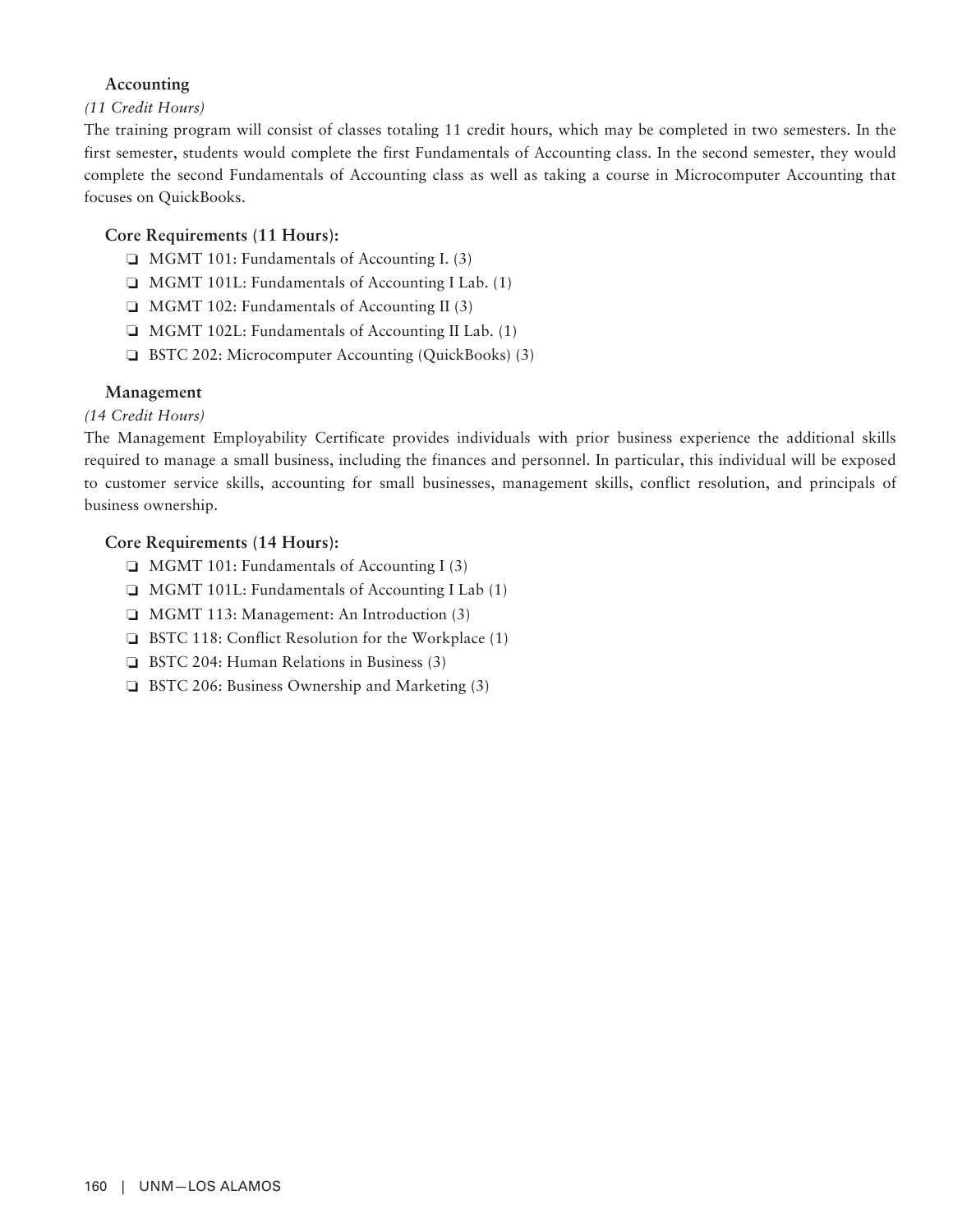### Accounting

*(11 Credit Hours)*

The training program will consist of classes totaling 11 credit hours, which may be completed in two semesters. In the first semester, students would complete the first Fundamentals of Accounting class. In the second semester, they would complete the second Fundamentals of Accounting class as well as taking a course in Microcomputer Accounting that focuses on QuickBooks.

**Core Requirements (11 Hours):**

- ❏ MGMT 101: Fundamentals of Accounting I. (3)
- ❏ MGMT 101L: Fundamentals of Accounting I Lab. (1)
- ❏ MGMT 102: Fundamentals of Accounting II (3)
- ❏ MGMT 102L: Fundamentals of Accounting II Lab. (1)
- ❏ BSTC 202: Microcomputer Accounting (QuickBooks) (3)

### Management

*(14 Credit Hours)*

The Management Employability Certificate provides individuals with prior business experience the additional skills required to manage a small business, including the finances and personnel. In particular, this individual will be exposed to customer service skills, accounting for small businesses, management skills, conflict resolution, and principals of business ownership.

**Core Requirements (14 Hours):**

- ❏ MGMT 101: Fundamentals of Accounting I (3)
- ❏ MGMT 101L: Fundamentals of Accounting I Lab (1)
- ❏ MGMT 113: Management: An Introduction (3)
- ❏ BSTC 118: Conflict Resolution for the Workplace (1)
- ❏ BSTC 204: Human Relations in Business (3)
- ❏ BSTC 206: Business Ownership and Marketing (3)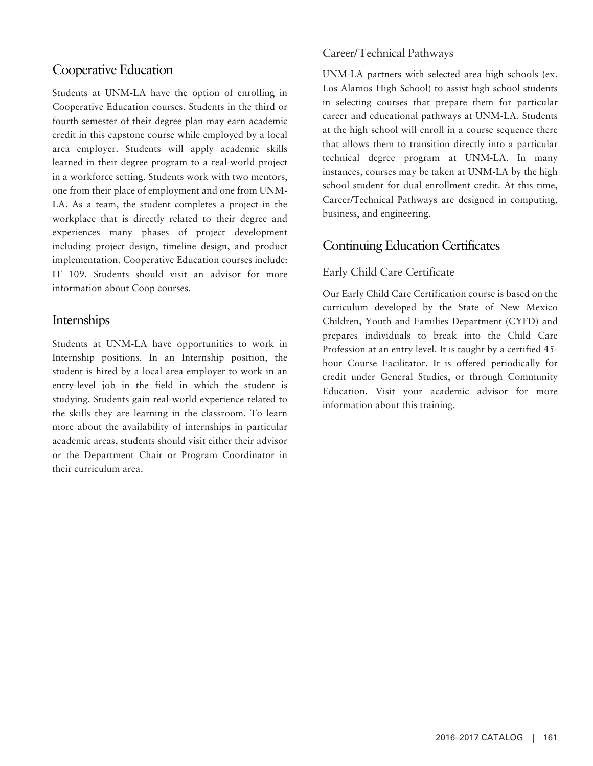## Cooperative Education

Students at UNM-LA have the option of enrolling in Cooperative Education courses. Students in the third or fourth semester of their degree plan may earn academic credit in this capstone course while employed by a local area employer. Students will apply academic skills learned in their degree program to a real-world project in a workforce setting. Students work with two mentors, one from their place of employment and one from UNM-LA. As a team, the student completes a project in the workplace that is directly related to their degree and experiences many phases of project development including project design, timeline design, and product implementation. Cooperative Education courses include: IT 109. Students should visit an advisor for more information about Coop courses.

## Internships

Students at UNM-LA have opportunities to work in Internship positions. In an Internship position, the student is hired by a local area employer to work in an entry-level job in the field in which the student is studying. Students gain real-world experience related to the skills they are learning in the classroom. To learn more about the availability of internships in particular academic areas, students should visit either their advisor or the Department Chair or Program Coordinator in their curriculum area.

### Career/Technical Pathways

UNM-LA partners with selected area high schools (ex. Los Alamos High School) to assist high school students in selecting courses that prepare them for particular career and educational pathways at UNM-LA. Students at the high school will enroll in a course sequence there that allows them to transition directly into a particular technical degree program at UNM-LA. In many instances, courses may be taken at UNM-LA by the high school student for dual enrollment credit. At this time, Career/Technical Pathways are designed in computing, business, and engineering.

## Continuing Education Certificates

### Early Child Care Certificate

Our Early Child Care Certification course is based on the curriculum developed by the State of New Mexico Children, Youth and Families Department (CYFD) and prepares individuals to break into the Child Care Profession at an entry level. It is taught by a certified 45-hour Course Facilitator. It is offered periodically for credit under General Studies, or through Community Education. Visit your academic advisor for more information about this training.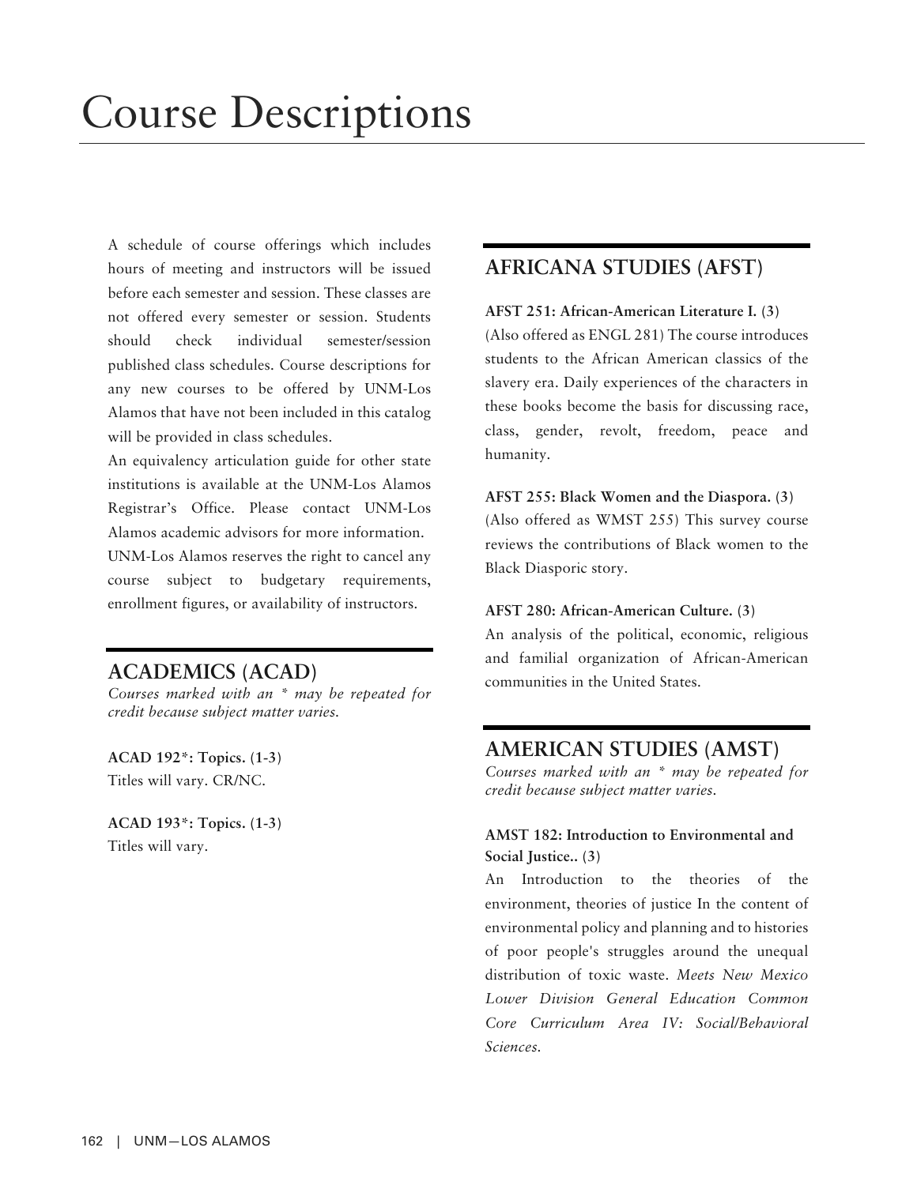# Course Descriptions

A schedule of course offerings which includes hours of meeting and instructors will be issued before each semester and session. These classes are not offered every semester or session. Students should check individual semester/session published class schedules. Course descriptions for any new courses to be offered by UNM-Los Alamos that have not been included in this catalog will be provided in class schedules.

An equivalency articulation guide for other state institutions is available at the UNM-Los Alamos Registrar's Office. Please contact UNM-Los Alamos academic advisors for more information.

UNM-Los Alamos reserves the right to cancel any course subject to budgetary requirements, enrollment figures, or availability of instructors.

## ACADEMICS (ACAD)

*Courses marked with an * may be repeated for credit because subject matter varies.*

**ACAD 192*: Topics. (1-3)**
Titles will vary. CR/NC.

**ACAD 193*: Topics. (1-3)**
Titles will vary.

## AFRICANA STUDIES (AFST)

**AFST 251: African-American Literature I. (3)**
(Also offered as ENGL 281) The course introduces students to the African American classics of the slavery era. Daily experiences of the characters in these books become the basis for discussing race, class, gender, revolt, freedom, peace and humanity.

**AFST 255: Black Women and the Diaspora. (3)**
(Also offered as WMST 255) This survey course reviews the contributions of Black women to the Black Diasporic story.

**AFST 280: African-American Culture. (3)**
An analysis of the political, economic, religious and familial organization of African-American communities in the United States.

## AMERICAN STUDIES (AMST)

*Courses marked with an * may be repeated for credit because subject matter varies.*

**AMST 182: Introduction to Environmental and Social Justice.. (3)**
An Introduction to the theories of the environment, theories of justice In the content of environmental policy and planning and to histories of poor people's struggles around the unequal distribution of toxic waste. *Meets New Mexico Lower Division General Education Common Core Curriculum Area IV: Social/Behavioral Sciences.*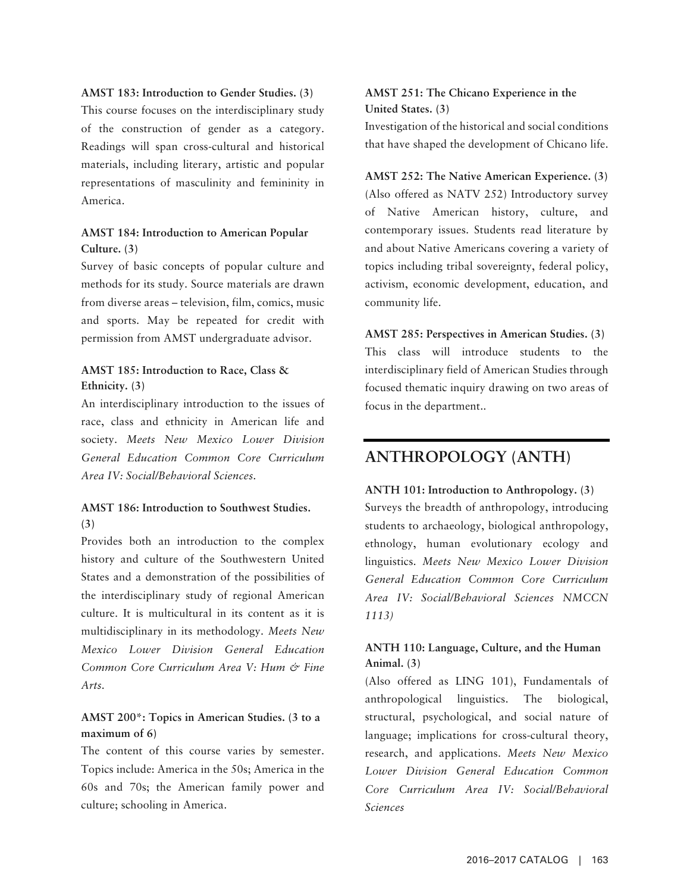**AMST 183: Introduction to Gender Studies. (3)**
This course focuses on the interdisciplinary study of the construction of gender as a category. Readings will span cross-cultural and historical materials, including literary, artistic and popular representations of masculinity and femininity in America.

**AMST 184: Introduction to American Popular Culture. (3)**
Survey of basic concepts of popular culture and methods for its study. Source materials are drawn from diverse areas – television, film, comics, music and sports. May be repeated for credit with permission from AMST undergraduate advisor.

**AMST 185: Introduction to Race, Class & Ethnicity. (3)**
An interdisciplinary introduction to the issues of race, class and ethnicity in American life and society. *Meets New Mexico Lower Division General Education Common Core Curriculum Area IV: Social/Behavioral Sciences.*

**AMST 186: Introduction to Southwest Studies. (3)**
Provides both an introduction to the complex history and culture of the Southwestern United States and a demonstration of the possibilities of the interdisciplinary study of regional American culture. It is multicultural in its content as it is multidisciplinary in its methodology. *Meets New Mexico Lower Division General Education Common Core Curriculum Area V: Hum & Fine Arts.*

**AMST 200*: Topics in American Studies. (3 to a maximum of 6)**
The content of this course varies by semester. Topics include: America in the 50s; America in the 60s and 70s; the American family power and culture; schooling in America.

**AMST 251: The Chicano Experience in the United States. (3)**
Investigation of the historical and social conditions that have shaped the development of Chicano life.

**AMST 252: The Native American Experience. (3)**
(Also offered as NATV 252) Introductory survey of Native American history, culture, and contemporary issues. Students read literature by and about Native Americans covering a variety of topics including tribal sovereignty, federal policy, activism, economic development, education, and community life.

**AMST 285: Perspectives in American Studies. (3)**
This class will introduce students to the interdisciplinary field of American Studies through focused thematic inquiry drawing on two areas of focus in the department..

## ANTHROPOLOGY (ANTH)

**ANTH 101: Introduction to Anthropology. (3)**
Surveys the breadth of anthropology, introducing students to archaeology, biological anthropology, ethnology, human evolutionary ecology and linguistics. *Meets New Mexico Lower Division General Education Common Core Curriculum Area IV: Social/Behavioral Sciences NMCCN 1113)*

**ANTH 110: Language, Culture, and the Human Animal. (3)**
(Also offered as LING 101), Fundamentals of anthropological linguistics. The biological, structural, psychological, and social nature of language; implications for cross-cultural theory, research, and applications. *Meets New Mexico Lower Division General Education Common Core Curriculum Area IV: Social/Behavioral Sciences*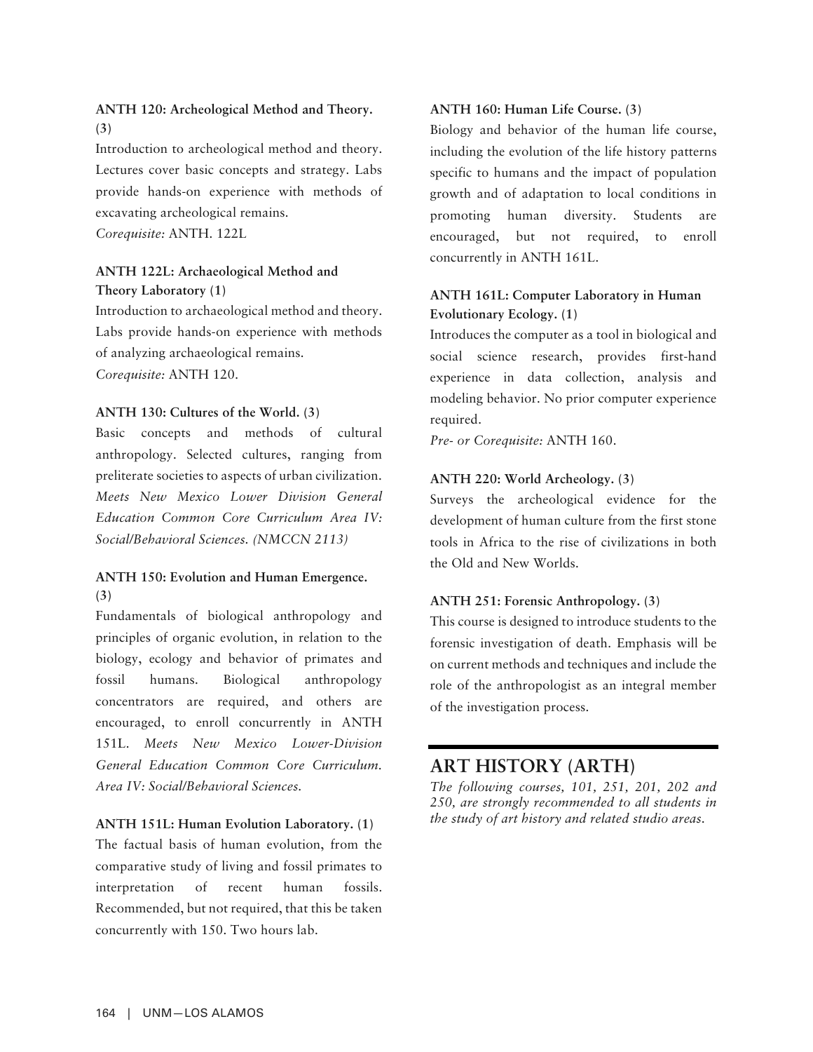**ANTH 120: Archeological Method and Theory. (3)**

Introduction to archeological method and theory. Lectures cover basic concepts and strategy. Labs provide hands-on experience with methods of excavating archeological remains.

*Corequisite:* ANTH. 122L

**ANTH 122L: Archaeological Method and Theory Laboratory (1)**

Introduction to archaeological method and theory. Labs provide hands-on experience with methods of analyzing archaeological remains.

*Corequisite:* ANTH 120.

**ANTH 130: Cultures of the World. (3)**

Basic concepts and methods of cultural anthropology. Selected cultures, ranging from preliterate societies to aspects of urban civilization. *Meets New Mexico Lower Division General Education Common Core Curriculum Area IV: Social/Behavioral Sciences. (NMCCN 2113)*

**ANTH 150: Evolution and Human Emergence. (3)**

Fundamentals of biological anthropology and principles of organic evolution, in relation to the biology, ecology and behavior of primates and fossil humans. Biological anthropology concentrators are required, and others are encouraged, to enroll concurrently in ANTH 151L. *Meets New Mexico Lower-Division General Education Common Core Curriculum. Area IV: Social/Behavioral Sciences.*

**ANTH 151L: Human Evolution Laboratory. (1)**

The factual basis of human evolution, from the comparative study of living and fossil primates to interpretation of recent human fossils. Recommended, but not required, that this be taken concurrently with 150. Two hours lab.

**ANTH 160: Human Life Course. (3)**

Biology and behavior of the human life course, including the evolution of the life history patterns specific to humans and the impact of population growth and of adaptation to local conditions in promoting human diversity. Students are encouraged, but not required, to enroll concurrently in ANTH 161L.

**ANTH 161L: Computer Laboratory in Human Evolutionary Ecology. (1)**

Introduces the computer as a tool in biological and social science research, provides first-hand experience in data collection, analysis and modeling behavior. No prior computer experience required.

*Pre- or Corequisite:* ANTH 160.

**ANTH 220: World Archeology. (3)**

Surveys the archeological evidence for the development of human culture from the first stone tools in Africa to the rise of civilizations in both the Old and New Worlds.

**ANTH 251: Forensic Anthropology. (3)**

This course is designed to introduce students to the forensic investigation of death. Emphasis will be on current methods and techniques and include the role of the anthropologist as an integral member of the investigation process.

## ART HISTORY (ARTH)

*The following courses, 101, 251, 201, 202 and 250, are strongly recommended to all students in the study of art history and related studio areas.*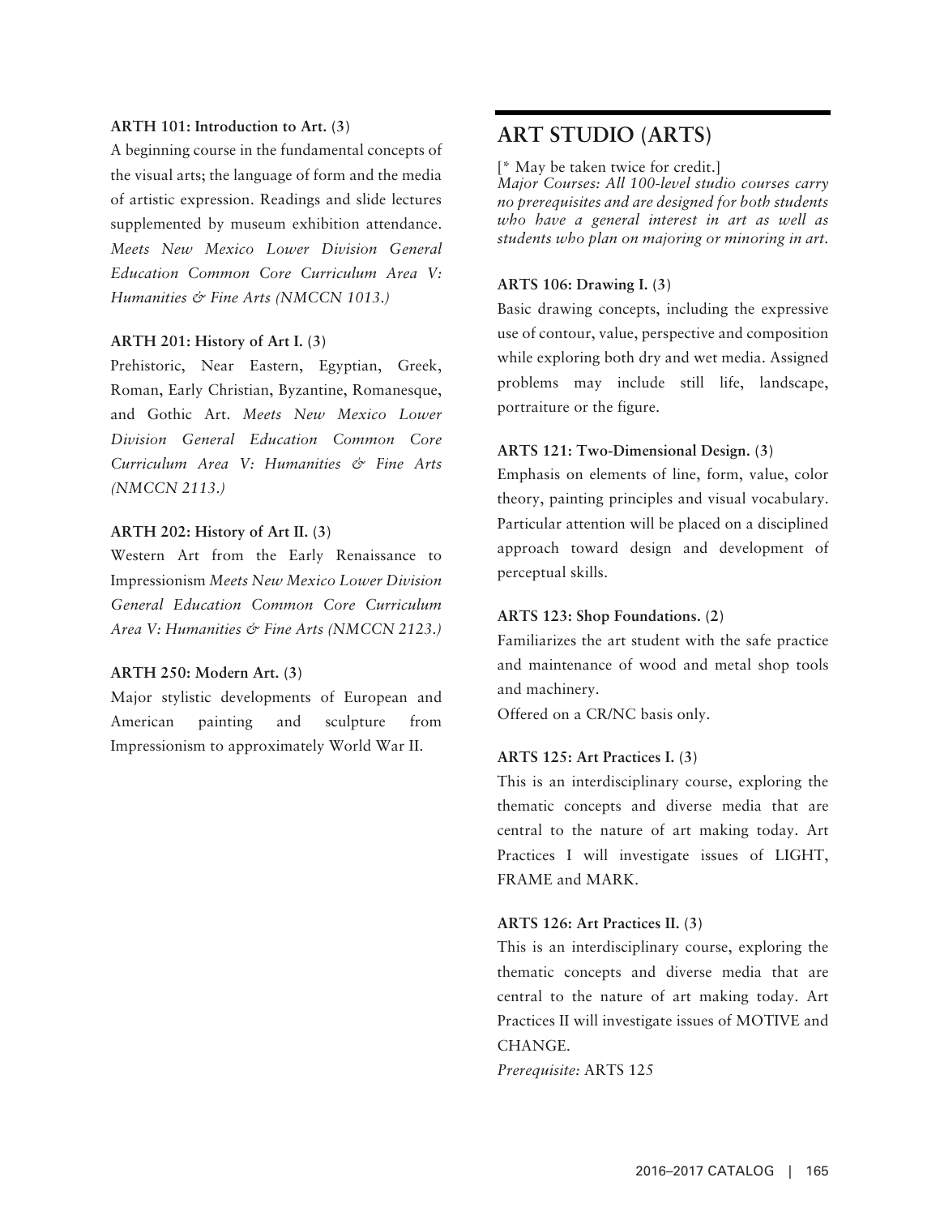**ARTH 101: Introduction to Art. (3)**

A beginning course in the fundamental concepts of the visual arts; the language of form and the media of artistic expression. Readings and slide lectures supplemented by museum exhibition attendance. *Meets New Mexico Lower Division General Education Common Core Curriculum Area V: Humanities & Fine Arts (NMCCN 1013.)*

**ARTH 201: History of Art I. (3)**

Prehistoric, Near Eastern, Egyptian, Greek, Roman, Early Christian, Byzantine, Romanesque, and Gothic Art. *Meets New Mexico Lower Division General Education Common Core Curriculum Area V: Humanities & Fine Arts (NMCCN 2113.)*

**ARTH 202: History of Art II. (3)**

Western Art from the Early Renaissance to Impressionism *Meets New Mexico Lower Division General Education Common Core Curriculum Area V: Humanities & Fine Arts (NMCCN 2123.)*

**ARTH 250: Modern Art. (3)**

Major stylistic developments of European and American painting and sculpture from Impressionism to approximately World War II.

## ART STUDIO (ARTS)

[* May be taken twice for credit.]
*Major Courses: All 100-level studio courses carry no prerequisites and are designed for both students who have a general interest in art as well as students who plan on majoring or minoring in art.*

**ARTS 106: Drawing I. (3)**

Basic drawing concepts, including the expressive use of contour, value, perspective and composition while exploring both dry and wet media. Assigned problems may include still life, landscape, portraiture or the figure.

**ARTS 121: Two-Dimensional Design. (3)**

Emphasis on elements of line, form, value, color theory, painting principles and visual vocabulary. Particular attention will be placed on a disciplined approach toward design and development of perceptual skills.

**ARTS 123: Shop Foundations. (2)**

Familiarizes the art student with the safe practice and maintenance of wood and metal shop tools and machinery.
Offered on a CR/NC basis only.

**ARTS 125: Art Practices I. (3)**

This is an interdisciplinary course, exploring the thematic concepts and diverse media that are central to the nature of art making today. Art Practices I will investigate issues of LIGHT, FRAME and MARK.

**ARTS 126: Art Practices II. (3)**

This is an interdisciplinary course, exploring the thematic concepts and diverse media that are central to the nature of art making today. Art Practices II will investigate issues of MOTIVE and CHANGE.
*Prerequisite:* ARTS 125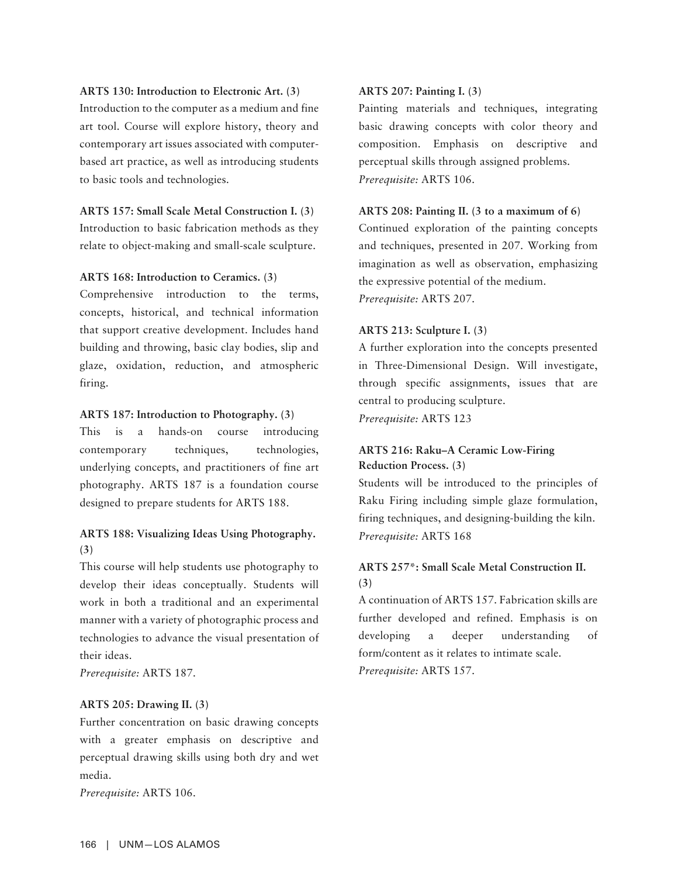**ARTS 130: Introduction to Electronic Art. (3)**
Introduction to the computer as a medium and fine art tool. Course will explore history, theory and contemporary art issues associated with computer-based art practice, as well as introducing students to basic tools and technologies.

**ARTS 157: Small Scale Metal Construction I. (3)**
Introduction to basic fabrication methods as they relate to object-making and small-scale sculpture.

**ARTS 168: Introduction to Ceramics. (3)**
Comprehensive introduction to the terms, concepts, historical, and technical information that support creative development. Includes hand building and throwing, basic clay bodies, slip and glaze, oxidation, reduction, and atmospheric firing.

**ARTS 187: Introduction to Photography. (3)**
This is a hands-on course introducing contemporary techniques, technologies, underlying concepts, and practitioners of fine art photography. ARTS 187 is a foundation course designed to prepare students for ARTS 188.

**ARTS 188: Visualizing Ideas Using Photography. (3)**
This course will help students use photography to develop their ideas conceptually. Students will work in both a traditional and an experimental manner with a variety of photographic process and technologies to advance the visual presentation of their ideas.
*Prerequisite:* ARTS 187.

**ARTS 205: Drawing II. (3)**
Further concentration on basic drawing concepts with a greater emphasis on descriptive and perceptual drawing skills using both dry and wet media.
*Prerequisite:* ARTS 106.

**ARTS 207: Painting I. (3)**
Painting materials and techniques, integrating basic drawing concepts with color theory and composition. Emphasis on descriptive and perceptual skills through assigned problems.
*Prerequisite:* ARTS 106.

**ARTS 208: Painting II. (3 to a maximum of 6)**
Continued exploration of the painting concepts and techniques, presented in 207. Working from imagination as well as observation, emphasizing the expressive potential of the medium.
*Prerequisite:* ARTS 207.

**ARTS 213: Sculpture I. (3)**
A further exploration into the concepts presented in Three-Dimensional Design. Will investigate, through specific assignments, issues that are central to producing sculpture.
*Prerequisite:* ARTS 123

**ARTS 216: Raku–A Ceramic Low-Firing Reduction Process. (3)**
Students will be introduced to the principles of Raku Firing including simple glaze formulation, firing techniques, and designing-building the kiln.
*Prerequisite:* ARTS 168

**ARTS 257*: Small Scale Metal Construction II. (3)**
A continuation of ARTS 157. Fabrication skills are further developed and refined. Emphasis is on developing a deeper understanding of form/content as it relates to intimate scale.
*Prerequisite:* ARTS 157.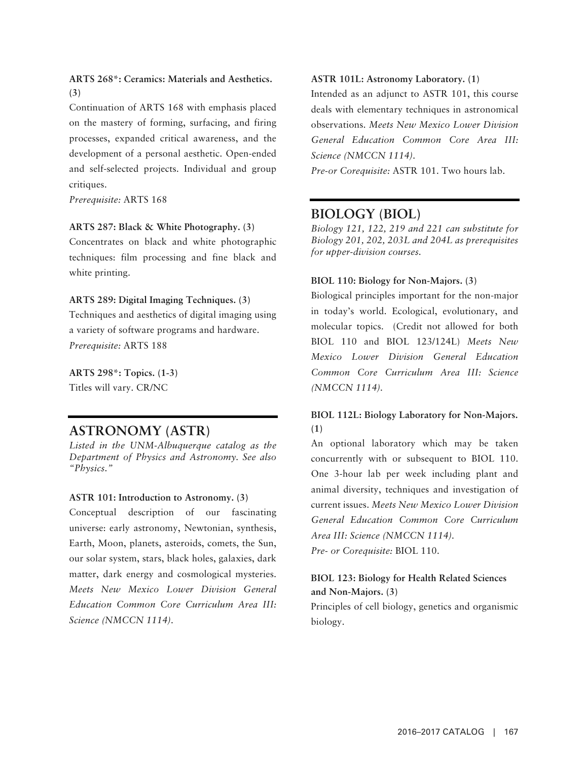**ARTS 268*: Ceramics: Materials and Aesthetics. (3)**

Continuation of ARTS 168 with emphasis placed on the mastery of forming, surfacing, and firing processes, expanded critical awareness, and the development of a personal aesthetic. Open-ended and self-selected projects. Individual and group critiques.

*Prerequisite:* ARTS 168

**ARTS 287: Black & White Photography. (3)**

Concentrates on black and white photographic techniques: film processing and fine black and white printing.

**ARTS 289: Digital Imaging Techniques. (3)**

Techniques and aesthetics of digital imaging using a variety of software programs and hardware.

*Prerequisite:* ARTS 188

**ARTS 298*: Topics. (1-3)**

Titles will vary. CR/NC

## ASTRONOMY (ASTR)

*Listed in the UNM-Albuquerque catalog as the Department of Physics and Astronomy. See also "Physics."*

**ASTR 101: Introduction to Astronomy. (3)**

Conceptual description of our fascinating universe: early astronomy, Newtonian, synthesis, Earth, Moon, planets, asteroids, comets, the Sun, our solar system, stars, black holes, galaxies, dark matter, dark energy and cosmological mysteries. *Meets New Mexico Lower Division General Education Common Core Curriculum Area III: Science (NMCCN 1114).*

**ASTR 101L: Astronomy Laboratory. (1)**

Intended as an adjunct to ASTR 101, this course deals with elementary techniques in astronomical observations. *Meets New Mexico Lower Division General Education Common Core Area III: Science (NMCCN 1114).*

*Pre-or Corequisite:* ASTR 101. Two hours lab.

## BIOLOGY (BIOL)

*Biology 121, 122, 219 and 221 can substitute for Biology 201, 202, 203L and 204L as prerequisites for upper-division courses.*

**BIOL 110: Biology for Non-Majors. (3)**

Biological principles important for the non-major in today's world. Ecological, evolutionary, and molecular topics. (Credit not allowed for both BIOL 110 and BIOL 123/124L) *Meets New Mexico Lower Division General Education Common Core Curriculum Area III: Science (NMCCN 1114).*

**BIOL 112L: Biology Laboratory for Non-Majors. (1)**

An optional laboratory which may be taken concurrently with or subsequent to BIOL 110. One 3-hour lab per week including plant and animal diversity, techniques and investigation of current issues. *Meets New Mexico Lower Division General Education Common Core Curriculum Area III: Science (NMCCN 1114).*

*Pre- or Corequisite:* BIOL 110.

**BIOL 123: Biology for Health Related Sciences and Non-Majors. (3)**

Principles of cell biology, genetics and organismic biology.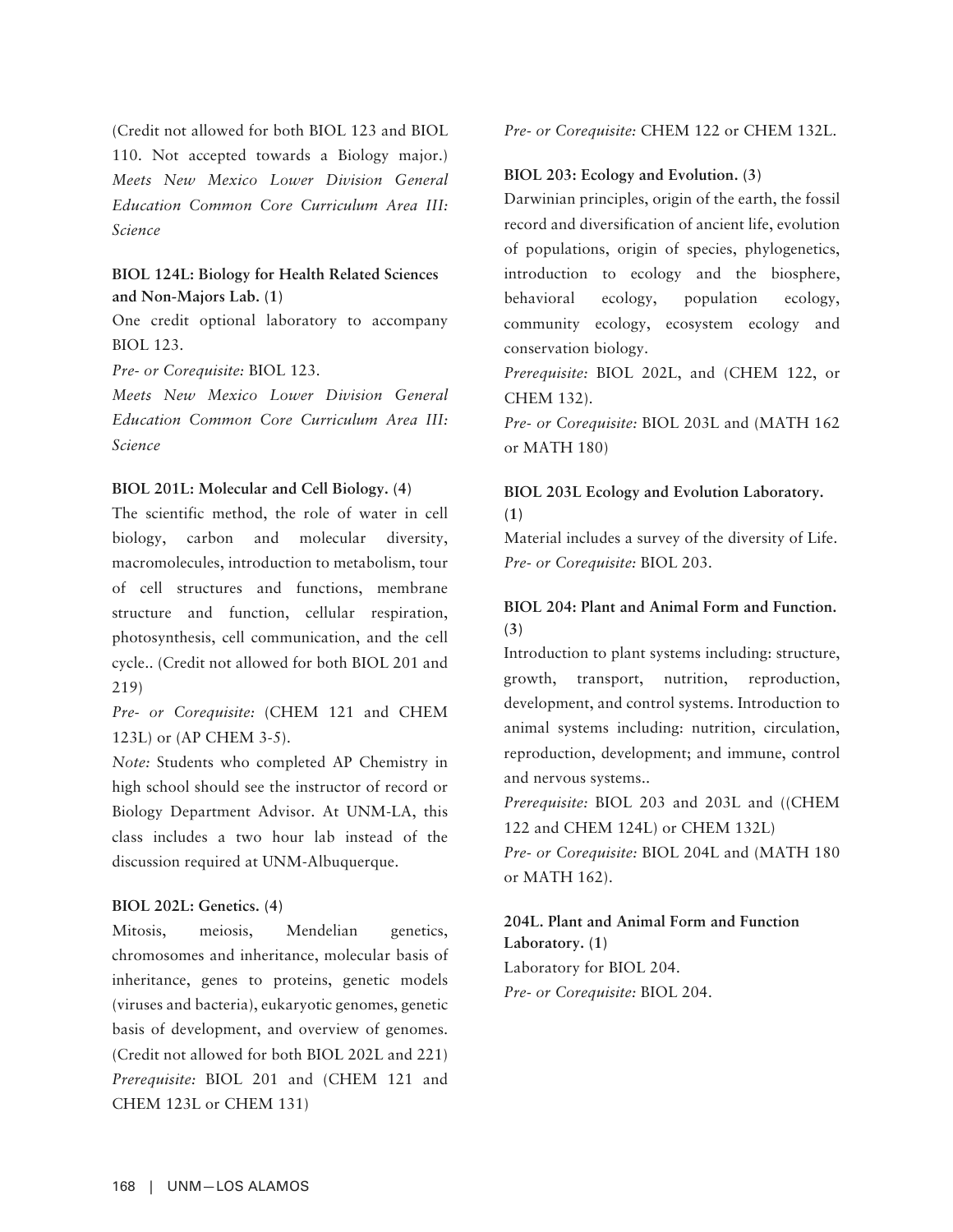(Credit not allowed for both BIOL 123 and BIOL 110. Not accepted towards a Biology major.)
*Meets New Mexico Lower Division General Education Common Core Curriculum Area III: Science*

**BIOL 124L: Biology for Health Related Sciences and Non-Majors Lab. (1)**
One credit optional laboratory to accompany BIOL 123.
*Pre- or Corequisite:* BIOL 123.
*Meets New Mexico Lower Division General Education Common Core Curriculum Area III: Science*

**BIOL 201L: Molecular and Cell Biology. (4)**
The scientific method, the role of water in cell biology, carbon and molecular diversity, macromolecules, introduction to metabolism, tour of cell structures and functions, membrane structure and function, cellular respiration, photosynthesis, cell communication, and the cell cycle.. (Credit not allowed for both BIOL 201 and 219)
*Pre- or Corequisite:* (CHEM 121 and CHEM 123L) or (AP CHEM 3-5).
*Note:* Students who completed AP Chemistry in high school should see the instructor of record or Biology Department Advisor. At UNM-LA, this class includes a two hour lab instead of the discussion required at UNM-Albuquerque.

**BIOL 202L: Genetics. (4)**
Mitosis, meiosis, Mendelian genetics, chromosomes and inheritance, molecular basis of inheritance, genes to proteins, genetic models (viruses and bacteria), eukaryotic genomes, genetic basis of development, and overview of genomes. (Credit not allowed for both BIOL 202L and 221)
*Prerequisite:* BIOL 201 and (CHEM 121 and CHEM 123L or CHEM 131)
*Pre- or Corequisite:* CHEM 122 or CHEM 132L.

**BIOL 203: Ecology and Evolution. (3)**
Darwinian principles, origin of the earth, the fossil record and diversification of ancient life, evolution of populations, origin of species, phylogenetics, introduction to ecology and the biosphere, behavioral ecology, population ecology, community ecology, ecosystem ecology and conservation biology.
*Prerequisite:* BIOL 202L, and (CHEM 122, or CHEM 132).
*Pre- or Corequisite:* BIOL 203L and (MATH 162 or MATH 180)

**BIOL 203L Ecology and Evolution Laboratory. (1)**
Material includes a survey of the diversity of Life.
*Pre- or Corequisite:* BIOL 203.

**BIOL 204: Plant and Animal Form and Function. (3)**
Introduction to plant systems including: structure, growth, transport, nutrition, reproduction, development, and control systems. Introduction to animal systems including: nutrition, circulation, reproduction, development; and immune, control and nervous systems..
*Prerequisite:* BIOL 203 and 203L and ((CHEM 122 and CHEM 124L) or CHEM 132L)
*Pre- or Corequisite:* BIOL 204L and (MATH 180 or MATH 162).

**204L. Plant and Animal Form and Function Laboratory. (1)**
Laboratory for BIOL 204.
*Pre- or Corequisite:* BIOL 204.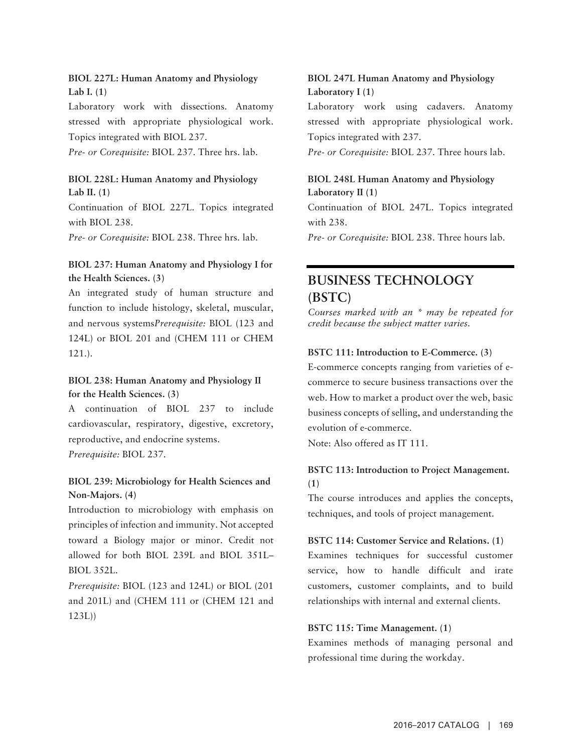**BIOL 227L: Human Anatomy and Physiology Lab I. (1)**

Laboratory work with dissections. Anatomy stressed with appropriate physiological work. Topics integrated with BIOL 237.

*Pre- or Corequisite:* BIOL 237. Three hrs. lab.

**BIOL 228L: Human Anatomy and Physiology Lab II. (1)**

Continuation of BIOL 227L. Topics integrated with BIOL 238.

*Pre- or Corequisite:* BIOL 238. Three hrs. lab.

**BIOL 237: Human Anatomy and Physiology I for the Health Sciences. (3)**

An integrated study of human structure and function to include histology, skeletal, muscular, and nervous systems*Prerequisite:* BIOL (123 and 124L) or BIOL 201 and (CHEM 111 or CHEM 121.).

**BIOL 238: Human Anatomy and Physiology II for the Health Sciences. (3)**

A continuation of BIOL 237 to include cardiovascular, respiratory, digestive, excretory, reproductive, and endocrine systems.

*Prerequisite:* BIOL 237.

**BIOL 239: Microbiology for Health Sciences and Non-Majors. (4)**

Introduction to microbiology with emphasis on principles of infection and immunity. Not accepted toward a Biology major or minor. Credit not allowed for both BIOL 239L and BIOL 351L–BIOL 352L.

*Prerequisite:* BIOL (123 and 124L) or BIOL (201 and 201L) and (CHEM 111 or (CHEM 121 and 123L))

**BIOL 247L Human Anatomy and Physiology Laboratory I (1)**

Laboratory work using cadavers. Anatomy stressed with appropriate physiological work. Topics integrated with 237.

*Pre- or Corequisite:* BIOL 237. Three hours lab.

**BIOL 248L Human Anatomy and Physiology Laboratory II (1)**

Continuation of BIOL 247L. Topics integrated with 238.

*Pre- or Corequisite:* BIOL 238. Three hours lab.

## BUSINESS TECHNOLOGY (BSTC)

*Courses marked with an * may be repeated for credit because the subject matter varies.*

**BSTC 111: Introduction to E-Commerce. (3)**

E-commerce concepts ranging from varieties of e-commerce to secure business transactions over the web. How to market a product over the web, basic business concepts of selling, and understanding the evolution of e-commerce.

Note: Also offered as IT 111.

**BSTC 113: Introduction to Project Management. (1)**

The course introduces and applies the concepts, techniques, and tools of project management.

**BSTC 114: Customer Service and Relations. (1)**

Examines techniques for successful customer service, how to handle difficult and irate customers, customer complaints, and to build relationships with internal and external clients.

**BSTC 115: Time Management. (1)**

Examines methods of managing personal and professional time during the workday.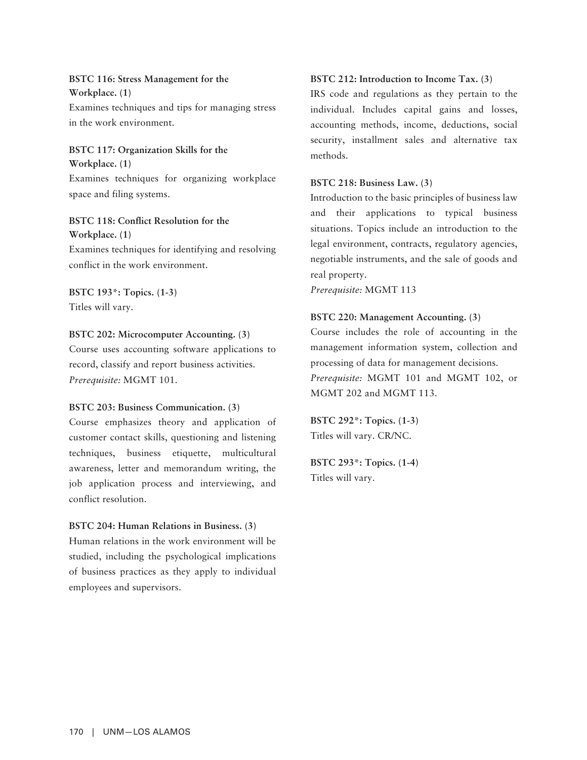**BSTC 116: Stress Management for the Workplace. (1)**
Examines techniques and tips for managing stress in the work environment.

**BSTC 117: Organization Skills for the Workplace. (1)**
Examines techniques for organizing workplace space and filing systems.

**BSTC 118: Conflict Resolution for the Workplace. (1)**
Examines techniques for identifying and resolving conflict in the work environment.

**BSTC 193*: Topics. (1-3)**
Titles will vary.

**BSTC 202: Microcomputer Accounting. (3)**
Course uses accounting software applications to record, classify and report business activities.
*Prerequisite:* MGMT 101.

**BSTC 203: Business Communication. (3)**
Course emphasizes theory and application of customer contact skills, questioning and listening techniques, business etiquette, multicultural awareness, letter and memorandum writing, the job application process and interviewing, and conflict resolution.

**BSTC 204: Human Relations in Business. (3)**
Human relations in the work environment will be studied, including the psychological implications of business practices as they apply to individual employees and supervisors.

**BSTC 212: Introduction to Income Tax. (3)**
IRS code and regulations as they pertain to the individual. Includes capital gains and losses, accounting methods, income, deductions, social security, installment sales and alternative tax methods.

**BSTC 218: Business Law. (3)**
Introduction to the basic principles of business law and their applications to typical business situations. Topics include an introduction to the legal environment, contracts, regulatory agencies, negotiable instruments, and the sale of goods and real property.
*Prerequisite:* MGMT 113

**BSTC 220: Management Accounting. (3)**
Course includes the role of accounting in the management information system, collection and processing of data for management decisions.
*Prerequisite:* MGMT 101 and MGMT 102, or MGMT 202 and MGMT 113.

**BSTC 292*: Topics. (1-3)**
Titles will vary. CR/NC.

**BSTC 293*: Topics. (1-4)**
Titles will vary.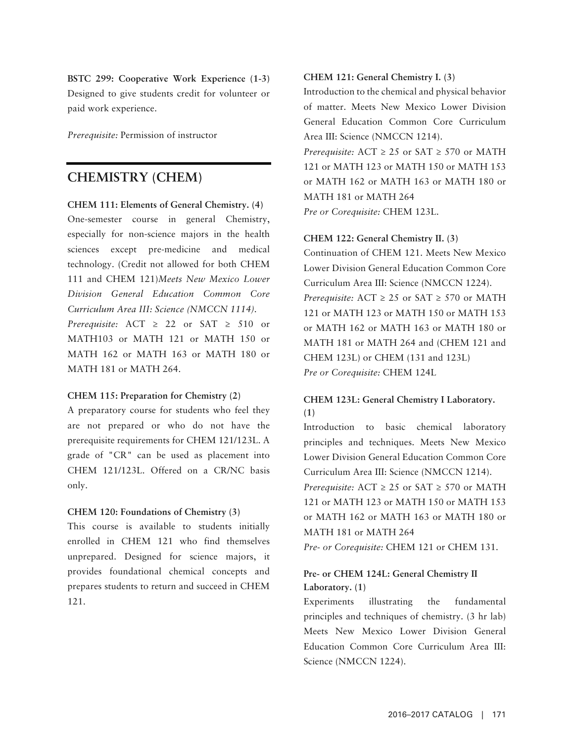**BSTC 299: Cooperative Work Experience (1-3)**
Designed to give students credit for volunteer or paid work experience.

*Prerequisite:* Permission of instructor

## CHEMISTRY (CHEM)

**CHEM 111: Elements of General Chemistry. (4)**
One-semester course in general Chemistry, especially for non-science majors in the health sciences except pre-medicine and medical technology. (Credit not allowed for both CHEM 111 and CHEM 121)*Meets New Mexico Lower Division General Education Common Core Curriculum Area III: Science (NMCCN 1114).*
*Prerequisite:* ACT ≥ 22 or SAT ≥ 510 or MATH103 or MATH 121 or MATH 150 or MATH 162 or MATH 163 or MATH 180 or MATH 181 or MATH 264.

**CHEM 115: Preparation for Chemistry (2)**
A preparatory course for students who feel they are not prepared or who do not have the prerequisite requirements for CHEM 121/123L. A grade of "CR" can be used as placement into CHEM 121/123L. Offered on a CR/NC basis only.

**CHEM 120: Foundations of Chemistry (3)**
This course is available to students initially enrolled in CHEM 121 who find themselves unprepared. Designed for science majors, it provides foundational chemical concepts and prepares students to return and succeed in CHEM 121.

**CHEM 121: General Chemistry I. (3)**
Introduction to the chemical and physical behavior of matter. Meets New Mexico Lower Division General Education Common Core Curriculum Area III: Science (NMCCN 1214).
*Prerequisite:* ACT ≥ 25 or SAT ≥ 570 or MATH 121 or MATH 123 or MATH 150 or MATH 153 or MATH 162 or MATH 163 or MATH 180 or MATH 181 or MATH 264
*Pre or Corequisite:* CHEM 123L.

**CHEM 122: General Chemistry II. (3)**
Continuation of CHEM 121. Meets New Mexico Lower Division General Education Common Core Curriculum Area III: Science (NMCCN 1224).
*Prerequisite:* ACT ≥ 25 or SAT ≥ 570 or MATH 121 or MATH 123 or MATH 150 or MATH 153 or MATH 162 or MATH 163 or MATH 180 or MATH 181 or MATH 264 and (CHEM 121 and CHEM 123L) or CHEM (131 and 123L)
*Pre or Corequisite:* CHEM 124L

**CHEM 123L: General Chemistry I Laboratory. (1)**
Introduction to basic chemical laboratory principles and techniques. Meets New Mexico Lower Division General Education Common Core Curriculum Area III: Science (NMCCN 1214).
*Prerequisite:* ACT ≥ 25 or SAT ≥ 570 or MATH 121 or MATH 123 or MATH 150 or MATH 153 or MATH 162 or MATH 163 or MATH 180 or MATH 181 or MATH 264
*Pre- or Corequisite:* CHEM 121 or CHEM 131.

**Pre- or CHEM 124L: General Chemistry II Laboratory. (1)**
Experiments illustrating the fundamental principles and techniques of chemistry. (3 hr lab) Meets New Mexico Lower Division General Education Common Core Curriculum Area III: Science (NMCCN 1224).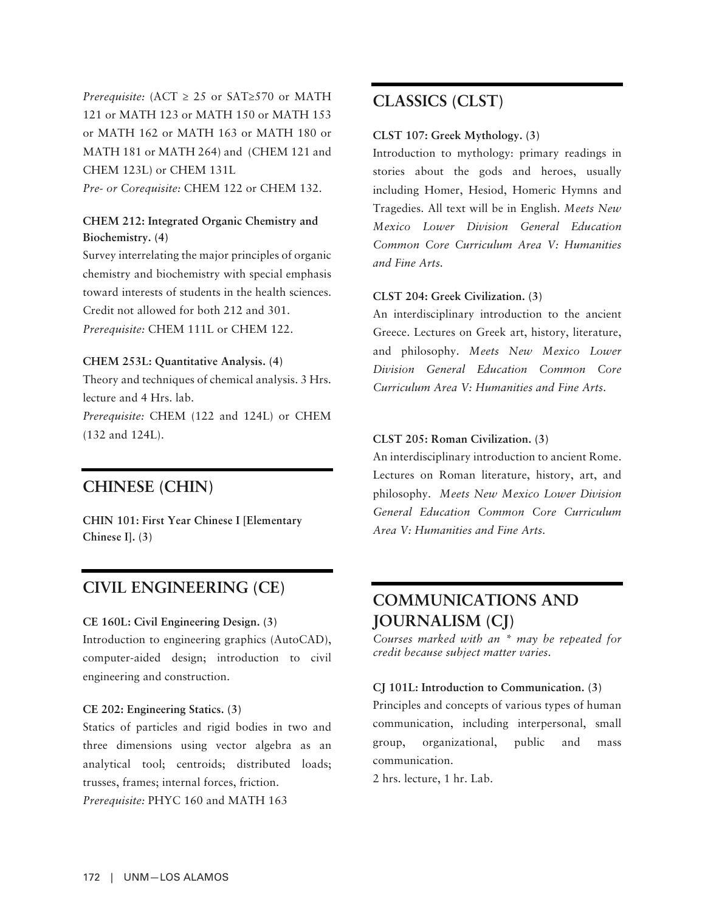*Prerequisite:* (ACT ≥ 25 or SAT≥570 or MATH 121 or MATH 123 or MATH 150 or MATH 153 or MATH 162 or MATH 163 or MATH 180 or MATH 181 or MATH 264) and (CHEM 121 and CHEM 123L) or CHEM 131L
*Pre- or Corequisite:* CHEM 122 or CHEM 132.

**CHEM 212: Integrated Organic Chemistry and Biochemistry. (4)**
Survey interrelating the major principles of organic chemistry and biochemistry with special emphasis toward interests of students in the health sciences. Credit not allowed for both 212 and 301.
*Prerequisite:* CHEM 111L or CHEM 122.

**CHEM 253L: Quantitative Analysis. (4)**
Theory and techniques of chemical analysis. 3 Hrs. lecture and 4 Hrs. lab.
*Prerequisite:* CHEM (122 and 124L) or CHEM (132 and 124L).

## CHINESE (CHIN)

**CHIN 101: First Year Chinese I [Elementary Chinese I]. (3)**

## CIVIL ENGINEERING (CE)

**CE 160L: Civil Engineering Design. (3)**
Introduction to engineering graphics (AutoCAD), computer-aided design; introduction to civil engineering and construction.

**CE 202: Engineering Statics. (3)**
Statics of particles and rigid bodies in two and three dimensions using vector algebra as an analytical tool; centroids; distributed loads; trusses, frames; internal forces, friction.
*Prerequisite:* PHYC 160 and MATH 163

## CLASSICS (CLST)

**CLST 107: Greek Mythology. (3)**
Introduction to mythology: primary readings in stories about the gods and heroes, usually including Homer, Hesiod, Homeric Hymns and Tragedies. All text will be in English. *Meets New Mexico Lower Division General Education Common Core Curriculum Area V: Humanities and Fine Arts.*

**CLST 204: Greek Civilization. (3)**
An interdisciplinary introduction to the ancient Greece. Lectures on Greek art, history, literature, and philosophy. *Meets New Mexico Lower Division General Education Common Core Curriculum Area V: Humanities and Fine Arts.*

**CLST 205: Roman Civilization. (3)**
An interdisciplinary introduction to ancient Rome. Lectures on Roman literature, history, art, and philosophy. *Meets New Mexico Lower Division General Education Common Core Curriculum Area V: Humanities and Fine Arts.*

## COMMUNICATIONS AND JOURNALISM (CJ)

*Courses marked with an * may be repeated for credit because subject matter varies.*

**CJ 101L: Introduction to Communication. (3)**
Principles and concepts of various types of human communication, including interpersonal, small group, organizational, public and mass communication.
2 hrs. lecture, 1 hr. Lab.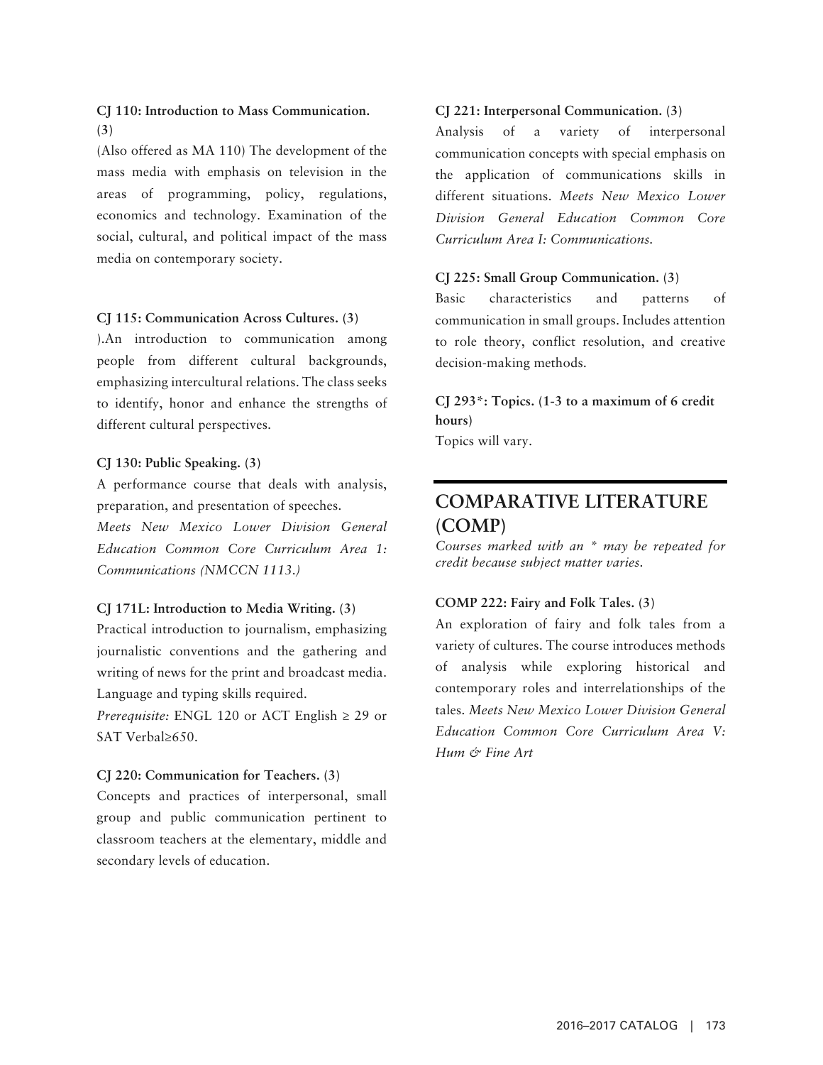**CJ 110: Introduction to Mass Communication. (3)**

(Also offered as MA 110) The development of the mass media with emphasis on television in the areas of programming, policy, regulations, economics and technology. Examination of the social, cultural, and political impact of the mass media on contemporary society.

**CJ 115: Communication Across Cultures. (3)**

).An introduction to communication among people from different cultural backgrounds, emphasizing intercultural relations. The class seeks to identify, honor and enhance the strengths of different cultural perspectives.

**CJ 130: Public Speaking. (3)**

A performance course that deals with analysis, preparation, and presentation of speeches.
*Meets New Mexico Lower Division General Education Common Core Curriculum Area 1: Communications (NMCCN 1113.)*

**CJ 171L: Introduction to Media Writing. (3)**

Practical introduction to journalism, emphasizing journalistic conventions and the gathering and writing of news for the print and broadcast media. Language and typing skills required.

*Prerequisite:* ENGL 120 or ACT English ≥ 29 or SAT Verbal≥650.

**CJ 220: Communication for Teachers. (3)**

Concepts and practices of interpersonal, small group and public communication pertinent to classroom teachers at the elementary, middle and secondary levels of education.

**CJ 221: Interpersonal Communication. (3)**

Analysis of a variety of interpersonal communication concepts with special emphasis on the application of communications skills in different situations. *Meets New Mexico Lower Division General Education Common Core Curriculum Area I: Communications.*

**CJ 225: Small Group Communication. (3)**

Basic characteristics and patterns of communication in small groups. Includes attention to role theory, conflict resolution, and creative decision-making methods.

**CJ 293*: Topics. (1-3 to a maximum of 6 credit hours)**

Topics will vary.

## COMPARATIVE LITERATURE (COMP)

*Courses marked with an * may be repeated for credit because subject matter varies.*

**COMP 222: Fairy and Folk Tales. (3)**

An exploration of fairy and folk tales from a variety of cultures. The course introduces methods of analysis while exploring historical and contemporary roles and interrelationships of the tales. *Meets New Mexico Lower Division General Education Common Core Curriculum Area V: Hum & Fine Art*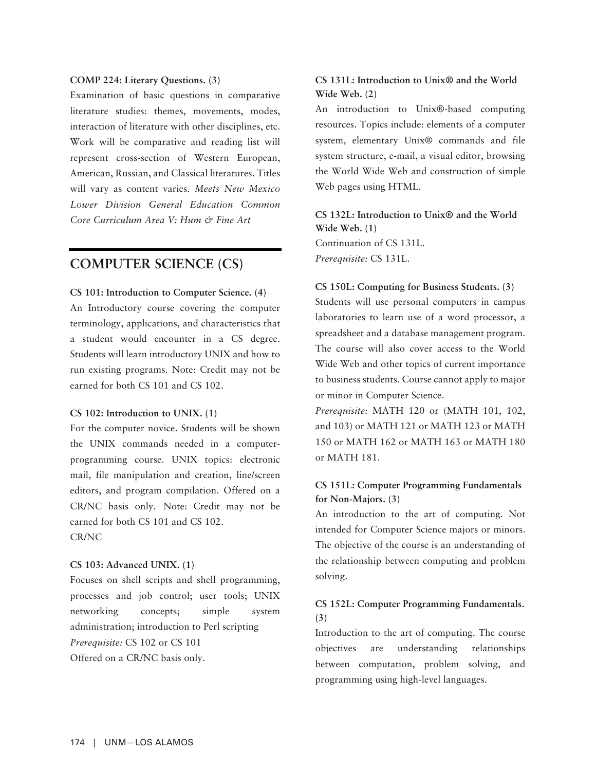**COMP 224: Literary Questions. (3)**

Examination of basic questions in comparative literature studies: themes, movements, modes, interaction of literature with other disciplines, etc. Work will be comparative and reading list will represent cross-section of Western European, American, Russian, and Classical literatures. Titles will vary as content varies. *Meets New Mexico Lower Division General Education Common Core Curriculum Area V: Hum & Fine Art*

## COMPUTER SCIENCE (CS)

**CS 101: Introduction to Computer Science. (4)**

An Introductory course covering the computer terminology, applications, and characteristics that a student would encounter in a CS degree. Students will learn introductory UNIX and how to run existing programs. Note: Credit may not be earned for both CS 101 and CS 102.

**CS 102: Introduction to UNIX. (1)**

For the computer novice. Students will be shown the UNIX commands needed in a computer-programming course. UNIX topics: electronic mail, file manipulation and creation, line/screen editors, and program compilation. Offered on a CR/NC basis only. Note: Credit may not be earned for both CS 101 and CS 102.
CR/NC

**CS 103: Advanced UNIX. (1)**

Focuses on shell scripts and shell programming, processes and job control; user tools; UNIX networking concepts; simple system administration; introduction to Perl scripting
*Prerequisite:* CS 102 or CS 101
Offered on a CR/NC basis only.

**CS 131L: Introduction to Unix® and the World Wide Web. (2)**

An introduction to Unix®-based computing resources. Topics include: elements of a computer system, elementary Unix® commands and file system structure, e-mail, a visual editor, browsing the World Wide Web and construction of simple Web pages using HTML.

**CS 132L: Introduction to Unix® and the World Wide Web. (1)**

Continuation of CS 131L.
*Prerequisite:* CS 131L.

**CS 150L: Computing for Business Students. (3)**

Students will use personal computers in campus laboratories to learn use of a word processor, a spreadsheet and a database management program. The course will also cover access to the World Wide Web and other topics of current importance to business students. Course cannot apply to major or minor in Computer Science.
*Prerequisite:* MATH 120 or (MATH 101, 102, and 103) or MATH 121 or MATH 123 or MATH 150 or MATH 162 or MATH 163 or MATH 180 or MATH 181.

**CS 151L: Computer Programming Fundamentals for Non-Majors. (3)**

An introduction to the art of computing. Not intended for Computer Science majors or minors. The objective of the course is an understanding of the relationship between computing and problem solving.

**CS 152L: Computer Programming Fundamentals. (3)**

Introduction to the art of computing. The course objectives are understanding relationships between computation, problem solving, and programming using high-level languages.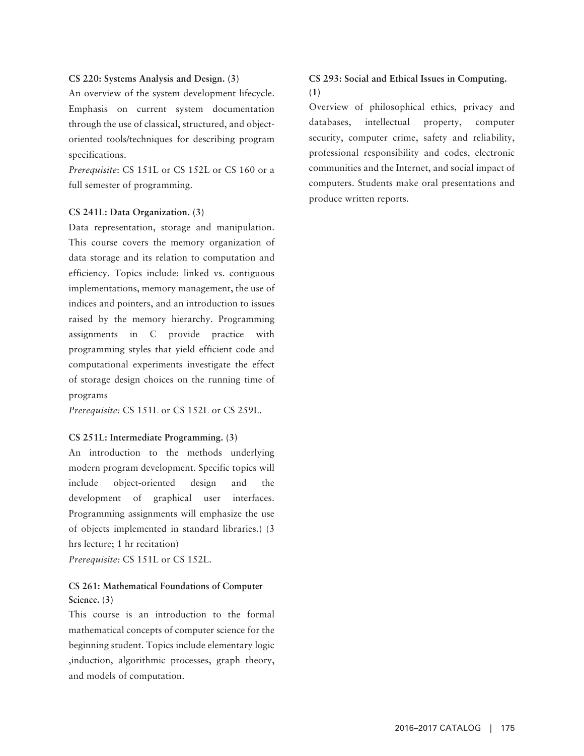**CS 220: Systems Analysis and Design. (3)**

An overview of the system development lifecycle. Emphasis on current system documentation through the use of classical, structured, and object-oriented tools/techniques for describing program specifications.

*Prerequisite*: CS 151L or CS 152L or CS 160 or a full semester of programming.

**CS 241L: Data Organization. (3)**

Data representation, storage and manipulation. This course covers the memory organization of data storage and its relation to computation and efficiency. Topics include: linked vs. contiguous implementations, memory management, the use of indices and pointers, and an introduction to issues raised by the memory hierarchy. Programming assignments in C provide practice with programming styles that yield efficient code and computational experiments investigate the effect of storage design choices on the running time of programs

*Prerequisite:* CS 151L or CS 152L or CS 259L.

**CS 251L: Intermediate Programming. (3)**

An introduction to the methods underlying modern program development. Specific topics will include object-oriented design and the development of graphical user interfaces. Programming assignments will emphasize the use of objects implemented in standard libraries.) (3 hrs lecture; 1 hr recitation)

*Prerequisite:* CS 151L or CS 152L.

**CS 261: Mathematical Foundations of Computer Science. (3)**

This course is an introduction to the formal mathematical concepts of computer science for the beginning student. Topics include elementary logic ,induction, algorithmic processes, graph theory, and models of computation.

**CS 293: Social and Ethical Issues in Computing. (1)**

Overview of philosophical ethics, privacy and databases, intellectual property, computer security, computer crime, safety and reliability, professional responsibility and codes, electronic communities and the Internet, and social impact of computers. Students make oral presentations and produce written reports.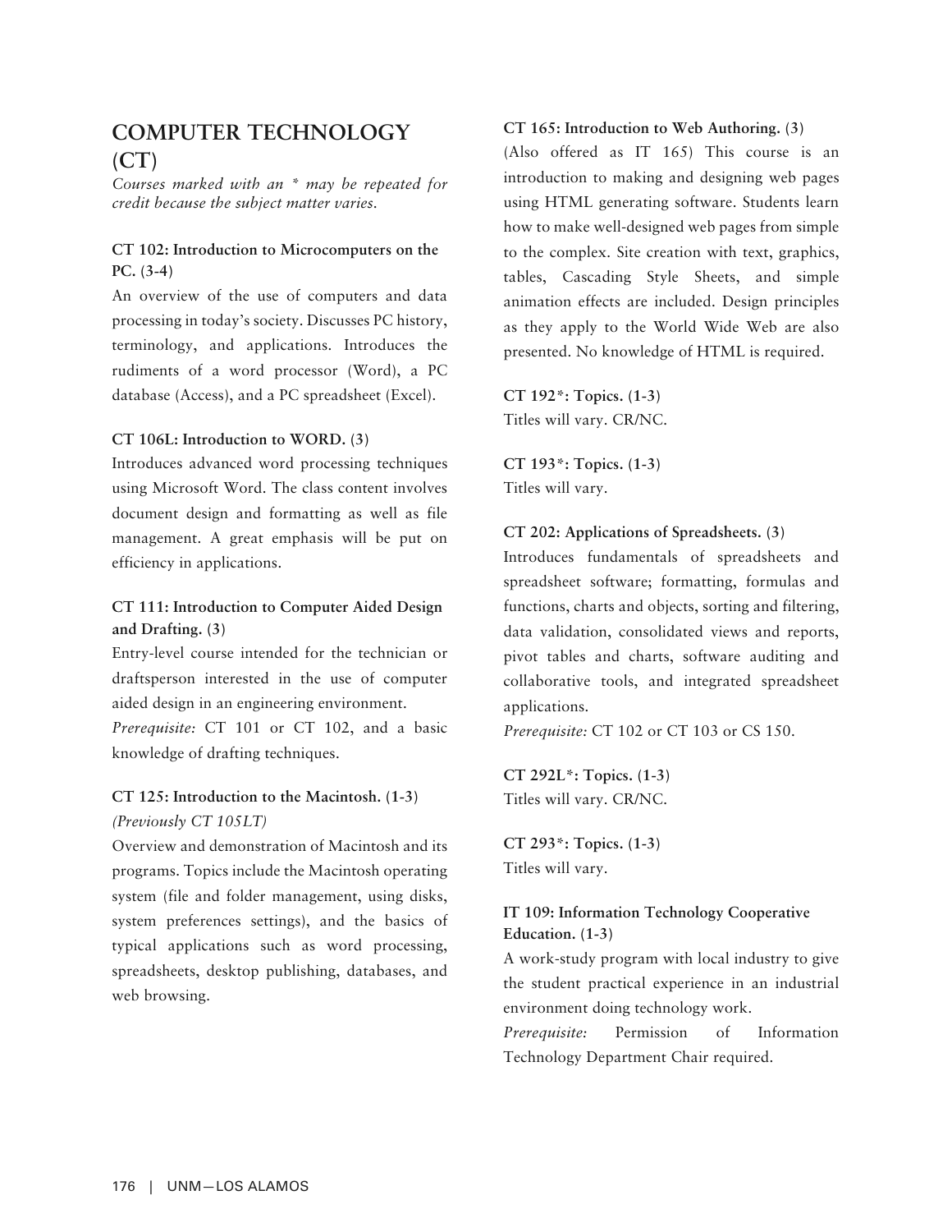## COMPUTER TECHNOLOGY (CT)

*Courses marked with an * may be repeated for credit because the subject matter varies.*

**CT 102: Introduction to Microcomputers on the PC. (3-4)**
An overview of the use of computers and data processing in today's society. Discusses PC history, terminology, and applications. Introduces the rudiments of a word processor (Word), a PC database (Access), and a PC spreadsheet (Excel).

**CT 106L: Introduction to WORD. (3)**
Introduces advanced word processing techniques using Microsoft Word. The class content involves document design and formatting as well as file management. A great emphasis will be put on efficiency in applications.

**CT 111: Introduction to Computer Aided Design and Drafting. (3)**
Entry-level course intended for the technician or draftsperson interested in the use of computer aided design in an engineering environment.
*Prerequisite:* CT 101 or CT 102, and a basic knowledge of drafting techniques.

**CT 125: Introduction to the Macintosh. (1-3)**
*(Previously CT 105LT)*
Overview and demonstration of Macintosh and its programs. Topics include the Macintosh operating system (file and folder management, using disks, system preferences settings), and the basics of typical applications such as word processing, spreadsheets, desktop publishing, databases, and web browsing.

**CT 165: Introduction to Web Authoring. (3)**
(Also offered as IT 165) This course is an introduction to making and designing web pages using HTML generating software. Students learn how to make well-designed web pages from simple to the complex. Site creation with text, graphics, tables, Cascading Style Sheets, and simple animation effects are included. Design principles as they apply to the World Wide Web are also presented. No knowledge of HTML is required.

**CT 192*: Topics. (1-3)**
Titles will vary. CR/NC.

**CT 193*: Topics. (1-3)**
Titles will vary.

**CT 202: Applications of Spreadsheets. (3)**
Introduces fundamentals of spreadsheets and spreadsheet software; formatting, formulas and functions, charts and objects, sorting and filtering, data validation, consolidated views and reports, pivot tables and charts, software auditing and collaborative tools, and integrated spreadsheet applications.
*Prerequisite:* CT 102 or CT 103 or CS 150.

**CT 292L*: Topics. (1-3)**
Titles will vary. CR/NC.

**CT 293*: Topics. (1-3)**
Titles will vary.

**IT 109: Information Technology Cooperative Education. (1-3)**
A work-study program with local industry to give the student practical experience in an industrial environment doing technology work.
*Prerequisite:* Permission of Information Technology Department Chair required.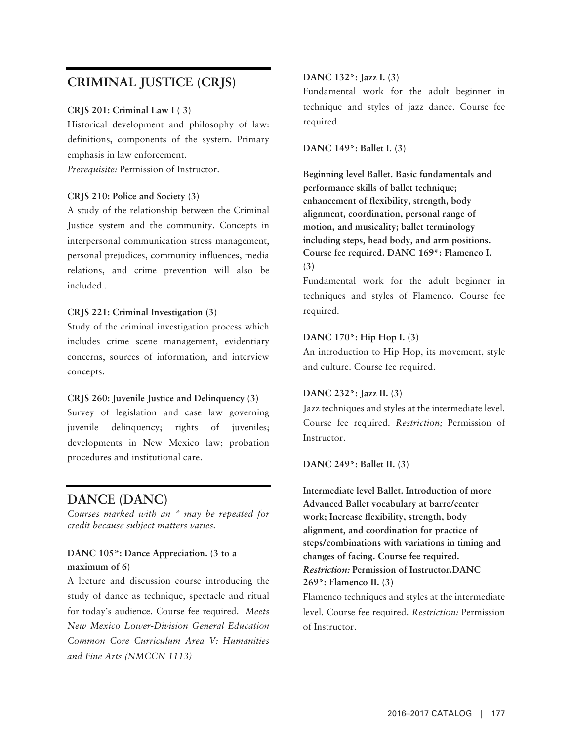## CRIMINAL JUSTICE (CRJS)

**CRJS 201: Criminal Law I ( 3)**
Historical development and philosophy of law: definitions, components of the system. Primary emphasis in law enforcement.
*Prerequisite:* Permission of Instructor.

**CRJS 210: Police and Society (3)**
A study of the relationship between the Criminal Justice system and the community. Concepts in interpersonal communication stress management, personal prejudices, community influences, media relations, and crime prevention will also be included..

**CRJS 221: Criminal Investigation (3)**
Study of the criminal investigation process which includes crime scene management, evidentiary concerns, sources of information, and interview concepts.

**CRJS 260: Juvenile Justice and Delinquency (3)**
Survey of legislation and case law governing juvenile delinquency; rights of juveniles; developments in New Mexico law; probation procedures and institutional care.

## DANCE (DANC)

*Courses marked with an * may be repeated for credit because subject matters varies.*

**DANC 105*: Dance Appreciation. (3 to a maximum of 6)**
A lecture and discussion course introducing the study of dance as technique, spectacle and ritual for today's audience. Course fee required. *Meets New Mexico Lower-Division General Education Common Core Curriculum Area V: Humanities and Fine Arts (NMCCN 1113)*

**DANC 132*: Jazz I. (3)**
Fundamental work for the adult beginner in technique and styles of jazz dance. Course fee required.

**DANC 149*: Ballet I. (3)**

**Beginning level Ballet. Basic fundamentals and performance skills of ballet technique; enhancement of flexibility, strength, body alignment, coordination, personal range of motion, and musicality; ballet terminology including steps, head body, and arm positions. Course fee required. DANC 169*: Flamenco I. (3)**
Fundamental work for the adult beginner in techniques and styles of Flamenco. Course fee required.

**DANC 170*: Hip Hop I. (3)**
An introduction to Hip Hop, its movement, style and culture. Course fee required.

**DANC 232*: Jazz II. (3)**
Jazz techniques and styles at the intermediate level. Course fee required. *Restriction;* Permission of Instructor.

**DANC 249*: Ballet II. (3)**

**Intermediate level Ballet. Introduction of more Advanced Ballet vocabulary at barre/center work; Increase flexibility, strength, body alignment, and coordination for practice of steps/combinations with variations in timing and changes of facing. Course fee required. *Restriction:* Permission of Instructor.DANC 269*: Flamenco II. (3)**
Flamenco techniques and styles at the intermediate level. Course fee required. *Restriction:* Permission of Instructor.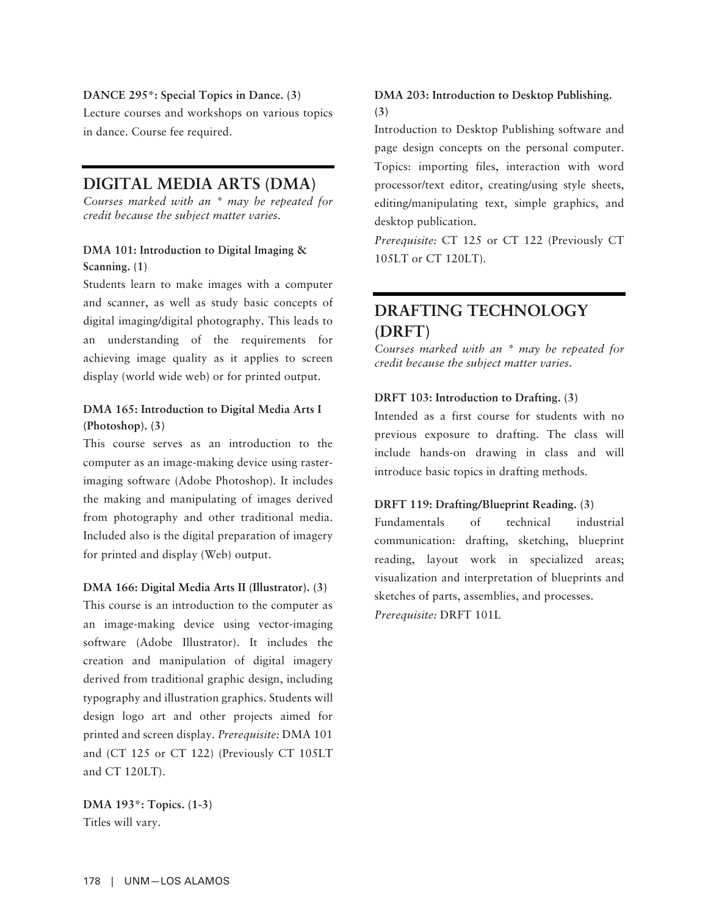**DANCE 295*: Special Topics in Dance. (3)**
Lecture courses and workshops on various topics in dance. Course fee required.

## DIGITAL MEDIA ARTS (DMA)

*Courses marked with an * may be repeated for credit because the subject matter varies.*

**DMA 101: Introduction to Digital Imaging & Scanning. (1)**
Students learn to make images with a computer and scanner, as well as study basic concepts of digital imaging/digital photography. This leads to an understanding of the requirements for achieving image quality as it applies to screen display (world wide web) or for printed output.

**DMA 165: Introduction to Digital Media Arts I (Photoshop). (3)**
This course serves as an introduction to the computer as an image-making device using raster-imaging software (Adobe Photoshop). It includes the making and manipulating of images derived from photography and other traditional media. Included also is the digital preparation of imagery for printed and display (Web) output.

**DMA 166: Digital Media Arts II (Illustrator). (3)**
This course is an introduction to the computer as an image-making device using vector-imaging software (Adobe Illustrator). It includes the creation and manipulation of digital imagery derived from traditional graphic design, including typography and illustration graphics. Students will design logo art and other projects aimed for printed and screen display. *Prerequisite:* DMA 101 and (CT 125 or CT 122) (Previously CT 105LT and CT 120LT).

**DMA 193*: Topics. (1-3)**
Titles will vary.

**DMA 203: Introduction to Desktop Publishing. (3)**
Introduction to Desktop Publishing software and page design concepts on the personal computer. Topics: importing files, interaction with word processor/text editor, creating/using style sheets, editing/manipulating text, simple graphics, and desktop publication.
*Prerequisite:* CT 125 or CT 122 (Previously CT 105LT or CT 120LT).

## DRAFTING TECHNOLOGY (DRFT)

*Courses marked with an * may be repeated for credit because the subject matter varies.*

**DRFT 103: Introduction to Drafting. (3)**
Intended as a first course for students with no previous exposure to drafting. The class will include hands-on drawing in class and will introduce basic topics in drafting methods.

**DRFT 119: Drafting/Blueprint Reading. (3)**
Fundamentals of technical industrial communication: drafting, sketching, blueprint reading, layout work in specialized areas; visualization and interpretation of blueprints and sketches of parts, assemblies, and processes.
*Prerequisite:* DRFT 101L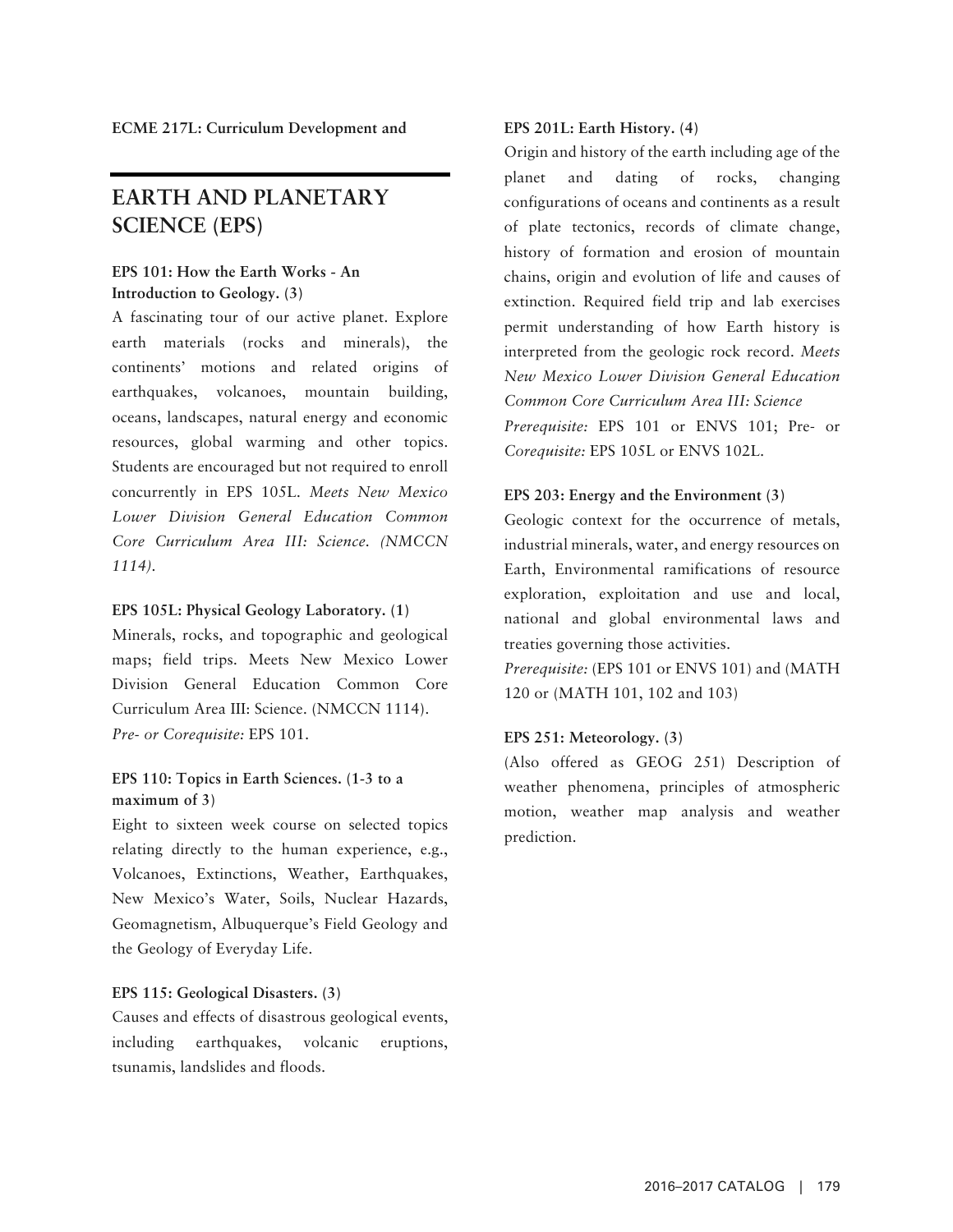**ECME 217L: Curriculum Development and**

## EARTH AND PLANETARY SCIENCE (EPS)

**EPS 101: How the Earth Works - An Introduction to Geology. (3)**

A fascinating tour of our active planet. Explore earth materials (rocks and minerals), the continents' motions and related origins of earthquakes, volcanoes, mountain building, oceans, landscapes, natural energy and economic resources, global warming and other topics. Students are encouraged but not required to enroll concurrently in EPS 105L. *Meets New Mexico Lower Division General Education Common Core Curriculum Area III: Science. (NMCCN 1114).*

**EPS 105L: Physical Geology Laboratory. (1)**

Minerals, rocks, and topographic and geological maps; field trips. Meets New Mexico Lower Division General Education Common Core Curriculum Area III: Science. (NMCCN 1114).
*Pre- or Corequisite:* EPS 101.

**EPS 110: Topics in Earth Sciences. (1-3 to a maximum of 3)**

Eight to sixteen week course on selected topics relating directly to the human experience, e.g., Volcanoes, Extinctions, Weather, Earthquakes, New Mexico's Water, Soils, Nuclear Hazards, Geomagnetism, Albuquerque's Field Geology and the Geology of Everyday Life.

**EPS 115: Geological Disasters. (3)**

Causes and effects of disastrous geological events, including earthquakes, volcanic eruptions, tsunamis, landslides and floods.

**EPS 201L: Earth History. (4)**

Origin and history of the earth including age of the planet and dating of rocks, changing configurations of oceans and continents as a result of plate tectonics, records of climate change, history of formation and erosion of mountain chains, origin and evolution of life and causes of extinction. Required field trip and lab exercises permit understanding of how Earth history is interpreted from the geologic rock record. *Meets New Mexico Lower Division General Education Common Core Curriculum Area III: Science*
*Prerequisite:* EPS 101 or ENVS 101; Pre- or *Corequisite:* EPS 105L or ENVS 102L.

**EPS 203: Energy and the Environment (3)**

Geologic context for the occurrence of metals, industrial minerals, water, and energy resources on Earth, Environmental ramifications of resource exploration, exploitation and use and local, national and global environmental laws and treaties governing those activities.
*Prerequisite:* (EPS 101 or ENVS 101) and (MATH 120 or (MATH 101, 102 and 103)

**EPS 251: Meteorology. (3)**

(Also offered as GEOG 251) Description of weather phenomena, principles of atmospheric motion, weather map analysis and weather prediction.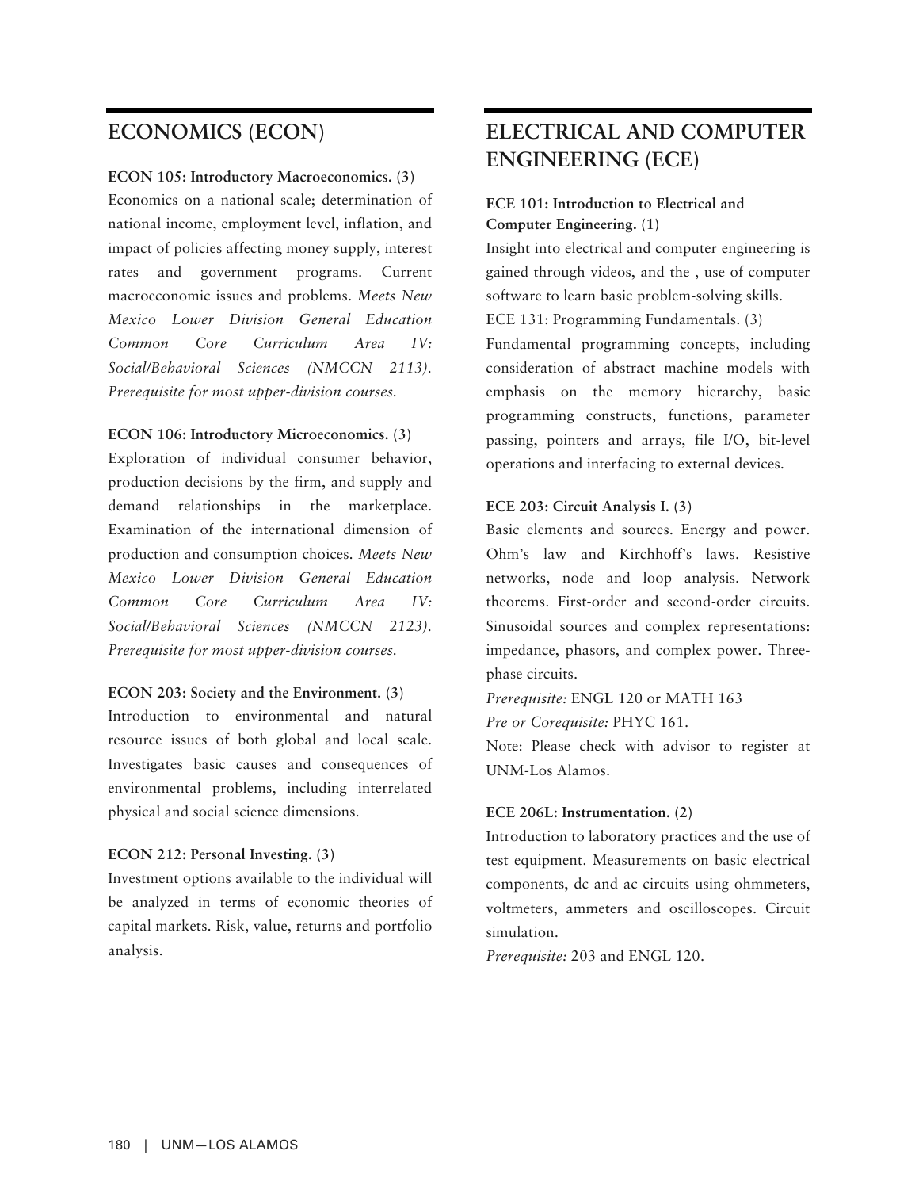## ECONOMICS (ECON)

**ECON 105: Introductory Macroeconomics. (3)**
Economics on a national scale; determination of national income, employment level, inflation, and impact of policies affecting money supply, interest rates and government programs. Current macroeconomic issues and problems. *Meets New Mexico Lower Division General Education Common Core Curriculum Area IV: Social/Behavioral Sciences (NMCCN 2113). Prerequisite for most upper-division courses.*

**ECON 106: Introductory Microeconomics. (3)**
Exploration of individual consumer behavior, production decisions by the firm, and supply and demand relationships in the marketplace. Examination of the international dimension of production and consumption choices. *Meets New Mexico Lower Division General Education Common Core Curriculum Area IV: Social/Behavioral Sciences (NMCCN 2123). Prerequisite for most upper-division courses.*

**ECON 203: Society and the Environment. (3)**
Introduction to environmental and natural resource issues of both global and local scale. Investigates basic causes and consequences of environmental problems, including interrelated physical and social science dimensions.

**ECON 212: Personal Investing. (3)**
Investment options available to the individual will be analyzed in terms of economic theories of capital markets. Risk, value, returns and portfolio analysis.

## ELECTRICAL AND COMPUTER ENGINEERING (ECE)

**ECE 101: Introduction to Electrical and Computer Engineering. (1)**
Insight into electrical and computer engineering is gained through videos, and the , use of computer software to learn basic problem-solving skills.

ECE 131: Programming Fundamentals. (3)
Fundamental programming concepts, including consideration of abstract machine models with emphasis on the memory hierarchy, basic programming constructs, functions, parameter passing, pointers and arrays, file I/O, bit-level operations and interfacing to external devices.

**ECE 203: Circuit Analysis I. (3)**
Basic elements and sources. Energy and power. Ohm's law and Kirchhoff's laws. Resistive networks, node and loop analysis. Network theorems. First-order and second-order circuits. Sinusoidal sources and complex representations: impedance, phasors, and complex power. Three-phase circuits.
*Prerequisite:* ENGL 120 or MATH 163
*Pre or Corequisite:* PHYC 161.
Note: Please check with advisor to register at UNM-Los Alamos.

**ECE 206L: Instrumentation. (2)**
Introduction to laboratory practices and the use of test equipment. Measurements on basic electrical components, dc and ac circuits using ohmmeters, voltmeters, ammeters and oscilloscopes. Circuit simulation.
*Prerequisite:* 203 and ENGL 120.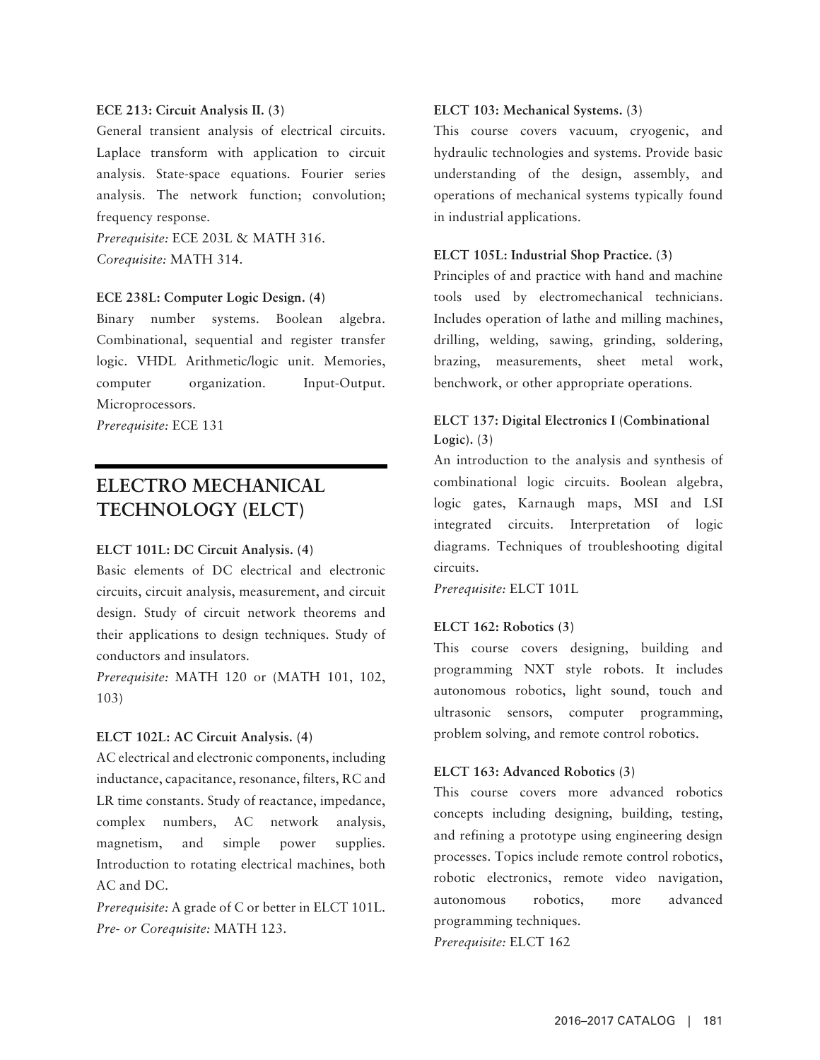**ECE 213: Circuit Analysis II. (3)**

General transient analysis of electrical circuits. Laplace transform with application to circuit analysis. State-space equations. Fourier series analysis. The network function; convolution; frequency response.

*Prerequisite:* ECE 203L & MATH 316.
*Corequisite:* MATH 314.

**ECE 238L: Computer Logic Design. (4)**

Binary number systems. Boolean algebra. Combinational, sequential and register transfer logic. VHDL Arithmetic/logic unit. Memories, computer organization. Input-Output. Microprocessors.

*Prerequisite:* ECE 131

## ELECTRO MECHANICAL TECHNOLOGY (ELCT)

**ELCT 101L: DC Circuit Analysis. (4)**

Basic elements of DC electrical and electronic circuits, circuit analysis, measurement, and circuit design. Study of circuit network theorems and their applications to design techniques. Study of conductors and insulators.

*Prerequisite:* MATH 120 or (MATH 101, 102, 103)

**ELCT 102L: AC Circuit Analysis. (4)**

AC electrical and electronic components, including inductance, capacitance, resonance, filters, RC and LR time constants. Study of reactance, impedance, complex numbers, AC network analysis, magnetism, and simple power supplies. Introduction to rotating electrical machines, both AC and DC.

*Prerequisite:* A grade of C or better in ELCT 101L.
*Pre- or Corequisite:* MATH 123.

**ELCT 103: Mechanical Systems. (3)**

This course covers vacuum, cryogenic, and hydraulic technologies and systems. Provide basic understanding of the design, assembly, and operations of mechanical systems typically found in industrial applications.

**ELCT 105L: Industrial Shop Practice. (3)**

Principles of and practice with hand and machine tools used by electromechanical technicians. Includes operation of lathe and milling machines, drilling, welding, sawing, grinding, soldering, brazing, measurements, sheet metal work, benchwork, or other appropriate operations.

**ELCT 137: Digital Electronics I (Combinational Logic). (3)**

An introduction to the analysis and synthesis of combinational logic circuits. Boolean algebra, logic gates, Karnaugh maps, MSI and LSI integrated circuits. Interpretation of logic diagrams. Techniques of troubleshooting digital circuits.

*Prerequisite:* ELCT 101L

**ELCT 162: Robotics (3)**

This course covers designing, building and programming NXT style robots. It includes autonomous robotics, light sound, touch and ultrasonic sensors, computer programming, problem solving, and remote control robotics.

**ELCT 163: Advanced Robotics (3)**

This course covers more advanced robotics concepts including designing, building, testing, and refining a prototype using engineering design processes. Topics include remote control robotics, robotic electronics, remote video navigation, autonomous robotics, more advanced programming techniques.

*Prerequisite:* ELCT 162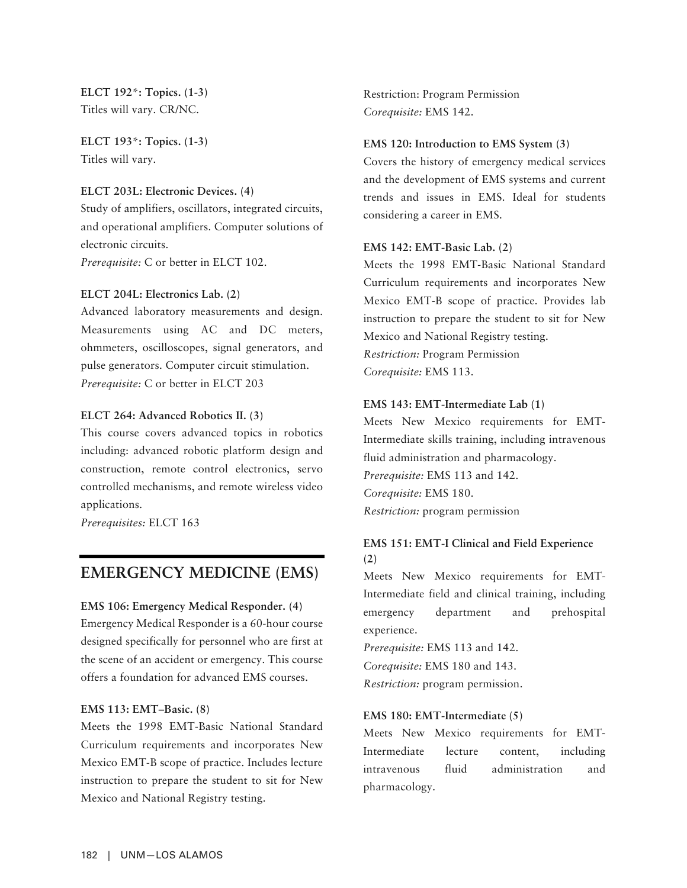**ELCT 192*: Topics. (1-3)**
Titles will vary. CR/NC.

**ELCT 193*: Topics. (1-3)**
Titles will vary.

**ELCT 203L: Electronic Devices. (4)**
Study of amplifiers, oscillators, integrated circuits, and operational amplifiers. Computer solutions of electronic circuits.
*Prerequisite:* C or better in ELCT 102.

**ELCT 204L: Electronics Lab. (2)**
Advanced laboratory measurements and design. Measurements using AC and DC meters, ohmmeters, oscilloscopes, signal generators, and pulse generators. Computer circuit stimulation.
*Prerequisite:* C or better in ELCT 203

**ELCT 264: Advanced Robotics II. (3)**
This course covers advanced topics in robotics including: advanced robotic platform design and construction, remote control electronics, servo controlled mechanisms, and remote wireless video applications.
*Prerequisites:* ELCT 163

## EMERGENCY MEDICINE (EMS)

**EMS 106: Emergency Medical Responder. (4)**
Emergency Medical Responder is a 60-hour course designed specifically for personnel who are first at the scene of an accident or emergency. This course offers a foundation for advanced EMS courses.

**EMS 113: EMT–Basic. (8)**
Meets the 1998 EMT-Basic National Standard Curriculum requirements and incorporates New Mexico EMT-B scope of practice. Includes lecture instruction to prepare the student to sit for New Mexico and National Registry testing.
Restriction: Program Permission
*Corequisite:* EMS 142.

**EMS 120: Introduction to EMS System (3)**
Covers the history of emergency medical services and the development of EMS systems and current trends and issues in EMS. Ideal for students considering a career in EMS.

**EMS 142: EMT-Basic Lab. (2)**
Meets the 1998 EMT-Basic National Standard Curriculum requirements and incorporates New Mexico EMT-B scope of practice. Provides lab instruction to prepare the student to sit for New Mexico and National Registry testing.
*Restriction:* Program Permission
*Corequisite:* EMS 113.

**EMS 143: EMT-Intermediate Lab (1)**
Meets New Mexico requirements for EMT-Intermediate skills training, including intravenous fluid administration and pharmacology.
*Prerequisite:* EMS 113 and 142.
*Corequisite:* EMS 180.
*Restriction:* program permission

**EMS 151: EMT-I Clinical and Field Experience (2)**
Meets New Mexico requirements for EMT-Intermediate field and clinical training, including emergency department and prehospital experience.
*Prerequisite:* EMS 113 and 142.
*Corequisite:* EMS 180 and 143.
*Restriction:* program permission.

**EMS 180: EMT-Intermediate (5)**
Meets New Mexico requirements for EMT-Intermediate lecture content, including intravenous fluid administration and pharmacology.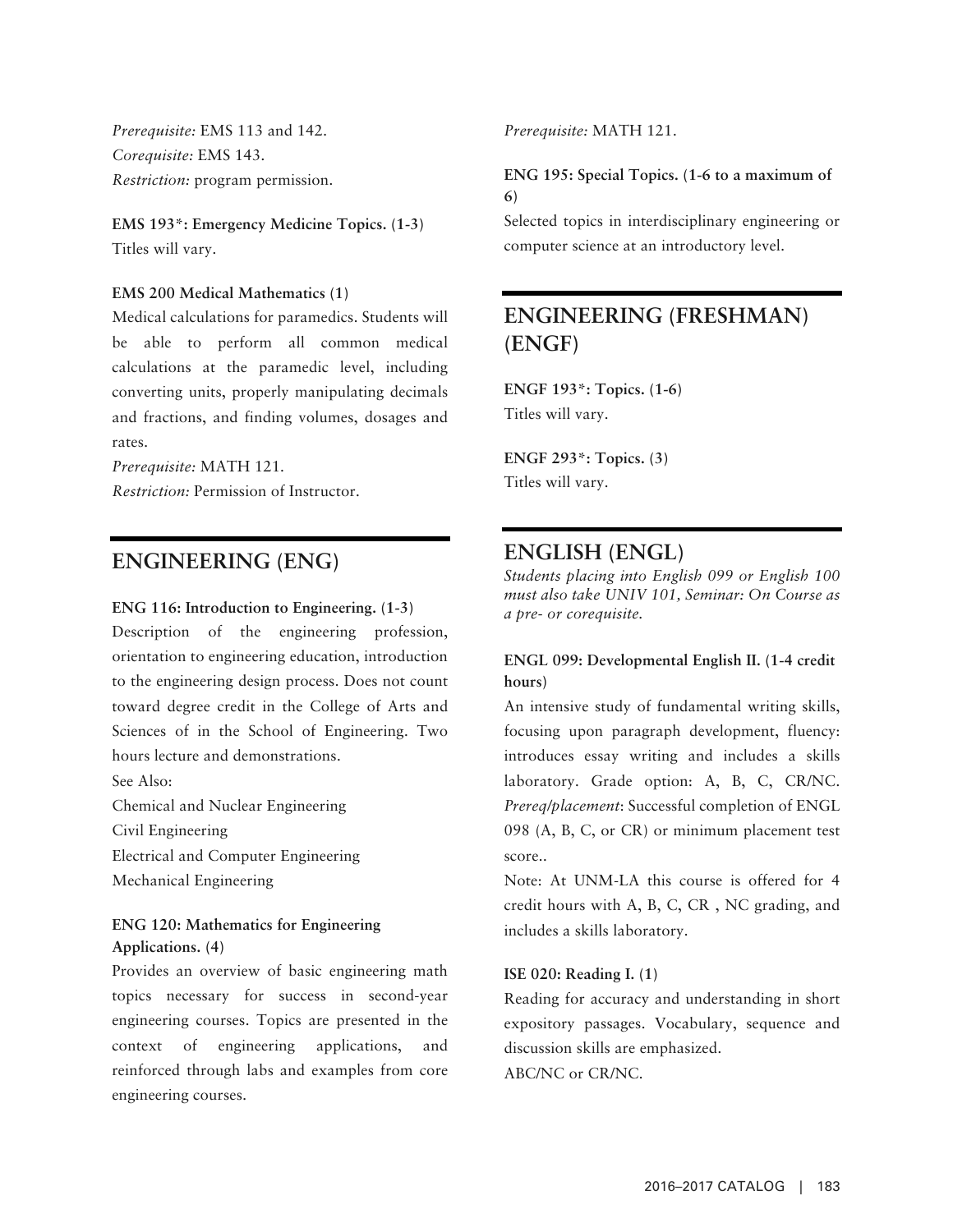*Prerequisite:* EMS 113 and 142.
*Corequisite:* EMS 143.
*Restriction:* program permission.

**EMS 193*: Emergency Medicine Topics. (1-3)**
Titles will vary.

**EMS 200 Medical Mathematics (1)**
Medical calculations for paramedics. Students will be able to perform all common medical calculations at the paramedic level, including converting units, properly manipulating decimals and fractions, and finding volumes, dosages and rates.
*Prerequisite:* MATH 121.
*Restriction:* Permission of Instructor.

## ENGINEERING (ENG)

**ENG 116: Introduction to Engineering. (1-3)**
Description of the engineering profession, orientation to engineering education, introduction to the engineering design process. Does not count toward degree credit in the College of Arts and Sciences of in the School of Engineering. Two hours lecture and demonstrations.
See Also:
Chemical and Nuclear Engineering
Civil Engineering
Electrical and Computer Engineering
Mechanical Engineering

**ENG 120: Mathematics for Engineering Applications. (4)**
Provides an overview of basic engineering math topics necessary for success in second-year engineering courses. Topics are presented in the context of engineering applications, and reinforced through labs and examples from core engineering courses.
*Prerequisite:* MATH 121.

**ENG 195: Special Topics. (1-6 to a maximum of 6)**
Selected topics in interdisciplinary engineering or computer science at an introductory level.

## ENGINEERING (FRESHMAN) (ENGF)

**ENGF 193*: Topics. (1-6)**
Titles will vary.

**ENGF 293*: Topics. (3)**
Titles will vary.

## ENGLISH (ENGL)

*Students placing into English 099 or English 100 must also take UNIV 101, Seminar: On Course as a pre- or corequisite.*

**ENGL 099: Developmental English II. (1-4 credit hours)**
An intensive study of fundamental writing skills, focusing upon paragraph development, fluency: introduces essay writing and includes a skills laboratory. Grade option: A, B, C, CR/NC.
*Prereq/placement*: Successful completion of ENGL 098 (A, B, C, or CR) or minimum placement test score..
Note: At UNM-LA this course is offered for 4 credit hours with A, B, C, CR , NC grading, and includes a skills laboratory.

**ISE 020: Reading I. (1)**
Reading for accuracy and understanding in short expository passages. Vocabulary, sequence and discussion skills are emphasized.
ABC/NC or CR/NC.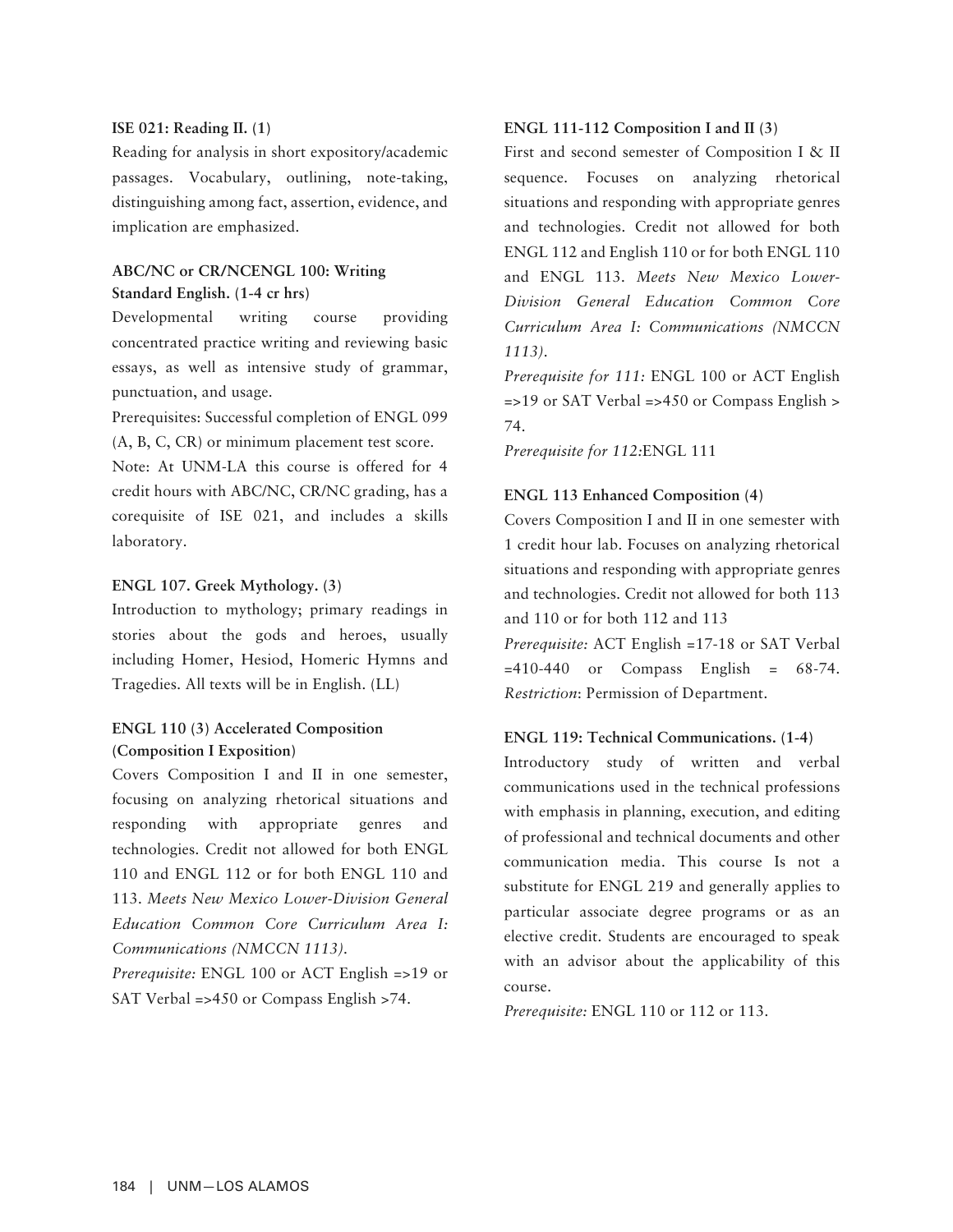**ISE 021: Reading II. (1)**

Reading for analysis in short expository/academic passages. Vocabulary, outlining, note-taking, distinguishing among fact, assertion, evidence, and implication are emphasized.

**ABC/NC or CR/NCENGL 100: Writing Standard English. (1-4 cr hrs)**

Developmental writing course providing concentrated practice writing and reviewing basic essays, as well as intensive study of grammar, punctuation, and usage.

Prerequisites: Successful completion of ENGL 099 (A, B, C, CR) or minimum placement test score.

Note: At UNM-LA this course is offered for 4 credit hours with ABC/NC, CR/NC grading, has a corequisite of ISE 021, and includes a skills laboratory.

**ENGL 107. Greek Mythology. (3)**

Introduction to mythology; primary readings in stories about the gods and heroes, usually including Homer, Hesiod, Homeric Hymns and Tragedies. All texts will be in English. (LL)

**ENGL 110 (3) Accelerated Composition (Composition I Exposition)**

Covers Composition I and II in one semester, focusing on analyzing rhetorical situations and responding with appropriate genres and technologies. Credit not allowed for both ENGL 110 and ENGL 112 or for both ENGL 110 and 113. *Meets New Mexico Lower-Division General Education Common Core Curriculum Area I: Communications (NMCCN 1113).*

*Prerequisite:* ENGL 100 or ACT English =>19 or SAT Verbal =>450 or Compass English >74.

**ENGL 111-112 Composition I and II (3)**

First and second semester of Composition I & II sequence. Focuses on analyzing rhetorical situations and responding with appropriate genres and technologies. Credit not allowed for both ENGL 112 and English 110 or for both ENGL 110 and ENGL 113. *Meets New Mexico Lower-Division General Education Common Core Curriculum Area I: Communications (NMCCN 1113).*

*Prerequisite for 111:* ENGL 100 or ACT English =>19 or SAT Verbal =>450 or Compass English > 74.

*Prerequisite for 112:*ENGL 111

**ENGL 113 Enhanced Composition (4)**

Covers Composition I and II in one semester with 1 credit hour lab. Focuses on analyzing rhetorical situations and responding with appropriate genres and technologies. Credit not allowed for both 113 and 110 or for both 112 and 113

*Prerequisite:* ACT English =17-18 or SAT Verbal =410-440 or Compass English = 68-74. *Restriction*: Permission of Department.

**ENGL 119: Technical Communications. (1-4)**

Introductory study of written and verbal communications used in the technical professions with emphasis in planning, execution, and editing of professional and technical documents and other communication media. This course Is not a substitute for ENGL 219 and generally applies to particular associate degree programs or as an elective credit. Students are encouraged to speak with an advisor about the applicability of this course.

*Prerequisite:* ENGL 110 or 112 or 113.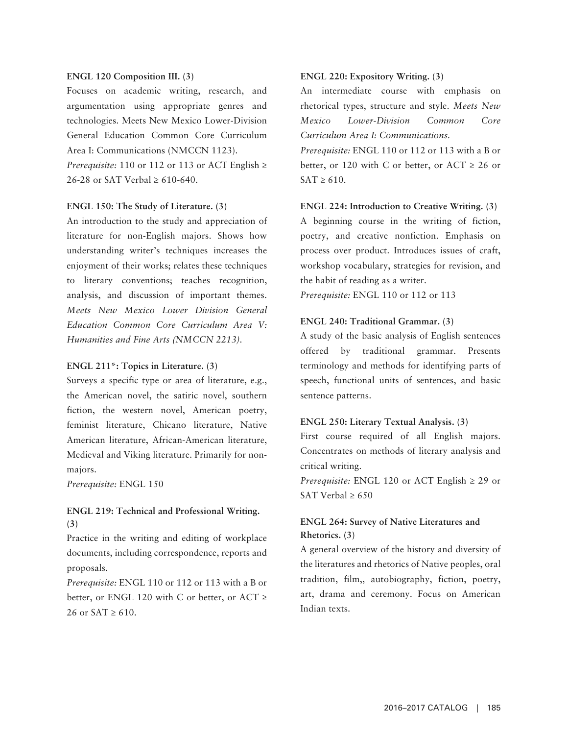**ENGL 120 Composition III. (3)**

Focuses on academic writing, research, and argumentation using appropriate genres and technologies. Meets New Mexico Lower-Division General Education Common Core Curriculum Area I: Communications (NMCCN 1123).

*Prerequisite:* 110 or 112 or 113 or ACT English ≥ 26-28 or SAT Verbal ≥ 610-640.

**ENGL 150: The Study of Literature. (3)**

An introduction to the study and appreciation of literature for non-English majors. Shows how understanding writer's techniques increases the enjoyment of their works; relates these techniques to literary conventions; teaches recognition, analysis, and discussion of important themes. *Meets New Mexico Lower Division General Education Common Core Curriculum Area V: Humanities and Fine Arts (NMCCN 2213).*

**ENGL 211*: Topics in Literature. (3)**

Surveys a specific type or area of literature, e.g., the American novel, the satiric novel, southern fiction, the western novel, American poetry, feminist literature, Chicano literature, Native American literature, African-American literature, Medieval and Viking literature. Primarily for non-majors.

*Prerequisite:* ENGL 150

**ENGL 219: Technical and Professional Writing. (3)**

Practice in the writing and editing of workplace documents, including correspondence, reports and proposals.

*Prerequisite:* ENGL 110 or 112 or 113 with a B or better, or ENGL 120 with C or better, or ACT ≥ 26 or SAT ≥ 610.

**ENGL 220: Expository Writing. (3)**

An intermediate course with emphasis on rhetorical types, structure and style. *Meets New Mexico Lower-Division Common Core Curriculum Area I: Communications.*

*Prerequisite:* ENGL 110 or 112 or 113 with a B or better, or 120 with C or better, or ACT ≥ 26 or SAT ≥ 610.

**ENGL 224: Introduction to Creative Writing. (3)**

A beginning course in the writing of fiction, poetry, and creative nonfiction. Emphasis on process over product. Introduces issues of craft, workshop vocabulary, strategies for revision, and the habit of reading as a writer.

*Prerequisite:* ENGL 110 or 112 or 113

**ENGL 240: Traditional Grammar. (3)**

A study of the basic analysis of English sentences offered by traditional grammar. Presents terminology and methods for identifying parts of speech, functional units of sentences, and basic sentence patterns.

**ENGL 250: Literary Textual Analysis. (3)**

First course required of all English majors. Concentrates on methods of literary analysis and critical writing.

*Prerequisite:* ENGL 120 or ACT English ≥ 29 or SAT Verbal ≥ 650

**ENGL 264: Survey of Native Literatures and Rhetorics. (3)**

A general overview of the history and diversity of the literatures and rhetorics of Native peoples, oral tradition, film,, autobiography, fiction, poetry, art, drama and ceremony. Focus on American Indian texts.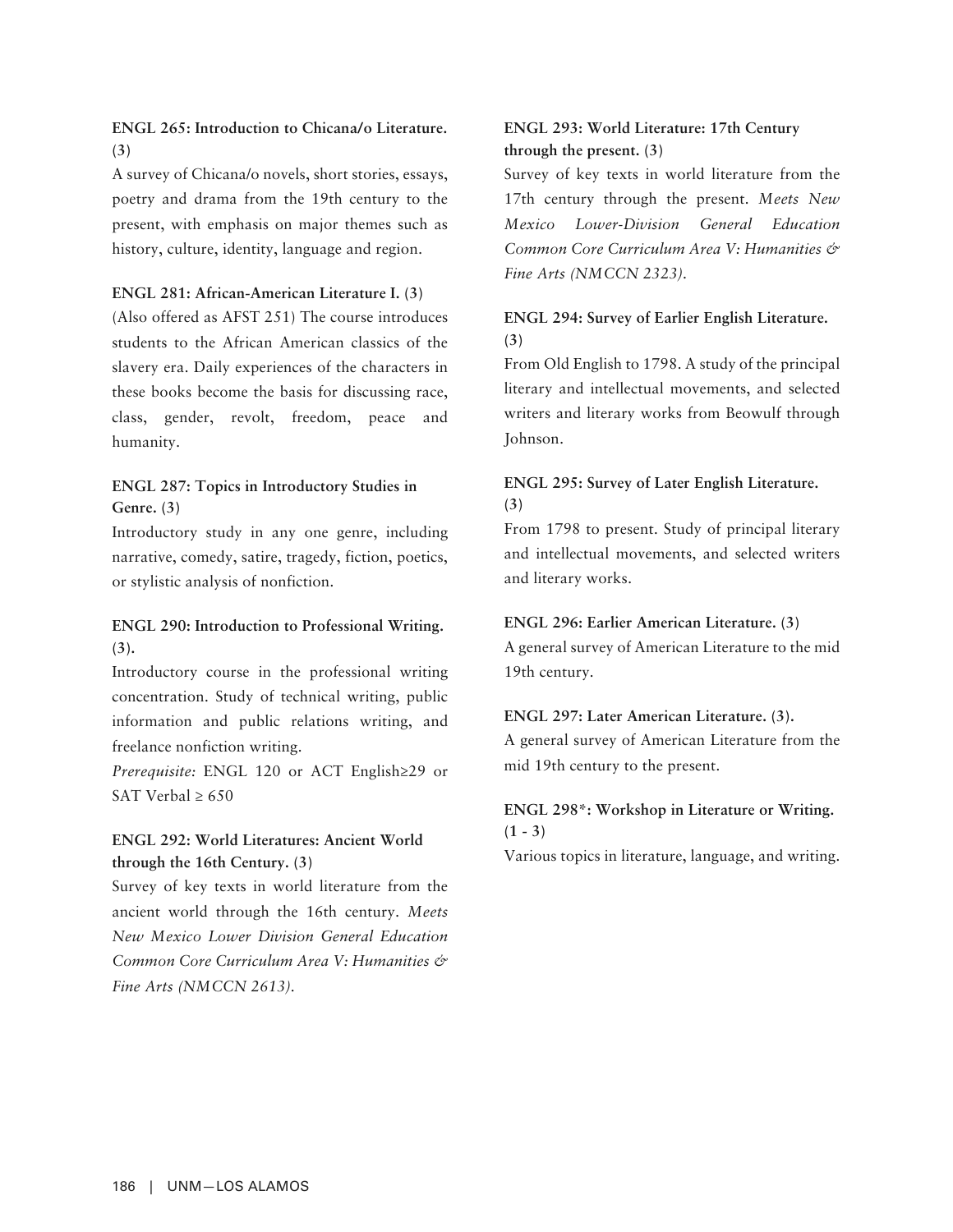**ENGL 265: Introduction to Chicana/o Literature. (3)**

A survey of Chicana/o novels, short stories, essays, poetry and drama from the 19th century to the present, with emphasis on major themes such as history, culture, identity, language and region.

**ENGL 281: African-American Literature I. (3)**

(Also offered as AFST 251) The course introduces students to the African American classics of the slavery era. Daily experiences of the characters in these books become the basis for discussing race, class, gender, revolt, freedom, peace and humanity.

**ENGL 287: Topics in Introductory Studies in Genre. (3)**

Introductory study in any one genre, including narrative, comedy, satire, tragedy, fiction, poetics, or stylistic analysis of nonfiction.

**ENGL 290: Introduction to Professional Writing. (3).**

Introductory course in the professional writing concentration. Study of technical writing, public information and public relations writing, and freelance nonfiction writing.

*Prerequisite:* ENGL 120 or ACT English≥29 or SAT Verbal ≥ 650

**ENGL 292: World Literatures: Ancient World through the 16th Century. (3)**

Survey of key texts in world literature from the ancient world through the 16th century. *Meets New Mexico Lower Division General Education Common Core Curriculum Area V: Humanities & Fine Arts (NMCCN 2613).*

**ENGL 293: World Literature: 17th Century through the present. (3)**

Survey of key texts in world literature from the 17th century through the present. *Meets New Mexico Lower-Division General Education Common Core Curriculum Area V: Humanities & Fine Arts (NMCCN 2323).*

**ENGL 294: Survey of Earlier English Literature. (3)**

From Old English to 1798. A study of the principal literary and intellectual movements, and selected writers and literary works from Beowulf through Johnson.

**ENGL 295: Survey of Later English Literature. (3)**

From 1798 to present. Study of principal literary and intellectual movements, and selected writers and literary works.

**ENGL 296: Earlier American Literature. (3)**

A general survey of American Literature to the mid 19th century.

**ENGL 297: Later American Literature. (3).**

A general survey of American Literature from the mid 19th century to the present.

**ENGL 298*: Workshop in Literature or Writing. (1 - 3)**

Various topics in literature, language, and writing.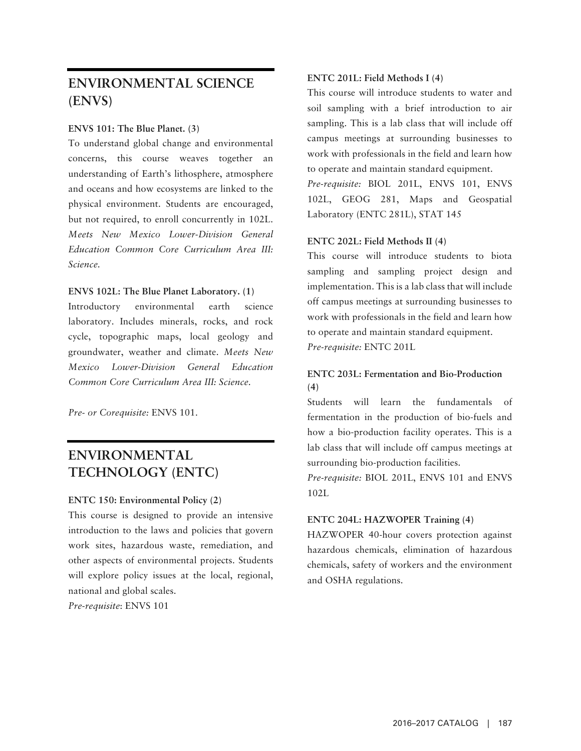## ENVIRONMENTAL SCIENCE (ENVS)

**ENVS 101: The Blue Planet. (3)**

To understand global change and environmental concerns, this course weaves together an understanding of Earth's lithosphere, atmosphere and oceans and how ecosystems are linked to the physical environment. Students are encouraged, but not required, to enroll concurrently in 102L. *Meets New Mexico Lower-Division General Education Common Core Curriculum Area III: Science.*

**ENVS 102L: The Blue Planet Laboratory. (1)**

Introductory environmental earth science laboratory. Includes minerals, rocks, and rock cycle, topographic maps, local geology and groundwater, weather and climate. *Meets New Mexico Lower-Division General Education Common Core Curriculum Area III: Science.*

*Pre- or Corequisite:* ENVS 101.

## ENVIRONMENTAL TECHNOLOGY (ENTC)

**ENTC 150: Environmental Policy (2)**

This course is designed to provide an intensive introduction to the laws and policies that govern work sites, hazardous waste, remediation, and other aspects of environmental projects. Students will explore policy issues at the local, regional, national and global scales.

*Pre-requisite*: ENVS 101

**ENTC 201L: Field Methods I (4)**

This course will introduce students to water and soil sampling with a brief introduction to air sampling. This is a lab class that will include off campus meetings at surrounding businesses to work with professionals in the field and learn how to operate and maintain standard equipment.

*Pre-requisite:* BIOL 201L, ENVS 101, ENVS 102L, GEOG 281, Maps and Geospatial Laboratory (ENTC 281L), STAT 145

**ENTC 202L: Field Methods II (4)**

This course will introduce students to biota sampling and sampling project design and implementation. This is a lab class that will include off campus meetings at surrounding businesses to work with professionals in the field and learn how to operate and maintain standard equipment.

*Pre-requisite:* ENTC 201L

**ENTC 203L: Fermentation and Bio-Production (4)**

Students will learn the fundamentals of fermentation in the production of bio-fuels and how a bio-production facility operates. This is a lab class that will include off campus meetings at surrounding bio-production facilities.

*Pre-requisite:* BIOL 201L, ENVS 101 and ENVS 102L

**ENTC 204L: HAZWOPER Training (4)**

HAZWOPER 40-hour covers protection against hazardous chemicals, elimination of hazardous chemicals, safety of workers and the environment and OSHA regulations.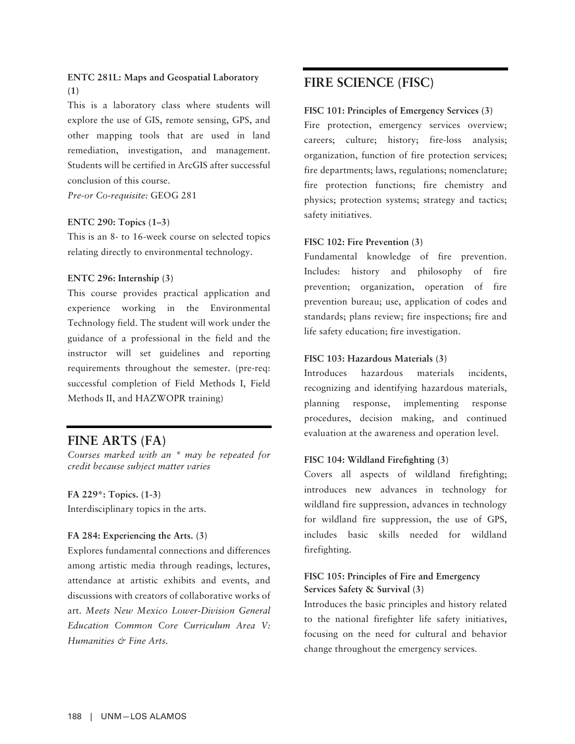**ENTC 281L: Maps and Geospatial Laboratory (1)**

This is a laboratory class where students will explore the use of GIS, remote sensing, GPS, and other mapping tools that are used in land remediation, investigation, and management. Students will be certified in ArcGIS after successful conclusion of this course.

*Pre-or Co-requisite:* GEOG 281

**ENTC 290: Topics (1–3)**

This is an 8- to 16-week course on selected topics relating directly to environmental technology.

**ENTC 296: Internship (3)**

This course provides practical application and experience working in the Environmental Technology field. The student will work under the guidance of a professional in the field and the instructor will set guidelines and reporting requirements throughout the semester. (pre-req: successful completion of Field Methods I, Field Methods II, and HAZWOPR training)

## FINE ARTS (FA)

*Courses marked with an * may be repeated for credit because subject matter varies*

**FA 229*: Topics. (1-3)**

Interdisciplinary topics in the arts.

**FA 284: Experiencing the Arts. (3)**

Explores fundamental connections and differences among artistic media through readings, lectures, attendance at artistic exhibits and events, and discussions with creators of collaborative works of art. *Meets New Mexico Lower-Division General Education Common Core Curriculum Area V: Humanities & Fine Arts.*

## FIRE SCIENCE (FISC)

**FISC 101: Principles of Emergency Services (3)**

Fire protection, emergency services overview; careers; culture; history; fire-loss analysis; organization, function of fire protection services; fire departments; laws, regulations; nomenclature; fire protection functions; fire chemistry and physics; protection systems; strategy and tactics; safety initiatives.

**FISC 102: Fire Prevention (3)**

Fundamental knowledge of fire prevention. Includes: history and philosophy of fire prevention; organization, operation of fire prevention bureau; use, application of codes and standards; plans review; fire inspections; fire and life safety education; fire investigation.

**FISC 103: Hazardous Materials (3)**

Introduces hazardous materials incidents, recognizing and identifying hazardous materials, planning response, implementing response procedures, decision making, and continued evaluation at the awareness and operation level.

**FISC 104: Wildland Firefighting (3)**

Covers all aspects of wildland firefighting; introduces new advances in technology for wildland fire suppression, advances in technology for wildland fire suppression, the use of GPS, includes basic skills needed for wildland firefighting.

**FISC 105: Principles of Fire and Emergency Services Safety & Survival (3)**

Introduces the basic principles and history related to the national firefighter life safety initiatives, focusing on the need for cultural and behavior change throughout the emergency services.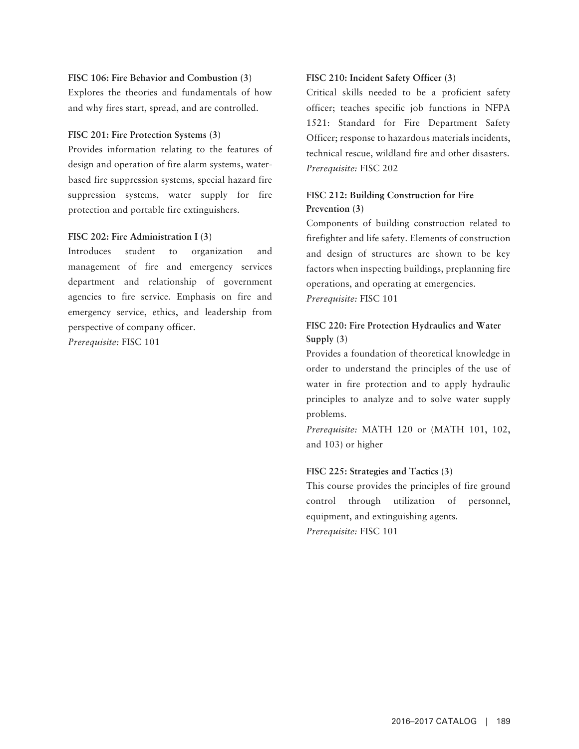**FISC 106: Fire Behavior and Combustion (3)**
Explores the theories and fundamentals of how and why fires start, spread, and are controlled.

**FISC 201: Fire Protection Systems (3)**
Provides information relating to the features of design and operation of fire alarm systems, water-based fire suppression systems, special hazard fire suppression systems, water supply for fire protection and portable fire extinguishers.

**FISC 202: Fire Administration I (3)**
Introduces student to organization and management of fire and emergency services department and relationship of government agencies to fire service. Emphasis on fire and emergency service, ethics, and leadership from perspective of company officer.
*Prerequisite:* FISC 101

**FISC 210: Incident Safety Officer (3)**
Critical skills needed to be a proficient safety officer; teaches specific job functions in NFPA 1521: Standard for Fire Department Safety Officer; response to hazardous materials incidents, technical rescue, wildland fire and other disasters.
*Prerequisite:* FISC 202

**FISC 212: Building Construction for Fire Prevention (3)**
Components of building construction related to firefighter and life safety. Elements of construction and design of structures are shown to be key factors when inspecting buildings, preplanning fire operations, and operating at emergencies.
*Prerequisite:* FISC 101

**FISC 220: Fire Protection Hydraulics and Water Supply (3)**
Provides a foundation of theoretical knowledge in order to understand the principles of the use of water in fire protection and to apply hydraulic principles to analyze and to solve water supply problems.
*Prerequisite:* MATH 120 or (MATH 101, 102, and 103) or higher

**FISC 225: Strategies and Tactics (3)**
This course provides the principles of fire ground control through utilization of personnel, equipment, and extinguishing agents.
*Prerequisite:* FISC 101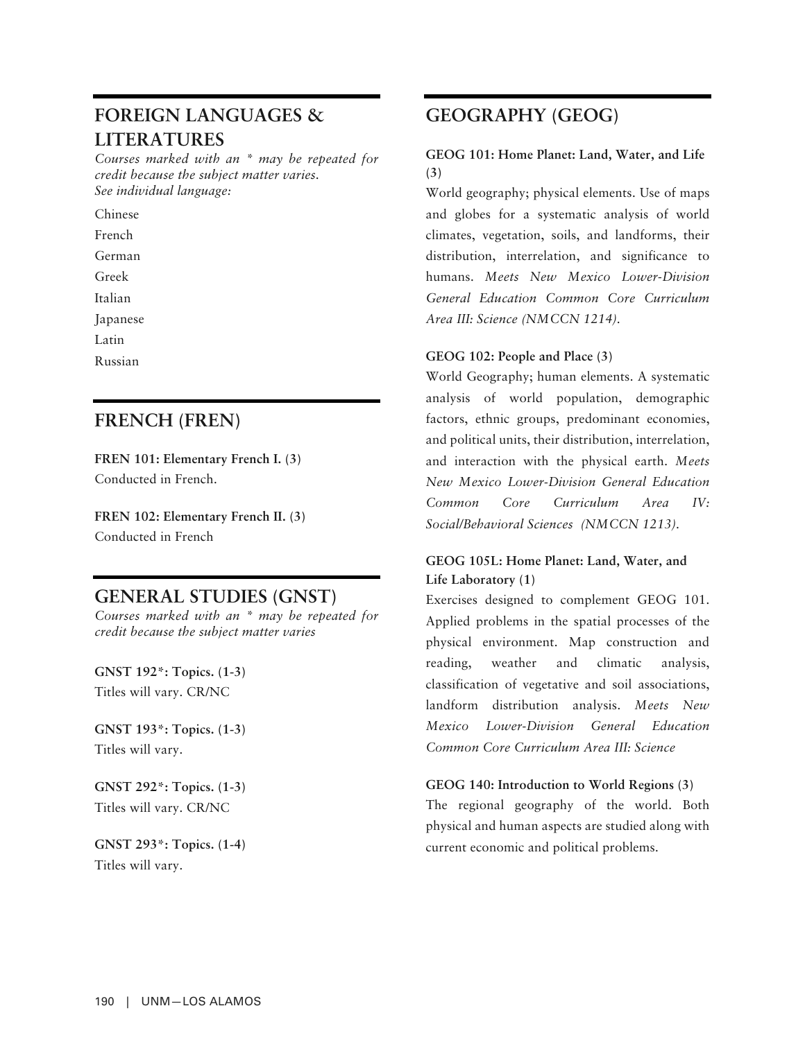## FOREIGN LANGUAGES & LITERATURES

*Courses marked with an * may be repeated for credit because the subject matter varies.*
*See individual language:*

Chinese

French

German

Greek

Italian

Japanese

Latin

Russian

## FRENCH (FREN)

**FREN 101: Elementary French I. (3)**
Conducted in French.

**FREN 102: Elementary French II. (3)**
Conducted in French

## GENERAL STUDIES (GNST)

*Courses marked with an * may be repeated for credit because the subject matter varies*

**GNST 192*: Topics. (1-3)**
Titles will vary. CR/NC

**GNST 193*: Topics. (1-3)**
Titles will vary.

**GNST 292*: Topics. (1-3)**
Titles will vary. CR/NC

**GNST 293*: Topics. (1-4)**
Titles will vary.

## GEOGRAPHY (GEOG)

**GEOG 101: Home Planet: Land, Water, and Life (3)**
World geography; physical elements. Use of maps and globes for a systematic analysis of world climates, vegetation, soils, and landforms, their distribution, interrelation, and significance to humans. *Meets New Mexico Lower-Division General Education Common Core Curriculum Area III: Science (NMCCN 1214).*

**GEOG 102: People and Place (3)**
World Geography; human elements. A systematic analysis of world population, demographic factors, ethnic groups, predominant economies, and political units, their distribution, interrelation, and interaction with the physical earth. *Meets New Mexico Lower-Division General Education Common Core Curriculum Area IV: Social/Behavioral Sciences (NMCCN 1213).*

**GEOG 105L: Home Planet: Land, Water, and Life Laboratory (1)**
Exercises designed to complement GEOG 101. Applied problems in the spatial processes of the physical environment. Map construction and reading, weather and climatic analysis, classification of vegetative and soil associations, landform distribution analysis. *Meets New Mexico Lower-Division General Education Common Core Curriculum Area III: Science*

**GEOG 140: Introduction to World Regions (3)**
The regional geography of the world. Both physical and human aspects are studied along with current economic and political problems.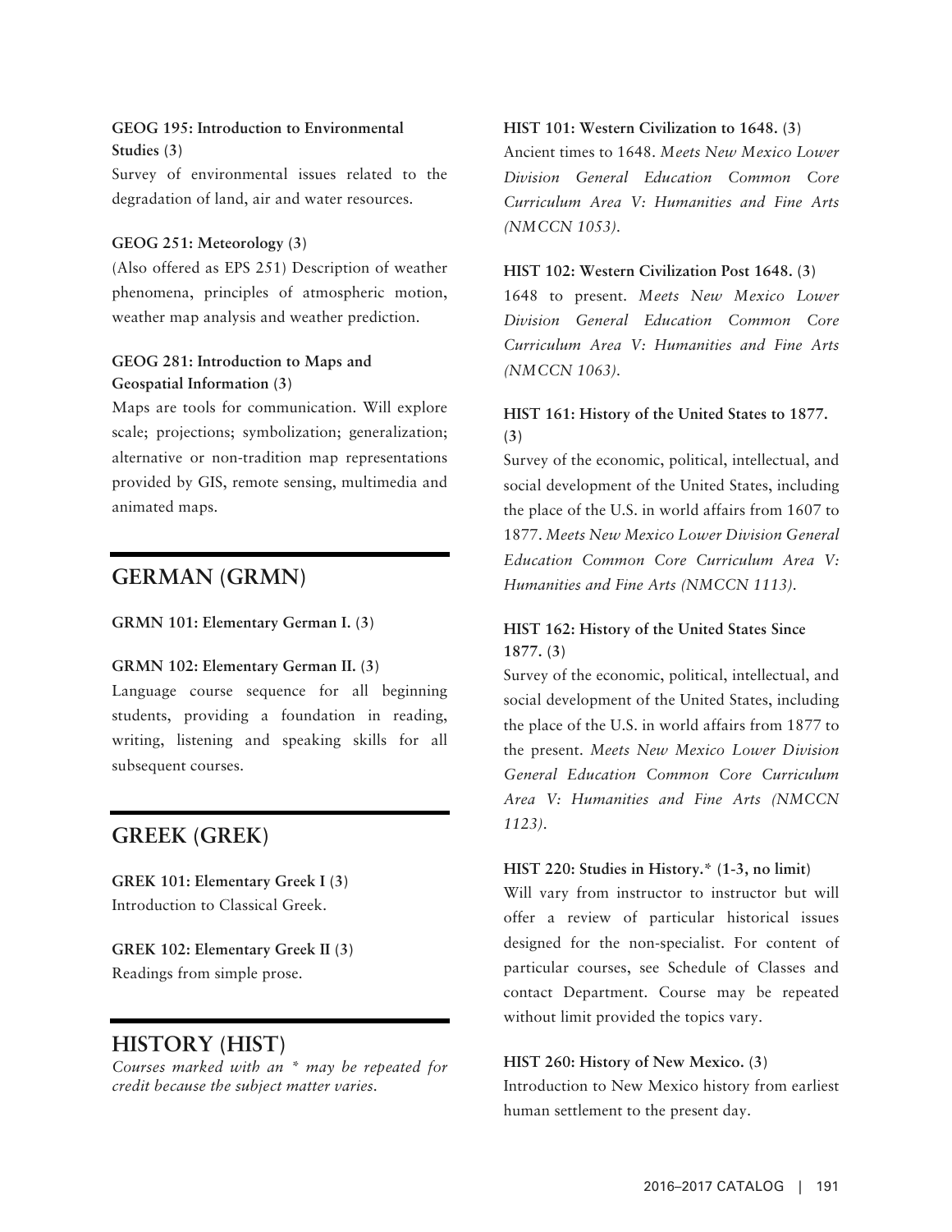**GEOG 195: Introduction to Environmental Studies (3)**
Survey of environmental issues related to the degradation of land, air and water resources.

**GEOG 251: Meteorology (3)**
(Also offered as EPS 251) Description of weather phenomena, principles of atmospheric motion, weather map analysis and weather prediction.

**GEOG 281: Introduction to Maps and Geospatial Information (3)**
Maps are tools for communication. Will explore scale; projections; symbolization; generalization; alternative or non-tradition map representations provided by GIS, remote sensing, multimedia and animated maps.

## GERMAN (GRMN)

**GRMN 101: Elementary German I. (3)**

**GRMN 102: Elementary German II. (3)**
Language course sequence for all beginning students, providing a foundation in reading, writing, listening and speaking skills for all subsequent courses.

## GREEK (GREK)

**GREK 101: Elementary Greek I (3)**
Introduction to Classical Greek.

**GREK 102: Elementary Greek II (3)**
Readings from simple prose.

## HISTORY (HIST)

*Courses marked with an * may be repeated for credit because the subject matter varies.*

**HIST 101: Western Civilization to 1648. (3)**
Ancient times to 1648. *Meets New Mexico Lower Division General Education Common Core Curriculum Area V: Humanities and Fine Arts (NMCCN 1053).*

**HIST 102: Western Civilization Post 1648. (3)**
1648 to present. *Meets New Mexico Lower Division General Education Common Core Curriculum Area V: Humanities and Fine Arts (NMCCN 1063).*

**HIST 161: History of the United States to 1877. (3)**
Survey of the economic, political, intellectual, and social development of the United States, including the place of the U.S. in world affairs from 1607 to 1877. *Meets New Mexico Lower Division General Education Common Core Curriculum Area V: Humanities and Fine Arts (NMCCN 1113).*

**HIST 162: History of the United States Since 1877. (3)**
Survey of the economic, political, intellectual, and social development of the United States, including the place of the U.S. in world affairs from 1877 to the present. *Meets New Mexico Lower Division General Education Common Core Curriculum Area V: Humanities and Fine Arts (NMCCN 1123).*

**HIST 220: Studies in History.* (1-3, no limit)**
Will vary from instructor to instructor but will offer a review of particular historical issues designed for the non-specialist. For content of particular courses, see Schedule of Classes and contact Department. Course may be repeated without limit provided the topics vary.

**HIST 260: History of New Mexico. (3)**
Introduction to New Mexico history from earliest human settlement to the present day.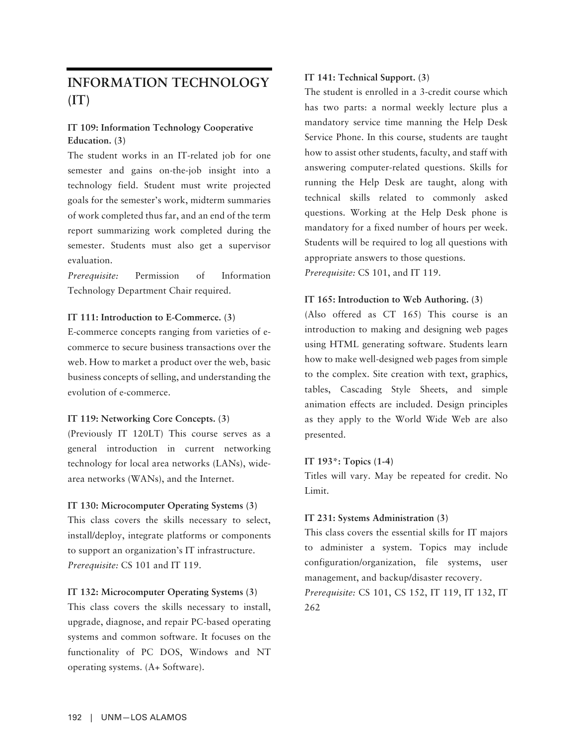# INFORMATION TECHNOLOGY (IT)

**IT 109: Information Technology Cooperative Education. (3)**
The student works in an IT-related job for one semester and gains on-the-job insight into a technology field. Student must write projected goals for the semester's work, midterm summaries of work completed thus far, and an end of the term report summarizing work completed during the semester. Students must also get a supervisor evaluation.
*Prerequisite:* Permission of Information Technology Department Chair required.

**IT 111: Introduction to E-Commerce. (3)**
E-commerce concepts ranging from varieties of e-commerce to secure business transactions over the web. How to market a product over the web, basic business concepts of selling, and understanding the evolution of e-commerce.

**IT 119: Networking Core Concepts. (3)**
(Previously IT 120LT) This course serves as a general introduction in current networking technology for local area networks (LANs), wide-area networks (WANs), and the Internet.

**IT 130: Microcomputer Operating Systems (3)**
This class covers the skills necessary to select, install/deploy, integrate platforms or components to support an organization's IT infrastructure.
*Prerequisite:* CS 101 and IT 119.

**IT 132: Microcomputer Operating Systems (3)**
This class covers the skills necessary to install, upgrade, diagnose, and repair PC-based operating systems and common software. It focuses on the functionality of PC DOS, Windows and NT operating systems. (A+ Software).

**IT 141: Technical Support. (3)**
The student is enrolled in a 3-credit course which has two parts: a normal weekly lecture plus a mandatory service time manning the Help Desk Service Phone. In this course, students are taught how to assist other students, faculty, and staff with answering computer-related questions. Skills for running the Help Desk are taught, along with technical skills related to commonly asked questions. Working at the Help Desk phone is mandatory for a fixed number of hours per week. Students will be required to log all questions with appropriate answers to those questions.
*Prerequisite:* CS 101, and IT 119.

**IT 165: Introduction to Web Authoring. (3)**
(Also offered as CT 165) This course is an introduction to making and designing web pages using HTML generating software. Students learn how to make well-designed web pages from simple to the complex. Site creation with text, graphics, tables, Cascading Style Sheets, and simple animation effects are included. Design principles as they apply to the World Wide Web are also presented.

**IT 193*: Topics (1-4)**
Titles will vary. May be repeated for credit. No Limit.

**IT 231: Systems Administration (3)**
This class covers the essential skills for IT majors to administer a system. Topics may include configuration/organization, file systems, user management, and backup/disaster recovery.
*Prerequisite:* CS 101, CS 152, IT 119, IT 132, IT 262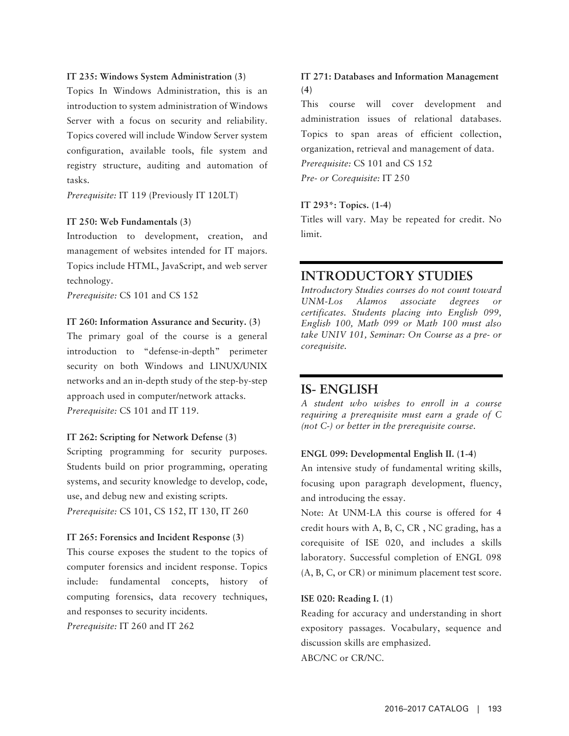**IT 235: Windows System Administration (3)**

Topics In Windows Administration, this is an introduction to system administration of Windows Server with a focus on security and reliability. Topics covered will include Window Server system configuration, available tools, file system and registry structure, auditing and automation of tasks.

*Prerequisite:* IT 119 (Previously IT 120LT)

**IT 250: Web Fundamentals (3)**

Introduction to development, creation, and management of websites intended for IT majors. Topics include HTML, JavaScript, and web server technology.

*Prerequisite:* CS 101 and CS 152

**IT 260: Information Assurance and Security. (3)**

The primary goal of the course is a general introduction to "defense-in-depth" perimeter security on both Windows and LINUX/UNIX networks and an in-depth study of the step-by-step approach used in computer/network attacks.

*Prerequisite:* CS 101 and IT 119.

**IT 262: Scripting for Network Defense (3)**

Scripting programming for security purposes. Students build on prior programming, operating systems, and security knowledge to develop, code, use, and debug new and existing scripts.

*Prerequisite:* CS 101, CS 152, IT 130, IT 260

**IT 265: Forensics and Incident Response (3)**

This course exposes the student to the topics of computer forensics and incident response. Topics include: fundamental concepts, history of computing forensics, data recovery techniques, and responses to security incidents.

*Prerequisite:* IT 260 and IT 262

**IT 271: Databases and Information Management (4)**

This course will cover development and administration issues of relational databases. Topics to span areas of efficient collection, organization, retrieval and management of data.

*Prerequisite:* CS 101 and CS 152

*Pre- or Corequisite:* IT 250

**IT 293*: Topics. (1-4)**

Titles will vary. May be repeated for credit. No limit.

## INTRODUCTORY STUDIES

*Introductory Studies courses do not count toward UNM-Los Alamos associate degrees or certificates. Students placing into English 099, English 100, Math 099 or Math 100 must also take UNIV 101, Seminar: On Course as a pre- or corequisite.*

## IS- ENGLISH

*A student who wishes to enroll in a course requiring a prerequisite must earn a grade of C (not C-) or better in the prerequisite course.*

**ENGL 099: Developmental English II. (1-4)**

An intensive study of fundamental writing skills, focusing upon paragraph development, fluency, and introducing the essay.

Note: At UNM-LA this course is offered for 4 credit hours with A, B, C, CR , NC grading, has a corequisite of ISE 020, and includes a skills laboratory. Successful completion of ENGL 098 (A, B, C, or CR) or minimum placement test score.

**ISE 020: Reading I. (1)**

Reading for accuracy and understanding in short expository passages. Vocabulary, sequence and discussion skills are emphasized.

ABC/NC or CR/NC.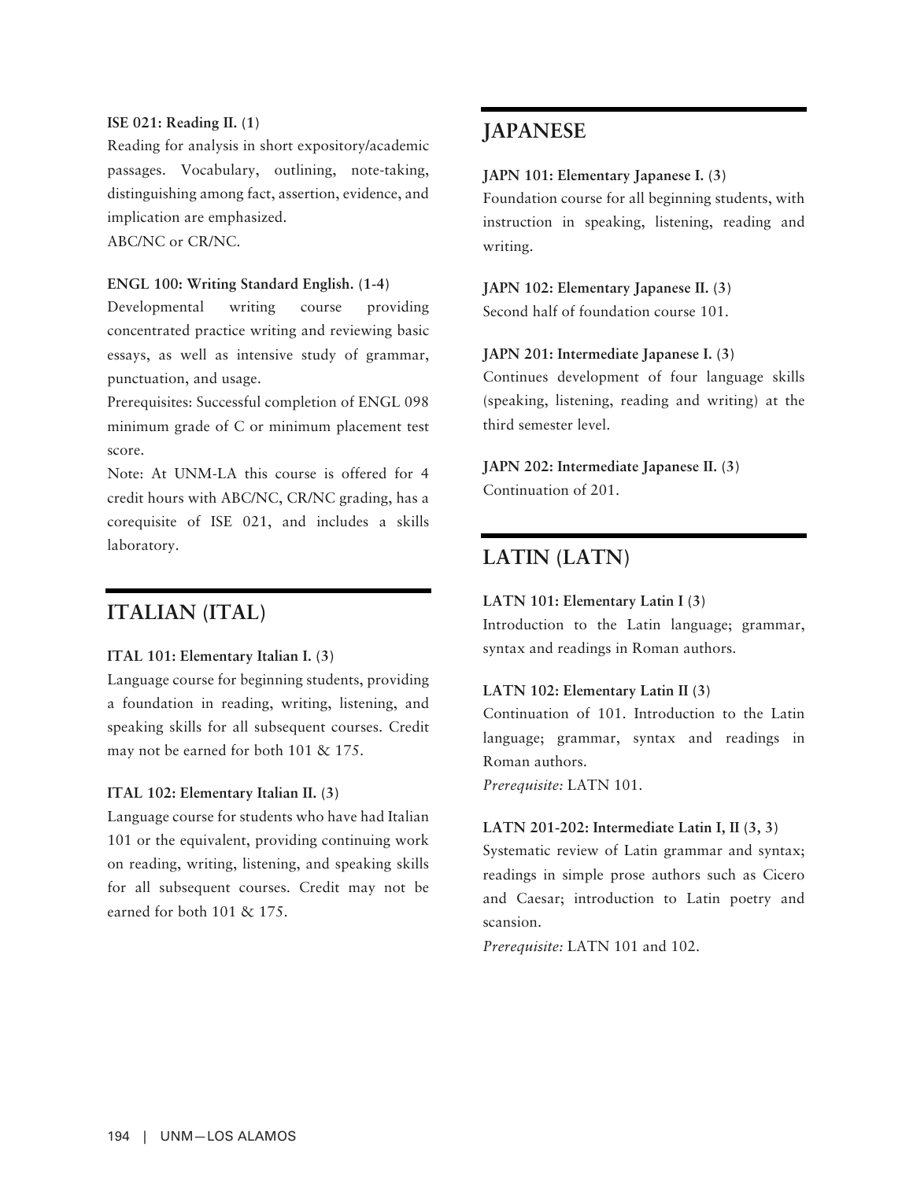**ISE 021: Reading II. (1)**
Reading for analysis in short expository/academic passages. Vocabulary, outlining, note-taking, distinguishing among fact, assertion, evidence, and implication are emphasized.
ABC/NC or CR/NC.

**ENGL 100: Writing Standard English. (1-4)**
Developmental writing course providing concentrated practice writing and reviewing basic essays, as well as intensive study of grammar, punctuation, and usage.
Prerequisites: Successful completion of ENGL 098 minimum grade of C or minimum placement test score.
Note: At UNM-LA this course is offered for 4 credit hours with ABC/NC, CR/NC grading, has a corequisite of ISE 021, and includes a skills laboratory.

## ITALIAN (ITAL)

**ITAL 101: Elementary Italian I. (3)**
Language course for beginning students, providing a foundation in reading, writing, listening, and speaking skills for all subsequent courses. Credit may not be earned for both 101 & 175.

**ITAL 102: Elementary Italian II. (3)**
Language course for students who have had Italian 101 or the equivalent, providing continuing work on reading, writing, listening, and speaking skills for all subsequent courses. Credit may not be earned for both 101 & 175.

## JAPANESE

**JAPN 101: Elementary Japanese I. (3)**
Foundation course for all beginning students, with instruction in speaking, listening, reading and writing.

**JAPN 102: Elementary Japanese II. (3)**
Second half of foundation course 101.

**JAPN 201: Intermediate Japanese I. (3)**
Continues development of four language skills (speaking, listening, reading and writing) at the third semester level.

**JAPN 202: Intermediate Japanese II. (3)**
Continuation of 201.

## LATIN (LATN)

**LATN 101: Elementary Latin I (3)**
Introduction to the Latin language; grammar, syntax and readings in Roman authors.

**LATN 102: Elementary Latin II (3)**
Continuation of 101. Introduction to the Latin language; grammar, syntax and readings in Roman authors.
*Prerequisite:* LATN 101.

**LATN 201-202: Intermediate Latin I, II (3, 3)**
Systematic review of Latin grammar and syntax; readings in simple prose authors such as Cicero and Caesar; introduction to Latin poetry and scansion.
*Prerequisite:* LATN 101 and 102.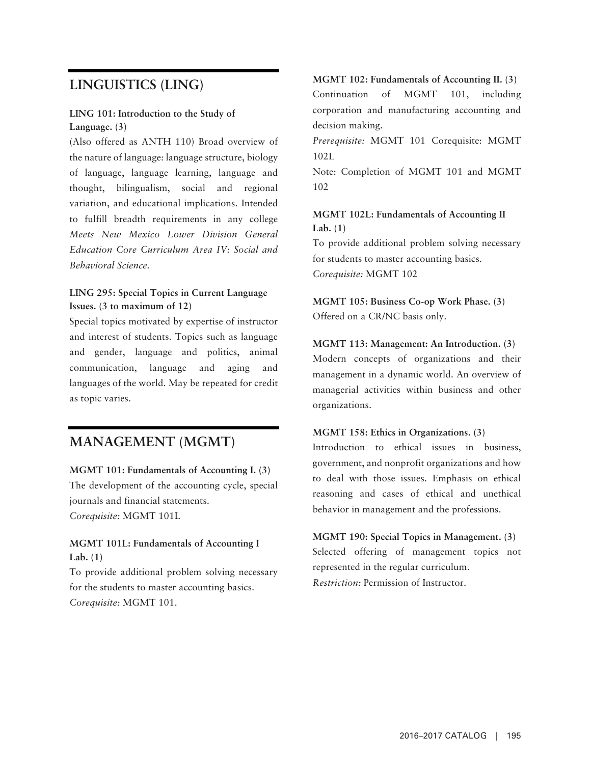## LINGUISTICS (LING)

**LING 101: Introduction to the Study of Language.** (3)
(Also offered as ANTH 110) Broad overview of the nature of language: language structure, biology of language, language learning, language and thought, bilingualism, social and regional variation, and educational implications. Intended to fulfill breadth requirements in any college
*Meets New Mexico Lower Division General Education Core Curriculum Area IV: Social and Behavioral Science.*

**LING 295: Special Topics in Current Language Issues.** (3 to maximum of 12)
Special topics motivated by expertise of instructor and interest of students. Topics such as language and gender, language and politics, animal communication, language and aging and languages of the world. May be repeated for credit as topic varies.

## MANAGEMENT (MGMT)

**MGMT 101: Fundamentals of Accounting I.** (3)
The development of the accounting cycle, special journals and financial statements.
*Corequisite:* MGMT 101L

**MGMT 101L: Fundamentals of Accounting I Lab.** (1)
To provide additional problem solving necessary for the students to master accounting basics.
*Corequisite:* MGMT 101.

**MGMT 102: Fundamentals of Accounting II.** (3)
Continuation of MGMT 101, including corporation and manufacturing accounting and decision making.
*Prerequisite:* MGMT 101 Corequisite: MGMT 102L
Note: Completion of MGMT 101 and MGMT 102

**MGMT 102L: Fundamentals of Accounting II Lab.** (1)
To provide additional problem solving necessary for students to master accounting basics.
*Corequisite:* MGMT 102

**MGMT 105: Business Co-op Work Phase.** (3)
Offered on a CR/NC basis only.

**MGMT 113: Management: An Introduction.** (3)
Modern concepts of organizations and their management in a dynamic world. An overview of managerial activities within business and other organizations.

**MGMT 158: Ethics in Organizations.** (3)
Introduction to ethical issues in business, government, and nonprofit organizations and how to deal with those issues. Emphasis on ethical reasoning and cases of ethical and unethical behavior in management and the professions.

**MGMT 190: Special Topics in Management.** (3)
Selected offering of management topics not represented in the regular curriculum.
*Restriction:* Permission of Instructor.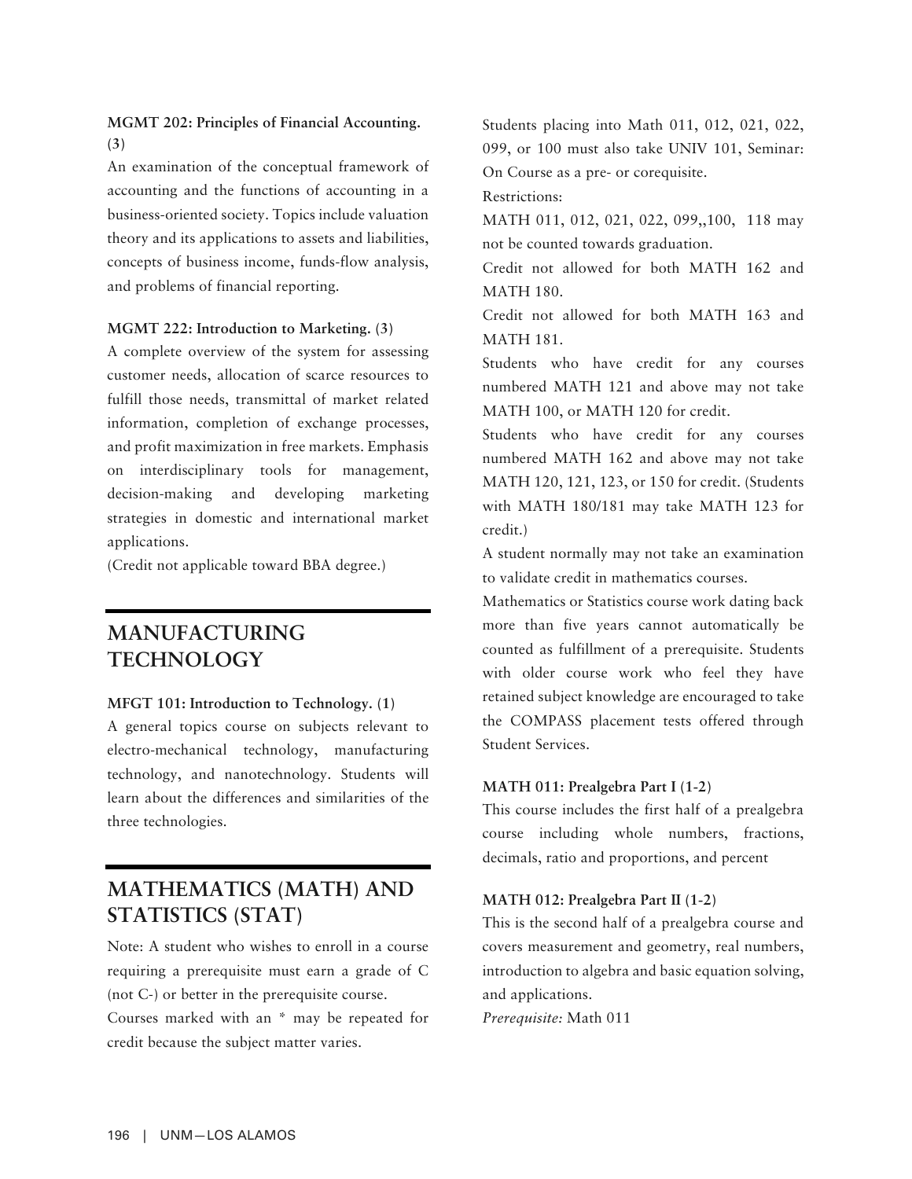**MGMT 202: Principles of Financial Accounting. (3)**

An examination of the conceptual framework of accounting and the functions of accounting in a business-oriented society. Topics include valuation theory and its applications to assets and liabilities, concepts of business income, funds-flow analysis, and problems of financial reporting.

**MGMT 222: Introduction to Marketing. (3)**

A complete overview of the system for assessing customer needs, allocation of scarce resources to fulfill those needs, transmittal of market related information, completion of exchange processes, and profit maximization in free markets. Emphasis on interdisciplinary tools for management, decision-making and developing marketing strategies in domestic and international market applications.

(Credit not applicable toward BBA degree.)

## MANUFACTURING TECHNOLOGY

**MFGT 101: Introduction to Technology. (1)**

A general topics course on subjects relevant to electro-mechanical technology, manufacturing technology, and nanotechnology. Students will learn about the differences and similarities of the three technologies.

## MATHEMATICS (MATH) AND STATISTICS (STAT)

Note: A student who wishes to enroll in a course requiring a prerequisite must earn a grade of C (not C-) or better in the prerequisite course.

Courses marked with an * may be repeated for credit because the subject matter varies.

Students placing into Math 011, 012, 021, 022, 099, or 100 must also take UNIV 101, Seminar: On Course as a pre- or corequisite.

Restrictions:

MATH 011, 012, 021, 022, 099,,100, 118 may not be counted towards graduation.

Credit not allowed for both MATH 162 and MATH 180.

Credit not allowed for both MATH 163 and MATH 181.

Students who have credit for any courses numbered MATH 121 and above may not take MATH 100, or MATH 120 for credit.

Students who have credit for any courses numbered MATH 162 and above may not take MATH 120, 121, 123, or 150 for credit. (Students with MATH 180/181 may take MATH 123 for credit.)

A student normally may not take an examination to validate credit in mathematics courses.

Mathematics or Statistics course work dating back more than five years cannot automatically be counted as fulfillment of a prerequisite. Students with older course work who feel they have retained subject knowledge are encouraged to take the COMPASS placement tests offered through Student Services.

**MATH 011: Prealgebra Part I (1-2)**

This course includes the first half of a prealgebra course including whole numbers, fractions, decimals, ratio and proportions, and percent

**MATH 012: Prealgebra Part II (1-2)**

This is the second half of a prealgebra course and covers measurement and geometry, real numbers, introduction to algebra and basic equation solving, and applications.

*Prerequisite:* Math 011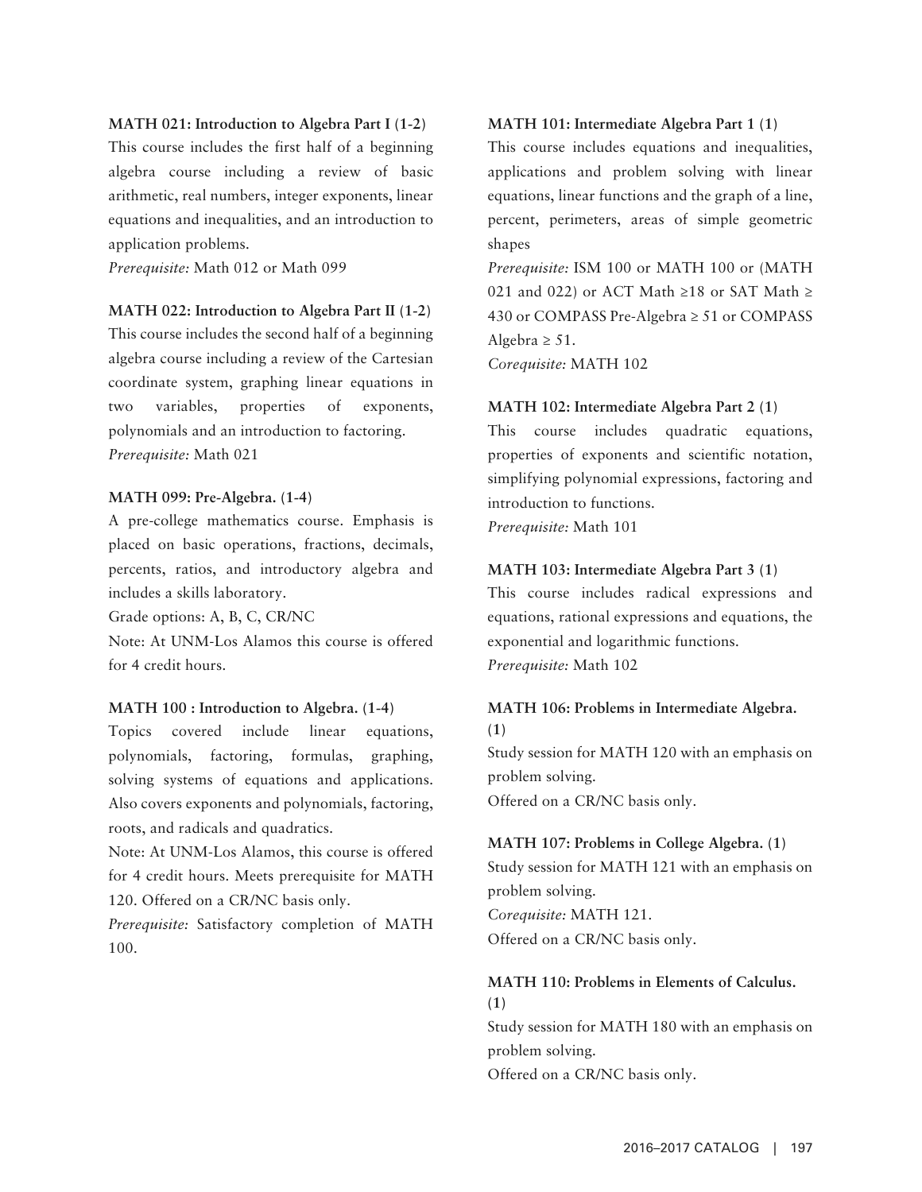**MATH 021: Introduction to Algebra Part I (1-2)**
This course includes the first half of a beginning algebra course including a review of basic arithmetic, real numbers, integer exponents, linear equations and inequalities, and an introduction to application problems.
*Prerequisite:* Math 012 or Math 099

**MATH 022: Introduction to Algebra Part II (1-2)**
This course includes the second half of a beginning algebra course including a review of the Cartesian coordinate system, graphing linear equations in two variables, properties of exponents, polynomials and an introduction to factoring.
*Prerequisite:* Math 021

**MATH 099: Pre-Algebra. (1-4)**
A pre-college mathematics course. Emphasis is placed on basic operations, fractions, decimals, percents, ratios, and introductory algebra and includes a skills laboratory.
Grade options: A, B, C, CR/NC
Note: At UNM-Los Alamos this course is offered for 4 credit hours.

**MATH 100 : Introduction to Algebra. (1-4)**
Topics covered include linear equations, polynomials, factoring, formulas, graphing, solving systems of equations and applications. Also covers exponents and polynomials, factoring, roots, and radicals and quadratics.
Note: At UNM-Los Alamos, this course is offered for 4 credit hours. Meets prerequisite for MATH 120. Offered on a CR/NC basis only.
*Prerequisite:* Satisfactory completion of MATH 100.

**MATH 101: Intermediate Algebra Part 1 (1)**
This course includes equations and inequalities, applications and problem solving with linear equations, linear functions and the graph of a line, percent, perimeters, areas of simple geometric shapes
*Prerequisite:* ISM 100 or MATH 100 or (MATH 021 and 022) or ACT Math ≥18 or SAT Math ≥ 430 or COMPASS Pre-Algebra ≥ 51 or COMPASS Algebra ≥ 51.
*Corequisite:* MATH 102

**MATH 102: Intermediate Algebra Part 2 (1)**
This course includes quadratic equations, properties of exponents and scientific notation, simplifying polynomial expressions, factoring and introduction to functions.
*Prerequisite:* Math 101

**MATH 103: Intermediate Algebra Part 3 (1)**
This course includes radical expressions and equations, rational expressions and equations, the exponential and logarithmic functions.
*Prerequisite:* Math 102

**MATH 106: Problems in Intermediate Algebra. (1)**
Study session for MATH 120 with an emphasis on problem solving.
Offered on a CR/NC basis only.

**MATH 107: Problems in College Algebra. (1)**
Study session for MATH 121 with an emphasis on problem solving.
*Corequisite:* MATH 121.
Offered on a CR/NC basis only.

**MATH 110: Problems in Elements of Calculus. (1)**
Study session for MATH 180 with an emphasis on problem solving.
Offered on a CR/NC basis only.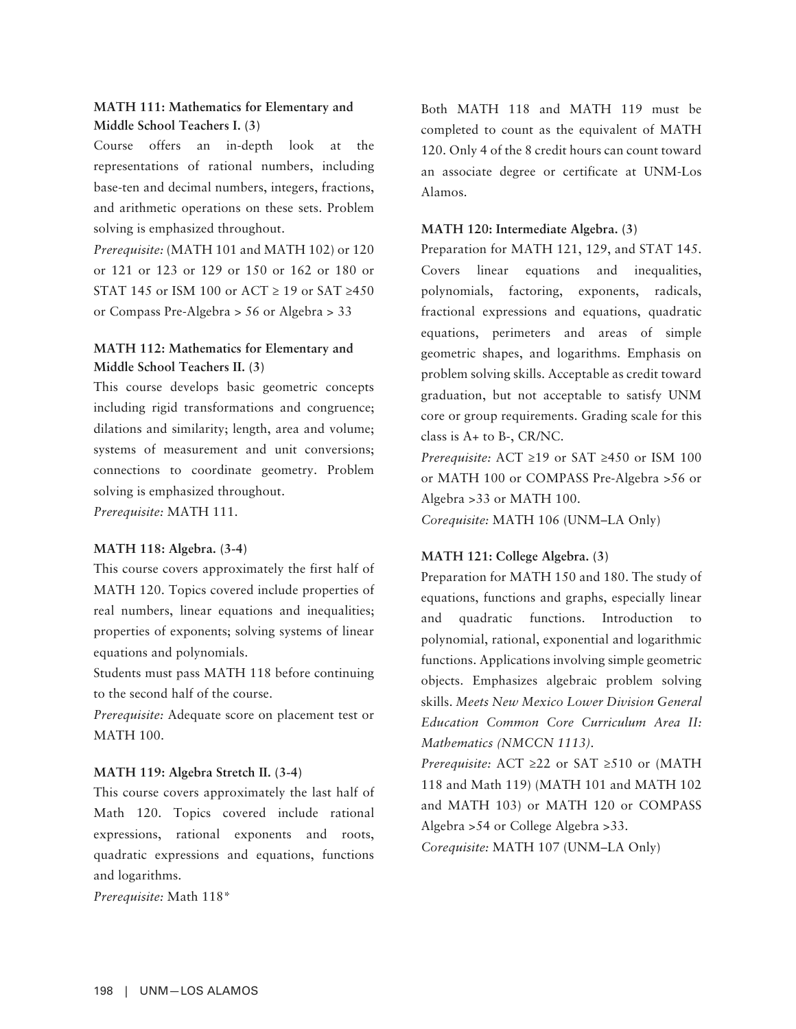**MATH 111: Mathematics for Elementary and Middle School Teachers I. (3)**

Course offers an in-depth look at the representations of rational numbers, including base-ten and decimal numbers, integers, fractions, and arithmetic operations on these sets. Problem solving is emphasized throughout.

*Prerequisite:* (MATH 101 and MATH 102) or 120 or 121 or 123 or 129 or 150 or 162 or 180 or STAT 145 or ISM 100 or ACT ≥ 19 or SAT ≥450 or Compass Pre-Algebra > 56 or Algebra > 33

**MATH 112: Mathematics for Elementary and Middle School Teachers II. (3)**

This course develops basic geometric concepts including rigid transformations and congruence; dilations and similarity; length, area and volume; systems of measurement and unit conversions; connections to coordinate geometry. Problem solving is emphasized throughout.

*Prerequisite:* MATH 111.

**MATH 118: Algebra. (3-4)**

This course covers approximately the first half of MATH 120. Topics covered include properties of real numbers, linear equations and inequalities; properties of exponents; solving systems of linear equations and polynomials.

Students must pass MATH 118 before continuing to the second half of the course.

*Prerequisite:* Adequate score on placement test or MATH 100.

**MATH 119: Algebra Stretch II. (3-4)**

This course covers approximately the last half of Math 120. Topics covered include rational expressions, rational exponents and roots, quadratic expressions and equations, functions and logarithms.

*Prerequisite:* Math 118*

Both MATH 118 and MATH 119 must be completed to count as the equivalent of MATH 120. Only 4 of the 8 credit hours can count toward an associate degree or certificate at UNM-Los Alamos.

**MATH 120: Intermediate Algebra. (3)**

Preparation for MATH 121, 129, and STAT 145. Covers linear equations and inequalities, polynomials, factoring, exponents, radicals, fractional expressions and equations, quadratic equations, perimeters and areas of simple geometric shapes, and logarithms. Emphasis on problem solving skills. Acceptable as credit toward graduation, but not acceptable to satisfy UNM core or group requirements. Grading scale for this class is A+ to B-, CR/NC.

*Prerequisite:* ACT ≥19 or SAT ≥450 or ISM 100 or MATH 100 or COMPASS Pre-Algebra >56 or Algebra >33 or MATH 100.

*Corequisite:* MATH 106 (UNM–LA Only)

**MATH 121: College Algebra. (3)**

Preparation for MATH 150 and 180. The study of equations, functions and graphs, especially linear and quadratic functions. Introduction to polynomial, rational, exponential and logarithmic functions. Applications involving simple geometric objects. Emphasizes algebraic problem solving skills. *Meets New Mexico Lower Division General Education Common Core Curriculum Area II: Mathematics (NMCCN 1113).*

*Prerequisite:* ACT ≥22 or SAT ≥510 or (MATH 118 and Math 119) (MATH 101 and MATH 102 and MATH 103) or MATH 120 or COMPASS Algebra >54 or College Algebra >33.

*Corequisite:* MATH 107 (UNM–LA Only)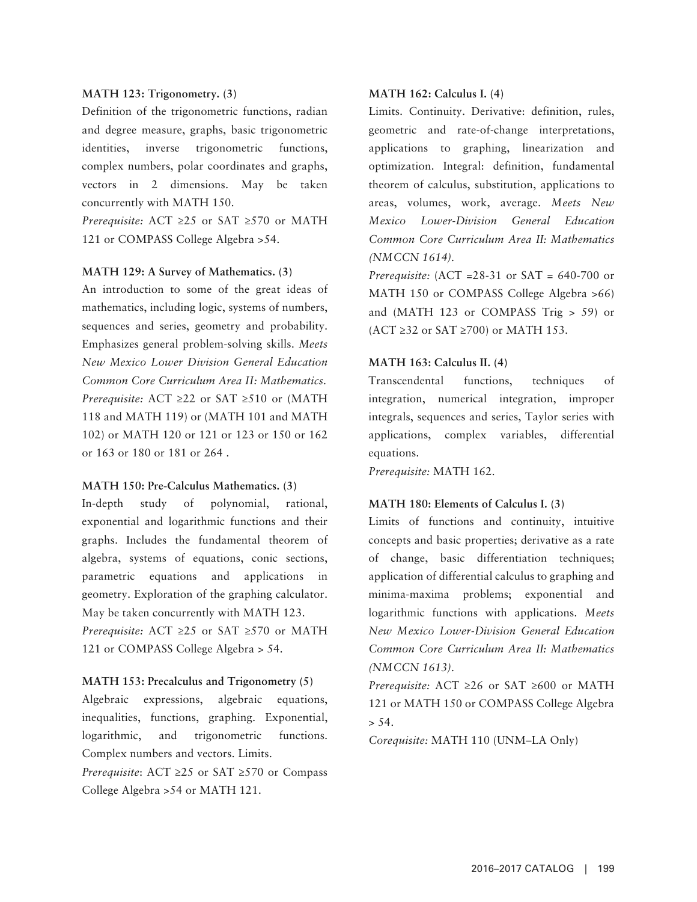**MATH 123: Trigonometry. (3)**

Definition of the trigonometric functions, radian and degree measure, graphs, basic trigonometric identities, inverse trigonometric functions, complex numbers, polar coordinates and graphs, vectors in 2 dimensions. May be taken concurrently with MATH 150.

*Prerequisite:* ACT ≥25 or SAT ≥570 or MATH 121 or COMPASS College Algebra >54.

**MATH 129: A Survey of Mathematics. (3)**

An introduction to some of the great ideas of mathematics, including logic, systems of numbers, sequences and series, geometry and probability. Emphasizes general problem-solving skills. *Meets New Mexico Lower Division General Education Common Core Curriculum Area II: Mathematics.*

*Prerequisite:* ACT ≥22 or SAT ≥510 or (MATH 118 and MATH 119) or (MATH 101 and MATH 102) or MATH 120 or 121 or 123 or 150 or 162 or 163 or 180 or 181 or 264 .

**MATH 150: Pre-Calculus Mathematics. (3)**

In-depth study of polynomial, rational, exponential and logarithmic functions and their graphs. Includes the fundamental theorem of algebra, systems of equations, conic sections, parametric equations and applications in geometry. Exploration of the graphing calculator. May be taken concurrently with MATH 123.

*Prerequisite:* ACT ≥25 or SAT ≥570 or MATH 121 or COMPASS College Algebra > 54.

**MATH 153: Precalculus and Trigonometry (5)**

Algebraic expressions, algebraic equations, inequalities, functions, graphing. Exponential, logarithmic, and trigonometric functions. Complex numbers and vectors. Limits.

*Prerequisite*: ACT ≥25 or SAT ≥570 or Compass College Algebra >54 or MATH 121.

**MATH 162: Calculus I. (4)**

Limits. Continuity. Derivative: definition, rules, geometric and rate-of-change interpretations, applications to graphing, linearization and optimization. Integral: definition, fundamental theorem of calculus, substitution, applications to areas, volumes, work, average. *Meets New Mexico Lower-Division General Education Common Core Curriculum Area II: Mathematics (NMCCN 1614).*

*Prerequisite:* (ACT =28-31 or SAT = 640-700 or MATH 150 or COMPASS College Algebra >66) and (MATH 123 or COMPASS Trig > 59) or (ACT ≥32 or SAT ≥700) or MATH 153.

**MATH 163: Calculus II. (4)**

Transcendental functions, techniques of integration, numerical integration, improper integrals, sequences and series, Taylor series with applications, complex variables, differential equations.

*Prerequisite:* MATH 162.

**MATH 180: Elements of Calculus I. (3)**

Limits of functions and continuity, intuitive concepts and basic properties; derivative as a rate of change, basic differentiation techniques; application of differential calculus to graphing and minima-maxima problems; exponential and logarithmic functions with applications. *Meets New Mexico Lower-Division General Education Common Core Curriculum Area II: Mathematics (NMCCN 1613).*

*Prerequisite:* ACT ≥26 or SAT ≥600 or MATH 121 or MATH 150 or COMPASS College Algebra > 54.

*Corequisite:* MATH 110 (UNM–LA Only)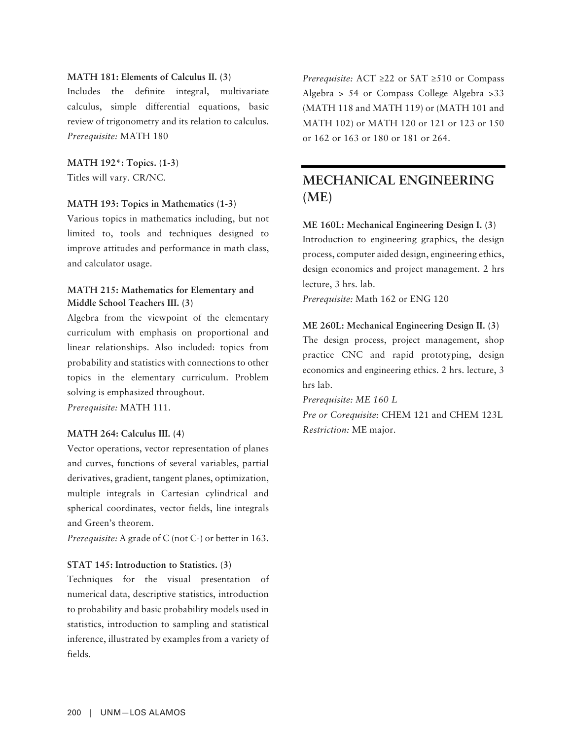**MATH 181: Elements of Calculus II. (3)**
Includes the definite integral, multivariate calculus, simple differential equations, basic review of trigonometry and its relation to calculus.
*Prerequisite:* MATH 180

**MATH 192*: Topics. (1-3)**
Titles will vary. CR/NC.

**MATH 193: Topics in Mathematics (1-3)**
Various topics in mathematics including, but not limited to, tools and techniques designed to improve attitudes and performance in math class, and calculator usage.

**MATH 215: Mathematics for Elementary and Middle School Teachers III. (3)**
Algebra from the viewpoint of the elementary curriculum with emphasis on proportional and linear relationships. Also included: topics from probability and statistics with connections to other topics in the elementary curriculum. Problem solving is emphasized throughout.
*Prerequisite:* MATH 111.

**MATH 264: Calculus III. (4)**
Vector operations, vector representation of planes and curves, functions of several variables, partial derivatives, gradient, tangent planes, optimization, multiple integrals in Cartesian cylindrical and spherical coordinates, vector fields, line integrals and Green's theorem.
*Prerequisite:* A grade of C (not C-) or better in 163.

**STAT 145: Introduction to Statistics. (3)**
Techniques for the visual presentation of numerical data, descriptive statistics, introduction to probability and basic probability models used in statistics, introduction to sampling and statistical inference, illustrated by examples from a variety of fields.
*Prerequisite:* ACT ≥22 or SAT ≥510 or Compass Algebra > 54 or Compass College Algebra >33 (MATH 118 and MATH 119) or (MATH 101 and MATH 102) or MATH 120 or 121 or 123 or 150 or 162 or 163 or 180 or 181 or 264.

## MECHANICAL ENGINEERING (ME)

**ME 160L: Mechanical Engineering Design I. (3)**
Introduction to engineering graphics, the design process, computer aided design, engineering ethics, design economics and project management. 2 hrs lecture, 3 hrs. lab.
*Prerequisite:* Math 162 or ENG 120

**ME 260L: Mechanical Engineering Design II. (3)**
The design process, project management, shop practice CNC and rapid prototyping, design economics and engineering ethics. 2 hrs. lecture, 3 hrs lab.
*Prerequisite: ME 160 L*
*Pre or Corequisite:* CHEM 121 and CHEM 123L
*Restriction:* ME major.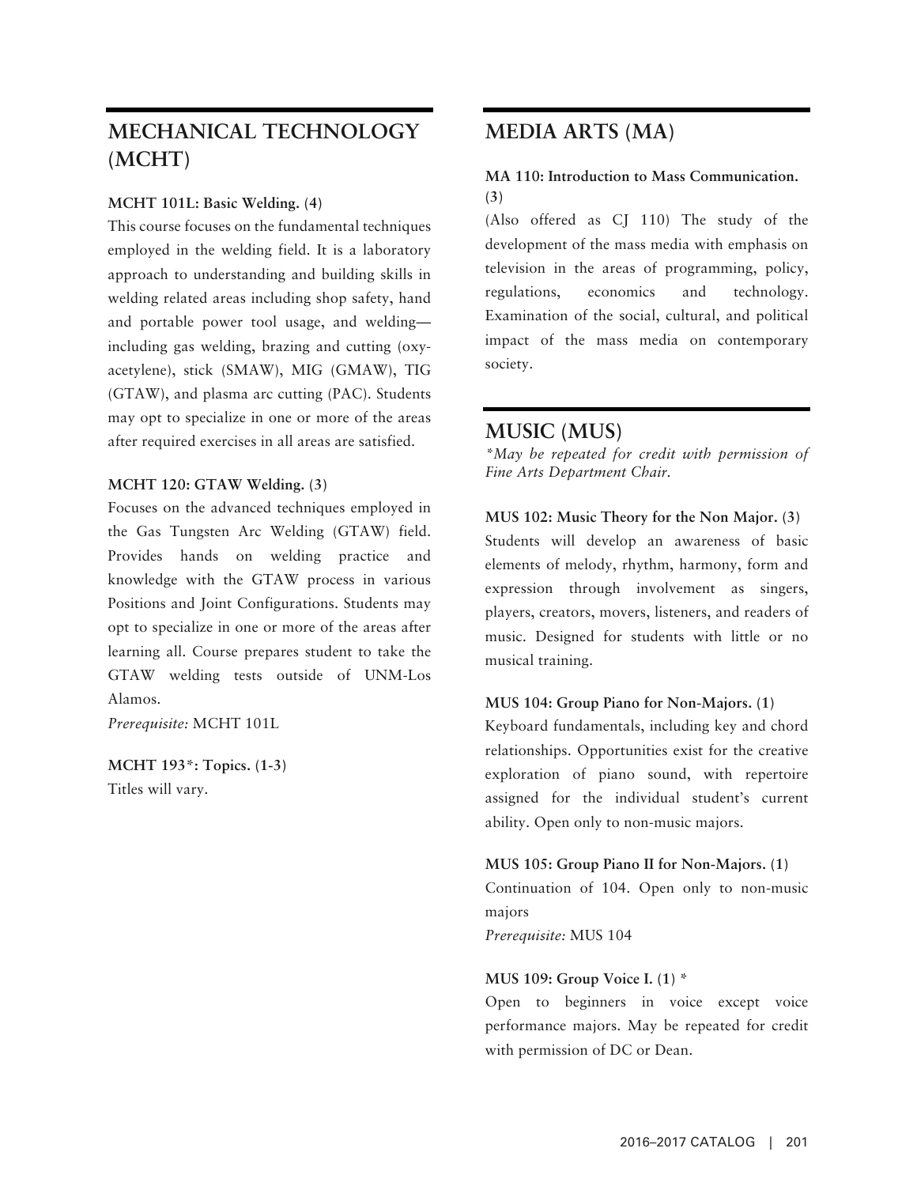## MECHANICAL TECHNOLOGY (MCHT)

**MCHT 101L: Basic Welding. (4)**
This course focuses on the fundamental techniques employed in the welding field. It is a laboratory approach to understanding and building skills in welding related areas including shop safety, hand and portable power tool usage, and welding—including gas welding, brazing and cutting (oxy-acetylene), stick (SMAW), MIG (GMAW), TIG (GTAW), and plasma arc cutting (PAC). Students may opt to specialize in one or more of the areas after required exercises in all areas are satisfied.

**MCHT 120: GTAW Welding. (3)**
Focuses on the advanced techniques employed in the Gas Tungsten Arc Welding (GTAW) field. Provides hands on welding practice and knowledge with the GTAW process in various Positions and Joint Configurations. Students may opt to specialize in one or more of the areas after learning all. Course prepares student to take the GTAW welding tests outside of UNM-Los Alamos.
*Prerequisite:* MCHT 101L

**MCHT 193*: Topics. (1-3)**
Titles will vary.

## MEDIA ARTS (MA)

**MA 110: Introduction to Mass Communication. (3)**
(Also offered as CJ 110) The study of the development of the mass media with emphasis on television in the areas of programming, policy, regulations, economics and technology. Examination of the social, cultural, and political impact of the mass media on contemporary society.

## MUSIC (MUS)

*\*May be repeated for credit with permission of Fine Arts Department Chair.*

**MUS 102: Music Theory for the Non Major. (3)**
Students will develop an awareness of basic elements of melody, rhythm, harmony, form and expression through involvement as singers, players, creators, movers, listeners, and readers of music. Designed for students with little or no musical training.

**MUS 104: Group Piano for Non-Majors. (1)**
Keyboard fundamentals, including key and chord relationships. Opportunities exist for the creative exploration of piano sound, with repertoire assigned for the individual student's current ability. Open only to non-music majors.

**MUS 105: Group Piano II for Non-Majors. (1)**
Continuation of 104. Open only to non-music majors
*Prerequisite:* MUS 104

**MUS 109: Group Voice I. (1) \***
Open to beginners in voice except voice performance majors. May be repeated for credit with permission of DC or Dean.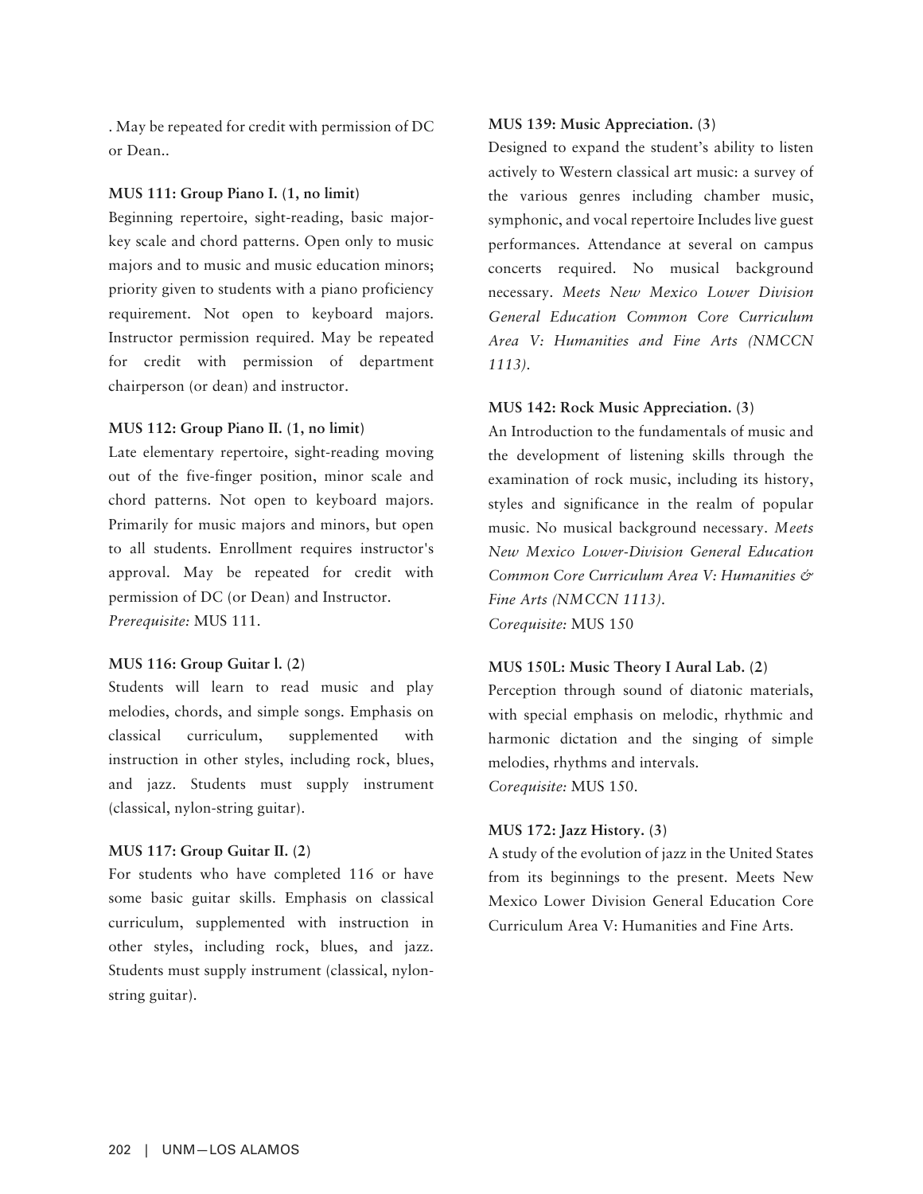. May be repeated for credit with permission of DC or Dean..

**MUS 111: Group Piano I. (1, no limit)**

Beginning repertoire, sight-reading, basic major-key scale and chord patterns. Open only to music majors and to music and music education minors; priority given to students with a piano proficiency requirement. Not open to keyboard majors. Instructor permission required. May be repeated for credit with permission of department chairperson (or dean) and instructor.

**MUS 112: Group Piano II. (1, no limit)**

Late elementary repertoire, sight-reading moving out of the five-finger position, minor scale and chord patterns. Not open to keyboard majors. Primarily for music majors and minors, but open to all students. Enrollment requires instructor's approval. May be repeated for credit with permission of DC (or Dean) and Instructor.
*Prerequisite:* MUS 111.

**MUS 116: Group Guitar l. (2)**

Students will learn to read music and play melodies, chords, and simple songs. Emphasis on classical curriculum, supplemented with instruction in other styles, including rock, blues, and jazz. Students must supply instrument (classical, nylon-string guitar).

**MUS 117: Group Guitar II. (2)**

For students who have completed 116 or have some basic guitar skills. Emphasis on classical curriculum, supplemented with instruction in other styles, including rock, blues, and jazz. Students must supply instrument (classical, nylon-string guitar).

**MUS 139: Music Appreciation. (3)**

Designed to expand the student's ability to listen actively to Western classical art music: a survey of the various genres including chamber music, symphonic, and vocal repertoire Includes live guest performances. Attendance at several on campus concerts required. No musical background necessary. *Meets New Mexico Lower Division General Education Common Core Curriculum Area V: Humanities and Fine Arts (NMCCN 1113).*

**MUS 142: Rock Music Appreciation. (3)**

An Introduction to the fundamentals of music and the development of listening skills through the examination of rock music, including its history, styles and significance in the realm of popular music. No musical background necessary. *Meets New Mexico Lower-Division General Education Common Core Curriculum Area V: Humanities & Fine Arts (NMCCN 1113).*
*Corequisite:* MUS 150

**MUS 150L: Music Theory I Aural Lab. (2)**

Perception through sound of diatonic materials, with special emphasis on melodic, rhythmic and harmonic dictation and the singing of simple melodies, rhythms and intervals.
*Corequisite:* MUS 150.

**MUS 172: Jazz History. (3)**

A study of the evolution of jazz in the United States from its beginnings to the present. Meets New Mexico Lower Division General Education Core Curriculum Area V: Humanities and Fine Arts.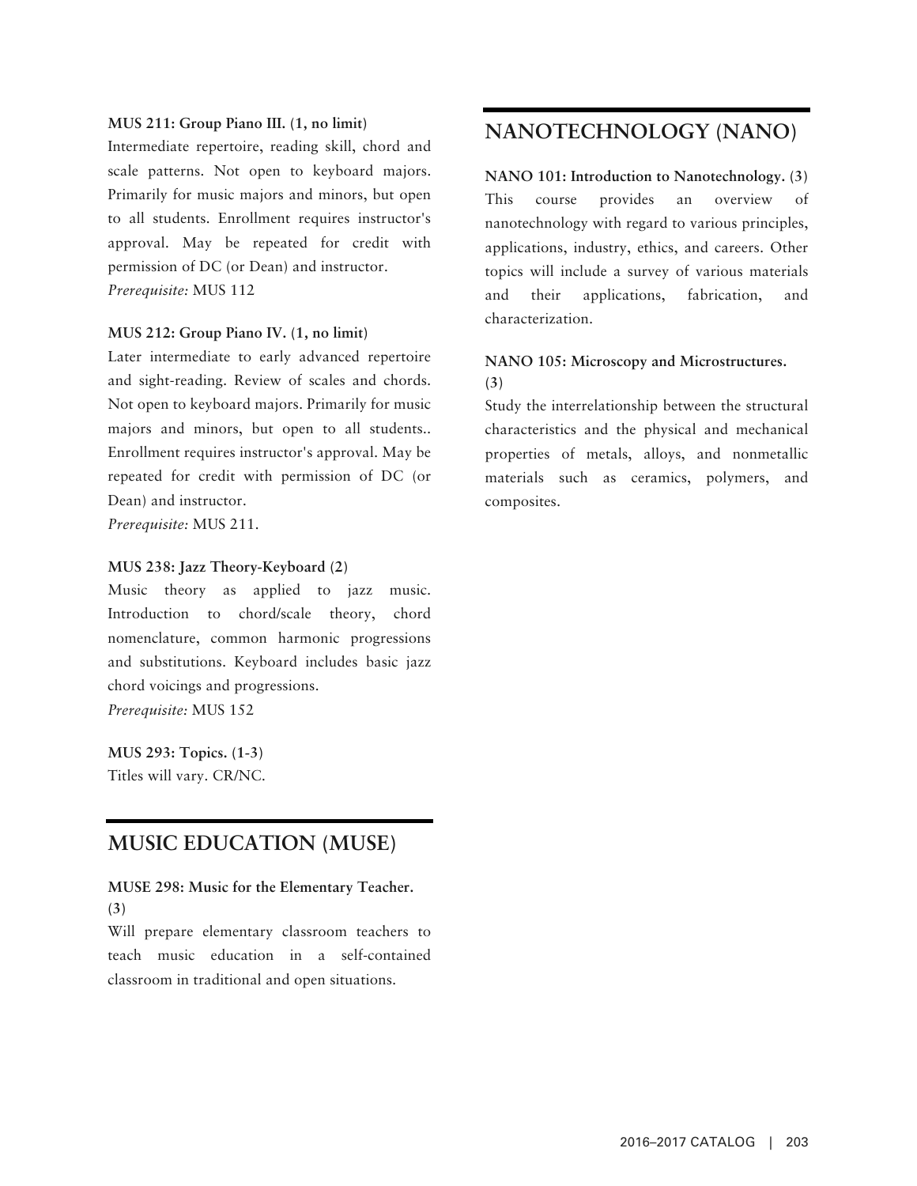**MUS 211: Group Piano III. (1, no limit)**
Intermediate repertoire, reading skill, chord and scale patterns. Not open to keyboard majors. Primarily for music majors and minors, but open to all students. Enrollment requires instructor's approval. May be repeated for credit with permission of DC (or Dean) and instructor.
*Prerequisite:* MUS 112

**MUS 212: Group Piano IV. (1, no limit)**
Later intermediate to early advanced repertoire and sight-reading. Review of scales and chords. Not open to keyboard majors. Primarily for music majors and minors, but open to all students.. Enrollment requires instructor's approval. May be repeated for credit with permission of DC (or Dean) and instructor.
*Prerequisite:* MUS 211.

**MUS 238: Jazz Theory-Keyboard (2)**
Music theory as applied to jazz music. Introduction to chord/scale theory, chord nomenclature, common harmonic progressions and substitutions. Keyboard includes basic jazz chord voicings and progressions.
*Prerequisite:* MUS 152

**MUS 293: Topics. (1-3)**
Titles will vary. CR/NC.

## MUSIC EDUCATION (MUSE)

**MUSE 298: Music for the Elementary Teacher. (3)**
Will prepare elementary classroom teachers to teach music education in a self-contained classroom in traditional and open situations.

## NANOTECHNOLOGY (NANO)

**NANO 101: Introduction to Nanotechnology. (3)**
This course provides an overview of nanotechnology with regard to various principles, applications, industry, ethics, and careers. Other topics will include a survey of various materials and their applications, fabrication, and characterization.

**NANO 105: Microscopy and Microstructures. (3)**
Study the interrelationship between the structural characteristics and the physical and mechanical properties of metals, alloys, and nonmetallic materials such as ceramics, polymers, and composites.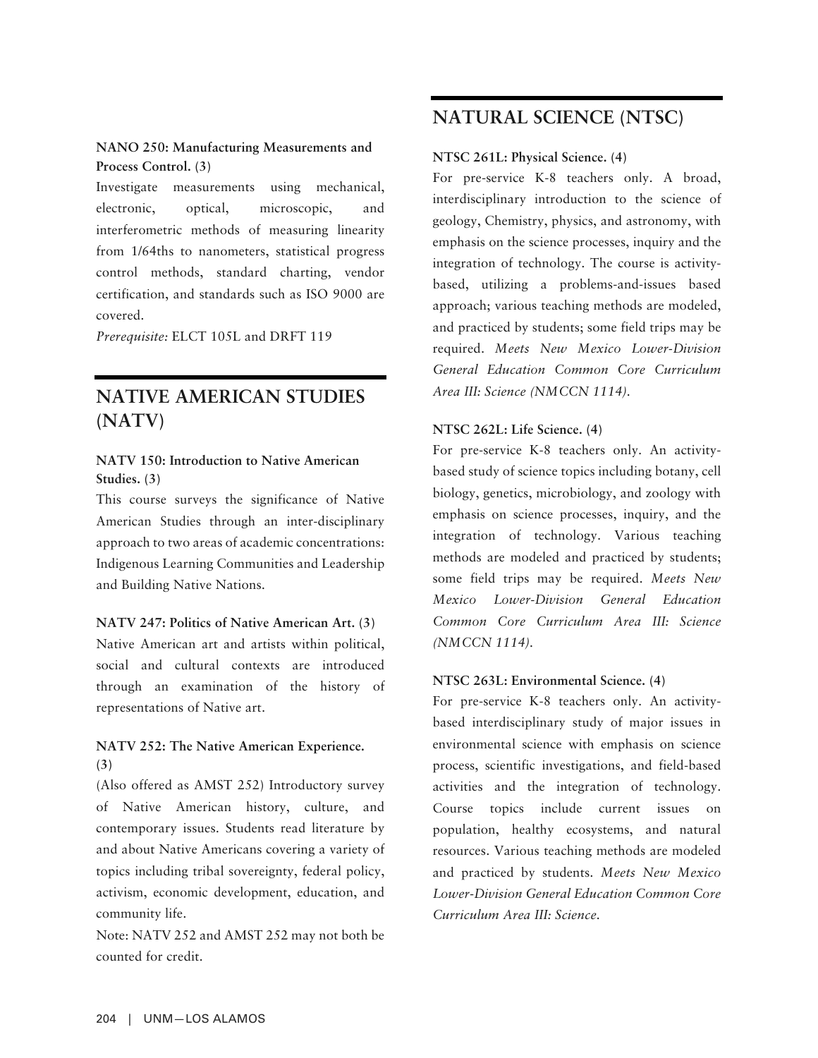**NANO 250: Manufacturing Measurements and Process Control. (3)**
Investigate measurements using mechanical, electronic, optical, microscopic, and interferometric methods of measuring linearity from 1/64ths to nanometers, statistical progress control methods, standard charting, vendor certification, and standards such as ISO 9000 are covered.
*Prerequisite:* ELCT 105L and DRFT 119

## NATIVE AMERICAN STUDIES (NATV)

**NATV 150: Introduction to Native American Studies. (3)**
This course surveys the significance of Native American Studies through an inter-disciplinary approach to two areas of academic concentrations: Indigenous Learning Communities and Leadership and Building Native Nations.

**NATV 247: Politics of Native American Art. (3)**
Native American art and artists within political, social and cultural contexts are introduced through an examination of the history of representations of Native art.

**NATV 252: The Native American Experience. (3)**
(Also offered as AMST 252) Introductory survey of Native American history, culture, and contemporary issues. Students read literature by and about Native Americans covering a variety of topics including tribal sovereignty, federal policy, activism, economic development, education, and community life.
Note: NATV 252 and AMST 252 may not both be counted for credit.

## NATURAL SCIENCE (NTSC)

**NTSC 261L: Physical Science. (4)**
For pre-service K-8 teachers only. A broad, interdisciplinary introduction to the science of geology, Chemistry, physics, and astronomy, with emphasis on the science processes, inquiry and the integration of technology. The course is activity-based, utilizing a problems-and-issues based approach; various teaching methods are modeled, and practiced by students; some field trips may be required. *Meets New Mexico Lower-Division General Education Common Core Curriculum Area III: Science (NMCCN 1114).*

**NTSC 262L: Life Science. (4)**
For pre-service K-8 teachers only. An activity-based study of science topics including botany, cell biology, genetics, microbiology, and zoology with emphasis on science processes, inquiry, and the integration of technology. Various teaching methods are modeled and practiced by students; some field trips may be required. *Meets New Mexico Lower-Division General Education Common Core Curriculum Area III: Science (NMCCN 1114).*

**NTSC 263L: Environmental Science. (4)**
For pre-service K-8 teachers only. An activity-based interdisciplinary study of major issues in environmental science with emphasis on science process, scientific investigations, and field-based activities and the integration of technology. Course topics include current issues on population, healthy ecosystems, and natural resources. Various teaching methods are modeled and practiced by students. *Meets New Mexico Lower-Division General Education Common Core Curriculum Area III: Science.*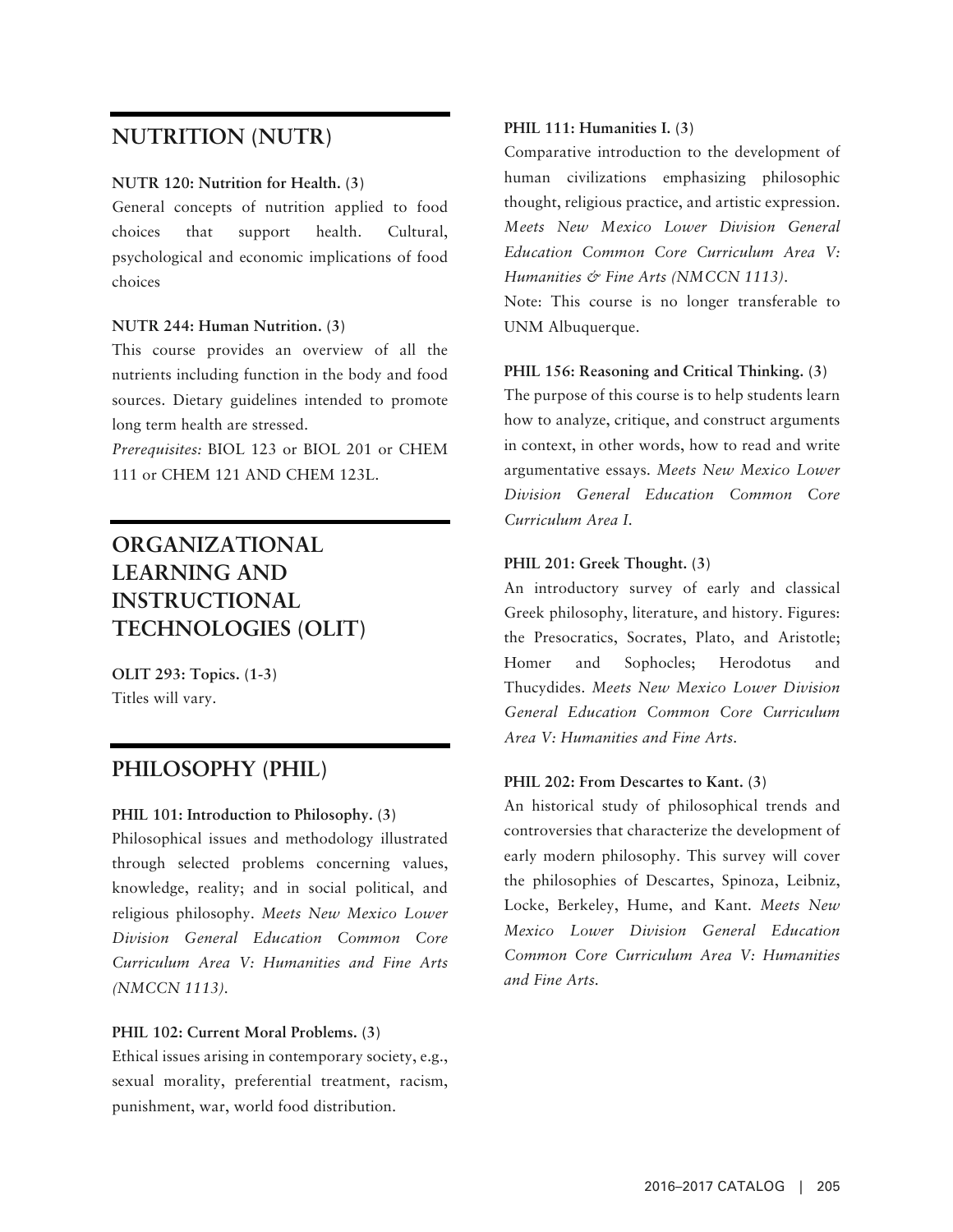## NUTRITION (NUTR)

**NUTR 120: Nutrition for Health. (3)**
General concepts of nutrition applied to food choices that support health. Cultural, psychological and economic implications of food choices

**NUTR 244: Human Nutrition. (3)**
This course provides an overview of all the nutrients including function in the body and food sources. Dietary guidelines intended to promote long term health are stressed.
*Prerequisites:* BIOL 123 or BIOL 201 or CHEM 111 or CHEM 121 AND CHEM 123L.

## ORGANIZATIONAL LEARNING AND INSTRUCTIONAL TECHNOLOGIES (OLIT)

**OLIT 293: Topics. (1-3)**
Titles will vary.

## PHILOSOPHY (PHIL)

**PHIL 101: Introduction to Philosophy. (3)**
Philosophical issues and methodology illustrated through selected problems concerning values, knowledge, reality; and in social political, and religious philosophy. *Meets New Mexico Lower Division General Education Common Core Curriculum Area V: Humanities and Fine Arts (NMCCN 1113).*

**PHIL 102: Current Moral Problems. (3)**
Ethical issues arising in contemporary society, e.g., sexual morality, preferential treatment, racism, punishment, war, world food distribution.

**PHIL 111: Humanities I. (3)**
Comparative introduction to the development of human civilizations emphasizing philosophic thought, religious practice, and artistic expression. *Meets New Mexico Lower Division General Education Common Core Curriculum Area V: Humanities & Fine Arts (NMCCN 1113).*
Note: This course is no longer transferable to UNM Albuquerque.

**PHIL 156: Reasoning and Critical Thinking. (3)**
The purpose of this course is to help students learn how to analyze, critique, and construct arguments in context, in other words, how to read and write argumentative essays. *Meets New Mexico Lower Division General Education Common Core Curriculum Area I.*

**PHIL 201: Greek Thought. (3)**
An introductory survey of early and classical Greek philosophy, literature, and history. Figures: the Presocratics, Socrates, Plato, and Aristotle; Homer and Sophocles; Herodotus and Thucydides. *Meets New Mexico Lower Division General Education Common Core Curriculum Area V: Humanities and Fine Arts.*

**PHIL 202: From Descartes to Kant. (3)**
An historical study of philosophical trends and controversies that characterize the development of early modern philosophy. This survey will cover the philosophies of Descartes, Spinoza, Leibniz, Locke, Berkeley, Hume, and Kant. *Meets New Mexico Lower Division General Education Common Core Curriculum Area V: Humanities and Fine Arts.*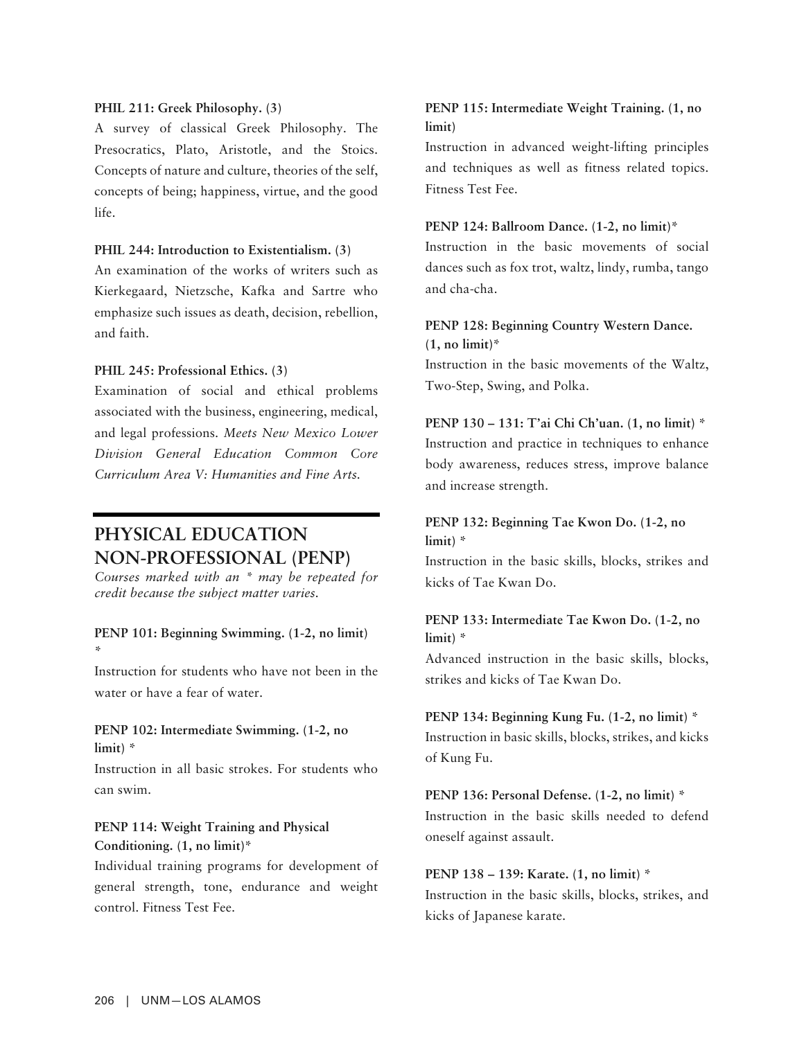**PHIL 211: Greek Philosophy. (3)**

A survey of classical Greek Philosophy. The Presocratics, Plato, Aristotle, and the Stoics. Concepts of nature and culture, theories of the self, concepts of being; happiness, virtue, and the good life.

**PHIL 244: Introduction to Existentialism. (3)**

An examination of the works of writers such as Kierkegaard, Nietzsche, Kafka and Sartre who emphasize such issues as death, decision, rebellion, and faith.

**PHIL 245: Professional Ethics. (3)**

Examination of social and ethical problems associated with the business, engineering, medical, and legal professions. *Meets New Mexico Lower Division General Education Common Core Curriculum Area V: Humanities and Fine Arts.*

## PHYSICAL EDUCATION NON-PROFESSIONAL (PENP)

*Courses marked with an * may be repeated for credit because the subject matter varies.*

**PENP 101: Beginning Swimming. (1-2, no limit) ***

Instruction for students who have not been in the water or have a fear of water.

**PENP 102: Intermediate Swimming. (1-2, no limit) ***

Instruction in all basic strokes. For students who can swim.

**PENP 114: Weight Training and Physical Conditioning. (1, no limit)***

Individual training programs for development of general strength, tone, endurance and weight control. Fitness Test Fee.

**PENP 115: Intermediate Weight Training. (1, no limit)**

Instruction in advanced weight-lifting principles and techniques as well as fitness related topics. Fitness Test Fee.

**PENP 124: Ballroom Dance. (1-2, no limit)***

Instruction in the basic movements of social dances such as fox trot, waltz, lindy, rumba, tango and cha-cha.

**PENP 128: Beginning Country Western Dance. (1, no limit)***

Instruction in the basic movements of the Waltz, Two-Step, Swing, and Polka.

**PENP 130 – 131: T'ai Chi Ch'uan. (1, no limit) ***

Instruction and practice in techniques to enhance body awareness, reduces stress, improve balance and increase strength.

**PENP 132: Beginning Tae Kwon Do. (1-2, no limit) ***

Instruction in the basic skills, blocks, strikes and kicks of Tae Kwan Do.

**PENP 133: Intermediate Tae Kwon Do. (1-2, no limit) ***

Advanced instruction in the basic skills, blocks, strikes and kicks of Tae Kwan Do.

**PENP 134: Beginning Kung Fu. (1-2, no limit) ***

Instruction in basic skills, blocks, strikes, and kicks of Kung Fu.

**PENP 136: Personal Defense. (1-2, no limit) ***

Instruction in the basic skills needed to defend oneself against assault.

**PENP 138 – 139: Karate. (1, no limit) ***

Instruction in the basic skills, blocks, strikes, and kicks of Japanese karate.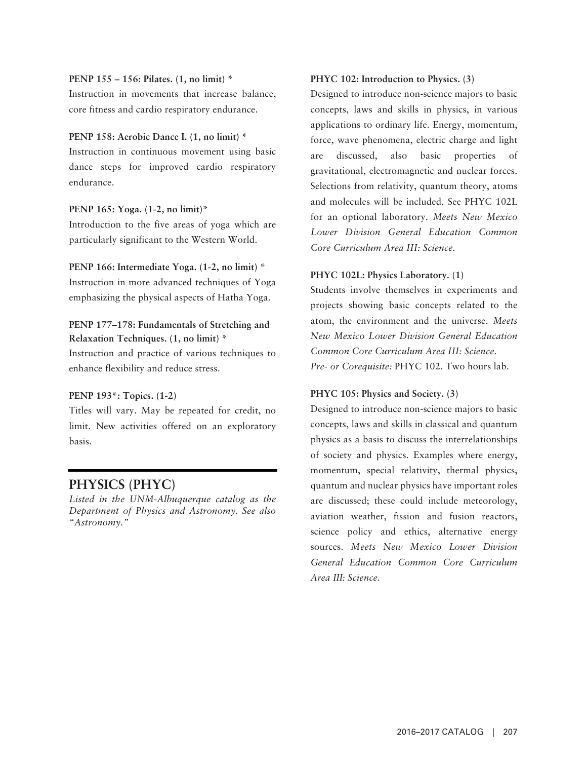**PENP 155 – 156: Pilates. (1, no limit) ***
Instruction in movements that increase balance, core fitness and cardio respiratory endurance.

**PENP 158: Aerobic Dance I. (1, no limit) ***
Instruction in continuous movement using basic dance steps for improved cardio respiratory endurance.

**PENP 165: Yoga. (1-2, no limit)***
Introduction to the five areas of yoga which are particularly significant to the Western World.

**PENP 166: Intermediate Yoga. (1-2, no limit) ***
Instruction in more advanced techniques of Yoga emphasizing the physical aspects of Hatha Yoga.

**PENP 177–178: Fundamentals of Stretching and Relaxation Techniques. (1, no limit) ***
Instruction and practice of various techniques to enhance flexibility and reduce stress.

**PENP 193*: Topics. (1-2)**
Titles will vary. May be repeated for credit, no limit. New activities offered on an exploratory basis.

## PHYSICS (PHYC)

*Listed in the UNM-Albuquerque catalog as the Department of Physics and Astronomy. See also "Astronomy."*

**PHYC 102: Introduction to Physics. (3)**
Designed to introduce non-science majors to basic concepts, laws and skills in physics, in various applications to ordinary life. Energy, momentum, force, wave phenomena, electric charge and light are discussed, also basic properties of gravitational, electromagnetic and nuclear forces. Selections from relativity, quantum theory, atoms and molecules will be included. See PHYC 102L for an optional laboratory. *Meets New Mexico Lower Division General Education Common Core Curriculum Area III: Science.*

**PHYC 102L: Physics Laboratory. (1)**
Students involve themselves in experiments and projects showing basic concepts related to the atom, the environment and the universe. *Meets New Mexico Lower Division General Education Common Core Curriculum Area III: Science.*
*Pre- or Corequisite:* PHYC 102. Two hours lab.

**PHYC 105: Physics and Society. (3)**
Designed to introduce non-science majors to basic concepts, laws and skills in classical and quantum physics as a basis to discuss the interrelationships of society and physics. Examples where energy, momentum, special relativity, thermal physics, quantum and nuclear physics have important roles are discussed; these could include meteorology, aviation weather, fission and fusion reactors, science policy and ethics, alternative energy sources. *Meets New Mexico Lower Division General Education Common Core Curriculum Area III: Science.*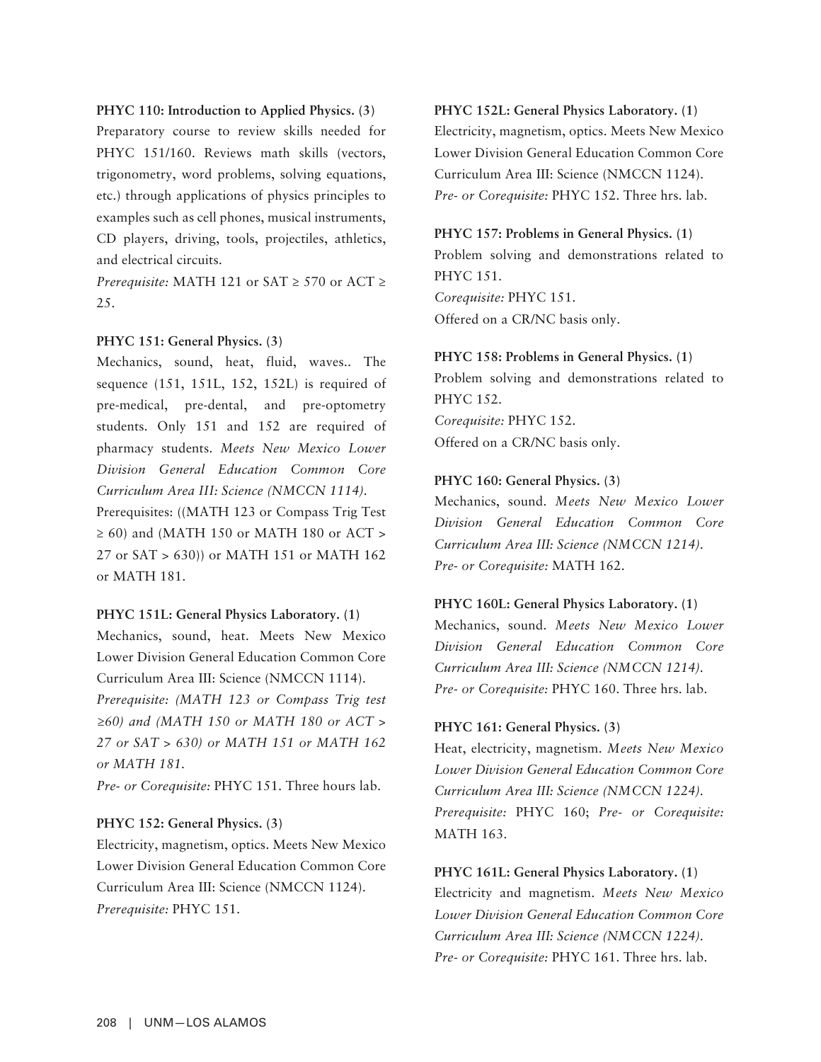**PHYC 110: Introduction to Applied Physics. (3)**

Preparatory course to review skills needed for PHYC 151/160. Reviews math skills (vectors, trigonometry, word problems, solving equations, etc.) through applications of physics principles to examples such as cell phones, musical instruments, CD players, driving, tools, projectiles, athletics, and electrical circuits.

*Prerequisite:* MATH 121 or SAT ≥ 570 or ACT ≥ 25.

**PHYC 151: General Physics. (3)**

Mechanics, sound, heat, fluid, waves.. The sequence (151, 151L, 152, 152L) is required of pre-medical, pre-dental, and pre-optometry students. Only 151 and 152 are required of pharmacy students. *Meets New Mexico Lower Division General Education Common Core Curriculum Area III: Science (NMCCN 1114).*

Prerequisites: ((MATH 123 or Compass Trig Test ≥ 60) and (MATH 150 or MATH 180 or ACT > 27 or SAT > 630)) or MATH 151 or MATH 162 or MATH 181.

**PHYC 151L: General Physics Laboratory. (1)**

Mechanics, sound, heat. Meets New Mexico Lower Division General Education Common Core Curriculum Area III: Science (NMCCN 1114).

*Prerequisite: (MATH 123 or Compass Trig test ≥60) and (MATH 150 or MATH 180 or ACT > 27 or SAT > 630) or MATH 151 or MATH 162 or MATH 181.*

*Pre- or Corequisite:* PHYC 151. Three hours lab.

**PHYC 152: General Physics. (3)**

Electricity, magnetism, optics. Meets New Mexico Lower Division General Education Common Core Curriculum Area III: Science (NMCCN 1124).

*Prerequisite:* PHYC 151.

**PHYC 152L: General Physics Laboratory. (1)**

Electricity, magnetism, optics. Meets New Mexico Lower Division General Education Common Core Curriculum Area III: Science (NMCCN 1124).

*Pre- or Corequisite:* PHYC 152. Three hrs. lab.

**PHYC 157: Problems in General Physics. (1)**

Problem solving and demonstrations related to PHYC 151.

*Corequisite:* PHYC 151.

Offered on a CR/NC basis only.

**PHYC 158: Problems in General Physics. (1)**

Problem solving and demonstrations related to PHYC 152.

*Corequisite:* PHYC 152.

Offered on a CR/NC basis only.

**PHYC 160: General Physics. (3)**

Mechanics, sound. *Meets New Mexico Lower Division General Education Common Core Curriculum Area III: Science (NMCCN 1214).*

*Pre- or Corequisite:* MATH 162.

**PHYC 160L: General Physics Laboratory. (1)**

Mechanics, sound. *Meets New Mexico Lower Division General Education Common Core Curriculum Area III: Science (NMCCN 1214).*

*Pre- or Corequisite:* PHYC 160. Three hrs. lab.

**PHYC 161: General Physics. (3)**

Heat, electricity, magnetism. *Meets New Mexico Lower Division General Education Common Core Curriculum Area III: Science (NMCCN 1224).*

*Prerequisite:* PHYC 160; *Pre- or Corequisite:* MATH 163.

**PHYC 161L: General Physics Laboratory. (1)**

Electricity and magnetism. *Meets New Mexico Lower Division General Education Common Core Curriculum Area III: Science (NMCCN 1224).*

*Pre- or Corequisite:* PHYC 161. Three hrs. lab.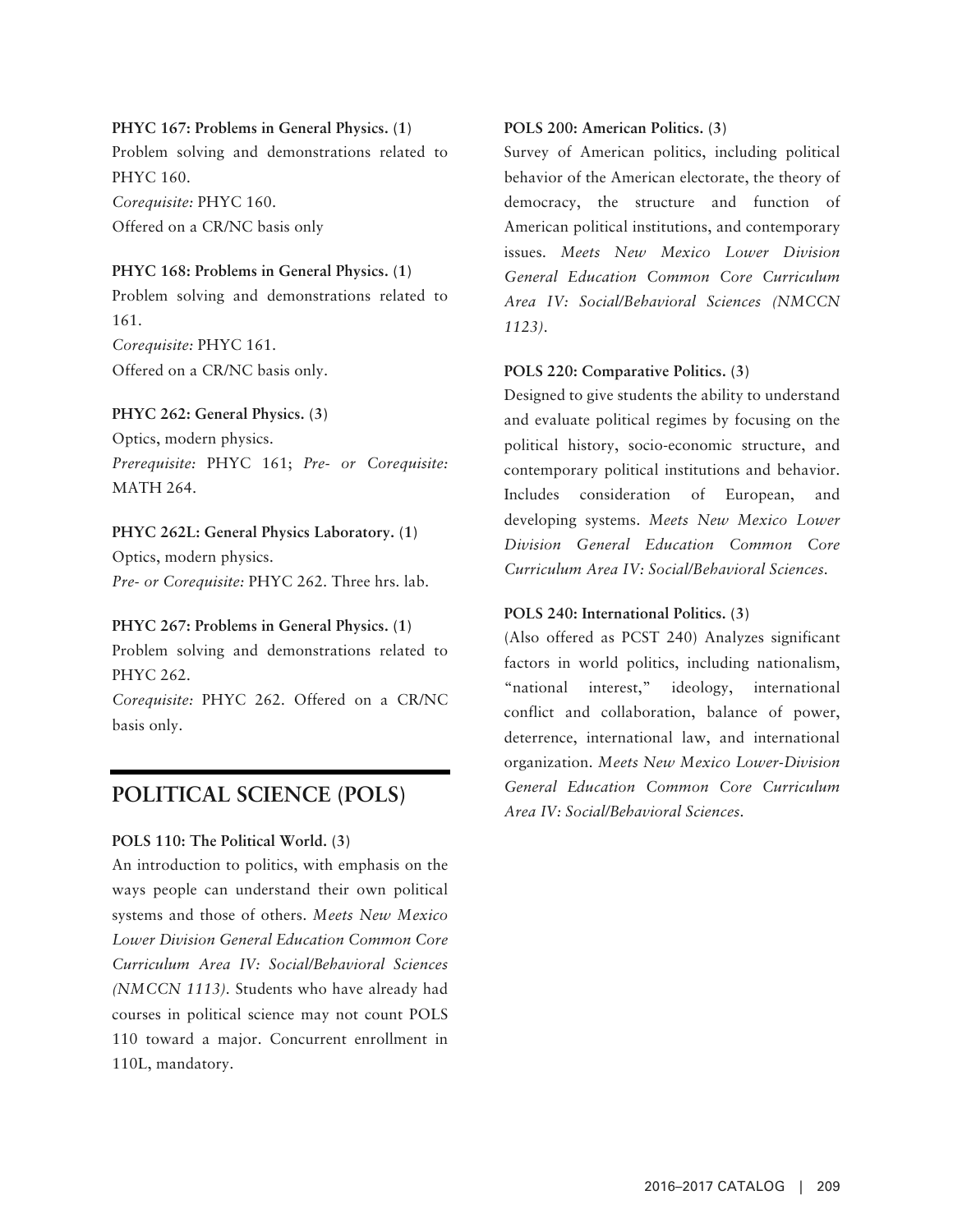**PHYC 167: Problems in General Physics. (1)**
Problem solving and demonstrations related to PHYC 160.
*Corequisite:* PHYC 160.
Offered on a CR/NC basis only

**PHYC 168: Problems in General Physics. (1)**
Problem solving and demonstrations related to 161.
*Corequisite:* PHYC 161.
Offered on a CR/NC basis only.

**PHYC 262: General Physics. (3)**
Optics, modern physics.
*Prerequisite:* PHYC 161; *Pre- or Corequisite:* MATH 264.

**PHYC 262L: General Physics Laboratory. (1)**
Optics, modern physics.
*Pre- or Corequisite:* PHYC 262. Three hrs. lab.

**PHYC 267: Problems in General Physics. (1)**
Problem solving and demonstrations related to PHYC 262.
*Corequisite:* PHYC 262. Offered on a CR/NC basis only.

## POLITICAL SCIENCE (POLS)

**POLS 110: The Political World. (3)**
An introduction to politics, with emphasis on the ways people can understand their own political systems and those of others. *Meets New Mexico Lower Division General Education Common Core Curriculum Area IV: Social/Behavioral Sciences (NMCCN 1113).* Students who have already had courses in political science may not count POLS 110 toward a major. Concurrent enrollment in 110L, mandatory.

**POLS 200: American Politics. (3)**
Survey of American politics, including political behavior of the American electorate, the theory of democracy, the structure and function of American political institutions, and contemporary issues. *Meets New Mexico Lower Division General Education Common Core Curriculum Area IV: Social/Behavioral Sciences (NMCCN 1123).*

**POLS 220: Comparative Politics. (3)**
Designed to give students the ability to understand and evaluate political regimes by focusing on the political history, socio-economic structure, and contemporary political institutions and behavior. Includes consideration of European, and developing systems. *Meets New Mexico Lower Division General Education Common Core Curriculum Area IV: Social/Behavioral Sciences.*

**POLS 240: International Politics. (3)**
(Also offered as PCST 240) Analyzes significant factors in world politics, including nationalism, "national interest," ideology, international conflict and collaboration, balance of power, deterrence, international law, and international organization. *Meets New Mexico Lower-Division General Education Common Core Curriculum Area IV: Social/Behavioral Sciences.*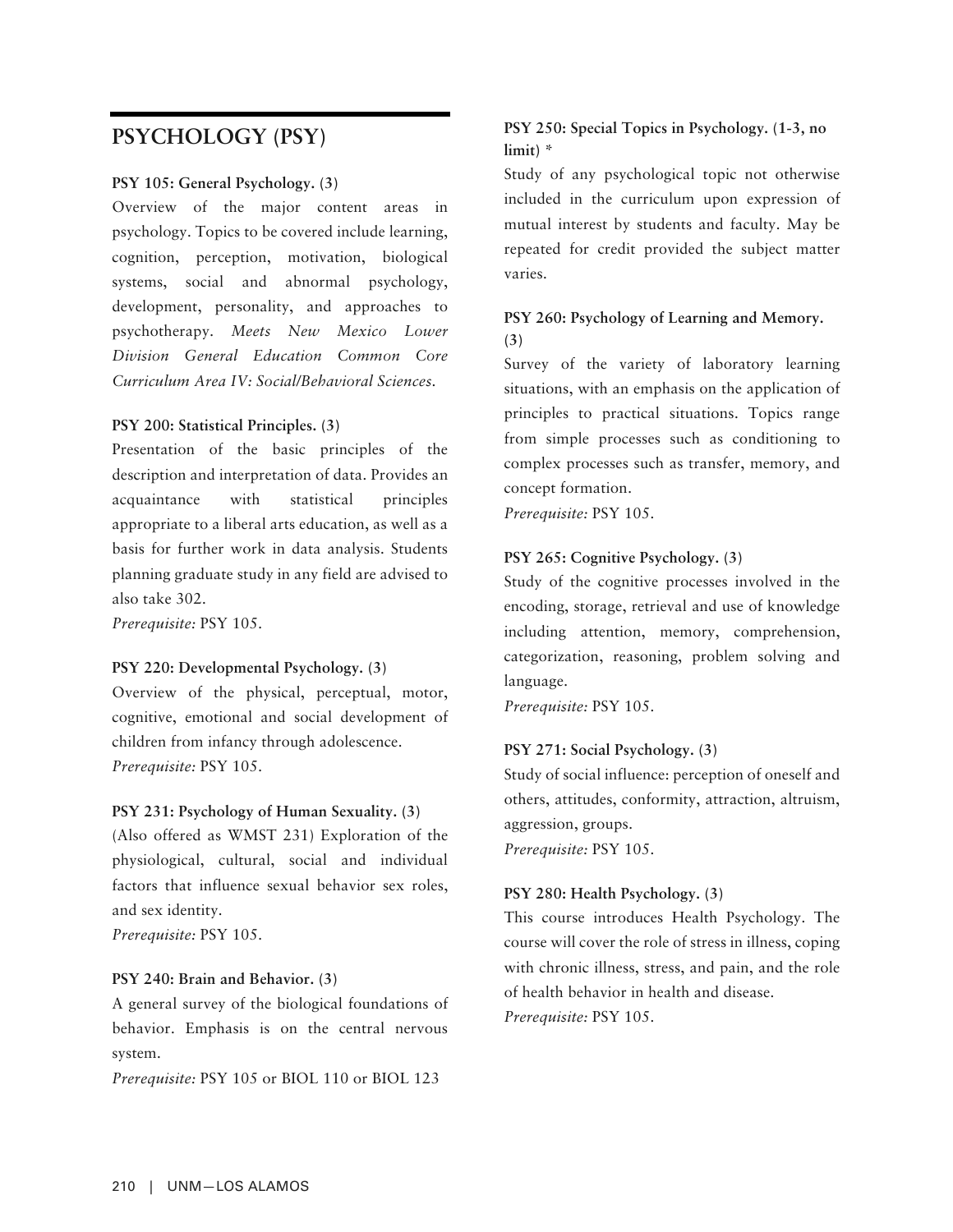## PSYCHOLOGY (PSY)

**PSY 105: General Psychology. (3)**
Overview of the major content areas in psychology. Topics to be covered include learning, cognition, perception, motivation, biological systems, social and abnormal psychology, development, personality, and approaches to psychotherapy. *Meets New Mexico Lower Division General Education Common Core Curriculum Area IV: Social/Behavioral Sciences.*

**PSY 200: Statistical Principles. (3)**
Presentation of the basic principles of the description and interpretation of data. Provides an acquaintance with statistical principles appropriate to a liberal arts education, as well as a basis for further work in data analysis. Students planning graduate study in any field are advised to also take 302.
*Prerequisite:* PSY 105.

**PSY 220: Developmental Psychology. (3)**
Overview of the physical, perceptual, motor, cognitive, emotional and social development of children from infancy through adolescence.
*Prerequisite:* PSY 105.

**PSY 231: Psychology of Human Sexuality. (3)**
(Also offered as WMST 231) Exploration of the physiological, cultural, social and individual factors that influence sexual behavior sex roles, and sex identity.
*Prerequisite:* PSY 105.

**PSY 240: Brain and Behavior. (3)**
A general survey of the biological foundations of behavior. Emphasis is on the central nervous system.
*Prerequisite:* PSY 105 or BIOL 110 or BIOL 123

**PSY 250: Special Topics in Psychology. (1-3, no limit) ***
Study of any psychological topic not otherwise included in the curriculum upon expression of mutual interest by students and faculty. May be repeated for credit provided the subject matter varies.

**PSY 260: Psychology of Learning and Memory. (3)**
Survey of the variety of laboratory learning situations, with an emphasis on the application of principles to practical situations. Topics range from simple processes such as conditioning to complex processes such as transfer, memory, and concept formation.
*Prerequisite:* PSY 105.

**PSY 265: Cognitive Psychology. (3)**
Study of the cognitive processes involved in the encoding, storage, retrieval and use of knowledge including attention, memory, comprehension, categorization, reasoning, problem solving and language.
*Prerequisite:* PSY 105.

**PSY 271: Social Psychology. (3)**
Study of social influence: perception of oneself and others, attitudes, conformity, attraction, altruism, aggression, groups.
*Prerequisite:* PSY 105.

**PSY 280: Health Psychology. (3)**
This course introduces Health Psychology. The course will cover the role of stress in illness, coping with chronic illness, stress, and pain, and the role of health behavior in health and disease.
*Prerequisite:* PSY 105.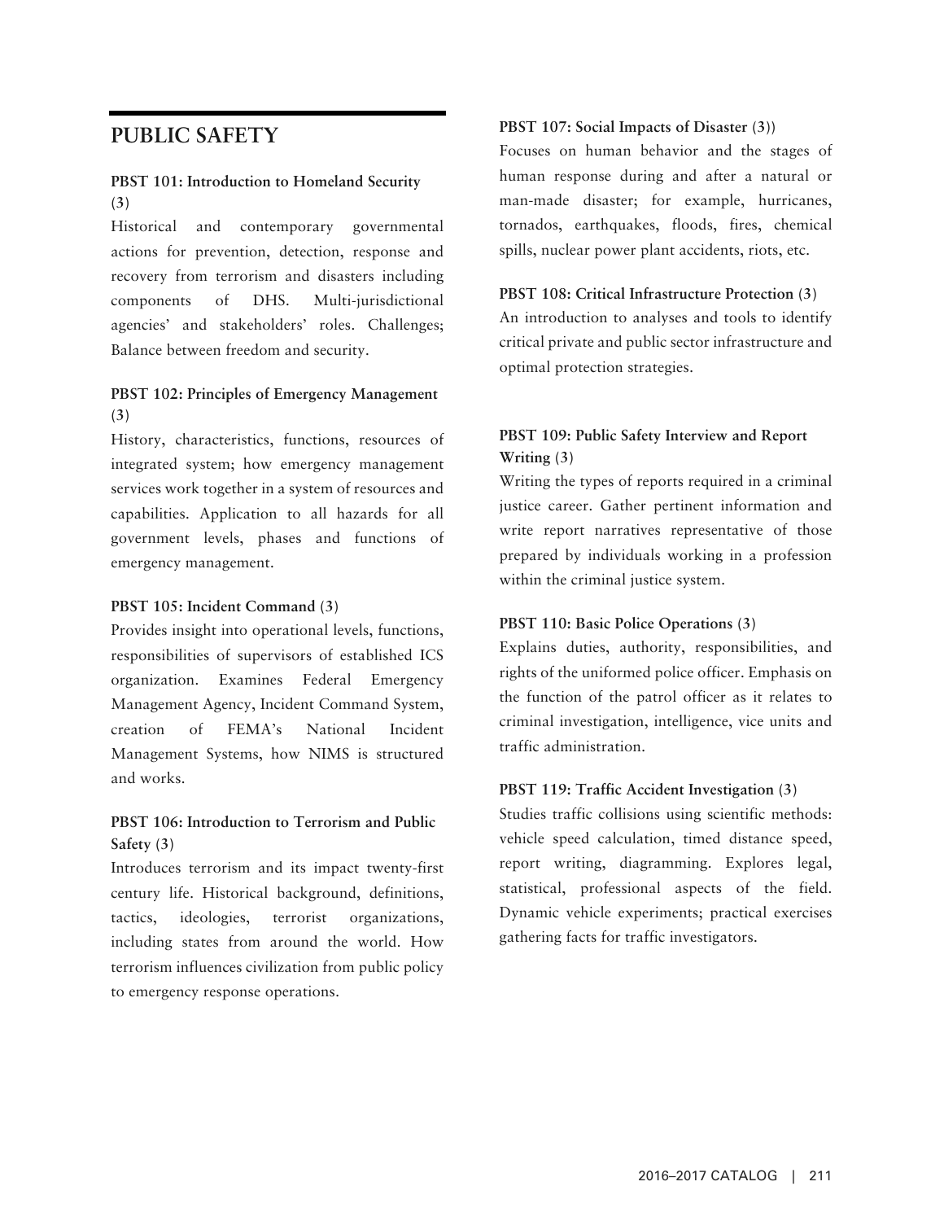## PUBLIC SAFETY

**PBST 101: Introduction to Homeland Security (3)**

Historical and contemporary governmental actions for prevention, detection, response and recovery from terrorism and disasters including components of DHS. Multi-jurisdictional agencies' and stakeholders' roles. Challenges; Balance between freedom and security.

**PBST 102: Principles of Emergency Management (3)**

History, characteristics, functions, resources of integrated system; how emergency management services work together in a system of resources and capabilities. Application to all hazards for all government levels, phases and functions of emergency management.

**PBST 105: Incident Command (3)**

Provides insight into operational levels, functions, responsibilities of supervisors of established ICS organization. Examines Federal Emergency Management Agency, Incident Command System, creation of FEMA's National Incident Management Systems, how NIMS is structured and works.

**PBST 106: Introduction to Terrorism and Public Safety (3)**

Introduces terrorism and its impact twenty-first century life. Historical background, definitions, tactics, ideologies, terrorist organizations, including states from around the world. How terrorism influences civilization from public policy to emergency response operations.

**PBST 107: Social Impacts of Disaster (3))**

Focuses on human behavior and the stages of human response during and after a natural or man-made disaster; for example, hurricanes, tornados, earthquakes, floods, fires, chemical spills, nuclear power plant accidents, riots, etc.

**PBST 108: Critical Infrastructure Protection (3)**

An introduction to analyses and tools to identify critical private and public sector infrastructure and optimal protection strategies.

**PBST 109: Public Safety Interview and Report Writing (3)**

Writing the types of reports required in a criminal justice career. Gather pertinent information and write report narratives representative of those prepared by individuals working in a profession within the criminal justice system.

**PBST 110: Basic Police Operations (3)**

Explains duties, authority, responsibilities, and rights of the uniformed police officer. Emphasis on the function of the patrol officer as it relates to criminal investigation, intelligence, vice units and traffic administration.

**PBST 119: Traffic Accident Investigation (3)**

Studies traffic collisions using scientific methods: vehicle speed calculation, timed distance speed, report writing, diagramming. Explores legal, statistical, professional aspects of the field. Dynamic vehicle experiments; practical exercises gathering facts for traffic investigators.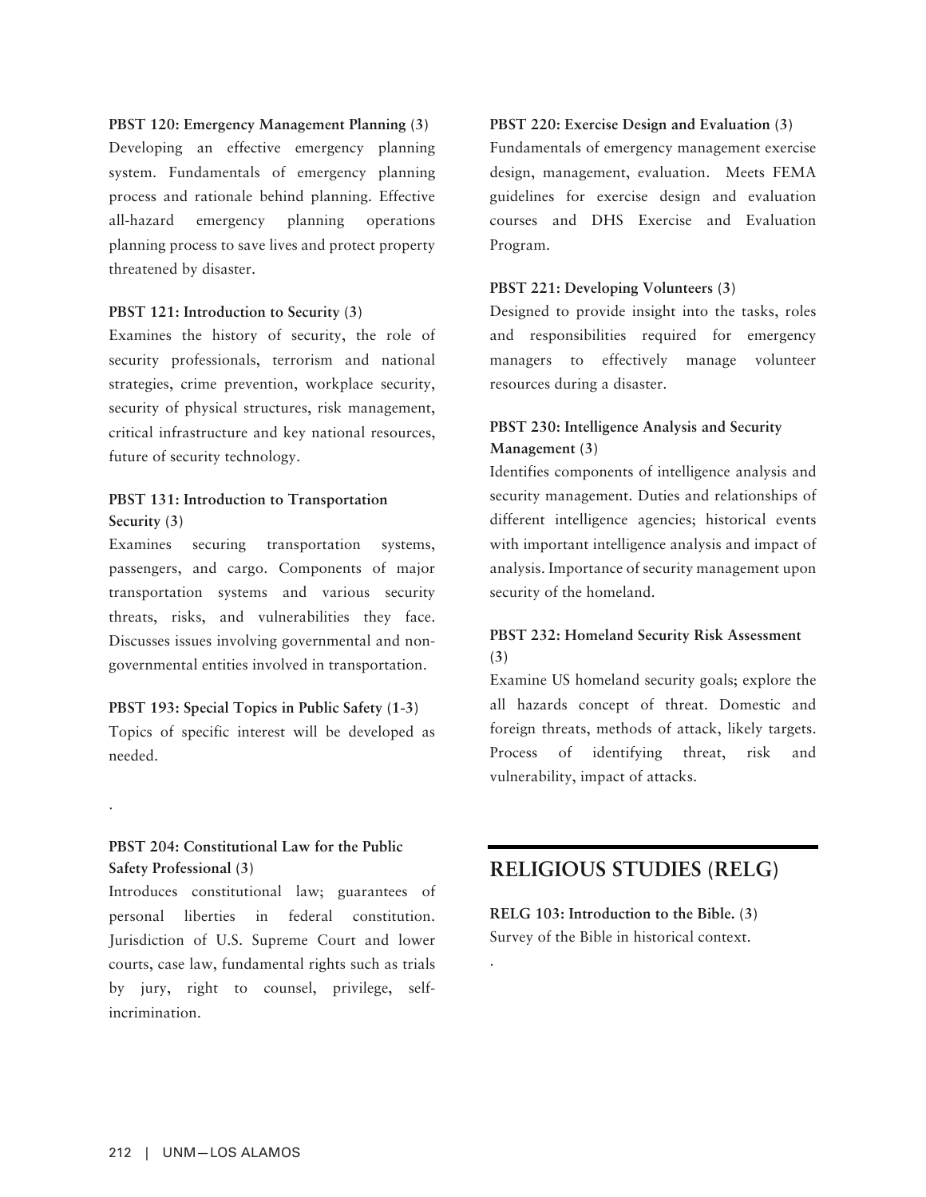**PBST 120: Emergency Management Planning (3)**
Developing an effective emergency planning system. Fundamentals of emergency planning process and rationale behind planning. Effective all-hazard emergency planning operations planning process to save lives and protect property threatened by disaster.

**PBST 121: Introduction to Security (3)**
Examines the history of security, the role of security professionals, terrorism and national strategies, crime prevention, workplace security, security of physical structures, risk management, critical infrastructure and key national resources, future of security technology.

**PBST 131: Introduction to Transportation Security (3)**
Examines securing transportation systems, passengers, and cargo. Components of major transportation systems and various security threats, risks, and vulnerabilities they face. Discusses issues involving governmental and non-governmental entities involved in transportation.

**PBST 193: Special Topics in Public Safety (1-3)**
Topics of specific interest will be developed as needed.

.

**PBST 204: Constitutional Law for the Public Safety Professional (3)**
Introduces constitutional law; guarantees of personal liberties in federal constitution. Jurisdiction of U.S. Supreme Court and lower courts, case law, fundamental rights such as trials by jury, right to counsel, privilege, self-incrimination.

**PBST 220: Exercise Design and Evaluation (3)**
Fundamentals of emergency management exercise design, management, evaluation. Meets FEMA guidelines for exercise design and evaluation courses and DHS Exercise and Evaluation Program.

**PBST 221: Developing Volunteers (3)**
Designed to provide insight into the tasks, roles and responsibilities required for emergency managers to effectively manage volunteer resources during a disaster.

**PBST 230: Intelligence Analysis and Security Management (3)**
Identifies components of intelligence analysis and security management. Duties and relationships of different intelligence agencies; historical events with important intelligence analysis and impact of analysis. Importance of security management upon security of the homeland.

**PBST 232: Homeland Security Risk Assessment (3)**
Examine US homeland security goals; explore the all hazards concept of threat. Domestic and foreign threats, methods of attack, likely targets. Process of identifying threat, risk and vulnerability, impact of attacks.

## RELIGIOUS STUDIES (RELG)

**RELG 103: Introduction to the Bible. (3)**
Survey of the Bible in historical context.

.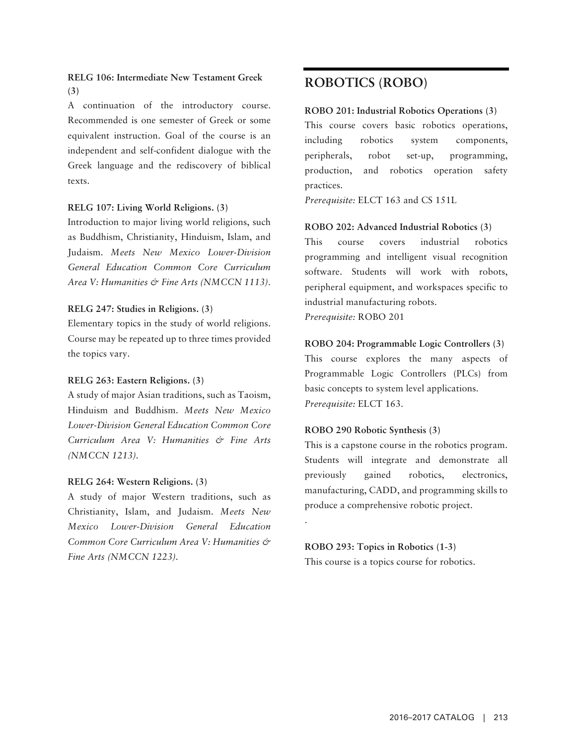**RELG 106: Intermediate New Testament Greek (3)**

A continuation of the introductory course. Recommended is one semester of Greek or some equivalent instruction. Goal of the course is an independent and self-confident dialogue with the Greek language and the rediscovery of biblical texts.

**RELG 107: Living World Religions. (3)**

Introduction to major living world religions, such as Buddhism, Christianity, Hinduism, Islam, and Judaism. *Meets New Mexico Lower-Division General Education Common Core Curriculum Area V: Humanities & Fine Arts (NMCCN 1113).*

**RELG 247: Studies in Religions. (3)**

Elementary topics in the study of world religions. Course may be repeated up to three times provided the topics vary.

**RELG 263: Eastern Religions. (3)**

A study of major Asian traditions, such as Taoism, Hinduism and Buddhism. *Meets New Mexico Lower-Division General Education Common Core Curriculum Area V: Humanities & Fine Arts (NMCCN 1213).*

**RELG 264: Western Religions. (3)**

A study of major Western traditions, such as Christianity, Islam, and Judaism. *Meets New Mexico Lower-Division General Education Common Core Curriculum Area V: Humanities & Fine Arts (NMCCN 1223).*

## ROBOTICS (ROBO)

**ROBO 201: Industrial Robotics Operations (3)**

This course covers basic robotics operations, including robotics system components, peripherals, robot set-up, programming, production, and robotics operation safety practices.

*Prerequisite:* ELCT 163 and CS 151L

**ROBO 202: Advanced Industrial Robotics (3)**

This course covers industrial robotics programming and intelligent visual recognition software. Students will work with robots, peripheral equipment, and workspaces specific to industrial manufacturing robots.

*Prerequisite:* ROBO 201

**ROBO 204: Programmable Logic Controllers (3)**

This course explores the many aspects of Programmable Logic Controllers (PLCs) from basic concepts to system level applications.

*Prerequisite:* ELCT 163.

**ROBO 290 Robotic Synthesis (3)**

This is a capstone course in the robotics program. Students will integrate and demonstrate all previously gained robotics, electronics, manufacturing, CADD, and programming skills to produce a comprehensive robotic project.

.

**ROBO 293: Topics in Robotics (1-3)**

This course is a topics course for robotics.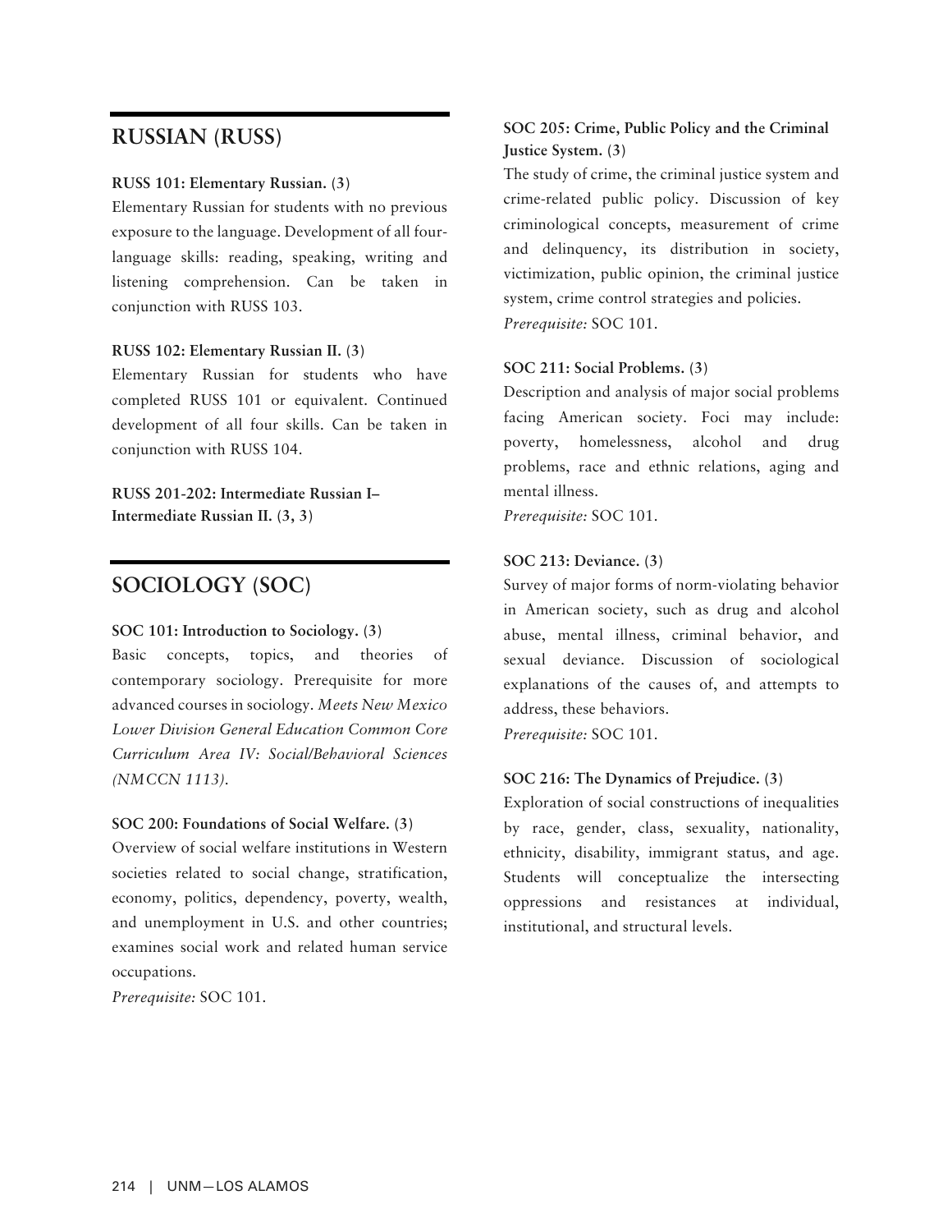## RUSSIAN (RUSS)

**RUSS 101: Elementary Russian. (3)**
Elementary Russian for students with no previous exposure to the language. Development of all four-language skills: reading, speaking, writing and listening comprehension. Can be taken in conjunction with RUSS 103.

**RUSS 102: Elementary Russian II. (3)**
Elementary Russian for students who have completed RUSS 101 or equivalent. Continued development of all four skills. Can be taken in conjunction with RUSS 104.

**RUSS 201-202: Intermediate Russian I–Intermediate Russian II. (3, 3)**

## SOCIOLOGY (SOC)

**SOC 101: Introduction to Sociology. (3)**
Basic concepts, topics, and theories of contemporary sociology. Prerequisite for more advanced courses in sociology. *Meets New Mexico Lower Division General Education Common Core Curriculum Area IV: Social/Behavioral Sciences (NMCCN 1113).*

**SOC 200: Foundations of Social Welfare. (3)**
Overview of social welfare institutions in Western societies related to social change, stratification, economy, politics, dependency, poverty, wealth, and unemployment in U.S. and other countries; examines social work and related human service occupations.
*Prerequisite:* SOC 101.

**SOC 205: Crime, Public Policy and the Criminal Justice System. (3)**
The study of crime, the criminal justice system and crime-related public policy. Discussion of key criminological concepts, measurement of crime and delinquency, its distribution in society, victimization, public opinion, the criminal justice system, crime control strategies and policies.
*Prerequisite:* SOC 101.

**SOC 211: Social Problems. (3)**
Description and analysis of major social problems facing American society. Foci may include: poverty, homelessness, alcohol and drug problems, race and ethnic relations, aging and mental illness.
*Prerequisite:* SOC 101.

**SOC 213: Deviance. (3)**
Survey of major forms of norm-violating behavior in American society, such as drug and alcohol abuse, mental illness, criminal behavior, and sexual deviance. Discussion of sociological explanations of the causes of, and attempts to address, these behaviors.
*Prerequisite:* SOC 101.

**SOC 216: The Dynamics of Prejudice. (3)**
Exploration of social constructions of inequalities by race, gender, class, sexuality, nationality, ethnicity, disability, immigrant status, and age. Students will conceptualize the intersecting oppressions and resistances at individual, institutional, and structural levels.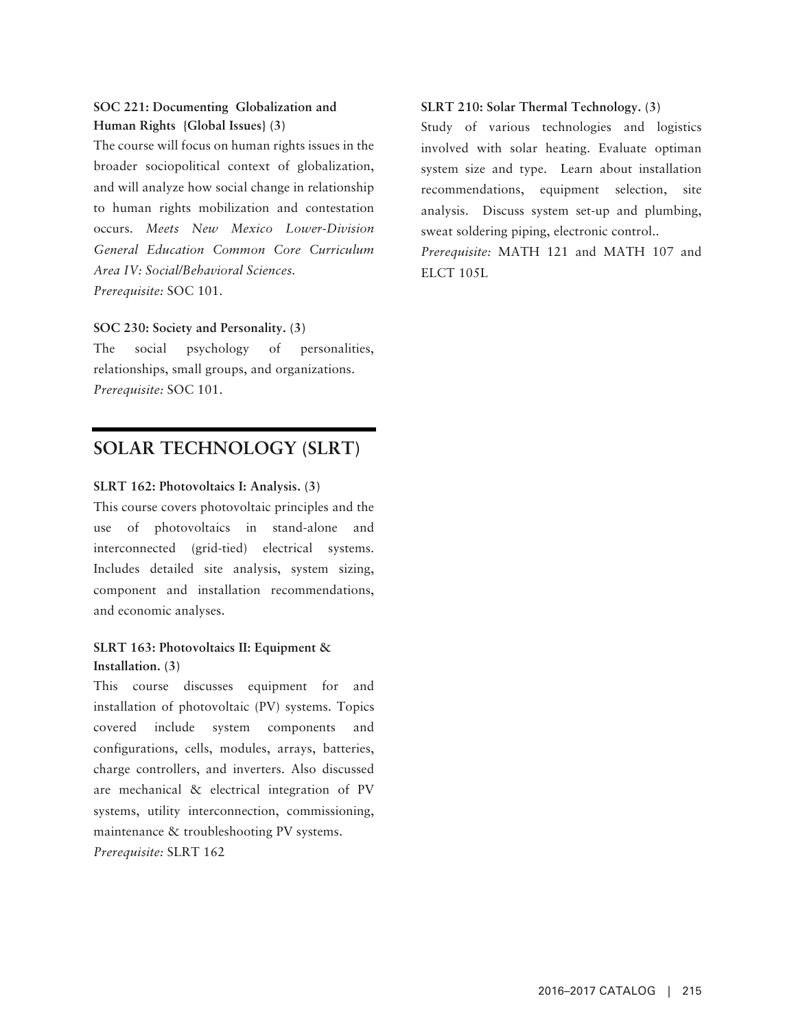**SOC 221: Documenting Globalization and Human Rights {Global Issues} (3)**

The course will focus on human rights issues in the broader sociopolitical context of globalization, and will analyze how social change in relationship to human rights mobilization and contestation occurs. *Meets New Mexico Lower-Division General Education Common Core Curriculum Area IV: Social/Behavioral Sciences.*

*Prerequisite:* SOC 101.

**SOC 230: Society and Personality. (3)**

The social psychology of personalities, relationships, small groups, and organizations.

*Prerequisite:* SOC 101.

## SOLAR TECHNOLOGY (SLRT)

**SLRT 162: Photovoltaics I: Analysis. (3)**

This course covers photovoltaic principles and the use of photovoltaics in stand-alone and interconnected (grid-tied) electrical systems. Includes detailed site analysis, system sizing, component and installation recommendations, and economic analyses.

**SLRT 163: Photovoltaics II: Equipment & Installation. (3)**

This course discusses equipment for and installation of photovoltaic (PV) systems. Topics covered include system components and configurations, cells, modules, arrays, batteries, charge controllers, and inverters. Also discussed are mechanical & electrical integration of PV systems, utility interconnection, commissioning, maintenance & troubleshooting PV systems.

*Prerequisite:* SLRT 162

**SLRT 210: Solar Thermal Technology. (3)**

Study of various technologies and logistics involved with solar heating. Evaluate optiman system size and type. Learn about installation recommendations, equipment selection, site analysis. Discuss system set-up and plumbing, sweat soldering piping, electronic control..

*Prerequisite:* MATH 121 and MATH 107 and ELCT 105L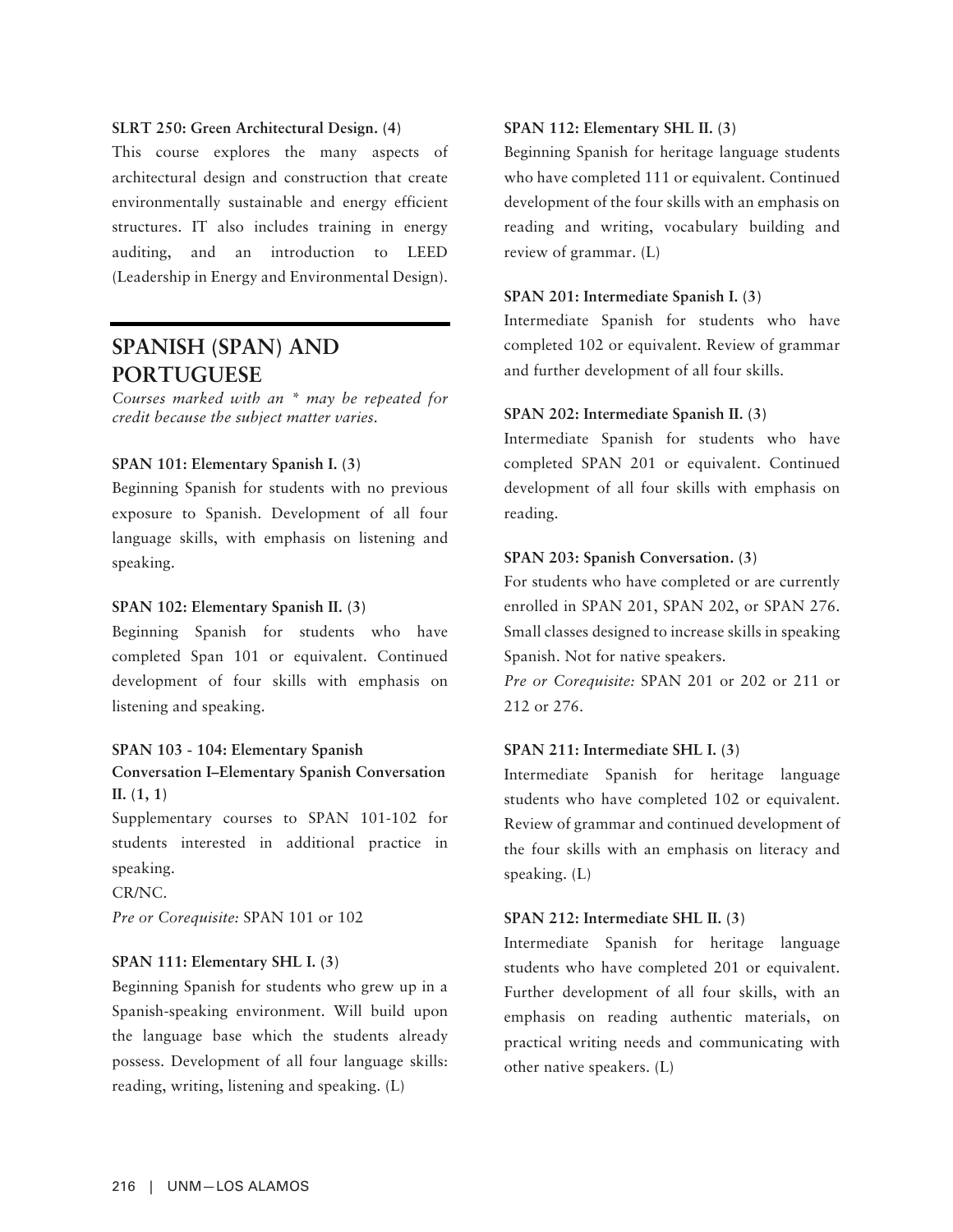**SLRT 250: Green Architectural Design. (4)**

This course explores the many aspects of architectural design and construction that create environmentally sustainable and energy efficient structures. IT also includes training in energy auditing, and an introduction to LEED (Leadership in Energy and Environmental Design).

## SPANISH (SPAN) AND PORTUGUESE

*Courses marked with an * may be repeated for credit because the subject matter varies.*

**SPAN 101: Elementary Spanish I. (3)**

Beginning Spanish for students with no previous exposure to Spanish. Development of all four language skills, with emphasis on listening and speaking.

**SPAN 102: Elementary Spanish II. (3)**

Beginning Spanish for students who have completed Span 101 or equivalent. Continued development of four skills with emphasis on listening and speaking.

**SPAN 103 - 104: Elementary Spanish Conversation I–Elementary Spanish Conversation II. (1, 1)**

Supplementary courses to SPAN 101-102 for students interested in additional practice in speaking.

CR/NC.

*Pre or Corequisite:* SPAN 101 or 102

**SPAN 111: Elementary SHL I. (3)**

Beginning Spanish for students who grew up in a Spanish-speaking environment. Will build upon the language base which the students already possess. Development of all four language skills: reading, writing, listening and speaking. (L)

**SPAN 112: Elementary SHL II. (3)**

Beginning Spanish for heritage language students who have completed 111 or equivalent. Continued development of the four skills with an emphasis on reading and writing, vocabulary building and review of grammar. (L)

**SPAN 201: Intermediate Spanish I. (3)**

Intermediate Spanish for students who have completed 102 or equivalent. Review of grammar and further development of all four skills.

**SPAN 202: Intermediate Spanish II. (3)**

Intermediate Spanish for students who have completed SPAN 201 or equivalent. Continued development of all four skills with emphasis on reading.

**SPAN 203: Spanish Conversation. (3)**

For students who have completed or are currently enrolled in SPAN 201, SPAN 202, or SPAN 276. Small classes designed to increase skills in speaking Spanish. Not for native speakers.

*Pre or Corequisite:* SPAN 201 or 202 or 211 or 212 or 276.

**SPAN 211: Intermediate SHL I. (3)**

Intermediate Spanish for heritage language students who have completed 102 or equivalent. Review of grammar and continued development of the four skills with an emphasis on literacy and speaking. (L)

**SPAN 212: Intermediate SHL II. (3)**

Intermediate Spanish for heritage language students who have completed 201 or equivalent. Further development of all four skills, with an emphasis on reading authentic materials, on practical writing needs and communicating with other native speakers. (L)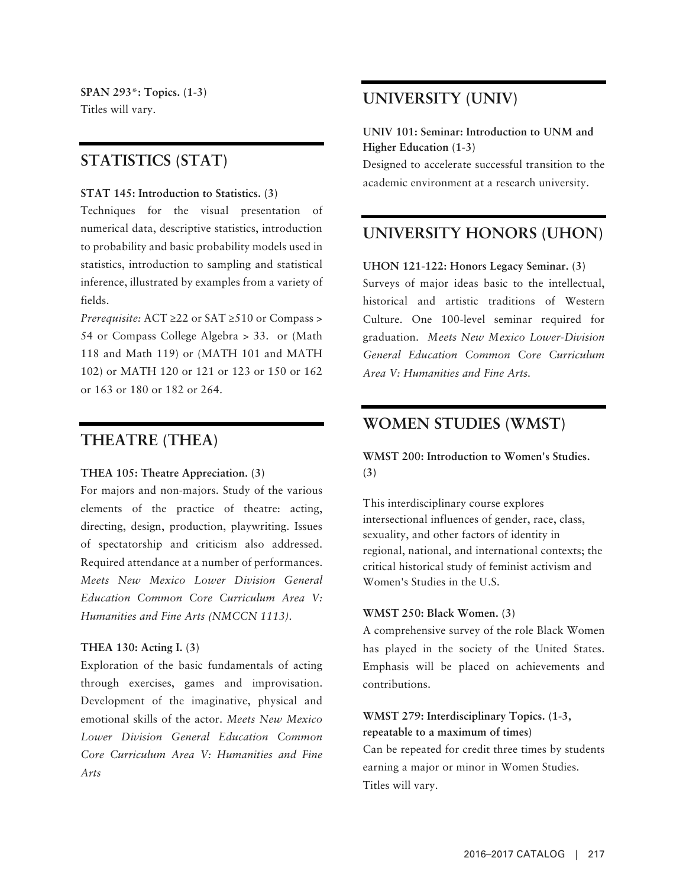**SPAN 293*: Topics. (1-3)**
Titles will vary.

## STATISTICS (STAT)

**STAT 145: Introduction to Statistics. (3)**
Techniques for the visual presentation of numerical data, descriptive statistics, introduction to probability and basic probability models used in statistics, introduction to sampling and statistical inference, illustrated by examples from a variety of fields.
*Prerequisite:* ACT ≥22 or SAT ≥510 or Compass > 54 or Compass College Algebra > 33. or (Math 118 and Math 119) or (MATH 101 and MATH 102) or MATH 120 or 121 or 123 or 150 or 162 or 163 or 180 or 182 or 264.

## THEATRE (THEA)

**THEA 105: Theatre Appreciation. (3)**
For majors and non-majors. Study of the various elements of the practice of theatre: acting, directing, design, production, playwriting. Issues of spectatorship and criticism also addressed. Required attendance at a number of performances. *Meets New Mexico Lower Division General Education Common Core Curriculum Area V: Humanities and Fine Arts (NMCCN 1113).*

**THEA 130: Acting I. (3)**
Exploration of the basic fundamentals of acting through exercises, games and improvisation. Development of the imaginative, physical and emotional skills of the actor. *Meets New Mexico Lower Division General Education Common Core Curriculum Area V: Humanities and Fine Arts*

## UNIVERSITY (UNIV)

**UNIV 101: Seminar: Introduction to UNM and Higher Education (1-3)**
Designed to accelerate successful transition to the academic environment at a research university.

## UNIVERSITY HONORS (UHON)

**UHON 121-122: Honors Legacy Seminar. (3)**
Surveys of major ideas basic to the intellectual, historical and artistic traditions of Western Culture. One 100-level seminar required for graduation. *Meets New Mexico Lower-Division General Education Common Core Curriculum Area V: Humanities and Fine Arts.*

## WOMEN STUDIES (WMST)

**WMST 200: Introduction to Women's Studies. (3)**

This interdisciplinary course explores intersectional influences of gender, race, class, sexuality, and other factors of identity in regional, national, and international contexts; the critical historical study of feminist activism and Women's Studies in the U.S.

**WMST 250: Black Women. (3)**
A comprehensive survey of the role Black Women has played in the society of the United States. Emphasis will be placed on achievements and contributions.

**WMST 279: Interdisciplinary Topics. (1-3, repeatable to a maximum of times)**
Can be repeated for credit three times by students earning a major or minor in Women Studies.
Titles will vary.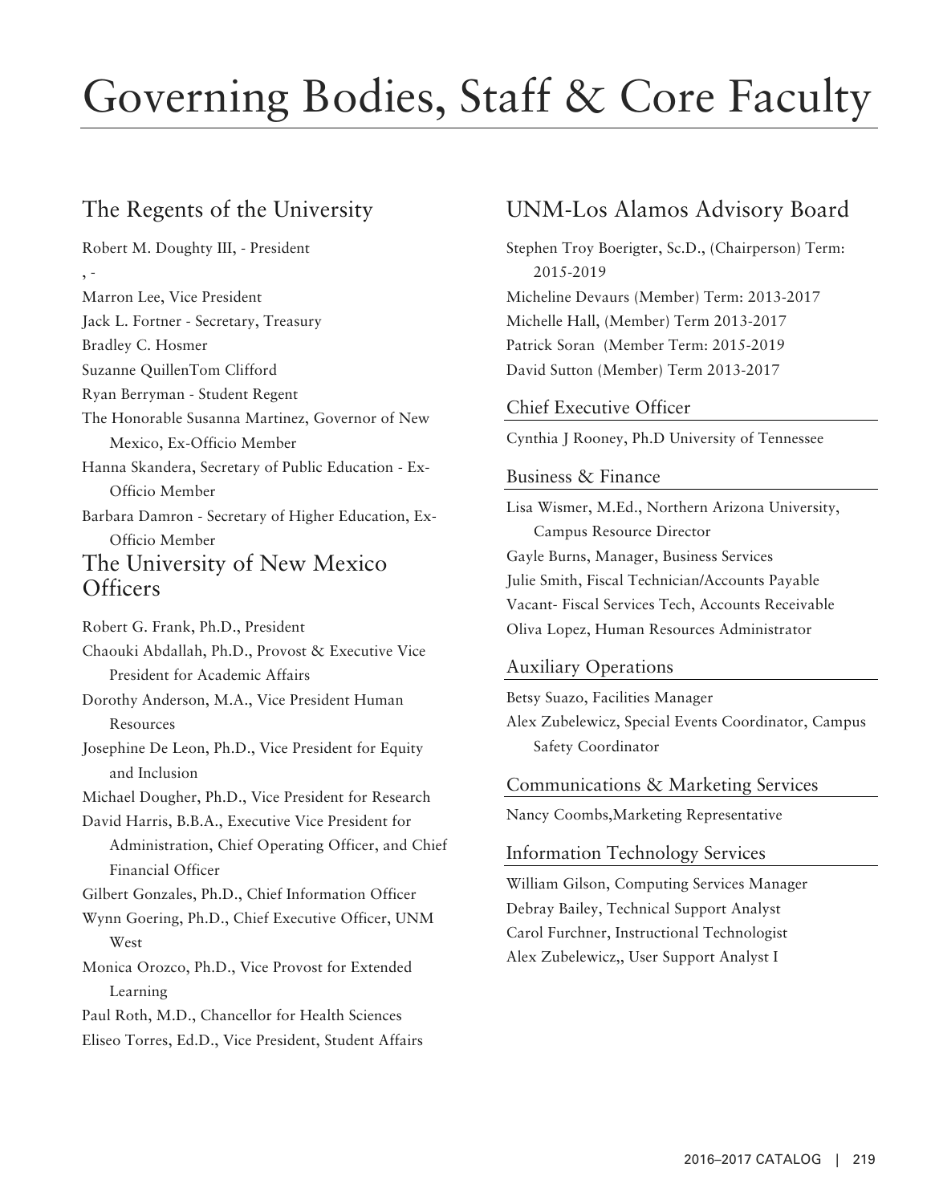# Governing Bodies, Staff & Core Faculty

## The Regents of the University

Robert M. Doughty III, - President

, -

Marron Lee, Vice President

Jack L. Fortner - Secretary, Treasury

Bradley C. Hosmer

Suzanne QuillenTom Clifford

Ryan Berryman - Student Regent

The Honorable Susanna Martinez, Governor of New Mexico, Ex-Officio Member

Hanna Skandera, Secretary of Public Education - Ex-Officio Member

Barbara Damron - Secretary of Higher Education, Ex-Officio Member

## The University of New Mexico Officers

Robert G. Frank, Ph.D., President

Chaouki Abdallah, Ph.D., Provost & Executive Vice President for Academic Affairs

Dorothy Anderson, M.A., Vice President Human Resources

Josephine De Leon, Ph.D., Vice President for Equity and Inclusion

Michael Dougher, Ph.D., Vice President for Research

David Harris, B.B.A., Executive Vice President for Administration, Chief Operating Officer, and Chief Financial Officer

Gilbert Gonzales, Ph.D., Chief Information Officer

Wynn Goering, Ph.D., Chief Executive Officer, UNM West

Monica Orozco, Ph.D., Vice Provost for Extended Learning

Paul Roth, M.D., Chancellor for Health Sciences

Eliseo Torres, Ed.D., Vice President, Student Affairs

## UNM-Los Alamos Advisory Board

Stephen Troy Boerigter, Sc.D., (Chairperson) Term: 2015-2019

Micheline Devaurs (Member) Term: 2013-2017

Michelle Hall, (Member) Term 2013-2017

Patrick Soran (Member Term: 2015-2019

David Sutton (Member) Term 2013-2017

### Chief Executive Officer

Cynthia J Rooney, Ph.D University of Tennessee

### Business & Finance

Lisa Wismer, M.Ed., Northern Arizona University, Campus Resource Director

Gayle Burns, Manager, Business Services

Julie Smith, Fiscal Technician/Accounts Payable

Vacant- Fiscal Services Tech, Accounts Receivable

Oliva Lopez, Human Resources Administrator

### Auxiliary Operations

Betsy Suazo, Facilities Manager

Alex Zubelewicz, Special Events Coordinator, Campus Safety Coordinator

### Communications & Marketing Services

Nancy Coombs,Marketing Representative

### Information Technology Services

William Gilson, Computing Services Manager

Debray Bailey, Technical Support Analyst

Carol Furchner, Instructional Technologist

Alex Zubelewicz,, User Support Analyst I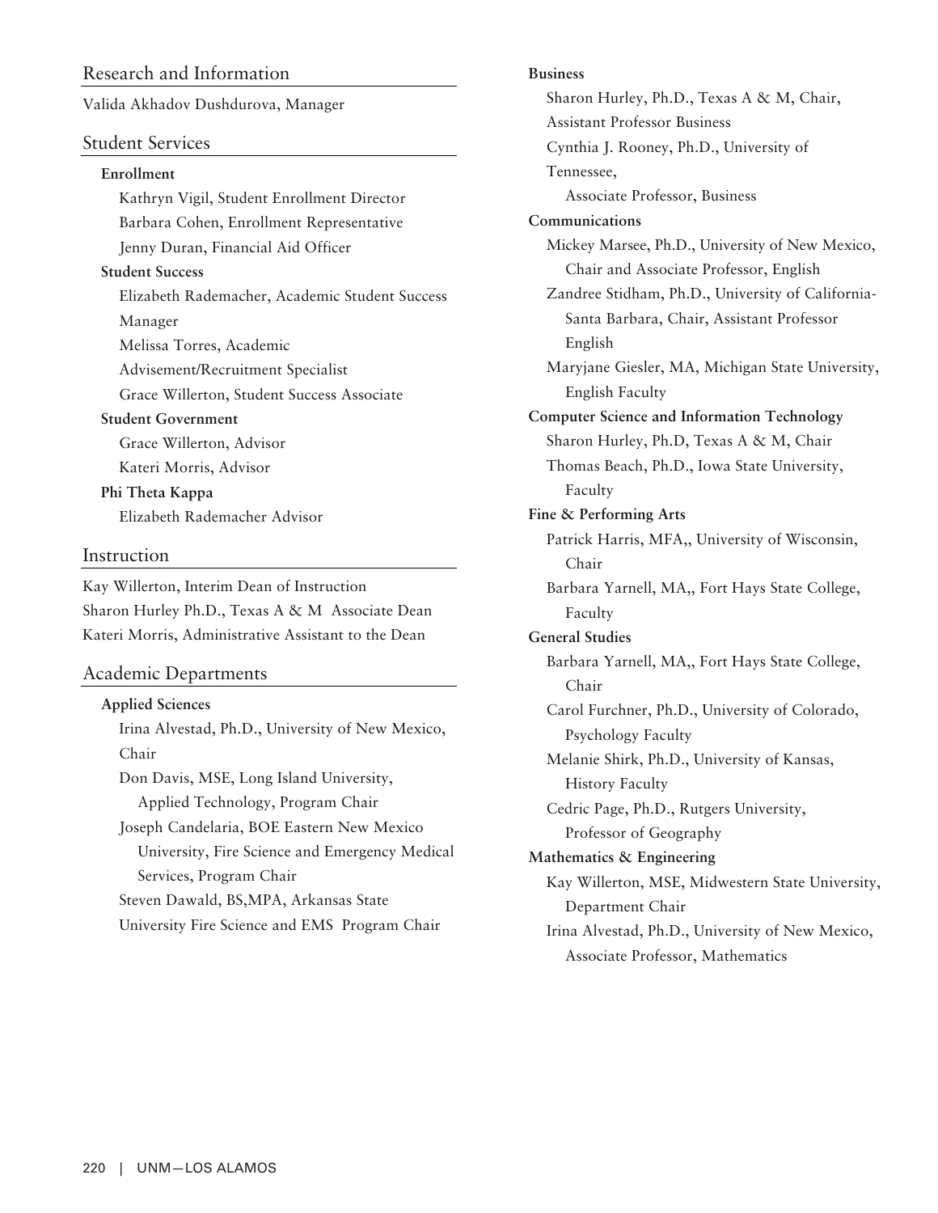## Research and Information

Valida Akhadov Dushdurova, Manager

## Student Services

**Enrollment**

Kathryn Vigil, Student Enrollment Director
Barbara Cohen, Enrollment Representative
Jenny Duran, Financial Aid Officer

**Student Success**

Elizabeth Rademacher, Academic Student Success Manager
Melissa Torres, Academic Advisement/Recruitment Specialist
Grace Willerton, Student Success Associate

**Student Government**

Grace Willerton, Advisor
Kateri Morris, Advisor

**Phi Theta Kappa**

Elizabeth Rademacher Advisor

## Instruction

Kay Willerton, Interim Dean of Instruction
Sharon Hurley Ph.D., Texas A & M Associate Dean
Kateri Morris, Administrative Assistant to the Dean

## Academic Departments

**Applied Sciences**

Irina Alvestad, Ph.D., University of New Mexico, Chair
Don Davis, MSE, Long Island University, Applied Technology, Program Chair
Joseph Candelaria, BOE Eastern New Mexico University, Fire Science and Emergency Medical Services, Program Chair
Steven Dawald, BS,MPA, Arkansas State University Fire Science and EMS Program Chair

**Business**

Sharon Hurley, Ph.D., Texas A & M, Chair, Assistant Professor Business
Cynthia J. Rooney, Ph.D., University of Tennessee, Associate Professor, Business

**Communications**

Mickey Marsee, Ph.D., University of New Mexico, Chair and Associate Professor, English
Zandree Stidham, Ph.D., University of California-Santa Barbara, Chair, Assistant Professor English
Maryjane Giesler, MA, Michigan State University, English Faculty

**Computer Science and Information Technology**

Sharon Hurley, Ph.D, Texas A & M, Chair
Thomas Beach, Ph.D., Iowa State University, Faculty

**Fine & Performing Arts**

Patrick Harris, MFA,, University of Wisconsin, Chair
Barbara Yarnell, MA,, Fort Hays State College, Faculty

**General Studies**

Barbara Yarnell, MA,, Fort Hays State College, Chair
Carol Furchner, Ph.D., University of Colorado, Psychology Faculty
Melanie Shirk, Ph.D., University of Kansas, History Faculty
Cedric Page, Ph.D., Rutgers University, Professor of Geography

**Mathematics & Engineering**

Kay Willerton, MSE, Midwestern State University, Department Chair
Irina Alvestad, Ph.D., University of New Mexico, Associate Professor, Mathematics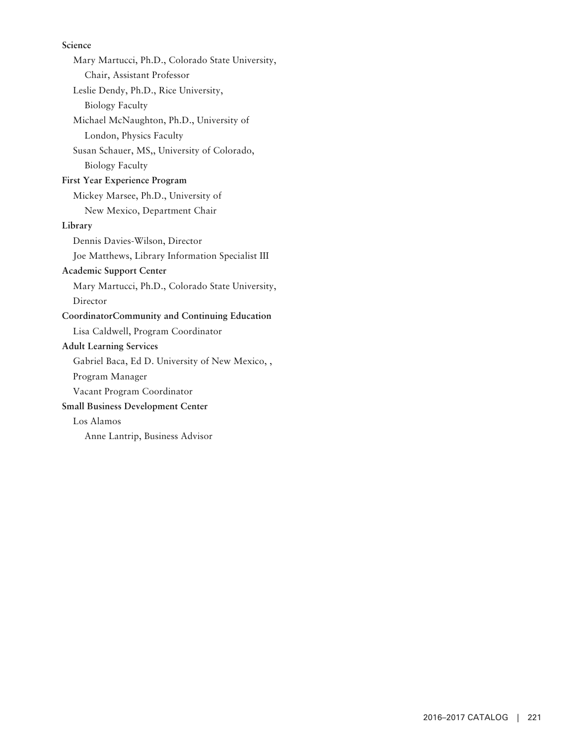**Science**

Mary Martucci, Ph.D., Colorado State University, Chair, Assistant Professor

Leslie Dendy, Ph.D., Rice University, Biology Faculty

Michael McNaughton, Ph.D., University of London, Physics Faculty

Susan Schauer, MS,, University of Colorado, Biology Faculty

**First Year Experience Program**

Mickey Marsee, Ph.D., University of New Mexico, Department Chair

**Library**

Dennis Davies-Wilson, Director

Joe Matthews, Library Information Specialist III

**Academic Support Center**

Mary Martucci, Ph.D., Colorado State University, Director

**CoordinatorCommunity and Continuing Education**

Lisa Caldwell, Program Coordinator

**Adult Learning Services**

Gabriel Baca, Ed D. University of New Mexico, , Program Manager

Vacant Program Coordinator

**Small Business Development Center**

Los Alamos

Anne Lantrip, Business Advisor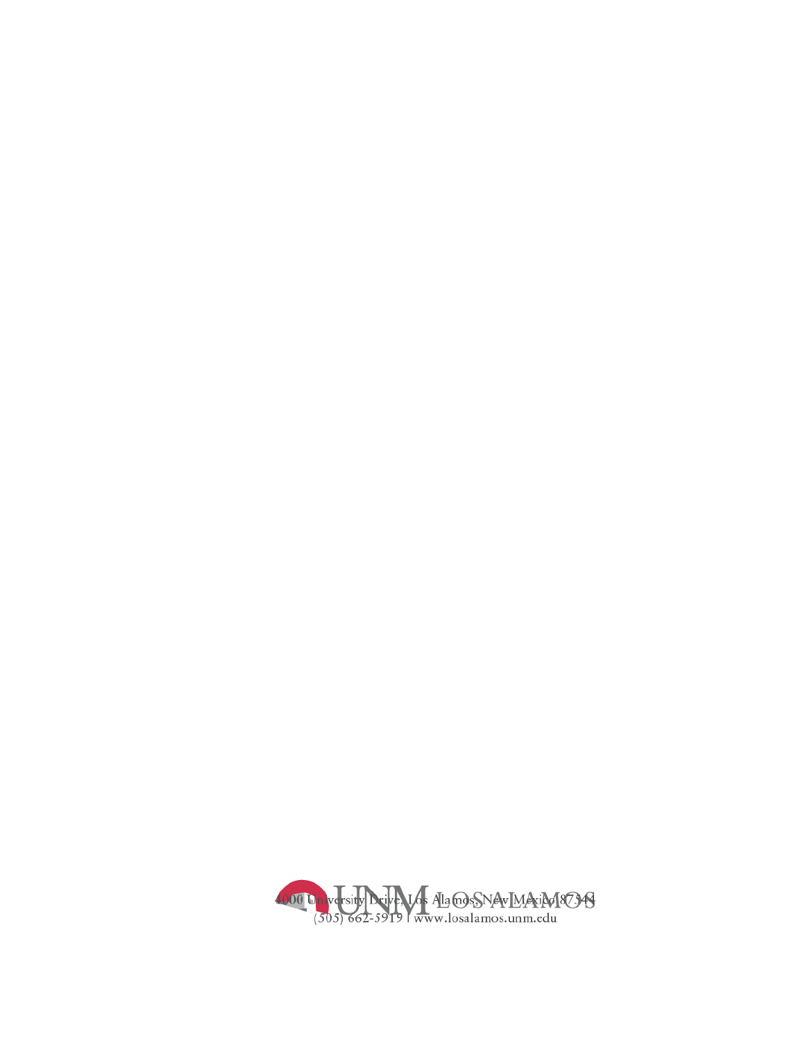UNM LOS ALAMOS

4000 University Drive, Los Alamos, New Mexico 87544
(505) 662-5919 | www.losalamos.unm.edu